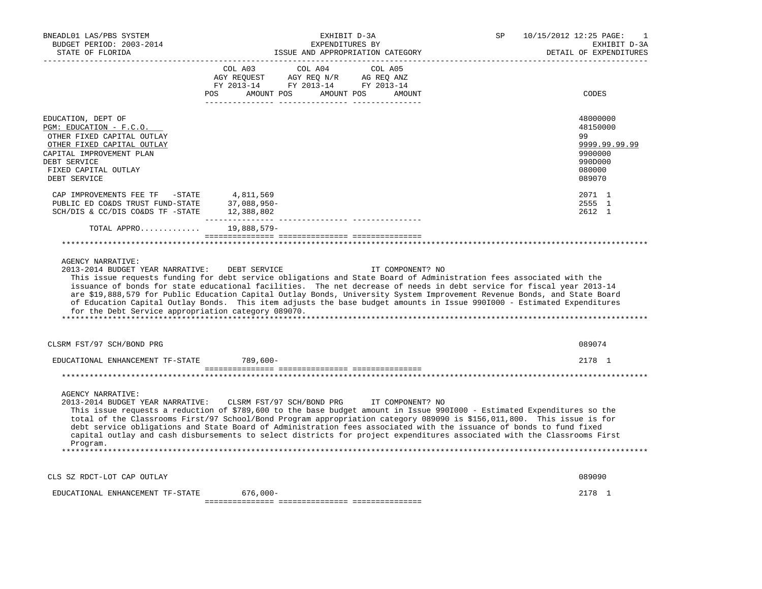BNEADL01 LAS/PBS SYSTEM — EXHIBIT D-3A — SP 10/15/2012 12:25

BUDGET PERIOD: 2003-2014 — EXPENDITURES BY — EXHIBIT D-3A

STATE OF FLORIDA — ISSUE AND APPROPRIATION CATEGORY — DETAIL OF EXPENDITURES

| | COL A03 AGY REQUEST FY 2013-14 POS AMOUNT | COL A04 AGY REQ N/R FY 2013-14 POS AMOUNT | COL A05 AG REQ ANZ FY 2013-14 POS AMOUNT | CODES |
|---|---|---|---|---|
| EDUCATION, DEPT OF | | | | 48000000 |
| PGM: EDUCATION - F.C.O. | | | | 48150000 |
| OTHER FIXED CAPITAL OUTLAY | | | | 99 |
| OTHER FIXED CAPITAL OUTLAY | | | | 9999.99.99.99 |
| CAPITAL IMPROVEMENT PLAN | | | | 9900000 |
| DEBT SERVICE | | | | 990D000 |
| FIXED CAPITAL OUTLAY | | | | 080000 |
| DEBT SERVICE | | | | 089070 |
| CAP IMPROVEMENTS FEE TF -STATE | 4,811,569 | | | 2071 1 |
| PUBLIC ED CO&DS TRUST FUND-STATE | 37,088,950- | | | 2555 1 |
| SCH/DIS & CC/DIS CO&DS TF -STATE | 12,388,802 | | | 2612 1 |
| TOTAL APPRO............ | 19,888,579- | | | |

AGENCY NARRATIVE:

2013-2014 BUDGET YEAR NARRATIVE: DEBT SERVICE IT COMPONENT? NO

This issue requests funding for debt service obligations and State Board of Administration fees associated with the issuance of bonds for state educational facilities. The net decrease of needs in debt service for fiscal year 2013-14 are $19,888,579 for Public Education Capital Outlay Bonds, University System Improvement Revenue Bonds, and State Board of Education Capital Outlay Bonds. This item adjusts the base budget amounts in Issue 990I000 - Estimated Expenditures for the Debt Service appropriation category 089070.

| | COL A03 | COL A04 | COL A05 | CODES |
|---|---|---|---|---|
| CLSRM FST/97 SCH/BOND PRG | | | | 089074 |
| EDUCATIONAL ENHANCEMENT TF-STATE | 789,600- | | | 2178 1 |

AGENCY NARRATIVE:

2013-2014 BUDGET YEAR NARRATIVE: CLSRM FST/97 SCH/BOND PRG IT COMPONENT? NO

This issue requests a reduction of $789,600 to the base budget amount in Issue 990I000 - Estimated Expenditures so the total of the Classrooms First/97 School/Bond Program appropriation category 089090 is $156,011,800. This issue is for debt service obligations and State Board of Administration fees associated with the issuance of bonds to fund fixed capital outlay and cash disbursements to select districts for project expenditures associated with the Classrooms First Program.

| | COL A03 | COL A04 | COL A05 | CODES |
|---|---|---|---|---|
| CLS SZ RDCT-LOT CAP OUTLAY | | | | 089090 |
| EDUCATIONAL ENHANCEMENT TF-STATE | 676,000- | | | 2178 1 |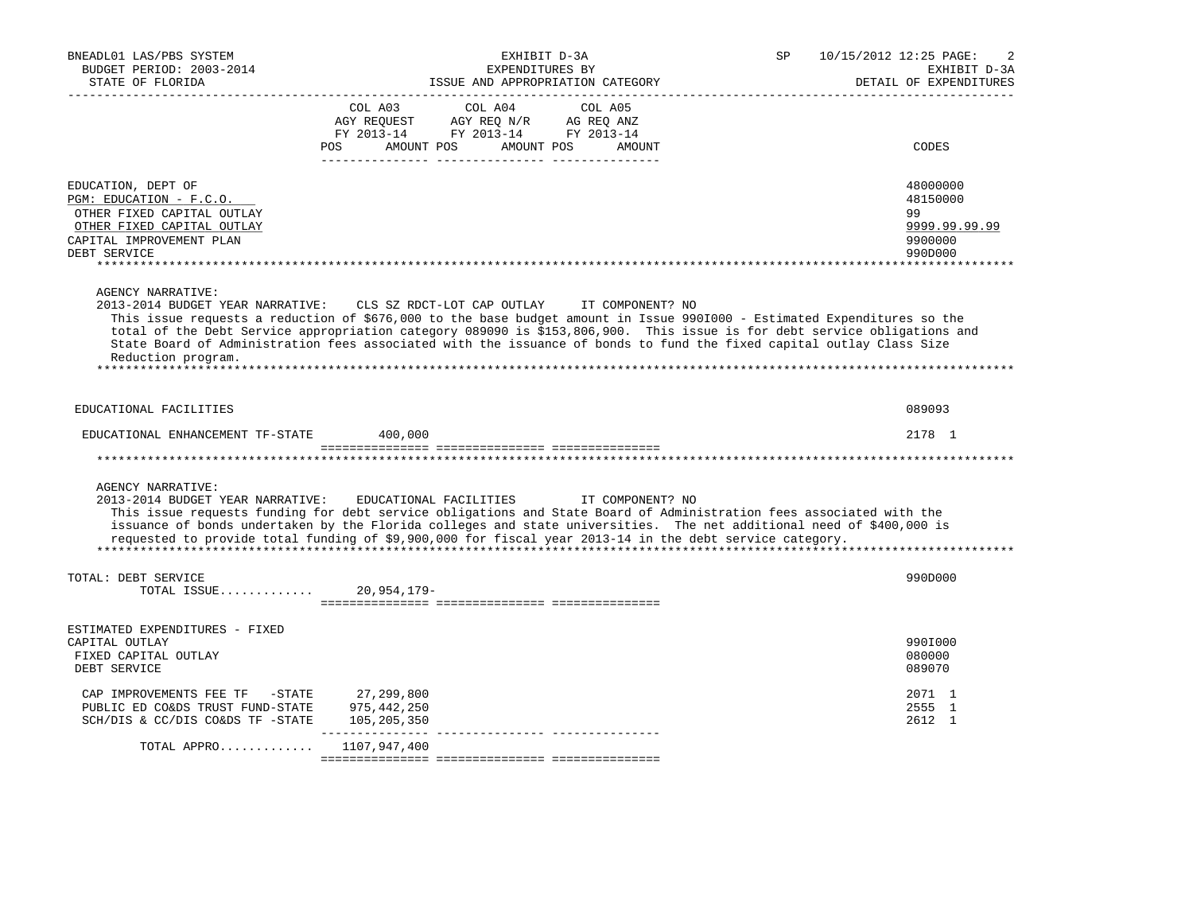BNEADL01 LAS/PBS SYSTEM — EXHIBIT D-3A — EXPENDITURES BY ISSUE AND APPROPRIATION CATEGORY — BUDGET PERIOD: 2003-2014 — STATE OF FLORIDA — SP 10/15/2012 12:25 — EXHIBIT D-3A DETAIL OF EXPENDITURES

| | COL A03 AGY REQUEST FY 2013-14 POS AMOUNT | COL A04 AGY REQ N/R FY 2013-14 POS AMOUNT | COL A05 AG REQ ANZ FY 2013-14 POS AMOUNT | CODES |
|---|---|---|---|---|
| EDUCATION, DEPT OF | | | | 48000000 |
| PGM: EDUCATION - F.C.O. | | | | 48150000 |
| OTHER FIXED CAPITAL OUTLAY | | | | 99 |
| OTHER FIXED CAPITAL OUTLAY | | | | 9999.99.99.99 |
| CAPITAL IMPROVEMENT PLAN | | | | 9900000 |
| DEBT SERVICE | | | | 990D000 |

AGENCY NARRATIVE:
2013-2014 BUDGET YEAR NARRATIVE: CLS SZ RDCT-LOT CAP OUTLAY IT COMPONENT? NO
This issue requests a reduction of $676,000 to the base budget amount in Issue 990I000 - Estimated Expenditures so the total of the Debt Service appropriation category 089090 is $153,806,900. This issue is for debt service obligations and State Board of Administration fees associated with the issuance of bonds to fund the fixed capital outlay Class Size Reduction program.

| | COL A03 | COL A04 | COL A05 | CODES |
|---|---|---|---|---|
| EDUCATIONAL FACILITIES | | | | 089093 |
| EDUCATIONAL ENHANCEMENT TF-STATE | 400,000 | | | 2178 1 |

AGENCY NARRATIVE:
2013-2014 BUDGET YEAR NARRATIVE: EDUCATIONAL FACILITIES IT COMPONENT? NO
This issue requests funding for debt service obligations and State Board of Administration fees associated with the issuance of bonds undertaken by the Florida colleges and state universities. The net additional need of $400,000 is requested to provide total funding of $9,900,000 for fiscal year 2013-14 in the debt service category.

| | COL A03 | COL A04 | COL A05 | CODES |
|---|---|---|---|---|
| TOTAL: DEBT SERVICE | | | | 990D000 |
| TOTAL ISSUE............ | 20,954,179- | | | |
| ESTIMATED EXPENDITURES - FIXED CAPITAL OUTLAY | | | | 990I000 |
| FIXED CAPITAL OUTLAY | | | | 080000 |
| DEBT SERVICE | | | | 089070 |
| CAP IMPROVEMENTS FEE TF -STATE | 27,299,800 | | | 2071 1 |
| PUBLIC ED CO&DS TRUST FUND-STATE | 975,442,250 | | | 2555 1 |
| SCH/DIS & CC/DIS CO&DS TF -STATE | 105,205,350 | | | 2612 1 |
| TOTAL APPRO............ | 1107,947,400 | | | |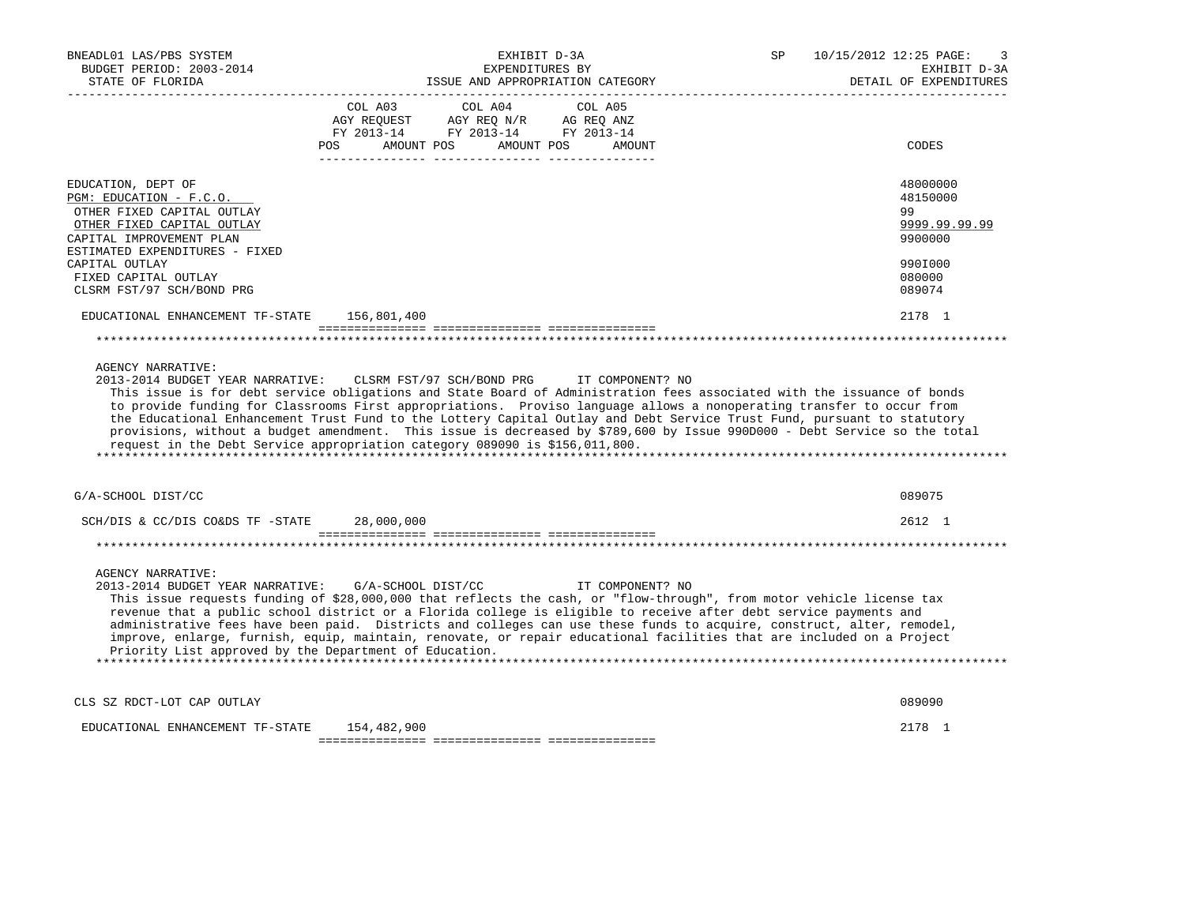| | COL A03 AGY REQUEST FY 2013-14 POS AMOUNT | COL A04 AGY REQ N/R FY 2013-14 POS AMOUNT | COL A05 AG REQ ANZ FY 2013-14 POS AMOUNT | CODES |
|---|---|---|---|---|
| EDUCATION, DEPT OF | | | | 48000000 |
| PGM: EDUCATION - F.C.O. | | | | 48150000 |
| OTHER FIXED CAPITAL OUTLAY | | | | 99 |
| OTHER FIXED CAPITAL OUTLAY | | | | 9999.99.99.99 |
| CAPITAL IMPROVEMENT PLAN | | | | 9900000 |
| ESTIMATED EXPENDITURES - FIXED CAPITAL OUTLAY | | | | 990I000 |
| FIXED CAPITAL OUTLAY | | | | 080000 |
| CLSRM FST/97 SCH/BOND PRG | | | | 089074 |
| EDUCATIONAL ENHANCEMENT TF-STATE | 156,801,400 | | | 2178 1 |

AGENCY NARRATIVE:

2013-2014 BUDGET YEAR NARRATIVE: CLSRM FST/97 SCH/BOND PRG IT COMPONENT? NO

This issue is for debt service obligations and State Board of Administration fees associated with the issuance of bonds to provide funding for Classrooms First appropriations. Proviso language allows a nonoperating transfer to occur from the Educational Enhancement Trust Fund to the Lottery Capital Outlay and Debt Service Trust Fund, pursuant to statutory provisions, without a budget amendment. This issue is decreased by $789,600 by Issue 990D000 - Debt Service so the total request in the Debt Service appropriation category 089090 is $156,011,800.

| | COL A03 | COL A04 | COL A05 | CODES |
|---|---|---|---|---|
| G/A-SCHOOL DIST/CC | | | | 089075 |
| SCH/DIS & CC/DIS CO&DS TF -STATE | 28,000,000 | | | 2612 1 |

AGENCY NARRATIVE:

2013-2014 BUDGET YEAR NARRATIVE: G/A-SCHOOL DIST/CC IT COMPONENT? NO

This issue requests funding of $28,000,000 that reflects the cash, or "flow-through", from motor vehicle license tax revenue that a public school district or a Florida college is eligible to receive after debt service payments and administrative fees have been paid. Districts and colleges can use these funds to acquire, construct, alter, remodel, improve, enlarge, furnish, equip, maintain, renovate, or repair educational facilities that are included on a Project Priority List approved by the Department of Education.

| | COL A03 | COL A04 | COL A05 | CODES |
|---|---|---|---|---|
| CLS SZ RDCT-LOT CAP OUTLAY | | | | 089090 |
| EDUCATIONAL ENHANCEMENT TF-STATE | 154,482,900 | | | 2178 1 |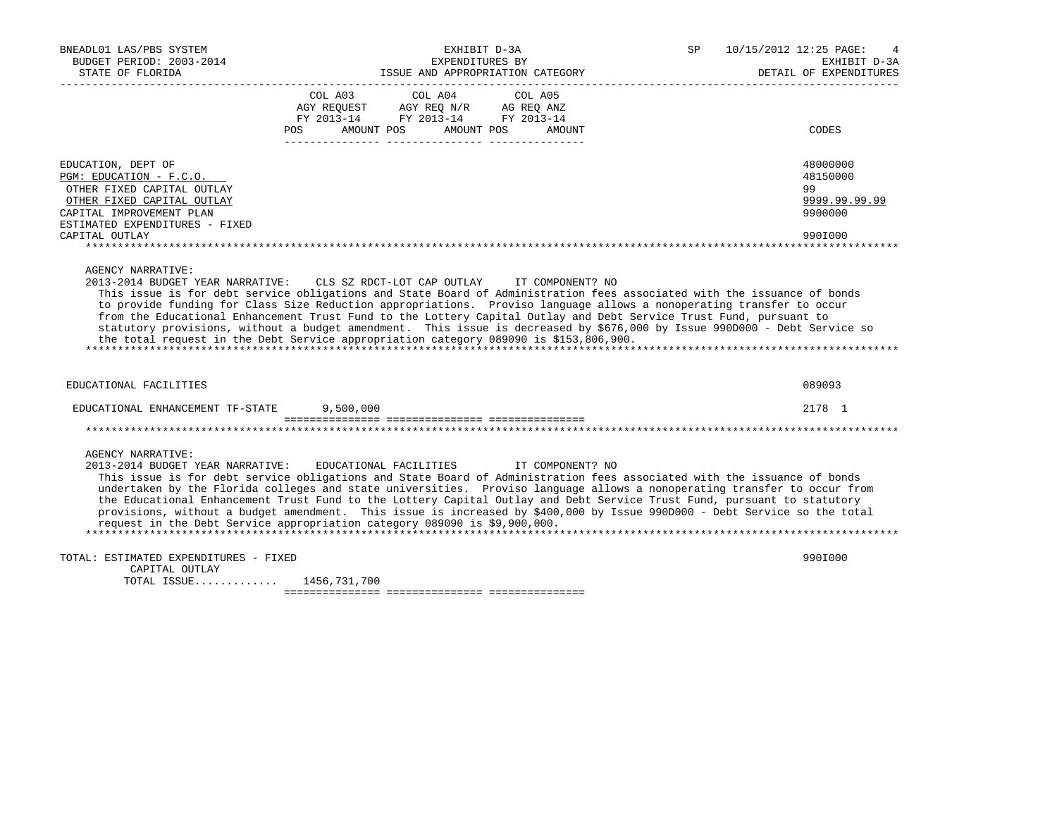BNEADL01 LAS/PBS SYSTEM
BUDGET PERIOD: 2003-2014
STATE OF FLORIDA

EXHIBIT D-3A
EXPENDITURES BY
ISSUE AND APPROPRIATION CATEGORY

SP 10/15/2012 12:25
EXHIBIT D-3A
DETAIL OF EXPENDITURES

| | COL A03 AGY REQUEST FY 2013-14 POS AMOUNT | COL A04 AGY REQ N/R FY 2013-14 POS AMOUNT | COL A05 AG REQ ANZ FY 2013-14 POS AMOUNT | CODES |
|---|---|---|---|---|
| EDUCATION, DEPT OF | | | | 48000000 |
| PGM: EDUCATION - F.C.O. | | | | 48150000 |
| OTHER FIXED CAPITAL OUTLAY | | | | 99 |
| OTHER FIXED CAPITAL OUTLAY | | | | 9999.99.99.99 |
| CAPITAL IMPROVEMENT PLAN | | | | 9900000 |
| ESTIMATED EXPENDITURES - FIXED CAPITAL OUTLAY | | | | 990I000 |

AGENCY NARRATIVE:
2013-2014 BUDGET YEAR NARRATIVE: CLS SZ RDCT-LOT CAP OUTLAY IT COMPONENT? NO
This issue is for debt service obligations and State Board of Administration fees associated with the issuance of bonds to provide funding for Class Size Reduction appropriations. Proviso language allows a nonoperating transfer to occur from the Educational Enhancement Trust Fund to the Lottery Capital Outlay and Debt Service Trust Fund, pursuant to statutory provisions, without a budget amendment. This issue is decreased by $676,000 by Issue 990D000 - Debt Service so the total request in the Debt Service appropriation category 089090 is $153,806,900.

| | COL A03 | COL A04 | COL A05 | CODES |
|---|---|---|---|---|
| EDUCATIONAL FACILITIES | | | | 089093 |
| EDUCATIONAL ENHANCEMENT TF-STATE | 9,500,000 | | | 2178 1 |

AGENCY NARRATIVE:
2013-2014 BUDGET YEAR NARRATIVE: EDUCATIONAL FACILITIES IT COMPONENT? NO
This issue is for debt service obligations and State Board of Administration fees associated with the issuance of bonds undertaken by the Florida colleges and state universities. Proviso language allows a nonoperating transfer to occur from the Educational Enhancement Trust Fund to the Lottery Capital Outlay and Debt Service Trust Fund, pursuant to statutory provisions, without a budget amendment. This issue is increased by $400,000 by Issue 990D000 - Debt Service so the total request in the Debt Service appropriation category 089090 is $9,900,000.

| | COL A03 | COL A04 | COL A05 | CODES |
|---|---|---|---|---|
| TOTAL: ESTIMATED EXPENDITURES - FIXED CAPITAL OUTLAY | | | | 990I000 |
| TOTAL ISSUE............ | 1456,731,700 | | | |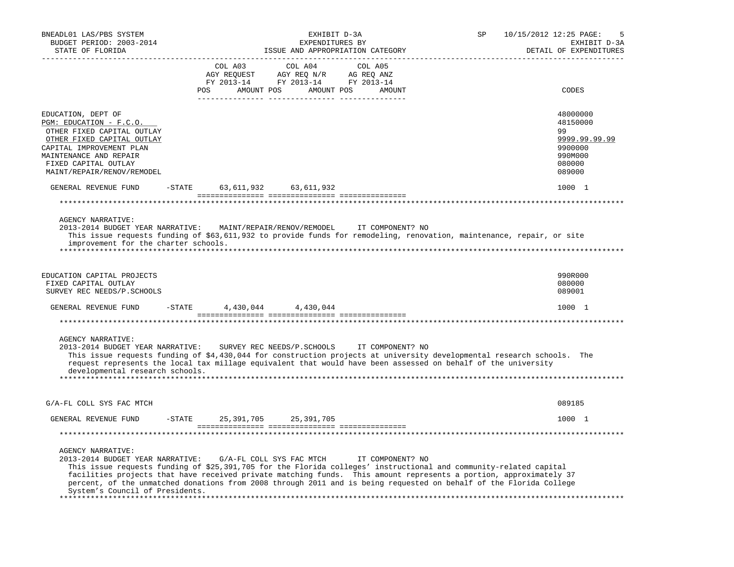| | COL A03 AGY REQUEST FY 2013-14 POS AMOUNT | COL A04 AGY REQ N/R FY 2013-14 POS AMOUNT | COL A05 AG REQ ANZ FY 2013-14 POS AMOUNT | CODES |
|---|---|---|---|---|
| EDUCATION, DEPT OF | | | | 48000000 |
| PGM: EDUCATION - F.C.O. | | | | 48150000 |
| OTHER FIXED CAPITAL OUTLAY | | | | 99 |
| OTHER FIXED CAPITAL OUTLAY | | | | 9999.99.99.99 |
| CAPITAL IMPROVEMENT PLAN | | | | 9900000 |
| MAINTENANCE AND REPAIR | | | | 990M000 |
| FIXED CAPITAL OUTLAY | | | | 080000 |
| MAINT/REPAIR/RENOV/REMODEL | | | | 089000 |
| GENERAL REVENUE FUND -STATE | 63,611,932 | 63,611,932 | | 1000 1 |

AGENCY NARRATIVE:
2013-2014 BUDGET YEAR NARRATIVE: MAINT/REPAIR/RENOV/REMODEL IT COMPONENT? NO
This issue requests funding of $63,611,932 to provide funds for remodeling, renovation, maintenance, repair, or site improvement for the charter schools.

| | COL A03 | COL A04 | COL A05 | CODES |
|---|---|---|---|---|
| EDUCATION CAPITAL PROJECTS | | | | 990R000 |
| FIXED CAPITAL OUTLAY | | | | 080000 |
| SURVEY REC NEEDS/P.SCHOOLS | | | | 089001 |
| GENERAL REVENUE FUND -STATE | 4,430,044 | 4,430,044 | | 1000 1 |

AGENCY NARRATIVE:
2013-2014 BUDGET YEAR NARRATIVE: SURVEY REC NEEDS/P.SCHOOLS IT COMPONENT? NO
This issue requests funding of $4,430,044 for construction projects at university developmental research schools. The request represents the local tax millage equivalent that would have been assessed on behalf of the university developmental research schools.

| | COL A03 | COL A04 | COL A05 | CODES |
|---|---|---|---|---|
| G/A-FL COLL SYS FAC MTCH | | | | 089185 |
| GENERAL REVENUE FUND -STATE | 25,391,705 | 25,391,705 | | 1000 1 |

AGENCY NARRATIVE:
2013-2014 BUDGET YEAR NARRATIVE: G/A-FL COLL SYS FAC MTCH IT COMPONENT? NO
This issue requests funding of $25,391,705 for the Florida colleges' instructional and community-related capital facilities projects that have received private matching funds. This amount represents a portion, approximately 37 percent, of the unmatched donations from 2008 through 2011 and is being requested on behalf of the Florida College System's Council of Presidents.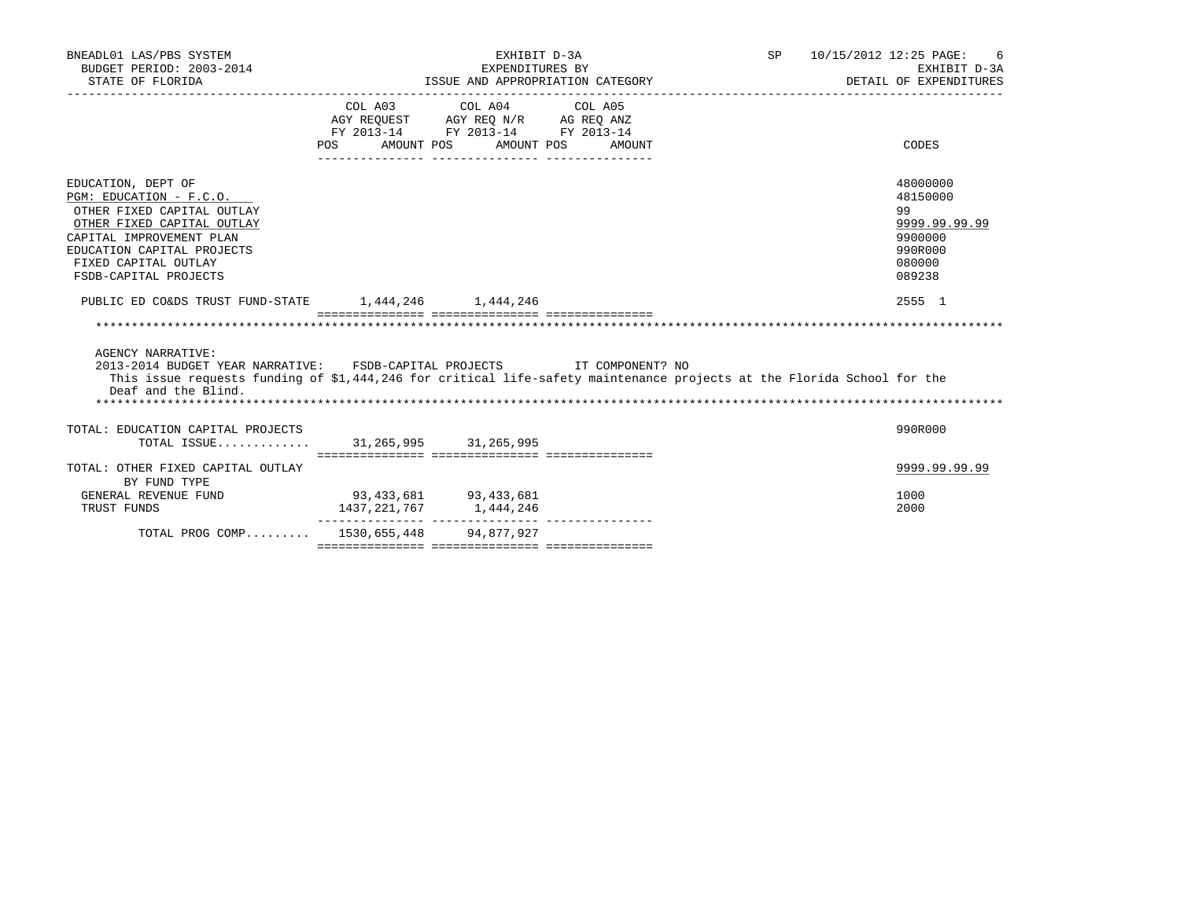BNEADL01 LAS/PBS SYSTEM — EXHIBIT D-3A — SP 10/15/2012 12:25

BUDGET PERIOD: 2003-2014 — EXPENDITURES BY — EXHIBIT D-3A

STATE OF FLORIDA — ISSUE AND APPROPRIATION CATEGORY — DETAIL OF EXPENDITURES

| | COL A03 AGY REQUEST FY 2013-14 POS | AMOUNT | COL A04 AGY REQ N/R FY 2013-14 POS | AMOUNT | COL A05 AG REQ ANZ FY 2013-14 POS | AMOUNT | CODES |
|---|---|---|---|---|---|---|---|
| EDUCATION, DEPT OF | | | | | | | 48000000 |
| PGM: EDUCATION - F.C.O. | | | | | | | 48150000 |
| OTHER FIXED CAPITAL OUTLAY | | | | | | | 99 |
| OTHER FIXED CAPITAL OUTLAY | | | | | | | 9999.99.99.99 |
| CAPITAL IMPROVEMENT PLAN | | | | | | | 9900000 |
| EDUCATION CAPITAL PROJECTS | | | | | | | 990R000 |
| FIXED CAPITAL OUTLAY | | | | | | | 080000 |
| FSDB-CAPITAL PROJECTS | | | | | | | 089238 |
| PUBLIC ED CO&DS TRUST FUND-STATE | | 1,444,246 | | 1,444,246 | | | 2555 1 |

AGENCY NARRATIVE:

2013-2014 BUDGET YEAR NARRATIVE: FSDB-CAPITAL PROJECTS IT COMPONENT? NO

This issue requests funding of $1,444,246 for critical life-safety maintenance projects at the Florida School for the Deaf and the Blind.

| | COL A03 POS | AMOUNT | COL A04 POS | AMOUNT | COL A05 POS | AMOUNT | CODES |
|---|---|---|---|---|---|---|---|
| TOTAL: EDUCATION CAPITAL PROJECTS | | | | | | | 990R000 |
| TOTAL ISSUE............. | | 31,265,995 | | 31,265,995 | | | |
| TOTAL: OTHER FIXED CAPITAL OUTLAY | | | | | | | 9999.99.99.99 |
| BY FUND TYPE | | | | | | | |
| GENERAL REVENUE FUND | | 93,433,681 | | 93,433,681 | | | 1000 |
| TRUST FUNDS | | 1437,221,767 | | 1,444,246 | | | 2000 |
| TOTAL PROG COMP......... | | 1530,655,448 | | 94,877,927 | | | |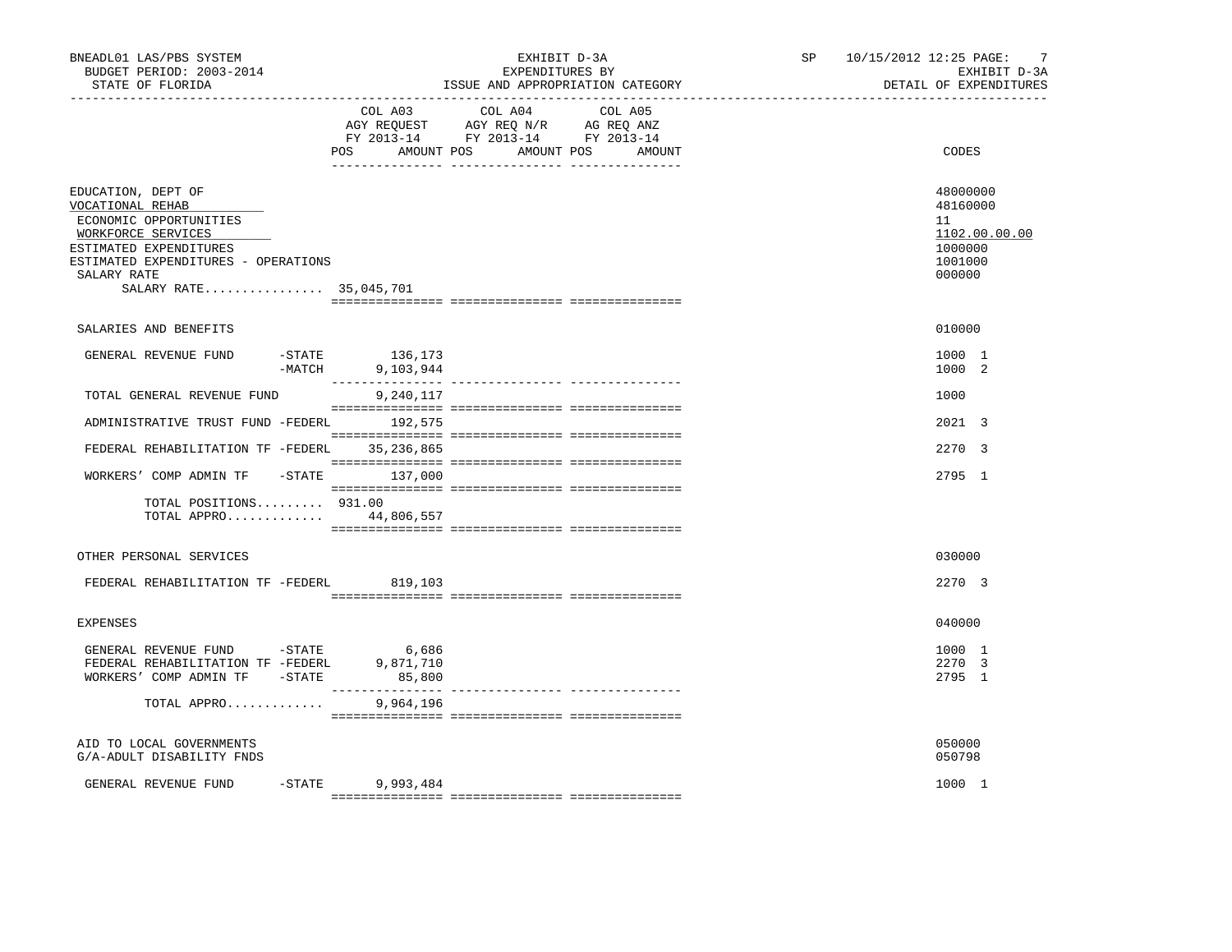| | COL A03 AGY REQUEST FY 2013-14 POS AMOUNT | COL A04 AGY REQ N/R FY 2013-14 POS AMOUNT | COL A05 AG REQ ANZ FY 2013-14 POS AMOUNT | CODES |
|---|---|---|---|---|
| EDUCATION, DEPT OF | | | | 48000000 |
| VOCATIONAL REHAB | | | | 48160000 |
| ECONOMIC OPPORTUNITIES | | | | 11 |
| WORKFORCE SERVICES | | | | 1102.00.00.00 |
| ESTIMATED EXPENDITURES | | | | 1000000 |
| ESTIMATED EXPENDITURES - OPERATIONS | | | | 1001000 |
| SALARY RATE | | | | 000000 |
| SALARY RATE................ | 35,045,701 | | | |
| SALARIES AND BENEFITS | | | | 010000 |
| GENERAL REVENUE FUND -STATE | 136,173 | | | 1000 1 |
| -MATCH | 9,103,944 | | | 1000 2 |
| TOTAL GENERAL REVENUE FUND | 9,240,117 | | | 1000 |
| ADMINISTRATIVE TRUST FUND -FEDERL | 192,575 | | | 2021 3 |
| FEDERAL REHABILITATION TF -FEDERL | 35,236,865 | | | 2270 3 |
| WORKERS' COMP ADMIN TF -STATE | 137,000 | | | 2795 1 |
| TOTAL POSITIONS......... | 931.00 | | | |
| TOTAL APPRO............. | 44,806,557 | | | |
| OTHER PERSONAL SERVICES | | | | 030000 |
| FEDERAL REHABILITATION TF -FEDERL | 819,103 | | | 2270 3 |
| EXPENSES | | | | 040000 |
| GENERAL REVENUE FUND -STATE | 6,686 | | | 1000 1 |
| FEDERAL REHABILITATION TF -FEDERL | 9,871,710 | | | 2270 3 |
| WORKERS' COMP ADMIN TF -STATE | 85,800 | | | 2795 1 |
| TOTAL APPRO............. | 9,964,196 | | | |
| AID TO LOCAL GOVERNMENTS | | | | 050000 |
| G/A-ADULT DISABILITY FNDS | | | | 050798 |
| GENERAL REVENUE FUND -STATE | 9,993,484 | | | 1000 1 |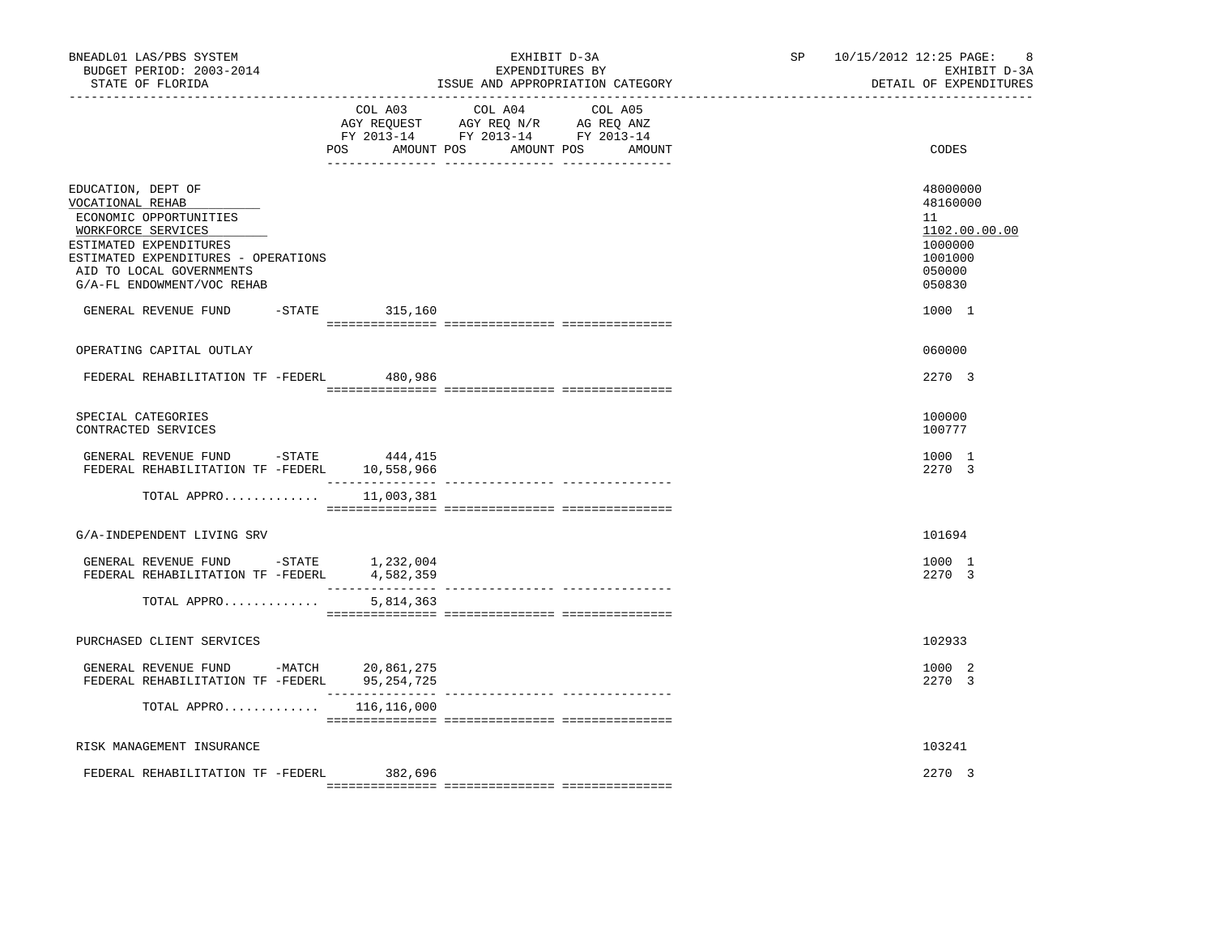BNEADL01 LAS/PBS SYSTEM — BUDGET PERIOD: 2003-2014 — STATE OF FLORIDA

EXHIBIT D-3A — EXPENDITURES BY ISSUE AND APPROPRIATION CATEGORY

SP 10/15/2012 12:25 — EXHIBIT D-3A — DETAIL OF EXPENDITURES

| | COL A03 AGY REQUEST FY 2013-14 POS AMOUNT | COL A04 AGY REQ N/R FY 2013-14 POS AMOUNT | COL A05 AG REQ ANZ FY 2013-14 POS AMOUNT | CODES |
|---|---|---|---|---|
| EDUCATION, DEPT OF | | | | 48000000 |
| VOCATIONAL REHAB | | | | 48160000 |
| ECONOMIC OPPORTUNITIES | | | | 11 |
| WORKFORCE SERVICES | | | | 1102.00.00.00 |
| ESTIMATED EXPENDITURES | | | | 1000000 |
| ESTIMATED EXPENDITURES - OPERATIONS | | | | 1001000 |
| AID TO LOCAL GOVERNMENTS | | | | 050000 |
| G/A-FL ENDOWMENT/VOC REHAB | | | | 050830 |
| GENERAL REVENUE FUND -STATE | 315,160 | | | 1000 1 |
| OPERATING CAPITAL OUTLAY | | | | 060000 |
| FEDERAL REHABILITATION TF -FEDERL | 480,986 | | | 2270 3 |
| SPECIAL CATEGORIES | | | | 100000 |
| CONTRACTED SERVICES | | | | 100777 |
| GENERAL REVENUE FUND -STATE | 444,415 | | | 1000 1 |
| FEDERAL REHABILITATION TF -FEDERL | 10,558,966 | | | 2270 3 |
| TOTAL APPRO............ | 11,003,381 | | | |
| G/A-INDEPENDENT LIVING SRV | | | | 101694 |
| GENERAL REVENUE FUND -STATE | 1,232,004 | | | 1000 1 |
| FEDERAL REHABILITATION TF -FEDERL | 4,582,359 | | | 2270 3 |
| TOTAL APPRO............ | 5,814,363 | | | |
| PURCHASED CLIENT SERVICES | | | | 102933 |
| GENERAL REVENUE FUND -MATCH | 20,861,275 | | | 1000 2 |
| FEDERAL REHABILITATION TF -FEDERL | 95,254,725 | | | 2270 3 |
| TOTAL APPRO............ | 116,116,000 | | | |
| RISK MANAGEMENT INSURANCE | | | | 103241 |
| FEDERAL REHABILITATION TF -FEDERL | 382,696 | | | 2270 3 |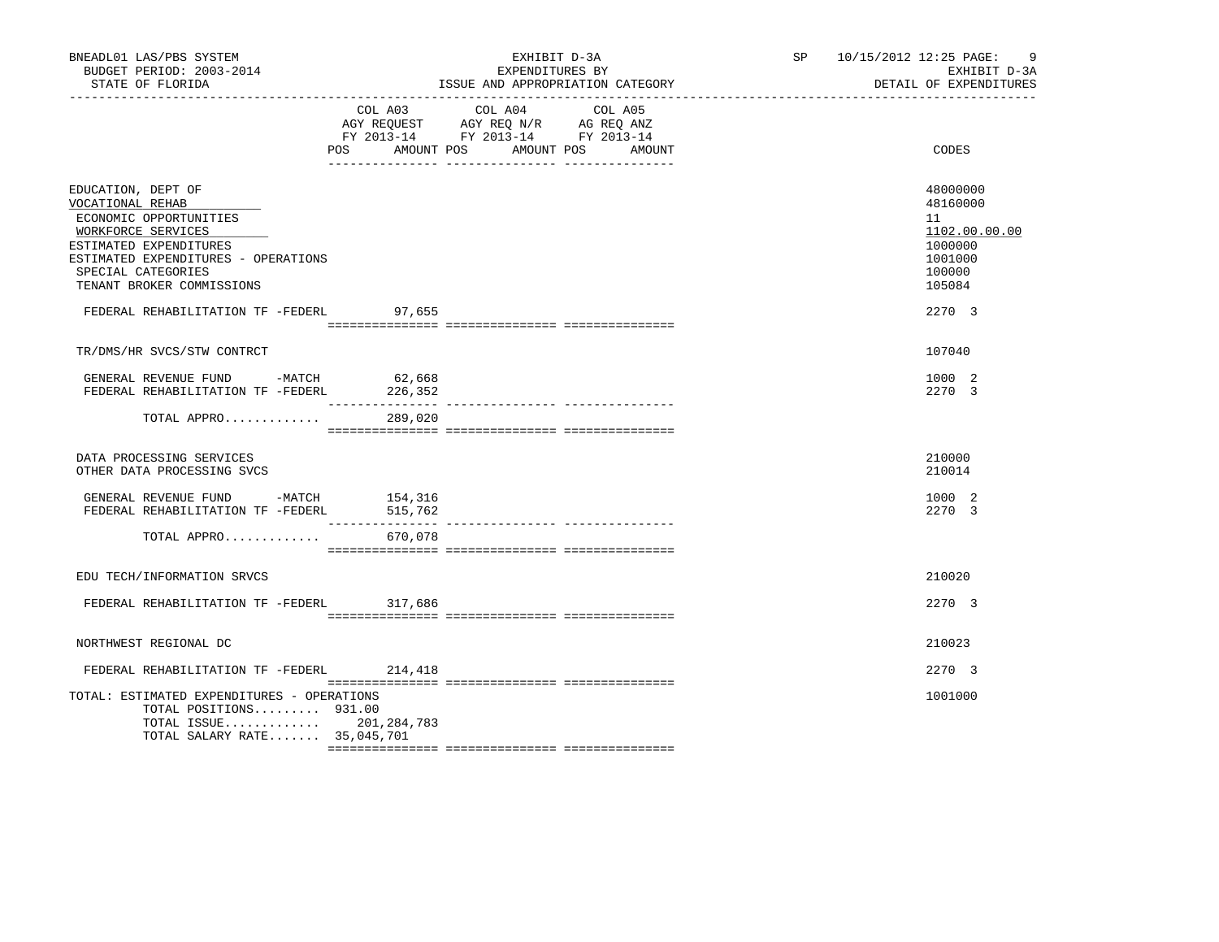BNEADL01 LAS/PBS SYSTEM
BUDGET PERIOD: 2003-2014
STATE OF FLORIDA

EXHIBIT D-3A
EXPENDITURES BY
ISSUE AND APPROPRIATION CATEGORY

SP 10/15/2012 12:25
EXHIBIT D-3A
DETAIL OF EXPENDITURES

| | COL A03 AGY REQUEST FY 2013-14 POS AMOUNT | COL A04 AGY REQ N/R FY 2013-14 POS AMOUNT | COL A05 AG REQ ANZ FY 2013-14 POS AMOUNT | CODES |
|---|---|---|---|---|
| EDUCATION, DEPT OF | | | | 48000000 |
| VOCATIONAL REHAB | | | | 48160000 |
| ECONOMIC OPPORTUNITIES | | | | 11 |
| WORKFORCE SERVICES | | | | 1102.00.00.00 |
| ESTIMATED EXPENDITURES | | | | 1000000 |
| ESTIMATED EXPENDITURES - OPERATIONS | | | | 1001000 |
| SPECIAL CATEGORIES | | | | 100000 |
| TENANT BROKER COMMISSIONS | | | | 105084 |
| FEDERAL REHABILITATION TF -FEDERL | 97,655 | | | 2270 3 |
| TR/DMS/HR SVCS/STW CONTRCT | | | | 107040 |
| GENERAL REVENUE FUND -MATCH | 62,668 | | | 1000 2 |
| FEDERAL REHABILITATION TF -FEDERL | 226,352 | | | 2270 3 |
| TOTAL APPRO............. | 289,020 | | | |
| DATA PROCESSING SERVICES | | | | 210000 |
| OTHER DATA PROCESSING SVCS | | | | 210014 |
| GENERAL REVENUE FUND -MATCH | 154,316 | | | 1000 2 |
| FEDERAL REHABILITATION TF -FEDERL | 515,762 | | | 2270 3 |
| TOTAL APPRO............. | 670,078 | | | |
| EDU TECH/INFORMATION SRVCS | | | | 210020 |
| FEDERAL REHABILITATION TF -FEDERL | 317,686 | | | 2270 3 |
| NORTHWEST REGIONAL DC | | | | 210023 |
| FEDERAL REHABILITATION TF -FEDERL | 214,418 | | | 2270 3 |
| TOTAL: ESTIMATED EXPENDITURES - OPERATIONS | | | | 1001000 |
| TOTAL POSITIONS......... | 931.00 | | | |
| TOTAL ISSUE............. | 201,284,783 | | | |
| TOTAL SALARY RATE....... | 35,045,701 | | | |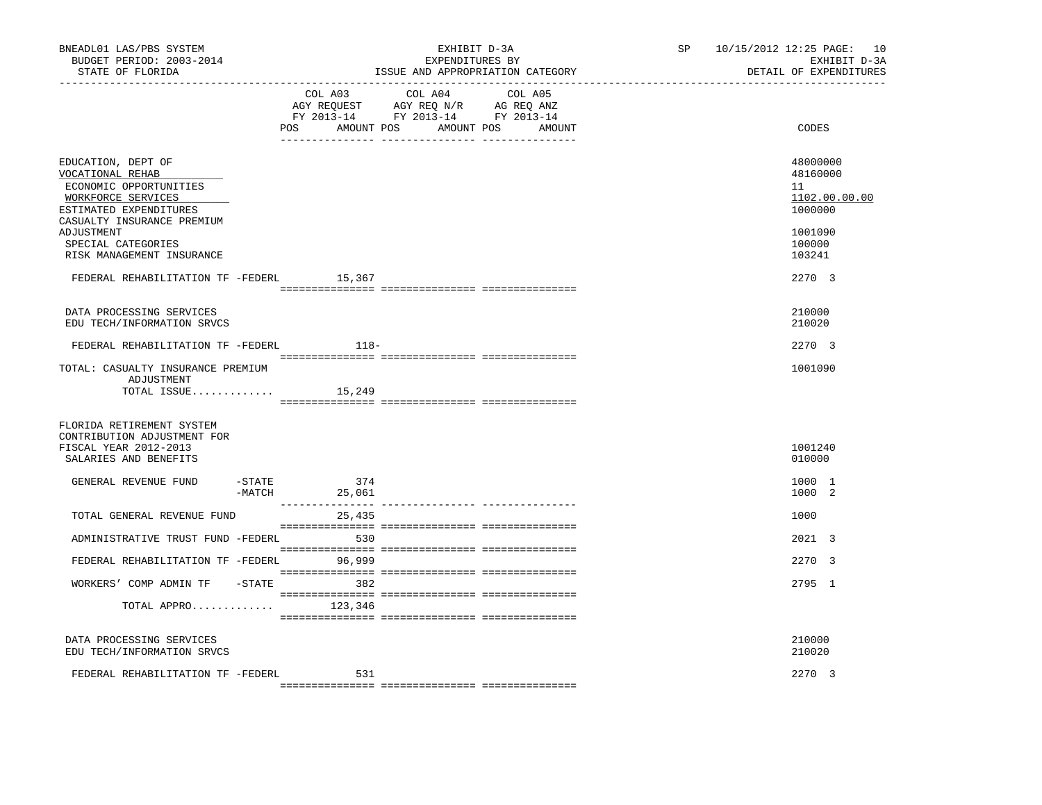BNEADL01 LAS/PBS SYSTEM
BUDGET PERIOD: 2003-2014
STATE OF FLORIDA

EXHIBIT D-3A
EXPENDITURES BY
ISSUE AND APPROPRIATION CATEGORY

SP 10/15/2012 12:25 PAGE: 10
EXHIBIT D-3A
DETAIL OF EXPENDITURES

| | COL A03 AGY REQUEST FY 2013-14 POS AMOUNT | COL A04 AGY REQ N/R FY 2013-14 POS AMOUNT | COL A05 AG REQ ANZ FY 2013-14 POS AMOUNT | CODES |
|---|---|---|---|---|
| EDUCATION, DEPT OF | | | | 48000000 |
| VOCATIONAL REHAB | | | | 48160000 |
| ECONOMIC OPPORTUNITIES | | | | 11 |
| WORKFORCE SERVICES | | | | 1102.00.00.00 |
| ESTIMATED EXPENDITURES | | | | 1000000 |
| CASUALTY INSURANCE PREMIUM ADJUSTMENT | | | | 1001090 |
| SPECIAL CATEGORIES | | | | 100000 |
| RISK MANAGEMENT INSURANCE | | | | 103241 |
| FEDERAL REHABILITATION TF -FEDERL | 15,367 | | | 2270 3 |
| DATA PROCESSING SERVICES | | | | 210000 |
| EDU TECH/INFORMATION SRVCS | | | | 210020 |
| FEDERAL REHABILITATION TF -FEDERL | 118- | | | 2270 3 |
| TOTAL: CASUALTY INSURANCE PREMIUM ADJUSTMENT | | | | 1001090 |
| TOTAL ISSUE............. | 15,249 | | | |
| FLORIDA RETIREMENT SYSTEM CONTRIBUTION ADJUSTMENT FOR FISCAL YEAR 2012-2013 | | | | 1001240 |
| SALARIES AND BENEFITS | | | | 010000 |
| GENERAL REVENUE FUND -STATE | 374 | | | 1000 1 |
| -MATCH | 25,061 | | | 1000 2 |
| TOTAL GENERAL REVENUE FUND | 25,435 | | | 1000 |
| ADMINISTRATIVE TRUST FUND -FEDERL | 530 | | | 2021 3 |
| FEDERAL REHABILITATION TF -FEDERL | 96,999 | | | 2270 3 |
| WORKERS' COMP ADMIN TF -STATE | 382 | | | 2795 1 |
| TOTAL APPRO............. | 123,346 | | | |
| DATA PROCESSING SERVICES | | | | 210000 |
| EDU TECH/INFORMATION SRVCS | | | | 210020 |
| FEDERAL REHABILITATION TF -FEDERL | 531 | | | 2270 3 |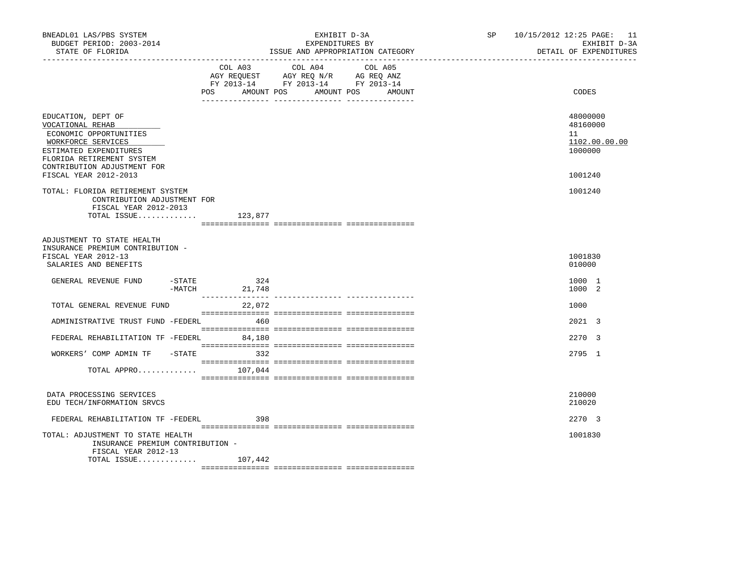BNEADL01 LAS/PBS SYSTEM
BUDGET PERIOD: 2003-2014
STATE OF FLORIDA

EXHIBIT D-3A
EXPENDITURES BY
ISSUE AND APPROPRIATION CATEGORY

SP 10/15/2012 12:25
EXHIBIT D-3A
DETAIL OF EXPENDITURES

| | COL A03 AGY REQUEST FY 2013-14 POS AMOUNT | COL A04 AGY REQ N/R FY 2013-14 POS AMOUNT | COL A05 AG REQ ANZ FY 2013-14 POS AMOUNT | CODES |
|---|---|---|---|---|
| EDUCATION, DEPT OF | | | | 48000000 |
| VOCATIONAL REHAB | | | | 48160000 |
| ECONOMIC OPPORTUNITIES | | | | 11 |
| WORKFORCE SERVICES | | | | 1102.00.00.00 |
| ESTIMATED EXPENDITURES | | | | 1000000 |
| FLORIDA RETIREMENT SYSTEM CONTRIBUTION ADJUSTMENT FOR FISCAL YEAR 2012-2013 | | | | 1001240 |
| TOTAL: FLORIDA RETIREMENT SYSTEM CONTRIBUTION ADJUSTMENT FOR FISCAL YEAR 2012-2013 | | | | 1001240 |
| TOTAL ISSUE............. | 123,877 | | | |
| ADJUSTMENT TO STATE HEALTH INSURANCE PREMIUM CONTRIBUTION - FISCAL YEAR 2012-13 | | | | 1001830 |
| SALARIES AND BENEFITS | | | | 010000 |
| GENERAL REVENUE FUND -STATE | 324 | | | 1000 1 |
| -MATCH | 21,748 | | | 1000 2 |
| TOTAL GENERAL REVENUE FUND | 22,072 | | | 1000 |
| ADMINISTRATIVE TRUST FUND -FEDERL | 460 | | | 2021 3 |
| FEDERAL REHABILITATION TF -FEDERL | 84,180 | | | 2270 3 |
| WORKERS' COMP ADMIN TF -STATE | 332 | | | 2795 1 |
| TOTAL APPRO............. | 107,044 | | | |
| DATA PROCESSING SERVICES | | | | 210000 |
| EDU TECH/INFORMATION SRVCS | | | | 210020 |
| FEDERAL REHABILITATION TF -FEDERL | 398 | | | 2270 3 |
| TOTAL: ADJUSTMENT TO STATE HEALTH INSURANCE PREMIUM CONTRIBUTION - FISCAL YEAR 2012-13 | | | | 1001830 |
| TOTAL ISSUE............. | 107,442 | | | |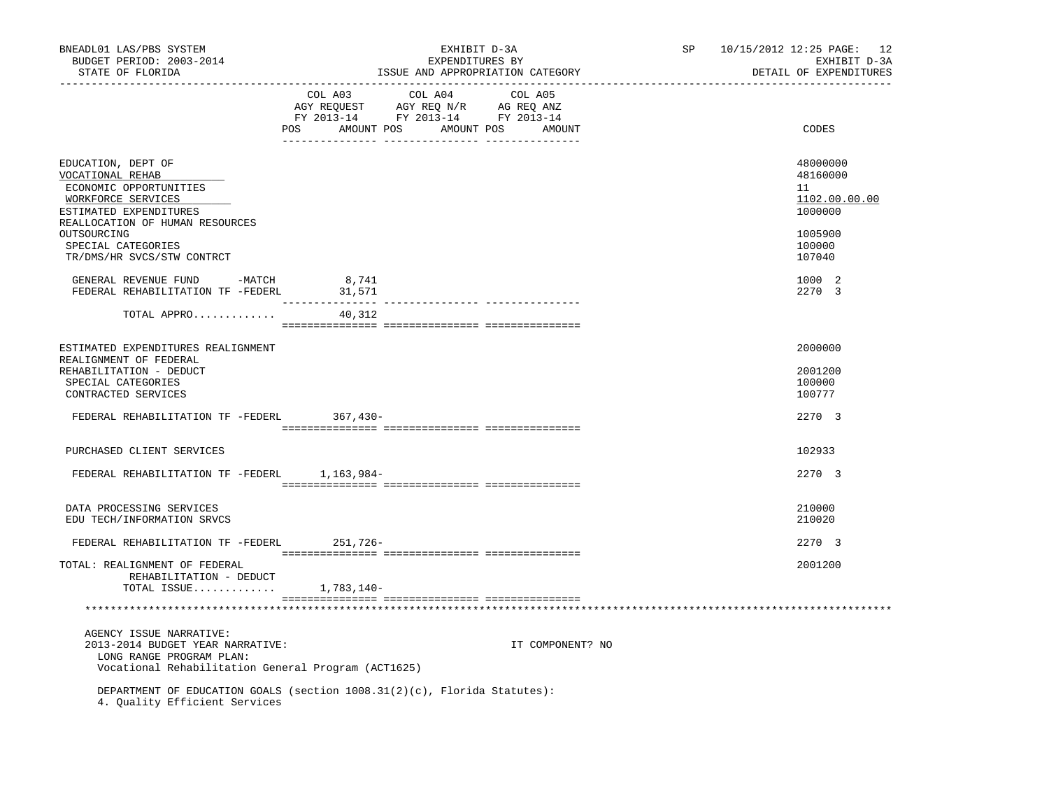BNEADL01 LAS/PBS SYSTEM — EXHIBIT D-3A — EXPENDITURES BY ISSUE AND APPROPRIATION CATEGORY

BUDGET PERIOD: 2003-2014 — STATE OF FLORIDA — SP 10/15/2012 12:25 — EXHIBIT D-3A DETAIL OF EXPENDITURES

| | COL A03 AGY REQUEST FY 2013-14 POS AMOUNT | COL A04 AGY REQ N/R FY 2013-14 POS AMOUNT | COL A05 AG REQ ANZ FY 2013-14 POS AMOUNT | CODES |
|---|---|---|---|---|
| EDUCATION, DEPT OF | | | | 48000000 |
| VOCATIONAL REHAB | | | | 48160000 |
| ECONOMIC OPPORTUNITIES | | | | 11 |
| WORKFORCE SERVICES | | | | 1102.00.00.00 |
| ESTIMATED EXPENDITURES | | | | 1000000 |
| REALLOCATION OF HUMAN RESOURCES OUTSOURCING | | | | 1005900 |
| SPECIAL CATEGORIES | | | | 100000 |
| TR/DMS/HR SVCS/STW CONTRCT | | | | 107040 |
| GENERAL REVENUE FUND -MATCH | 8,741 | | | 1000 2 |
| FEDERAL REHABILITATION TF -FEDERL | 31,571 | | | 2270 3 |
| TOTAL APPRO............ | 40,312 | | | |
| ESTIMATED EXPENDITURES REALIGNMENT | | | | 2000000 |
| REALIGNMENT OF FEDERAL REHABILITATION - DEDUCT | | | | 2001200 |
| SPECIAL CATEGORIES | | | | 100000 |
| CONTRACTED SERVICES | | | | 100777 |
| FEDERAL REHABILITATION TF -FEDERL | 367,430- | | | 2270 3 |
| PURCHASED CLIENT SERVICES | | | | 102933 |
| FEDERAL REHABILITATION TF -FEDERL | 1,163,984- | | | 2270 3 |
| DATA PROCESSING SERVICES | | | | 210000 |
| EDU TECH/INFORMATION SRVCS | | | | 210020 |
| FEDERAL REHABILITATION TF -FEDERL | 251,726- | | | 2270 3 |
| TOTAL: REALIGNMENT OF FEDERAL REHABILITATION - DEDUCT | | | | 2001200 |
| TOTAL ISSUE............ | 1,783,140- | | | |

AGENCY ISSUE NARRATIVE:

2013-2014 BUDGET YEAR NARRATIVE: IT COMPONENT? NO

LONG RANGE PROGRAM PLAN:
Vocational Rehabilitation General Program (ACT1625)

DEPARTMENT OF EDUCATION GOALS (section 1008.31(2)(c), Florida Statutes):
4. Quality Efficient Services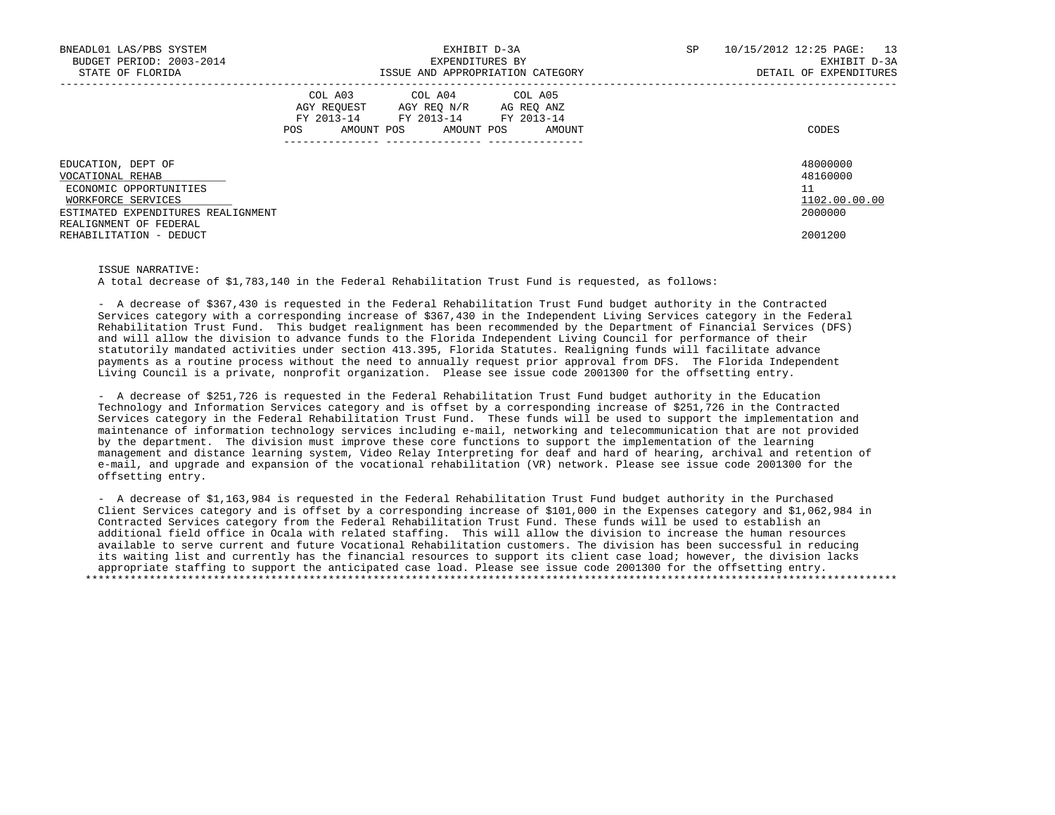| | COL A03 AGY REQUEST FY 2013-14 | | COL A04 AGY REQ N/R FY 2013-14 | | COL A05 AG REQ ANZ FY 2013-14 | | |
|---|---|---|---|---|---|---|---|
| | POS | AMOUNT | POS | AMOUNT | POS | AMOUNT | CODES |
| EDUCATION, DEPT OF | | | | | | | 48000000 |
| VOCATIONAL REHAB | | | | | | | 48160000 |
| ECONOMIC OPPORTUNITIES | | | | | | | 11 |
| WORKFORCE SERVICES | | | | | | | 1102.00.00.00 |
| ESTIMATED EXPENDITURES REALIGNMENT | | | | | | | 2000000 |
| REALIGNMENT OF FEDERAL REHABILITATION - DEDUCT | | | | | | | 2001200 |

ISSUE NARRATIVE:
A total decrease of $1,783,140 in the Federal Rehabilitation Trust Fund is requested, as follows:

- A decrease of $367,430 is requested in the Federal Rehabilitation Trust Fund budget authority in the Contracted Services category with a corresponding increase of $367,430 in the Independent Living Services category in the Federal Rehabilitation Trust Fund. This budget realignment has been recommended by the Department of Financial Services (DFS) and will allow the division to advance funds to the Florida Independent Living Council for performance of their statutorily mandated activities under section 413.395, Florida Statutes. Realigning funds will facilitate advance payments as a routine process without the need to annually request prior approval from DFS. The Florida Independent Living Council is a private, nonprofit organization. Please see issue code 2001300 for the offsetting entry.

- A decrease of $251,726 is requested in the Federal Rehabilitation Trust Fund budget authority in the Education Technology and Information Services category and is offset by a corresponding increase of $251,726 in the Contracted Services category in the Federal Rehabilitation Trust Fund. These funds will be used to support the implementation and maintenance of information technology services including e-mail, networking and telecommunication that are not provided by the department. The division must improve these core functions to support the implementation of the learning management and distance learning system, Video Relay Interpreting for deaf and hard of hearing, archival and retention of e-mail, and upgrade and expansion of the vocational rehabilitation (VR) network. Please see issue code 2001300 for the offsetting entry.

- A decrease of $1,163,984 is requested in the Federal Rehabilitation Trust Fund budget authority in the Purchased Client Services category and is offset by a corresponding increase of $101,000 in the Expenses category and $1,062,984 in Contracted Services category from the Federal Rehabilitation Trust Fund. These funds will be used to establish an additional field office in Ocala with related staffing. This will allow the division to increase the human resources available to serve current and future Vocational Rehabilitation customers. The division has been successful in reducing its waiting list and currently has the financial resources to support its client case load; however, the division lacks appropriate staffing to support the anticipated case load. Please see issue code 2001300 for the offsetting entry.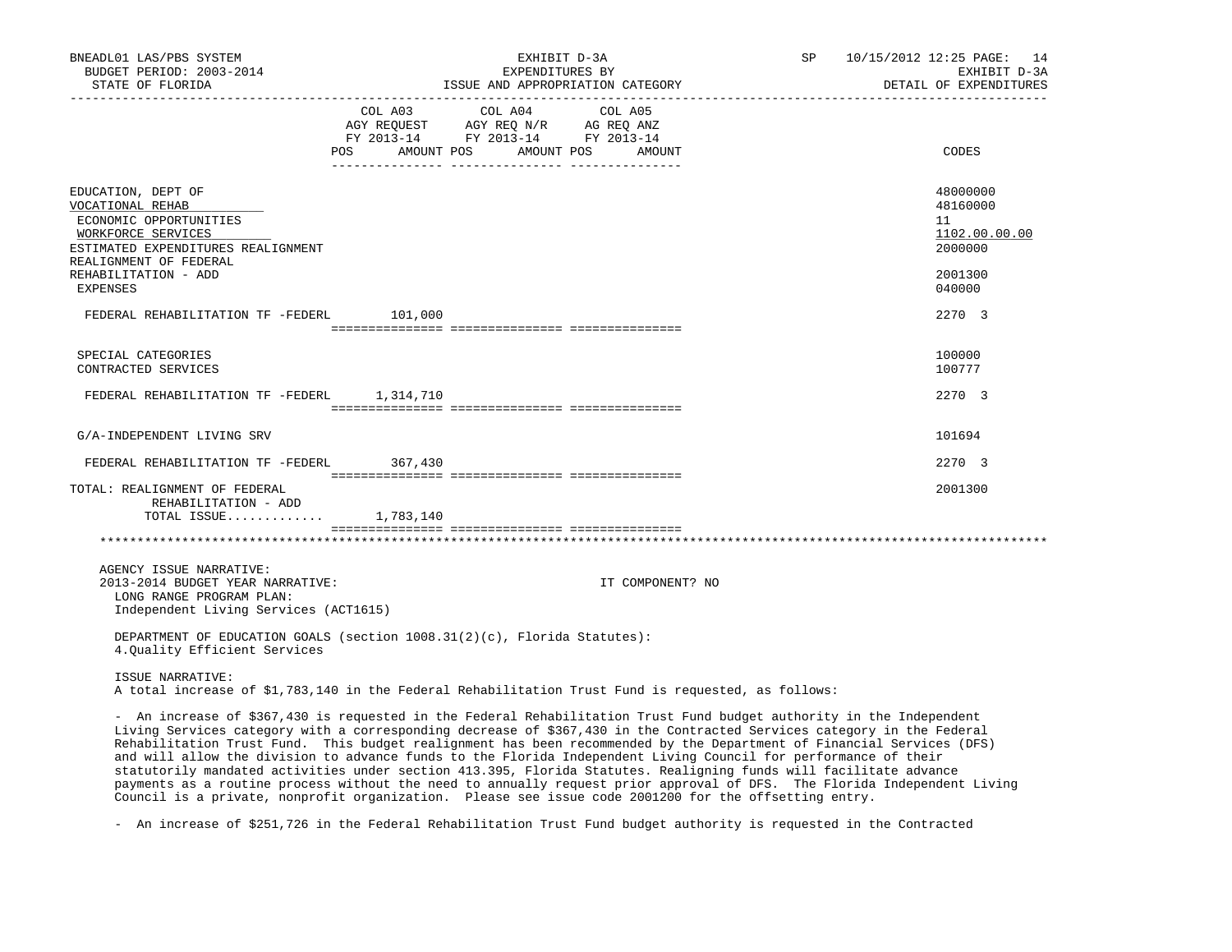BNEADL01 LAS/PBS SYSTEM — EXHIBIT D-3A — EXPENDITURES BY ISSUE AND APPROPRIATION CATEGORY
BUDGET PERIOD: 2003-2014 — STATE OF FLORIDA — DETAIL OF EXPENDITURES

| | COL A03 AGY REQUEST FY 2013-14 POS AMOUNT | COL A04 AGY REQ N/R FY 2013-14 POS AMOUNT | COL A05 AG REQ ANZ FY 2013-14 POS AMOUNT | CODES |
|---|---|---|---|---|
| EDUCATION, DEPT OF | | | | 48000000 |
| VOCATIONAL REHAB | | | | 48160000 |
| ECONOMIC OPPORTUNITIES | | | | 11 |
| WORKFORCE SERVICES | | | | 1102.00.00.00 |
| ESTIMATED EXPENDITURES REALIGNMENT | | | | 2000000 |
| REALIGNMENT OF FEDERAL REHABILITATION - ADD | | | | 2001300 |
| EXPENSES | | | | 040000 |
| FEDERAL REHABILITATION TF -FEDERL | 101,000 | | | 2270 3 |
| SPECIAL CATEGORIES | | | | 100000 |
| CONTRACTED SERVICES | | | | 100777 |
| FEDERAL REHABILITATION TF -FEDERL | 1,314,710 | | | 2270 3 |
| G/A-INDEPENDENT LIVING SRV | | | | 101694 |
| FEDERAL REHABILITATION TF -FEDERL | 367,430 | | | 2270 3 |
| TOTAL: REALIGNMENT OF FEDERAL REHABILITATION - ADD | | | | 2001300 |
| TOTAL ISSUE............ | 1,783,140 | | | |

AGENCY ISSUE NARRATIVE:
2013-2014 BUDGET YEAR NARRATIVE: IT COMPONENT? NO

LONG RANGE PROGRAM PLAN:
Independent Living Services (ACT1615)

DEPARTMENT OF EDUCATION GOALS (section 1008.31(2)(c), Florida Statutes):
4.Quality Efficient Services

ISSUE NARRATIVE:
A total increase of $1,783,140 in the Federal Rehabilitation Trust Fund is requested, as follows:

- An increase of $367,430 is requested in the Federal Rehabilitation Trust Fund budget authority in the Independent Living Services category with a corresponding decrease of $367,430 in the Contracted Services category in the Federal Rehabilitation Trust Fund. This budget realignment has been recommended by the Department of Financial Services (DFS) and will allow the division to advance funds to the Florida Independent Living Council for performance of their statutorily mandated activities under section 413.395, Florida Statutes. Realigning funds will facilitate advance payments as a routine process without the need to annually request prior approval of DFS. The Florida Independent Living Council is a private, nonprofit organization. Please see issue code 2001200 for the offsetting entry.

- An increase of $251,726 in the Federal Rehabilitation Trust Fund budget authority is requested in the Contracted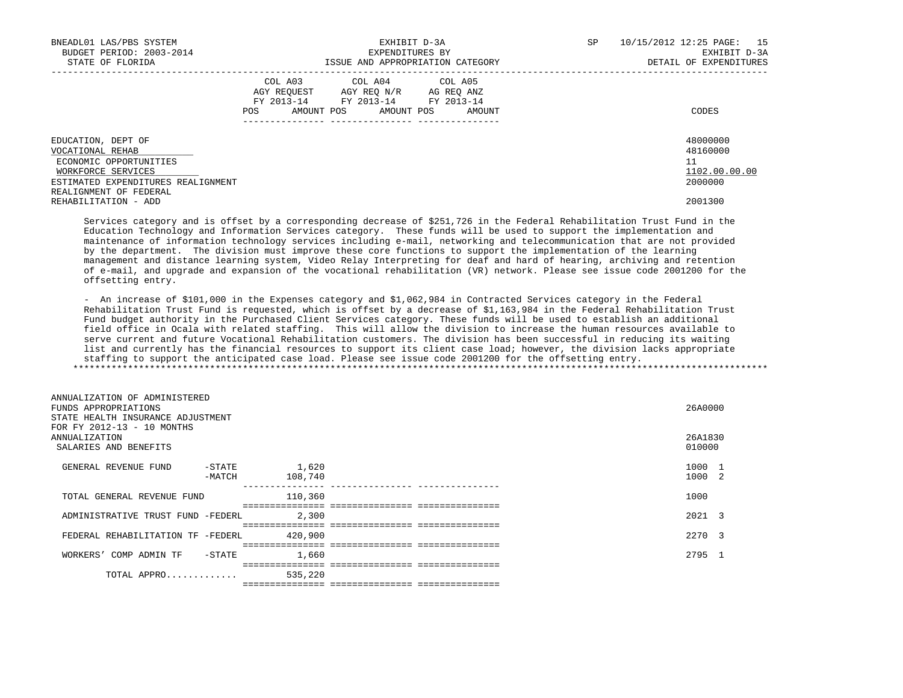| | COL A03 AGY REQUEST FY 2013-14 POS AMOUNT | COL A04 AGY REQ N/R FY 2013-14 POS AMOUNT | COL A05 AG REQ ANZ FY 2013-14 POS AMOUNT | CODES |
|---|---|---|---|---|
| EDUCATION, DEPT OF | | | | 48000000 |
| VOCATIONAL REHAB | | | | 48160000 |
| ECONOMIC OPPORTUNITIES | | | | 11 |
| WORKFORCE SERVICES | | | | 1102.00.00.00 |
| ESTIMATED EXPENDITURES REALIGNMENT | | | | 2000000 |
| REALIGNMENT OF FEDERAL REHABILITATION - ADD | | | | 2001300 |

Services category and is offset by a corresponding decrease of $251,726 in the Federal Rehabilitation Trust Fund in the Education Technology and Information Services category. These funds will be used to support the implementation and maintenance of information technology services including e-mail, networking and telecommunication that are not provided by the department. The division must improve these core functions to support the implementation of the learning management and distance learning system, Video Relay Interpreting for deaf and hard of hearing, archiving and retention of e-mail, and upgrade and expansion of the vocational rehabilitation (VR) network. Please see issue code 2001200 for the offsetting entry.

- An increase of $101,000 in the Expenses category and $1,062,984 in Contracted Services category in the Federal Rehabilitation Trust Fund is requested, which is offset by a decrease of $1,163,984 in the Federal Rehabilitation Trust Fund budget authority in the Purchased Client Services category. These funds will be used to establish an additional field office in Ocala with related staffing. This will allow the division to increase the human resources available to serve current and future Vocational Rehabilitation customers. The division has been successful in reducing its waiting list and currently has the financial resources to support its client case load; however, the division lacks appropriate staffing to support the anticipated case load. Please see issue code 2001200 for the offsetting entry.

*******************************************************************************************************************************

| | COL A03 | COL A04 | COL A05 | CODES |
|---|---|---|---|---|
| ANNUALIZATION OF ADMINISTERED FUNDS APPROPRIATIONS | | | | 26A0000 |
| STATE HEALTH INSURANCE ADJUSTMENT FOR FY 2012-13 - 10 MONTHS ANNUALIZATION | | | | 26A1830 |
| SALARIES AND BENEFITS | | | | 010000 |
| GENERAL REVENUE FUND -STATE | 1,620 | | | 1000 1 |
| GENERAL REVENUE FUND -MATCH | 108,740 | | | 1000 2 |
| TOTAL GENERAL REVENUE FUND | 110,360 | | | 1000 |
| ADMINISTRATIVE TRUST FUND -FEDERL | 2,300 | | | 2021 3 |
| FEDERAL REHABILITATION TF -FEDERL | 420,900 | | | 2270 3 |
| WORKERS' COMP ADMIN TF -STATE | 1,660 | | | 2795 1 |
| TOTAL APPRO............ | 535,220 | | | |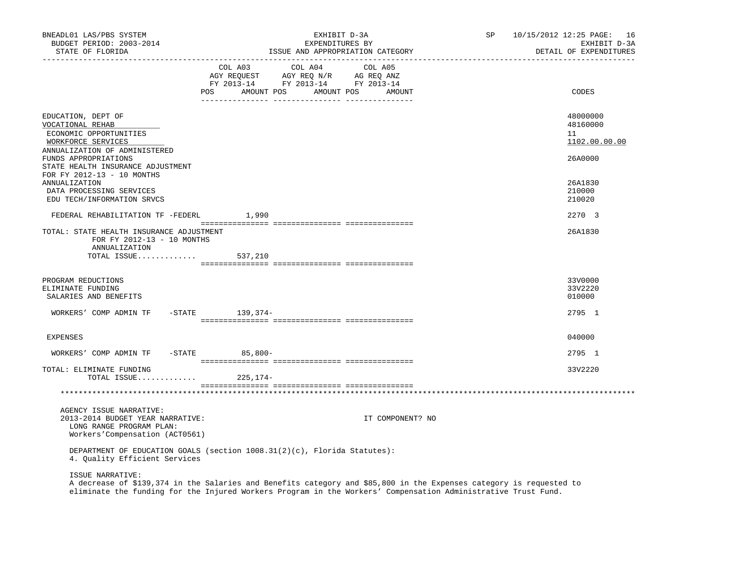| | COL A03 AGY REQUEST FY 2013-14 POS AMOUNT | COL A04 AGY REQ N/R FY 2013-14 POS AMOUNT | COL A05 AG REQ ANZ FY 2013-14 POS AMOUNT | CODES |
|---|---|---|---|---|
| EDUCATION, DEPT OF | | | | 48000000 |
| VOCATIONAL REHAB | | | | 48160000 |
| ECONOMIC OPPORTUNITIES | | | | 11 |
| WORKFORCE SERVICES | | | | 1102.00.00.00 |
| ANNUALIZATION OF ADMINISTERED FUNDS APPROPRIATIONS | | | | 26A0000 |
| STATE HEALTH INSURANCE ADJUSTMENT FOR FY 2012-13 - 10 MONTHS ANNUALIZATION | | | | 26A1830 |
| DATA PROCESSING SERVICES | | | | 210000 |
| EDU TECH/INFORMATION SRVCS | | | | 210020 |
| FEDERAL REHABILITATION TF -FEDERL | 1,990 | | | 2270 3 |
| TOTAL: STATE HEALTH INSURANCE ADJUSTMENT FOR FY 2012-13 - 10 MONTHS ANNUALIZATION | | | | 26A1830 |
| TOTAL ISSUE............. | 537,210 | | | |
| PROGRAM REDUCTIONS | | | | 33V0000 |
| ELIMINATE FUNDING | | | | 33V2220 |
| SALARIES AND BENEFITS | | | | 010000 |
| WORKERS' COMP ADMIN TF -STATE | 139,374- | | | 2795 1 |
| EXPENSES | | | | 040000 |
| WORKERS' COMP ADMIN TF -STATE | 85,800- | | | 2795 1 |
| TOTAL: ELIMINATE FUNDING | | | | 33V2220 |
| TOTAL ISSUE............. | 225,174- | | | |

AGENCY ISSUE NARRATIVE:

2013-2014 BUDGET YEAR NARRATIVE: IT COMPONENT? NO

LONG RANGE PROGRAM PLAN:
Workers'Compensation (ACT0561)

DEPARTMENT OF EDUCATION GOALS (section 1008.31(2)(c), Florida Statutes):
4. Quality Efficient Services

ISSUE NARRATIVE:
A decrease of $139,374 in the Salaries and Benefits category and $85,800 in the Expenses category is requested to eliminate the funding for the Injured Workers Program in the Workers' Compensation Administrative Trust Fund.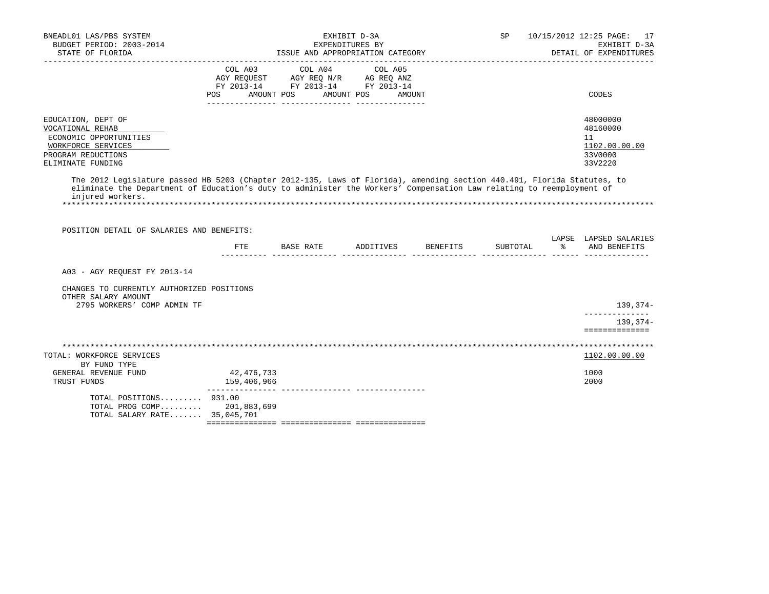BNEADL01 LAS/PBS SYSTEM — EXHIBIT D-3A — SP 10/15/2012 12:25
BUDGET PERIOD: 2003-2014 — EXPENDITURES BY — EXHIBIT D-3A
STATE OF FLORIDA — ISSUE AND APPROPRIATION CATEGORY — DETAIL OF EXPENDITURES

| | COL A03 AGY REQUEST FY 2013-14 POS AMOUNT | COL A04 AGY REQ N/R FY 2013-14 POS AMOUNT | COL A05 AG REQ ANZ FY 2013-14 POS AMOUNT | CODES |
|---|---|---|---|---|
| EDUCATION, DEPT OF | | | | 48000000 |
| VOCATIONAL REHAB | | | | 48160000 |
| ECONOMIC OPPORTUNITIES | | | | 11 |
| WORKFORCE SERVICES | | | | 1102.00.00.00 |
| PROGRAM REDUCTIONS | | | | 33V0000 |
| ELIMINATE FUNDING | | | | 33V2220 |

The 2012 Legislature passed HB 5203 (Chapter 2012-135, Laws of Florida), amending section 440.491, Florida Statutes, to eliminate the Department of Education's duty to administer the Workers' Compensation Law relating to reemployment of injured workers.

POSITION DETAIL OF SALARIES AND BENEFITS:

| | FTE | BASE RATE | ADDITIVES | BENEFITS | SUBTOTAL | LAPSE % | LAPSED SALARIES AND BENEFITS |
|---|---|---|---|---|---|---|---|
| A03 - AGY REQUEST FY 2013-14 | | | | | | | |
| CHANGES TO CURRENTLY AUTHORIZED POSITIONS | | | | | | | |
| OTHER SALARY AMOUNT | | | | | | | |
| 2795 WORKERS' COMP ADMIN TF | | | | | | | 139,374- |
| | | | | | | | 139,374- |

| TOTAL: WORKFORCE SERVICES | COL A03 | COL A04 | COL A05 | 1102.00.00.00 |
|---|---|---|---|---|
| BY FUND TYPE | | | | |
| GENERAL REVENUE FUND | 42,476,733 | | | 1000 |
| TRUST FUNDS | 159,406,966 | | | 2000 |
| TOTAL POSITIONS......... | 931.00 | | | |
| TOTAL PROG COMP......... | 201,883,699 | | | |
| TOTAL SALARY RATE....... | 35,045,701 | | | |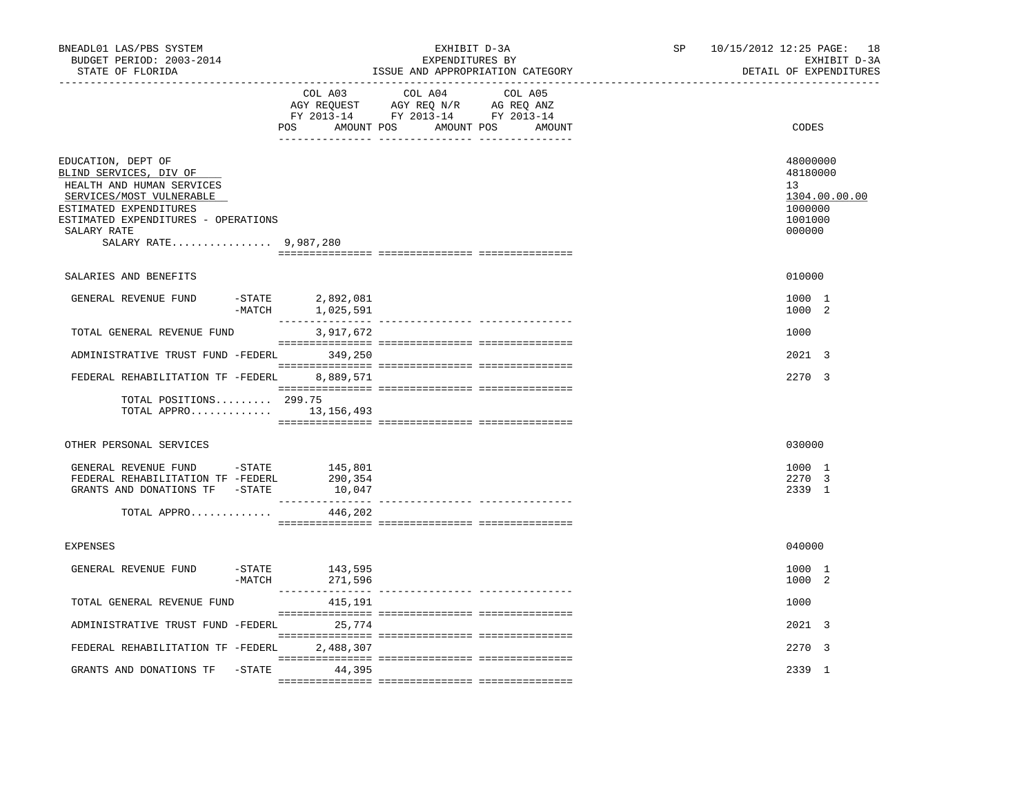BNEADL01 LAS/PBS SYSTEM
BUDGET PERIOD: 2003-2014
STATE OF FLORIDA

EXHIBIT D-3A
EXPENDITURES BY
ISSUE AND APPROPRIATION CATEGORY

SP 10/15/2012 12:25
EXHIBIT D-3A
DETAIL OF EXPENDITURES

| | COL A03 AGY REQUEST FY 2013-14 POS AMOUNT | COL A04 AGY REQ N/R FY 2013-14 POS AMOUNT | COL A05 AG REQ ANZ FY 2013-14 POS AMOUNT | CODES |
|---|---|---|---|---|
| EDUCATION, DEPT OF | | | | 48000000 |
| BLIND SERVICES, DIV OF | | | | 48180000 |
| HEALTH AND HUMAN SERVICES | | | | 13 |
| SERVICES/MOST VULNERABLE | | | | 1304.00.00.00 |
| ESTIMATED EXPENDITURES | | | | 1000000 |
| ESTIMATED EXPENDITURES - OPERATIONS | | | | 1001000 |
| SALARY RATE | | | | 000000 |
| SALARY RATE................ | 9,987,280 | | | |
| SALARIES AND BENEFITS | | | | 010000 |
| GENERAL REVENUE FUND -STATE | 2,892,081 | | | 1000 1 |
| -MATCH | 1,025,591 | | | 1000 2 |
| TOTAL GENERAL REVENUE FUND | 3,917,672 | | | 1000 |
| ADMINISTRATIVE TRUST FUND -FEDERL | 349,250 | | | 2021 3 |
| FEDERAL REHABILITATION TF -FEDERL | 8,889,571 | | | 2270 3 |
| TOTAL POSITIONS......... | 299.75 | | | |
| TOTAL APPRO............. | 13,156,493 | | | |
| OTHER PERSONAL SERVICES | | | | 030000 |
| GENERAL REVENUE FUND -STATE | 145,801 | | | 1000 1 |
| FEDERAL REHABILITATION TF -FEDERL | 290,354 | | | 2270 3 |
| GRANTS AND DONATIONS TF -STATE | 10,047 | | | 2339 1 |
| TOTAL APPRO............. | 446,202 | | | |
| EXPENSES | | | | 040000 |
| GENERAL REVENUE FUND -STATE | 143,595 | | | 1000 1 |
| -MATCH | 271,596 | | | 1000 2 |
| TOTAL GENERAL REVENUE FUND | 415,191 | | | 1000 |
| ADMINISTRATIVE TRUST FUND -FEDERL | 25,774 | | | 2021 3 |
| FEDERAL REHABILITATION TF -FEDERL | 2,488,307 | | | 2270 3 |
| GRANTS AND DONATIONS TF -STATE | 44,395 | | | 2339 1 |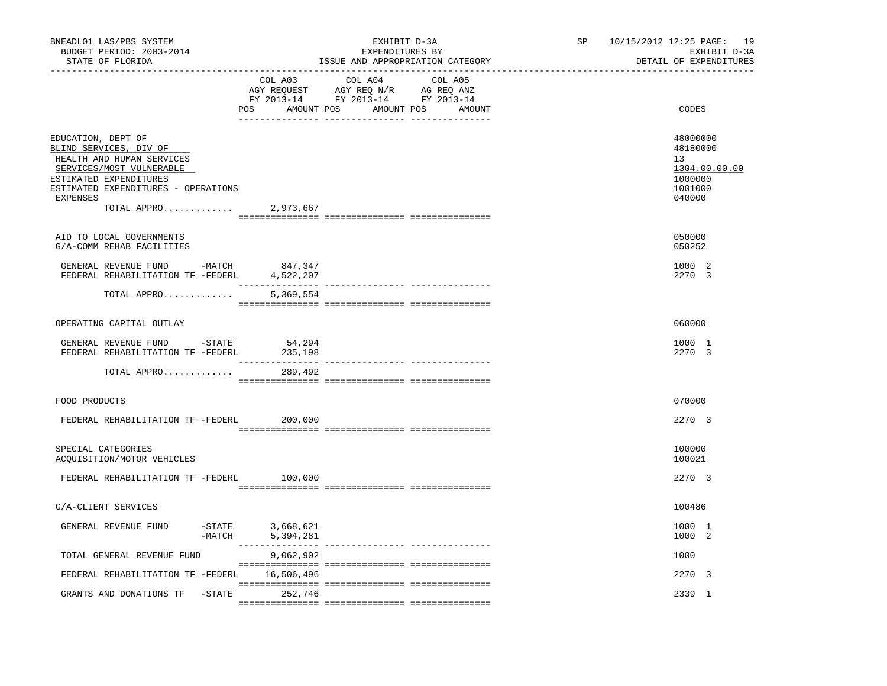BNEADL01 LAS/PBS SYSTEM — EXHIBIT D-3A — EXPENDITURES BY ISSUE AND APPROPRIATION CATEGORY
BUDGET PERIOD: 2003-2014 — STATE OF FLORIDA — SP 10/15/2012 12:25 — EXHIBIT D-3A DETAIL OF EXPENDITURES

| | COL A03 AGY REQUEST FY 2013-14 POS AMOUNT | COL A04 AGY REQ N/R FY 2013-14 POS AMOUNT | COL A05 AG REQ ANZ FY 2013-14 POS AMOUNT | CODES |
|---|---|---|---|---|
| EDUCATION, DEPT OF | | | | 48000000 |
| BLIND SERVICES, DIV OF | | | | 48180000 |
| HEALTH AND HUMAN SERVICES | | | | 13 |
| SERVICES/MOST VULNERABLE | | | | 1304.00.00.00 |
| ESTIMATED EXPENDITURES | | | | 1000000 |
| ESTIMATED EXPENDITURES - OPERATIONS | | | | 1001000 |
| EXPENSES | | | | 040000 |
| TOTAL APPRO............. | 2,973,667 | | | |
| AID TO LOCAL GOVERNMENTS | | | | 050000 |
| G/A-COMM REHAB FACILITIES | | | | 050252 |
| GENERAL REVENUE FUND -MATCH | 847,347 | | | 1000 2 |
| FEDERAL REHABILITATION TF -FEDERL | 4,522,207 | | | 2270 3 |
| TOTAL APPRO............. | 5,369,554 | | | |
| OPERATING CAPITAL OUTLAY | | | | 060000 |
| GENERAL REVENUE FUND -STATE | 54,294 | | | 1000 1 |
| FEDERAL REHABILITATION TF -FEDERL | 235,198 | | | 2270 3 |
| TOTAL APPRO............. | 289,492 | | | |
| FOOD PRODUCTS | | | | 070000 |
| FEDERAL REHABILITATION TF -FEDERL | 200,000 | | | 2270 3 |
| SPECIAL CATEGORIES | | | | 100000 |
| ACQUISITION/MOTOR VEHICLES | | | | 100021 |
| FEDERAL REHABILITATION TF -FEDERL | 100,000 | | | 2270 3 |
| G/A-CLIENT SERVICES | | | | 100486 |
| GENERAL REVENUE FUND -STATE | 3,668,621 | | | 1000 1 |
| GENERAL REVENUE FUND -MATCH | 5,394,281 | | | 1000 2 |
| TOTAL GENERAL REVENUE FUND | 9,062,902 | | | 1000 |
| FEDERAL REHABILITATION TF -FEDERL | 16,506,496 | | | 2270 3 |
| GRANTS AND DONATIONS TF -STATE | 252,746 | | | 2339 1 |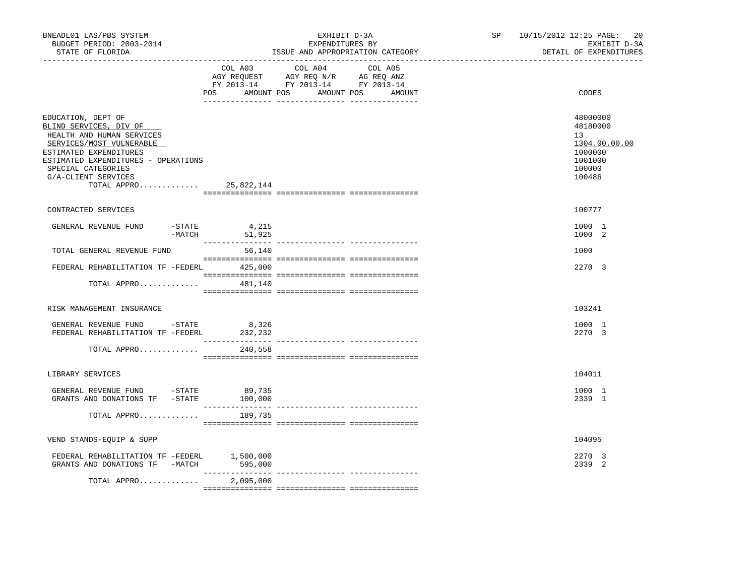BNEADL01 LAS/PBS SYSTEM | EXHIBIT D-3A | EXPENDITURES BY | ISSUE AND APPROPRIATION CATEGORY | BUDGET PERIOD: 2003-2014 | STATE OF FLORIDA | DETAIL OF EXPENDITURES

| | COL A03 AGY REQUEST FY 2013-14 POS AMOUNT | COL A04 AGY REQ N/R FY 2013-14 POS AMOUNT | COL A05 AG REQ ANZ FY 2013-14 POS AMOUNT | CODES |
|---|---|---|---|---|
| EDUCATION, DEPT OF | | | | 48000000 |
| BLIND SERVICES, DIV OF | | | | 48180000 |
| HEALTH AND HUMAN SERVICES | | | | 13 |
| SERVICES/MOST VULNERABLE | | | | 1304.00.00.00 |
| ESTIMATED EXPENDITURES | | | | 1000000 |
| ESTIMATED EXPENDITURES - OPERATIONS | | | | 1001000 |
| SPECIAL CATEGORIES | | | | 100000 |
| G/A-CLIENT SERVICES | | | | 100486 |
| TOTAL APPRO............ | 25,822,144 | | | |
| CONTRACTED SERVICES | | | | 100777 |
| GENERAL REVENUE FUND -STATE | 4,215 | | | 1000 1 |
| -MATCH | 51,925 | | | 1000 2 |
| TOTAL GENERAL REVENUE FUND | 56,140 | | | 1000 |
| FEDERAL REHABILITATION TF -FEDERL | 425,000 | | | 2270 3 |
| TOTAL APPRO............ | 481,140 | | | |
| RISK MANAGEMENT INSURANCE | | | | 103241 |
| GENERAL REVENUE FUND -STATE | 8,326 | | | 1000 1 |
| FEDERAL REHABILITATION TF -FEDERL | 232,232 | | | 2270 3 |
| TOTAL APPRO............ | 240,558 | | | |
| LIBRARY SERVICES | | | | 104011 |
| GENERAL REVENUE FUND -STATE | 89,735 | | | 1000 1 |
| GRANTS AND DONATIONS TF -STATE | 100,000 | | | 2339 1 |
| TOTAL APPRO............ | 189,735 | | | |
| VEND STANDS-EQUIP & SUPP | | | | 104095 |
| FEDERAL REHABILITATION TF -FEDERL | 1,500,000 | | | 2270 3 |
| GRANTS AND DONATIONS TF -MATCH | 595,000 | | | 2339 2 |
| TOTAL APPRO............ | 2,095,000 | | | |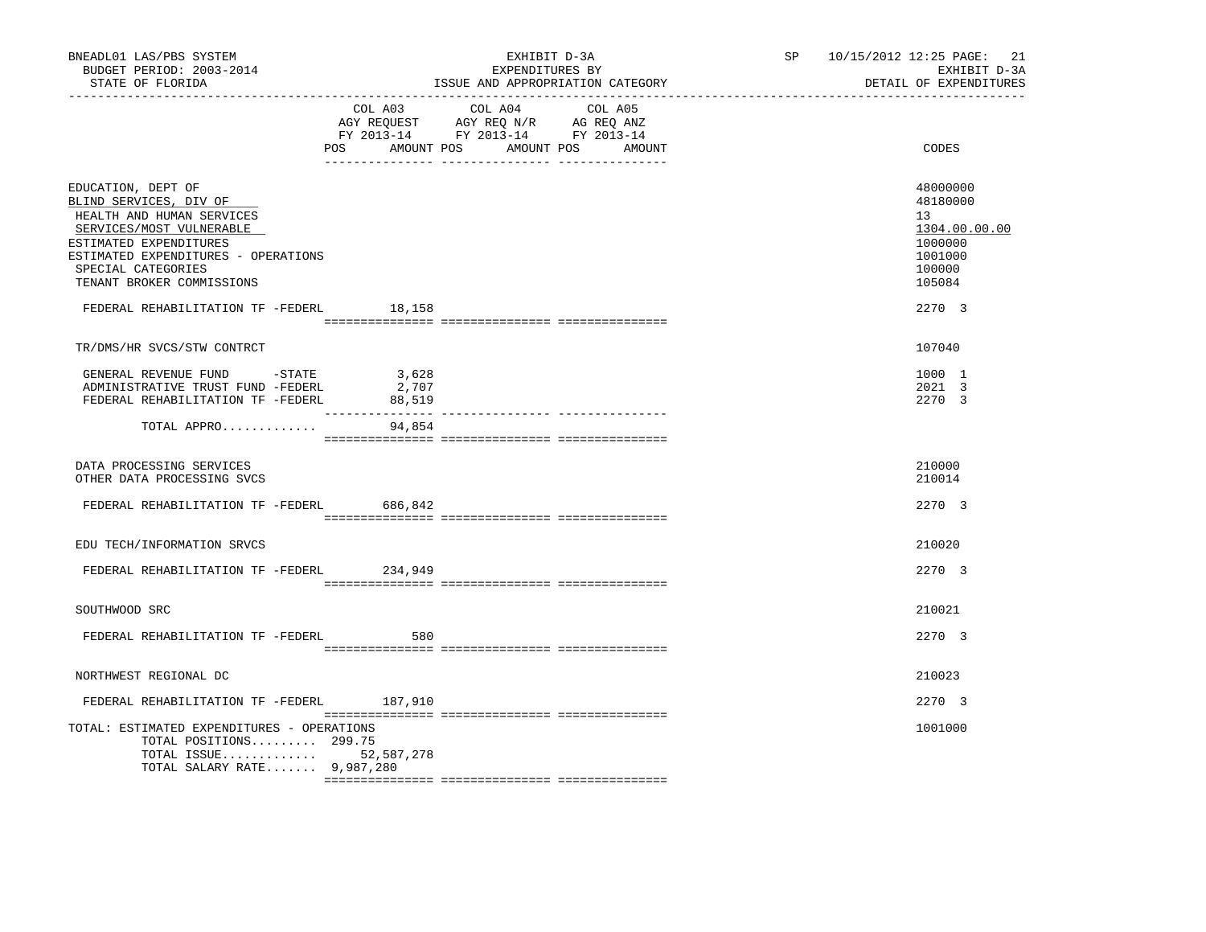BNEADL01 LAS/PBS SYSTEM
BUDGET PERIOD: 2003-2014
STATE OF FLORIDA

EXHIBIT D-3A
EXPENDITURES BY
ISSUE AND APPROPRIATION CATEGORY

SP 10/15/2012 12:25
EXHIBIT D-3A
DETAIL OF EXPENDITURES

| | COL A03 AGY REQUEST FY 2013-14 POS AMOUNT | COL A04 AGY REQ N/R FY 2013-14 POS AMOUNT | COL A05 AG REQ ANZ FY 2013-14 POS AMOUNT | CODES |
|---|---|---|---|---|
| EDUCATION, DEPT OF | | | | 48000000 |
| BLIND SERVICES, DIV OF | | | | 48180000 |
| HEALTH AND HUMAN SERVICES | | | | 13 |
| SERVICES/MOST VULNERABLE | | | | 1304.00.00.00 |
| ESTIMATED EXPENDITURES | | | | 1000000 |
| ESTIMATED EXPENDITURES - OPERATIONS | | | | 1001000 |
| SPECIAL CATEGORIES | | | | 100000 |
| TENANT BROKER COMMISSIONS | | | | 105084 |
| FEDERAL REHABILITATION TF -FEDERL | 18,158 | | | 2270 3 |
| TR/DMS/HR SVCS/STW CONTRCT | | | | 107040 |
| GENERAL REVENUE FUND -STATE | 3,628 | | | 1000 1 |
| ADMINISTRATIVE TRUST FUND -FEDERL | 2,707 | | | 2021 3 |
| FEDERAL REHABILITATION TF -FEDERL | 88,519 | | | 2270 3 |
| TOTAL APPRO............ | 94,854 | | | |
| DATA PROCESSING SERVICES | | | | 210000 |
| OTHER DATA PROCESSING SVCS | | | | 210014 |
| FEDERAL REHABILITATION TF -FEDERL | 686,842 | | | 2270 3 |
| EDU TECH/INFORMATION SRVCS | | | | 210020 |
| FEDERAL REHABILITATION TF -FEDERL | 234,949 | | | 2270 3 |
| SOUTHWOOD SRC | | | | 210021 |
| FEDERAL REHABILITATION TF -FEDERL | 580 | | | 2270 3 |
| NORTHWEST REGIONAL DC | | | | 210023 |
| FEDERAL REHABILITATION TF -FEDERL | 187,910 | | | 2270 3 |
| TOTAL: ESTIMATED EXPENDITURES - OPERATIONS | | | | 1001000 |
| TOTAL POSITIONS......... | 299.75 | | | |
| TOTAL ISSUE............ | 52,587,278 | | | |
| TOTAL SALARY RATE....... | 9,987,280 | | | |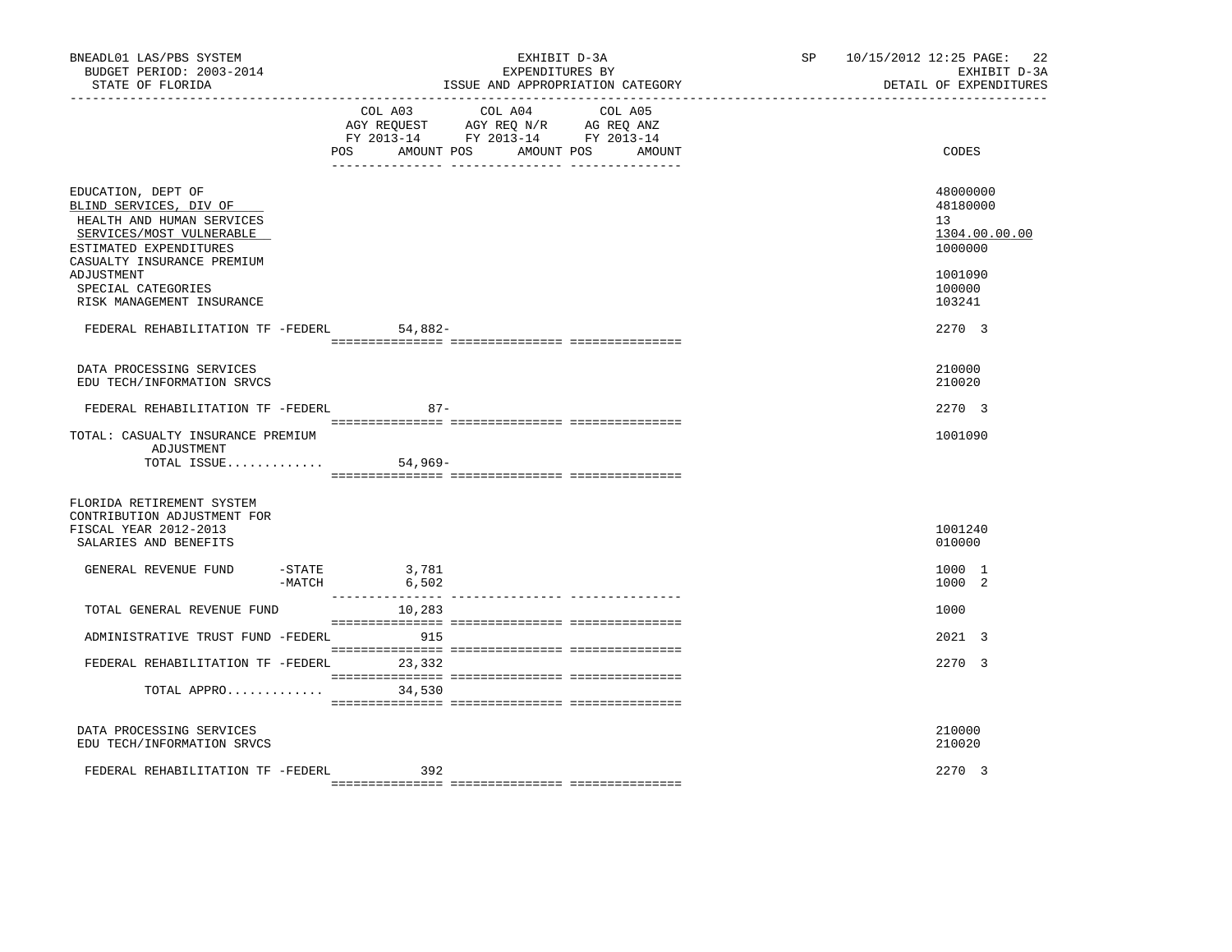| | COL A03 AGY REQUEST FY 2013-14 POS AMOUNT | COL A04 AGY REQ N/R FY 2013-14 POS AMOUNT | COL A05 AG REQ ANZ FY 2013-14 POS AMOUNT | CODES |
|---|---|---|---|---|
| EDUCATION, DEPT OF | | | | 48000000 |
| BLIND SERVICES, DIV OF | | | | 48180000 |
| HEALTH AND HUMAN SERVICES | | | | 13 |
| SERVICES/MOST VULNERABLE | | | | 1304.00.00.00 |
| ESTIMATED EXPENDITURES | | | | 1000000 |
| CASUALTY INSURANCE PREMIUM ADJUSTMENT | | | | 1001090 |
| SPECIAL CATEGORIES | | | | 100000 |
| RISK MANAGEMENT INSURANCE | | | | 103241 |
| FEDERAL REHABILITATION TF -FEDERL | 54,882- | | | 2270 3 |
| DATA PROCESSING SERVICES | | | | 210000 |
| EDU TECH/INFORMATION SRVCS | | | | 210020 |
| FEDERAL REHABILITATION TF -FEDERL | 87- | | | 2270 3 |
| TOTAL: CASUALTY INSURANCE PREMIUM ADJUSTMENT | | | | 1001090 |
| TOTAL ISSUE............. | 54,969- | | | |
| FLORIDA RETIREMENT SYSTEM CONTRIBUTION ADJUSTMENT FOR FISCAL YEAR 2012-2013 | | | | 1001240 |
| SALARIES AND BENEFITS | | | | 010000 |
| GENERAL REVENUE FUND -STATE | 3,781 | | | 1000 1 |
| -MATCH | 6,502 | | | 1000 2 |
| TOTAL GENERAL REVENUE FUND | 10,283 | | | 1000 |
| ADMINISTRATIVE TRUST FUND -FEDERL | 915 | | | 2021 3 |
| FEDERAL REHABILITATION TF -FEDERL | 23,332 | | | 2270 3 |
| TOTAL APPRO............. | 34,530 | | | |
| DATA PROCESSING SERVICES | | | | 210000 |
| EDU TECH/INFORMATION SRVCS | | | | 210020 |
| FEDERAL REHABILITATION TF -FEDERL | 392 | | | 2270 3 |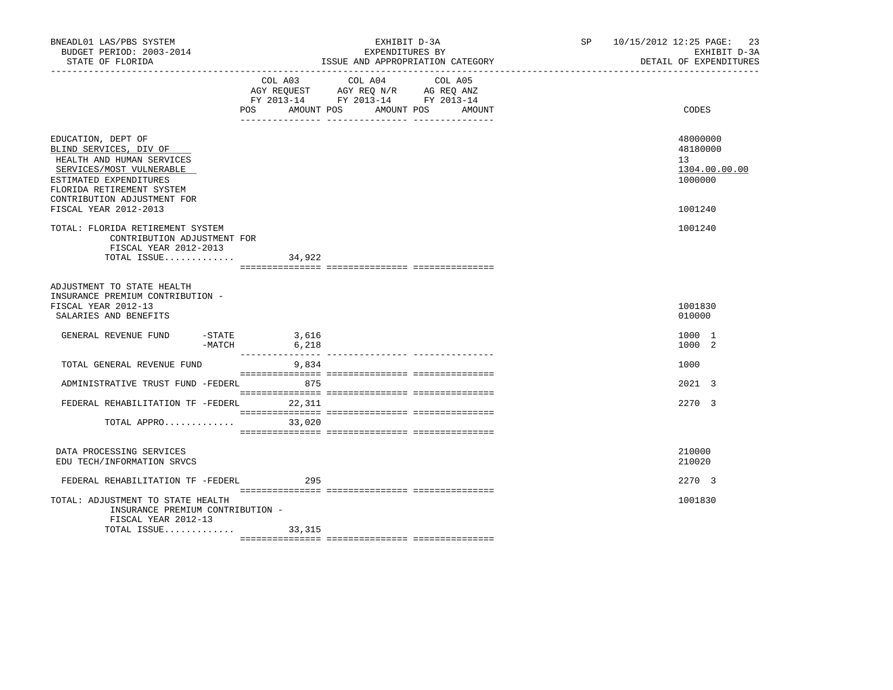BNEADL01 LAS/PBS SYSTEM — EXHIBIT D-3A — SP 10/15/2012 12:25
BUDGET PERIOD: 2003-2014 — EXPENDITURES BY — EXHIBIT D-3A
STATE OF FLORIDA — ISSUE AND APPROPRIATION CATEGORY — DETAIL OF EXPENDITURES

| | COL A03 AGY REQUEST FY 2013-14 POS AMOUNT | COL A04 AGY REQ N/R FY 2013-14 POS AMOUNT | COL A05 AG REQ ANZ FY 2013-14 POS AMOUNT | CODES |
|---|---|---|---|---|
| EDUCATION, DEPT OF | | | | 48000000 |
| BLIND SERVICES, DIV OF | | | | 48180000 |
| HEALTH AND HUMAN SERVICES | | | | 13 |
| SERVICES/MOST VULNERABLE | | | | 1304.00.00.00 |
| ESTIMATED EXPENDITURES | | | | 1000000 |
| FLORIDA RETIREMENT SYSTEM CONTRIBUTION ADJUSTMENT FOR FISCAL YEAR 2012-2013 | | | | 1001240 |
| TOTAL: FLORIDA RETIREMENT SYSTEM CONTRIBUTION ADJUSTMENT FOR FISCAL YEAR 2012-2013 | | | | 1001240 |
| TOTAL ISSUE............. | 34,922 | | | |
| ADJUSTMENT TO STATE HEALTH INSURANCE PREMIUM CONTRIBUTION - FISCAL YEAR 2012-13 | | | | 1001830 |
| SALARIES AND BENEFITS | | | | 010000 |
| GENERAL REVENUE FUND -STATE | 3,616 | | | 1000 1 |
| -MATCH | 6,218 | | | 1000 2 |
| TOTAL GENERAL REVENUE FUND | 9,834 | | | 1000 |
| ADMINISTRATIVE TRUST FUND -FEDERL | 875 | | | 2021 3 |
| FEDERAL REHABILITATION TF -FEDERL | 22,311 | | | 2270 3 |
| TOTAL APPRO............. | 33,020 | | | |
| DATA PROCESSING SERVICES | | | | 210000 |
| EDU TECH/INFORMATION SRVCS | | | | 210020 |
| FEDERAL REHABILITATION TF -FEDERL | 295 | | | 2270 3 |
| TOTAL: ADJUSTMENT TO STATE HEALTH INSURANCE PREMIUM CONTRIBUTION - FISCAL YEAR 2012-13 | | | | 1001830 |
| TOTAL ISSUE............. | 33,315 | | | |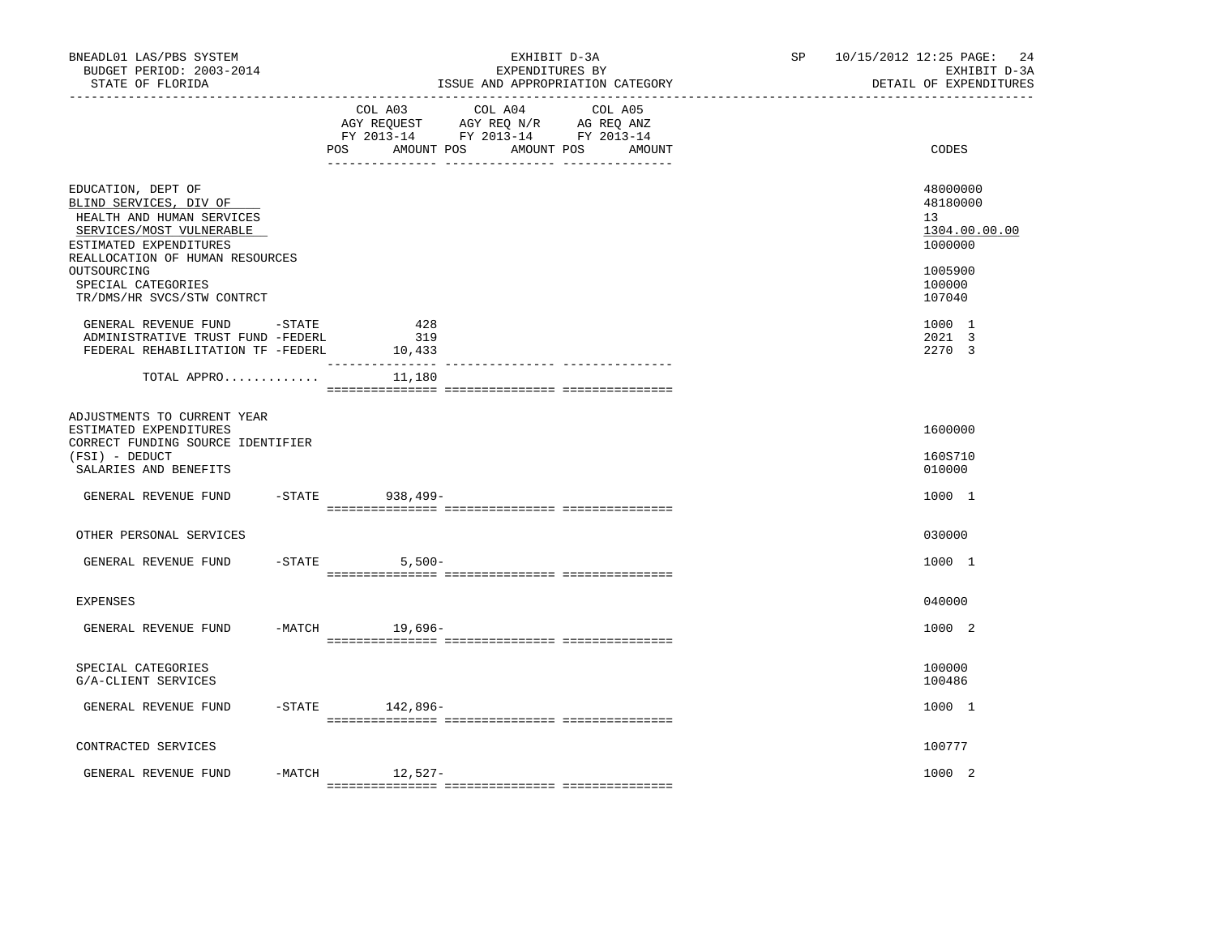BNEADL01 LAS/PBS SYSTEM | EXHIBIT D-3A | SP 10/15/2012 12:25

BUDGET PERIOD: 2003-2014 | EXPENDITURES BY | EXHIBIT D-3A

STATE OF FLORIDA | ISSUE AND APPROPRIATION CATEGORY | DETAIL OF EXPENDITURES

| | COL A03 AGY REQUEST FY 2013-14 POS AMOUNT | COL A04 AGY REQ N/R FY 2013-14 POS AMOUNT | COL A05 AG REQ ANZ FY 2013-14 POS AMOUNT | CODES |
|---|---|---|---|---|
| EDUCATION, DEPT OF | | | | 48000000 |
| BLIND SERVICES, DIV OF | | | | 48180000 |
| HEALTH AND HUMAN SERVICES | | | | 13 |
| SERVICES/MOST VULNERABLE | | | | 1304.00.00.00 |
| ESTIMATED EXPENDITURES | | | | 1000000 |
| REALLOCATION OF HUMAN RESOURCES OUTSOURCING | | | | 1005900 |
| SPECIAL CATEGORIES | | | | 100000 |
| TR/DMS/HR SVCS/STW CONTRCT | | | | 107040 |
| GENERAL REVENUE FUND -STATE | 428 | | | 1000 1 |
| ADMINISTRATIVE TRUST FUND -FEDERL | 319 | | | 2021 3 |
| FEDERAL REHABILITATION TF -FEDERL | 10,433 | | | 2270 3 |
| TOTAL APPRO............ | 11,180 | | | |
| ADJUSTMENTS TO CURRENT YEAR ESTIMATED EXPENDITURES | | | | 1600000 |
| CORRECT FUNDING SOURCE IDENTIFIER (FSI) - DEDUCT | | | | 160S710 |
| SALARIES AND BENEFITS | | | | 010000 |
| GENERAL REVENUE FUND -STATE | 938,499- | | | 1000 1 |
| OTHER PERSONAL SERVICES | | | | 030000 |
| GENERAL REVENUE FUND -STATE | 5,500- | | | 1000 1 |
| EXPENSES | | | | 040000 |
| GENERAL REVENUE FUND -MATCH | 19,696- | | | 1000 2 |
| SPECIAL CATEGORIES | | | | 100000 |
| G/A-CLIENT SERVICES | | | | 100486 |
| GENERAL REVENUE FUND -STATE | 142,896- | | | 1000 1 |
| CONTRACTED SERVICES | | | | 100777 |
| GENERAL REVENUE FUND -MATCH | 12,527- | | | 1000 2 |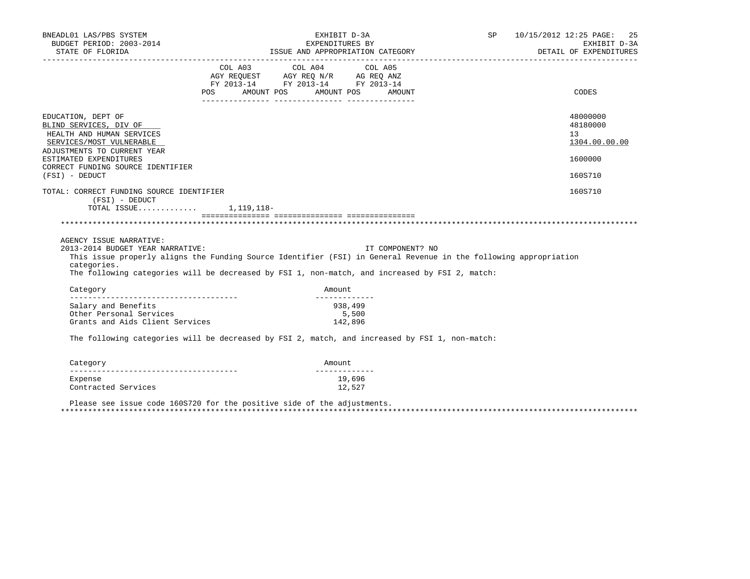BNEADL01 LAS/PBS SYSTEM
BUDGET PERIOD: 2003-2014
STATE OF FLORIDA

EXHIBIT D-3A
EXPENDITURES BY
ISSUE AND APPROPRIATION CATEGORY

SP 10/15/2012 12:25
EXHIBIT D-3A
DETAIL OF EXPENDITURES

| | COL A03 AGY REQUEST FY 2013-14 POS | AMOUNT | COL A04 AGY REQ N/R FY 2013-14 POS | AMOUNT | COL A05 AG REQ ANZ FY 2013-14 POS | AMOUNT | CODES |
|---|---|---|---|---|---|---|---|
| EDUCATION, DEPT OF | | | | | | | 48000000 |
| BLIND SERVICES, DIV OF | | | | | | | 48180000 |
| HEALTH AND HUMAN SERVICES | | | | | | | 13 |
| SERVICES/MOST VULNERABLE | | | | | | | 1304.00.00.00 |
| ADJUSTMENTS TO CURRENT YEAR ESTIMATED EXPENDITURES | | | | | | | 1600000 |
| CORRECT FUNDING SOURCE IDENTIFIER (FSI) - DEDUCT | | | | | | | 160S710 |
| TOTAL: CORRECT FUNDING SOURCE IDENTIFIER (FSI) - DEDUCT | | | | | | | 160S710 |
| TOTAL ISSUE............ | | 1,119,118- | | | | | |

AGENCY ISSUE NARRATIVE:
2013-2014 BUDGET YEAR NARRATIVE: IT COMPONENT? NO

This issue properly aligns the Funding Source Identifier (FSI) in General Revenue in the following appropriation categories.
The following categories will be decreased by FSI 1, non-match, and increased by FSI 2, match:

| Category | Amount |
|---|---|
| Salary and Benefits | 938,499 |
| Other Personal Services | 5,500 |
| Grants and Aids Client Services | 142,896 |

The following categories will be decreased by FSI 2, match, and increased by FSI 1, non-match:

| Category | Amount |
|---|---|
| Expense | 19,696 |
| Contracted Services | 12,527 |

Please see issue code 160S720 for the positive side of the adjustments.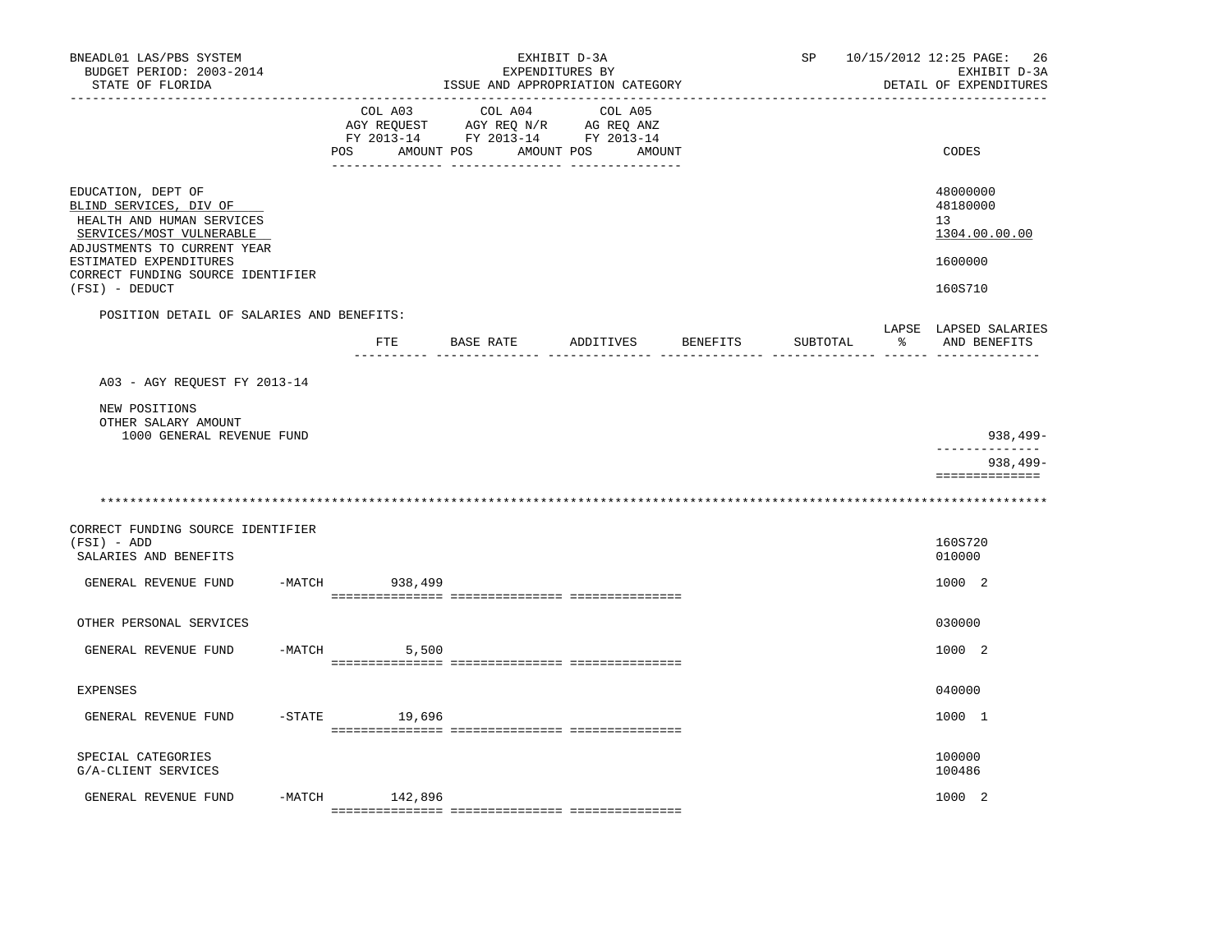BNEADL01 LAS/PBS SYSTEM
BUDGET PERIOD: 2003-2014
STATE OF FLORIDA

EXHIBIT D-3A
EXPENDITURES BY
ISSUE AND APPROPRIATION CATEGORY

SP 10/15/2012 12:25
EXHIBIT D-3A
DETAIL OF EXPENDITURES

| | COL A03 AGY REQUEST FY 2013-14 POS AMOUNT | COL A04 AGY REQ N/R FY 2013-14 POS AMOUNT | COL A05 AG REQ ANZ FY 2013-14 POS AMOUNT | CODES |
|---|---|---|---|---|
| EDUCATION, DEPT OF | | | | 48000000 |
| BLIND SERVICES, DIV OF | | | | 48180000 |
| HEALTH AND HUMAN SERVICES | | | | 13 |
| SERVICES/MOST VULNERABLE | | | | 1304.00.00.00 |
| ADJUSTMENTS TO CURRENT YEAR ESTIMATED EXPENDITURES | | | | 1600000 |
| CORRECT FUNDING SOURCE IDENTIFIER (FSI) - DEDUCT | | | | 160S710 |

POSITION DETAIL OF SALARIES AND BENEFITS:

| | FTE | BASE RATE | ADDITIVES | BENEFITS | SUBTOTAL | LAPSE % | LAPSED SALARIES AND BENEFITS |
|---|---|---|---|---|---|---|---|
| A03 - AGY REQUEST FY 2013-14 | | | | | | | |
| NEW POSITIONS | | | | | | | |
| OTHER SALARY AMOUNT | | | | | | | |
| 1000 GENERAL REVENUE FUND | | | | | | | 938,499- |
| | | | | | | | 938,499- |

************************************************************************************************************************

| | COL A03 | COL A04 | COL A05 | CODES |
|---|---|---|---|---|
| CORRECT FUNDING SOURCE IDENTIFIER (FSI) - ADD | | | | 160S720 |
| SALARIES AND BENEFITS | | | | 010000 |
| GENERAL REVENUE FUND -MATCH | 938,499 | | | 1000 2 |
| OTHER PERSONAL SERVICES | | | | 030000 |
| GENERAL REVENUE FUND -MATCH | 5,500 | | | 1000 2 |
| EXPENSES | | | | 040000 |
| GENERAL REVENUE FUND -STATE | 19,696 | | | 1000 1 |
| SPECIAL CATEGORIES | | | | 100000 |
| G/A-CLIENT SERVICES | | | | 100486 |
| GENERAL REVENUE FUND -MATCH | 142,896 | | | 1000 2 |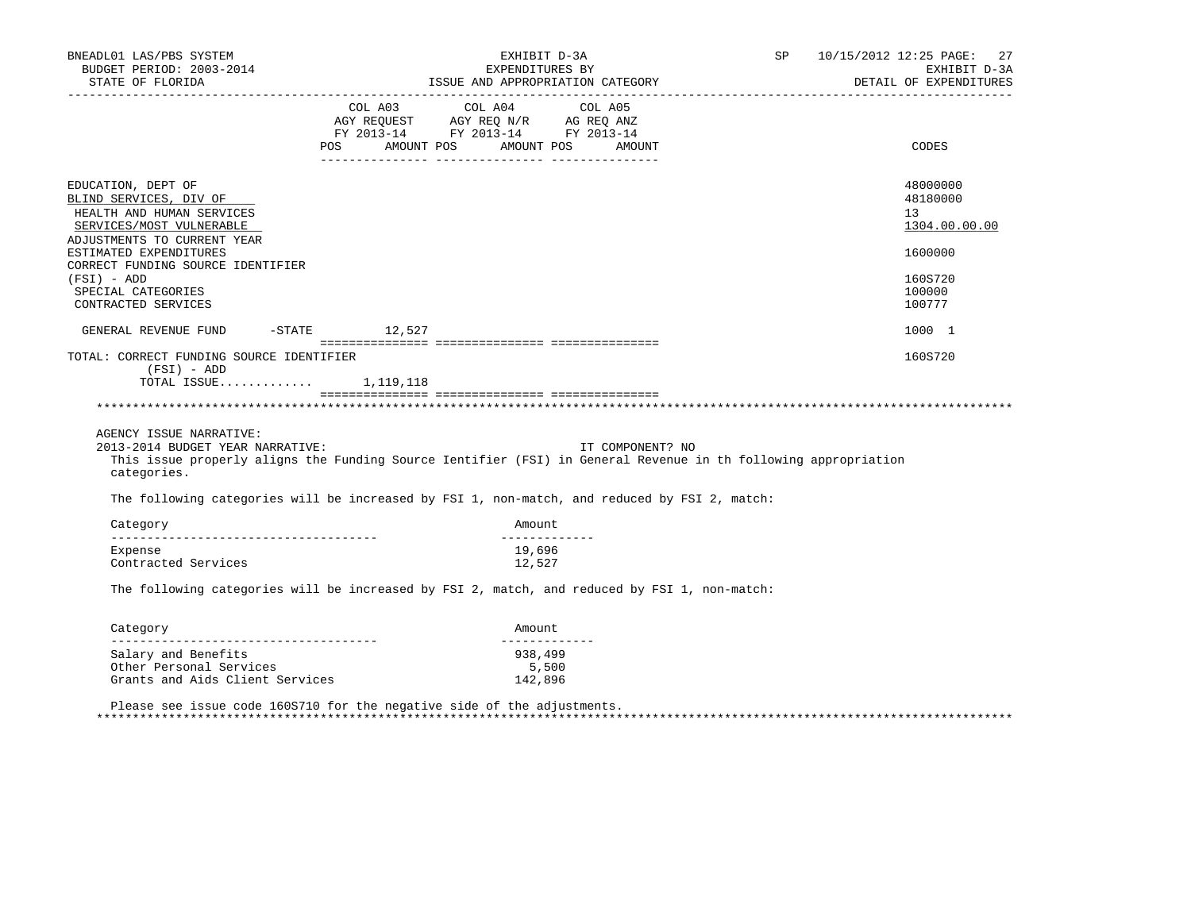| | COL A03 AGY REQUEST FY 2013-14 POS AMOUNT | COL A04 AGY REQ N/R FY 2013-14 POS AMOUNT | COL A05 AG REQ ANZ FY 2013-14 POS AMOUNT | CODES |
|---|---|---|---|---|
| EDUCATION, DEPT OF | | | | 48000000 |
| BLIND SERVICES, DIV OF | | | | 48180000 |
| HEALTH AND HUMAN SERVICES | | | | 13 |
| SERVICES/MOST VULNERABLE | | | | 1304.00.00.00 |
| ADJUSTMENTS TO CURRENT YEAR ESTIMATED EXPENDITURES | | | | 1600000 |
| CORRECT FUNDING SOURCE IDENTIFIER (FSI) - ADD | | | | 160S720 |
| SPECIAL CATEGORIES | | | | 100000 |
| CONTRACTED SERVICES | | | | 100777 |
| GENERAL REVENUE FUND -STATE | 12,527 | | | 1000 1 |
| TOTAL: CORRECT FUNDING SOURCE IDENTIFIER (FSI) - ADD | | | | 160S720 |
| TOTAL ISSUE............ | 1,119,118 | | | |

AGENCY ISSUE NARRATIVE:

2013-2014 BUDGET YEAR NARRATIVE: IT COMPONENT? NO

This issue properly aligns the Funding Source Ientifier (FSI) in General Revenue in th following appropriation categories.

The following categories will be increased by FSI 1, non-match, and reduced by FSI 2, match:

| Category | Amount |
|---|---|
| Expense | 19,696 |
| Contracted Services | 12,527 |

The following categories will be increased by FSI 2, match, and reduced by FSI 1, non-match:

| Category | Amount |
|---|---|
| Salary and Benefits | 938,499 |
| Other Personal Services | 5,500 |
| Grants and Aids Client Services | 142,896 |

Please see issue code 160S710 for the negative side of the adjustments.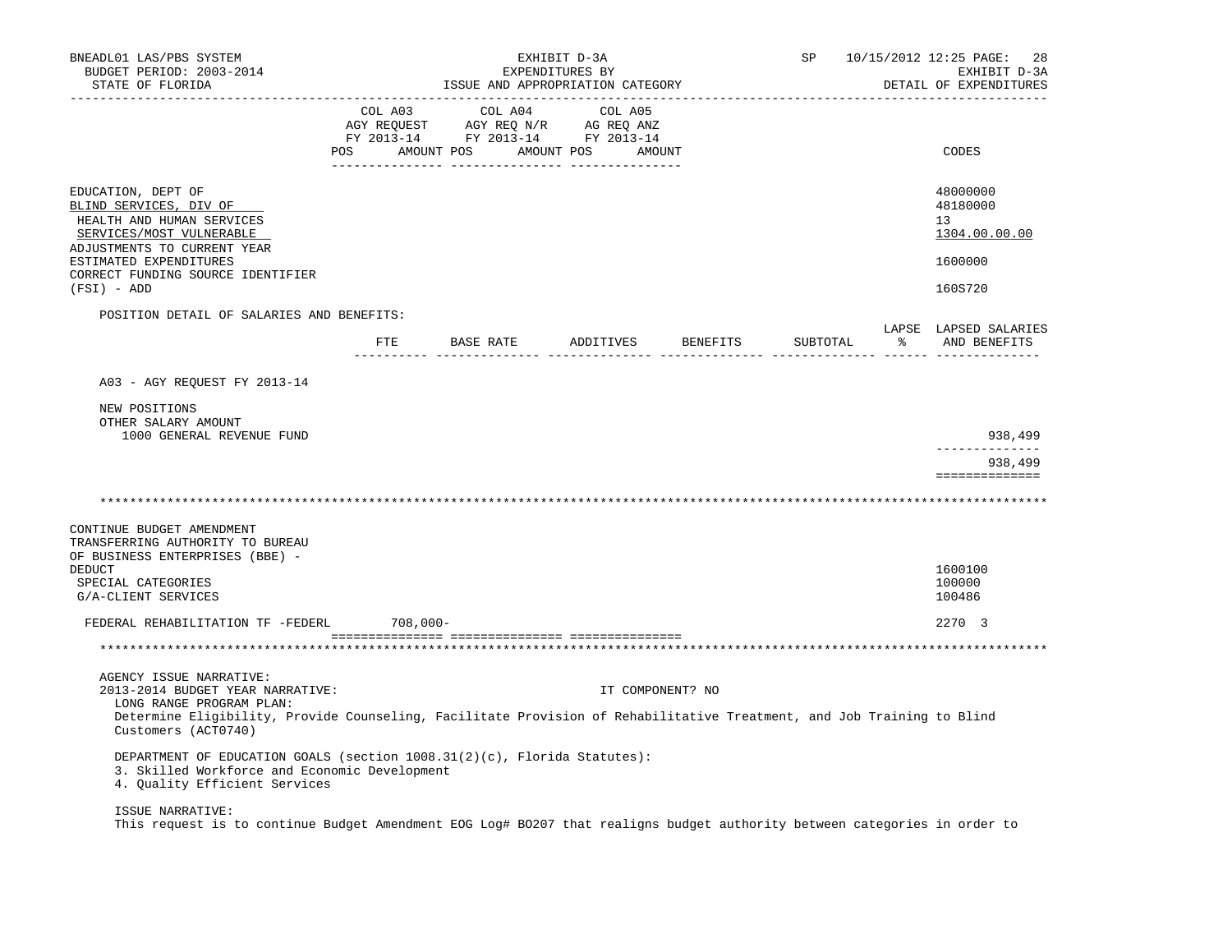EDUCATION, DEPT OF — 48000000
BLIND SERVICES, DIV OF — 48180000
HEALTH AND HUMAN SERVICES — 13
SERVICES/MOST VULNERABLE — 1304.00.00.00
ADJUSTMENTS TO CURRENT YEAR ESTIMATED EXPENDITURES — 1600000
CORRECT FUNDING SOURCE IDENTIFIER (FSI) - ADD — 160S720

| | COL A03 AGY REQUEST FY 2013-14 POS AMOUNT | COL A04 AGY REQ N/R FY 2013-14 POS AMOUNT | COL A05 AG REQ ANZ FY 2013-14 POS AMOUNT | CODES |
|---|---|---|---|---|

POSITION DETAIL OF SALARIES AND BENEFITS:

| | FTE | BASE RATE | ADDITIVES | BENEFITS | SUBTOTAL | LAPSE % | LAPSED SALARIES AND BENEFITS |
|---|---|---|---|---|---|---|---|
| A03 - AGY REQUEST FY 2013-14 | | | | | | | |
| NEW POSITIONS | | | | | | | |
| OTHER SALARY AMOUNT | | | | | | | |
| 1000 GENERAL REVENUE FUND | | | | | | | 938,499 |
| | | | | | | | 938,499 |

---

CONTINUE BUDGET AMENDMENT TRANSFERRING AUTHORITY TO BUREAU OF BUSINESS ENTERPRISES (BBE) - DEDUCT — 1600100
SPECIAL CATEGORIES — 100000
G/A-CLIENT SERVICES — 100486

| | COL A03 | COL A04 | COL A05 | CODES |
|---|---|---|---|---|
| FEDERAL REHABILITATION TF -FEDERL | 708,000- | | | 2270 3 |

---

AGENCY ISSUE NARRATIVE:

2013-2014 BUDGET YEAR NARRATIVE: IT COMPONENT? NO

LONG RANGE PROGRAM PLAN:

Determine Eligibility, Provide Counseling, Facilitate Provision of Rehabilitative Treatment, and Job Training to Blind Customers (ACT0740)

DEPARTMENT OF EDUCATION GOALS (section 1008.31(2)(c), Florida Statutes):

3. Skilled Workforce and Economic Development
4. Quality Efficient Services

ISSUE NARRATIVE:

This request is to continue Budget Amendment EOG Log# BO207 that realigns budget authority between categories in order to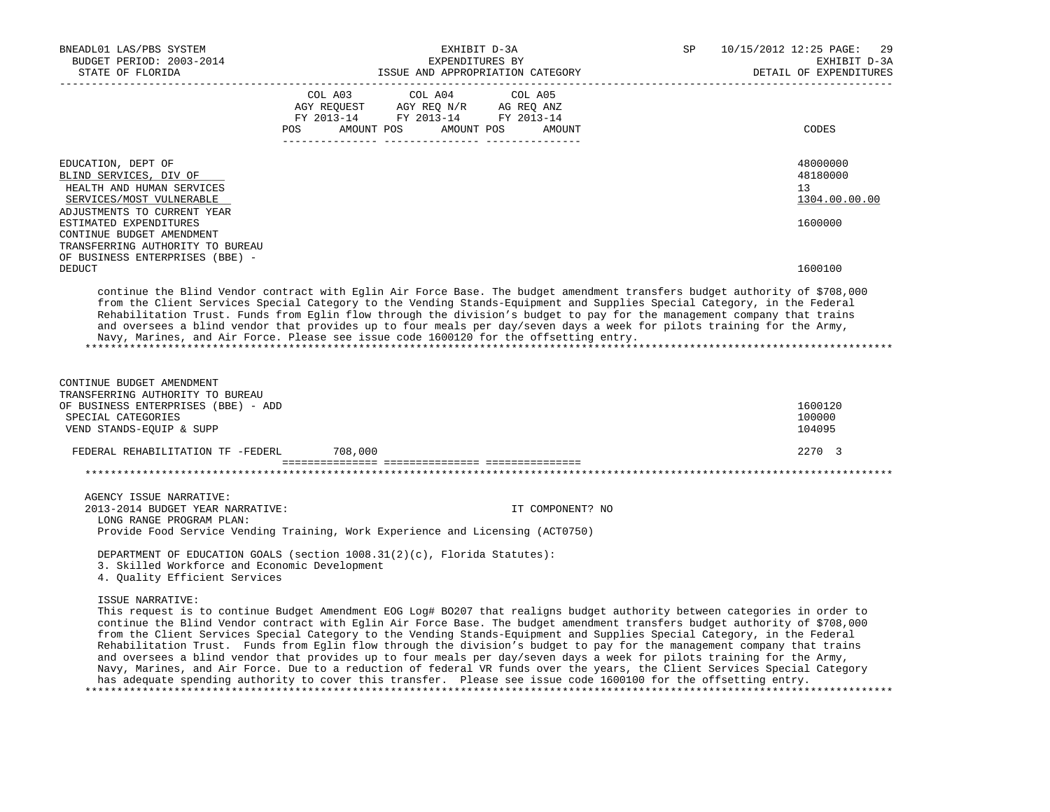BNEADL01 LAS/PBS SYSTEM | EXHIBIT D-3A | SP 10/15/2012 12:25
BUDGET PERIOD: 2003-2014 | EXPENDITURES BY | EXHIBIT D-3A
STATE OF FLORIDA | ISSUE AND APPROPRIATION CATEGORY | DETAIL OF EXPENDITURES

| | COL A03 AGY REQUEST FY 2013-14 POS AMOUNT | COL A04 AGY REQ N/R FY 2013-14 POS AMOUNT | COL A05 AG REQ ANZ FY 2013-14 POS AMOUNT | CODES |
|---|---|---|---|---|
| EDUCATION, DEPT OF | | | | 48000000 |
| BLIND SERVICES, DIV OF | | | | 48180000 |
| HEALTH AND HUMAN SERVICES | | | | 13 |
| SERVICES/MOST VULNERABLE | | | | 1304.00.00.00 |
| ADJUSTMENTS TO CURRENT YEAR ESTIMATED EXPENDITURES | | | | 1600000 |
| CONTINUE BUDGET AMENDMENT TRANSFERRING AUTHORITY TO BUREAU OF BUSINESS ENTERPRISES (BBE) - DEDUCT | | | | 1600100 |

continue the Blind Vendor contract with Eglin Air Force Base. The budget amendment transfers budget authority of $708,000 from the Client Services Special Category to the Vending Stands-Equipment and Supplies Special Category, in the Federal Rehabilitation Trust. Funds from Eglin flow through the division's budget to pay for the management company that trains and oversees a blind vendor that provides up to four meals per day/seven days a week for pilots training for the Army, Navy, Marines, and Air Force. Please see issue code 1600120 for the offsetting entry.

| | COL A03 | COL A04 | COL A05 | CODES |
|---|---|---|---|---|
| CONTINUE BUDGET AMENDMENT TRANSFERRING AUTHORITY TO BUREAU OF BUSINESS ENTERPRISES (BBE) - ADD | | | | 1600120 |
| SPECIAL CATEGORIES | | | | 100000 |
| VEND STANDS-EQUIP & SUPP | | | | 104095 |
| FEDERAL REHABILITATION TF -FEDERL | 708,000 | | | 2270 3 |

AGENCY ISSUE NARRATIVE:

2013-2014 BUDGET YEAR NARRATIVE: IT COMPONENT? NO

LONG RANGE PROGRAM PLAN:
Provide Food Service Vending Training, Work Experience and Licensing (ACT0750)

DEPARTMENT OF EDUCATION GOALS (section 1008.31(2)(c), Florida Statutes):
3. Skilled Workforce and Economic Development
4. Quality Efficient Services

ISSUE NARRATIVE:
This request is to continue Budget Amendment EOG Log# BO207 that realigns budget authority between categories in order to continue the Blind Vendor contract with Eglin Air Force Base. The budget amendment transfers budget authority of $708,000 from the Client Services Special Category to the Vending Stands-Equipment and Supplies Special Category, in the Federal Rehabilitation Trust. Funds from Eglin flow through the division's budget to pay for the management company that trains and oversees a blind vendor that provides up to four meals per day/seven days a week for pilots training for the Army, Navy, Marines, and Air Force. Due to a reduction of federal VR funds over the years, the Client Services Special Category has adequate spending authority to cover this transfer. Please see issue code 1600100 for the offsetting entry.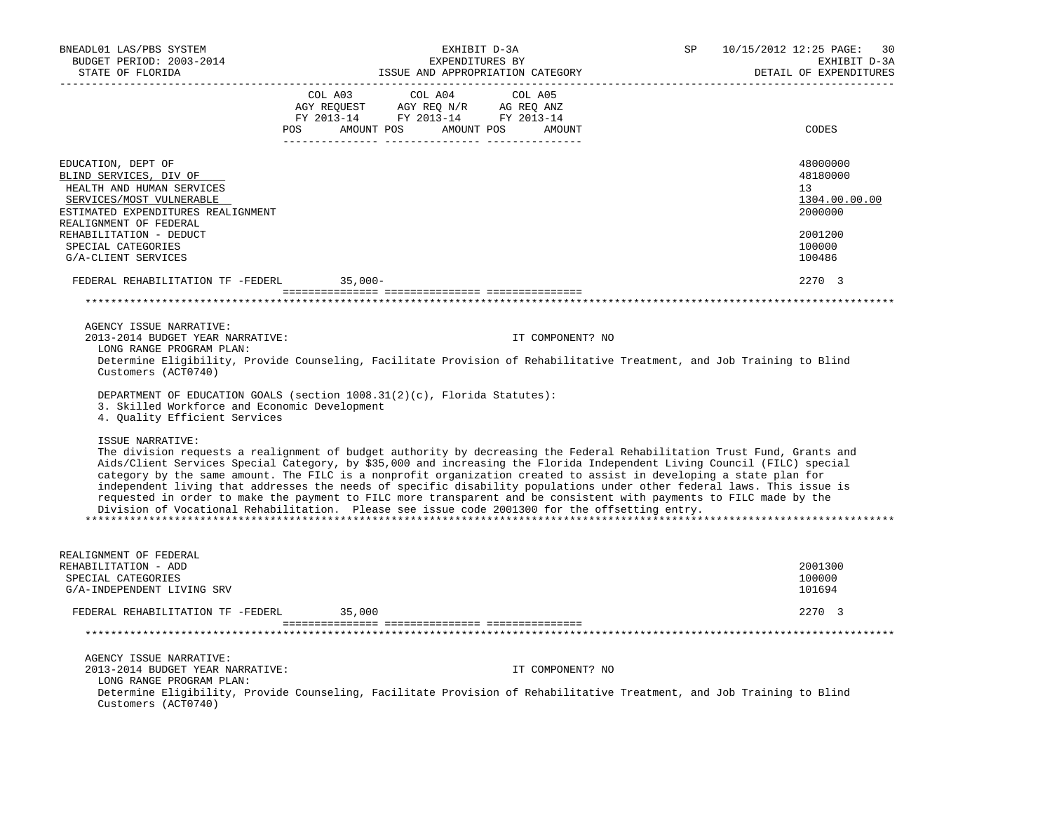| | COL A03 AGY REQUEST FY 2013-14 POS AMOUNT | COL A04 AGY REQ N/R FY 2013-14 POS AMOUNT | COL A05 AG REQ ANZ FY 2013-14 POS AMOUNT | CODES |
|---|---|---|---|---|
| EDUCATION, DEPT OF | | | | 48000000 |
| BLIND SERVICES, DIV OF | | | | 48180000 |
| HEALTH AND HUMAN SERVICES | | | | 13 |
| SERVICES/MOST VULNERABLE | | | | 1304.00.00.00 |
| ESTIMATED EXPENDITURES REALIGNMENT | | | | 2000000 |
| REALIGNMENT OF FEDERAL REHABILITATION - DEDUCT | | | | 2001200 |
| SPECIAL CATEGORIES | | | | 100000 |
| G/A-CLIENT SERVICES | | | | 100486 |
| FEDERAL REHABILITATION TF -FEDERL | 35,000- | | | 2270 3 |

AGENCY ISSUE NARRATIVE:
2013-2014 BUDGET YEAR NARRATIVE: IT COMPONENT? NO
LONG RANGE PROGRAM PLAN:
Determine Eligibility, Provide Counseling, Facilitate Provision of Rehabilitative Treatment, and Job Training to Blind Customers (ACT0740)

DEPARTMENT OF EDUCATION GOALS (section 1008.31(2)(c), Florida Statutes):
3. Skilled Workforce and Economic Development
4. Quality Efficient Services

ISSUE NARRATIVE:
The division requests a realignment of budget authority by decreasing the Federal Rehabilitation Trust Fund, Grants and Aids/Client Services Special Category, by $35,000 and increasing the Florida Independent Living Council (FILC) special category by the same amount. The FILC is a nonprofit organization created to assist in developing a state plan for independent living that addresses the needs of specific disability populations under other federal laws. This issue is requested in order to make the payment to FILC more transparent and be consistent with payments to FILC made by the Division of Vocational Rehabilitation. Please see issue code 2001300 for the offsetting entry.

| | COL A03 | COL A04 | COL A05 | CODES |
|---|---|---|---|---|
| REALIGNMENT OF FEDERAL REHABILITATION - ADD | | | | 2001300 |
| SPECIAL CATEGORIES | | | | 100000 |
| G/A-INDEPENDENT LIVING SRV | | | | 101694 |
| FEDERAL REHABILITATION TF -FEDERL | 35,000 | | | 2270 3 |

AGENCY ISSUE NARRATIVE:
2013-2014 BUDGET YEAR NARRATIVE: IT COMPONENT? NO
LONG RANGE PROGRAM PLAN:
Determine Eligibility, Provide Counseling, Facilitate Provision of Rehabilitative Treatment, and Job Training to Blind Customers (ACT0740)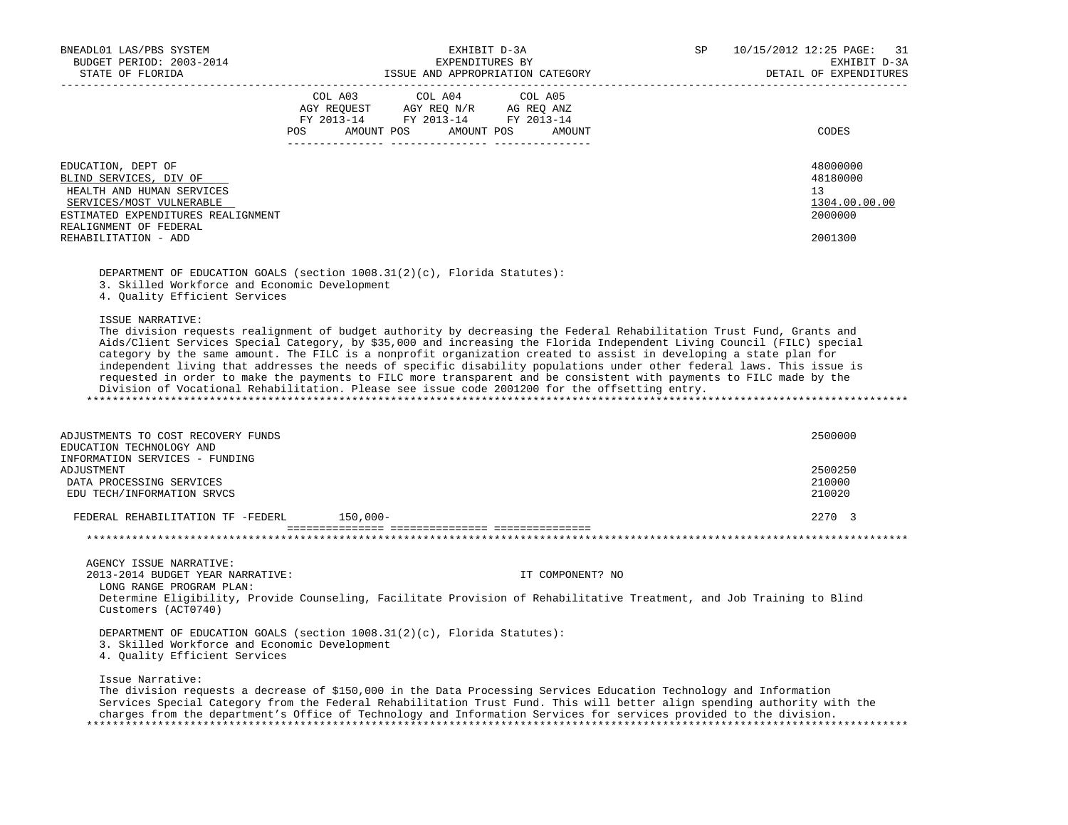EXHIBIT D-3A
EXPENDITURES BY
ISSUE AND APPROPRIATION CATEGORY

DETAIL OF EXPENDITURES

| | COL A03 AGY REQUEST FY 2013-14 POS | AMOUNT | COL A04 AGY REQ N/R FY 2013-14 POS | AMOUNT | COL A05 AG REQ ANZ FY 2013-14 POS | AMOUNT | CODES |
|---|---|---|---|---|---|---|---|
| EDUCATION, DEPT OF | | | | | | | 48000000 |
| BLIND SERVICES, DIV OF | | | | | | | 48180000 |
| HEALTH AND HUMAN SERVICES | | | | | | | 13 |
| SERVICES/MOST VULNERABLE | | | | | | | 1304.00.00.00 |
| ESTIMATED EXPENDITURES REALIGNMENT | | | | | | | 2000000 |
| REALIGNMENT OF FEDERAL REHABILITATION - ADD | | | | | | | 2001300 |

DEPARTMENT OF EDUCATION GOALS (section 1008.31(2)(c), Florida Statutes):
3. Skilled Workforce and Economic Development
4. Quality Efficient Services

ISSUE NARRATIVE:
The division requests realignment of budget authority by decreasing the Federal Rehabilitation Trust Fund, Grants and Aids/Client Services Special Category, by $35,000 and increasing the Florida Independent Living Council (FILC) special category by the same amount. The FILC is a nonprofit organization created to assist in developing a state plan for independent living that addresses the needs of specific disability populations under other federal laws. This issue is requested in order to make the payments to FILC more transparent and be consistent with payments to FILC made by the Division of Vocational Rehabilitation. Please see issue code 2001200 for the offsetting entry.

*****************************************************************************************************************************

| | COL A03 POS | AMOUNT | COL A04 POS | AMOUNT | COL A05 POS | AMOUNT | CODES |
|---|---|---|---|---|---|---|---|
| ADJUSTMENTS TO COST RECOVERY FUNDS | | | | | | | 2500000 |
| EDUCATION TECHNOLOGY AND INFORMATION SERVICES - FUNDING ADJUSTMENT | | | | | | | 2500250 |
| DATA PROCESSING SERVICES | | | | | | | 210000 |
| EDU TECH/INFORMATION SRVCS | | | | | | | 210020 |
| FEDERAL REHABILITATION TF -FEDERL | | 150,000- | | | | | 2270 3 |

*****************************************************************************************************************************

AGENCY ISSUE NARRATIVE:
2013-2014 BUDGET YEAR NARRATIVE: IT COMPONENT? NO

LONG RANGE PROGRAM PLAN:
Determine Eligibility, Provide Counseling, Facilitate Provision of Rehabilitative Treatment, and Job Training to Blind Customers (ACT0740)

DEPARTMENT OF EDUCATION GOALS (section 1008.31(2)(c), Florida Statutes):
3. Skilled Workforce and Economic Development
4. Quality Efficient Services

Issue Narrative:
The division requests a decrease of $150,000 in the Data Processing Services Education Technology and Information Services Special Category from the Federal Rehabilitation Trust Fund. This will better align spending authority with the charges from the department's Office of Technology and Information Services for services provided to the division.

*****************************************************************************************************************************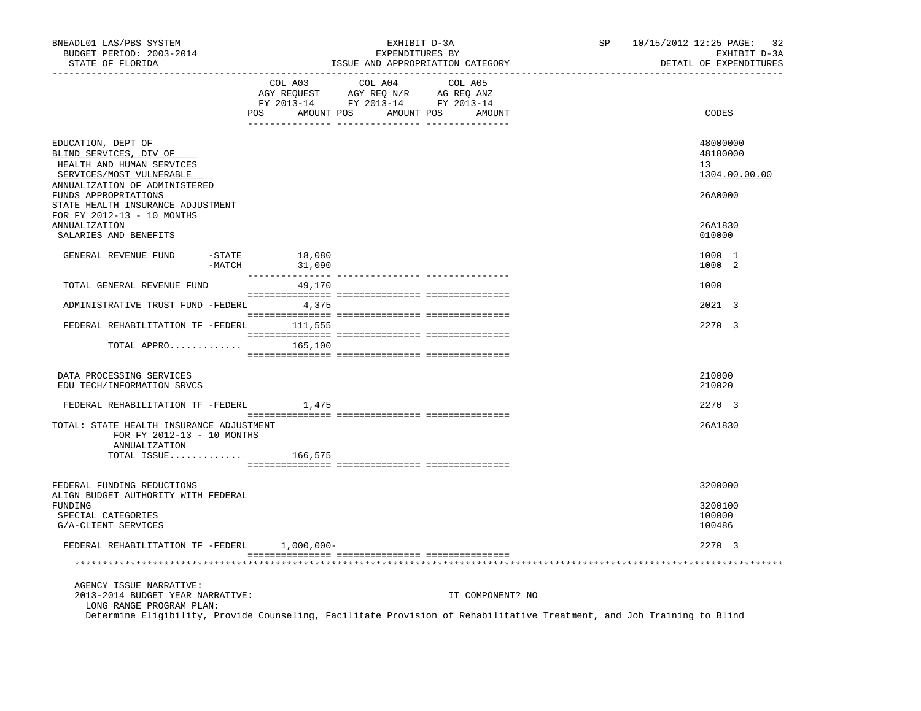BNEADL01 LAS/PBS SYSTEM
BUDGET PERIOD: 2003-2014
STATE OF FLORIDA

EXHIBIT D-3A
EXPENDITURES BY
ISSUE AND APPROPRIATION CATEGORY

SP 10/15/2012 12:25
EXHIBIT D-3A
DETAIL OF EXPENDITURES

| | COL A03 AGY REQUEST FY 2013-14 POS AMOUNT | COL A04 AGY REQ N/R FY 2013-14 POS AMOUNT | COL A05 AG REQ ANZ FY 2013-14 POS AMOUNT | CODES |
|---|---|---|---|---|
| EDUCATION, DEPT OF | | | | 48000000 |
| BLIND SERVICES, DIV OF | | | | 48180000 |
| HEALTH AND HUMAN SERVICES | | | | 13 |
| SERVICES/MOST VULNERABLE | | | | 1304.00.00.00 |
| ANNUALIZATION OF ADMINISTERED FUNDS APPROPRIATIONS | | | | 26A0000 |
| STATE HEALTH INSURANCE ADJUSTMENT FOR FY 2012-13 - 10 MONTHS ANNUALIZATION | | | | 26A1830 |
| SALARIES AND BENEFITS | | | | 010000 |
| GENERAL REVENUE FUND -STATE | 18,080 | | | 1000 1 |
| -MATCH | 31,090 | | | 1000 2 |
| TOTAL GENERAL REVENUE FUND | 49,170 | | | 1000 |
| ADMINISTRATIVE TRUST FUND -FEDERL | 4,375 | | | 2021 3 |
| FEDERAL REHABILITATION TF -FEDERL | 111,555 | | | 2270 3 |
| TOTAL APPRO............ | 165,100 | | | |
| DATA PROCESSING SERVICES | | | | 210000 |
| EDU TECH/INFORMATION SRVCS | | | | 210020 |
| FEDERAL REHABILITATION TF -FEDERL | 1,475 | | | 2270 3 |
| TOTAL: STATE HEALTH INSURANCE ADJUSTMENT FOR FY 2012-13 - 10 MONTHS ANNUALIZATION | | | | 26A1830 |
| TOTAL ISSUE............ | 166,575 | | | |
| FEDERAL FUNDING REDUCTIONS | | | | 3200000 |
| ALIGN BUDGET AUTHORITY WITH FEDERAL FUNDING | | | | 3200100 |
| SPECIAL CATEGORIES | | | | 100000 |
| G/A-CLIENT SERVICES | | | | 100486 |
| FEDERAL REHABILITATION TF -FEDERL | 1,000,000- | | | 2270 3 |

AGENCY ISSUE NARRATIVE:
2013-2014 BUDGET YEAR NARRATIVE: IT COMPONENT? NO
LONG RANGE PROGRAM PLAN:
Determine Eligibility, Provide Counseling, Facilitate Provision of Rehabilitative Treatment, and Job Training to Blind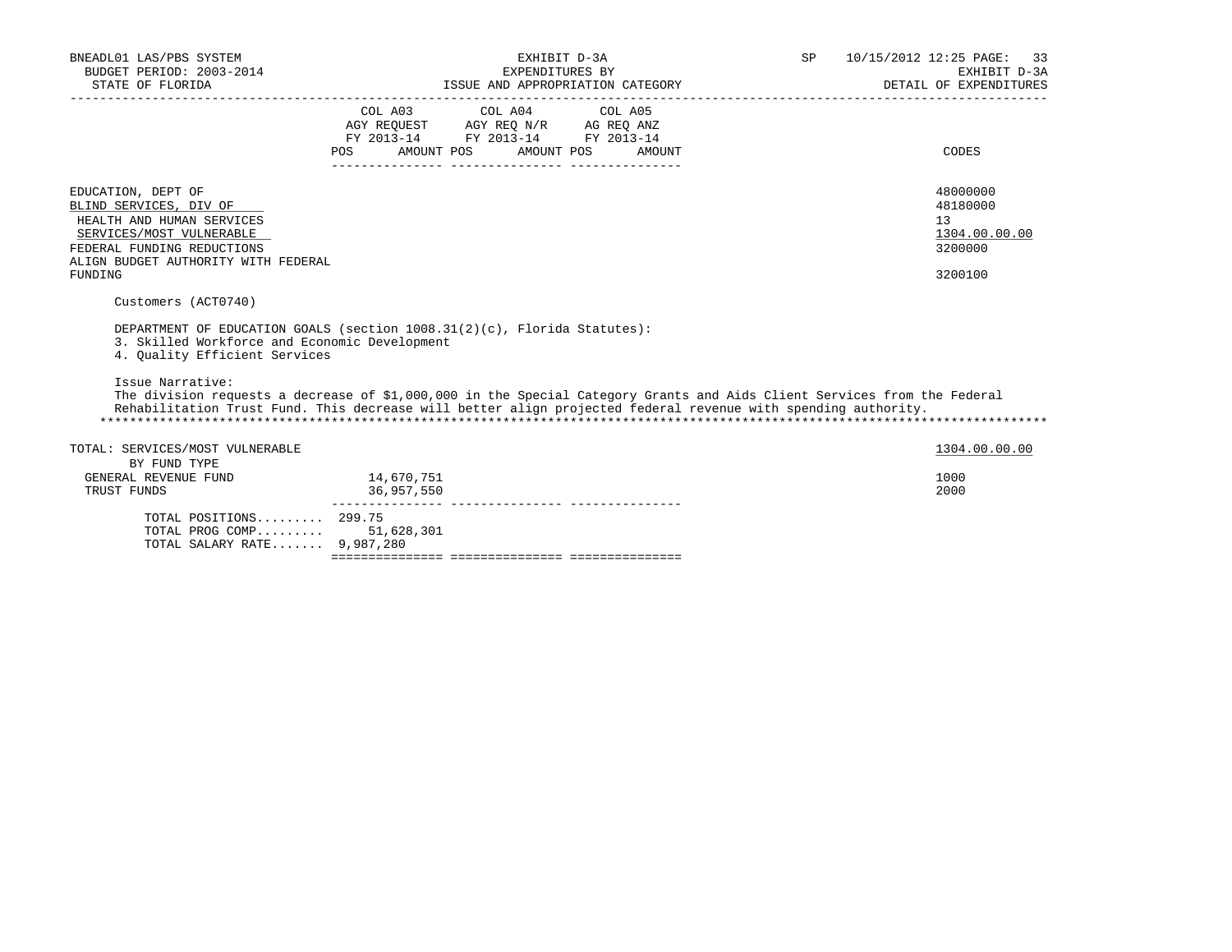BNEADL01 LAS/PBS SYSTEM
BUDGET PERIOD: 2003-2014
STATE OF FLORIDA

EXHIBIT D-3A
EXPENDITURES BY
ISSUE AND APPROPRIATION CATEGORY

SP 10/15/2012 12:25

EXHIBIT D-3A
DETAIL OF EXPENDITURES

| | COL A03 AGY REQUEST FY 2013-14 POS AMOUNT | COL A04 AGY REQ N/R FY 2013-14 POS AMOUNT | COL A05 AG REQ ANZ FY 2013-14 POS AMOUNT | CODES |
|---|---|---|---|---|
| EDUCATION, DEPT OF | | | | 48000000 |
| BLIND SERVICES, DIV OF | | | | 48180000 |
| HEALTH AND HUMAN SERVICES | | | | 13 |
| SERVICES/MOST VULNERABLE | | | | 1304.00.00.00 |
| FEDERAL FUNDING REDUCTIONS | | | | 3200000 |
| ALIGN BUDGET AUTHORITY WITH FEDERAL FUNDING | | | | 3200100 |

Customers (ACT0740)

DEPARTMENT OF EDUCATION GOALS (section 1008.31(2)(c), Florida Statutes):
3. Skilled Workforce and Economic Development
4. Quality Efficient Services

Issue Narrative:
The division requests a decrease of $1,000,000 in the Special Category Grants and Aids Client Services from the Federal Rehabilitation Trust Fund. This decrease will better align projected federal revenue with spending authority.

| TOTAL: SERVICES/MOST VULNERABLE | COL A03 | COL A04 | COL A05 | 1304.00.00.00 |
|---|---|---|---|---|
| BY FUND TYPE | | | | |
| GENERAL REVENUE FUND | 14,670,751 | | | 1000 |
| TRUST FUNDS | 36,957,550 | | | 2000 |
| TOTAL POSITIONS......... | 299.75 | | | |
| TOTAL PROG COMP......... | 51,628,301 | | | |
| TOTAL SALARY RATE....... | 9,987,280 | | | |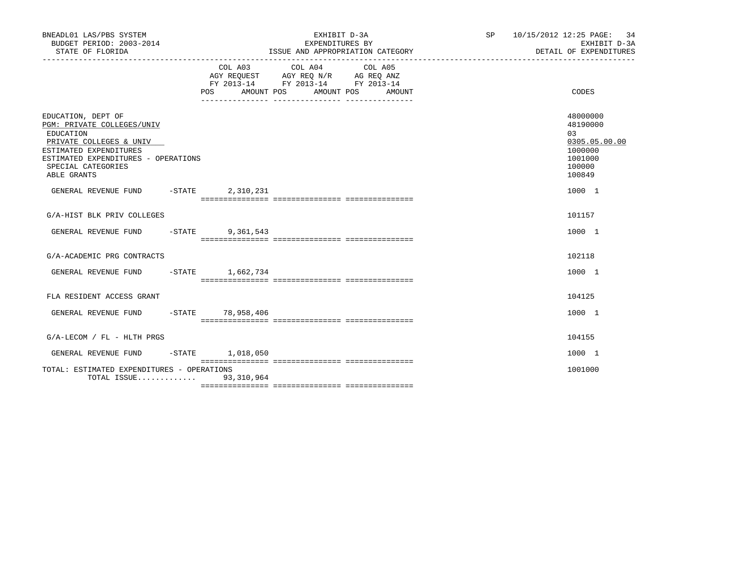BNEADL01 LAS/PBS SYSTEM | EXHIBIT D-3A | SP 10/15/2012 12:25 PAGE: 34
BUDGET PERIOD: 2003-2014 | EXPENDITURES BY | EXHIBIT D-3A
STATE OF FLORIDA | ISSUE AND APPROPRIATION CATEGORY | DETAIL OF EXPENDITURES

| | COL A03 AGY REQUEST FY 2013-14 POS AMOUNT | COL A04 AGY REQ N/R FY 2013-14 POS AMOUNT | COL A05 AG REQ ANZ FY 2013-14 POS AMOUNT | CODES |
|---|---|---|---|---|
| EDUCATION, DEPT OF | | | | 48000000 |
| PGM: PRIVATE COLLEGES/UNIV | | | | 48190000 |
| EDUCATION | | | | 03 |
| PRIVATE COLLEGES & UNIV | | | | 0305.05.00.00 |
| ESTIMATED EXPENDITURES | | | | 1000000 |
| ESTIMATED EXPENDITURES - OPERATIONS | | | | 1001000 |
| SPECIAL CATEGORIES | | | | 100000 |
| ABLE GRANTS | | | | 100849 |
| GENERAL REVENUE FUND -STATE | 2,310,231 | | | 1000 1 |
| G/A-HIST BLK PRIV COLLEGES | | | | 101157 |
| GENERAL REVENUE FUND -STATE | 9,361,543 | | | 1000 1 |
| G/A-ACADEMIC PRG CONTRACTS | | | | 102118 |
| GENERAL REVENUE FUND -STATE | 1,662,734 | | | 1000 1 |
| FLA RESIDENT ACCESS GRANT | | | | 104125 |
| GENERAL REVENUE FUND -STATE | 78,958,406 | | | 1000 1 |
| G/A-LECOM / FL - HLTH PRGS | | | | 104155 |
| GENERAL REVENUE FUND -STATE | 1,018,050 | | | 1000 1 |
| TOTAL: ESTIMATED EXPENDITURES - OPERATIONS | | | | 1001000 |
| TOTAL ISSUE............. | 93,310,964 | | | |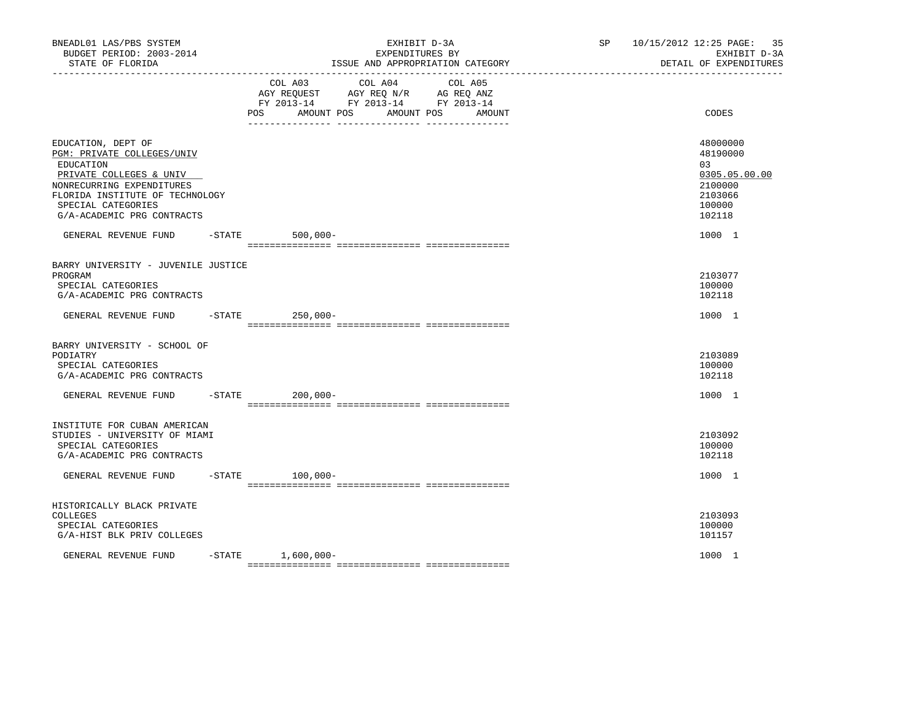BNEADL01 LAS/PBS SYSTEM — EXHIBIT D-3A — EXPENDITURES BY ISSUE AND APPROPRIATION CATEGORY — DETAIL OF EXPENDITURES

BUDGET PERIOD: 2003-2014 — STATE OF FLORIDA — SP 10/15/2012 12:25

| | COL A03 AGY REQUEST FY 2013-14 POS AMOUNT | COL A04 AGY REQ N/R FY 2013-14 POS AMOUNT | COL A05 AG REQ ANZ FY 2013-14 POS AMOUNT | CODES |
|---|---|---|---|---|
| EDUCATION, DEPT OF | | | | 48000000 |
| PGM: PRIVATE COLLEGES/UNIV | | | | 48190000 |
| EDUCATION | | | | 03 |
| PRIVATE COLLEGES & UNIV | | | | 0305.05.00.00 |
| NONRECURRING EXPENDITURES | | | | 2100000 |
| FLORIDA INSTITUTE OF TECHNOLOGY | | | | 2103066 |
| SPECIAL CATEGORIES | | | | 100000 |
| G/A-ACADEMIC PRG CONTRACTS | | | | 102118 |
| GENERAL REVENUE FUND -STATE | 500,000- | | | 1000 1 |
| BARRY UNIVERSITY - JUVENILE JUSTICE PROGRAM | | | | 2103077 |
| SPECIAL CATEGORIES | | | | 100000 |
| G/A-ACADEMIC PRG CONTRACTS | | | | 102118 |
| GENERAL REVENUE FUND -STATE | 250,000- | | | 1000 1 |
| BARRY UNIVERSITY - SCHOOL OF PODIATRY | | | | 2103089 |
| SPECIAL CATEGORIES | | | | 100000 |
| G/A-ACADEMIC PRG CONTRACTS | | | | 102118 |
| GENERAL REVENUE FUND -STATE | 200,000- | | | 1000 1 |
| INSTITUTE FOR CUBAN AMERICAN STUDIES - UNIVERSITY OF MIAMI | | | | 2103092 |
| SPECIAL CATEGORIES | | | | 100000 |
| G/A-ACADEMIC PRG CONTRACTS | | | | 102118 |
| GENERAL REVENUE FUND -STATE | 100,000- | | | 1000 1 |
| HISTORICALLY BLACK PRIVATE COLLEGES | | | | 2103093 |
| SPECIAL CATEGORIES | | | | 100000 |
| G/A-HIST BLK PRIV COLLEGES | | | | 101157 |
| GENERAL REVENUE FUND -STATE | 1,600,000- | | | 1000 1 |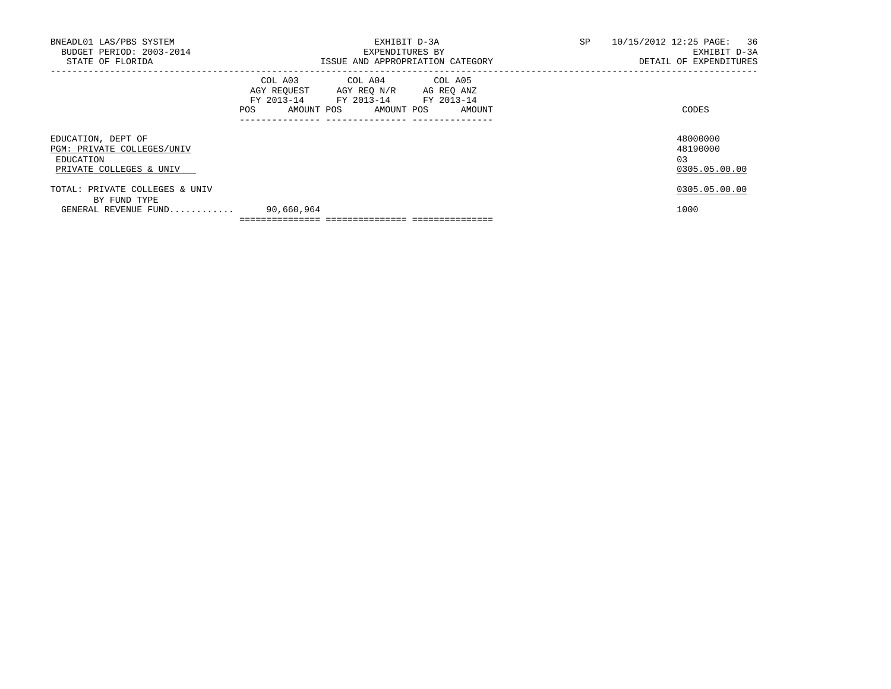| | COL A03 AGY REQUEST FY 2013-14 | | COL A04 AGY REQ N/R FY 2013-14 | | COL A05 AG REQ ANZ FY 2013-14 | | |
|---|---|---|---|---|---|---|---|
| | POS | AMOUNT | POS | AMOUNT | POS | AMOUNT | CODES |
| EDUCATION, DEPT OF | | | | | | | 48000000 |
| PGM: PRIVATE COLLEGES/UNIV | | | | | | | 48190000 |
| EDUCATION | | | | | | | 03 |
| PRIVATE COLLEGES & UNIV | | | | | | | 0305.05.00.00 |
| TOTAL: PRIVATE COLLEGES & UNIV | | | | | | | 0305.05.00.00 |
| BY FUND TYPE | | | | | | | |
| GENERAL REVENUE FUND............ | | 90,660,964 | | | | | 1000 |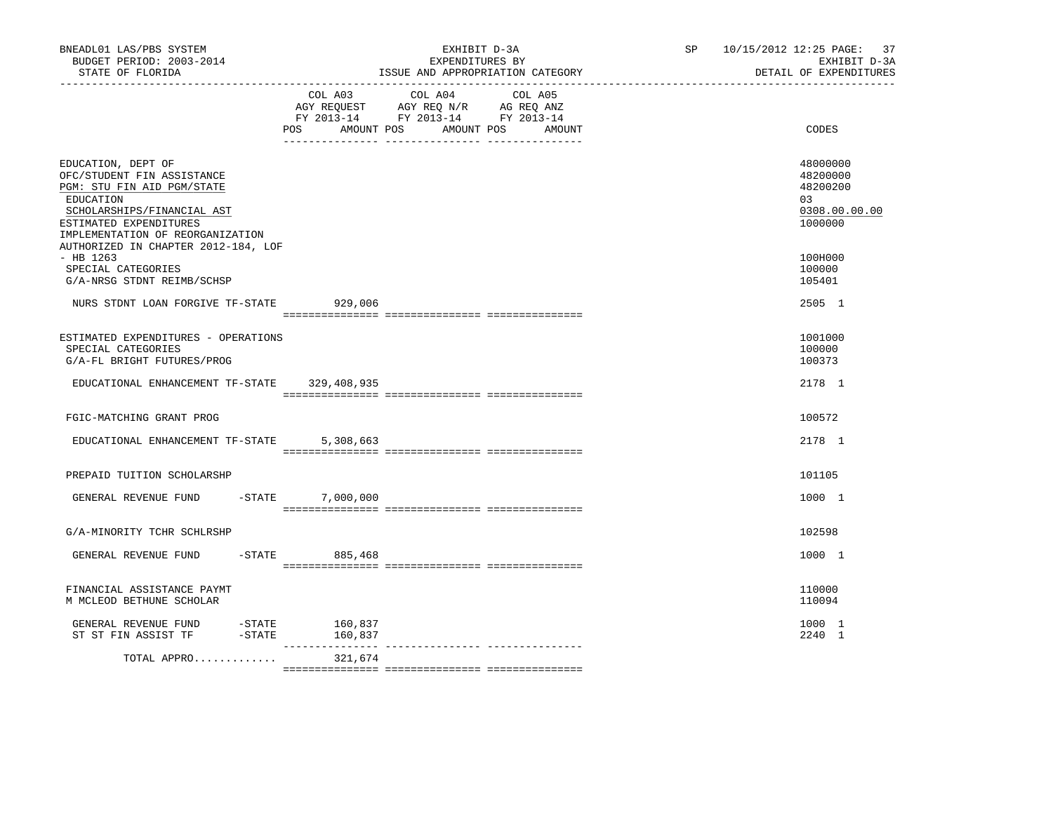BNEADL01 LAS/PBS SYSTEM
BUDGET PERIOD: 2003-2014
STATE OF FLORIDA

EXHIBIT D-3A
EXPENDITURES BY
ISSUE AND APPROPRIATION CATEGORY

SP 10/15/2012 12:25
EXHIBIT D-3A
DETAIL OF EXPENDITURES

| | COL A03 AGY REQUEST FY 2013-14 POS AMOUNT | COL A04 AGY REQ N/R FY 2013-14 POS AMOUNT | COL A05 AG REQ ANZ FY 2013-14 POS AMOUNT | CODES |
|---|---|---|---|---|
| EDUCATION, DEPT OF | | | | 48000000 |
| OFC/STUDENT FIN ASSISTANCE | | | | 48200000 |
| PGM: STU FIN AID PGM/STATE | | | | 48200200 |
| EDUCATION | | | | 03 |
| SCHOLARSHIPS/FINANCIAL AST | | | | 0308.00.00.00 |
| ESTIMATED EXPENDITURES | | | | 1000000 |
| IMPLEMENTATION OF REORGANIZATION AUTHORIZED IN CHAPTER 2012-184, LOF - HB 1263 | | | | 100H000 |
| SPECIAL CATEGORIES | | | | 100000 |
| G/A-NRSG STDNT REIMB/SCHSP | | | | 105401 |
| NURS STDNT LOAN FORGIVE TF-STATE | 929,006 | | | 2505 1 |
| ESTIMATED EXPENDITURES - OPERATIONS | | | | 1001000 |
| SPECIAL CATEGORIES | | | | 100000 |
| G/A-FL BRIGHT FUTURES/PROG | | | | 100373 |
| EDUCATIONAL ENHANCEMENT TF-STATE | 329,408,935 | | | 2178 1 |
| FGIC-MATCHING GRANT PROG | | | | 100572 |
| EDUCATIONAL ENHANCEMENT TF-STATE | 5,308,663 | | | 2178 1 |
| PREPAID TUITION SCHOLARSHP | | | | 101105 |
| GENERAL REVENUE FUND -STATE | 7,000,000 | | | 1000 1 |
| G/A-MINORITY TCHR SCHLRSHP | | | | 102598 |
| GENERAL REVENUE FUND -STATE | 885,468 | | | 1000 1 |
| FINANCIAL ASSISTANCE PAYMT | | | | 110000 |
| M MCLEOD BETHUNE SCHOLAR | | | | 110094 |
| GENERAL REVENUE FUND -STATE | 160,837 | | | 1000 1 |
| ST ST FIN ASSIST TF -STATE | 160,837 | | | 2240 1 |
| TOTAL APPRO............. | 321,674 | | | |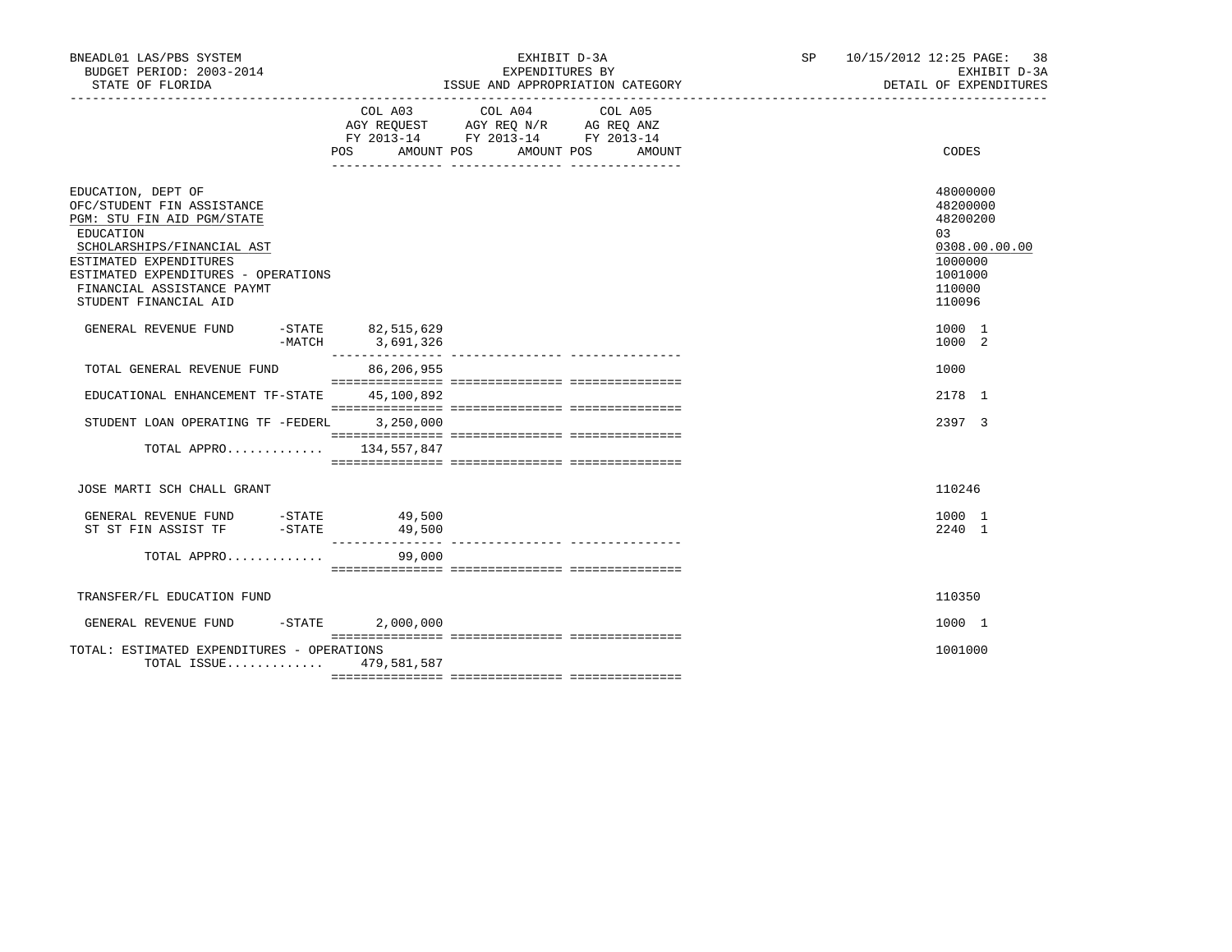BNEADL01 LAS/PBS SYSTEM
BUDGET PERIOD: 2003-2014
STATE OF FLORIDA

EXHIBIT D-3A
EXPENDITURES BY
ISSUE AND APPROPRIATION CATEGORY

SP 10/15/2012 12:25
EXHIBIT D-3A
DETAIL OF EXPENDITURES

| | COL A03 AGY REQUEST FY 2013-14 POS AMOUNT | COL A04 AGY REQ N/R FY 2013-14 POS AMOUNT | COL A05 AG REQ ANZ FY 2013-14 POS AMOUNT | CODES |
|---|---|---|---|---|
| EDUCATION, DEPT OF | | | | 48000000 |
| OFC/STUDENT FIN ASSISTANCE | | | | 48200000 |
| PGM: STU FIN AID PGM/STATE | | | | 48200200 |
| EDUCATION | | | | 03 |
| SCHOLARSHIPS/FINANCIAL AST | | | | 0308.00.00.00 |
| ESTIMATED EXPENDITURES | | | | 1000000 |
| ESTIMATED EXPENDITURES - OPERATIONS | | | | 1001000 |
| FINANCIAL ASSISTANCE PAYMT | | | | 110000 |
| STUDENT FINANCIAL AID | | | | 110096 |
| GENERAL REVENUE FUND -STATE | 82,515,629 | | | 1000 1 |
| -MATCH | 3,691,326 | | | 1000 2 |
| TOTAL GENERAL REVENUE FUND | 86,206,955 | | | 1000 |
| EDUCATIONAL ENHANCEMENT TF-STATE | 45,100,892 | | | 2178 1 |
| STUDENT LOAN OPERATING TF -FEDERL | 3,250,000 | | | 2397 3 |
| TOTAL APPRO............. | 134,557,847 | | | |
| JOSE MARTI SCH CHALL GRANT | | | | 110246 |
| GENERAL REVENUE FUND -STATE | 49,500 | | | 1000 1 |
| ST ST FIN ASSIST TF -STATE | 49,500 | | | 2240 1 |
| TOTAL APPRO............. | 99,000 | | | |
| TRANSFER/FL EDUCATION FUND | | | | 110350 |
| GENERAL REVENUE FUND -STATE | 2,000,000 | | | 1000 1 |
| TOTAL: ESTIMATED EXPENDITURES - OPERATIONS | | | | 1001000 |
| TOTAL ISSUE............. | 479,581,587 | | | |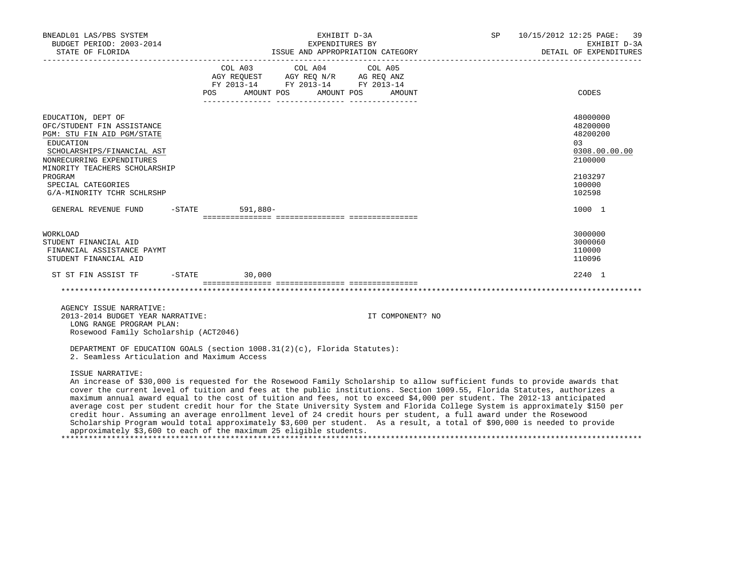| | COL A03 AGY REQUEST FY 2013-14 POS AMOUNT | COL A04 AGY REQ N/R FY 2013-14 POS AMOUNT | COL A05 AG REQ ANZ FY 2013-14 POS AMOUNT | CODES |
|---|---|---|---|---|
| EDUCATION, DEPT OF | | | | 48000000 |
| OFC/STUDENT FIN ASSISTANCE | | | | 48200000 |
| PGM: STU FIN AID PGM/STATE | | | | 48200200 |
| EDUCATION | | | | 03 |
| SCHOLARSHIPS/FINANCIAL AST | | | | 0308.00.00.00 |
| NONRECURRING EXPENDITURES | | | | 2100000 |
| MINORITY TEACHERS SCHOLARSHIP PROGRAM | | | | 2103297 |
| SPECIAL CATEGORIES | | | | 100000 |
| G/A-MINORITY TCHR SCHLRSHP | | | | 102598 |
| GENERAL REVENUE FUND -STATE | 591,880- | | | 1000 1 |
| WORKLOAD | | | | 3000000 |
| STUDENT FINANCIAL AID | | | | 3000060 |
| FINANCIAL ASSISTANCE PAYMT | | | | 110000 |
| STUDENT FINANCIAL AID | | | | 110096 |
| ST ST FIN ASSIST TF -STATE | 30,000 | | | 2240 1 |

AGENCY ISSUE NARRATIVE:
2013-2014 BUDGET YEAR NARRATIVE: IT COMPONENT? NO

LONG RANGE PROGRAM PLAN:
Rosewood Family Scholarship (ACT2046)

DEPARTMENT OF EDUCATION GOALS (section 1008.31(2)(c), Florida Statutes):
2. Seamless Articulation and Maximum Access

ISSUE NARRATIVE:
An increase of $30,000 is requested for the Rosewood Family Scholarship to allow sufficient funds to provide awards that cover the current level of tuition and fees at the public institutions. Section 1009.55, Florida Statutes, authorizes a maximum annual award equal to the cost of tuition and fees, not to exceed $4,000 per student. The 2012-13 anticipated average cost per student credit hour for the State University System and Florida College System is approximately $150 per credit hour. Assuming an average enrollment level of 24 credit hours per student, a full award under the Rosewood Scholarship Program would total approximately $3,600 per student. As a result, a total of $90,000 is needed to provide approximately $3,600 to each of the maximum 25 eligible students.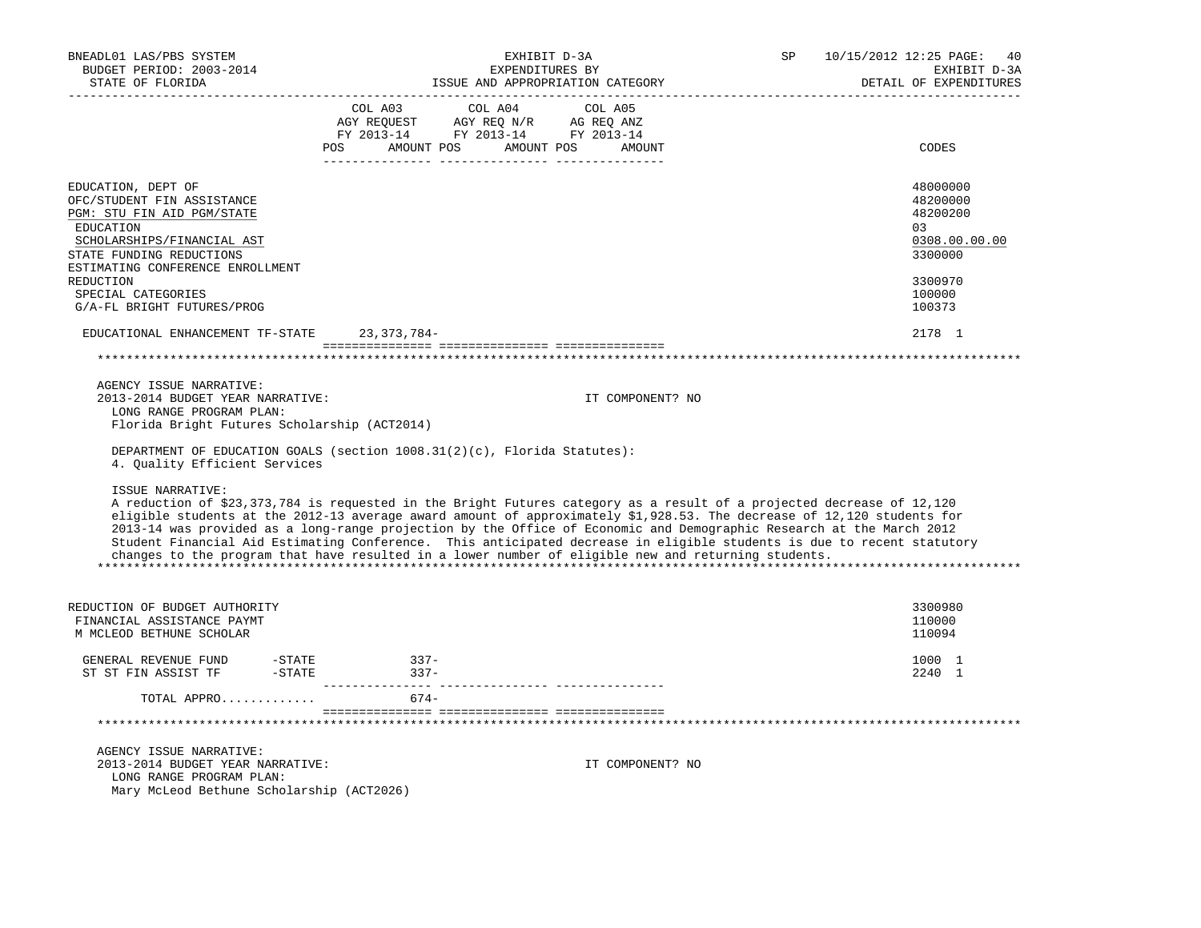BNEADL01 LAS/PBS SYSTEM | BUDGET PERIOD: 2003-2014 | STATE OF FLORIDA

EXHIBIT D-3A | EXPENDITURES BY | ISSUE AND APPROPRIATION CATEGORY

SP 10/15/2012 12:25 | EXHIBIT D-3A | DETAIL OF EXPENDITURES

| | COL A03 AGY REQUEST FY 2013-14 POS | AMOUNT | COL A04 AGY REQ N/R FY 2013-14 POS | AMOUNT | COL A05 AG REQ ANZ FY 2013-14 POS | AMOUNT | CODES |
|---|---|---|---|---|---|---|---|
| EDUCATION, DEPT OF | | | | | | | 48000000 |
| OFC/STUDENT FIN ASSISTANCE | | | | | | | 48200000 |
| PGM: STU FIN AID PGM/STATE | | | | | | | 48200200 |
| EDUCATION | | | | | | | 03 |
| SCHOLARSHIPS/FINANCIAL AST | | | | | | | 0308.00.00.00 |
| STATE FUNDING REDUCTIONS | | | | | | | 3300000 |
| ESTIMATING CONFERENCE ENROLLMENT REDUCTION | | | | | | | 3300970 |
| SPECIAL CATEGORIES | | | | | | | 100000 |
| G/A-FL BRIGHT FUTURES/PROG | | | | | | | 100373 |
| EDUCATIONAL ENHANCEMENT TF-STATE | | 23,373,784- | | | | | 2178 1 |

AGENCY ISSUE NARRATIVE:

2013-2014 BUDGET YEAR NARRATIVE: IT COMPONENT? NO

LONG RANGE PROGRAM PLAN:

Florida Bright Futures Scholarship (ACT2014)

DEPARTMENT OF EDUCATION GOALS (section 1008.31(2)(c), Florida Statutes):

4. Quality Efficient Services

ISSUE NARRATIVE:

A reduction of $23,373,784 is requested in the Bright Futures category as a result of a projected decrease of 12,120 eligible students at the 2012-13 average award amount of approximately $1,928.53. The decrease of 12,120 students for 2013-14 was provided as a long-range projection by the Office of Economic and Demographic Research at the March 2012 Student Financial Aid Estimating Conference. This anticipated decrease in eligible students is due to recent statutory changes to the program that have resulted in a lower number of eligible new and returning students.

| | COL A03 POS | AMOUNT | COL A04 POS | AMOUNT | COL A05 POS | AMOUNT | CODES |
|---|---|---|---|---|---|---|---|
| REDUCTION OF BUDGET AUTHORITY | | | | | | | 3300980 |
| FINANCIAL ASSISTANCE PAYMT | | | | | | | 110000 |
| M MCLEOD BETHUNE SCHOLAR | | | | | | | 110094 |
| GENERAL REVENUE FUND -STATE | | 337- | | | | | 1000 1 |
| ST ST FIN ASSIST TF -STATE | | 337- | | | | | 2240 1 |
| TOTAL APPRO............ | | 674- | | | | | |

AGENCY ISSUE NARRATIVE:

2013-2014 BUDGET YEAR NARRATIVE: IT COMPONENT? NO

LONG RANGE PROGRAM PLAN:

Mary McLeod Bethune Scholarship (ACT2026)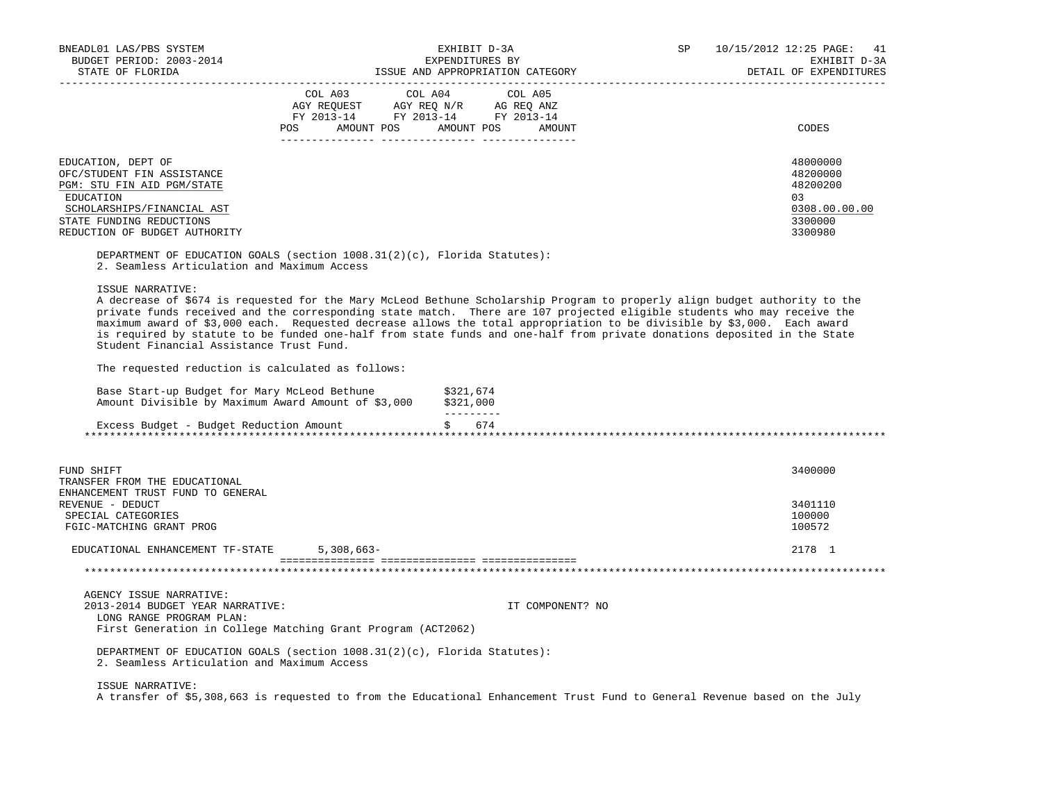| | COL A03 AGY REQUEST FY 2013-14 POS AMOUNT | COL A04 AGY REQ N/R FY 2013-14 POS AMOUNT | COL A05 AG REQ ANZ FY 2013-14 POS AMOUNT | CODES |
|---|---|---|---|---|
| EDUCATION, DEPT OF | | | | 48000000 |
| OFC/STUDENT FIN ASSISTANCE | | | | 48200000 |
| PGM: STU FIN AID PGM/STATE | | | | 48200200 |
| EDUCATION | | | | 03 |
| SCHOLARSHIPS/FINANCIAL AST | | | | 0308.00.00.00 |
| STATE FUNDING REDUCTIONS | | | | 3300000 |
| REDUCTION OF BUDGET AUTHORITY | | | | 3300980 |

DEPARTMENT OF EDUCATION GOALS (section 1008.31(2)(c), Florida Statutes):
2. Seamless Articulation and Maximum Access

ISSUE NARRATIVE:
A decrease of $674 is requested for the Mary McLeod Bethune Scholarship Program to properly align budget authority to the private funds received and the corresponding state match. There are 107 projected eligible students who may receive the maximum award of $3,000 each. Requested decrease allows the total appropriation to be divisible by $3,000. Each award is required by statute to be funded one-half from state funds and one-half from private donations deposited in the State Student Financial Assistance Trust Fund.

The requested reduction is calculated as follows:

| | |
|---|---|
| Base Start-up Budget for Mary McLeod Bethune | $321,674 |
| Amount Divisible by Maximum Award Amount of $3,000 | $321,000 |
| Excess Budget - Budget Reduction Amount | $ 674 |

***

| | COL A03 | COL A04 | COL A05 | CODES |
|---|---|---|---|---|
| FUND SHIFT | | | | 3400000 |
| TRANSFER FROM THE EDUCATIONAL ENHANCEMENT TRUST FUND TO GENERAL REVENUE - DEDUCT | | | | 3401110 |
| SPECIAL CATEGORIES | | | | 100000 |
| FGIC-MATCHING GRANT PROG | | | | 100572 |
| EDUCATIONAL ENHANCEMENT TF-STATE | 5,308,663- | | | 2178 1 |

***

AGENCY ISSUE NARRATIVE:
2013-2014 BUDGET YEAR NARRATIVE: IT COMPONENT? NO
LONG RANGE PROGRAM PLAN:
First Generation in College Matching Grant Program (ACT2062)

DEPARTMENT OF EDUCATION GOALS (section 1008.31(2)(c), Florida Statutes):
2. Seamless Articulation and Maximum Access

ISSUE NARRATIVE:
A transfer of $5,308,663 is requested to from the Educational Enhancement Trust Fund to General Revenue based on the July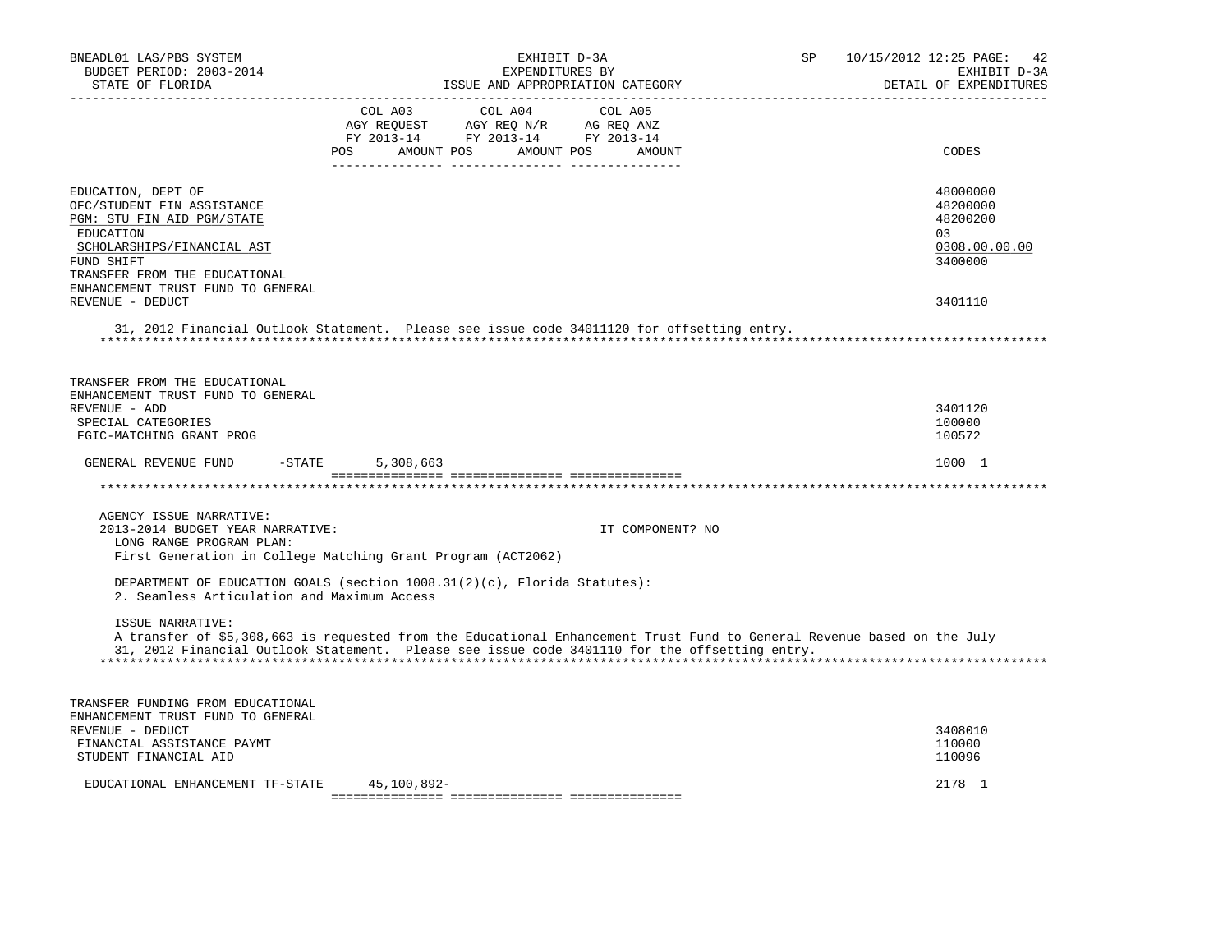| | COL A03 AGY REQUEST FY 2013-14 POS AMOUNT | COL A04 AGY REQ N/R FY 2013-14 POS AMOUNT | COL A05 AG REQ ANZ FY 2013-14 POS AMOUNT | CODES |
|---|---|---|---|---|
| EDUCATION, DEPT OF | | | | 48000000 |
| OFC/STUDENT FIN ASSISTANCE | | | | 48200000 |
| PGM: STU FIN AID PGM/STATE | | | | 48200200 |
| EDUCATION | | | | 03 |
| SCHOLARSHIPS/FINANCIAL AST | | | | 0308.00.00.00 |
| FUND SHIFT | | | | 3400000 |
| TRANSFER FROM THE EDUCATIONAL ENHANCEMENT TRUST FUND TO GENERAL REVENUE - DEDUCT | | | | 3401110 |

31, 2012 Financial Outlook Statement. Please see issue code 34011120 for offsetting entry.

*******************************************************************************************************************

| | COL A03 | COL A04 | COL A05 | CODES |
|---|---|---|---|---|
| TRANSFER FROM THE EDUCATIONAL ENHANCEMENT TRUST FUND TO GENERAL REVENUE - ADD | | | | 3401120 |
| SPECIAL CATEGORIES | | | | 100000 |
| FGIC-MATCHING GRANT PROG | | | | 100572 |
| GENERAL REVENUE FUND -STATE | 5,308,663 | | | 1000 1 |

*******************************************************************************************************************

AGENCY ISSUE NARRATIVE:
2013-2014 BUDGET YEAR NARRATIVE: IT COMPONENT? NO

LONG RANGE PROGRAM PLAN:
First Generation in College Matching Grant Program (ACT2062)

DEPARTMENT OF EDUCATION GOALS (section 1008.31(2)(c), Florida Statutes):
2. Seamless Articulation and Maximum Access

ISSUE NARRATIVE:
A transfer of $5,308,663 is requested from the Educational Enhancement Trust Fund to General Revenue based on the July 31, 2012 Financial Outlook Statement. Please see issue code 3401110 for the offsetting entry.

*******************************************************************************************************************

| | COL A03 | COL A04 | COL A05 | CODES |
|---|---|---|---|---|
| TRANSFER FUNDING FROM EDUCATIONAL ENHANCEMENT TRUST FUND TO GENERAL REVENUE - DEDUCT | | | | 3408010 |
| FINANCIAL ASSISTANCE PAYMT | | | | 110000 |
| STUDENT FINANCIAL AID | | | | 110096 |
| EDUCATIONAL ENHANCEMENT TF-STATE | 45,100,892- | | | 2178 1 |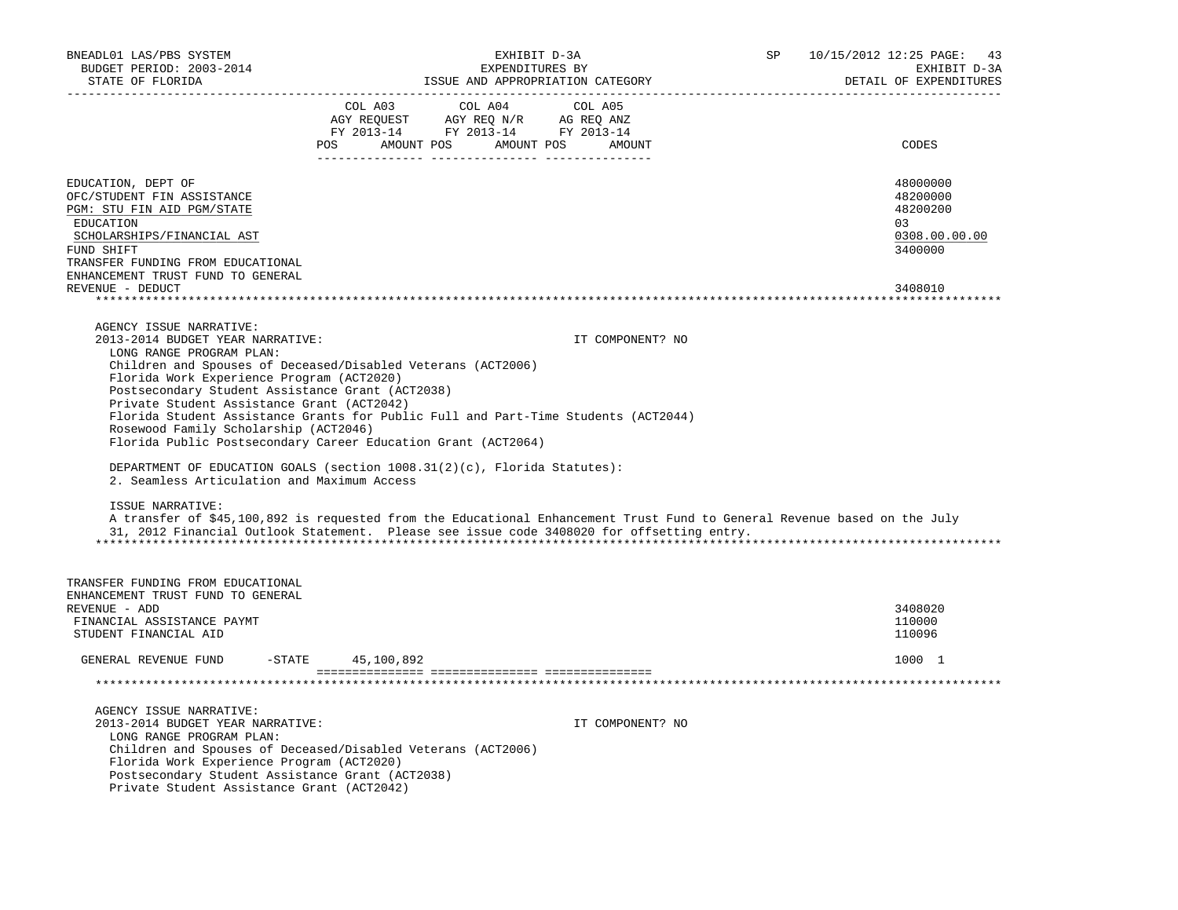| | COL A03 AGY REQUEST FY 2013-14 POS AMOUNT | COL A04 AGY REQ N/R FY 2013-14 POS AMOUNT | COL A05 AG REQ ANZ FY 2013-14 POS AMOUNT | CODES |
|---|---|---|---|---|
| EDUCATION, DEPT OF | | | | 48000000 |
| OFC/STUDENT FIN ASSISTANCE | | | | 48200000 |
| PGM: STU FIN AID PGM/STATE | | | | 48200200 |
| EDUCATION | | | | 03 |
| SCHOLARSHIPS/FINANCIAL AST | | | | 0308.00.00.00 |
| FUND SHIFT | | | | 3400000 |
| TRANSFER FUNDING FROM EDUCATIONAL ENHANCEMENT TRUST FUND TO GENERAL REVENUE - DEDUCT | | | | 3408010 |

AGENCY ISSUE NARRATIVE:

2013-2014 BUDGET YEAR NARRATIVE: IT COMPONENT? NO

LONG RANGE PROGRAM PLAN:
Children and Spouses of Deceased/Disabled Veterans (ACT2006)
Florida Work Experience Program (ACT2020)
Postsecondary Student Assistance Grant (ACT2038)
Private Student Assistance Grant (ACT2042)
Florida Student Assistance Grants for Public Full and Part-Time Students (ACT2044)
Rosewood Family Scholarship (ACT2046)
Florida Public Postsecondary Career Education Grant (ACT2064)

DEPARTMENT OF EDUCATION GOALS (section 1008.31(2)(c), Florida Statutes):
2. Seamless Articulation and Maximum Access

ISSUE NARRATIVE:
A transfer of $45,100,892 is requested from the Educational Enhancement Trust Fund to General Revenue based on the July 31, 2012 Financial Outlook Statement. Please see issue code 3408020 for offsetting entry.

| | COL A03 | COL A04 | COL A05 | CODES |
|---|---|---|---|---|
| TRANSFER FUNDING FROM EDUCATIONAL ENHANCEMENT TRUST FUND TO GENERAL REVENUE - ADD | | | | 3408020 |
| FINANCIAL ASSISTANCE PAYMT | | | | 110000 |
| STUDENT FINANCIAL AID | | | | 110096 |
| GENERAL REVENUE FUND -STATE | 45,100,892 | | | 1000 1 |

AGENCY ISSUE NARRATIVE:

2013-2014 BUDGET YEAR NARRATIVE: IT COMPONENT? NO

LONG RANGE PROGRAM PLAN:
Children and Spouses of Deceased/Disabled Veterans (ACT2006)
Florida Work Experience Program (ACT2020)
Postsecondary Student Assistance Grant (ACT2038)
Private Student Assistance Grant (ACT2042)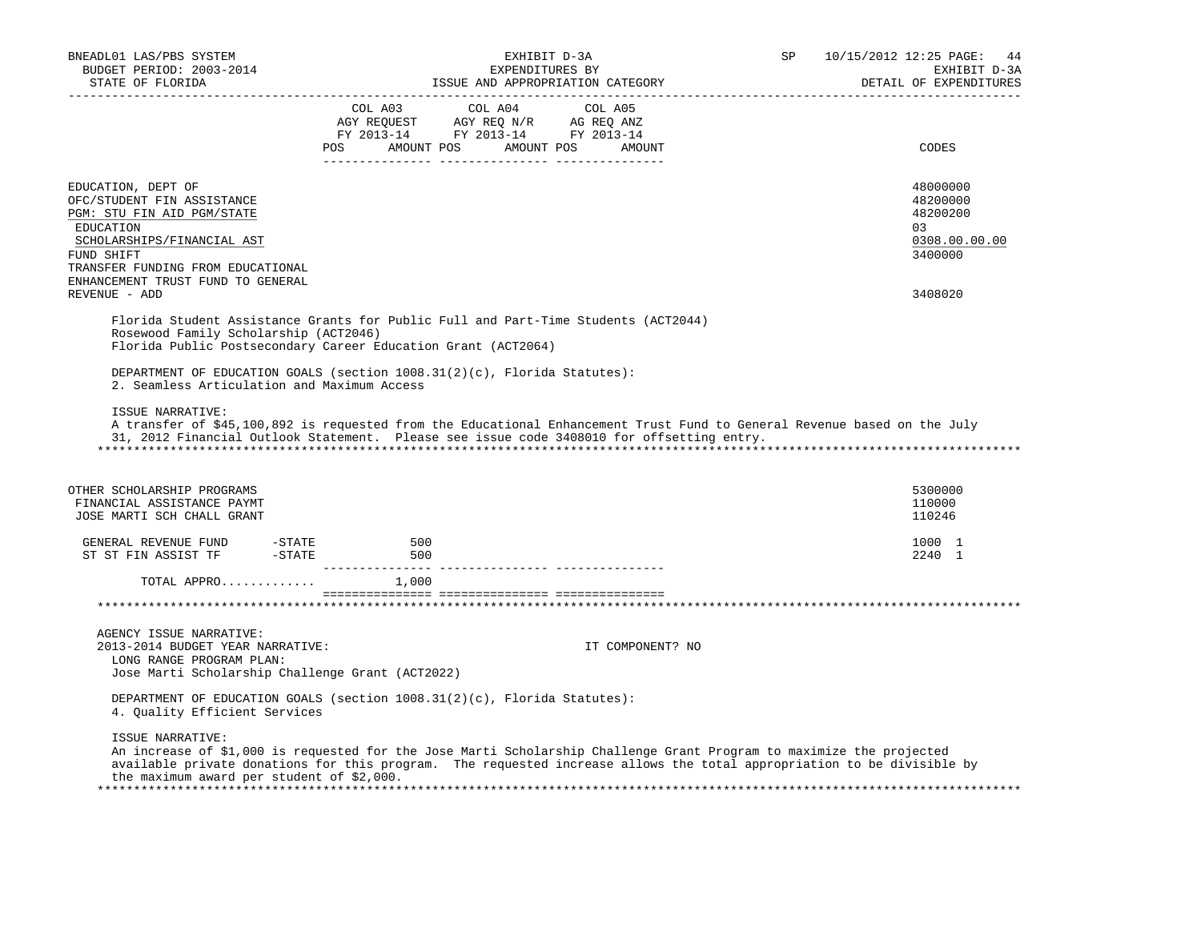| | COL A03 AGY REQUEST FY 2013-14 POS AMOUNT | COL A04 AGY REQ N/R FY 2013-14 POS AMOUNT | COL A05 AG REQ ANZ FY 2013-14 POS AMOUNT | CODES |
|---|---|---|---|---|
| EDUCATION, DEPT OF | | | | 48000000 |
| OFC/STUDENT FIN ASSISTANCE | | | | 48200000 |
| PGM: STU FIN AID PGM/STATE | | | | 48200200 |
| EDUCATION | | | | 03 |
| SCHOLARSHIPS/FINANCIAL AST | | | | 0308.00.00.00 |
| FUND SHIFT | | | | 3400000 |
| TRANSFER FUNDING FROM EDUCATIONAL ENHANCEMENT TRUST FUND TO GENERAL REVENUE - ADD | | | | 3408020 |

Florida Student Assistance Grants for Public Full and Part-Time Students (ACT2044)
Rosewood Family Scholarship (ACT2046)
Florida Public Postsecondary Career Education Grant (ACT2064)

DEPARTMENT OF EDUCATION GOALS (section 1008.31(2)(c), Florida Statutes):
2. Seamless Articulation and Maximum Access

ISSUE NARRATIVE:
A transfer of $45,100,892 is requested from the Educational Enhancement Trust Fund to General Revenue based on the July 31, 2012 Financial Outlook Statement. Please see issue code 3408010 for offsetting entry.

| | COL A03 AGY REQUEST FY 2013-14 POS AMOUNT | COL A04 AGY REQ N/R FY 2013-14 POS AMOUNT | COL A05 AG REQ ANZ FY 2013-14 POS AMOUNT | CODES |
|---|---|---|---|---|
| OTHER SCHOLARSHIP PROGRAMS | | | | 5300000 |
| FINANCIAL ASSISTANCE PAYMT | | | | 110000 |
| JOSE MARTI SCH CHALL GRANT | | | | 110246 |
| GENERAL REVENUE FUND -STATE | 500 | | | 1000 1 |
| ST ST FIN ASSIST TF -STATE | 500 | | | 2240 1 |
| TOTAL APPRO............ | 1,000 | | | |

AGENCY ISSUE NARRATIVE:
2013-2014 BUDGET YEAR NARRATIVE: IT COMPONENT? NO
LONG RANGE PROGRAM PLAN:
Jose Marti Scholarship Challenge Grant (ACT2022)

DEPARTMENT OF EDUCATION GOALS (section 1008.31(2)(c), Florida Statutes):
4. Quality Efficient Services

ISSUE NARRATIVE:
An increase of $1,000 is requested for the Jose Marti Scholarship Challenge Grant Program to maximize the projected available private donations for this program. The requested increase allows the total appropriation to be divisible by the maximum award per student of $2,000.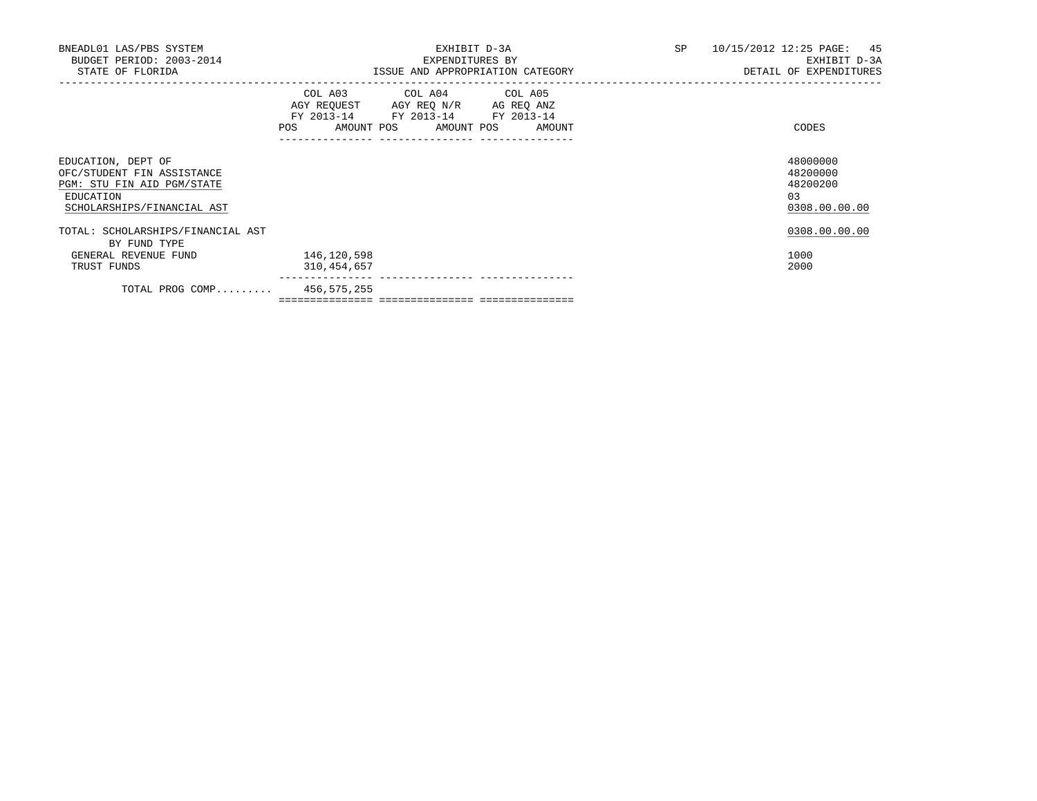BNEADL01 LAS/PBS SYSTEM
BUDGET PERIOD: 2003-2014
STATE OF FLORIDA

EXHIBIT D-3A
EXPENDITURES BY
ISSUE AND APPROPRIATION CATEGORY

SP 10/15/2012 12:25 PAGE: 45
EXHIBIT D-3A
DETAIL OF EXPENDITURES

| | COL A03 AGY REQUEST FY 2013-14 | | COL A04 AGY REQ N/R FY 2013-14 | | COL A05 AG REQ ANZ FY 2013-14 | | CODES |
|---|---|---|---|---|---|---|---|
| | POS | AMOUNT | POS | AMOUNT | POS | AMOUNT | |
| EDUCATION, DEPT OF | | | | | | | 48000000 |
| OFC/STUDENT FIN ASSISTANCE | | | | | | | 48200000 |
| PGM: STU FIN AID PGM/STATE | | | | | | | 48200200 |
| EDUCATION | | | | | | | 03 |
| SCHOLARSHIPS/FINANCIAL AST | | | | | | | 0308.00.00.00 |
| TOTAL: SCHOLARSHIPS/FINANCIAL AST | | | | | | | 0308.00.00.00 |
| BY FUND TYPE | | | | | | | |
| GENERAL REVENUE FUND | | 146,120,598 | | | | | 1000 |
| TRUST FUNDS | | 310,454,657 | | | | | 2000 |
| TOTAL PROG COMP......... | | 456,575,255 | | | | | |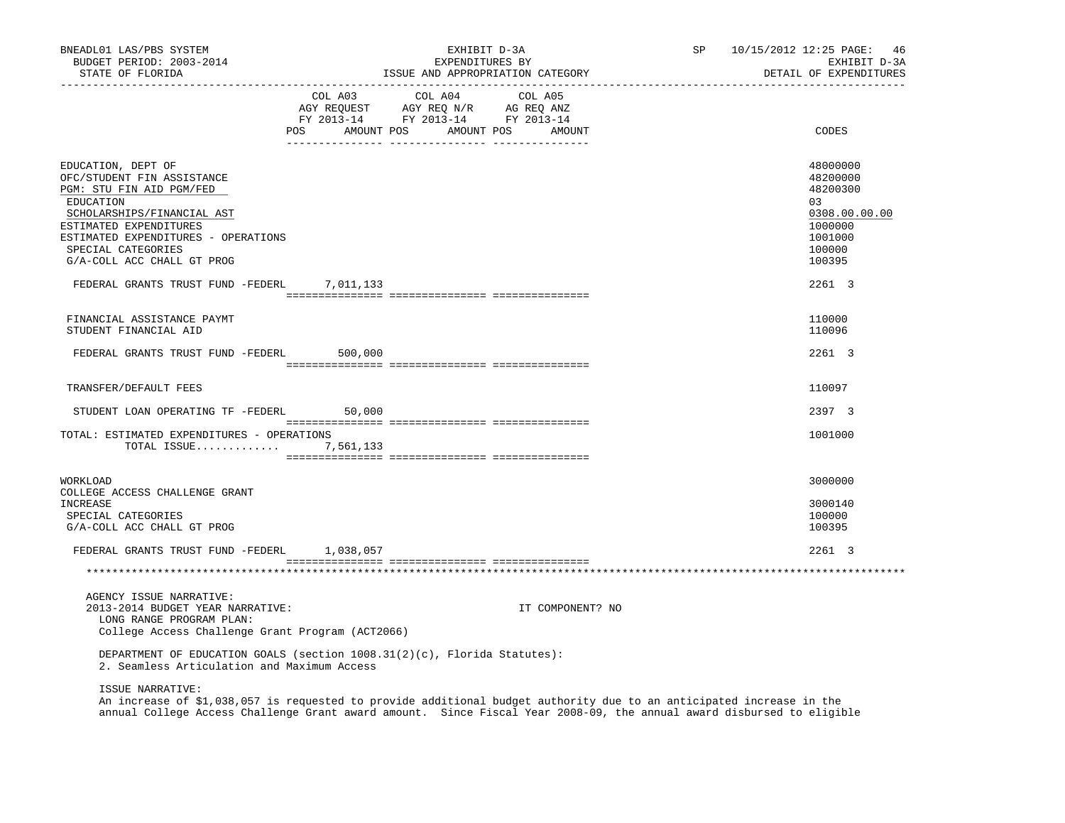BNEADL01 LAS/PBS SYSTEM — EXHIBIT D-3A — EXPENDITURES BY ISSUE AND APPROPRIATION CATEGORY
BUDGET PERIOD: 2003-2014 — STATE OF FLORIDA — SP 10/15/2012 12:25 — EXHIBIT D-3A — DETAIL OF EXPENDITURES

| | COL A03 AGY REQUEST FY 2013-14 POS AMOUNT | COL A04 AGY REQ N/R FY 2013-14 POS AMOUNT | COL A05 AG REQ ANZ FY 2013-14 POS AMOUNT | CODES |
|---|---|---|---|---|
| EDUCATION, DEPT OF | | | | 48000000 |
| OFC/STUDENT FIN ASSISTANCE | | | | 48200000 |
| PGM: STU FIN AID PGM/FED | | | | 48200300 |
| EDUCATION | | | | 03 |
| SCHOLARSHIPS/FINANCIAL AST | | | | 0308.00.00.00 |
| ESTIMATED EXPENDITURES | | | | 1000000 |
| ESTIMATED EXPENDITURES - OPERATIONS | | | | 1001000 |
| SPECIAL CATEGORIES | | | | 100000 |
| G/A-COLL ACC CHALL GT PROG | | | | 100395 |
| FEDERAL GRANTS TRUST FUND -FEDERL | 7,011,133 | | | 2261 3 |
| FINANCIAL ASSISTANCE PAYMT | | | | 110000 |
| STUDENT FINANCIAL AID | | | | 110096 |
| FEDERAL GRANTS TRUST FUND -FEDERL | 500,000 | | | 2261 3 |
| TRANSFER/DEFAULT FEES | | | | 110097 |
| STUDENT LOAN OPERATING TF -FEDERL | 50,000 | | | 2397 3 |
| TOTAL: ESTIMATED EXPENDITURES - OPERATIONS | | | | 1001000 |
| TOTAL ISSUE............ | 7,561,133 | | | |
| WORKLOAD | | | | 3000000 |
| COLLEGE ACCESS CHALLENGE GRANT INCREASE | | | | 3000140 |
| SPECIAL CATEGORIES | | | | 100000 |
| G/A-COLL ACC CHALL GT PROG | | | | 100395 |
| FEDERAL GRANTS TRUST FUND -FEDERL | 1,038,057 | | | 2261 3 |

AGENCY ISSUE NARRATIVE:

2013-2014 BUDGET YEAR NARRATIVE: IT COMPONENT? NO

LONG RANGE PROGRAM PLAN:
College Access Challenge Grant Program (ACT2066)

DEPARTMENT OF EDUCATION GOALS (section 1008.31(2)(c), Florida Statutes):
2. Seamless Articulation and Maximum Access

ISSUE NARRATIVE:
An increase of $1,038,057 is requested to provide additional budget authority due to an anticipated increase in the annual College Access Challenge Grant award amount. Since Fiscal Year 2008-09, the annual award disbursed to eligible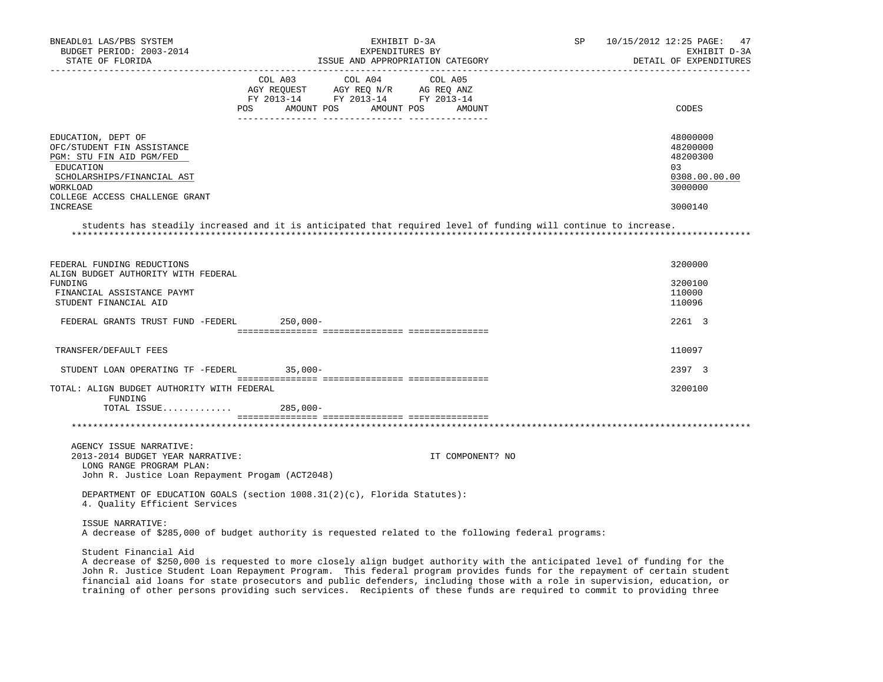EDUCATION, DEPT OF — 48000000
OFC/STUDENT FIN ASSISTANCE — 48200000
PGM: STU FIN AID PGM/FED — 48200300
EDUCATION — 03
SCHOLARSHIPS/FINANCIAL AST — 0308.00.00.00
WORKLOAD — 3000000
COLLEGE ACCESS CHALLENGE GRANT INCREASE — 3000140

students has steadily increased and it is anticipated that required level of funding will continue to increase.

*******************************************************************************************************************

| | COL A03 AGY REQUEST FY 2013-14 POS | AMOUNT | COL A04 AGY REQ N/R FY 2013-14 POS | AMOUNT | COL A05 AG REQ ANZ FY 2013-14 POS | AMOUNT | CODES |
|---|---|---|---|---|---|---|---|
| FEDERAL FUNDING REDUCTIONS | | | | | | | 3200000 |
| ALIGN BUDGET AUTHORITY WITH FEDERAL FUNDING | | | | | | | 3200100 |
| FINANCIAL ASSISTANCE PAYMT | | | | | | | 110000 |
| STUDENT FINANCIAL AID | | | | | | | 110096 |
| FEDERAL GRANTS TRUST FUND -FEDERL | | 250,000- | | | | | 2261 3 |
| TRANSFER/DEFAULT FEES | | | | | | | 110097 |
| STUDENT LOAN OPERATING TF -FEDERL | | 35,000- | | | | | 2397 3 |
| TOTAL: ALIGN BUDGET AUTHORITY WITH FEDERAL FUNDING | | | | | | | 3200100 |
| TOTAL ISSUE............ | | 285,000- | | | | | |

*******************************************************************************************************************

AGENCY ISSUE NARRATIVE:
2013-2014 BUDGET YEAR NARRATIVE: IT COMPONENT? NO

LONG RANGE PROGRAM PLAN:
John R. Justice Loan Repayment Progam (ACT2048)

DEPARTMENT OF EDUCATION GOALS (section 1008.31(2)(c), Florida Statutes):
4. Quality Efficient Services

ISSUE NARRATIVE:
A decrease of $285,000 of budget authority is requested related to the following federal programs:

Student Financial Aid
A decrease of $250,000 is requested to more closely align budget authority with the anticipated level of funding for the John R. Justice Student Loan Repayment Program. This federal program provides funds for the repayment of certain student financial aid loans for state prosecutors and public defenders, including those with a role in supervision, education, or training of other persons providing such services. Recipients of these funds are required to commit to providing three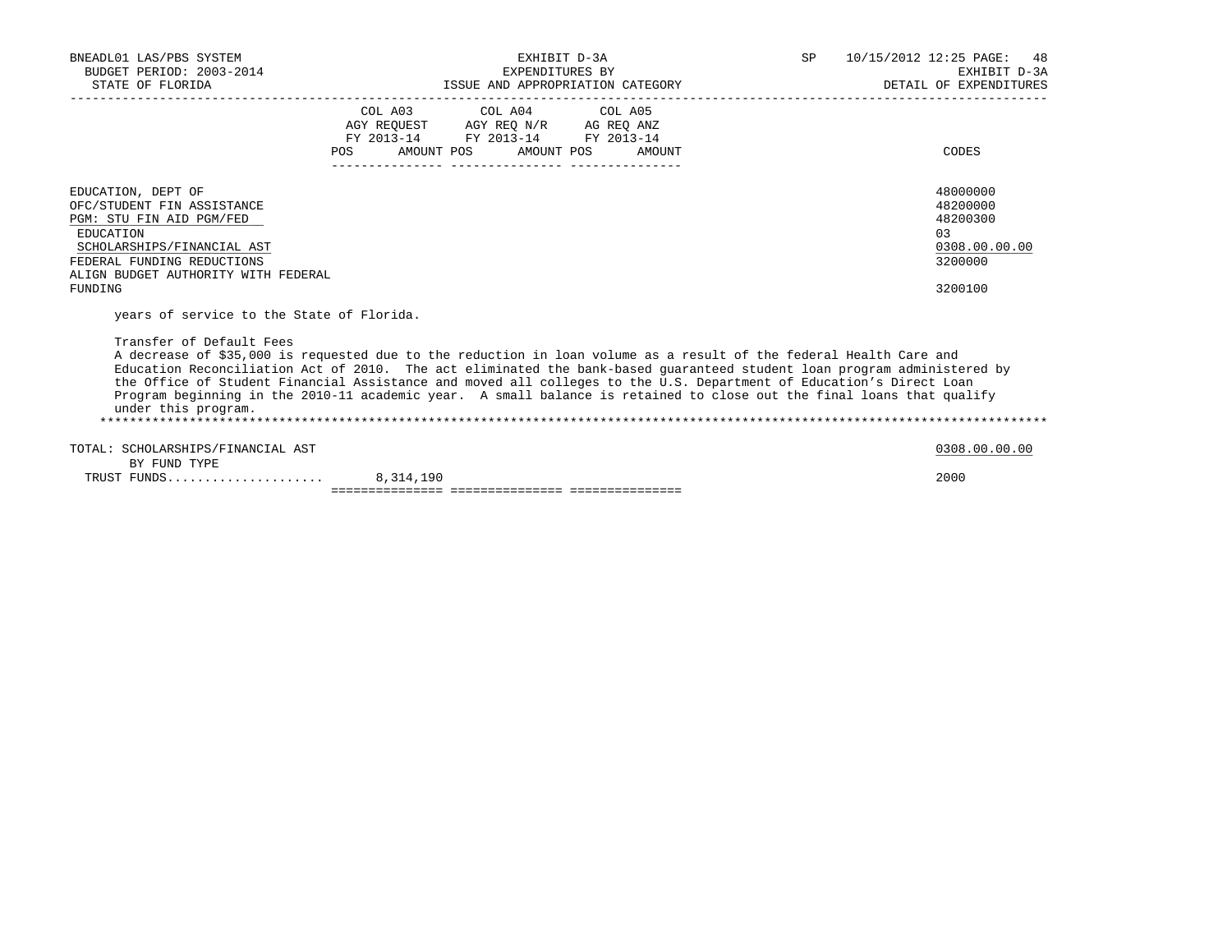| | COL A03 AGY REQUEST FY 2013-14 | | COL A04 AGY REQ N/R FY 2013-14 | | COL A05 AG REQ ANZ FY 2013-14 | | CODES |
|---|---|---|---|---|---|---|---|
| | POS | AMOUNT | POS | AMOUNT | POS | AMOUNT | |
| EDUCATION, DEPT OF | | | | | | | 48000000 |
| OFC/STUDENT FIN ASSISTANCE | | | | | | | 48200000 |
| PGM: STU FIN AID PGM/FED | | | | | | | 48200300 |
| EDUCATION | | | | | | | 03 |
| SCHOLARSHIPS/FINANCIAL AST | | | | | | | 0308.00.00.00 |
| FEDERAL FUNDING REDUCTIONS | | | | | | | 3200000 |
| ALIGN BUDGET AUTHORITY WITH FEDERAL FUNDING | | | | | | | 3200100 |

years of service to the State of Florida.

Transfer of Default Fees

A decrease of $35,000 is requested due to the reduction in loan volume as a result of the federal Health Care and Education Reconciliation Act of 2010. The act eliminated the bank-based guaranteed student loan program administered by the Office of Student Financial Assistance and moved all colleges to the U.S. Department of Education's Direct Loan Program beginning in the 2010-11 academic year. A small balance is retained to close out the final loans that qualify under this program.

| | COL A03 POS | COL A03 AMOUNT | COL A04 POS | COL A04 AMOUNT | COL A05 POS | COL A05 AMOUNT | CODES |
|---|---|---|---|---|---|---|---|
| TOTAL: SCHOLARSHIPS/FINANCIAL AST | | | | | | | 0308.00.00.00 |
| BY FUND TYPE | | | | | | | |
| TRUST FUNDS..................... | | 8,314,190 | | | | | 2000 |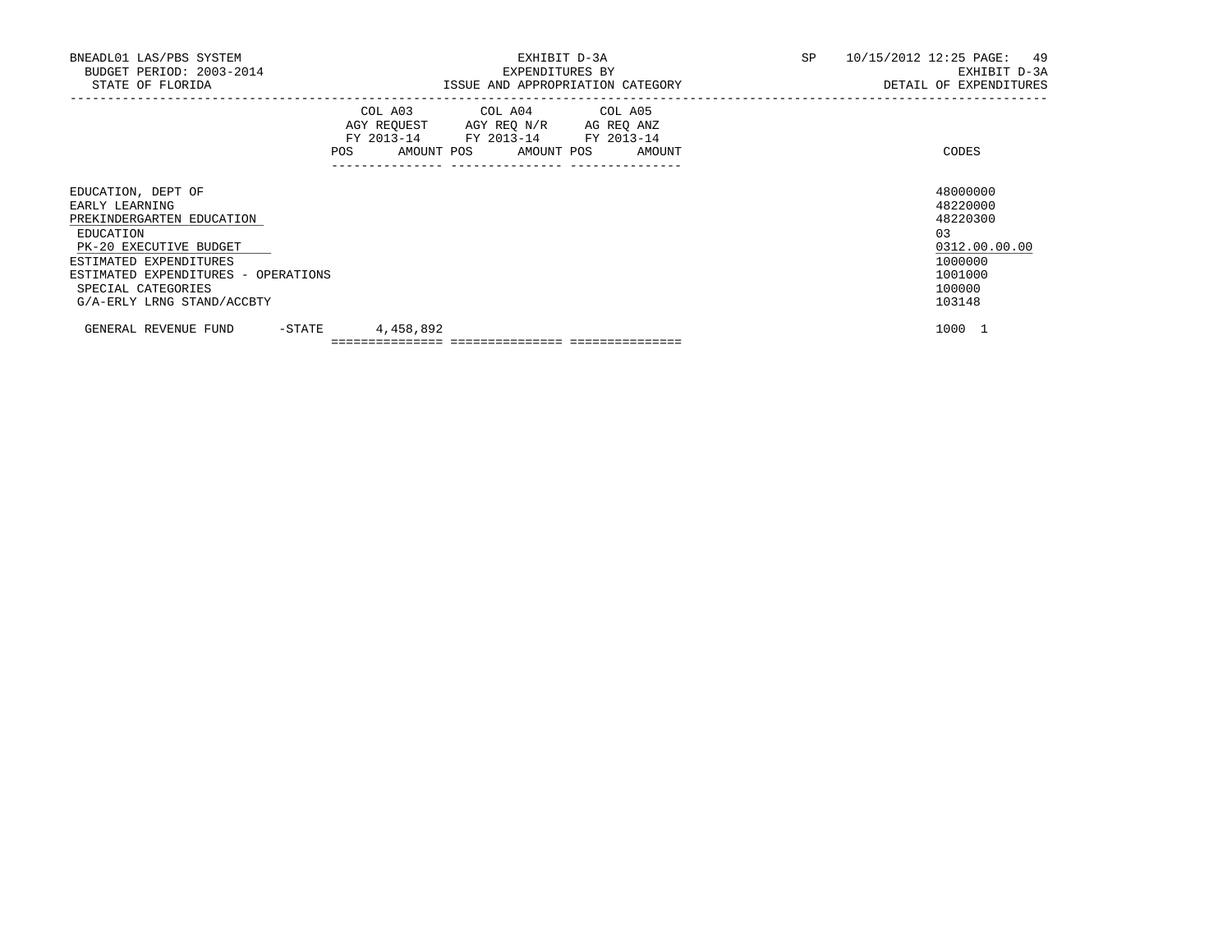BNEADL01 LAS/PBS SYSTEM — EXHIBIT D-3A — SP 10/15/2012 12:25
BUDGET PERIOD: 2003-2014 — EXPENDITURES BY — EXHIBIT D-3A
STATE OF FLORIDA — ISSUE AND APPROPRIATION CATEGORY — DETAIL OF EXPENDITURES

| | COL A03 AGY REQUEST FY 2013-14 POS AMOUNT | COL A04 AGY REQ N/R FY 2013-14 POS AMOUNT | COL A05 AG REQ ANZ FY 2013-14 POS AMOUNT | CODES |
|---|---|---|---|---|
| EDUCATION, DEPT OF | | | | 48000000 |
| EARLY LEARNING | | | | 48220000 |
| PREKINDERGARTEN EDUCATION | | | | 48220300 |
| EDUCATION | | | | 03 |
| PK-20 EXECUTIVE BUDGET | | | | 0312.00.00.00 |
| ESTIMATED EXPENDITURES | | | | 1000000 |
| ESTIMATED EXPENDITURES - OPERATIONS | | | | 1001000 |
| SPECIAL CATEGORIES | | | | 100000 |
| G/A-ERLY LRNG STAND/ACCBTY | | | | 103148 |
| GENERAL REVENUE FUND -STATE | 4,458,892 | | | 1000 1 |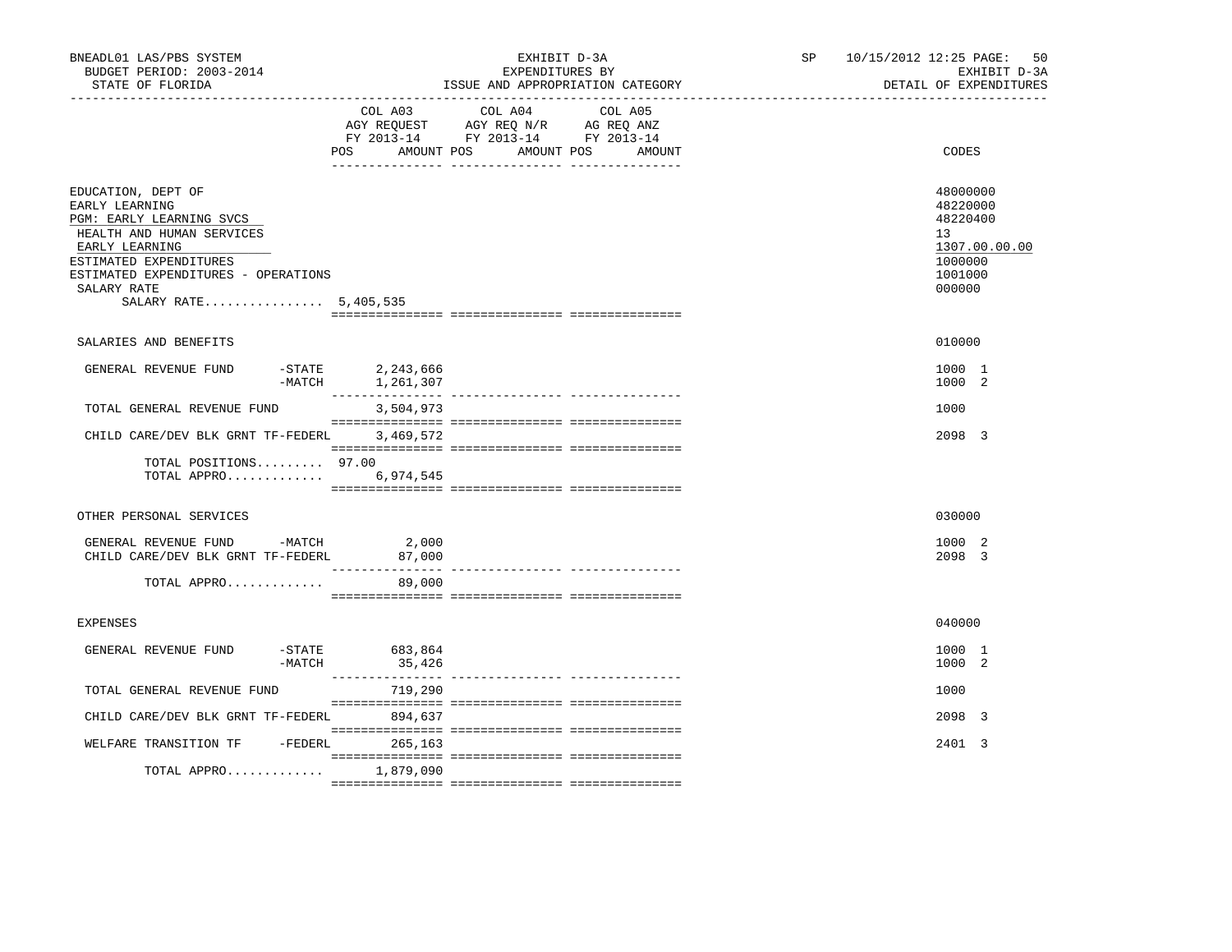BNEADL01 LAS/PBS SYSTEM — EXHIBIT D-3A — EXPENDITURES BY ISSUE AND APPROPRIATION CATEGORY — DETAIL OF EXPENDITURES
BUDGET PERIOD: 2003-2014
STATE OF FLORIDA

| | COL A03 AGY REQUEST FY 2013-14 POS | AMOUNT | COL A04 AGY REQ N/R FY 2013-14 POS | AMOUNT | COL A05 AG REQ ANZ FY 2013-14 POS | AMOUNT | CODES |
|---|---|---|---|---|---|---|---|
| EDUCATION, DEPT OF | | | | | | | 48000000 |
| EARLY LEARNING | | | | | | | 48220000 |
| PGM: EARLY LEARNING SVCS | | | | | | | 48220400 |
| HEALTH AND HUMAN SERVICES | | | | | | | 13 |
| EARLY LEARNING | | | | | | | 1307.00.00.00 |
| ESTIMATED EXPENDITURES | | | | | | | 1000000 |
| ESTIMATED EXPENDITURES - OPERATIONS | | | | | | | 1001000 |
| SALARY RATE | | | | | | | 000000 |
| SALARY RATE................ 5,405,535 | | | | | | | |
| SALARIES AND BENEFITS | | | | | | | 010000 |
| GENERAL REVENUE FUND -STATE | | 2,243,666 | | | | | 1000 1 |
| -MATCH | | 1,261,307 | | | | | 1000 2 |
| TOTAL GENERAL REVENUE FUND | | 3,504,973 | | | | | 1000 |
| CHILD CARE/DEV BLK GRNT TF-FEDERL | | 3,469,572 | | | | | 2098 3 |
| TOTAL POSITIONS......... | 97.00 | | | | | | |
| TOTAL APPRO............. | | 6,974,545 | | | | | |
| OTHER PERSONAL SERVICES | | | | | | | 030000 |
| GENERAL REVENUE FUND -MATCH | | 2,000 | | | | | 1000 2 |
| CHILD CARE/DEV BLK GRNT TF-FEDERL | | 87,000 | | | | | 2098 3 |
| TOTAL APPRO............. | | 89,000 | | | | | |
| EXPENSES | | | | | | | 040000 |
| GENERAL REVENUE FUND -STATE | | 683,864 | | | | | 1000 1 |
| -MATCH | | 35,426 | | | | | 1000 2 |
| TOTAL GENERAL REVENUE FUND | | 719,290 | | | | | 1000 |
| CHILD CARE/DEV BLK GRNT TF-FEDERL | | 894,637 | | | | | 2098 3 |
| WELFARE TRANSITION TF -FEDERL | | 265,163 | | | | | 2401 3 |
| TOTAL APPRO............. | | 1,879,090 | | | | | |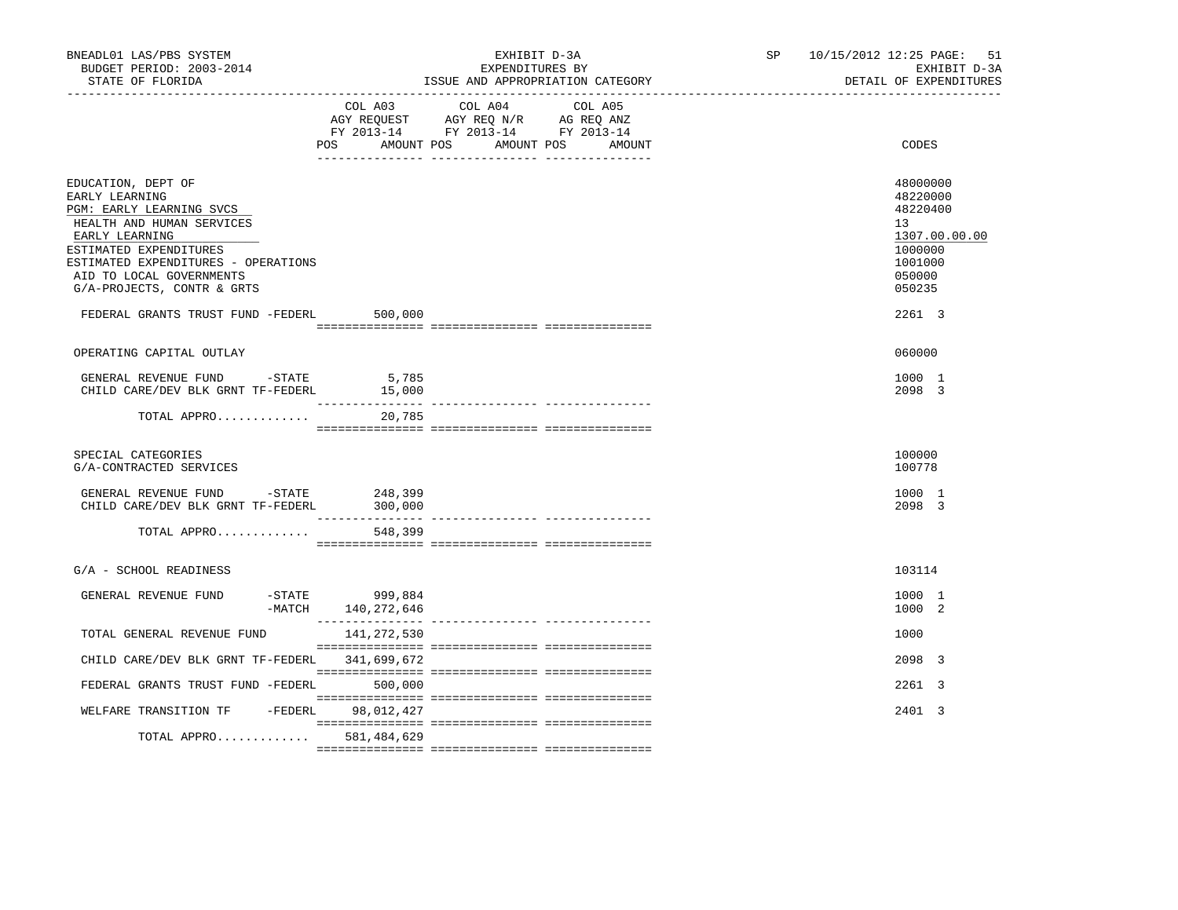BNEADL01 LAS/PBS SYSTEM | EXHIBIT D-3A | SP 10/15/2012 12:25
BUDGET PERIOD: 2003-2014 | EXPENDITURES BY | EXHIBIT D-3A
STATE OF FLORIDA | ISSUE AND APPROPRIATION CATEGORY | DETAIL OF EXPENDITURES

| | COL A03 AGY REQUEST FY 2013-14 POS AMOUNT | COL A04 AGY REQ N/R FY 2013-14 POS AMOUNT | COL A05 AG REQ ANZ FY 2013-14 POS AMOUNT | CODES |
|---|---|---|---|---|
| EDUCATION, DEPT OF | | | | 48000000 |
| EARLY LEARNING | | | | 48220000 |
| PGM: EARLY LEARNING SVCS | | | | 48220400 |
| HEALTH AND HUMAN SERVICES | | | | 13 |
| EARLY LEARNING | | | | 1307.00.00.00 |
| ESTIMATED EXPENDITURES | | | | 1000000 |
| ESTIMATED EXPENDITURES - OPERATIONS | | | | 1001000 |
| AID TO LOCAL GOVERNMENTS | | | | 050000 |
| G/A-PROJECTS, CONTR & GRTS | | | | 050235 |
| FEDERAL GRANTS TRUST FUND -FEDERL | 500,000 | | | 2261 3 |
| OPERATING CAPITAL OUTLAY | | | | 060000 |
| GENERAL REVENUE FUND -STATE | 5,785 | | | 1000 1 |
| CHILD CARE/DEV BLK GRNT TF-FEDERL | 15,000 | | | 2098 3 |
| TOTAL APPRO............. | 20,785 | | | |
| SPECIAL CATEGORIES | | | | 100000 |
| G/A-CONTRACTED SERVICES | | | | 100778 |
| GENERAL REVENUE FUND -STATE | 248,399 | | | 1000 1 |
| CHILD CARE/DEV BLK GRNT TF-FEDERL | 300,000 | | | 2098 3 |
| TOTAL APPRO............. | 548,399 | | | |
| G/A - SCHOOL READINESS | | | | 103114 |
| GENERAL REVENUE FUND -STATE | 999,884 | | | 1000 1 |
| -MATCH | 140,272,646 | | | 1000 2 |
| TOTAL GENERAL REVENUE FUND | 141,272,530 | | | 1000 |
| CHILD CARE/DEV BLK GRNT TF-FEDERL | 341,699,672 | | | 2098 3 |
| FEDERAL GRANTS TRUST FUND -FEDERL | 500,000 | | | 2261 3 |
| WELFARE TRANSITION TF -FEDERL | 98,012,427 | | | 2401 3 |
| TOTAL APPRO............. | 581,484,629 | | | |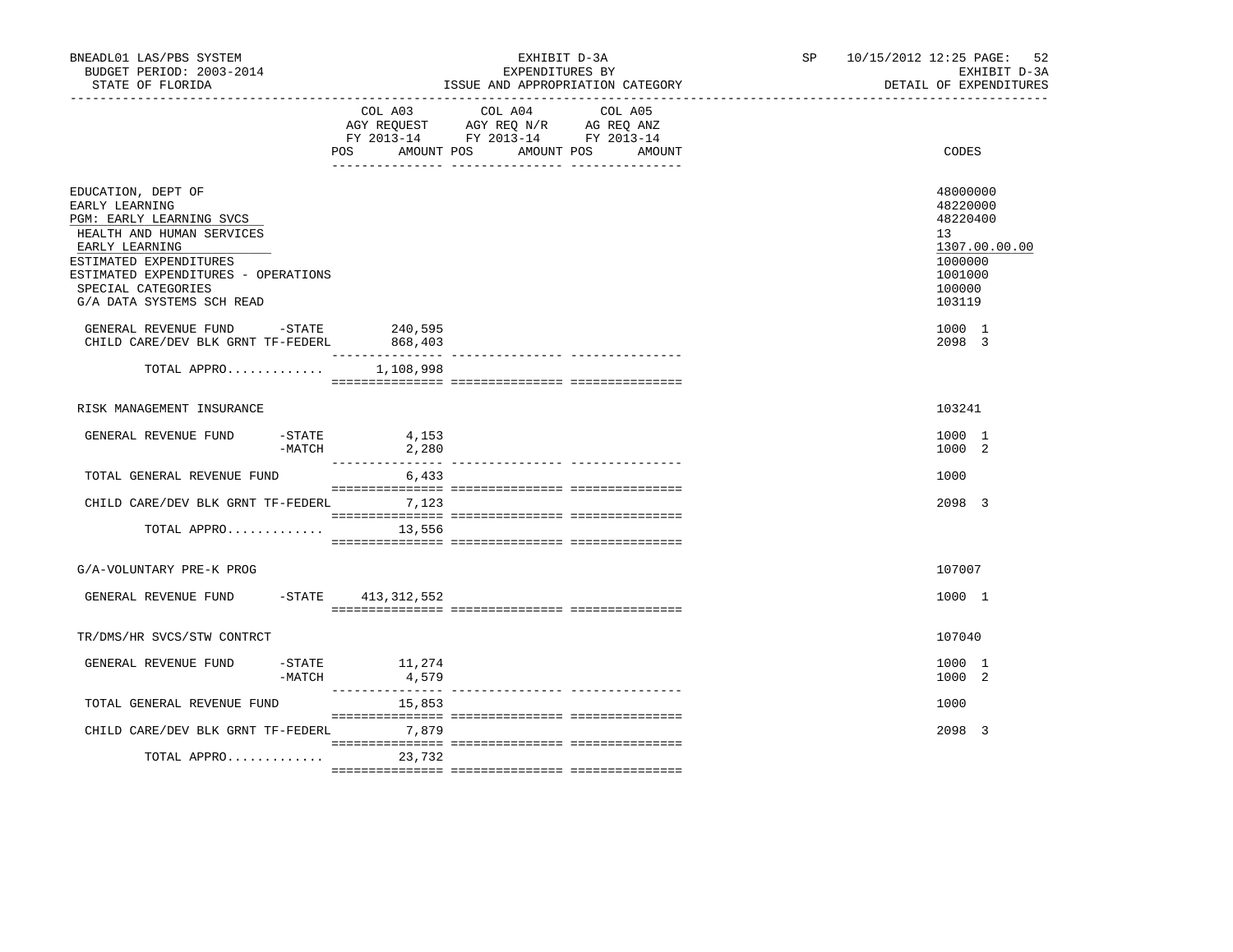BNEADL01 LAS/PBS SYSTEM | EXHIBIT D-3A | SP 10/15/2012 12:25 PAGE: 52
BUDGET PERIOD: 2003-2014 | EXPENDITURES BY | EXHIBIT D-3A
STATE OF FLORIDA | ISSUE AND APPROPRIATION CATEGORY | DETAIL OF EXPENDITURES

| | COL A03 AGY REQUEST FY 2013-14 POS AMOUNT | COL A04 AGY REQ N/R FY 2013-14 POS AMOUNT | COL A05 AG REQ ANZ FY 2013-14 POS AMOUNT | CODES |
|---|---|---|---|---|
| EDUCATION, DEPT OF | | | | 48000000 |
| EARLY LEARNING | | | | 48220000 |
| PGM: EARLY LEARNING SVCS | | | | 48220400 |
| HEALTH AND HUMAN SERVICES | | | | 13 |
| EARLY LEARNING | | | | 1307.00.00.00 |
| ESTIMATED EXPENDITURES | | | | 1000000 |
| ESTIMATED EXPENDITURES - OPERATIONS | | | | 1001000 |
| SPECIAL CATEGORIES | | | | 100000 |
| G/A DATA SYSTEMS SCH READ | | | | 103119 |
| GENERAL REVENUE FUND -STATE | 240,595 | | | 1000 1 |
| CHILD CARE/DEV BLK GRNT TF-FEDERL | 868,403 | | | 2098 3 |
| TOTAL APPRO............ | 1,108,998 | | | |
| RISK MANAGEMENT INSURANCE | | | | 103241 |
| GENERAL REVENUE FUND -STATE | 4,153 | | | 1000 1 |
| -MATCH | 2,280 | | | 1000 2 |
| TOTAL GENERAL REVENUE FUND | 6,433 | | | 1000 |
| CHILD CARE/DEV BLK GRNT TF-FEDERL | 7,123 | | | 2098 3 |
| TOTAL APPRO............ | 13,556 | | | |
| G/A-VOLUNTARY PRE-K PROG | | | | 107007 |
| GENERAL REVENUE FUND -STATE | 413,312,552 | | | 1000 1 |
| TR/DMS/HR SVCS/STW CONTRCT | | | | 107040 |
| GENERAL REVENUE FUND -STATE | 11,274 | | | 1000 1 |
| -MATCH | 4,579 | | | 1000 2 |
| TOTAL GENERAL REVENUE FUND | 15,853 | | | 1000 |
| CHILD CARE/DEV BLK GRNT TF-FEDERL | 7,879 | | | 2098 3 |
| TOTAL APPRO............ | 23,732 | | | |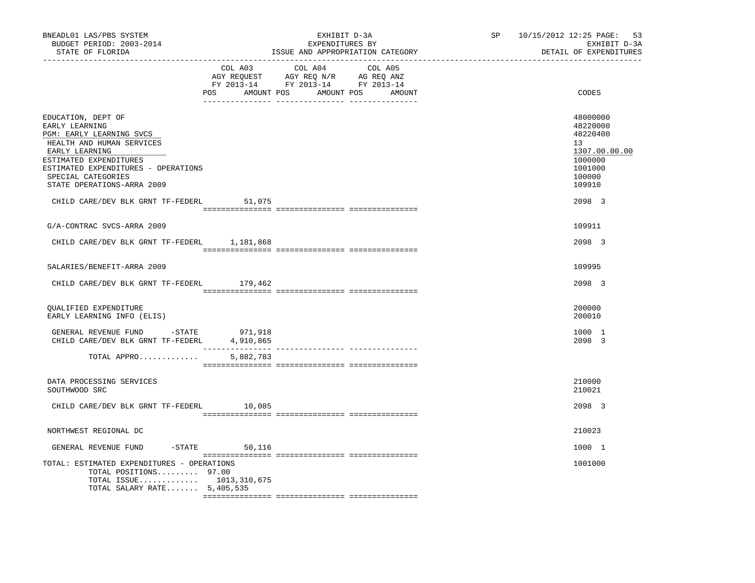BNEADL01 LAS/PBS SYSTEM — EXHIBIT D-3A — EXPENDITURES BY ISSUE AND APPROPRIATION CATEGORY
BUDGET PERIOD: 2003-2014 — SP 10/15/2012 12:25 — EXHIBIT D-3A
STATE OF FLORIDA — DETAIL OF EXPENDITURES

| | COL A03 AGY REQUEST FY 2013-14 POS | AMOUNT | COL A04 AGY REQ N/R FY 2013-14 POS | AMOUNT | COL A05 AG REQ ANZ FY 2013-14 POS | AMOUNT | CODES |
|---|---|---|---|---|---|---|---|
| EDUCATION, DEPT OF | | | | | | | 48000000 |
| EARLY LEARNING | | | | | | | 48220000 |
| PGM: EARLY LEARNING SVCS | | | | | | | 48220400 |
| HEALTH AND HUMAN SERVICES | | | | | | | 13 |
| EARLY LEARNING | | | | | | | 1307.00.00.00 |
| ESTIMATED EXPENDITURES | | | | | | | 1000000 |
| ESTIMATED EXPENDITURES - OPERATIONS | | | | | | | 1001000 |
| SPECIAL CATEGORIES | | | | | | | 100000 |
| STATE OPERATIONS-ARRA 2009 | | | | | | | 109910 |
| CHILD CARE/DEV BLK GRNT TF-FEDERL | | 51,075 | | | | | 2098 3 |
| G/A-CONTRAC SVCS-ARRA 2009 | | | | | | | 109911 |
| CHILD CARE/DEV BLK GRNT TF-FEDERL | | 1,181,868 | | | | | 2098 3 |
| SALARIES/BENEFIT-ARRA 2009 | | | | | | | 109995 |
| CHILD CARE/DEV BLK GRNT TF-FEDERL | | 179,462 | | | | | 2098 3 |
| QUALIFIED EXPENDITURE | | | | | | | 200000 |
| EARLY LEARNING INFO (ELIS) | | | | | | | 200010 |
| GENERAL REVENUE FUND -STATE | | 971,918 | | | | | 1000 1 |
| CHILD CARE/DEV BLK GRNT TF-FEDERL | | 4,910,865 | | | | | 2098 3 |
| TOTAL APPRO............. | | 5,882,783 | | | | | |
| DATA PROCESSING SERVICES | | | | | | | 210000 |
| SOUTHWOOD SRC | | | | | | | 210021 |
| CHILD CARE/DEV BLK GRNT TF-FEDERL | | 10,085 | | | | | 2098 3 |
| NORTHWEST REGIONAL DC | | | | | | | 210023 |
| GENERAL REVENUE FUND -STATE | | 50,116 | | | | | 1000 1 |
| TOTAL: ESTIMATED EXPENDITURES - OPERATIONS | | | | | | | 1001000 |
| TOTAL POSITIONS......... 97.00 | | | | | | | |
| TOTAL ISSUE............. | | 1013,310,675 | | | | | |
| TOTAL SALARY RATE....... 5,405,535 | | | | | | | |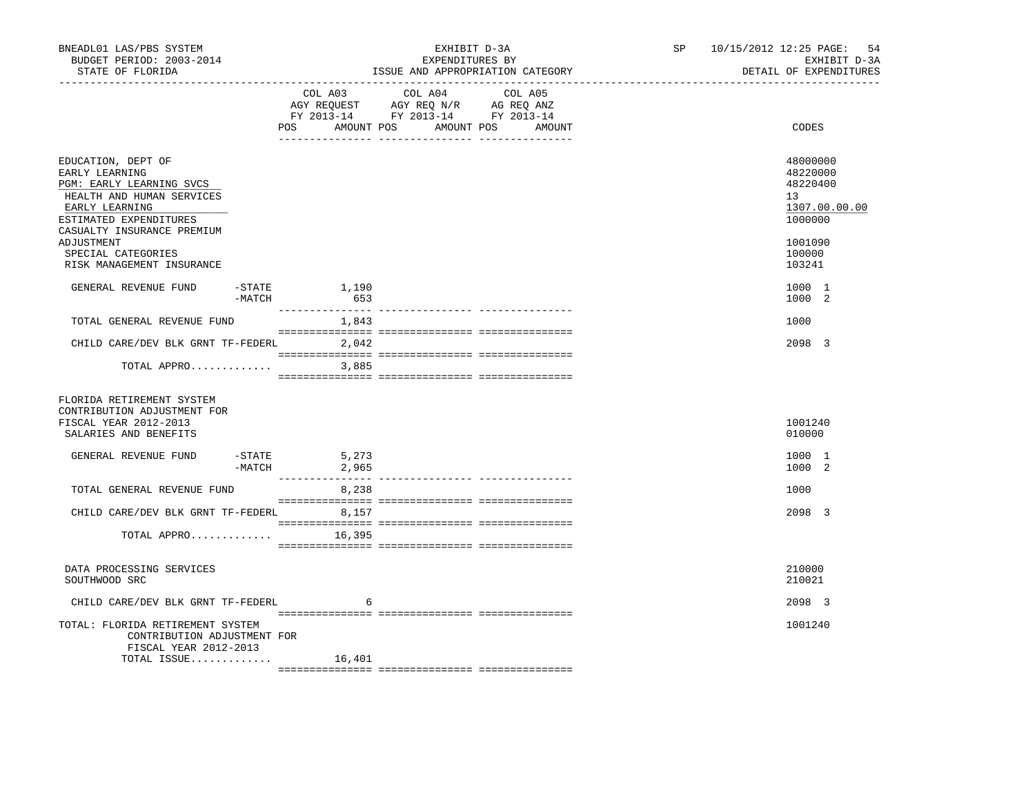BNEADL01 LAS/PBS SYSTEM — EXHIBIT D-3A — EXPENDITURES BY ISSUE AND APPROPRIATION CATEGORY

BUDGET PERIOD: 2003-2014 — STATE OF FLORIDA

SP 10/15/2012 12:25 — EXHIBIT D-3A — DETAIL OF EXPENDITURES

| | COL A03 AGY REQUEST FY 2013-14 POS | AMOUNT | COL A04 AGY REQ N/R FY 2013-14 POS | AMOUNT | COL A05 AG REQ ANZ FY 2013-14 POS | AMOUNT | CODES |
|---|---|---|---|---|---|---|---|
| EDUCATION, DEPT OF | | | | | | | 48000000 |
| EARLY LEARNING | | | | | | | 48220000 |
| PGM: EARLY LEARNING SVCS | | | | | | | 48220400 |
| HEALTH AND HUMAN SERVICES | | | | | | | 13 |
| EARLY LEARNING | | | | | | | 1307.00.00.00 |
| ESTIMATED EXPENDITURES | | | | | | | 1000000 |
| CASUALTY INSURANCE PREMIUM ADJUSTMENT | | | | | | | 1001090 |
| SPECIAL CATEGORIES | | | | | | | 100000 |
| RISK MANAGEMENT INSURANCE | | | | | | | 103241 |
| GENERAL REVENUE FUND -STATE | | 1,190 | | | | | 1000 1 |
| -MATCH | | 653 | | | | | 1000 2 |
| TOTAL GENERAL REVENUE FUND | | 1,843 | | | | | 1000 |
| CHILD CARE/DEV BLK GRNT TF-FEDERL | | 2,042 | | | | | 2098 3 |
| TOTAL APPRO............. | | 3,885 | | | | | |
| FLORIDA RETIREMENT SYSTEM CONTRIBUTION ADJUSTMENT FOR FISCAL YEAR 2012-2013 | | | | | | | 1001240 |
| SALARIES AND BENEFITS | | | | | | | 010000 |
| GENERAL REVENUE FUND -STATE | | 5,273 | | | | | 1000 1 |
| -MATCH | | 2,965 | | | | | 1000 2 |
| TOTAL GENERAL REVENUE FUND | | 8,238 | | | | | 1000 |
| CHILD CARE/DEV BLK GRNT TF-FEDERL | | 8,157 | | | | | 2098 3 |
| TOTAL APPRO............. | | 16,395 | | | | | |
| DATA PROCESSING SERVICES | | | | | | | 210000 |
| SOUTHWOOD SRC | | | | | | | 210021 |
| CHILD CARE/DEV BLK GRNT TF-FEDERL | | 6 | | | | | 2098 3 |
| TOTAL: FLORIDA RETIREMENT SYSTEM CONTRIBUTION ADJUSTMENT FOR FISCAL YEAR 2012-2013 | | | | | | | 1001240 |
| TOTAL ISSUE............. | | 16,401 | | | | | |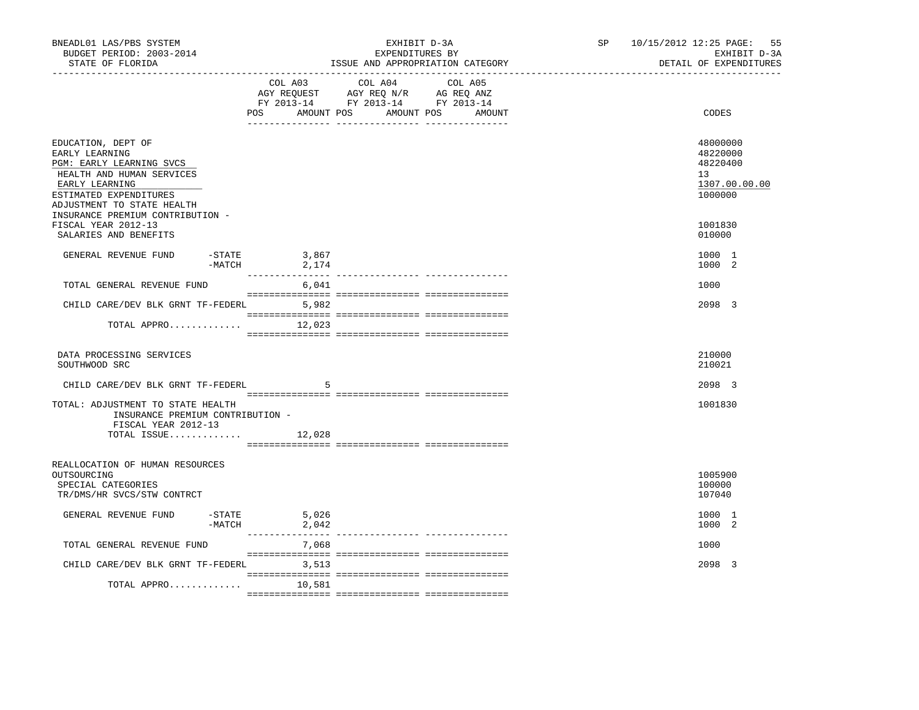BNEADL01 LAS/PBS SYSTEM — EXHIBIT D-3A — SP 10/15/2012 12:25 PAGE: 55
BUDGET PERIOD: 2003-2014 — EXPENDITURES BY — EXHIBIT D-3A
STATE OF FLORIDA — ISSUE AND APPROPRIATION CATEGORY — DETAIL OF EXPENDITURES

| | COL A03 AGY REQUEST FY 2013-14 POS AMOUNT | COL A04 AGY REQ N/R FY 2013-14 POS AMOUNT | COL A05 AG REQ ANZ FY 2013-14 POS AMOUNT | CODES |
|---|---|---|---|---|
| EDUCATION, DEPT OF | | | | 48000000 |
| EARLY LEARNING | | | | 48220000 |
| PGM: EARLY LEARNING SVCS | | | | 48220400 |
| HEALTH AND HUMAN SERVICES | | | | 13 |
| EARLY LEARNING | | | | 1307.00.00.00 |
| ESTIMATED EXPENDITURES | | | | 1000000 |
| ADJUSTMENT TO STATE HEALTH INSURANCE PREMIUM CONTRIBUTION - FISCAL YEAR 2012-13 | | | | 1001830 |
| SALARIES AND BENEFITS | | | | 010000 |
| GENERAL REVENUE FUND -STATE | 3,867 | | | 1000 1 |
| -MATCH | 2,174 | | | 1000 2 |
| TOTAL GENERAL REVENUE FUND | 6,041 | | | 1000 |
| CHILD CARE/DEV BLK GRNT TF-FEDERL | 5,982 | | | 2098 3 |
| TOTAL APPRO............. | 12,023 | | | |
| DATA PROCESSING SERVICES | | | | 210000 |
| SOUTHWOOD SRC | | | | 210021 |
| CHILD CARE/DEV BLK GRNT TF-FEDERL | 5 | | | 2098 3 |
| TOTAL: ADJUSTMENT TO STATE HEALTH INSURANCE PREMIUM CONTRIBUTION - FISCAL YEAR 2012-13 | | | | 1001830 |
| TOTAL ISSUE............. | 12,028 | | | |
| REALLOCATION OF HUMAN RESOURCES OUTSOURCING | | | | 1005900 |
| SPECIAL CATEGORIES | | | | 100000 |
| TR/DMS/HR SVCS/STW CONTRCT | | | | 107040 |
| GENERAL REVENUE FUND -STATE | 5,026 | | | 1000 1 |
| -MATCH | 2,042 | | | 1000 2 |
| TOTAL GENERAL REVENUE FUND | 7,068 | | | 1000 |
| CHILD CARE/DEV BLK GRNT TF-FEDERL | 3,513 | | | 2098 3 |
| TOTAL APPRO............. | 10,581 | | | |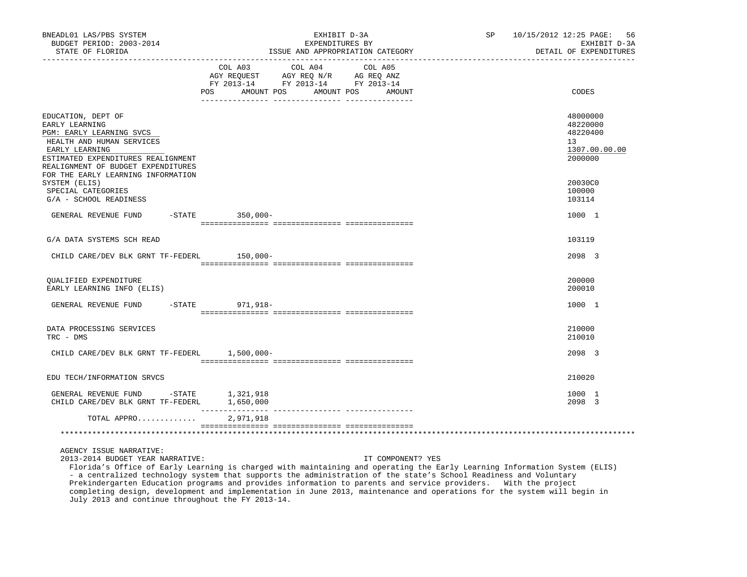EXHIBIT D-3A
EXPENDITURES BY
ISSUE AND APPROPRIATION CATEGORY

BNEADL01 LAS/PBS SYSTEM — BUDGET PERIOD: 2003-2014 — STATE OF FLORIDA — SP 10/15/2012 12:25 — EXHIBIT D-3A — DETAIL OF EXPENDITURES

| | COL A03 AGY REQUEST FY 2013-14 POS AMOUNT | COL A04 AGY REQ N/R FY 2013-14 POS AMOUNT | COL A05 AG REQ ANZ FY 2013-14 POS AMOUNT | CODES |
|---|---|---|---|---|
| EDUCATION, DEPT OF | | | | 48000000 |
| EARLY LEARNING | | | | 48220000 |
| PGM: EARLY LEARNING SVCS | | | | 48220400 |
| HEALTH AND HUMAN SERVICES | | | | 13 |
| EARLY LEARNING | | | | 1307.00.00.00 |
| ESTIMATED EXPENDITURES REALIGNMENT | | | | 2000000 |
| REALIGNMENT OF BUDGET EXPENDITURES FOR THE EARLY LEARNING INFORMATION SYSTEM (ELIS) | | | | 20030C0 |
| SPECIAL CATEGORIES | | | | 100000 |
| G/A - SCHOOL READINESS | | | | 103114 |
| GENERAL REVENUE FUND -STATE | 350,000- | | | 1000 1 |
| G/A DATA SYSTEMS SCH READ | | | | 103119 |
| CHILD CARE/DEV BLK GRNT TF-FEDERL | 150,000- | | | 2098 3 |
| QUALIFIED EXPENDITURE | | | | 200000 |
| EARLY LEARNING INFO (ELIS) | | | | 200010 |
| GENERAL REVENUE FUND -STATE | 971,918- | | | 1000 1 |
| DATA PROCESSING SERVICES | | | | 210000 |
| TRC - DMS | | | | 210010 |
| CHILD CARE/DEV BLK GRNT TF-FEDERL | 1,500,000- | | | 2098 3 |
| EDU TECH/INFORMATION SRVCS | | | | 210020 |
| GENERAL REVENUE FUND -STATE | 1,321,918 | | | 1000 1 |
| CHILD CARE/DEV BLK GRNT TF-FEDERL | 1,650,000 | | | 2098 3 |
| TOTAL APPRO............ | 2,971,918 | | | |

AGENCY ISSUE NARRATIVE:

2013-2014 BUDGET YEAR NARRATIVE: IT COMPONENT? YES

Florida's Office of Early Learning is charged with maintaining and operating the Early Learning Information System (ELIS) - a centralized technology system that supports the administration of the state's School Readiness and Voluntary Prekindergarten Education programs and provides information to parents and service providers. With the project completing design, development and implementation in June 2013, maintenance and operations for the system will begin in July 2013 and continue throughout the FY 2013-14.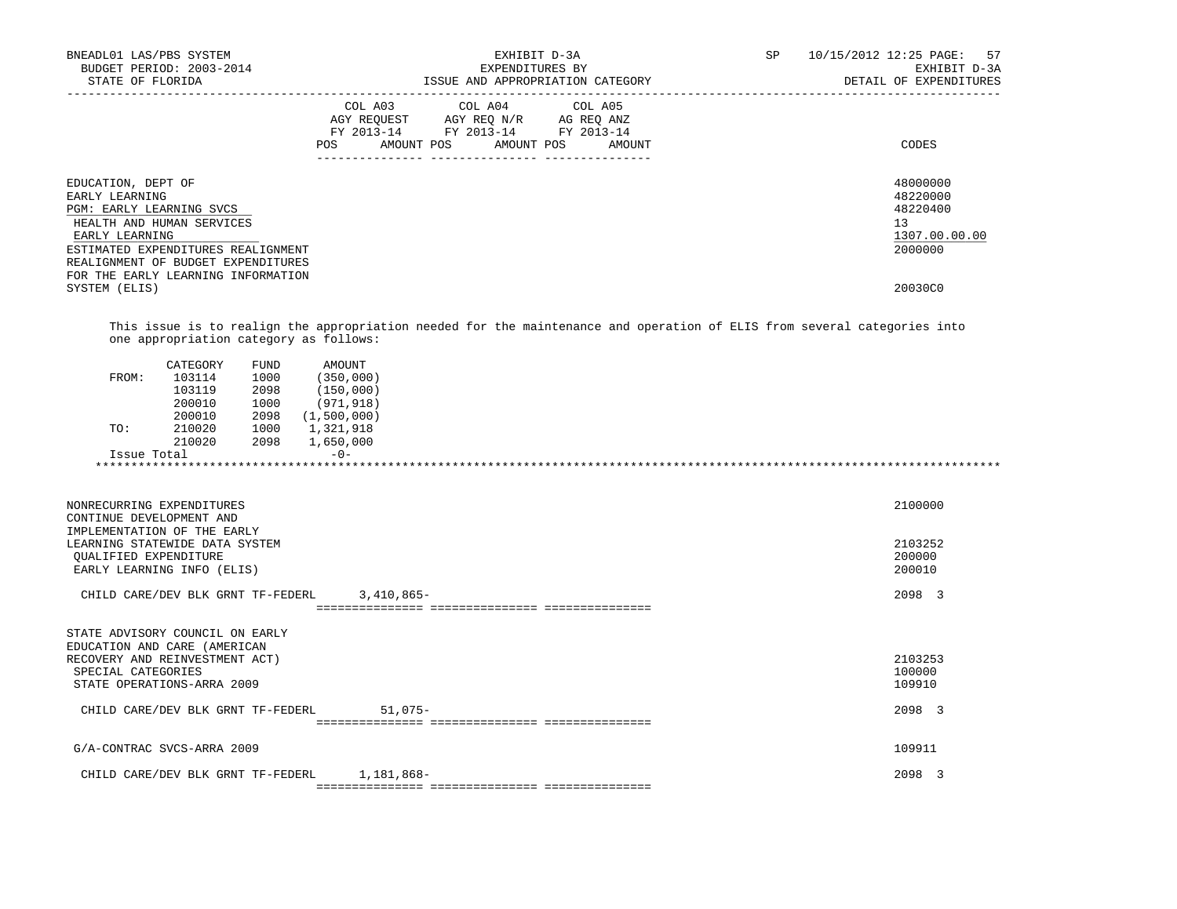| | COL A03 AGY REQUEST FY 2013-14 POS AMOUNT | COL A04 AGY REQ N/R FY 2013-14 POS AMOUNT | COL A05 AG REQ ANZ FY 2013-14 POS AMOUNT | CODES |
|---|---|---|---|---|
| EDUCATION, DEPT OF | | | | 48000000 |
| EARLY LEARNING | | | | 48220000 |
| PGM: EARLY LEARNING SVCS | | | | 48220400 |
| HEALTH AND HUMAN SERVICES | | | | 13 |
| EARLY LEARNING | | | | 1307.00.00.00 |
| ESTIMATED EXPENDITURES REALIGNMENT | | | | 2000000 |
| REALIGNMENT OF BUDGET EXPENDITURES FOR THE EARLY LEARNING INFORMATION SYSTEM (ELIS) | | | | 20030C0 |

This issue is to realign the appropriation needed for the maintenance and operation of ELIS from several categories into one appropriation category as follows:

| | CATEGORY | FUND | AMOUNT |
|---|---|---|---|
| FROM: | 103114 | 1000 | (350,000) |
| | 103119 | 2098 | (150,000) |
| | 200010 | 1000 | (971,918) |
| | 200010 | 2098 | (1,500,000) |
| TO: | 210020 | 1000 | 1,321,918 |
| | 210020 | 2098 | 1,650,000 |
| Issue Total | | | -0- |

*******************************************************************************************************************

| | COL A03 | COL A04 | COL A05 | CODES |
|---|---|---|---|---|
| NONRECURRING EXPENDITURES | | | | 2100000 |
| CONTINUE DEVELOPMENT AND IMPLEMENTATION OF THE EARLY LEARNING STATEWIDE DATA SYSTEM | | | | 2103252 |
| QUALIFIED EXPENDITURE | | | | 200000 |
| EARLY LEARNING INFO (ELIS) | | | | 200010 |
| CHILD CARE/DEV BLK GRNT TF-FEDERL | 3,410,865- | | | 2098 3 |
| STATE ADVISORY COUNCIL ON EARLY EDUCATION AND CARE (AMERICAN RECOVERY AND REINVESTMENT ACT) | | | | 2103253 |
| SPECIAL CATEGORIES | | | | 100000 |
| STATE OPERATIONS-ARRA 2009 | | | | 109910 |
| CHILD CARE/DEV BLK GRNT TF-FEDERL | 51,075- | | | 2098 3 |
| G/A-CONTRAC SVCS-ARRA 2009 | | | | 109911 |
| CHILD CARE/DEV BLK GRNT TF-FEDERL | 1,181,868- | | | 2098 3 |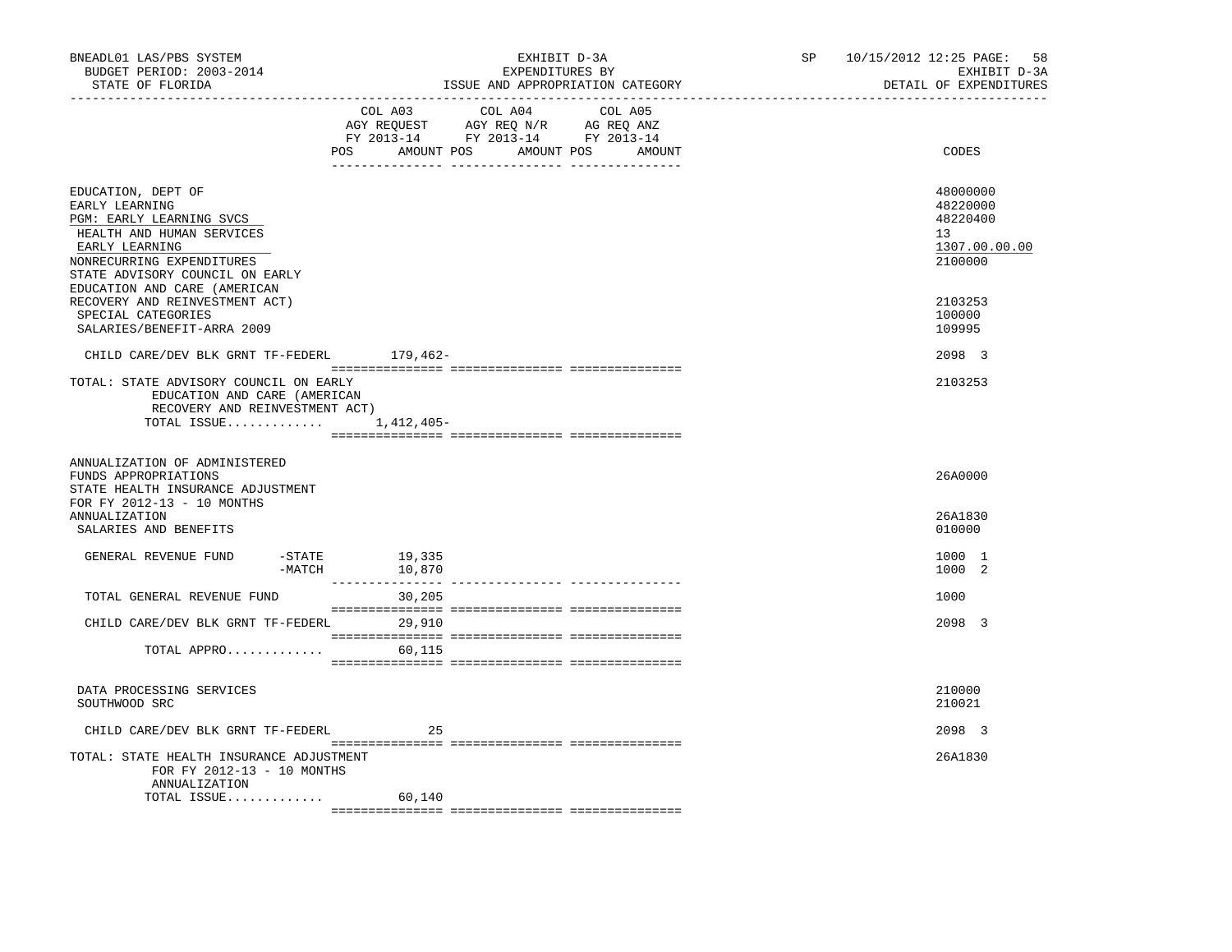BNEADL01 LAS/PBS SYSTEM | EXHIBIT D-3A | SP 10/15/2012 12:25

BUDGET PERIOD: 2003-2014 | EXPENDITURES BY | EXHIBIT D-3A

STATE OF FLORIDA | ISSUE AND APPROPRIATION CATEGORY | DETAIL OF EXPENDITURES

| | COL A03 AGY REQUEST FY 2013-14 POS AMOUNT | COL A04 AGY REQ N/R FY 2013-14 POS AMOUNT | COL A05 AG REQ ANZ FY 2013-14 POS AMOUNT | CODES |
|---|---|---|---|---|
| EDUCATION, DEPT OF | | | | 48000000 |
| EARLY LEARNING | | | | 48220000 |
| PGM: EARLY LEARNING SVCS | | | | 48220400 |
| HEALTH AND HUMAN SERVICES | | | | 13 |
| EARLY LEARNING | | | | 1307.00.00.00 |
| NONRECURRING EXPENDITURES | | | | 2100000 |
| STATE ADVISORY COUNCIL ON EARLY EDUCATION AND CARE (AMERICAN RECOVERY AND REINVESTMENT ACT) | | | | 2103253 |
| SPECIAL CATEGORIES | | | | 100000 |
| SALARIES/BENEFIT-ARRA 2009 | | | | 109995 |
| CHILD CARE/DEV BLK GRNT TF-FEDERL | 179,462- | | | 2098 3 |
| TOTAL: STATE ADVISORY COUNCIL ON EARLY EDUCATION AND CARE (AMERICAN RECOVERY AND REINVESTMENT ACT) | | | | 2103253 |
| TOTAL ISSUE............. | 1,412,405- | | | |
| ANNUALIZATION OF ADMINISTERED FUNDS APPROPRIATIONS | | | | 26A0000 |
| STATE HEALTH INSURANCE ADJUSTMENT FOR FY 2012-13 - 10 MONTHS ANNUALIZATION | | | | 26A1830 |
| SALARIES AND BENEFITS | | | | 010000 |
| GENERAL REVENUE FUND -STATE | 19,335 | | | 1000 1 |
| -MATCH | 10,870 | | | 1000 2 |
| TOTAL GENERAL REVENUE FUND | 30,205 | | | 1000 |
| CHILD CARE/DEV BLK GRNT TF-FEDERL | 29,910 | | | 2098 3 |
| TOTAL APPRO............. | 60,115 | | | |
| DATA PROCESSING SERVICES | | | | 210000 |
| SOUTHWOOD SRC | | | | 210021 |
| CHILD CARE/DEV BLK GRNT TF-FEDERL | 25 | | | 2098 3 |
| TOTAL: STATE HEALTH INSURANCE ADJUSTMENT FOR FY 2012-13 - 10 MONTHS ANNUALIZATION | | | | 26A1830 |
| TOTAL ISSUE............. | 60,140 | | | |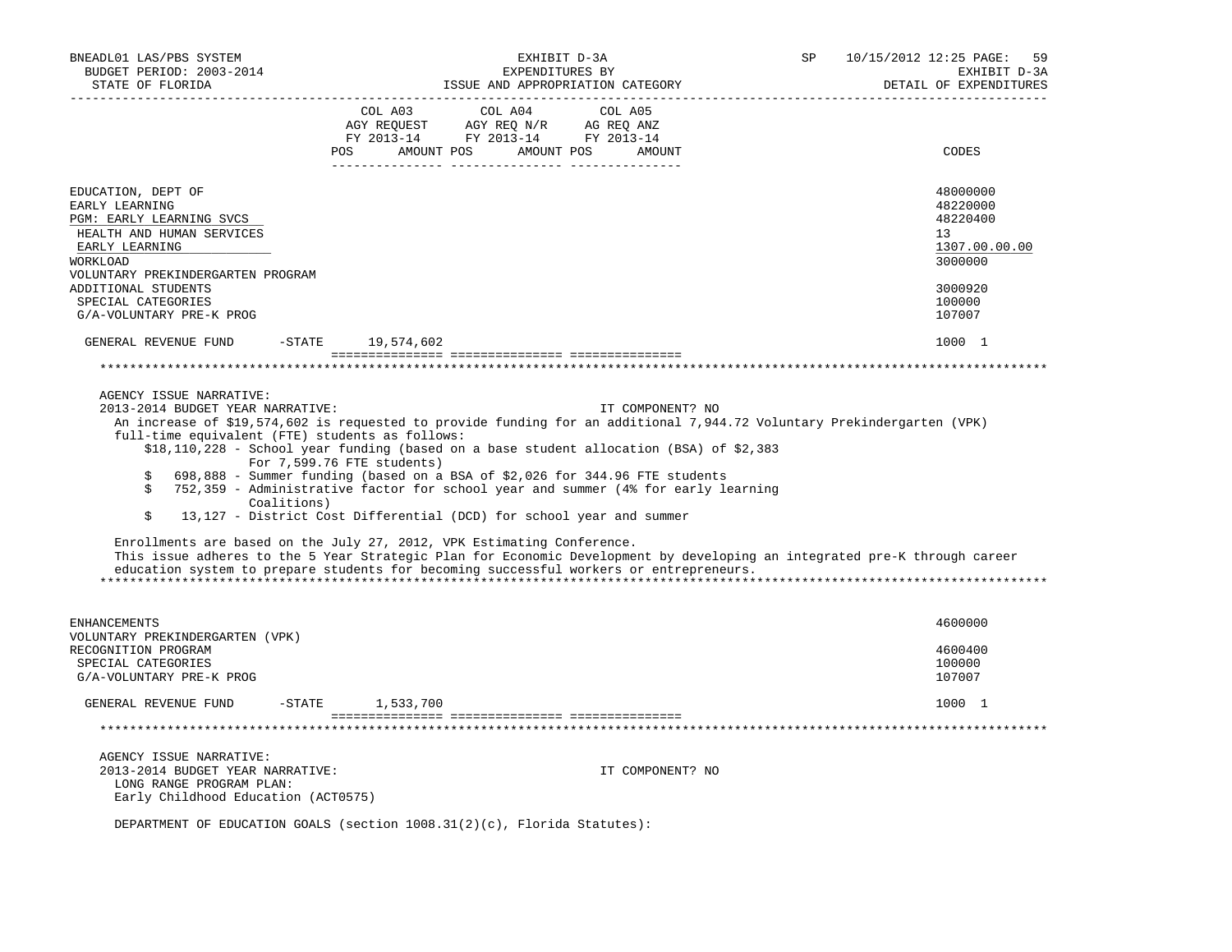BNEADL01 LAS/PBS SYSTEM — EXHIBIT D-3A — EXPENDITURES BY ISSUE AND APPROPRIATION CATEGORY — BUDGET PERIOD: 2003-2014 — STATE OF FLORIDA — SP 10/15/2012 12:25 — EXHIBIT D-3A DETAIL OF EXPENDITURES

| | COL A03 AGY REQUEST FY 2013-14 POS AMOUNT | COL A04 AGY REQ N/R FY 2013-14 POS AMOUNT | COL A05 AG REQ ANZ FY 2013-14 POS AMOUNT | CODES |
|---|---|---|---|---|
| EDUCATION, DEPT OF | | | | 48000000 |
| EARLY LEARNING | | | | 48220000 |
| PGM: EARLY LEARNING SVCS | | | | 48220400 |
| HEALTH AND HUMAN SERVICES | | | | 13 |
| EARLY LEARNING | | | | 1307.00.00.00 |
| WORKLOAD | | | | 3000000 |
| VOLUNTARY PREKINDERGARTEN PROGRAM ADDITIONAL STUDENTS | | | | 3000920 |
| SPECIAL CATEGORIES | | | | 100000 |
| G/A-VOLUNTARY PRE-K PROG | | | | 107007 |
| GENERAL REVENUE FUND -STATE | 19,574,602 | | | 1000 1 |

AGENCY ISSUE NARRATIVE:
2013-2014 BUDGET YEAR NARRATIVE: IT COMPONENT? NO

An increase of $19,574,602 is requested to provide funding for an additional 7,944.72 Voluntary Prekindergarten (VPK) full-time equivalent (FTE) students as follows:

- $18,110,228 - School year funding (based on a base student allocation (BSA) of $2,383 For 7,599.76 FTE students)
- $ 698,888 - Summer funding (based on a BSA of $2,026 for 344.96 FTE students
- $ 752,359 - Administrative factor for school year and summer (4% for early learning Coalitions)
- $ 13,127 - District Cost Differential (DCD) for school year and summer

Enrollments are based on the July 27, 2012, VPK Estimating Conference.
This issue adheres to the 5 Year Strategic Plan for Economic Development by developing an integrated pre-K through career education system to prepare students for becoming successful workers or entrepreneurs.

| | COL A03 | COL A04 | COL A05 | CODES |
|---|---|---|---|---|
| ENHANCEMENTS | | | | 4600000 |
| VOLUNTARY PREKINDERGARTEN (VPK) RECOGNITION PROGRAM | | | | 4600400 |
| SPECIAL CATEGORIES | | | | 100000 |
| G/A-VOLUNTARY PRE-K PROG | | | | 107007 |
| GENERAL REVENUE FUND -STATE | 1,533,700 | | | 1000 1 |

AGENCY ISSUE NARRATIVE:
2013-2014 BUDGET YEAR NARRATIVE: IT COMPONENT? NO

LONG RANGE PROGRAM PLAN:
Early Childhood Education (ACT0575)

DEPARTMENT OF EDUCATION GOALS (section 1008.31(2)(c), Florida Statutes):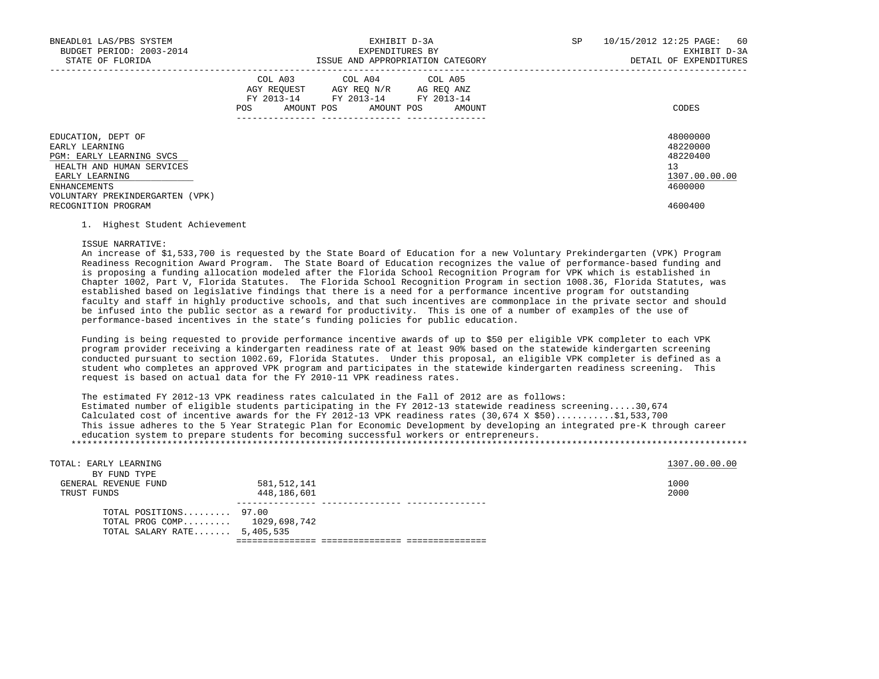| | COL A03 AGY REQUEST FY 2013-14 POS AMOUNT | COL A04 AGY REQ N/R FY 2013-14 POS AMOUNT | COL A05 AG REQ ANZ FY 2013-14 POS AMOUNT | CODES |
|---|---|---|---|---|
| EDUCATION, DEPT OF | | | | 48000000 |
| EARLY LEARNING | | | | 48220000 |
| PGM: EARLY LEARNING SVCS | | | | 48220400 |
| HEALTH AND HUMAN SERVICES | | | | 13 |
| EARLY LEARNING | | | | 1307.00.00.00 |
| ENHANCEMENTS | | | | 4600000 |
| VOLUNTARY PREKINDERGARTEN (VPK) RECOGNITION PROGRAM | | | | 4600400 |

1. Highest Student Achievement

ISSUE NARRATIVE:
An increase of $1,533,700 is requested by the State Board of Education for a new Voluntary Prekindergarten (VPK) Program Readiness Recognition Award Program. The State Board of Education recognizes the value of performance-based funding and is proposing a funding allocation modeled after the Florida School Recognition Program for VPK which is established in Chapter 1002, Part V, Florida Statutes. The Florida School Recognition Program in section 1008.36, Florida Statutes, was established based on legislative findings that there is a need for a performance incentive program for outstanding faculty and staff in highly productive schools, and that such incentives are commonplace in the private sector and should be infused into the public sector as a reward for productivity. This is one of a number of examples of the use of performance-based incentives in the state's funding policies for public education.

Funding is being requested to provide performance incentive awards of up to $50 per eligible VPK completer to each VPK program provider receiving a kindergarten readiness rate of at least 90% based on the statewide kindergarten screening conducted pursuant to section 1002.69, Florida Statutes. Under this proposal, an eligible VPK completer is defined as a student who completes an approved VPK program and participates in the statewide kindergarten readiness screening. This request is based on actual data for the FY 2010-11 VPK readiness rates.

The estimated FY 2012-13 VPK readiness rates calculated in the Fall of 2012 are as follows:
Estimated number of eligible students participating in the FY 2012-13 statewide readiness screening.....30,674
Calculated cost of incentive awards for the FY 2012-13 VPK readiness rates (30,674 X $50)...........$1,533,700
This issue adheres to the 5 Year Strategic Plan for Economic Development by developing an integrated pre-K through career education system to prepare students for becoming successful workers or entrepreneurs.

*******************************************************************************************************************************

| | COL A03 | COL A04 | COL A05 | CODES |
|---|---|---|---|---|
| TOTAL: EARLY LEARNING | | | | 1307.00.00.00 |
| BY FUND TYPE | | | | |
| GENERAL REVENUE FUND | 581,512,141 | | | 1000 |
| TRUST FUNDS | 448,186,601 | | | 2000 |
| TOTAL POSITIONS......... | 97.00 | | | |
| TOTAL PROG COMP......... | 1029,698,742 | | | |
| TOTAL SALARY RATE....... | 5,405,535 | | | |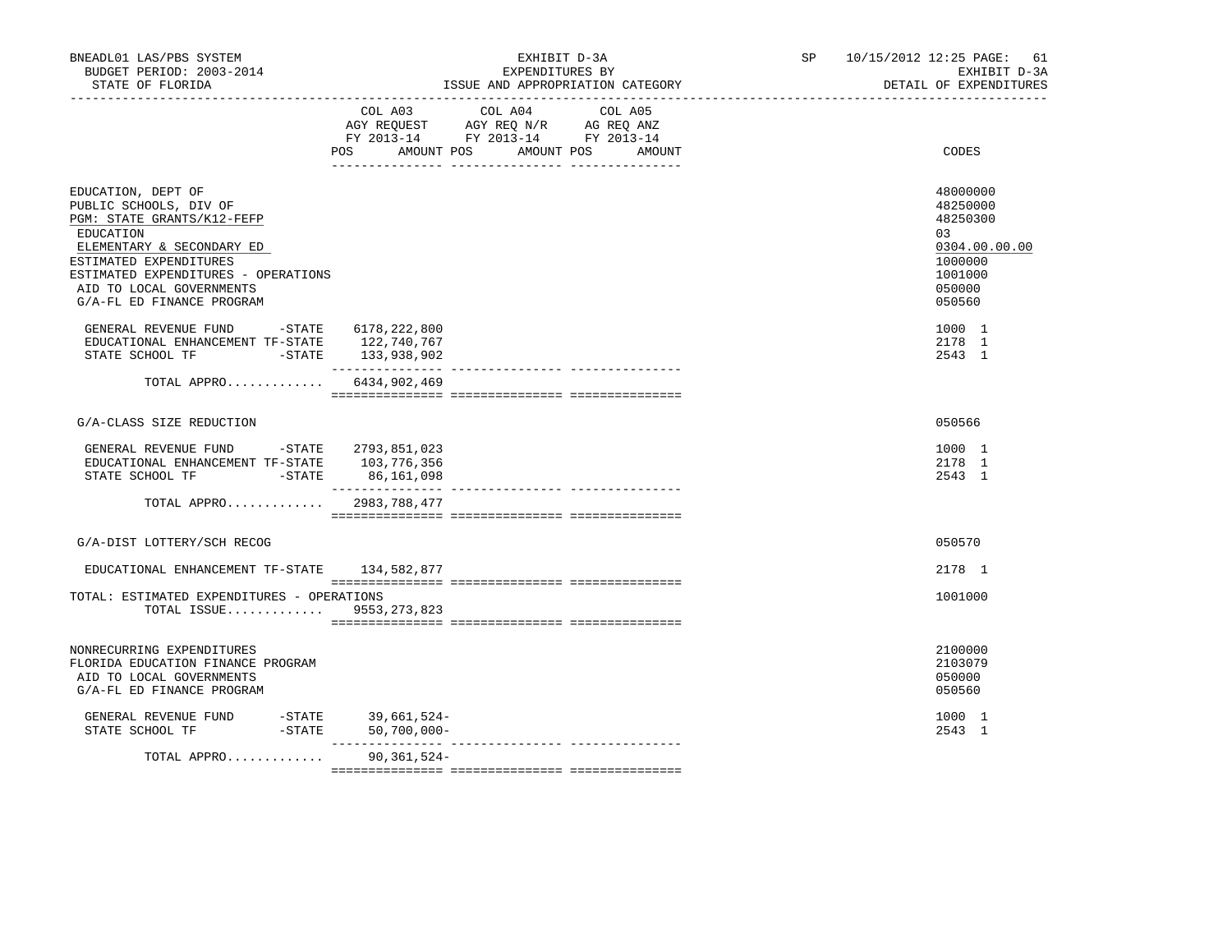BNEADL01 LAS/PBS SYSTEM — EXHIBIT D-3A — SP 10/15/2012 12:25
BUDGET PERIOD: 2003-2014 — EXPENDITURES BY — EXHIBIT D-3A
STATE OF FLORIDA — ISSUE AND APPROPRIATION CATEGORY — DETAIL OF EXPENDITURES

| | COL A03 AGY REQUEST FY 2013-14 POS AMOUNT | COL A04 AGY REQ N/R FY 2013-14 POS AMOUNT | COL A05 AG REQ ANZ FY 2013-14 POS AMOUNT | CODES |
|---|---|---|---|---|
| EDUCATION, DEPT OF | | | | 48000000 |
| PUBLIC SCHOOLS, DIV OF | | | | 48250000 |
| PGM: STATE GRANTS/K12-FEFP | | | | 48250300 |
| EDUCATION | | | | 03 |
| ELEMENTARY & SECONDARY ED | | | | 0304.00.00.00 |
| ESTIMATED EXPENDITURES | | | | 1000000 |
| ESTIMATED EXPENDITURES - OPERATIONS | | | | 1001000 |
| AID TO LOCAL GOVERNMENTS | | | | 050000 |
| G/A-FL ED FINANCE PROGRAM | | | | 050560 |
| GENERAL REVENUE FUND -STATE | 6178,222,800 | | | 1000 1 |
| EDUCATIONAL ENHANCEMENT TF-STATE | 122,740,767 | | | 2178 1 |
| STATE SCHOOL TF -STATE | 133,938,902 | | | 2543 1 |
| TOTAL APPRO............ | 6434,902,469 | | | |
| G/A-CLASS SIZE REDUCTION | | | | 050566 |
| GENERAL REVENUE FUND -STATE | 2793,851,023 | | | 1000 1 |
| EDUCATIONAL ENHANCEMENT TF-STATE | 103,776,356 | | | 2178 1 |
| STATE SCHOOL TF -STATE | 86,161,098 | | | 2543 1 |
| TOTAL APPRO............ | 2983,788,477 | | | |
| G/A-DIST LOTTERY/SCH RECOG | | | | 050570 |
| EDUCATIONAL ENHANCEMENT TF-STATE | 134,582,877 | | | 2178 1 |
| TOTAL: ESTIMATED EXPENDITURES - OPERATIONS | | | | 1001000 |
| TOTAL ISSUE............ | 9553,273,823 | | | |
| NONRECURRING EXPENDITURES | | | | 2100000 |
| FLORIDA EDUCATION FINANCE PROGRAM | | | | 2103079 |
| AID TO LOCAL GOVERNMENTS | | | | 050000 |
| G/A-FL ED FINANCE PROGRAM | | | | 050560 |
| GENERAL REVENUE FUND -STATE | 39,661,524- | | | 1000 1 |
| STATE SCHOOL TF -STATE | 50,700,000- | | | 2543 1 |
| TOTAL APPRO............ | 90,361,524- | | | |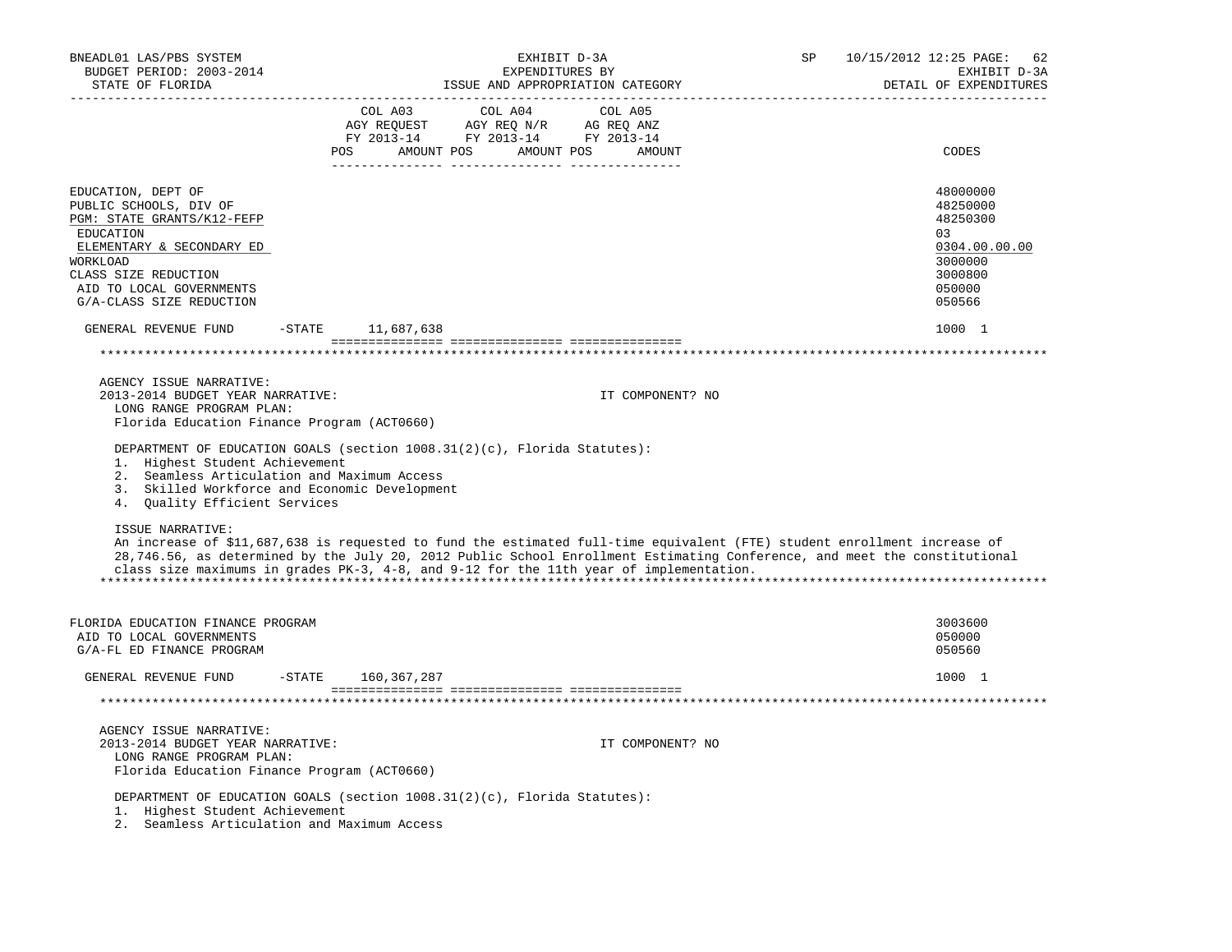| | COL A03 AGY REQUEST FY 2013-14 POS AMOUNT | COL A04 AGY REQ N/R FY 2013-14 POS AMOUNT | COL A05 AG REQ ANZ FY 2013-14 POS AMOUNT | CODES |
|---|---|---|---|---|
| EDUCATION, DEPT OF | | | | 48000000 |
| PUBLIC SCHOOLS, DIV OF | | | | 48250000 |
| PGM: STATE GRANTS/K12-FEFP | | | | 48250300 |
| EDUCATION | | | | 03 |
| ELEMENTARY & SECONDARY ED | | | | 0304.00.00.00 |
| WORKLOAD | | | | 3000000 |
| CLASS SIZE REDUCTION | | | | 3000800 |
| AID TO LOCAL GOVERNMENTS | | | | 050000 |
| G/A-CLASS SIZE REDUCTION | | | | 050566 |
| GENERAL REVENUE FUND -STATE | 11,687,638 | | | 1000 1 |

AGENCY ISSUE NARRATIVE:

2013-2014 BUDGET YEAR NARRATIVE: IT COMPONENT? NO

LONG RANGE PROGRAM PLAN:
Florida Education Finance Program (ACT0660)

DEPARTMENT OF EDUCATION GOALS (section 1008.31(2)(c), Florida Statutes):
1. Highest Student Achievement
2. Seamless Articulation and Maximum Access
3. Skilled Workforce and Economic Development
4. Quality Efficient Services

ISSUE NARRATIVE:
An increase of $11,687,638 is requested to fund the estimated full-time equivalent (FTE) student enrollment increase of 28,746.56, as determined by the July 20, 2012 Public School Enrollment Estimating Conference, and meet the constitutional class size maximums in grades PK-3, 4-8, and 9-12 for the 11th year of implementation.

| | COL A03 | COL A04 | COL A05 | CODES |
|---|---|---|---|---|
| FLORIDA EDUCATION FINANCE PROGRAM | | | | 3003600 |
| AID TO LOCAL GOVERNMENTS | | | | 050000 |
| G/A-FL ED FINANCE PROGRAM | | | | 050560 |
| GENERAL REVENUE FUND -STATE | 160,367,287 | | | 1000 1 |

AGENCY ISSUE NARRATIVE:

2013-2014 BUDGET YEAR NARRATIVE: IT COMPONENT? NO

LONG RANGE PROGRAM PLAN:
Florida Education Finance Program (ACT0660)

DEPARTMENT OF EDUCATION GOALS (section 1008.31(2)(c), Florida Statutes):
1. Highest Student Achievement
2. Seamless Articulation and Maximum Access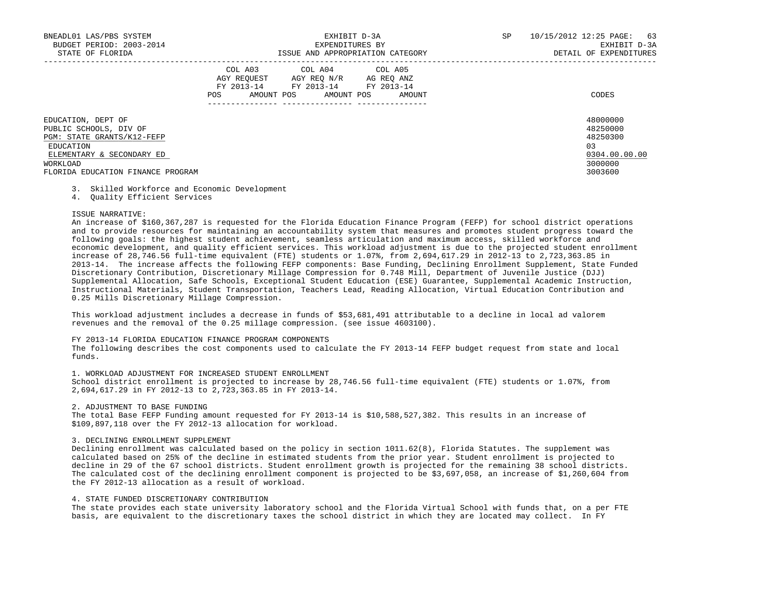| | COL A03 AGY REQUEST FY 2013-14 | | COL A04 AGY REQ N/R FY 2013-14 | | COL A05 AG REQ ANZ FY 2013-14 | | |
|---|---|---|---|---|---|---|---|
| | POS | AMOUNT | POS | AMOUNT | POS | AMOUNT | CODES |
| EDUCATION, DEPT OF | | | | | | | 48000000 |
| PUBLIC SCHOOLS, DIV OF | | | | | | | 48250000 |
| PGM: STATE GRANTS/K12-FEFP | | | | | | | 48250300 |
| EDUCATION | | | | | | | 03 |
| ELEMENTARY & SECONDARY ED | | | | | | | 0304.00.00.00 |
| WORKLOAD | | | | | | | 3000000 |
| FLORIDA EDUCATION FINANCE PROGRAM | | | | | | | 3003600 |

3. Skilled Workforce and Economic Development
4. Quality Efficient Services

ISSUE NARRATIVE:
An increase of $160,367,287 is requested for the Florida Education Finance Program (FEFP) for school district operations and to provide resources for maintaining an accountability system that measures and promotes student progress toward the following goals: the highest student achievement, seamless articulation and maximum access, skilled workforce and economic development, and quality efficient services. This workload adjustment is due to the projected student enrollment increase of 28,746.56 full-time equivalent (FTE) students or 1.07%, from 2,694,617.29 in 2012-13 to 2,723,363.85 in 2013-14. The increase affects the following FEFP components: Base Funding, Declining Enrollment Supplement, State Funded Discretionary Contribution, Discretionary Millage Compression for 0.748 Mill, Department of Juvenile Justice (DJJ) Supplemental Allocation, Safe Schools, Exceptional Student Education (ESE) Guarantee, Supplemental Academic Instruction, Instructional Materials, Student Transportation, Teachers Lead, Reading Allocation, Virtual Education Contribution and 0.25 Mills Discretionary Millage Compression.

This workload adjustment includes a decrease in funds of $53,681,491 attributable to a decline in local ad valorem revenues and the removal of the 0.25 millage compression. (see issue 4603100).

FY 2013-14 FLORIDA EDUCATION FINANCE PROGRAM COMPONENTS
The following describes the cost components used to calculate the FY 2013-14 FEFP budget request from state and local funds.

1. WORKLOAD ADJUSTMENT FOR INCREASED STUDENT ENROLLMENT
School district enrollment is projected to increase by 28,746.56 full-time equivalent (FTE) students or 1.07%, from 2,694,617.29 in FY 2012-13 to 2,723,363.85 in FY 2013-14.

2. ADJUSTMENT TO BASE FUNDING
The total Base FEFP Funding amount requested for FY 2013-14 is $10,588,527,382. This results in an increase of $109,897,118 over the FY 2012-13 allocation for workload.

3. DECLINING ENROLLMENT SUPPLEMENT
Declining enrollment was calculated based on the policy in section 1011.62(8), Florida Statutes. The supplement was calculated based on 25% of the decline in estimated students from the prior year. Student enrollment is projected to decline in 29 of the 67 school districts. Student enrollment growth is projected for the remaining 38 school districts. The calculated cost of the declining enrollment component is projected to be $3,697,058, an increase of $1,260,604 from the FY 2012-13 allocation as a result of workload.

4. STATE FUNDED DISCRETIONARY CONTRIBUTION
The state provides each state university laboratory school and the Florida Virtual School with funds that, on a per FTE basis, are equivalent to the discretionary taxes the school district in which they are located may collect. In FY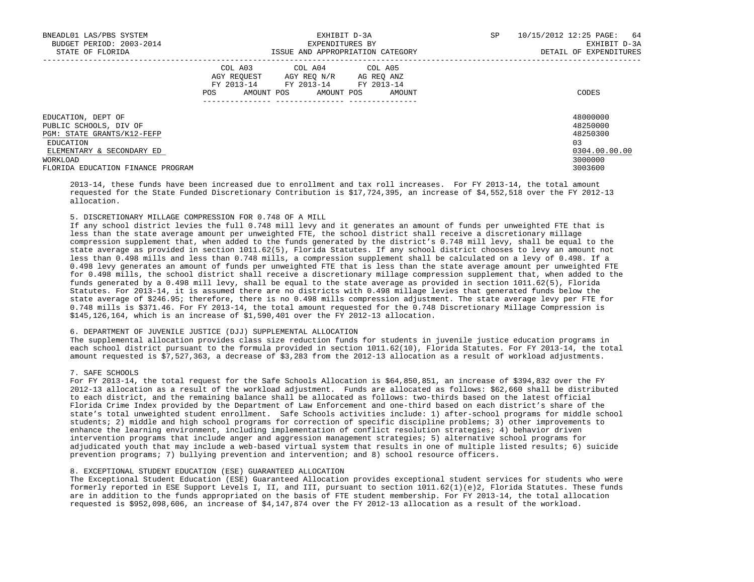| | COL A03 AGY REQUEST FY 2013-14 | | COL A04 AGY REQ N/R FY 2013-14 | | COL A05 AG REQ ANZ FY 2013-14 | | |
|---|---|---|---|---|---|---|---|
| | POS | AMOUNT | POS | AMOUNT | POS | AMOUNT | CODES |
| EDUCATION, DEPT OF | | | | | | | 48000000 |
| PUBLIC SCHOOLS, DIV OF | | | | | | | 48250000 |
| PGM: STATE GRANTS/K12-FEFP | | | | | | | 48250300 |
| EDUCATION | | | | | | | 03 |
| ELEMENTARY & SECONDARY ED | | | | | | | 0304.00.00.00 |
| WORKLOAD | | | | | | | 3000000 |
| FLORIDA EDUCATION FINANCE PROGRAM | | | | | | | 3003600 |

2013-14, these funds have been increased due to enrollment and tax roll increases. For FY 2013-14, the total amount requested for the State Funded Discretionary Contribution is $17,724,395, an increase of $4,552,518 over the FY 2012-13 allocation.

5. DISCRETIONARY MILLAGE COMPRESSION FOR 0.748 OF A MILL
If any school district levies the full 0.748 mill levy and it generates an amount of funds per unweighted FTE that is less than the state average amount per unweighted FTE, the school district shall receive a discretionary millage compression supplement that, when added to the funds generated by the district's 0.748 mill levy, shall be equal to the state average as provided in section 1011.62(5), Florida Statutes. If any school district chooses to levy an amount not less than 0.498 mills and less than 0.748 mills, a compression supplement shall be calculated on a levy of 0.498. If a 0.498 levy generates an amount of funds per unweighted FTE that is less than the state average amount per unweighted FTE for 0.498 mills, the school district shall receive a discretionary millage compression supplement that, when added to the funds generated by a 0.498 mill levy, shall be equal to the state average as provided in section 1011.62(5), Florida Statutes. For 2013-14, it is assumed there are no districts with 0.498 millage levies that generated funds below the state average of $246.95; therefore, there is no 0.498 mills compression adjustment. The state average levy per FTE for 0.748 mills is $371.46. For FY 2013-14, the total amount requested for the 0.748 Discretionary Millage Compression is $145,126,164, which is an increase of $1,590,401 over the FY 2012-13 allocation.

6. DEPARTMENT OF JUVENILE JUSTICE (DJJ) SUPPLEMENTAL ALLOCATION
The supplemental allocation provides class size reduction funds for students in juvenile justice education programs in each school district pursuant to the formula provided in section 1011.62(10), Florida Statutes. For FY 2013-14, the total amount requested is $7,527,363, a decrease of $3,283 from the 2012-13 allocation as a result of workload adjustments.

7. SAFE SCHOOLS
For FY 2013-14, the total request for the Safe Schools Allocation is $64,850,851, an increase of $394,832 over the FY 2012-13 allocation as a result of the workload adjustment. Funds are allocated as follows: $62,660 shall be distributed to each district, and the remaining balance shall be allocated as follows: two-thirds based on the latest official Florida Crime Index provided by the Department of Law Enforcement and one-third based on each district's share of the state's total unweighted student enrollment. Safe Schools activities include: 1) after-school programs for middle school students; 2) middle and high school programs for correction of specific discipline problems; 3) other improvements to enhance the learning environment, including implementation of conflict resolution strategies; 4) behavior driven intervention programs that include anger and aggression management strategies; 5) alternative school programs for adjudicated youth that may include a web-based virtual system that results in one of multiple listed results; 6) suicide prevention programs; 7) bullying prevention and intervention; and 8) school resource officers.

8. EXCEPTIONAL STUDENT EDUCATION (ESE) GUARANTEED ALLOCATION
The Exceptional Student Education (ESE) Guaranteed Allocation provides exceptional student services for students who were formerly reported in ESE Support Levels I, II, and III, pursuant to section 1011.62(1)(e)2, Florida Statutes. These funds are in addition to the funds appropriated on the basis of FTE student membership. For FY 2013-14, the total allocation requested is $952,098,606, an increase of $4,147,874 over the FY 2012-13 allocation as a result of the workload.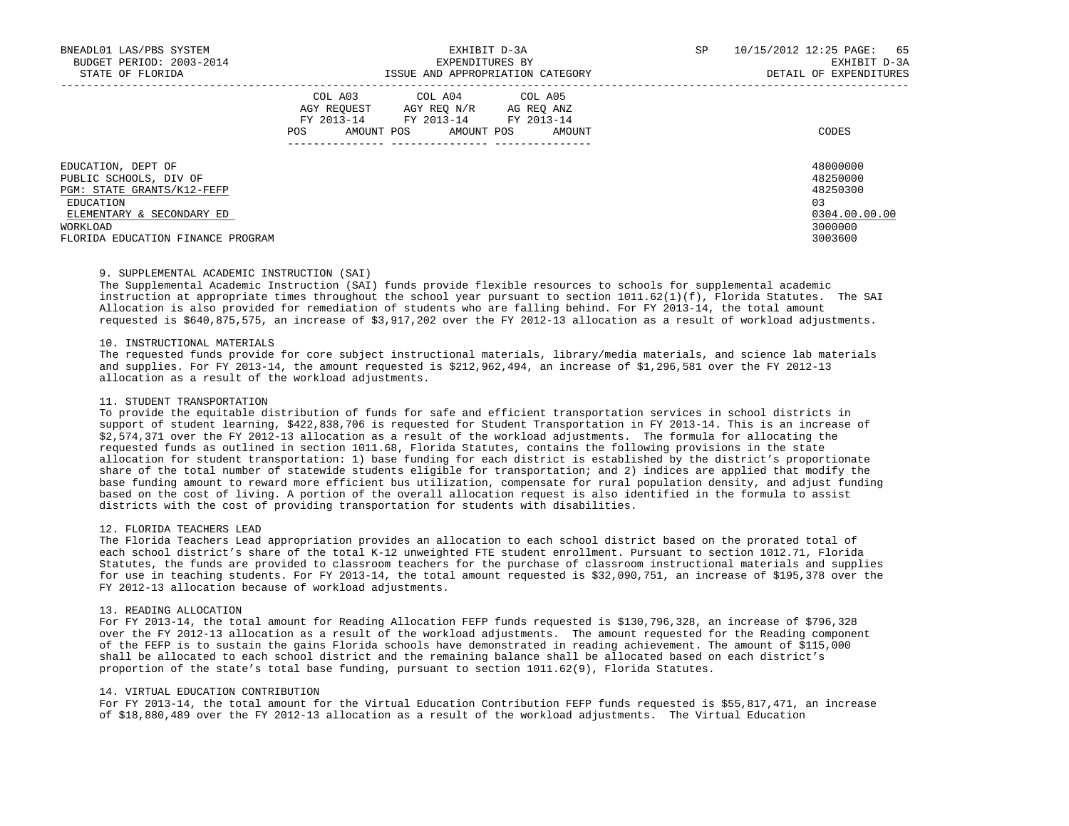| | COL A03 AGY REQUEST FY 2013-14 | | COL A04 AGY REQ N/R FY 2013-14 | | COL A05 AG REQ ANZ FY 2013-14 | | |
|---|---|---|---|---|---|---|---|
| | POS | AMOUNT | POS | AMOUNT | POS | AMOUNT | CODES |
| EDUCATION, DEPT OF | | | | | | | 48000000 |
| PUBLIC SCHOOLS, DIV OF | | | | | | | 48250000 |
| PGM: STATE GRANTS/K12-FEFP | | | | | | | 48250300 |
| EDUCATION | | | | | | | 03 |
| ELEMENTARY & SECONDARY ED | | | | | | | 0304.00.00.00 |
| WORKLOAD | | | | | | | 3000000 |
| FLORIDA EDUCATION FINANCE PROGRAM | | | | | | | 3003600 |

9. SUPPLEMENTAL ACADEMIC INSTRUCTION (SAI)
The Supplemental Academic Instruction (SAI) funds provide flexible resources to schools for supplemental academic instruction at appropriate times throughout the school year pursuant to section 1011.62(1)(f), Florida Statutes. The SAI Allocation is also provided for remediation of students who are falling behind. For FY 2013-14, the total amount requested is $640,875,575, an increase of $3,917,202 over the FY 2012-13 allocation as a result of workload adjustments.

10. INSTRUCTIONAL MATERIALS
The requested funds provide for core subject instructional materials, library/media materials, and science lab materials and supplies. For FY 2013-14, the amount requested is $212,962,494, an increase of $1,296,581 over the FY 2012-13 allocation as a result of the workload adjustments.

11. STUDENT TRANSPORTATION
To provide the equitable distribution of funds for safe and efficient transportation services in school districts in support of student learning, $422,838,706 is requested for Student Transportation in FY 2013-14. This is an increase of $2,574,371 over the FY 2012-13 allocation as a result of the workload adjustments. The formula for allocating the requested funds as outlined in section 1011.68, Florida Statutes, contains the following provisions in the state allocation for student transportation: 1) base funding for each district is established by the district's proportionate share of the total number of statewide students eligible for transportation; and 2) indices are applied that modify the base funding amount to reward more efficient bus utilization, compensate for rural population density, and adjust funding based on the cost of living. A portion of the overall allocation request is also identified in the formula to assist districts with the cost of providing transportation for students with disabilities.

12. FLORIDA TEACHERS LEAD
The Florida Teachers Lead appropriation provides an allocation to each school district based on the prorated total of each school district's share of the total K-12 unweighted FTE student enrollment. Pursuant to section 1012.71, Florida Statutes, the funds are provided to classroom teachers for the purchase of classroom instructional materials and supplies for use in teaching students. For FY 2013-14, the total amount requested is $32,090,751, an increase of $195,378 over the FY 2012-13 allocation because of workload adjustments.

13. READING ALLOCATION
For FY 2013-14, the total amount for Reading Allocation FEFP funds requested is $130,796,328, an increase of $796,328 over the FY 2012-13 allocation as a result of the workload adjustments. The amount requested for the Reading component of the FEFP is to sustain the gains Florida schools have demonstrated in reading achievement. The amount of $115,000 shall be allocated to each school district and the remaining balance shall be allocated based on each district's proportion of the state's total base funding, pursuant to section 1011.62(9), Florida Statutes.

14. VIRTUAL EDUCATION CONTRIBUTION
For FY 2013-14, the total amount for the Virtual Education Contribution FEFP funds requested is $55,817,471, an increase of $18,880,489 over the FY 2012-13 allocation as a result of the workload adjustments. The Virtual Education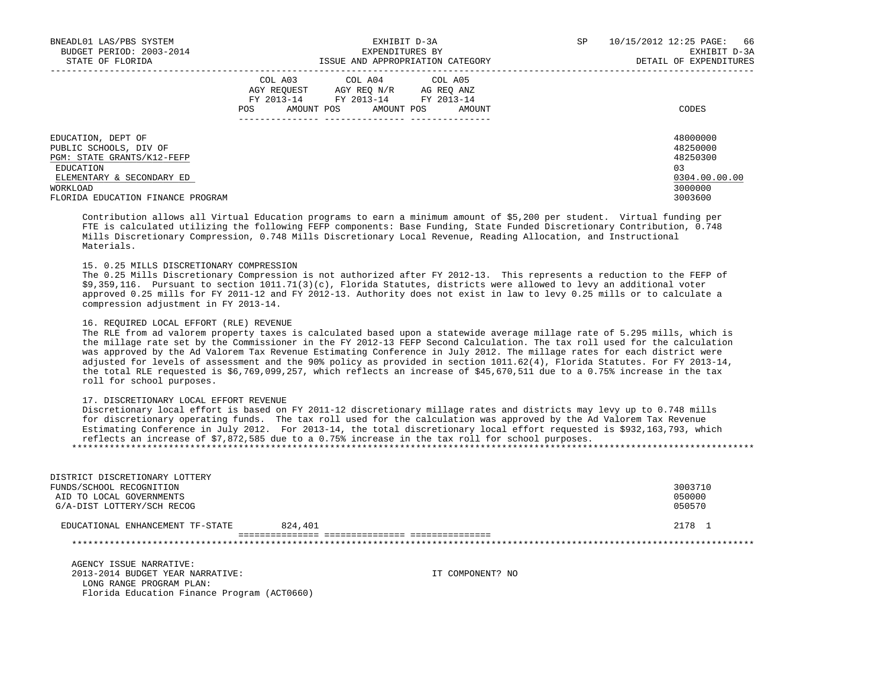| | COL A03 AGY REQUEST FY 2013-14 POS AMOUNT | COL A04 AGY REQ N/R FY 2013-14 POS AMOUNT | COL A05 AG REQ ANZ FY 2013-14 POS AMOUNT | CODES |
|---|---|---|---|---|
| EDUCATION, DEPT OF | | | | 48000000 |
| PUBLIC SCHOOLS, DIV OF | | | | 48250000 |
| PGM: STATE GRANTS/K12-FEFP | | | | 48250300 |
| EDUCATION | | | | 03 |
| ELEMENTARY & SECONDARY ED | | | | 0304.00.00.00 |
| WORKLOAD | | | | 3000000 |
| FLORIDA EDUCATION FINANCE PROGRAM | | | | 3003600 |

Contribution allows all Virtual Education programs to earn a minimum amount of $5,200 per student. Virtual funding per FTE is calculated utilizing the following FEFP components: Base Funding, State Funded Discretionary Contribution, 0.748 Mills Discretionary Compression, 0.748 Mills Discretionary Local Revenue, Reading Allocation, and Instructional Materials.

15. 0.25 MILLS DISCRETIONARY COMPRESSION
The 0.25 Mills Discretionary Compression is not authorized after FY 2012-13. This represents a reduction to the FEFP of $9,359,116. Pursuant to section 1011.71(3)(c), Florida Statutes, districts were allowed to levy an additional voter approved 0.25 mills for FY 2011-12 and FY 2012-13. Authority does not exist in law to levy 0.25 mills or to calculate a compression adjustment in FY 2013-14.

16. REQUIRED LOCAL EFFORT (RLE) REVENUE
The RLE from ad valorem property taxes is calculated based upon a statewide average millage rate of 5.295 mills, which is the millage rate set by the Commissioner in the FY 2012-13 FEFP Second Calculation. The tax roll used for the calculation was approved by the Ad Valorem Tax Revenue Estimating Conference in July 2012. The millage rates for each district were adjusted for levels of assessment and the 90% policy as provided in section 1011.62(4), Florida Statutes. For FY 2013-14, the total RLE requested is $6,769,099,257, which reflects an increase of $45,670,511 due to a 0.75% increase in the tax roll for school purposes.

17. DISCRETIONARY LOCAL EFFORT REVENUE
Discretionary local effort is based on FY 2011-12 discretionary millage rates and districts may levy up to 0.748 mills for discretionary operating funds. The tax roll used for the calculation was approved by the Ad Valorem Tax Revenue Estimating Conference in July 2012. For 2013-14, the total discretionary local effort requested is $932,163,793, which reflects an increase of $7,872,585 due to a 0.75% increase in the tax roll for school purposes.

***

| | COL A03 | COL A04 | COL A05 | CODES |
|---|---|---|---|---|
| DISTRICT DISCRETIONARY LOTTERY FUNDS/SCHOOL RECOGNITION | | | | 3003710 |
| AID TO LOCAL GOVERNMENTS | | | | 050000 |
| G/A-DIST LOTTERY/SCH RECOG | | | | 050570 |
| EDUCATIONAL ENHANCEMENT TF-STATE | 824,401 | | | 2178 1 |

***

AGENCY ISSUE NARRATIVE:
2013-2014 BUDGET YEAR NARRATIVE: IT COMPONENT? NO
LONG RANGE PROGRAM PLAN:
Florida Education Finance Program (ACT0660)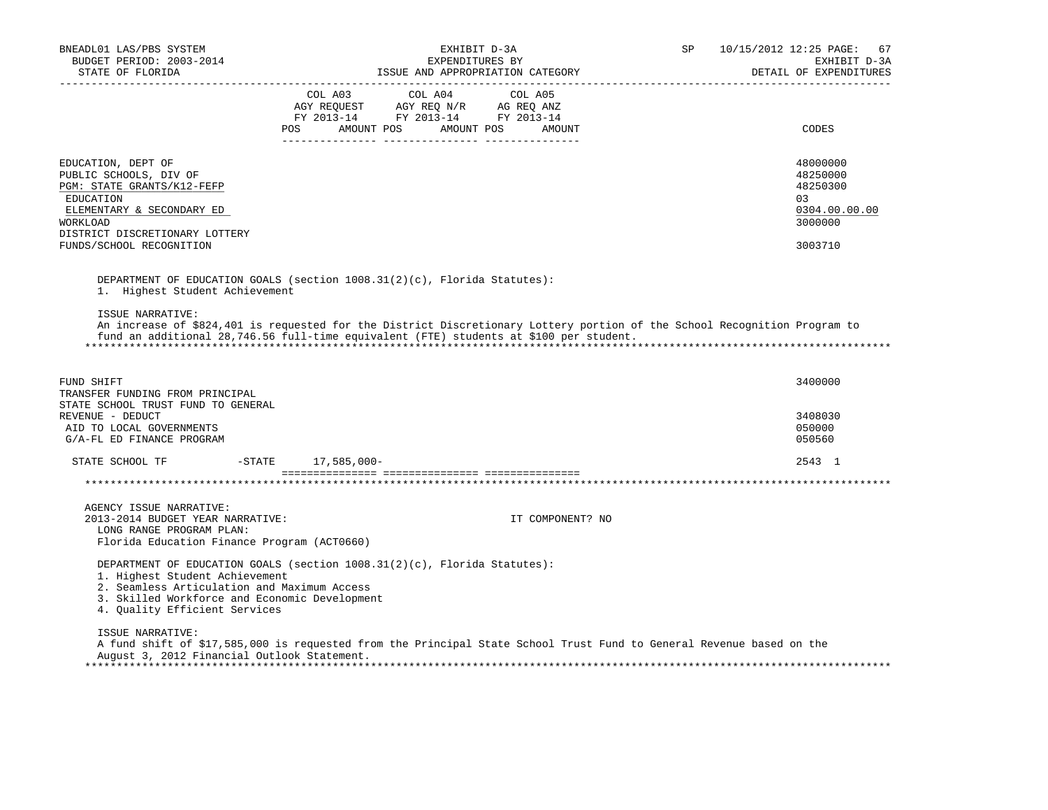| | COL A03 AGY REQUEST FY 2013-14 POS AMOUNT | COL A04 AGY REQ N/R FY 2013-14 POS AMOUNT | COL A05 AG REQ ANZ FY 2013-14 POS AMOUNT | CODES |
|---|---|---|---|---|
| EDUCATION, DEPT OF | | | | 48000000 |
| PUBLIC SCHOOLS, DIV OF | | | | 48250000 |
| PGM: STATE GRANTS/K12-FEFP | | | | 48250300 |
| EDUCATION | | | | 03 |
| ELEMENTARY & SECONDARY ED | | | | 0304.00.00.00 |
| WORKLOAD | | | | 3000000 |
| DISTRICT DISCRETIONARY LOTTERY FUNDS/SCHOOL RECOGNITION | | | | 3003710 |

DEPARTMENT OF EDUCATION GOALS (section 1008.31(2)(c), Florida Statutes):
1. Highest Student Achievement

ISSUE NARRATIVE:
An increase of $824,401 is requested for the District Discretionary Lottery portion of the School Recognition Program to fund an additional 28,746.56 full-time equivalent (FTE) students at $100 per student.

| | COL A03 | COL A04 | COL A05 | CODES |
|---|---|---|---|---|
| FUND SHIFT | | | | 3400000 |
| TRANSFER FUNDING FROM PRINCIPAL STATE SCHOOL TRUST FUND TO GENERAL REVENUE - DEDUCT | | | | 3408030 |
| AID TO LOCAL GOVERNMENTS | | | | 050000 |
| G/A-FL ED FINANCE PROGRAM | | | | 050560 |
| STATE SCHOOL TF -STATE | 17,585,000- | | | 2543 1 |

AGENCY ISSUE NARRATIVE:
2013-2014 BUDGET YEAR NARRATIVE: IT COMPONENT? NO
LONG RANGE PROGRAM PLAN:
Florida Education Finance Program (ACT0660)

DEPARTMENT OF EDUCATION GOALS (section 1008.31(2)(c), Florida Statutes):
1. Highest Student Achievement
2. Seamless Articulation and Maximum Access
3. Skilled Workforce and Economic Development
4. Quality Efficient Services

ISSUE NARRATIVE:
A fund shift of $17,585,000 is requested from the Principal State School Trust Fund to General Revenue based on the August 3, 2012 Financial Outlook Statement.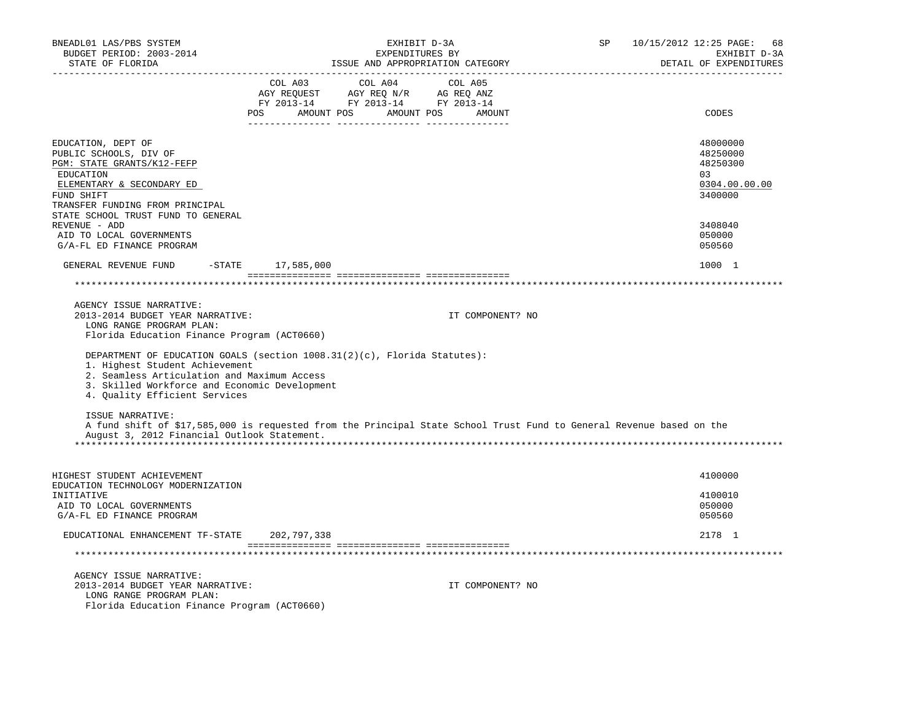BNEADL01 LAS/PBS SYSTEM | EXHIBIT D-3A | SP 10/15/2012 12:25

BUDGET PERIOD: 2003-2014 | EXPENDITURES BY | EXHIBIT D-3A

STATE OF FLORIDA | ISSUE AND APPROPRIATION CATEGORY | DETAIL OF EXPENDITURES

| | COL A03 AGY REQUEST FY 2013-14 POS AMOUNT | COL A04 AGY REQ N/R FY 2013-14 POS AMOUNT | COL A05 AG REQ ANZ FY 2013-14 POS AMOUNT | CODES |
|---|---|---|---|---|
| EDUCATION, DEPT OF | | | | 48000000 |
| PUBLIC SCHOOLS, DIV OF | | | | 48250000 |
| PGM: STATE GRANTS/K12-FEFP | | | | 48250300 |
| EDUCATION | | | | 03 |
| ELEMENTARY & SECONDARY ED | | | | 0304.00.00.00 |
| FUND SHIFT | | | | 3400000 |
| TRANSFER FUNDING FROM PRINCIPAL STATE SCHOOL TRUST FUND TO GENERAL REVENUE - ADD | | | | 3408040 |
| AID TO LOCAL GOVERNMENTS | | | | 050000 |
| G/A-FL ED FINANCE PROGRAM | | | | 050560 |
| GENERAL REVENUE FUND -STATE | 17,585,000 | | | 1000 1 |

AGENCY ISSUE NARRATIVE:

2013-2014 BUDGET YEAR NARRATIVE: IT COMPONENT? NO

LONG RANGE PROGRAM PLAN:

Florida Education Finance Program (ACT0660)

DEPARTMENT OF EDUCATION GOALS (section 1008.31(2)(c), Florida Statutes):

1. Highest Student Achievement
2. Seamless Articulation and Maximum Access
3. Skilled Workforce and Economic Development
4. Quality Efficient Services

ISSUE NARRATIVE:

A fund shift of $17,585,000 is requested from the Principal State School Trust Fund to General Revenue based on the August 3, 2012 Financial Outlook Statement.

| | COL A03 | COL A04 | COL A05 | CODES |
|---|---|---|---|---|
| HIGHEST STUDENT ACHIEVEMENT | | | | 4100000 |
| EDUCATION TECHNOLOGY MODERNIZATION INITIATIVE | | | | 4100010 |
| AID TO LOCAL GOVERNMENTS | | | | 050000 |
| G/A-FL ED FINANCE PROGRAM | | | | 050560 |
| EDUCATIONAL ENHANCEMENT TF-STATE | 202,797,338 | | | 2178 1 |

AGENCY ISSUE NARRATIVE:

2013-2014 BUDGET YEAR NARRATIVE: IT COMPONENT? NO

LONG RANGE PROGRAM PLAN:

Florida Education Finance Program (ACT0660)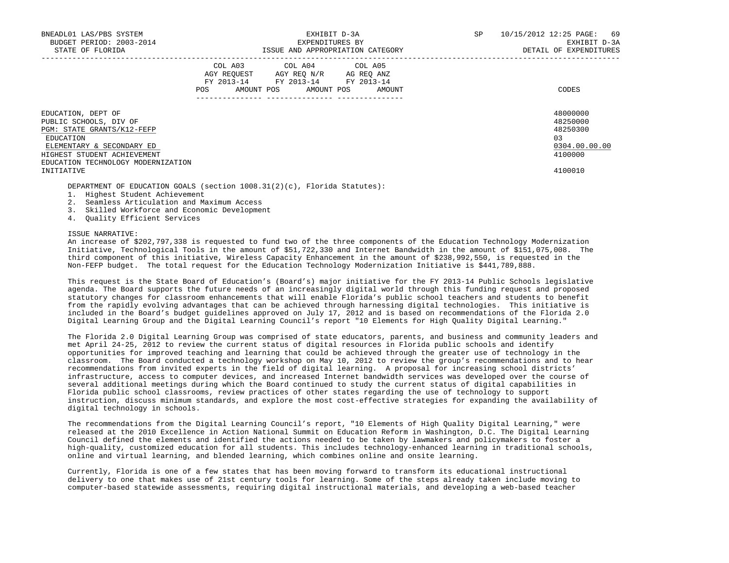| | COL A03 AGY REQUEST FY 2013-14 | | COL A04 AGY REQ N/R FY 2013-14 | | COL A05 AG REQ ANZ FY 2013-14 | | |
|---|---|---|---|---|---|---|---|
| | POS | AMOUNT | POS | AMOUNT | POS | AMOUNT | CODES |
| EDUCATION, DEPT OF | | | | | | | 48000000 |
| PUBLIC SCHOOLS, DIV OF | | | | | | | 48250000 |
| PGM: STATE GRANTS/K12-FEFP | | | | | | | 48250300 |
| EDUCATION | | | | | | | 03 |
| ELEMENTARY & SECONDARY ED | | | | | | | 0304.00.00.00 |
| HIGHEST STUDENT ACHIEVEMENT | | | | | | | 4100000 |
| EDUCATION TECHNOLOGY MODERNIZATION INITIATIVE | | | | | | | 4100010 |

DEPARTMENT OF EDUCATION GOALS (section 1008.31(2)(c), Florida Statutes):

1. Highest Student Achievement
2. Seamless Articulation and Maximum Access
3. Skilled Workforce and Economic Development
4. Quality Efficient Services

ISSUE NARRATIVE:

An increase of $202,797,338 is requested to fund two of the three components of the Education Technology Modernization Initiative, Technological Tools in the amount of $51,722,330 and Internet Bandwidth in the amount of $151,075,008. The third component of this initiative, Wireless Capacity Enhancement in the amount of $238,992,550, is requested in the Non-FEFP budget. The total request for the Education Technology Modernization Initiative is $441,789,888.

This request is the State Board of Education's (Board's) major initiative for the FY 2013-14 Public Schools legislative agenda. The Board supports the future needs of an increasingly digital world through this funding request and proposed statutory changes for classroom enhancements that will enable Florida's public school teachers and students to benefit from the rapidly evolving advantages that can be achieved through harnessing digital technologies. This initiative is included in the Board's budget guidelines approved on July 17, 2012 and is based on recommendations of the Florida 2.0 Digital Learning Group and the Digital Learning Council's report "10 Elements for High Quality Digital Learning."

The Florida 2.0 Digital Learning Group was comprised of state educators, parents, and business and community leaders and met April 24-25, 2012 to review the current status of digital resources in Florida public schools and identify opportunities for improved teaching and learning that could be achieved through the greater use of technology in the classroom. The Board conducted a technology workshop on May 10, 2012 to review the group's recommendations and to hear recommendations from invited experts in the field of digital learning. A proposal for increasing school districts' infrastructure, access to computer devices, and increased Internet bandwidth services was developed over the course of several additional meetings during which the Board continued to study the current status of digital capabilities in Florida public school classrooms, review practices of other states regarding the use of technology to support instruction, discuss minimum standards, and explore the most cost-effective strategies for expanding the availability of digital technology in schools.

The recommendations from the Digital Learning Council's report, "10 Elements of High Quality Digital Learning," were released at the 2010 Excellence in Action National Summit on Education Reform in Washington, D.C. The Digital Learning Council defined the elements and identified the actions needed to be taken by lawmakers and policymakers to foster a high-quality, customized education for all students. This includes technology-enhanced learning in traditional schools, online and virtual learning, and blended learning, which combines online and onsite learning.

Currently, Florida is one of a few states that has been moving forward to transform its educational instructional delivery to one that makes use of 21st century tools for learning. Some of the steps already taken include moving to computer-based statewide assessments, requiring digital instructional materials, and developing a web-based teacher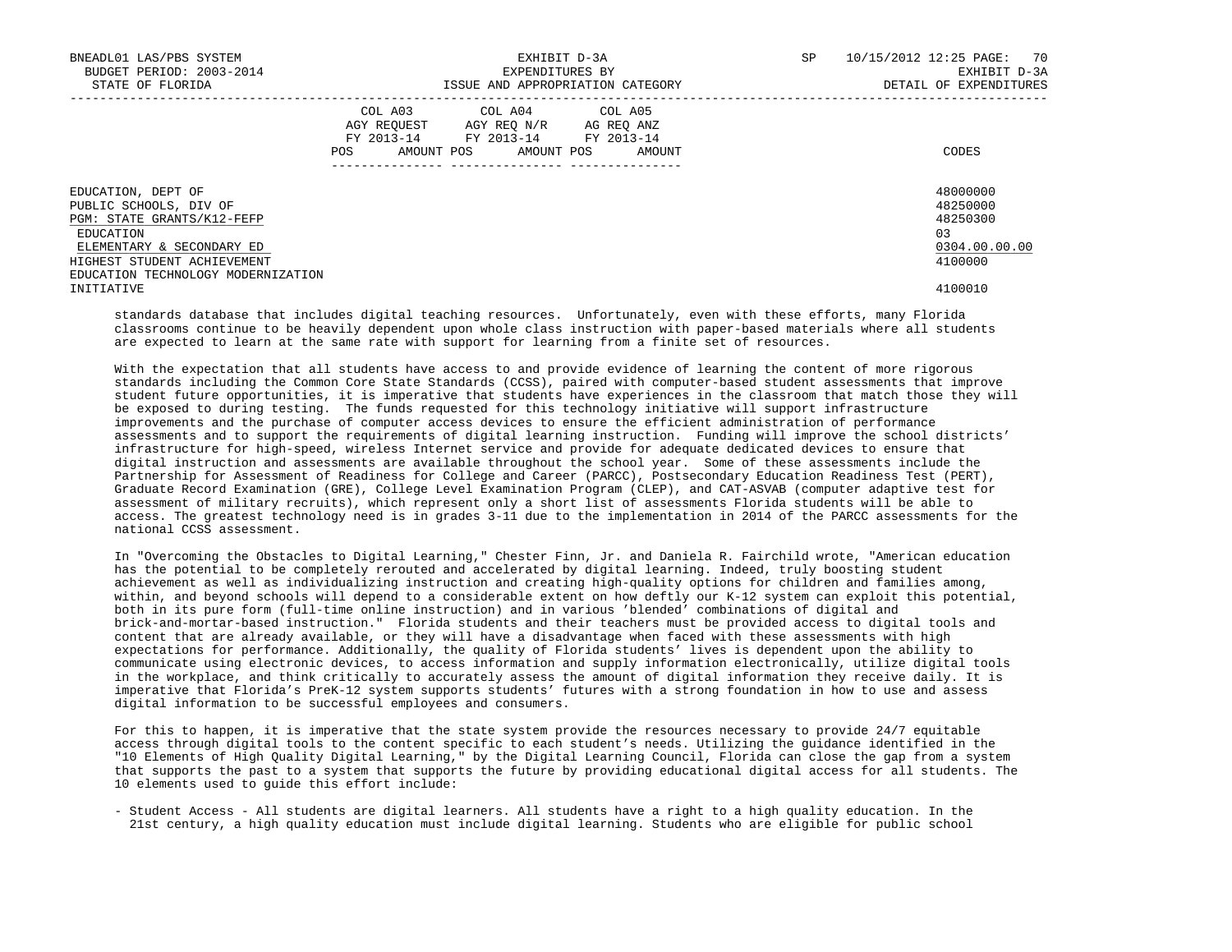| | COL A03 AGY REQUEST FY 2013-14 POS AMOUNT | COL A04 AGY REQ N/R FY 2013-14 POS AMOUNT | COL A05 AG REQ ANZ FY 2013-14 POS AMOUNT | CODES |
|---|---|---|---|---|
| EDUCATION, DEPT OF | | | | 48000000 |
| PUBLIC SCHOOLS, DIV OF | | | | 48250000 |
| PGM: STATE GRANTS/K12-FEFP | | | | 48250300 |
| EDUCATION | | | | 03 |
| ELEMENTARY & SECONDARY ED | | | | 0304.00.00.00 |
| HIGHEST STUDENT ACHIEVEMENT | | | | 4100000 |
| EDUCATION TECHNOLOGY MODERNIZATION INITIATIVE | | | | 4100010 |

standards database that includes digital teaching resources. Unfortunately, even with these efforts, many Florida classrooms continue to be heavily dependent upon whole class instruction with paper-based materials where all students are expected to learn at the same rate with support for learning from a finite set of resources.

With the expectation that all students have access to and provide evidence of learning the content of more rigorous standards including the Common Core State Standards (CCSS), paired with computer-based student assessments that improve student future opportunities, it is imperative that students have experiences in the classroom that match those they will be exposed to during testing. The funds requested for this technology initiative will support infrastructure improvements and the purchase of computer access devices to ensure the efficient administration of performance assessments and to support the requirements of digital learning instruction. Funding will improve the school districts' infrastructure for high-speed, wireless Internet service and provide for adequate dedicated devices to ensure that digital instruction and assessments are available throughout the school year. Some of these assessments include the Partnership for Assessment of Readiness for College and Career (PARCC), Postsecondary Education Readiness Test (PERT), Graduate Record Examination (GRE), College Level Examination Program (CLEP), and CAT-ASVAB (computer adaptive test for assessment of military recruits), which represent only a short list of assessments Florida students will be able to access. The greatest technology need is in grades 3-11 due to the implementation in 2014 of the PARCC assessments for the national CCSS assessment.

In "Overcoming the Obstacles to Digital Learning," Chester Finn, Jr. and Daniela R. Fairchild wrote, "American education has the potential to be completely rerouted and accelerated by digital learning. Indeed, truly boosting student achievement as well as individualizing instruction and creating high-quality options for children and families among, within, and beyond schools will depend to a considerable extent on how deftly our K-12 system can exploit this potential, both in its pure form (full-time online instruction) and in various 'blended' combinations of digital and brick-and-mortar-based instruction." Florida students and their teachers must be provided access to digital tools and content that are already available, or they will have a disadvantage when faced with these assessments with high expectations for performance. Additionally, the quality of Florida students' lives is dependent upon the ability to communicate using electronic devices, to access information and supply information electronically, utilize digital tools in the workplace, and think critically to accurately assess the amount of digital information they receive daily. It is imperative that Florida's PreK-12 system supports students' futures with a strong foundation in how to use and assess digital information to be successful employees and consumers.

For this to happen, it is imperative that the state system provide the resources necessary to provide 24/7 equitable access through digital tools to the content specific to each student's needs. Utilizing the guidance identified in the "10 Elements of High Quality Digital Learning," by the Digital Learning Council, Florida can close the gap from a system that supports the past to a system that supports the future by providing educational digital access for all students. The 10 elements used to guide this effort include:

- Student Access - All students are digital learners. All students have a right to a high quality education. In the 21st century, a high quality education must include digital learning. Students who are eligible for public school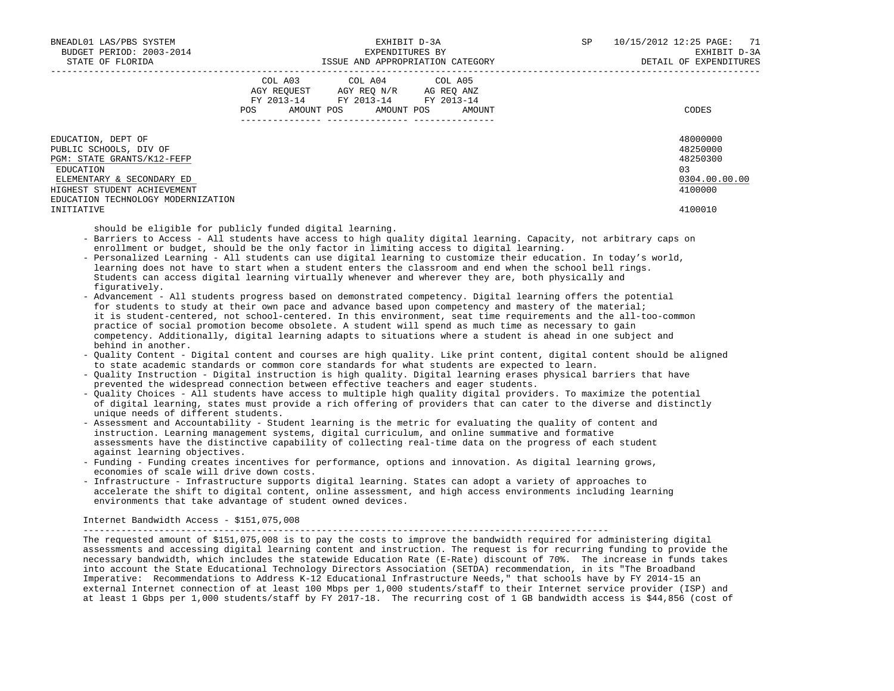| | COL A03 AGY REQUEST FY 2013-14 POS AMOUNT | COL A04 AGY REQ N/R FY 2013-14 POS AMOUNT | COL A05 AG REQ ANZ FY 2013-14 POS AMOUNT | CODES |
|---|---|---|---|---|
| EDUCATION, DEPT OF | | | | 48000000 |
| PUBLIC SCHOOLS, DIV OF | | | | 48250000 |
| PGM: STATE GRANTS/K12-FEFP | | | | 48250300 |
| EDUCATION | | | | 03 |
| ELEMENTARY & SECONDARY ED | | | | 0304.00.00.00 |
| HIGHEST STUDENT ACHIEVEMENT | | | | 4100000 |
| EDUCATION TECHNOLOGY MODERNIZATION INITIATIVE | | | | 4100010 |

should be eligible for publicly funded digital learning.

- Barriers to Access - All students have access to high quality digital learning. Capacity, not arbitrary caps on enrollment or budget, should be the only factor in limiting access to digital learning.
- Personalized Learning - All students can use digital learning to customize their education. In today's world, learning does not have to start when a student enters the classroom and end when the school bell rings. Students can access digital learning virtually whenever and wherever they are, both physically and figuratively.
- Advancement - All students progress based on demonstrated competency. Digital learning offers the potential for students to study at their own pace and advance based upon competency and mastery of the material; it is student-centered, not school-centered. In this environment, seat time requirements and the all-too-common practice of social promotion become obsolete. A student will spend as much time as necessary to gain competency. Additionally, digital learning adapts to situations where a student is ahead in one subject and behind in another.
- Quality Content - Digital content and courses are high quality. Like print content, digital content should be aligned to state academic standards or common core standards for what students are expected to learn.
- Quality Instruction - Digital instruction is high quality. Digital learning erases physical barriers that have prevented the widespread connection between effective teachers and eager students.
- Quality Choices - All students have access to multiple high quality digital providers. To maximize the potential of digital learning, states must provide a rich offering of providers that can cater to the diverse and distinctly unique needs of different students.
- Assessment and Accountability - Student learning is the metric for evaluating the quality of content and instruction. Learning management systems, digital curriculum, and online summative and formative assessments have the distinctive capability of collecting real-time data on the progress of each student against learning objectives.
- Funding - Funding creates incentives for performance, options and innovation. As digital learning grows, economies of scale will drive down costs.
- Infrastructure - Infrastructure supports digital learning. States can adopt a variety of approaches to accelerate the shift to digital content, online assessment, and high access environments including learning environments that take advantage of student owned devices.

Internet Bandwidth Access - $151,075,008
---

The requested amount of $151,075,008 is to pay the costs to improve the bandwidth required for administering digital assessments and accessing digital learning content and instruction. The request is for recurring funding to provide the necessary bandwidth, which includes the statewide Education Rate (E-Rate) discount of 70%. The increase in funds takes into account the State Educational Technology Directors Association (SETDA) recommendation, in its "The Broadband Imperative: Recommendations to Address K-12 Educational Infrastructure Needs," that schools have by FY 2014-15 an external Internet connection of at least 100 Mbps per 1,000 students/staff to their Internet service provider (ISP) and at least 1 Gbps per 1,000 students/staff by FY 2017-18. The recurring cost of 1 GB bandwidth access is $44,856 (cost of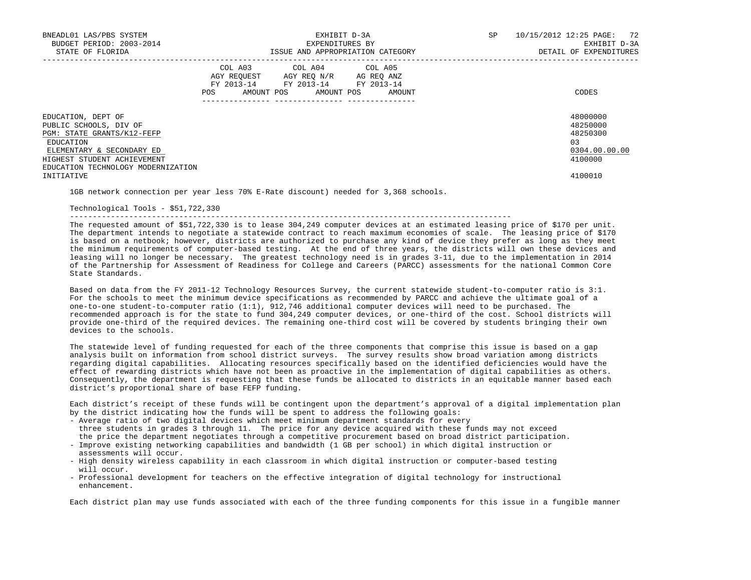| | COL A03 AGY REQUEST FY 2013-14 POS AMOUNT | COL A04 AGY REQ N/R FY 2013-14 POS AMOUNT | COL A05 AG REQ ANZ FY 2013-14 POS AMOUNT | CODES |
|---|---|---|---|---|
| EDUCATION, DEPT OF | | | | 48000000 |
| PUBLIC SCHOOLS, DIV OF | | | | 48250000 |
| PGM: STATE GRANTS/K12-FEFP | | | | 48250300 |
| EDUCATION | | | | 03 |
| ELEMENTARY & SECONDARY ED | | | | 0304.00.00.00 |
| HIGHEST STUDENT ACHIEVEMENT | | | | 4100000 |
| EDUCATION TECHNOLOGY MODERNIZATION INITIATIVE | | | | 4100010 |

1GB network connection per year less 70% E-Rate discount) needed for 3,368 schools.

Technological Tools - $51,722,330

The requested amount of $51,722,330 is to lease 304,249 computer devices at an estimated leasing price of $170 per unit. The department intends to negotiate a statewide contract to reach maximum economies of scale. The leasing price of $170 is based on a netbook; however, districts are authorized to purchase any kind of device they prefer as long as they meet the minimum requirements of computer-based testing. At the end of three years, the districts will own these devices and leasing will no longer be necessary. The greatest technology need is in grades 3-11, due to the implementation in 2014 of the Partnership for Assessment of Readiness for College and Careers (PARCC) assessments for the national Common Core State Standards.

Based on data from the FY 2011-12 Technology Resources Survey, the current statewide student-to-computer ratio is 3:1. For the schools to meet the minimum device specifications as recommended by PARCC and achieve the ultimate goal of a one-to-one student-to-computer ratio (1:1), 912,746 additional computer devices will need to be purchased. The recommended approach is for the state to fund 304,249 computer devices, or one-third of the cost. School districts will provide one-third of the required devices. The remaining one-third cost will be covered by students bringing their own devices to the schools.

The statewide level of funding requested for each of the three components that comprise this issue is based on a gap analysis built on information from school district surveys. The survey results show broad variation among districts regarding digital capabilities. Allocating resources specifically based on the identified deficiencies would have the effect of rewarding districts which have not been as proactive in the implementation of digital capabilities as others. Consequently, the department is requesting that these funds be allocated to districts in an equitable manner based each district's proportional share of base FEFP funding.

Each district's receipt of these funds will be contingent upon the department's approval of a digital implementation plan by the district indicating how the funds will be spent to address the following goals:

- Average ratio of two digital devices which meet minimum department standards for every three students in grades 3 through 11. The price for any device acquired with these funds may not exceed the price the department negotiates through a competitive procurement based on broad district participation.
- Improve existing networking capabilities and bandwidth (1 GB per school) in which digital instruction or assessments will occur.
- High density wireless capability in each classroom in which digital instruction or computer-based testing will occur.
- Professional development for teachers on the effective integration of digital technology for instructional enhancement.

Each district plan may use funds associated with each of the three funding components for this issue in a fungible manner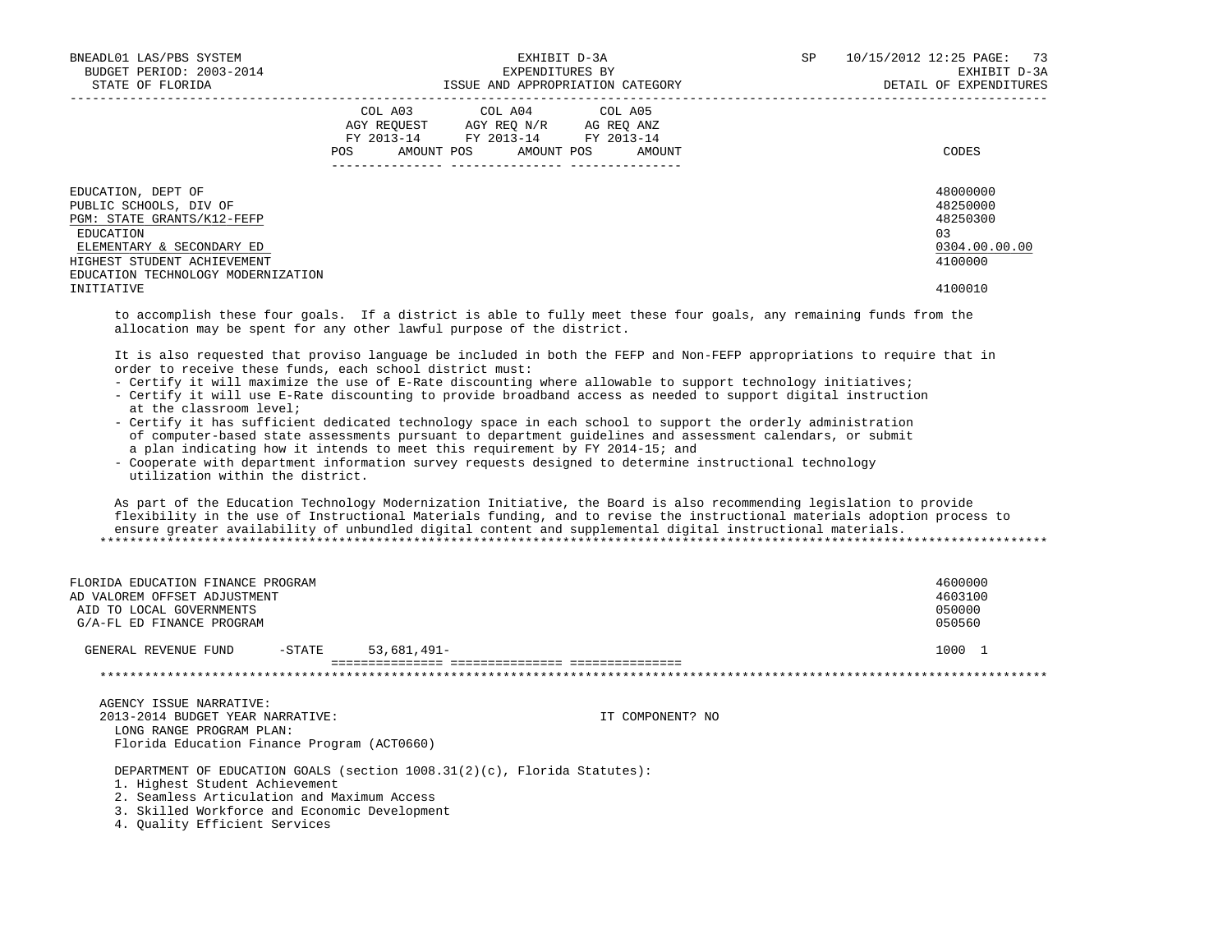| | COL A03 AGY REQUEST FY 2013-14 POS AMOUNT | COL A04 AGY REQ N/R FY 2013-14 POS AMOUNT | COL A05 AG REQ ANZ FY 2013-14 POS AMOUNT | CODES |
|---|---|---|---|---|
| EDUCATION, DEPT OF | | | | 48000000 |
| PUBLIC SCHOOLS, DIV OF | | | | 48250000 |
| PGM: STATE GRANTS/K12-FEFP | | | | 48250300 |
| EDUCATION | | | | 03 |
| ELEMENTARY & SECONDARY ED | | | | 0304.00.00.00 |
| HIGHEST STUDENT ACHIEVEMENT | | | | 4100000 |
| EDUCATION TECHNOLOGY MODERNIZATION INITIATIVE | | | | 4100010 |

to accomplish these four goals. If a district is able to fully meet these four goals, any remaining funds from the allocation may be spent for any other lawful purpose of the district.

It is also requested that proviso language be included in both the FEFP and Non-FEFP appropriations to require that in order to receive these funds, each school district must:

- Certify it will maximize the use of E-Rate discounting where allowable to support technology initiatives;
- Certify it will use E-Rate discounting to provide broadband access as needed to support digital instruction at the classroom level;
- Certify it has sufficient dedicated technology space in each school to support the orderly administration of computer-based state assessments pursuant to department guidelines and assessment calendars, or submit a plan indicating how it intends to meet this requirement by FY 2014-15; and
- Cooperate with department information survey requests designed to determine instructional technology utilization within the district.

As part of the Education Technology Modernization Initiative, the Board is also recommending legislation to provide flexibility in the use of Instructional Materials funding, and to revise the instructional materials adoption process to ensure greater availability of unbundled digital content and supplemental digital instructional materials.

*******************************************************************************************************************************

| | COL A03 | COL A04 | COL A05 | CODES |
|---|---|---|---|---|
| FLORIDA EDUCATION FINANCE PROGRAM | | | | 4600000 |
| AD VALOREM OFFSET ADJUSTMENT | | | | 4603100 |
| AID TO LOCAL GOVERNMENTS | | | | 050000 |
| G/A-FL ED FINANCE PROGRAM | | | | 050560 |
| GENERAL REVENUE FUND -STATE | 53,681,491- | | | 1000 1 |

*******************************************************************************************************************************

AGENCY ISSUE NARRATIVE:

2013-2014 BUDGET YEAR NARRATIVE: IT COMPONENT? NO

LONG RANGE PROGRAM PLAN:

Florida Education Finance Program (ACT0660)

DEPARTMENT OF EDUCATION GOALS (section 1008.31(2)(c), Florida Statutes):

1. Highest Student Achievement
2. Seamless Articulation and Maximum Access
3. Skilled Workforce and Economic Development
4. Quality Efficient Services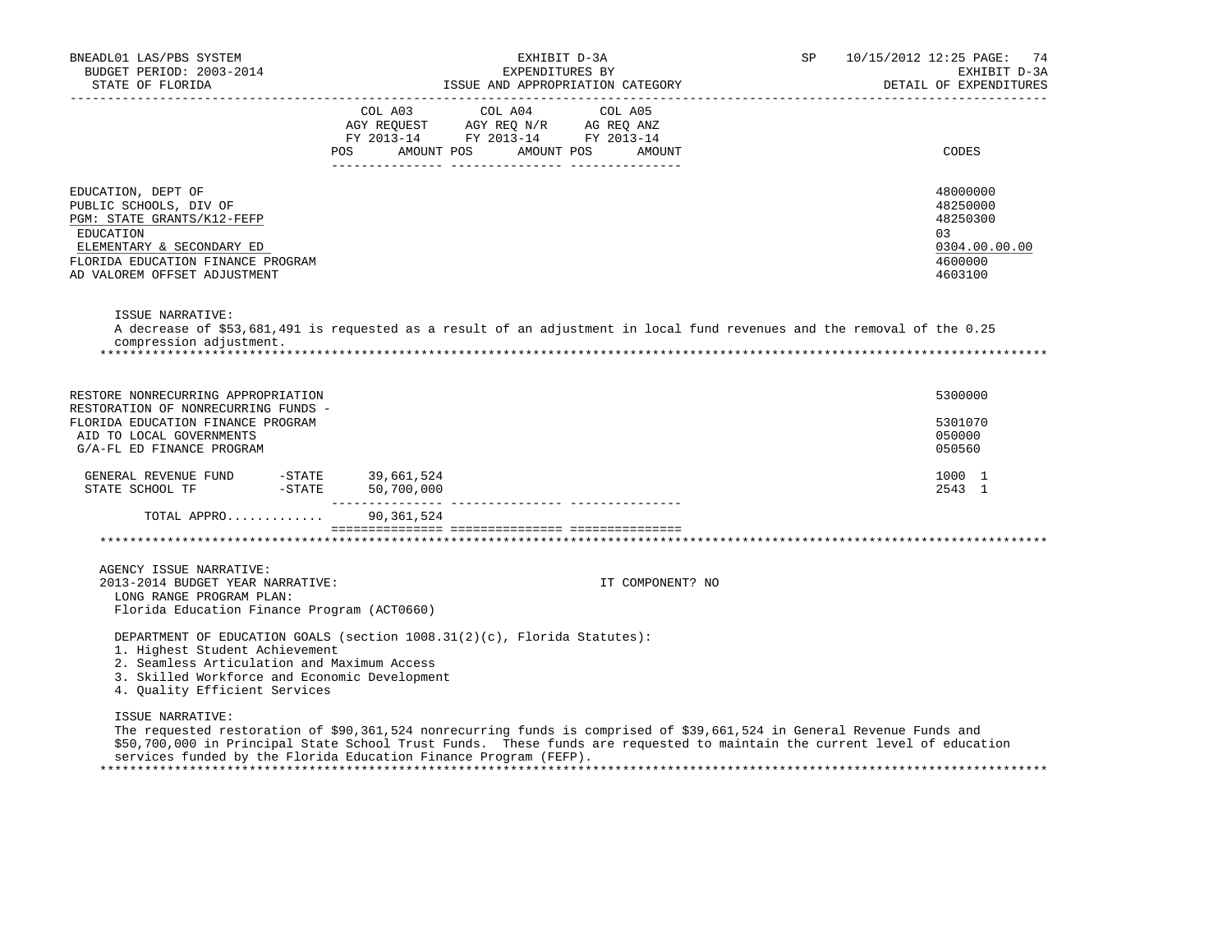| | COL A03 AGY REQUEST FY 2013-14 POS AMOUNT | COL A04 AGY REQ N/R FY 2013-14 POS AMOUNT | COL A05 AG REQ ANZ FY 2013-14 POS AMOUNT | CODES |
|---|---|---|---|---|
| EDUCATION, DEPT OF | | | | 48000000 |
| PUBLIC SCHOOLS, DIV OF | | | | 48250000 |
| PGM: STATE GRANTS/K12-FEFP | | | | 48250300 |
| EDUCATION | | | | 03 |
| ELEMENTARY & SECONDARY ED | | | | 0304.00.00.00 |
| FLORIDA EDUCATION FINANCE PROGRAM | | | | 4600000 |
| AD VALOREM OFFSET ADJUSTMENT | | | | 4603100 |

ISSUE NARRATIVE:
A decrease of $53,681,491 is requested as a result of an adjustment in local fund revenues and the removal of the 0.25 compression adjustment.

*****************************************************************************************************************************

| | COL A03 | COL A04 | COL A05 | CODES |
|---|---|---|---|---|
| RESTORE NONRECURRING APPROPRIATION | | | | 5300000 |
| RESTORATION OF NONRECURRING FUNDS - FLORIDA EDUCATION FINANCE PROGRAM | | | | 5301070 |
| AID TO LOCAL GOVERNMENTS | | | | 050000 |
| G/A-FL ED FINANCE PROGRAM | | | | 050560 |
| GENERAL REVENUE FUND -STATE | 39,661,524 | | | 1000 1 |
| STATE SCHOOL TF -STATE | 50,700,000 | | | 2543 1 |
| TOTAL APPRO............ | 90,361,524 | | | |

*****************************************************************************************************************************

AGENCY ISSUE NARRATIVE:
2013-2014 BUDGET YEAR NARRATIVE: IT COMPONENT? NO

LONG RANGE PROGRAM PLAN:
Florida Education Finance Program (ACT0660)

DEPARTMENT OF EDUCATION GOALS (section 1008.31(2)(c), Florida Statutes):
1. Highest Student Achievement
2. Seamless Articulation and Maximum Access
3. Skilled Workforce and Economic Development
4. Quality Efficient Services

ISSUE NARRATIVE:
The requested restoration of $90,361,524 nonrecurring funds is comprised of $39,661,524 in General Revenue Funds and $50,700,000 in Principal State School Trust Funds. These funds are requested to maintain the current level of education services funded by the Florida Education Finance Program (FEFP).

*****************************************************************************************************************************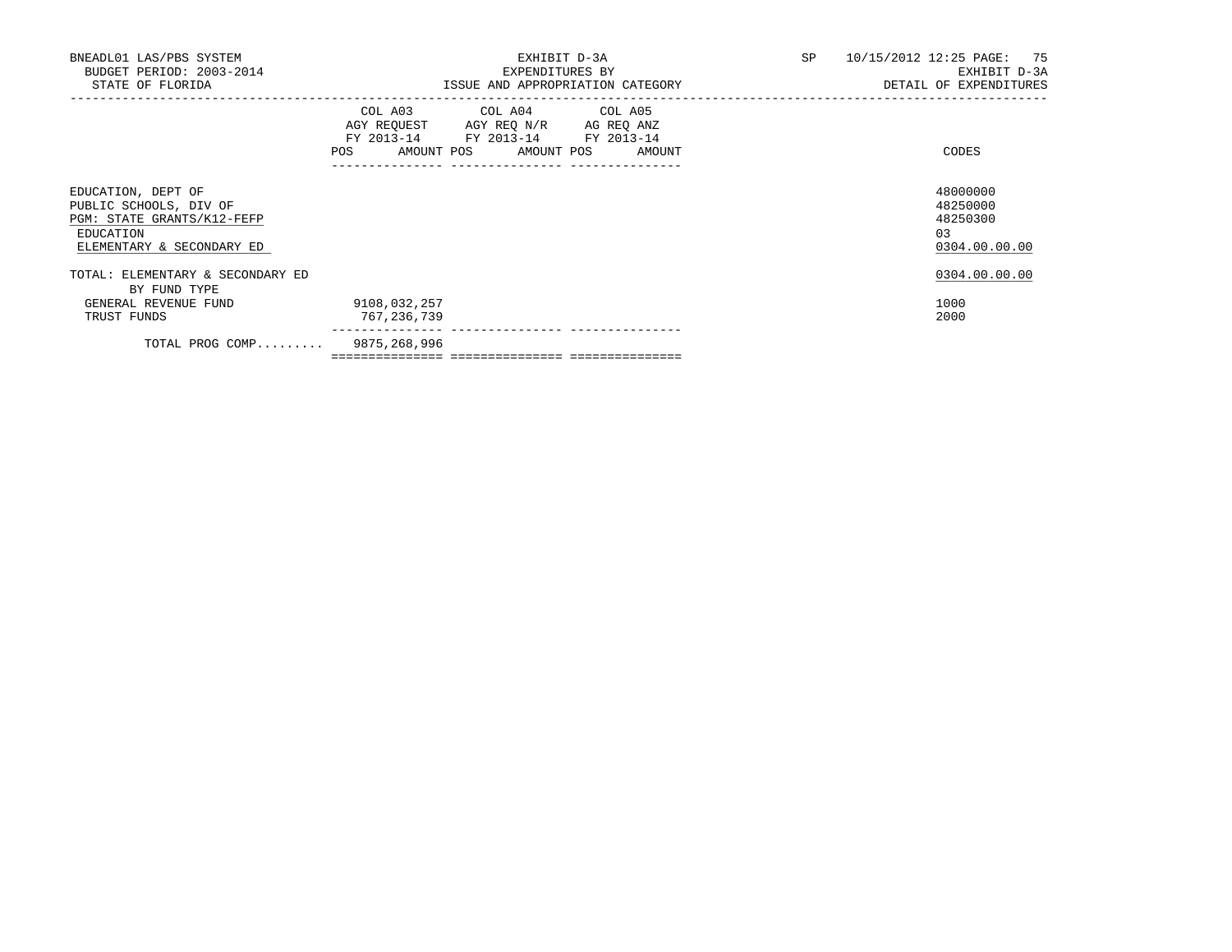BNEADL01 LAS/PBS SYSTEM
BUDGET PERIOD: 2003-2014
STATE OF FLORIDA

EXHIBIT D-3A
EXPENDITURES BY
ISSUE AND APPROPRIATION CATEGORY

SP 10/15/2012 12:25
EXHIBIT D-3A
DETAIL OF EXPENDITURES

| | COL A03 AGY REQUEST FY 2013-14 | | COL A04 AGY REQ N/R FY 2013-14 | | COL A05 AG REQ ANZ FY 2013-14 | | CODES |
|---|---|---|---|---|---|---|---|
| | POS | AMOUNT | POS | AMOUNT | POS | AMOUNT | |
| EDUCATION, DEPT OF | | | | | | | 48000000 |
| PUBLIC SCHOOLS, DIV OF | | | | | | | 48250000 |
| PGM: STATE GRANTS/K12-FEFP | | | | | | | 48250300 |
| EDUCATION | | | | | | | 03 |
| ELEMENTARY & SECONDARY ED | | | | | | | 0304.00.00.00 |
| TOTAL: ELEMENTARY & SECONDARY ED | | | | | | | 0304.00.00.00 |
| BY FUND TYPE | | | | | | | |
| GENERAL REVENUE FUND | | 9108,032,257 | | | | | 1000 |
| TRUST FUNDS | | 767,236,739 | | | | | 2000 |
| TOTAL PROG COMP......... | | 9875,268,996 | | | | | |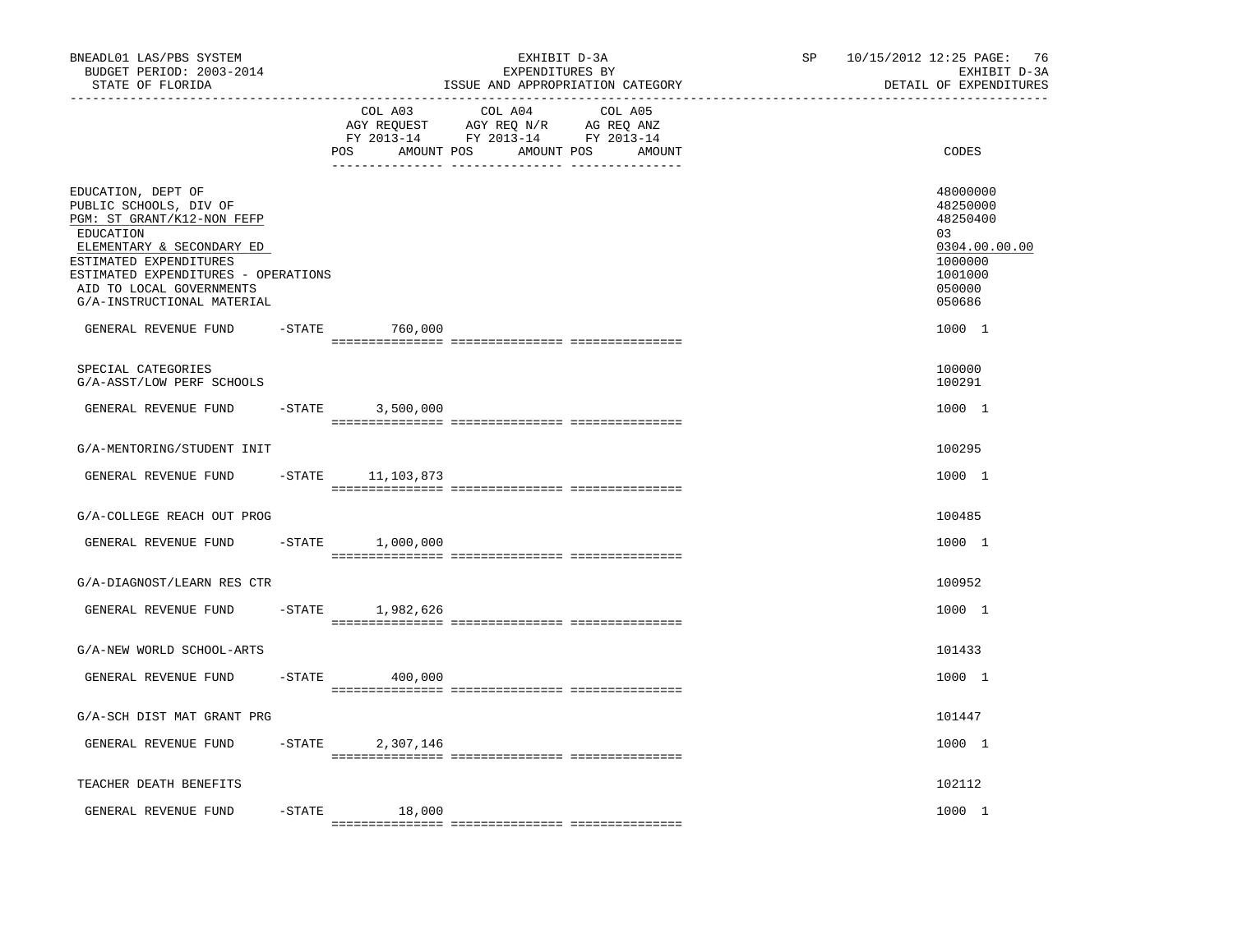BNEADL01 LAS/PBS SYSTEM
BUDGET PERIOD: 2003-2014
STATE OF FLORIDA

EXHIBIT D-3A
EXPENDITURES BY
ISSUE AND APPROPRIATION CATEGORY

SP 10/15/2012 12:25
EXHIBIT D-3A
DETAIL OF EXPENDITURES

| | COL A03 AGY REQUEST FY 2013-14 POS AMOUNT | COL A04 AGY REQ N/R FY 2013-14 POS AMOUNT | COL A05 AG REQ ANZ FY 2013-14 POS AMOUNT | CODES |
|---|---|---|---|---|
| EDUCATION, DEPT OF | | | | 48000000 |
| PUBLIC SCHOOLS, DIV OF | | | | 48250000 |
| PGM: ST GRANT/K12-NON FEFP | | | | 48250400 |
| EDUCATION | | | | 03 |
| ELEMENTARY & SECONDARY ED | | | | 0304.00.00.00 |
| ESTIMATED EXPENDITURES | | | | 1000000 |
| ESTIMATED EXPENDITURES - OPERATIONS | | | | 1001000 |
| AID TO LOCAL GOVERNMENTS | | | | 050000 |
| G/A-INSTRUCTIONAL MATERIAL | | | | 050686 |
| GENERAL REVENUE FUND -STATE | 760,000 | | | 1000 1 |
| SPECIAL CATEGORIES | | | | 100000 |
| G/A-ASST/LOW PERF SCHOOLS | | | | 100291 |
| GENERAL REVENUE FUND -STATE | 3,500,000 | | | 1000 1 |
| G/A-MENTORING/STUDENT INIT | | | | 100295 |
| GENERAL REVENUE FUND -STATE | 11,103,873 | | | 1000 1 |
| G/A-COLLEGE REACH OUT PROG | | | | 100485 |
| GENERAL REVENUE FUND -STATE | 1,000,000 | | | 1000 1 |
| G/A-DIAGNOST/LEARN RES CTR | | | | 100952 |
| GENERAL REVENUE FUND -STATE | 1,982,626 | | | 1000 1 |
| G/A-NEW WORLD SCHOOL-ARTS | | | | 101433 |
| GENERAL REVENUE FUND -STATE | 400,000 | | | 1000 1 |
| G/A-SCH DIST MAT GRANT PRG | | | | 101447 |
| GENERAL REVENUE FUND -STATE | 2,307,146 | | | 1000 1 |
| TEACHER DEATH BENEFITS | | | | 102112 |
| GENERAL REVENUE FUND -STATE | 18,000 | | | 1000 1 |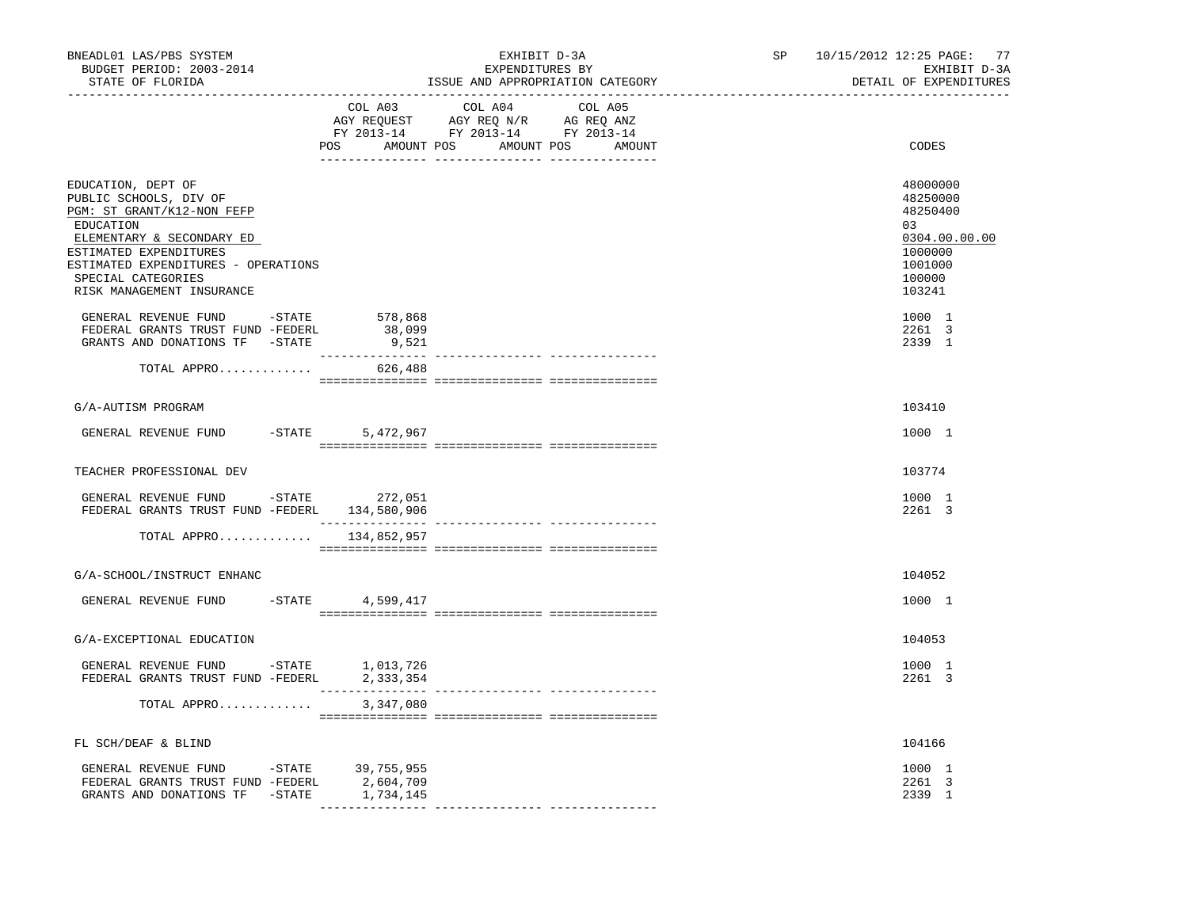BNEADL01 LAS/PBS SYSTEM
BUDGET PERIOD: 2003-2014
STATE OF FLORIDA

EXHIBIT D-3A
EXPENDITURES BY
ISSUE AND APPROPRIATION CATEGORY

SP 10/15/2012 12:25
EXHIBIT D-3A
DETAIL OF EXPENDITURES

| | COL A03 AGY REQUEST FY 2013-14 POS AMOUNT | COL A04 AGY REQ N/R FY 2013-14 POS AMOUNT | COL A05 AG REQ ANZ FY 2013-14 POS AMOUNT | CODES |
|---|---|---|---|---|
| EDUCATION, DEPT OF | | | | 48000000 |
| PUBLIC SCHOOLS, DIV OF | | | | 48250000 |
| PGM: ST GRANT/K12-NON FEFP | | | | 48250400 |
| EDUCATION | | | | 03 |
| ELEMENTARY & SECONDARY ED | | | | 0304.00.00.00 |
| ESTIMATED EXPENDITURES | | | | 1000000 |
| ESTIMATED EXPENDITURES - OPERATIONS | | | | 1001000 |
| SPECIAL CATEGORIES | | | | 100000 |
| RISK MANAGEMENT INSURANCE | | | | 103241 |
| GENERAL REVENUE FUND -STATE | 578,868 | | | 1000 1 |
| FEDERAL GRANTS TRUST FUND -FEDERL | 38,099 | | | 2261 3 |
| GRANTS AND DONATIONS TF -STATE | 9,521 | | | 2339 1 |
| TOTAL APPRO............ | 626,488 | | | |
| G/A-AUTISM PROGRAM | | | | 103410 |
| GENERAL REVENUE FUND -STATE | 5,472,967 | | | 1000 1 |
| TEACHER PROFESSIONAL DEV | | | | 103774 |
| GENERAL REVENUE FUND -STATE | 272,051 | | | 1000 1 |
| FEDERAL GRANTS TRUST FUND -FEDERL | 134,580,906 | | | 2261 3 |
| TOTAL APPRO............ | 134,852,957 | | | |
| G/A-SCHOOL/INSTRUCT ENHANC | | | | 104052 |
| GENERAL REVENUE FUND -STATE | 4,599,417 | | | 1000 1 |
| G/A-EXCEPTIONAL EDUCATION | | | | 104053 |
| GENERAL REVENUE FUND -STATE | 1,013,726 | | | 1000 1 |
| FEDERAL GRANTS TRUST FUND -FEDERL | 2,333,354 | | | 2261 3 |
| TOTAL APPRO............ | 3,347,080 | | | |
| FL SCH/DEAF & BLIND | | | | 104166 |
| GENERAL REVENUE FUND -STATE | 39,755,955 | | | 1000 1 |
| FEDERAL GRANTS TRUST FUND -FEDERL | 2,604,709 | | | 2261 3 |
| GRANTS AND DONATIONS TF -STATE | 1,734,145 | | | 2339 1 |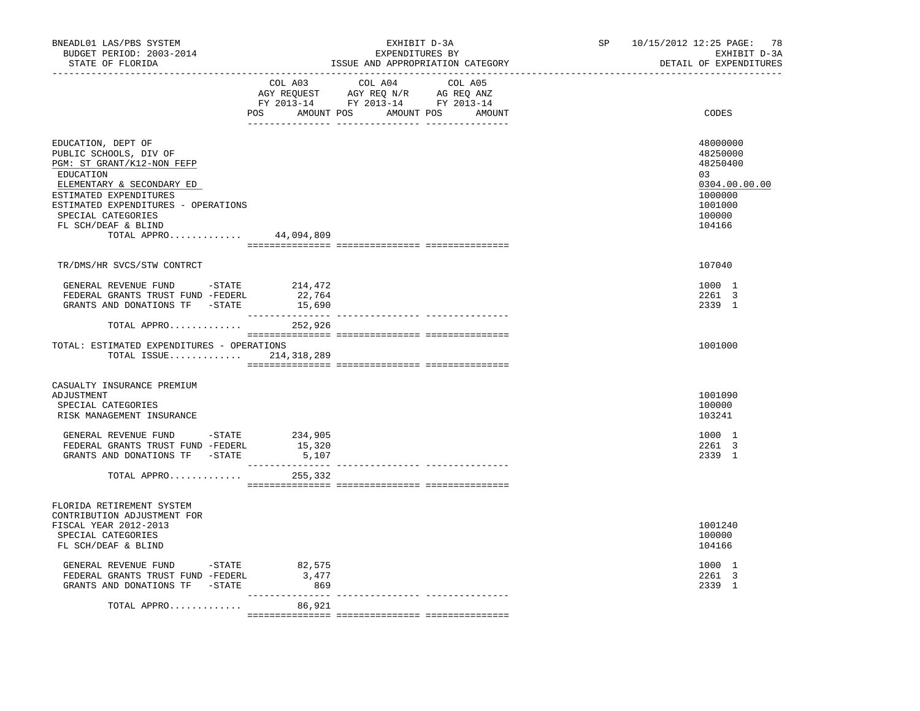| | COL A03 AGY REQUEST FY 2013-14 POS AMOUNT | COL A04 AGY REQ N/R FY 2013-14 POS AMOUNT | COL A05 AG REQ ANZ FY 2013-14 POS AMOUNT | CODES |
|---|---|---|---|---|
| EDUCATION, DEPT OF | | | | 48000000 |
| PUBLIC SCHOOLS, DIV OF | | | | 48250000 |
| PGM: ST GRANT/K12-NON FEFP | | | | 48250400 |
| EDUCATION | | | | 03 |
| ELEMENTARY & SECONDARY ED | | | | 0304.00.00.00 |
| ESTIMATED EXPENDITURES | | | | 1000000 |
| ESTIMATED EXPENDITURES - OPERATIONS | | | | 1001000 |
| SPECIAL CATEGORIES | | | | 100000 |
| FL SCH/DEAF & BLIND | | | | 104166 |
| TOTAL APPRO............ | 44,094,809 | | | |
| TR/DMS/HR SVCS/STW CONTRCT | | | | 107040 |
| GENERAL REVENUE FUND -STATE | 214,472 | | | 1000 1 |
| FEDERAL GRANTS TRUST FUND -FEDERL | 22,764 | | | 2261 3 |
| GRANTS AND DONATIONS TF -STATE | 15,690 | | | 2339 1 |
| TOTAL APPRO............ | 252,926 | | | |
| TOTAL: ESTIMATED EXPENDITURES - OPERATIONS | | | | 1001000 |
| TOTAL ISSUE............ | 214,318,289 | | | |
| CASUALTY INSURANCE PREMIUM ADJUSTMENT | | | | 1001090 |
| SPECIAL CATEGORIES | | | | 100000 |
| RISK MANAGEMENT INSURANCE | | | | 103241 |
| GENERAL REVENUE FUND -STATE | 234,905 | | | 1000 1 |
| FEDERAL GRANTS TRUST FUND -FEDERL | 15,320 | | | 2261 3 |
| GRANTS AND DONATIONS TF -STATE | 5,107 | | | 2339 1 |
| TOTAL APPRO............ | 255,332 | | | |
| FLORIDA RETIREMENT SYSTEM CONTRIBUTION ADJUSTMENT FOR FISCAL YEAR 2012-2013 | | | | 1001240 |
| SPECIAL CATEGORIES | | | | 100000 |
| FL SCH/DEAF & BLIND | | | | 104166 |
| GENERAL REVENUE FUND -STATE | 82,575 | | | 1000 1 |
| FEDERAL GRANTS TRUST FUND -FEDERL | 3,477 | | | 2261 3 |
| GRANTS AND DONATIONS TF -STATE | 869 | | | 2339 1 |
| TOTAL APPRO............ | 86,921 | | | |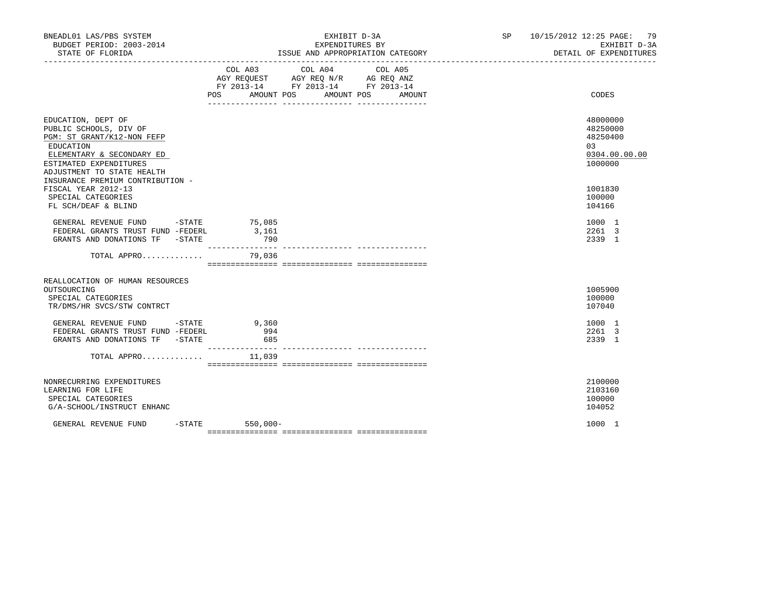BNEADL01 LAS/PBS SYSTEM | EXHIBIT D-3A | SP 10/15/2012 12:25
BUDGET PERIOD: 2003-2014 | EXPENDITURES BY | EXHIBIT D-3A
STATE OF FLORIDA | ISSUE AND APPROPRIATION CATEGORY | DETAIL OF EXPENDITURES

| | COL A03 AGY REQUEST FY 2013-14 POS | AMOUNT | COL A04 AGY REQ N/R FY 2013-14 POS | AMOUNT | COL A05 AG REQ ANZ FY 2013-14 POS | AMOUNT | CODES |
|---|---|---|---|---|---|---|---|
| EDUCATION, DEPT OF | | | | | | | 48000000 |
| PUBLIC SCHOOLS, DIV OF | | | | | | | 48250000 |
| PGM: ST GRANT/K12-NON FEFP | | | | | | | 48250400 |
| EDUCATION | | | | | | | 03 |
| ELEMENTARY & SECONDARY ED | | | | | | | 0304.00.00.00 |
| ESTIMATED EXPENDITURES | | | | | | | 1000000 |
| ADJUSTMENT TO STATE HEALTH INSURANCE PREMIUM CONTRIBUTION - FISCAL YEAR 2012-13 | | | | | | | 1001830 |
| SPECIAL CATEGORIES | | | | | | | 100000 |
| FL SCH/DEAF & BLIND | | | | | | | 104166 |
| GENERAL REVENUE FUND -STATE | | 75,085 | | | | | 1000 1 |
| FEDERAL GRANTS TRUST FUND -FEDERL | | 3,161 | | | | | 2261 3 |
| GRANTS AND DONATIONS TF -STATE | | 790 | | | | | 2339 1 |
| TOTAL APPRO............ | | 79,036 | | | | | |
| REALLOCATION OF HUMAN RESOURCES OUTSOURCING | | | | | | | 1005900 |
| SPECIAL CATEGORIES | | | | | | | 100000 |
| TR/DMS/HR SVCS/STW CONTRCT | | | | | | | 107040 |
| GENERAL REVENUE FUND -STATE | | 9,360 | | | | | 1000 1 |
| FEDERAL GRANTS TRUST FUND -FEDERL | | 994 | | | | | 2261 3 |
| GRANTS AND DONATIONS TF -STATE | | 685 | | | | | 2339 1 |
| TOTAL APPRO............ | | 11,039 | | | | | |
| NONRECURRING EXPENDITURES | | | | | | | 2100000 |
| LEARNING FOR LIFE | | | | | | | 2103160 |
| SPECIAL CATEGORIES | | | | | | | 100000 |
| G/A-SCHOOL/INSTRUCT ENHANC | | | | | | | 104052 |
| GENERAL REVENUE FUND -STATE | | 550,000- | | | | | 1000 1 |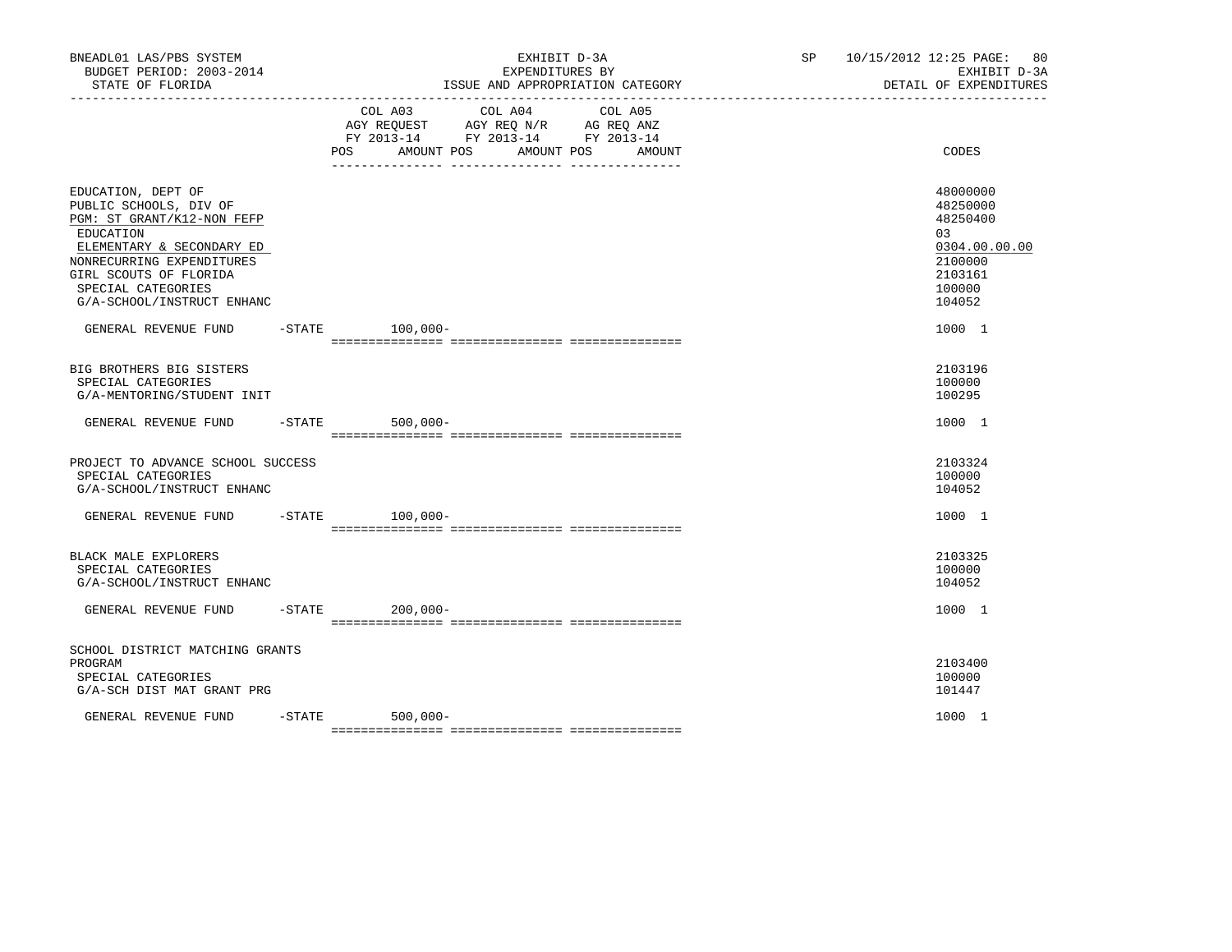BNEADL01 LAS/PBS SYSTEM | EXHIBIT D-3A | SP 10/15/2012 12:25

BUDGET PERIOD: 2003-2014 | EXPENDITURES BY | EXHIBIT D-3A

STATE OF FLORIDA | ISSUE AND APPROPRIATION CATEGORY | DETAIL OF EXPENDITURES

| | COL A03 AGY REQUEST FY 2013-14 POS AMOUNT | COL A04 AGY REQ N/R FY 2013-14 POS AMOUNT | COL A05 AG REQ ANZ FY 2013-14 POS AMOUNT | CODES |
|---|---|---|---|---|
| EDUCATION, DEPT OF | | | | 48000000 |
| PUBLIC SCHOOLS, DIV OF | | | | 48250000 |
| PGM: ST GRANT/K12-NON FEFP | | | | 48250400 |
| EDUCATION | | | | 03 |
| ELEMENTARY & SECONDARY ED | | | | 0304.00.00.00 |
| NONRECURRING EXPENDITURES | | | | 2100000 |
| GIRL SCOUTS OF FLORIDA | | | | 2103161 |
| SPECIAL CATEGORIES | | | | 100000 |
| G/A-SCHOOL/INSTRUCT ENHANC | | | | 104052 |
| GENERAL REVENUE FUND -STATE | 100,000- | | | 1000 1 |
| BIG BROTHERS BIG SISTERS | | | | 2103196 |
| SPECIAL CATEGORIES | | | | 100000 |
| G/A-MENTORING/STUDENT INIT | | | | 100295 |
| GENERAL REVENUE FUND -STATE | 500,000- | | | 1000 1 |
| PROJECT TO ADVANCE SCHOOL SUCCESS | | | | 2103324 |
| SPECIAL CATEGORIES | | | | 100000 |
| G/A-SCHOOL/INSTRUCT ENHANC | | | | 104052 |
| GENERAL REVENUE FUND -STATE | 100,000- | | | 1000 1 |
| BLACK MALE EXPLORERS | | | | 2103325 |
| SPECIAL CATEGORIES | | | | 100000 |
| G/A-SCHOOL/INSTRUCT ENHANC | | | | 104052 |
| GENERAL REVENUE FUND -STATE | 200,000- | | | 1000 1 |
| SCHOOL DISTRICT MATCHING GRANTS PROGRAM | | | | 2103400 |
| SPECIAL CATEGORIES | | | | 100000 |
| G/A-SCH DIST MAT GRANT PRG | | | | 101447 |
| GENERAL REVENUE FUND -STATE | 500,000- | | | 1000 1 |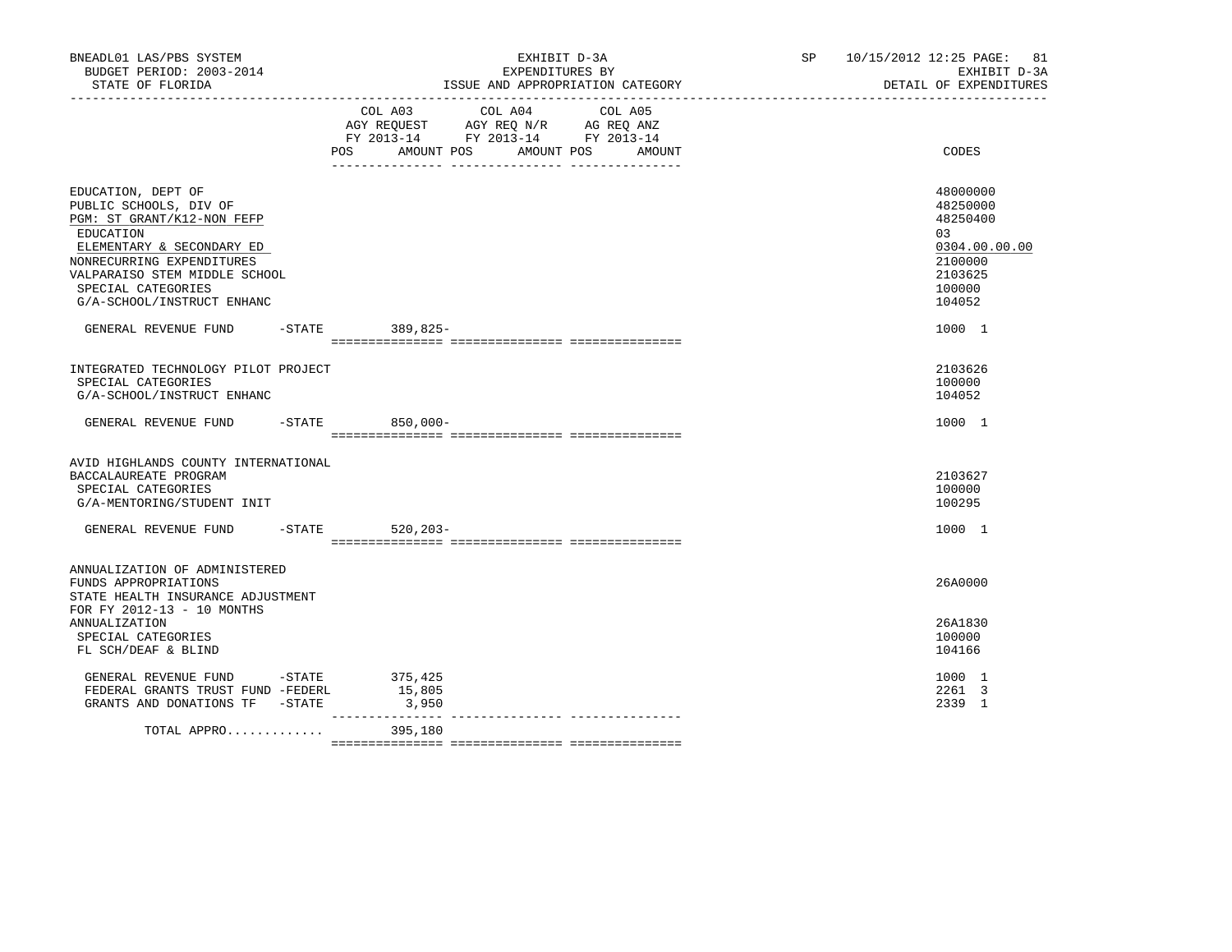BNEADL01 LAS/PBS SYSTEM — EXHIBIT D-3A — SP 10/15/2012 12:25

BUDGET PERIOD: 2003-2014 — EXPENDITURES BY — EXHIBIT D-3A

STATE OF FLORIDA — ISSUE AND APPROPRIATION CATEGORY — DETAIL OF EXPENDITURES

| | COL A03 AGY REQUEST FY 2013-14 POS AMOUNT | COL A04 AGY REQ N/R FY 2013-14 POS AMOUNT | COL A05 AG REQ ANZ FY 2013-14 POS AMOUNT | CODES |
|---|---|---|---|---|
| EDUCATION, DEPT OF | | | | 48000000 |
| PUBLIC SCHOOLS, DIV OF | | | | 48250000 |
| PGM: ST GRANT/K12-NON FEFP | | | | 48250400 |
| EDUCATION | | | | 03 |
| ELEMENTARY & SECONDARY ED | | | | 0304.00.00.00 |
| NONRECURRING EXPENDITURES | | | | 2100000 |
| VALPARAISO STEM MIDDLE SCHOOL | | | | 2103625 |
| SPECIAL CATEGORIES | | | | 100000 |
| G/A-SCHOOL/INSTRUCT ENHANC | | | | 104052 |
| GENERAL REVENUE FUND -STATE | 389,825- | | | 1000 1 |
| INTEGRATED TECHNOLOGY PILOT PROJECT | | | | 2103626 |
| SPECIAL CATEGORIES | | | | 100000 |
| G/A-SCHOOL/INSTRUCT ENHANC | | | | 104052 |
| GENERAL REVENUE FUND -STATE | 850,000- | | | 1000 1 |
| AVID HIGHLANDS COUNTY INTERNATIONAL BACCALAUREATE PROGRAM | | | | 2103627 |
| SPECIAL CATEGORIES | | | | 100000 |
| G/A-MENTORING/STUDENT INIT | | | | 100295 |
| GENERAL REVENUE FUND -STATE | 520,203- | | | 1000 1 |
| ANNUALIZATION OF ADMINISTERED FUNDS APPROPRIATIONS | | | | 26A0000 |
| STATE HEALTH INSURANCE ADJUSTMENT FOR FY 2012-13 - 10 MONTHS ANNUALIZATION | | | | 26A1830 |
| SPECIAL CATEGORIES | | | | 100000 |
| FL SCH/DEAF & BLIND | | | | 104166 |
| GENERAL REVENUE FUND -STATE | 375,425 | | | 1000 1 |
| FEDERAL GRANTS TRUST FUND -FEDERL | 15,805 | | | 2261 3 |
| GRANTS AND DONATIONS TF -STATE | 3,950 | | | 2339 1 |
| TOTAL APPRO............ | 395,180 | | | |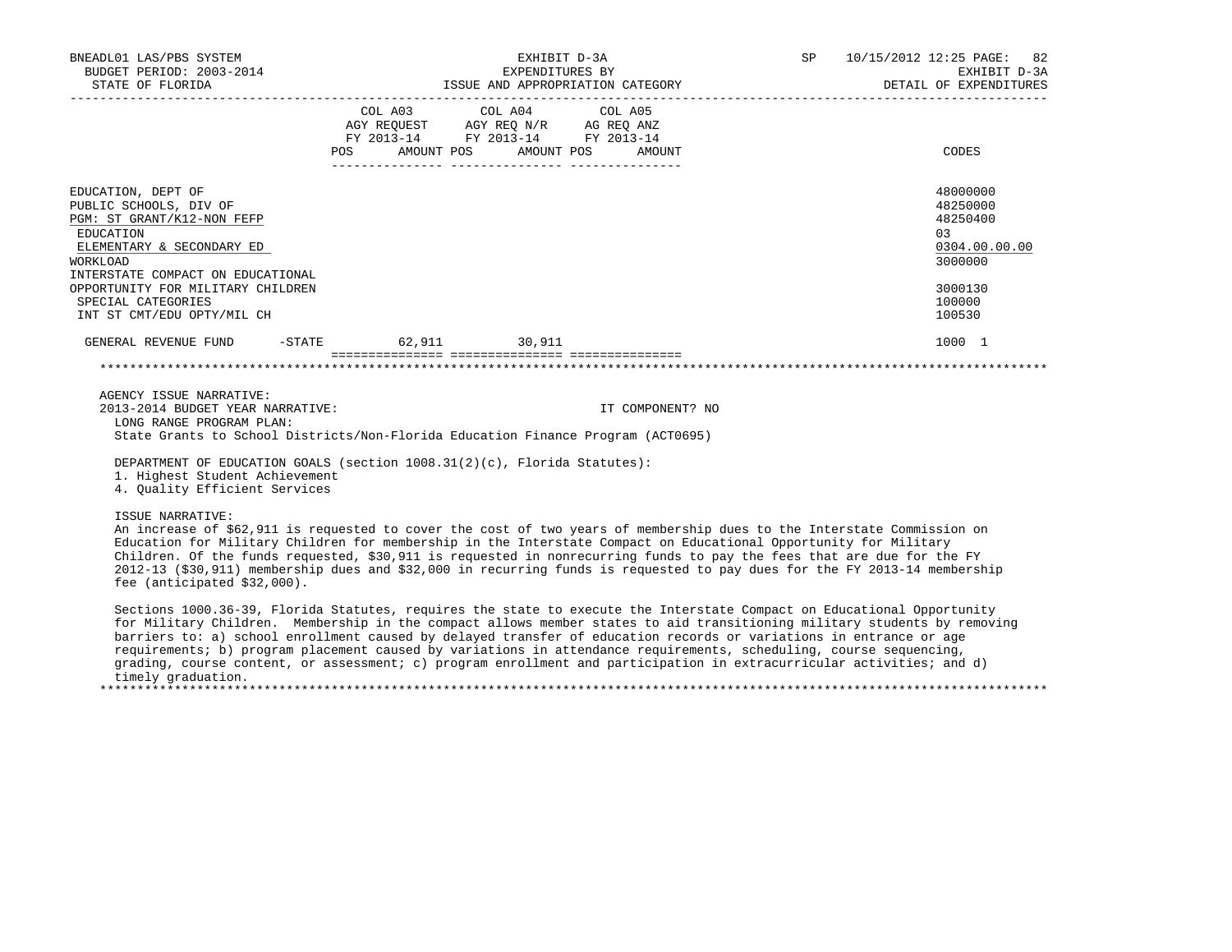BNEADL01 LAS/PBS SYSTEM | EXHIBIT D-3A | SP 10/15/2012 12:25

BUDGET PERIOD: 2003-2014 | EXPENDITURES BY | EXHIBIT D-3A

STATE OF FLORIDA | ISSUE AND APPROPRIATION CATEGORY | DETAIL OF EXPENDITURES

| | COL A03 AGY REQUEST FY 2013-14 POS | AMOUNT | COL A04 AGY REQ N/R FY 2013-14 POS | AMOUNT | COL A05 AG REQ ANZ FY 2013-14 POS | AMOUNT | CODES |
|---|---|---|---|---|---|---|---|
| EDUCATION, DEPT OF | | | | | | | 48000000 |
| PUBLIC SCHOOLS, DIV OF | | | | | | | 48250000 |
| PGM: ST GRANT/K12-NON FEFP | | | | | | | 48250400 |
| EDUCATION | | | | | | | 03 |
| ELEMENTARY & SECONDARY ED | | | | | | | 0304.00.00.00 |
| WORKLOAD | | | | | | | 3000000 |
| INTERSTATE COMPACT ON EDUCATIONAL OPPORTUNITY FOR MILITARY CHILDREN | | | | | | | 3000130 |
| SPECIAL CATEGORIES | | | | | | | 100000 |
| INT ST CMT/EDU OPTY/MIL CH | | | | | | | 100530 |
| GENERAL REVENUE FUND -STATE | | 62,911 | | 30,911 | | | 1000 1 |

AGENCY ISSUE NARRATIVE:

2013-2014 BUDGET YEAR NARRATIVE: IT COMPONENT? NO

LONG RANGE PROGRAM PLAN:

State Grants to School Districts/Non-Florida Education Finance Program (ACT0695)

DEPARTMENT OF EDUCATION GOALS (section 1008.31(2)(c), Florida Statutes):

1. Highest Student Achievement
4. Quality Efficient Services

ISSUE NARRATIVE:

An increase of $62,911 is requested to cover the cost of two years of membership dues to the Interstate Commission on Education for Military Children for membership in the Interstate Compact on Educational Opportunity for Military Children. Of the funds requested, $30,911 is requested in nonrecurring funds to pay the fees that are due for the FY 2012-13 ($30,911) membership dues and $32,000 in recurring funds is requested to pay dues for the FY 2013-14 membership fee (anticipated $32,000).

Sections 1000.36-39, Florida Statutes, requires the state to execute the Interstate Compact on Educational Opportunity for Military Children. Membership in the compact allows member states to aid transitioning military students by removing barriers to: a) school enrollment caused by delayed transfer of education records or variations in entrance or age requirements; b) program placement caused by variations in attendance requirements, scheduling, course sequencing, grading, course content, or assessment; c) program enrollment and participation in extracurricular activities; and d) timely graduation.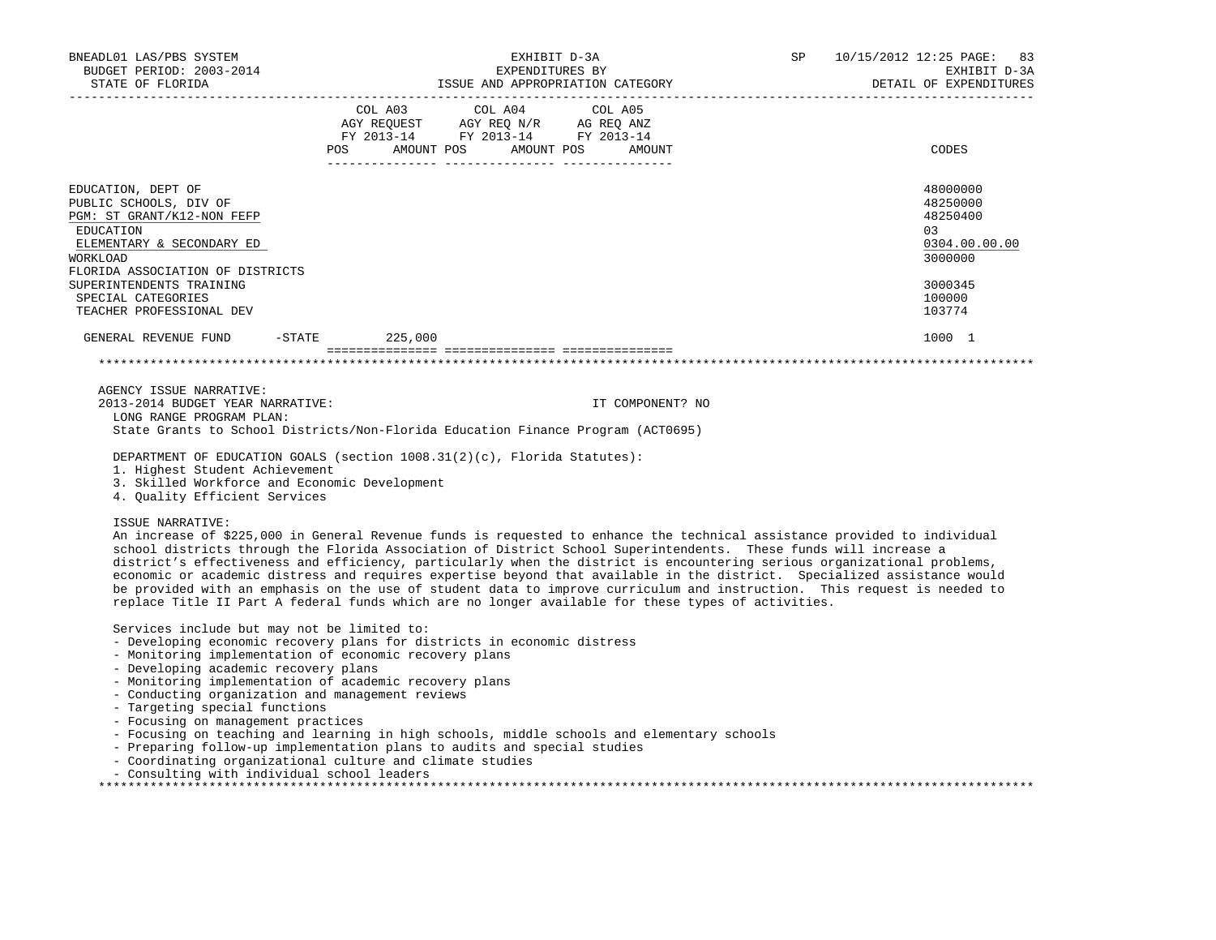| | COL A03 AGY REQUEST FY 2013-14 | | COL A04 AGY REQ N/R FY 2013-14 | | COL A05 AG REQ ANZ FY 2013-14 | | CODES |
|---|---|---|---|---|---|---|---|
| | POS | AMOUNT | POS | AMOUNT | POS | AMOUNT | |
| EDUCATION, DEPT OF | | | | | | | 48000000 |
| PUBLIC SCHOOLS, DIV OF | | | | | | | 48250000 |
| PGM: ST GRANT/K12-NON FEFP | | | | | | | 48250400 |
| EDUCATION | | | | | | | 03 |
| ELEMENTARY & SECONDARY ED | | | | | | | 0304.00.00.00 |
| WORKLOAD | | | | | | | 3000000 |
| FLORIDA ASSOCIATION OF DISTRICTS SUPERINTENDENTS TRAINING | | | | | | | 3000345 |
| SPECIAL CATEGORIES | | | | | | | 100000 |
| TEACHER PROFESSIONAL DEV | | | | | | | 103774 |
| GENERAL REVENUE FUND -STATE | | 225,000 | | | | | 1000 1 |

AGENCY ISSUE NARRATIVE:

2013-2014 BUDGET YEAR NARRATIVE: IT COMPONENT? NO

LONG RANGE PROGRAM PLAN:

State Grants to School Districts/Non-Florida Education Finance Program (ACT0695)

DEPARTMENT OF EDUCATION GOALS (section 1008.31(2)(c), Florida Statutes):

1. Highest Student Achievement
3. Skilled Workforce and Economic Development
4. Quality Efficient Services

ISSUE NARRATIVE:

An increase of $225,000 in General Revenue funds is requested to enhance the technical assistance provided to individual school districts through the Florida Association of District School Superintendents. These funds will increase a district's effectiveness and efficiency, particularly when the district is encountering serious organizational problems, economic or academic distress and requires expertise beyond that available in the district. Specialized assistance would be provided with an emphasis on the use of student data to improve curriculum and instruction. This request is needed to replace Title II Part A federal funds which are no longer available for these types of activities.

Services include but may not be limited to:

- Developing economic recovery plans for districts in economic distress
- Monitoring implementation of economic recovery plans
- Developing academic recovery plans
- Monitoring implementation of academic recovery plans
- Conducting organization and management reviews
- Targeting special functions
- Focusing on management practices
- Focusing on teaching and learning in high schools, middle schools and elementary schools
- Preparing follow-up implementation plans to audits and special studies
- Coordinating organizational culture and climate studies
- Consulting with individual school leaders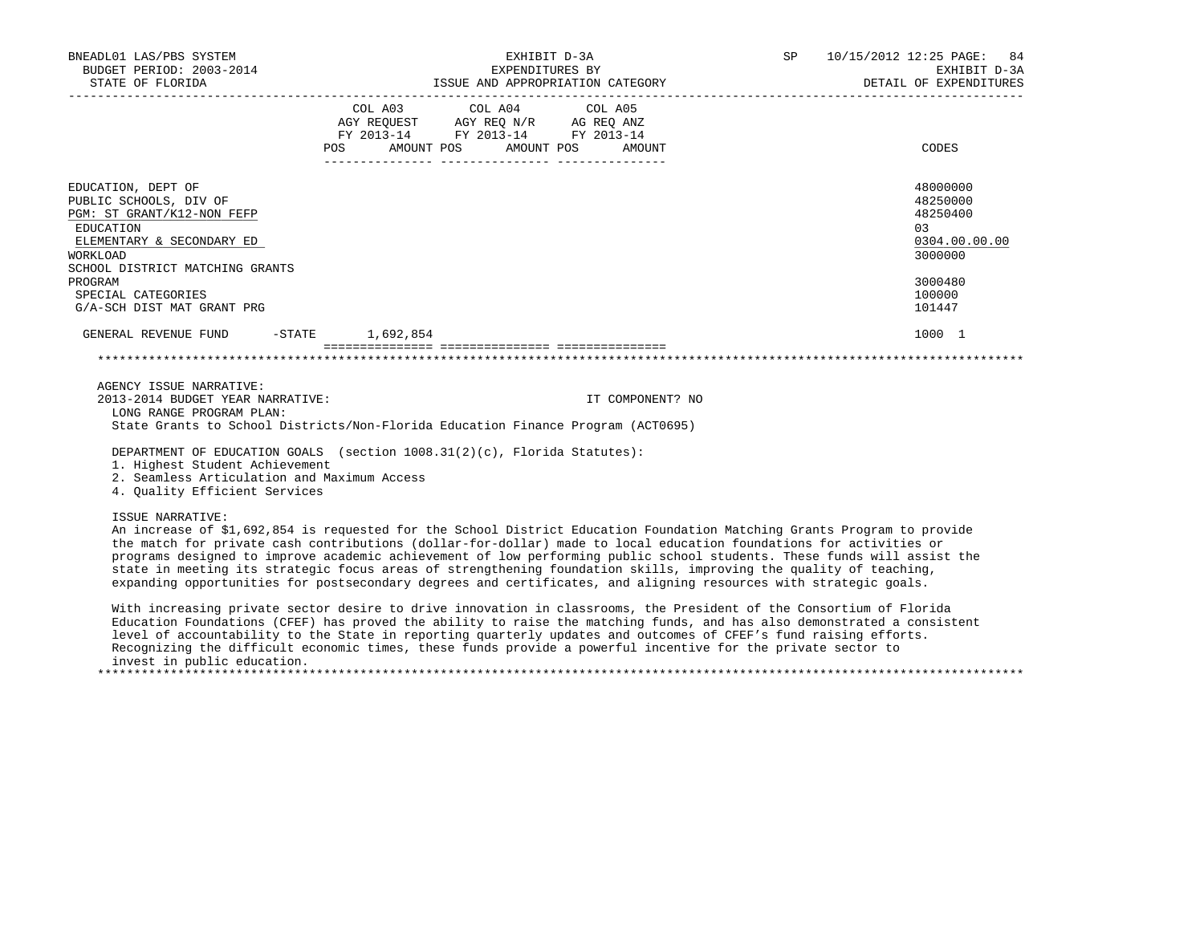| | COL A03 AGY REQUEST FY 2013-14 | | COL A04 AGY REQ N/R FY 2013-14 | | COL A05 AG REQ ANZ FY 2013-14 | | |
|---|---|---|---|---|---|---|---|
| | POS | AMOUNT | POS | AMOUNT | POS | AMOUNT | CODES |
| EDUCATION, DEPT OF | | | | | | | 48000000 |
| PUBLIC SCHOOLS, DIV OF | | | | | | | 48250000 |
| PGM: ST GRANT/K12-NON FEFP | | | | | | | 48250400 |
| EDUCATION | | | | | | | 03 |
| ELEMENTARY & SECONDARY ED | | | | | | | 0304.00.00.00 |
| WORKLOAD | | | | | | | 3000000 |
| SCHOOL DISTRICT MATCHING GRANTS PROGRAM | | | | | | | 3000480 |
| SPECIAL CATEGORIES | | | | | | | 100000 |
| G/A-SCH DIST MAT GRANT PRG | | | | | | | 101447 |
| GENERAL REVENUE FUND -STATE | | 1,692,854 | | | | | 1000 1 |

AGENCY ISSUE NARRATIVE:

2013-2014 BUDGET YEAR NARRATIVE: IT COMPONENT? NO

LONG RANGE PROGRAM PLAN:

State Grants to School Districts/Non-Florida Education Finance Program (ACT0695)

DEPARTMENT OF EDUCATION GOALS (section 1008.31(2)(c), Florida Statutes):

1. Highest Student Achievement
2. Seamless Articulation and Maximum Access
4. Quality Efficient Services

ISSUE NARRATIVE:

An increase of $1,692,854 is requested for the School District Education Foundation Matching Grants Program to provide the match for private cash contributions (dollar-for-dollar) made to local education foundations for activities or programs designed to improve academic achievement of low performing public school students. These funds will assist the state in meeting its strategic focus areas of strengthening foundation skills, improving the quality of teaching, expanding opportunities for postsecondary degrees and certificates, and aligning resources with strategic goals.

With increasing private sector desire to drive innovation in classrooms, the President of the Consortium of Florida Education Foundations (CFEF) has proved the ability to raise the matching funds, and has also demonstrated a consistent level of accountability to the State in reporting quarterly updates and outcomes of CFEF's fund raising efforts. Recognizing the difficult economic times, these funds provide a powerful incentive for the private sector to invest in public education.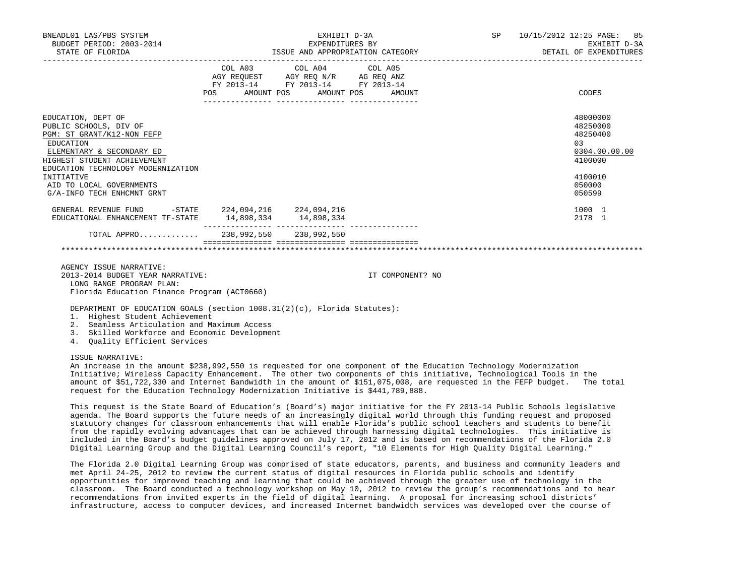| | COL A03 AGY REQUEST FY 2013-14 POS AMOUNT | COL A04 AGY REQ N/R FY 2013-14 POS AMOUNT | COL A05 AG REQ ANZ FY 2013-14 POS AMOUNT | CODES |
|---|---|---|---|---|
| EDUCATION, DEPT OF | | | | 48000000 |
| PUBLIC SCHOOLS, DIV OF | | | | 48250000 |
| PGM: ST GRANT/K12-NON FEFP | | | | 48250400 |
| EDUCATION | | | | 03 |
| ELEMENTARY & SECONDARY ED | | | | 0304.00.00.00 |
| HIGHEST STUDENT ACHIEVEMENT | | | | 4100000 |
| EDUCATION TECHNOLOGY MODERNIZATION INITIATIVE | | | | 4100010 |
| AID TO LOCAL GOVERNMENTS | | | | 050000 |
| G/A-INFO TECH ENHCMNT GRNT | | | | 050599 |
| GENERAL REVENUE FUND -STATE | 224,094,216 | 224,094,216 | | 1000 1 |
| EDUCATIONAL ENHANCEMENT TF-STATE | 14,898,334 | 14,898,334 | | 2178 1 |
| TOTAL APPRO............ | 238,992,550 | 238,992,550 | | |

AGENCY ISSUE NARRATIVE:

2013-2014 BUDGET YEAR NARRATIVE: IT COMPONENT? NO

LONG RANGE PROGRAM PLAN:
Florida Education Finance Program (ACT0660)

DEPARTMENT OF EDUCATION GOALS (section 1008.31(2)(c), Florida Statutes):

1. Highest Student Achievement
2. Seamless Articulation and Maximum Access
3. Skilled Workforce and Economic Development
4. Quality Efficient Services

ISSUE NARRATIVE:

An increase in the amount $238,992,550 is requested for one component of the Education Technology Modernization Initiative; Wireless Capacity Enhancement. The other two components of this initiative, Technological Tools in the amount of $51,722,330 and Internet Bandwidth in the amount of $151,075,008, are requested in the FEFP budget. The total request for the Education Technology Modernization Initiative is $441,789,888.

This request is the State Board of Education's (Board's) major initiative for the FY 2013-14 Public Schools legislative agenda. The Board supports the future needs of an increasingly digital world through this funding request and proposed statutory changes for classroom enhancements that will enable Florida's public school teachers and students to benefit from the rapidly evolving advantages that can be achieved through harnessing digital technologies. This initiative is included in the Board's budget guidelines approved on July 17, 2012 and is based on recommendations of the Florida 2.0 Digital Learning Group and the Digital Learning Council's report, "10 Elements for High Quality Digital Learning."

The Florida 2.0 Digital Learning Group was comprised of state educators, parents, and business and community leaders and met April 24-25, 2012 to review the current status of digital resources in Florida public schools and identify opportunities for improved teaching and learning that could be achieved through the greater use of technology in the classroom. The Board conducted a technology workshop on May 10, 2012 to review the group's recommendations and to hear recommendations from invited experts in the field of digital learning. A proposal for increasing school districts' infrastructure, access to computer devices, and increased Internet bandwidth services was developed over the course of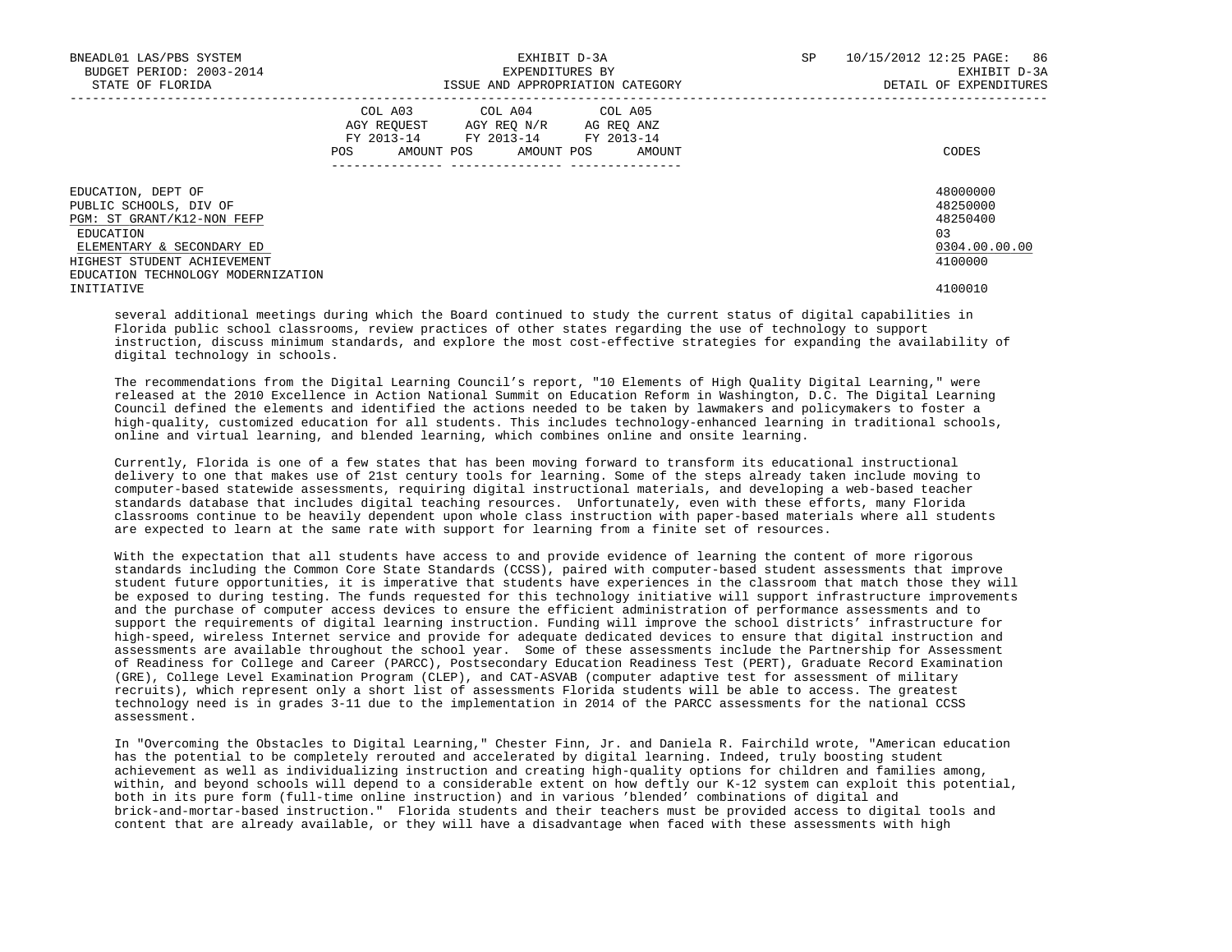| | COL A03 AGY REQUEST FY 2013-14 POS AMOUNT | COL A04 AGY REQ N/R FY 2013-14 POS AMOUNT | COL A05 AG REQ ANZ FY 2013-14 POS AMOUNT | CODES |
|---|---|---|---|---|
| EDUCATION, DEPT OF | | | | 48000000 |
| PUBLIC SCHOOLS, DIV OF | | | | 48250000 |
| PGM: ST GRANT/K12-NON FEFP | | | | 48250400 |
| EDUCATION | | | | 03 |
| ELEMENTARY & SECONDARY ED | | | | 0304.00.00.00 |
| HIGHEST STUDENT ACHIEVEMENT | | | | 4100000 |
| EDUCATION TECHNOLOGY MODERNIZATION INITIATIVE | | | | 4100010 |

several additional meetings during which the Board continued to study the current status of digital capabilities in Florida public school classrooms, review practices of other states regarding the use of technology to support instruction, discuss minimum standards, and explore the most cost-effective strategies for expanding the availability of digital technology in schools.

The recommendations from the Digital Learning Council's report, "10 Elements of High Quality Digital Learning," were released at the 2010 Excellence in Action National Summit on Education Reform in Washington, D.C. The Digital Learning Council defined the elements and identified the actions needed to be taken by lawmakers and policymakers to foster a high-quality, customized education for all students. This includes technology-enhanced learning in traditional schools, online and virtual learning, and blended learning, which combines online and onsite learning.

Currently, Florida is one of a few states that has been moving forward to transform its educational instructional delivery to one that makes use of 21st century tools for learning. Some of the steps already taken include moving to computer-based statewide assessments, requiring digital instructional materials, and developing a web-based teacher standards database that includes digital teaching resources. Unfortunately, even with these efforts, many Florida classrooms continue to be heavily dependent upon whole class instruction with paper-based materials where all students are expected to learn at the same rate with support for learning from a finite set of resources.

With the expectation that all students have access to and provide evidence of learning the content of more rigorous standards including the Common Core State Standards (CCSS), paired with computer-based student assessments that improve student future opportunities, it is imperative that students have experiences in the classroom that match those they will be exposed to during testing. The funds requested for this technology initiative will support infrastructure improvements and the purchase of computer access devices to ensure the efficient administration of performance assessments and to support the requirements of digital learning instruction. Funding will improve the school districts' infrastructure for high-speed, wireless Internet service and provide for adequate dedicated devices to ensure that digital instruction and assessments are available throughout the school year. Some of these assessments include the Partnership for Assessment of Readiness for College and Career (PARCC), Postsecondary Education Readiness Test (PERT), Graduate Record Examination (GRE), College Level Examination Program (CLEP), and CAT-ASVAB (computer adaptive test for assessment of military recruits), which represent only a short list of assessments Florida students will be able to access. The greatest technology need is in grades 3-11 due to the implementation in 2014 of the PARCC assessments for the national CCSS assessment.

In "Overcoming the Obstacles to Digital Learning," Chester Finn, Jr. and Daniela R. Fairchild wrote, "American education has the potential to be completely rerouted and accelerated by digital learning. Indeed, truly boosting student achievement as well as individualizing instruction and creating high-quality options for children and families among, within, and beyond schools will depend to a considerable extent on how deftly our K-12 system can exploit this potential, both in its pure form (full-time online instruction) and in various 'blended' combinations of digital and brick-and-mortar-based instruction." Florida students and their teachers must be provided access to digital tools and content that are already available, or they will have a disadvantage when faced with these assessments with high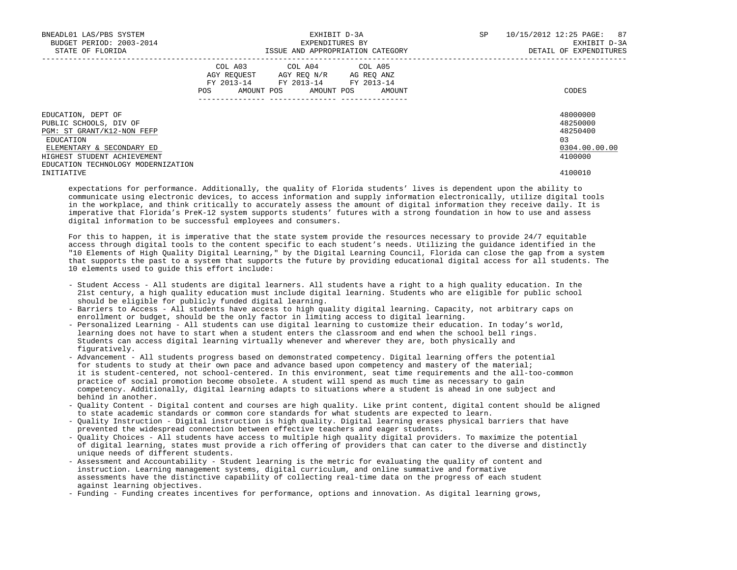| | COL A03 AGY REQUEST FY 2013-14 POS AMOUNT | COL A04 AGY REQ N/R FY 2013-14 POS AMOUNT | COL A05 AG REQ ANZ FY 2013-14 POS AMOUNT | CODES |
|---|---|---|---|---|
| EDUCATION, DEPT OF | | | | 48000000 |
| PUBLIC SCHOOLS, DIV OF | | | | 48250000 |
| PGM: ST GRANT/K12-NON FEFP | | | | 48250400 |
| EDUCATION | | | | 03 |
| ELEMENTARY & SECONDARY ED | | | | 0304.00.00.00 |
| HIGHEST STUDENT ACHIEVEMENT | | | | 4100000 |
| EDUCATION TECHNOLOGY MODERNIZATION INITIATIVE | | | | 4100010 |

expectations for performance. Additionally, the quality of Florida students' lives is dependent upon the ability to communicate using electronic devices, to access information and supply information electronically, utilize digital tools in the workplace, and think critically to accurately assess the amount of digital information they receive daily. It is imperative that Florida's PreK-12 system supports students' futures with a strong foundation in how to use and assess digital information to be successful employees and consumers.

For this to happen, it is imperative that the state system provide the resources necessary to provide 24/7 equitable access through digital tools to the content specific to each student's needs. Utilizing the guidance identified in the "10 Elements of High Quality Digital Learning," by the Digital Learning Council, Florida can close the gap from a system that supports the past to a system that supports the future by providing educational digital access for all students. The 10 elements used to guide this effort include:

- Student Access - All students are digital learners. All students have a right to a high quality education. In the 21st century, a high quality education must include digital learning. Students who are eligible for public school should be eligible for publicly funded digital learning.
- Barriers to Access - All students have access to high quality digital learning. Capacity, not arbitrary caps on enrollment or budget, should be the only factor in limiting access to digital learning.
- Personalized Learning - All students can use digital learning to customize their education. In today's world, learning does not have to start when a student enters the classroom and end when the school bell rings. Students can access digital learning virtually whenever and wherever they are, both physically and figuratively.
- Advancement - All students progress based on demonstrated competency. Digital learning offers the potential for students to study at their own pace and advance based upon competency and mastery of the material; it is student-centered, not school-centered. In this environment, seat time requirements and the all-too-common practice of social promotion become obsolete. A student will spend as much time as necessary to gain competency. Additionally, digital learning adapts to situations where a student is ahead in one subject and behind in another.
- Quality Content - Digital content and courses are high quality. Like print content, digital content should be aligned to state academic standards or common core standards for what students are expected to learn.
- Quality Instruction - Digital instruction is high quality. Digital learning erases physical barriers that have prevented the widespread connection between effective teachers and eager students.
- Quality Choices - All students have access to multiple high quality digital providers. To maximize the potential of digital learning, states must provide a rich offering of providers that can cater to the diverse and distinctly unique needs of different students.
- Assessment and Accountability - Student learning is the metric for evaluating the quality of content and instruction. Learning management systems, digital curriculum, and online summative and formative assessments have the distinctive capability of collecting real-time data on the progress of each student against learning objectives.
- Funding - Funding creates incentives for performance, options and innovation. As digital learning grows,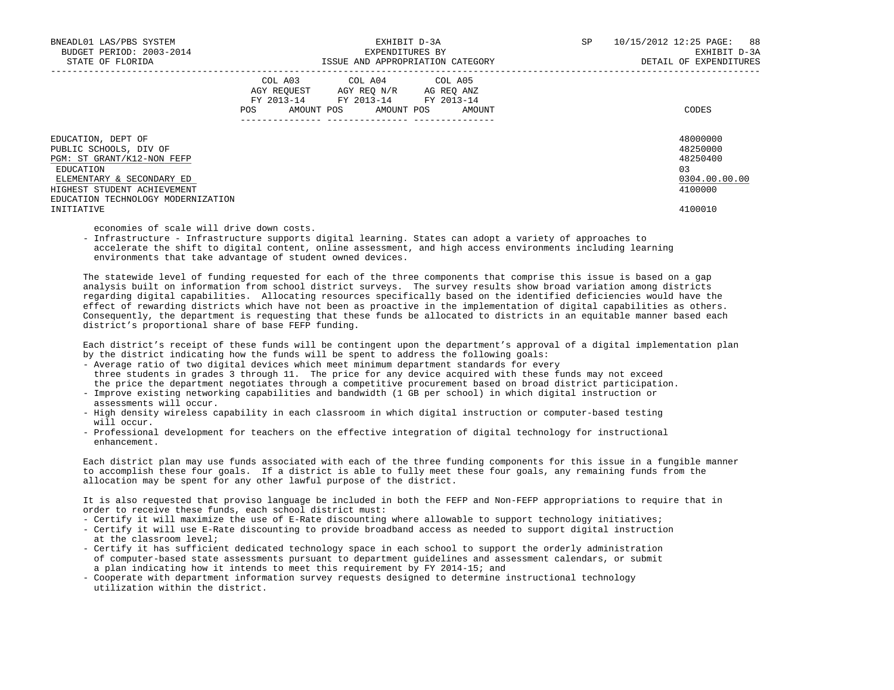| | COL A03 AGY REQUEST FY 2013-14 | | COL A04 AGY REQ N/R FY 2013-14 | | COL A05 AG REQ ANZ FY 2013-14 | | |
|---|---|---|---|---|---|---|---|
| | POS | AMOUNT | POS | AMOUNT | POS | AMOUNT | CODES |
| EDUCATION, DEPT OF | | | | | | | 48000000 |
| PUBLIC SCHOOLS, DIV OF | | | | | | | 48250000 |
| PGM: ST GRANT/K12-NON FEFP | | | | | | | 48250400 |
| EDUCATION | | | | | | | 03 |
| ELEMENTARY & SECONDARY ED | | | | | | | 0304.00.00.00 |
| HIGHEST STUDENT ACHIEVEMENT | | | | | | | 4100000 |
| EDUCATION TECHNOLOGY MODERNIZATION INITIATIVE | | | | | | | 4100010 |

economies of scale will drive down costs.

- Infrastructure - Infrastructure supports digital learning. States can adopt a variety of approaches to accelerate the shift to digital content, online assessment, and high access environments including learning environments that take advantage of student owned devices.

The statewide level of funding requested for each of the three components that comprise this issue is based on a gap analysis built on information from school district surveys. The survey results show broad variation among districts regarding digital capabilities. Allocating resources specifically based on the identified deficiencies would have the effect of rewarding districts which have not been as proactive in the implementation of digital capabilities as others. Consequently, the department is requesting that these funds be allocated to districts in an equitable manner based each district's proportional share of base FEFP funding.

Each district's receipt of these funds will be contingent upon the department's approval of a digital implementation plan by the district indicating how the funds will be spent to address the following goals:

- Average ratio of two digital devices which meet minimum department standards for every three students in grades 3 through 11. The price for any device acquired with these funds may not exceed the price the department negotiates through a competitive procurement based on broad district participation.
- Improve existing networking capabilities and bandwidth (1 GB per school) in which digital instruction or assessments will occur.
- High density wireless capability in each classroom in which digital instruction or computer-based testing will occur.
- Professional development for teachers on the effective integration of digital technology for instructional enhancement.

Each district plan may use funds associated with each of the three funding components for this issue in a fungible manner to accomplish these four goals. If a district is able to fully meet these four goals, any remaining funds from the allocation may be spent for any other lawful purpose of the district.

It is also requested that proviso language be included in both the FEFP and Non-FEFP appropriations to require that in order to receive these funds, each school district must:

- Certify it will maximize the use of E-Rate discounting where allowable to support technology initiatives;
- Certify it will use E-Rate discounting to provide broadband access as needed to support digital instruction at the classroom level;
- Certify it has sufficient dedicated technology space in each school to support the orderly administration of computer-based state assessments pursuant to department guidelines and assessment calendars, or submit a plan indicating how it intends to meet this requirement by FY 2014-15; and
- Cooperate with department information survey requests designed to determine instructional technology utilization within the district.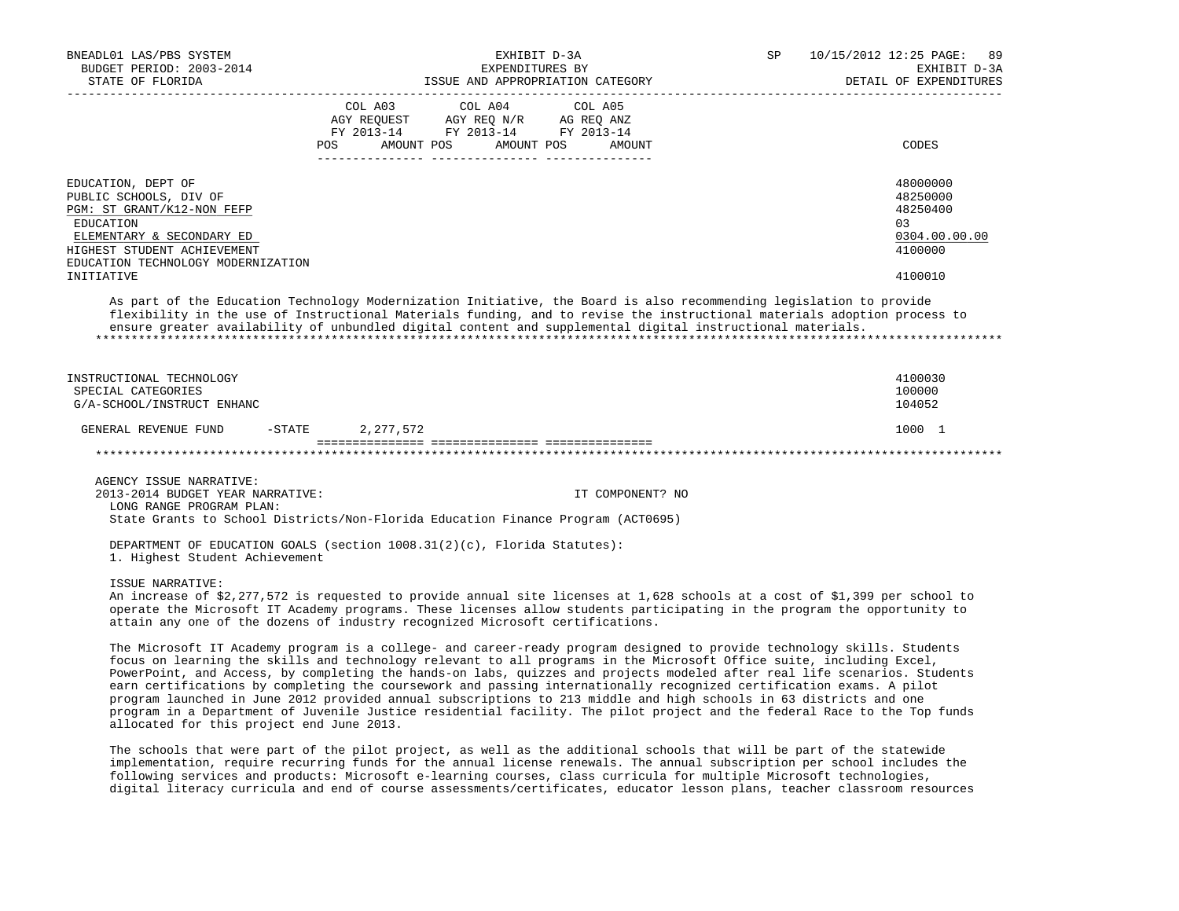| | COL A03 AGY REQUEST FY 2013-14 | | COL A04 AGY REQ N/R FY 2013-14 | | COL A05 AG REQ ANZ FY 2013-14 | | |
|---|---|---|---|---|---|---|---|
| | POS | AMOUNT | POS | AMOUNT | POS | AMOUNT | CODES |
| EDUCATION, DEPT OF | | | | | | | 48000000 |
| PUBLIC SCHOOLS, DIV OF | | | | | | | 48250000 |
| PGM: ST GRANT/K12-NON FEFP | | | | | | | 48250400 |
| EDUCATION | | | | | | | 03 |
| ELEMENTARY & SECONDARY ED | | | | | | | 0304.00.00.00 |
| HIGHEST STUDENT ACHIEVEMENT | | | | | | | 4100000 |
| EDUCATION TECHNOLOGY MODERNIZATION INITIATIVE | | | | | | | 4100010 |

As part of the Education Technology Modernization Initiative, the Board is also recommending legislation to provide flexibility in the use of Instructional Materials funding, and to revise the instructional materials adoption process to ensure greater availability of unbundled digital content and supplemental digital instructional materials.

| | COL A03 POS | COL A03 AMOUNT | COL A04 POS | COL A04 AMOUNT | COL A05 POS | COL A05 AMOUNT | CODES |
|---|---|---|---|---|---|---|---|
| INSTRUCTIONAL TECHNOLOGY | | | | | | | 4100030 |
| SPECIAL CATEGORIES | | | | | | | 100000 |
| G/A-SCHOOL/INSTRUCT ENHANC | | | | | | | 104052 |
| GENERAL REVENUE FUND -STATE | | 2,277,572 | | | | | 1000 1 |

AGENCY ISSUE NARRATIVE:

2013-2014 BUDGET YEAR NARRATIVE: IT COMPONENT? NO

LONG RANGE PROGRAM PLAN:
State Grants to School Districts/Non-Florida Education Finance Program (ACT0695)

DEPARTMENT OF EDUCATION GOALS (section 1008.31(2)(c), Florida Statutes):
1. Highest Student Achievement

ISSUE NARRATIVE:
An increase of $2,277,572 is requested to provide annual site licenses at 1,628 schools at a cost of $1,399 per school to operate the Microsoft IT Academy programs. These licenses allow students participating in the program the opportunity to attain any one of the dozens of industry recognized Microsoft certifications.

The Microsoft IT Academy program is a college- and career-ready program designed to provide technology skills. Students focus on learning the skills and technology relevant to all programs in the Microsoft Office suite, including Excel, PowerPoint, and Access, by completing the hands-on labs, quizzes and projects modeled after real life scenarios. Students earn certifications by completing the coursework and passing internationally recognized certification exams. A pilot program launched in June 2012 provided annual subscriptions to 213 middle and high schools in 63 districts and one program in a Department of Juvenile Justice residential facility. The pilot project and the federal Race to the Top funds allocated for this project end June 2013.

The schools that were part of the pilot project, as well as the additional schools that will be part of the statewide implementation, require recurring funds for the annual license renewals. The annual subscription per school includes the following services and products: Microsoft e-learning courses, class curricula for multiple Microsoft technologies, digital literacy curricula and end of course assessments/certificates, educator lesson plans, teacher classroom resources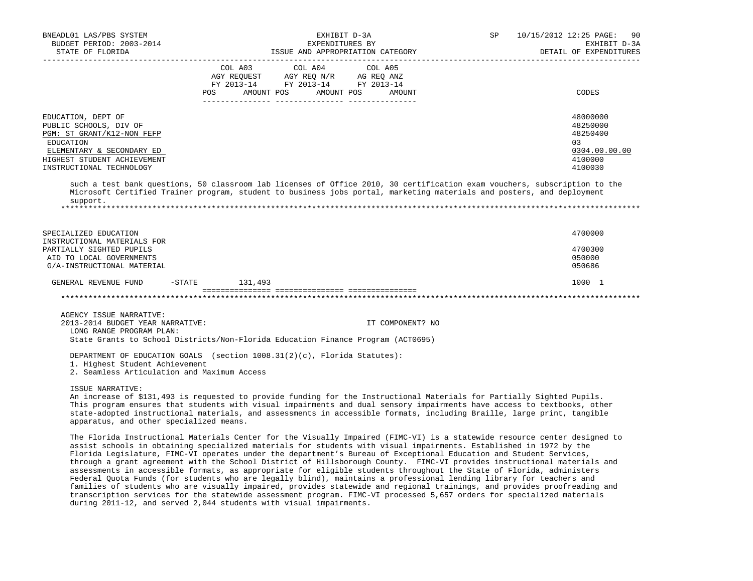| | COL A03 AGY REQUEST FY 2013-14 POS AMOUNT | COL A04 AGY REQ N/R FY 2013-14 POS AMOUNT | COL A05 AG REQ ANZ FY 2013-14 POS AMOUNT | CODES |
|---|---|---|---|---|
| EDUCATION, DEPT OF | | | | 48000000 |
| PUBLIC SCHOOLS, DIV OF | | | | 48250000 |
| PGM: ST GRANT/K12-NON FEFP | | | | 48250400 |
| EDUCATION | | | | 03 |
| ELEMENTARY & SECONDARY ED | | | | 0304.00.00.00 |
| HIGHEST STUDENT ACHIEVEMENT | | | | 4100000 |
| INSTRUCTIONAL TECHNOLOGY | | | | 4100030 |

such a test bank questions, 50 classroom lab licenses of Office 2010, 30 certification exam vouchers, subscription to the Microsoft Certified Trainer program, student to business jobs portal, marketing materials and posters, and deployment support.

*******************************************************************************************************************

| | COL A03 | COL A04 | COL A05 | CODES |
|---|---|---|---|---|
| SPECIALIZED EDUCATION | | | | 4700000 |
| INSTRUCTIONAL MATERIALS FOR PARTIALLY SIGHTED PUPILS | | | | 4700300 |
| AID TO LOCAL GOVERNMENTS | | | | 050000 |
| G/A-INSTRUCTIONAL MATERIAL | | | | 050686 |
| GENERAL REVENUE FUND -STATE | 131,493 | | | 1000 1 |

*******************************************************************************************************************

AGENCY ISSUE NARRATIVE:

2013-2014 BUDGET YEAR NARRATIVE: IT COMPONENT? NO

LONG RANGE PROGRAM PLAN:

State Grants to School Districts/Non-Florida Education Finance Program (ACT0695)

DEPARTMENT OF EDUCATION GOALS (section 1008.31(2)(c), Florida Statutes):

1. Highest Student Achievement
2. Seamless Articulation and Maximum Access

ISSUE NARRATIVE:

An increase of $131,493 is requested to provide funding for the Instructional Materials for Partially Sighted Pupils. This program ensures that students with visual impairments and dual sensory impairments have access to textbooks, other state-adopted instructional materials, and assessments in accessible formats, including Braille, large print, tangible apparatus, and other specialized means.

The Florida Instructional Materials Center for the Visually Impaired (FIMC-VI) is a statewide resource center designed to assist schools in obtaining specialized materials for students with visual impairments. Established in 1972 by the Florida Legislature, FIMC-VI operates under the department's Bureau of Exceptional Education and Student Services, through a grant agreement with the School District of Hillsborough County. FIMC-VI provides instructional materials and assessments in accessible formats, as appropriate for eligible students throughout the State of Florida, administers Federal Quota Funds (for students who are legally blind), maintains a professional lending library for teachers and families of students who are visually impaired, provides statewide and regional trainings, and provides proofreading and transcription services for the statewide assessment program. FIMC-VI processed 5,657 orders for specialized materials during 2011-12, and served 2,044 students with visual impairments.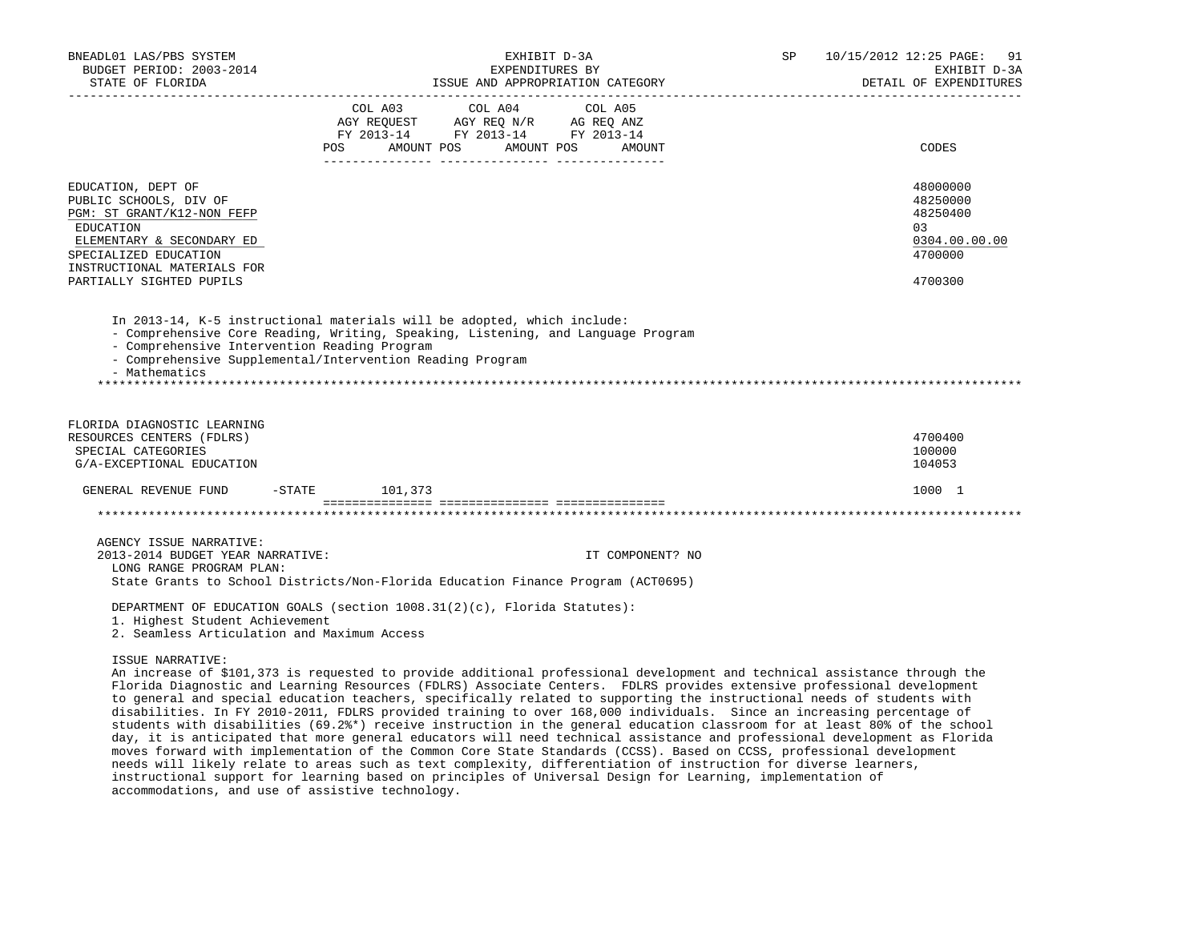| | COL A03 AGY REQUEST FY 2013-14 POS AMOUNT | COL A04 AGY REQ N/R FY 2013-14 POS AMOUNT | COL A05 AG REQ ANZ FY 2013-14 POS AMOUNT | CODES |
|---|---|---|---|---|
| EDUCATION, DEPT OF | | | | 48000000 |
| PUBLIC SCHOOLS, DIV OF | | | | 48250000 |
| PGM: ST GRANT/K12-NON FEFP | | | | 48250400 |
| EDUCATION | | | | 03 |
| ELEMENTARY & SECONDARY ED | | | | 0304.00.00.00 |
| SPECIALIZED EDUCATION | | | | 4700000 |
| INSTRUCTIONAL MATERIALS FOR PARTIALLY SIGHTED PUPILS | | | | 4700300 |

In 2013-14, K-5 instructional materials will be adopted, which include:
- Comprehensive Core Reading, Writing, Speaking, Listening, and Language Program
- Comprehensive Intervention Reading Program
- Comprehensive Supplemental/Intervention Reading Program
- Mathematics

*****************************************************************************************************************************

| | COL A03 AGY REQUEST FY 2013-14 POS AMOUNT | COL A04 AGY REQ N/R FY 2013-14 POS AMOUNT | COL A05 AG REQ ANZ FY 2013-14 POS AMOUNT | CODES |
|---|---|---|---|---|
| FLORIDA DIAGNOSTIC LEARNING RESOURCES CENTERS (FDLRS) | | | | 4700400 |
| SPECIAL CATEGORIES | | | | 100000 |
| G/A-EXCEPTIONAL EDUCATION | | | | 104053 |
| GENERAL REVENUE FUND -STATE | 101,373 | | | 1000 1 |

*****************************************************************************************************************************

AGENCY ISSUE NARRATIVE:

2013-2014 BUDGET YEAR NARRATIVE: IT COMPONENT? NO

LONG RANGE PROGRAM PLAN:

State Grants to School Districts/Non-Florida Education Finance Program (ACT0695)

DEPARTMENT OF EDUCATION GOALS (section 1008.31(2)(c), Florida Statutes):
1. Highest Student Achievement
2. Seamless Articulation and Maximum Access

ISSUE NARRATIVE:

An increase of $101,373 is requested to provide additional professional development and technical assistance through the Florida Diagnostic and Learning Resources (FDLRS) Associate Centers. FDLRS provides extensive professional development to general and special education teachers, specifically related to supporting the instructional needs of students with disabilities. In FY 2010-2011, FDLRS provided training to over 168,000 individuals. Since an increasing percentage of students with disabilities (69.2%*) receive instruction in the general education classroom for at least 80% of the school day, it is anticipated that more general educators will need technical assistance and professional development as Florida moves forward with implementation of the Common Core State Standards (CCSS). Based on CCSS, professional development needs will likely relate to areas such as text complexity, differentiation of instruction for diverse learners, instructional support for learning based on principles of Universal Design for Learning, implementation of accommodations, and use of assistive technology.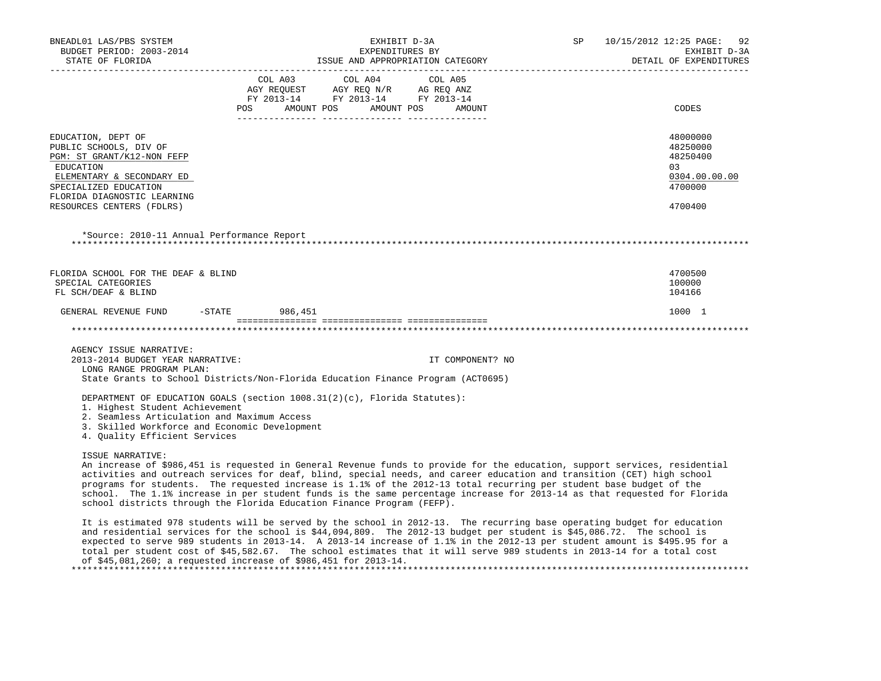| | COL A03 AGY REQUEST FY 2013-14 POS AMOUNT | COL A04 AGY REQ N/R FY 2013-14 POS AMOUNT | COL A05 AG REQ ANZ FY 2013-14 POS AMOUNT | CODES |
|---|---|---|---|---|
| EDUCATION, DEPT OF | | | | 48000000 |
| PUBLIC SCHOOLS, DIV OF | | | | 48250000 |
| PGM: ST GRANT/K12-NON FEFP | | | | 48250400 |
| EDUCATION | | | | 03 |
| ELEMENTARY & SECONDARY ED | | | | 0304.00.00.00 |
| SPECIALIZED EDUCATION | | | | 4700000 |
| FLORIDA DIAGNOSTIC LEARNING RESOURCES CENTERS (FDLRS) | | | | 4700400 |

*Source: 2010-11 Annual Performance Report

| | COL A03 | COL A04 | COL A05 | CODES |
|---|---|---|---|---|
| FLORIDA SCHOOL FOR THE DEAF & BLIND | | | | 4700500 |
| SPECIAL CATEGORIES | | | | 100000 |
| FL SCH/DEAF & BLIND | | | | 104166 |
| GENERAL REVENUE FUND -STATE | 986,451 | | | 1000 1 |

AGENCY ISSUE NARRATIVE:

2013-2014 BUDGET YEAR NARRATIVE: IT COMPONENT? NO

LONG RANGE PROGRAM PLAN:

State Grants to School Districts/Non-Florida Education Finance Program (ACT0695)

DEPARTMENT OF EDUCATION GOALS (section 1008.31(2)(c), Florida Statutes):

1. Highest Student Achievement
2. Seamless Articulation and Maximum Access
3. Skilled Workforce and Economic Development
4. Quality Efficient Services

ISSUE NARRATIVE:

An increase of $986,451 is requested in General Revenue funds to provide for the education, support services, residential activities and outreach services for deaf, blind, special needs, and career education and transition (CET) high school programs for students. The requested increase is 1.1% of the 2012-13 total recurring per student base budget of the school. The 1.1% increase in per student funds is the same percentage increase for 2013-14 as that requested for Florida school districts through the Florida Education Finance Program (FEFP).

It is estimated 978 students will be served by the school in 2012-13. The recurring base operating budget for education and residential services for the school is $44,094,809. The 2012-13 budget per student is $45,086.72. The school is expected to serve 989 students in 2013-14. A 2013-14 increase of 1.1% in the 2012-13 per student amount is $495.95 for a total per student cost of $45,582.67. The school estimates that it will serve 989 students in 2013-14 for a total cost of $45,081,260; a requested increase of $986,451 for 2013-14.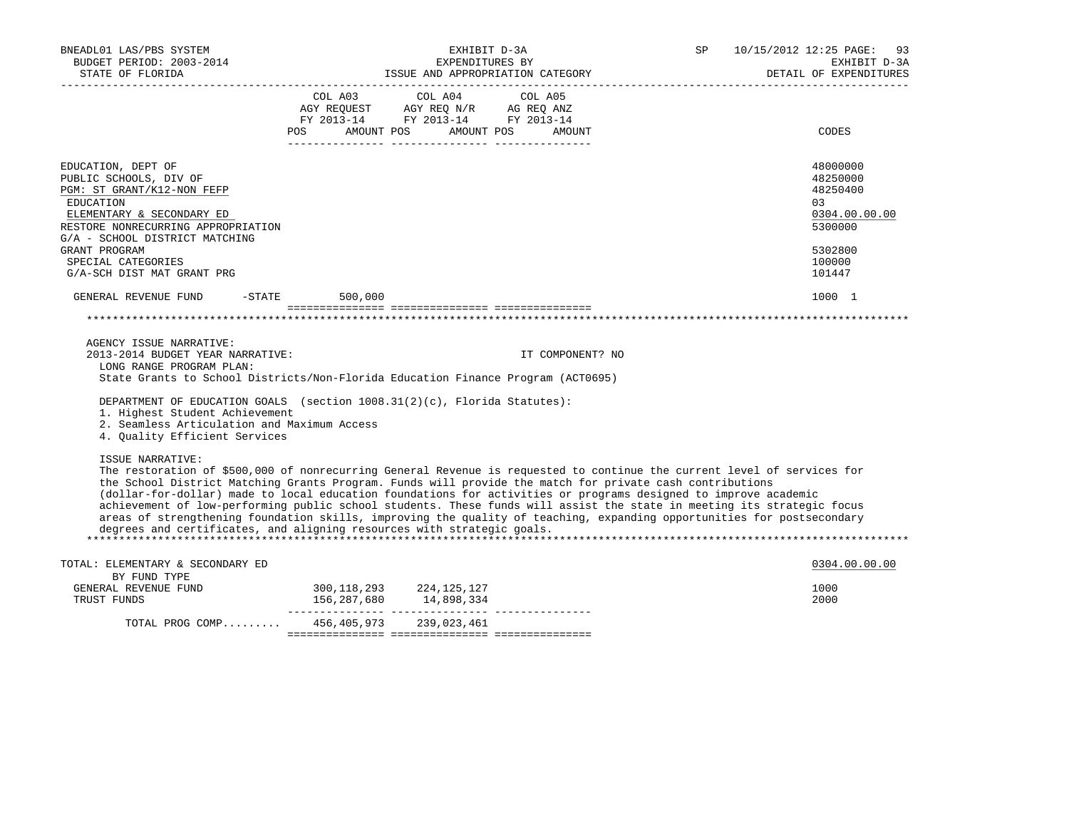BNEADL01 LAS/PBS SYSTEM
BUDGET PERIOD: 2003-2014
STATE OF FLORIDA

EXHIBIT D-3A
EXPENDITURES BY
ISSUE AND APPROPRIATION CATEGORY

SP 10/15/2012 12:25 PAGE: 93
EXHIBIT D-3A
DETAIL OF EXPENDITURES

| | COL A03 AGY REQUEST FY 2013-14 POS AMOUNT | COL A04 AGY REQ N/R FY 2013-14 POS AMOUNT | COL A05 AG REQ ANZ FY 2013-14 POS AMOUNT | CODES |
|---|---|---|---|---|
| EDUCATION, DEPT OF | | | | 48000000 |
| PUBLIC SCHOOLS, DIV OF | | | | 48250000 |
| PGM: ST GRANT/K12-NON FEFP | | | | 48250400 |
| EDUCATION | | | | 03 |
| ELEMENTARY & SECONDARY ED | | | | 0304.00.00.00 |
| RESTORE NONRECURRING APPROPRIATION | | | | 5300000 |
| G/A - SCHOOL DISTRICT MATCHING GRANT PROGRAM | | | | 5302800 |
| SPECIAL CATEGORIES | | | | 100000 |
| G/A-SCH DIST MAT GRANT PRG | | | | 101447 |
| GENERAL REVENUE FUND -STATE | 500,000 | | | 1000 1 |

AGENCY ISSUE NARRATIVE:
2013-2014 BUDGET YEAR NARRATIVE: IT COMPONENT? NO

LONG RANGE PROGRAM PLAN:
State Grants to School Districts/Non-Florida Education Finance Program (ACT0695)

DEPARTMENT OF EDUCATION GOALS (section 1008.31(2)(c), Florida Statutes):
1. Highest Student Achievement
2. Seamless Articulation and Maximum Access
4. Quality Efficient Services

ISSUE NARRATIVE:
The restoration of $500,000 of nonrecurring General Revenue is requested to continue the current level of services for the School District Matching Grants Program. Funds will provide the match for private cash contributions (dollar-for-dollar) made to local education foundations for activities or programs designed to improve academic achievement of low-performing public school students. These funds will assist the state in meeting its strategic focus areas of strengthening foundation skills, improving the quality of teaching, expanding opportunities for postsecondary degrees and certificates, and aligning resources with strategic goals.

| | COL A03 | COL A04 | COL A05 | CODES |
|---|---|---|---|---|
| TOTAL: ELEMENTARY & SECONDARY ED | | | | 0304.00.00.00 |
| BY FUND TYPE | | | | |
| GENERAL REVENUE FUND | 300,118,293 | 224,125,127 | | 1000 |
| TRUST FUNDS | 156,287,680 | 14,898,334 | | 2000 |
| TOTAL PROG COMP......... | 456,405,973 | 239,023,461 | | |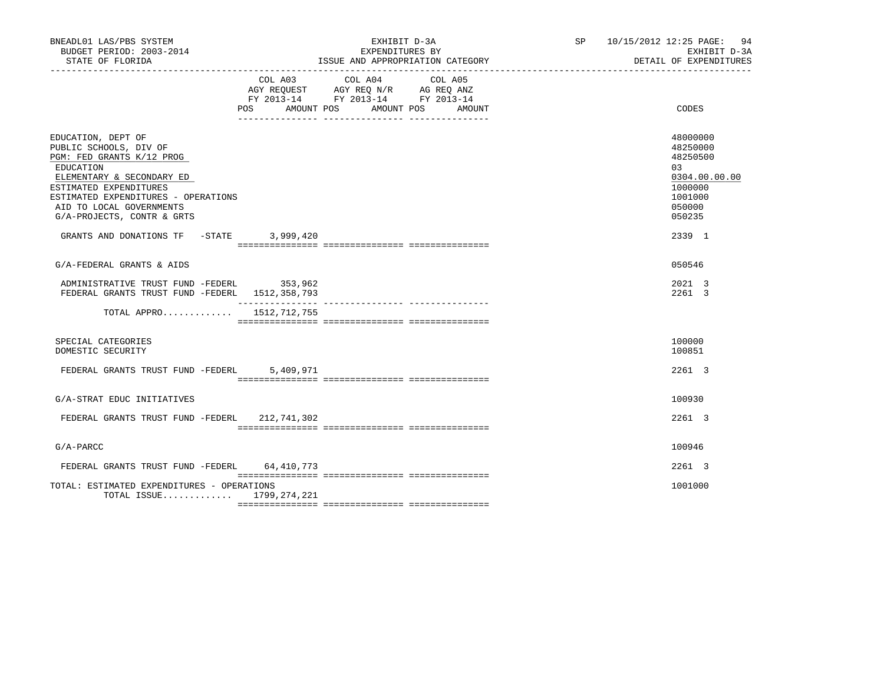BNEADL01 LAS/PBS SYSTEM — EXHIBIT D-3A — EXPENDITURES BY ISSUE AND APPROPRIATION CATEGORY
BUDGET PERIOD: 2003-2014 — STATE OF FLORIDA
SP 10/15/2012 12:25 PAGE: 94 — EXHIBIT D-3A — DETAIL OF EXPENDITURES

| | COL A03 AGY REQUEST FY 2013-14 POS AMOUNT | COL A04 AGY REQ N/R FY 2013-14 POS AMOUNT | COL A05 AG REQ ANZ FY 2013-14 POS AMOUNT | CODES |
|---|---|---|---|---|
| EDUCATION, DEPT OF | | | | 48000000 |
| PUBLIC SCHOOLS, DIV OF | | | | 48250000 |
| PGM: FED GRANTS K/12 PROG | | | | 48250500 |
| EDUCATION | | | | 03 |
| ELEMENTARY & SECONDARY ED | | | | 0304.00.00.00 |
| ESTIMATED EXPENDITURES | | | | 1000000 |
| ESTIMATED EXPENDITURES - OPERATIONS | | | | 1001000 |
| AID TO LOCAL GOVERNMENTS | | | | 050000 |
| G/A-PROJECTS, CONTR & GRTS | | | | 050235 |
| GRANTS AND DONATIONS TF -STATE | 3,999,420 | | | 2339 1 |
| G/A-FEDERAL GRANTS & AIDS | | | | 050546 |
| ADMINISTRATIVE TRUST FUND -FEDERL | 353,962 | | | 2021 3 |
| FEDERAL GRANTS TRUST FUND -FEDERL | 1512,358,793 | | | 2261 3 |
| TOTAL APPRO............ | 1512,712,755 | | | |
| SPECIAL CATEGORIES | | | | 100000 |
| DOMESTIC SECURITY | | | | 100851 |
| FEDERAL GRANTS TRUST FUND -FEDERL | 5,409,971 | | | 2261 3 |
| G/A-STRAT EDUC INITIATIVES | | | | 100930 |
| FEDERAL GRANTS TRUST FUND -FEDERL | 212,741,302 | | | 2261 3 |
| G/A-PARCC | | | | 100946 |
| FEDERAL GRANTS TRUST FUND -FEDERL | 64,410,773 | | | 2261 3 |
| TOTAL: ESTIMATED EXPENDITURES - OPERATIONS | | | | 1001000 |
| TOTAL ISSUE............ | 1799,274,221 | | | |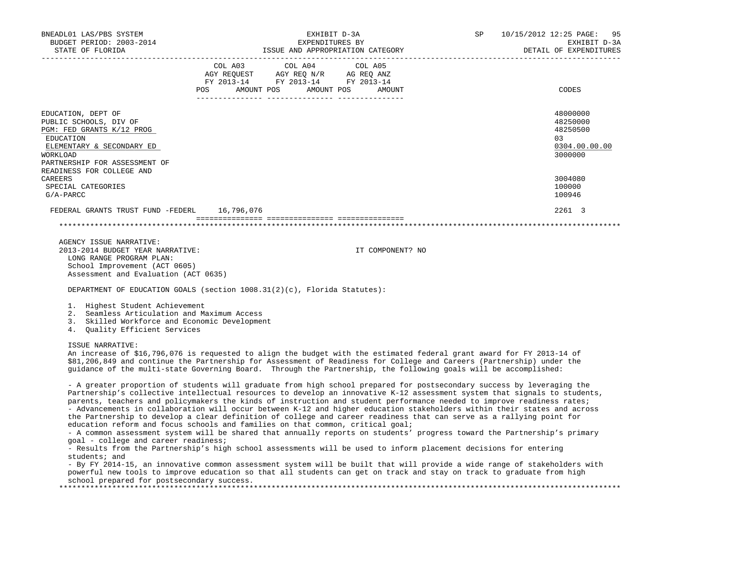| | COL A03 AGY REQUEST FY 2013-14 POS AMOUNT | COL A04 AGY REQ N/R FY 2013-14 POS AMOUNT | COL A05 AG REQ ANZ FY 2013-14 POS AMOUNT | CODES |
|---|---|---|---|---|
| EDUCATION, DEPT OF | | | | 48000000 |
| PUBLIC SCHOOLS, DIV OF | | | | 48250000 |
| PGM: FED GRANTS K/12 PROG | | | | 48250500 |
| EDUCATION | | | | 03 |
| ELEMENTARY & SECONDARY ED | | | | 0304.00.00.00 |
| WORKLOAD | | | | 3000000 |
| PARTNERSHIP FOR ASSESSMENT OF READINESS FOR COLLEGE AND CAREERS | | | | 3004080 |
| SPECIAL CATEGORIES | | | | 100000 |
| G/A-PARCC | | | | 100946 |
| FEDERAL GRANTS TRUST FUND -FEDERL | 16,796,076 | | | 2261 3 |

AGENCY ISSUE NARRATIVE:

2013-2014 BUDGET YEAR NARRATIVE: IT COMPONENT? NO

LONG RANGE PROGRAM PLAN:
School Improvement (ACT 0605)
Assessment and Evaluation (ACT 0635)

DEPARTMENT OF EDUCATION GOALS (section 1008.31(2)(c), Florida Statutes):

1. Highest Student Achievement
2. Seamless Articulation and Maximum Access
3. Skilled Workforce and Economic Development
4. Quality Efficient Services

ISSUE NARRATIVE:
An increase of $16,796,076 is requested to align the budget with the estimated federal grant award for FY 2013-14 of $81,206,849 and continue the Partnership for Assessment of Readiness for College and Careers (Partnership) under the guidance of the multi-state Governing Board. Through the Partnership, the following goals will be accomplished:

- A greater proportion of students will graduate from high school prepared for postsecondary success by leveraging the Partnership's collective intellectual resources to develop an innovative K-12 assessment system that signals to students, parents, teachers and policymakers the kinds of instruction and student performance needed to improve readiness rates;
- Advancements in collaboration will occur between K-12 and higher education stakeholders within their states and across the Partnership to develop a clear definition of college and career readiness that can serve as a rallying point for education reform and focus schools and families on that common, critical goal;
- A common assessment system will be shared that annually reports on students' progress toward the Partnership's primary goal - college and career readiness;
- Results from the Partnership's high school assessments will be used to inform placement decisions for entering students; and
- By FY 2014-15, an innovative common assessment system will be built that will provide a wide range of stakeholders with powerful new tools to improve education so that all students can get on track and stay on track to graduate from high school prepared for postsecondary success.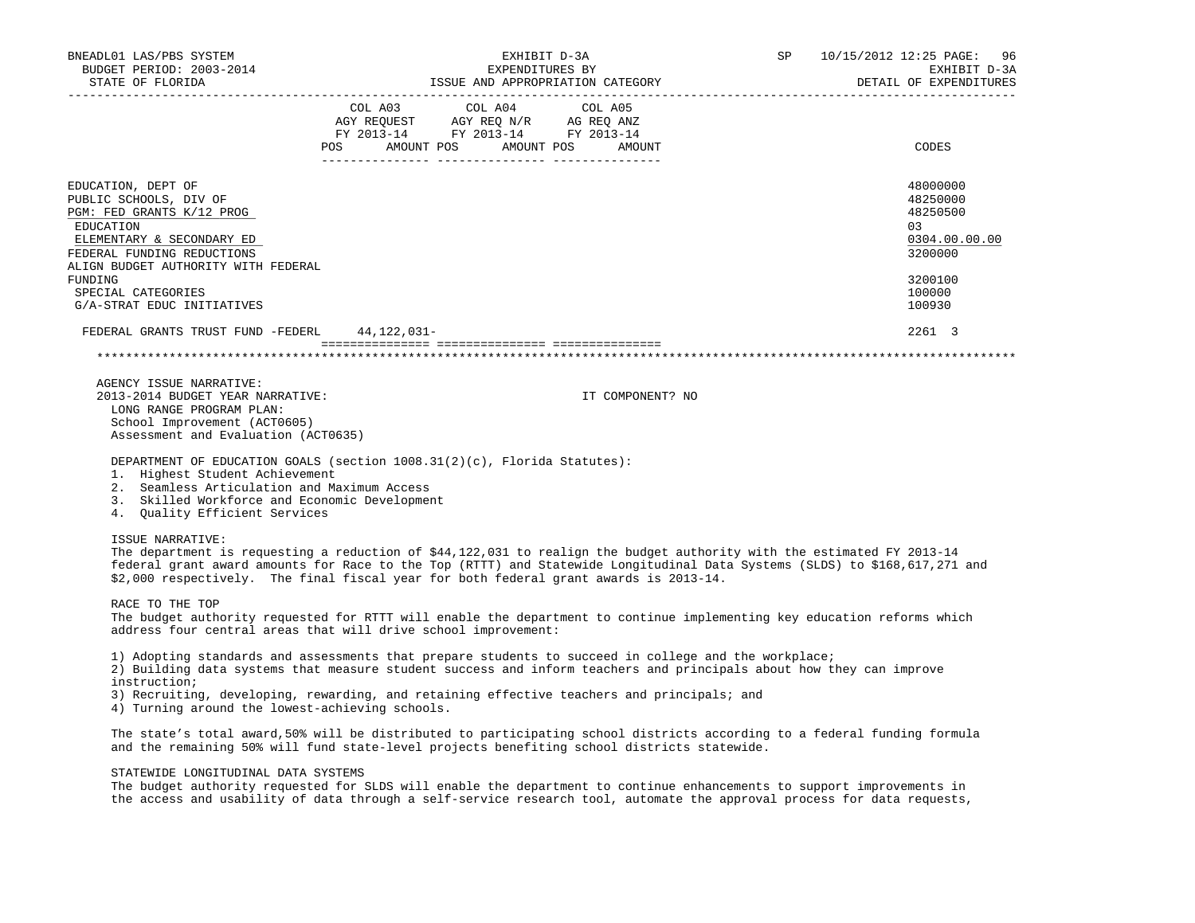BNEADL01 LAS/PBS SYSTEM
BUDGET PERIOD: 2003-2014
STATE OF FLORIDA

EXHIBIT D-3A
EXPENDITURES BY
ISSUE AND APPROPRIATION CATEGORY

SP 10/15/2012 12:25
EXHIBIT D-3A
DETAIL OF EXPENDITURES

| | COL A03 AGY REQUEST FY 2013-14 POS AMOUNT | COL A04 AGY REQ N/R FY 2013-14 POS AMOUNT | COL A05 AG REQ ANZ FY 2013-14 POS AMOUNT | CODES |
|---|---|---|---|---|
| EDUCATION, DEPT OF | | | | 48000000 |
| PUBLIC SCHOOLS, DIV OF | | | | 48250000 |
| PGM: FED GRANTS K/12 PROG | | | | 48250500 |
| EDUCATION | | | | 03 |
| ELEMENTARY & SECONDARY ED | | | | 0304.00.00.00 |
| FEDERAL FUNDING REDUCTIONS | | | | 3200000 |
| ALIGN BUDGET AUTHORITY WITH FEDERAL FUNDING | | | | 3200100 |
| SPECIAL CATEGORIES | | | | 100000 |
| G/A-STRAT EDUC INITIATIVES | | | | 100930 |
| FEDERAL GRANTS TRUST FUND -FEDERL | 44,122,031- | | | 2261 3 |

AGENCY ISSUE NARRATIVE:

2013-2014 BUDGET YEAR NARRATIVE: IT COMPONENT? NO

LONG RANGE PROGRAM PLAN:
School Improvement (ACT0605)
Assessment and Evaluation (ACT0635)

DEPARTMENT OF EDUCATION GOALS (section 1008.31(2)(c), Florida Statutes):
1. Highest Student Achievement
2. Seamless Articulation and Maximum Access
3. Skilled Workforce and Economic Development
4. Quality Efficient Services

ISSUE NARRATIVE:
The department is requesting a reduction of $44,122,031 to realign the budget authority with the estimated FY 2013-14 federal grant award amounts for Race to the Top (RTTT) and Statewide Longitudinal Data Systems (SLDS) to $168,617,271 and $2,000 respectively. The final fiscal year for both federal grant awards is 2013-14.

RACE TO THE TOP
The budget authority requested for RTTT will enable the department to continue implementing key education reforms which address four central areas that will drive school improvement:

1) Adopting standards and assessments that prepare students to succeed in college and the workplace;
2) Building data systems that measure student success and inform teachers and principals about how they can improve instruction;
3) Recruiting, developing, rewarding, and retaining effective teachers and principals; and
4) Turning around the lowest-achieving schools.

The state's total award,50% will be distributed to participating school districts according to a federal funding formula and the remaining 50% will fund state-level projects benefiting school districts statewide.

STATEWIDE LONGITUDINAL DATA SYSTEMS
The budget authority requested for SLDS will enable the department to continue enhancements to support improvements in the access and usability of data through a self-service research tool, automate the approval process for data requests,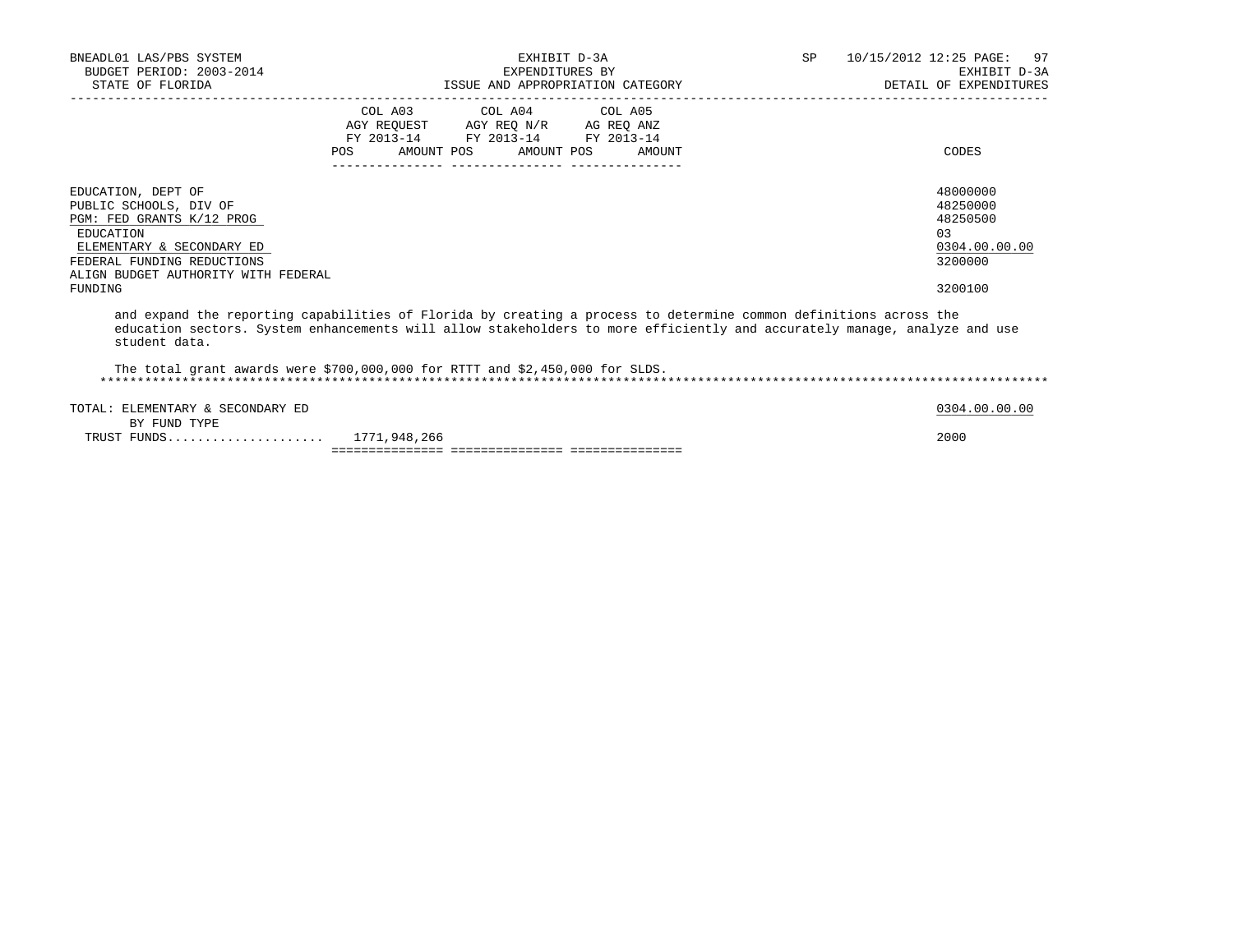| | COL A03 AGY REQUEST FY 2013-14 POS AMOUNT | COL A04 AGY REQ N/R FY 2013-14 POS AMOUNT | COL A05 AG REQ ANZ FY 2013-14 POS AMOUNT | CODES |
|---|---|---|---|---|
| EDUCATION, DEPT OF | | | | 48000000 |
| PUBLIC SCHOOLS, DIV OF | | | | 48250000 |
| PGM: FED GRANTS K/12 PROG | | | | 48250500 |
| EDUCATION | | | | 03 |
| ELEMENTARY & SECONDARY ED | | | | 0304.00.00.00 |
| FEDERAL FUNDING REDUCTIONS | | | | 3200000 |
| ALIGN BUDGET AUTHORITY WITH FEDERAL FUNDING | | | | 3200100 |

and expand the reporting capabilities of Florida by creating a process to determine common definitions across the education sectors. System enhancements will allow stakeholders to more efficiently and accurately manage, analyze and use student data.

The total grant awards were $700,000,000 for RTTT and $2,450,000 for SLDS.

*****************************************************************************************************************************

| | COL A03 | COL A04 | COL A05 | CODES |
|---|---|---|---|---|
| TOTAL: ELEMENTARY & SECONDARY ED | | | | 0304.00.00.00 |
| BY FUND TYPE | | | | |
| TRUST FUNDS.................... | 1771,948,266 | | | 2000 |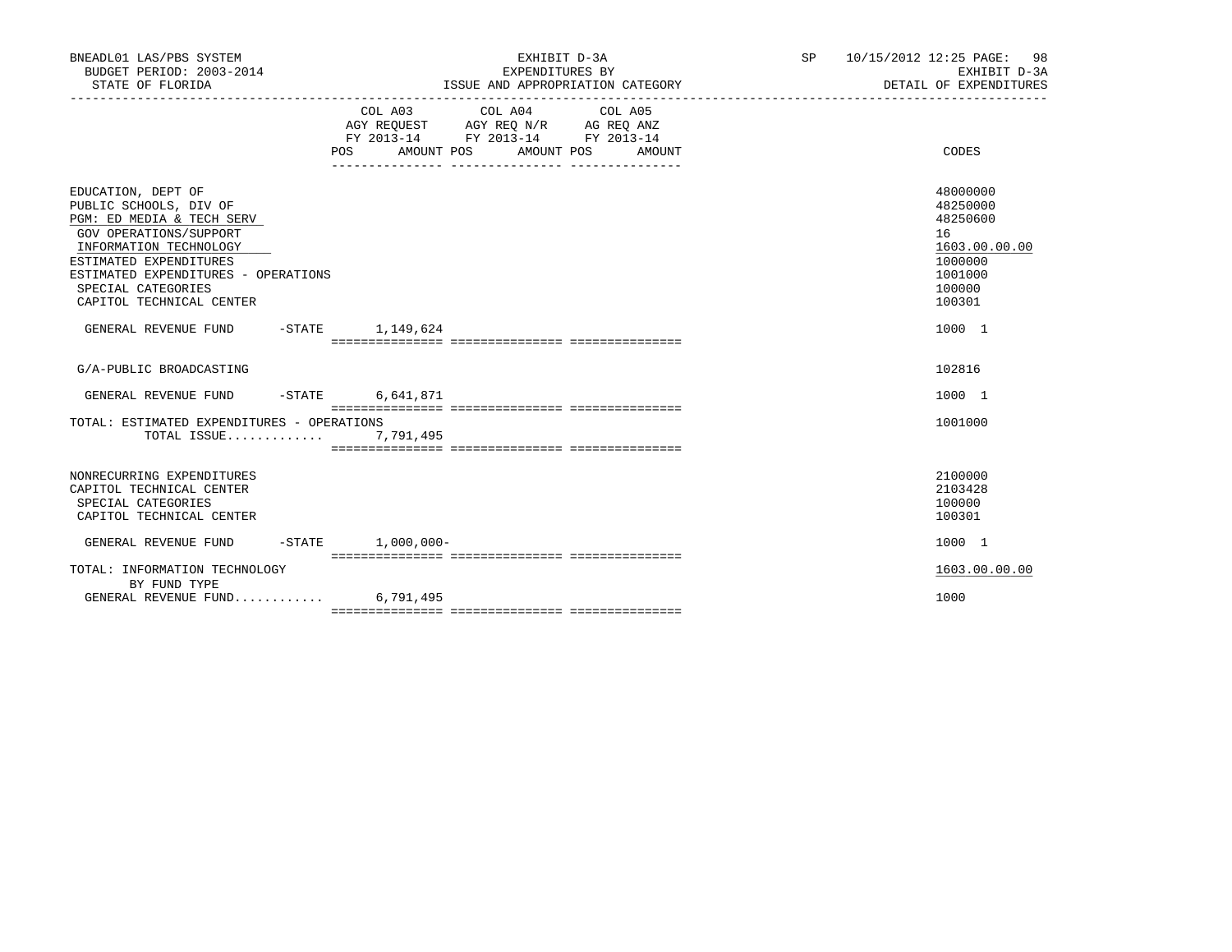BNEADL01 LAS/PBS SYSTEM
BUDGET PERIOD: 2003-2014
STATE OF FLORIDA

EXHIBIT D-3A
EXPENDITURES BY
ISSUE AND APPROPRIATION CATEGORY

SP 10/15/2012 12:25
EXHIBIT D-3A
DETAIL OF EXPENDITURES

| | COL A03 AGY REQUEST FY 2013-14 POS AMOUNT | COL A04 AGY REQ N/R FY 2013-14 POS AMOUNT | COL A05 AG REQ ANZ FY 2013-14 POS AMOUNT | CODES |
|---|---|---|---|---|
| EDUCATION, DEPT OF | | | | 48000000 |
| PUBLIC SCHOOLS, DIV OF | | | | 48250000 |
| PGM: ED MEDIA & TECH SERV | | | | 48250600 |
| GOV OPERATIONS/SUPPORT | | | | 16 |
| INFORMATION TECHNOLOGY | | | | 1603.00.00.00 |
| ESTIMATED EXPENDITURES | | | | 1000000 |
| ESTIMATED EXPENDITURES - OPERATIONS | | | | 1001000 |
| SPECIAL CATEGORIES | | | | 100000 |
| CAPITOL TECHNICAL CENTER | | | | 100301 |
| GENERAL REVENUE FUND -STATE | 1,149,624 | | | 1000 1 |
| G/A-PUBLIC BROADCASTING | | | | 102816 |
| GENERAL REVENUE FUND -STATE | 6,641,871 | | | 1000 1 |
| TOTAL: ESTIMATED EXPENDITURES - OPERATIONS | | | | 1001000 |
| TOTAL ISSUE............. | 7,791,495 | | | |
| NONRECURRING EXPENDITURES | | | | 2100000 |
| CAPITOL TECHNICAL CENTER | | | | 2103428 |
| SPECIAL CATEGORIES | | | | 100000 |
| CAPITOL TECHNICAL CENTER | | | | 100301 |
| GENERAL REVENUE FUND -STATE | 1,000,000- | | | 1000 1 |
| TOTAL: INFORMATION TECHNOLOGY | | | | 1603.00.00.00 |
| BY FUND TYPE | | | | |
| GENERAL REVENUE FUND........... | 6,791,495 | | | 1000 |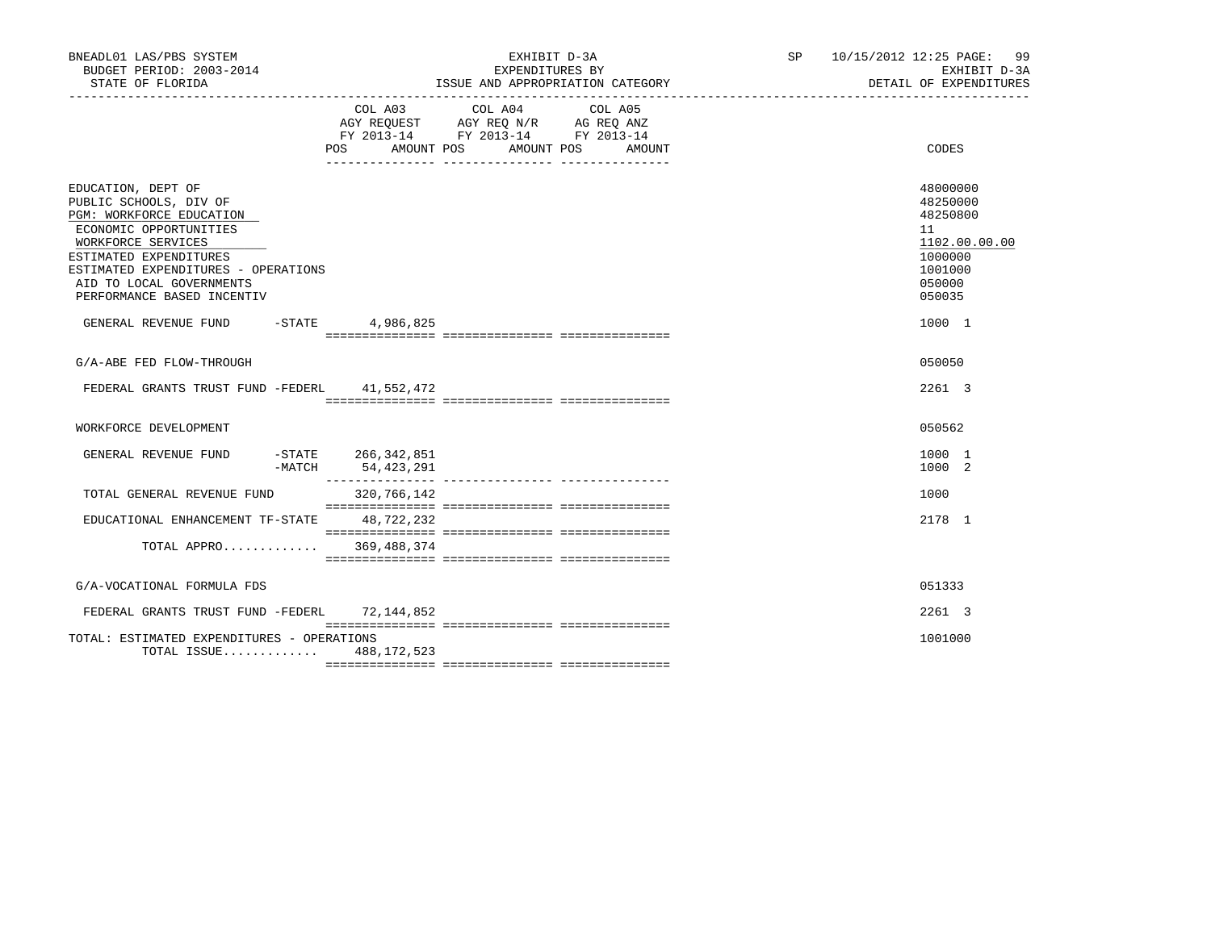BNEADL01 LAS/PBS SYSTEM
BUDGET PERIOD: 2003-2014
STATE OF FLORIDA

EXHIBIT D-3A
EXPENDITURES BY
ISSUE AND APPROPRIATION CATEGORY

SP 10/15/2012 12:25 PAGE: 99
EXHIBIT D-3A
DETAIL OF EXPENDITURES

| | COL A03 AGY REQUEST FY 2013-14 POS AMOUNT | COL A04 AGY REQ N/R FY 2013-14 POS AMOUNT | COL A05 AG REQ ANZ FY 2013-14 POS AMOUNT | CODES |
|---|---|---|---|---|
| EDUCATION, DEPT OF | | | | 48000000 |
| PUBLIC SCHOOLS, DIV OF | | | | 48250000 |
| PGM: WORKFORCE EDUCATION | | | | 48250800 |
| ECONOMIC OPPORTUNITIES | | | | 11 |
| WORKFORCE SERVICES | | | | 1102.00.00.00 |
| ESTIMATED EXPENDITURES | | | | 1000000 |
| ESTIMATED EXPENDITURES - OPERATIONS | | | | 1001000 |
| AID TO LOCAL GOVERNMENTS | | | | 050000 |
| PERFORMANCE BASED INCENTIV | | | | 050035 |
| GENERAL REVENUE FUND -STATE | 4,986,825 | | | 1000 1 |
| G/A-ABE FED FLOW-THROUGH | | | | 050050 |
| FEDERAL GRANTS TRUST FUND -FEDERL | 41,552,472 | | | 2261 3 |
| WORKFORCE DEVELOPMENT | | | | 050562 |
| GENERAL REVENUE FUND -STATE | 266,342,851 | | | 1000 1 |
| -MATCH | 54,423,291 | | | 1000 2 |
| TOTAL GENERAL REVENUE FUND | 320,766,142 | | | 1000 |
| EDUCATIONAL ENHANCEMENT TF-STATE | 48,722,232 | | | 2178 1 |
| TOTAL APPRO............. | 369,488,374 | | | |
| G/A-VOCATIONAL FORMULA FDS | | | | 051333 |
| FEDERAL GRANTS TRUST FUND -FEDERL | 72,144,852 | | | 2261 3 |
| TOTAL: ESTIMATED EXPENDITURES - OPERATIONS | | | | 1001000 |
| TOTAL ISSUE............. | 488,172,523 | | | |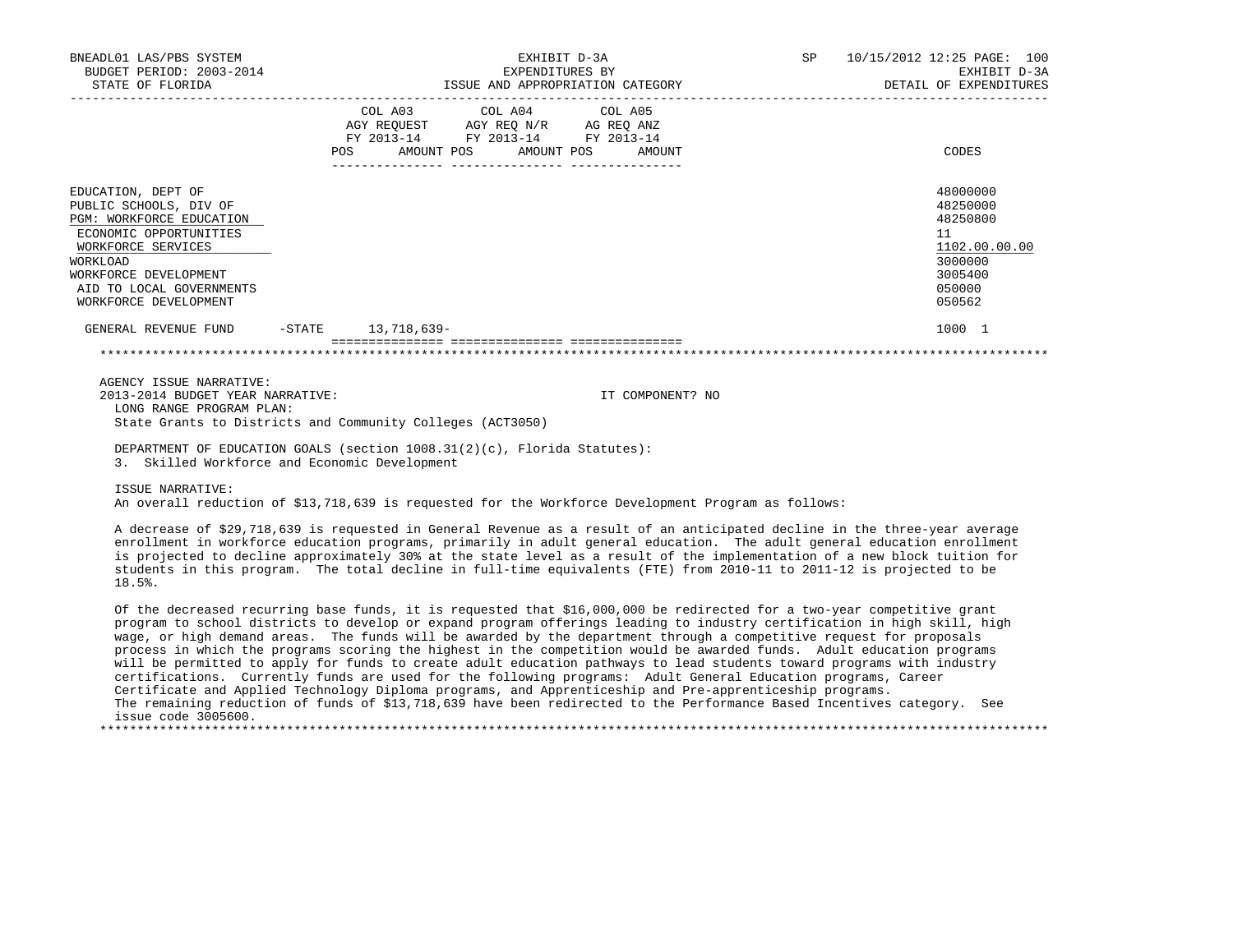BNEADL01 LAS/PBS SYSTEM — BUDGET PERIOD: 2003-2014 — STATE OF FLORIDA

EXHIBIT D-3A — EXPENDITURES BY ISSUE AND APPROPRIATION CATEGORY

SP 10/15/2012 12:25 — EXHIBIT D-3A — DETAIL OF EXPENDITURES

| | COL A03 AGY REQUEST FY 2013-14 POS | AMOUNT | COL A04 AGY REQ N/R FY 2013-14 POS | AMOUNT | COL A05 AG REQ ANZ FY 2013-14 POS | AMOUNT | CODES |
|---|---|---|---|---|---|---|---|
| EDUCATION, DEPT OF | | | | | | | 48000000 |
| PUBLIC SCHOOLS, DIV OF | | | | | | | 48250000 |
| PGM: WORKFORCE EDUCATION | | | | | | | 48250800 |
| ECONOMIC OPPORTUNITIES | | | | | | | 11 |
| WORKFORCE SERVICES | | | | | | | 1102.00.00.00 |
| WORKLOAD | | | | | | | 3000000 |
| WORKFORCE DEVELOPMENT | | | | | | | 3005400 |
| AID TO LOCAL GOVERNMENTS | | | | | | | 050000 |
| WORKFORCE DEVELOPMENT | | | | | | | 050562 |
| GENERAL REVENUE FUND -STATE | | 13,718,639- | | | | | 1000 1 |

AGENCY ISSUE NARRATIVE:

2013-2014 BUDGET YEAR NARRATIVE: IT COMPONENT? NO

LONG RANGE PROGRAM PLAN:

State Grants to Districts and Community Colleges (ACT3050)

DEPARTMENT OF EDUCATION GOALS (section 1008.31(2)(c), Florida Statutes):

3. Skilled Workforce and Economic Development

ISSUE NARRATIVE:

An overall reduction of $13,718,639 is requested for the Workforce Development Program as follows:

A decrease of $29,718,639 is requested in General Revenue as a result of an anticipated decline in the three-year average enrollment in workforce education programs, primarily in adult general education. The adult general education enrollment is projected to decline approximately 30% at the state level as a result of the implementation of a new block tuition for students in this program. The total decline in full-time equivalents (FTE) from 2010-11 to 2011-12 is projected to be 18.5%.

Of the decreased recurring base funds, it is requested that $16,000,000 be redirected for a two-year competitive grant program to school districts to develop or expand program offerings leading to industry certification in high skill, high wage, or high demand areas. The funds will be awarded by the department through a competitive request for proposals process in which the programs scoring the highest in the competition would be awarded funds. Adult education programs will be permitted to apply for funds to create adult education pathways to lead students toward programs with industry certifications. Currently funds are used for the following programs: Adult General Education programs, Career Certificate and Applied Technology Diploma programs, and Apprenticeship and Pre-apprenticeship programs.
The remaining reduction of funds of $13,718,639 have been redirected to the Performance Based Incentives category. See issue code 3005600.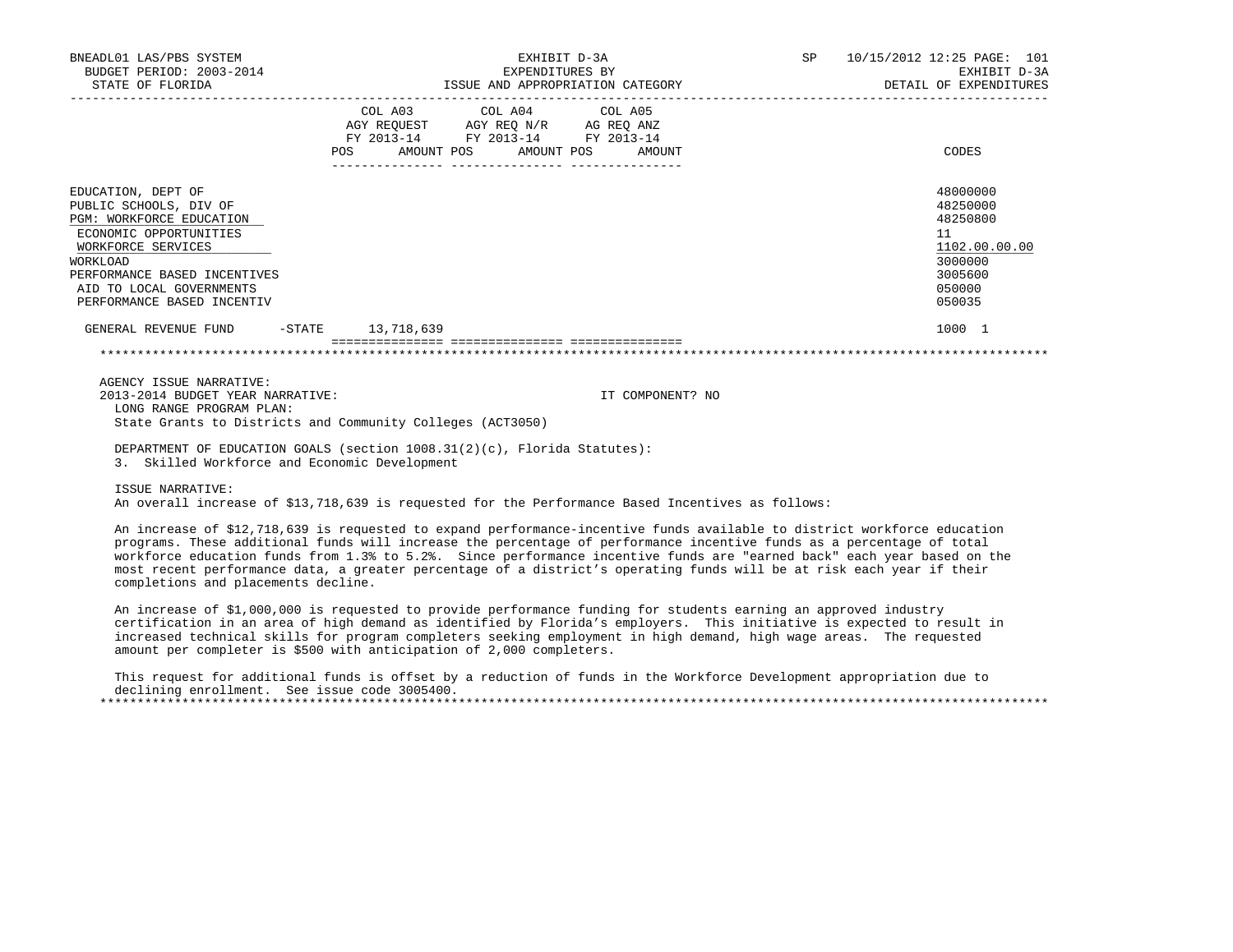BNEADL01 LAS/PBS SYSTEM EXHIBIT D-3A SP 10/15/2012 12:25 PAGE: 101
BUDGET PERIOD: 2003-2014 EXPENDITURES BY EXHIBIT D-3A
STATE OF FLORIDA ISSUE AND APPROPRIATION CATEGORY DETAIL OF EXPENDITURES

| | COL A03 AGY REQUEST FY 2013-14 POS AMOUNT | COL A04 AGY REQ N/R FY 2013-14 POS AMOUNT | COL A05 AG REQ ANZ FY 2013-14 POS AMOUNT | CODES |
|---|---|---|---|---|
| EDUCATION, DEPT OF | | | | 48000000 |
| PUBLIC SCHOOLS, DIV OF | | | | 48250000 |
| PGM: WORKFORCE EDUCATION | | | | 48250800 |
| ECONOMIC OPPORTUNITIES | | | | 11 |
| WORKFORCE SERVICES | | | | 1102.00.00.00 |
| WORKLOAD | | | | 3000000 |
| PERFORMANCE BASED INCENTIVES | | | | 3005600 |
| AID TO LOCAL GOVERNMENTS | | | | 050000 |
| PERFORMANCE BASED INCENTIV | | | | 050035 |
| GENERAL REVENUE FUND -STATE | 13,718,639 | | | 1000 1 |

AGENCY ISSUE NARRATIVE:
2013-2014 BUDGET YEAR NARRATIVE: IT COMPONENT? NO

LONG RANGE PROGRAM PLAN:
State Grants to Districts and Community Colleges (ACT3050)

DEPARTMENT OF EDUCATION GOALS (section 1008.31(2)(c), Florida Statutes):
3. Skilled Workforce and Economic Development

ISSUE NARRATIVE:
An overall increase of $13,718,639 is requested for the Performance Based Incentives as follows:

An increase of $12,718,639 is requested to expand performance-incentive funds available to district workforce education programs. These additional funds will increase the percentage of performance incentive funds as a percentage of total workforce education funds from 1.3% to 5.2%. Since performance incentive funds are "earned back" each year based on the most recent performance data, a greater percentage of a district's operating funds will be at risk each year if their completions and placements decline.

An increase of $1,000,000 is requested to provide performance funding for students earning an approved industry certification in an area of high demand as identified by Florida's employers. This initiative is expected to result in increased technical skills for program completers seeking employment in high demand, high wage areas. The requested amount per completer is $500 with anticipation of 2,000 completers.

This request for additional funds is offset by a reduction of funds in the Workforce Development appropriation due to declining enrollment. See issue code 3005400.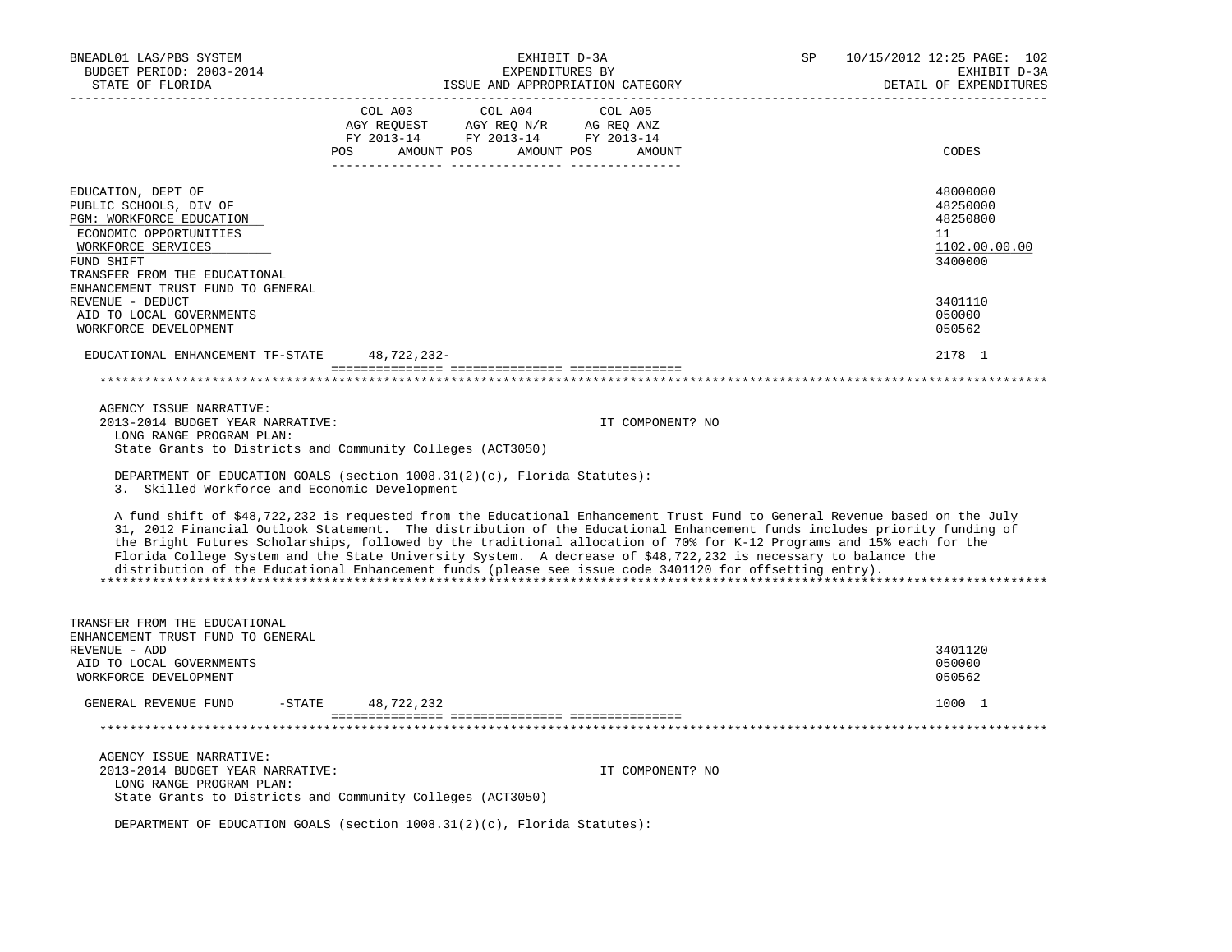BNEADL01 LAS/PBS SYSTEM
BUDGET PERIOD: 2003-2014
STATE OF FLORIDA

EXHIBIT D-3A
EXPENDITURES BY
ISSUE AND APPROPRIATION CATEGORY

SP 10/15/2012 12:25 PAGE: 102
EXHIBIT D-3A
DETAIL OF EXPENDITURES

| | COL A03 AGY REQUEST FY 2013-14 POS AMOUNT | COL A04 AGY REQ N/R FY 2013-14 POS AMOUNT | COL A05 AG REQ ANZ FY 2013-14 POS AMOUNT | CODES |
|---|---|---|---|---|
| EDUCATION, DEPT OF | | | | 48000000 |
| PUBLIC SCHOOLS, DIV OF | | | | 48250000 |
| PGM: WORKFORCE EDUCATION | | | | 48250800 |
| ECONOMIC OPPORTUNITIES | | | | 11 |
| WORKFORCE SERVICES | | | | 1102.00.00.00 |
| FUND SHIFT | | | | 3400000 |
| TRANSFER FROM THE EDUCATIONAL ENHANCEMENT TRUST FUND TO GENERAL REVENUE - DEDUCT | | | | 3401110 |
| AID TO LOCAL GOVERNMENTS | | | | 050000 |
| WORKFORCE DEVELOPMENT | | | | 050562 |
| EDUCATIONAL ENHANCEMENT TF-STATE | 48,722,232- | | | 2178 1 |

AGENCY ISSUE NARRATIVE:
2013-2014 BUDGET YEAR NARRATIVE: IT COMPONENT? NO
LONG RANGE PROGRAM PLAN:
State Grants to Districts and Community Colleges (ACT3050)

DEPARTMENT OF EDUCATION GOALS (section 1008.31(2)(c), Florida Statutes):
3. Skilled Workforce and Economic Development

A fund shift of $48,722,232 is requested from the Educational Enhancement Trust Fund to General Revenue based on the July 31, 2012 Financial Outlook Statement. The distribution of the Educational Enhancement funds includes priority funding of the Bright Futures Scholarships, followed by the traditional allocation of 70% for K-12 Programs and 15% each for the Florida College System and the State University System. A decrease of $48,722,232 is necessary to balance the distribution of the Educational Enhancement funds (please see issue code 3401120 for offsetting entry).

| | COL A03 | COL A04 | COL A05 | CODES |
|---|---|---|---|---|
| TRANSFER FROM THE EDUCATIONAL ENHANCEMENT TRUST FUND TO GENERAL REVENUE - ADD | | | | 3401120 |
| AID TO LOCAL GOVERNMENTS | | | | 050000 |
| WORKFORCE DEVELOPMENT | | | | 050562 |
| GENERAL REVENUE FUND -STATE | 48,722,232 | | | 1000 1 |

AGENCY ISSUE NARRATIVE:
2013-2014 BUDGET YEAR NARRATIVE: IT COMPONENT? NO
LONG RANGE PROGRAM PLAN:
State Grants to Districts and Community Colleges (ACT3050)

DEPARTMENT OF EDUCATION GOALS (section 1008.31(2)(c), Florida Statutes):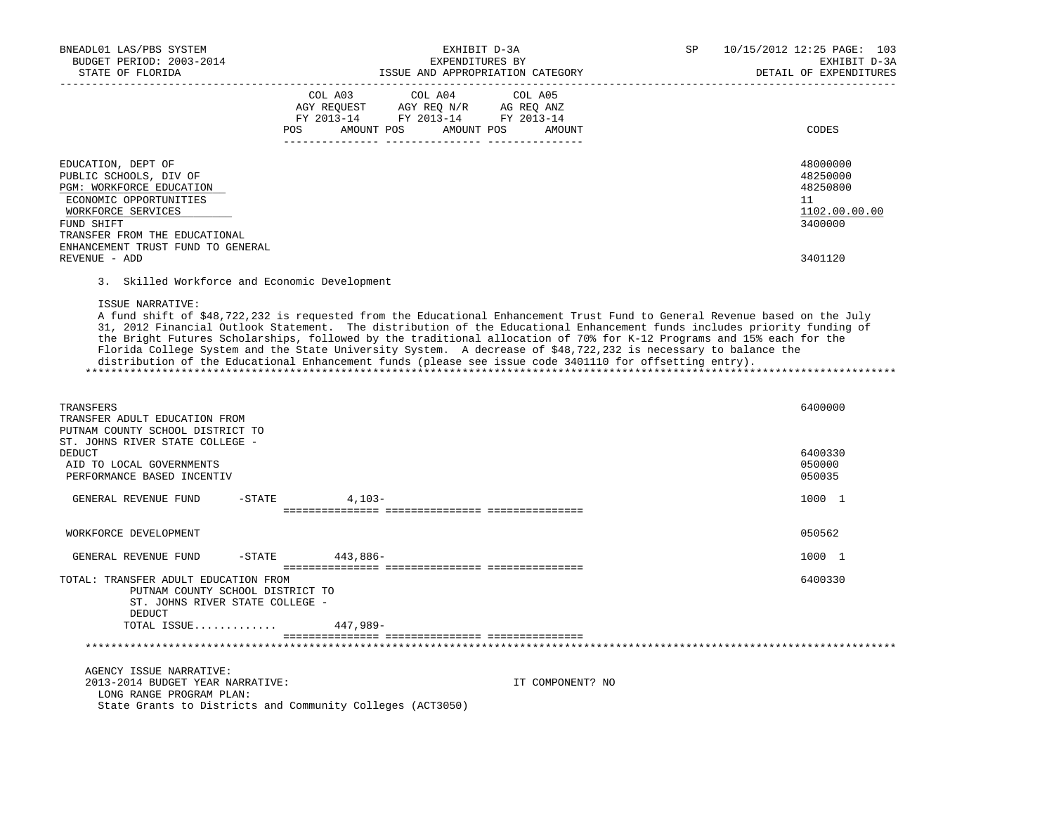| | COL A03 AGY REQUEST FY 2013-14 POS AMOUNT | COL A04 AGY REQ N/R FY 2013-14 POS AMOUNT | COL A05 AG REQ ANZ FY 2013-14 POS AMOUNT | CODES |
|---|---|---|---|---|
| EDUCATION, DEPT OF | | | | 48000000 |
| PUBLIC SCHOOLS, DIV OF | | | | 48250000 |
| PGM: WORKFORCE EDUCATION | | | | 48250800 |
| ECONOMIC OPPORTUNITIES | | | | 11 |
| WORKFORCE SERVICES | | | | 1102.00.00.00 |
| FUND SHIFT | | | | 3400000 |
| TRANSFER FROM THE EDUCATIONAL ENHANCEMENT TRUST FUND TO GENERAL REVENUE - ADD | | | | 3401120 |

3. Skilled Workforce and Economic Development

ISSUE NARRATIVE:
A fund shift of $48,722,232 is requested from the Educational Enhancement Trust Fund to General Revenue based on the July 31, 2012 Financial Outlook Statement. The distribution of the Educational Enhancement funds includes priority funding of the Bright Futures Scholarships, followed by the traditional allocation of 70% for K-12 Programs and 15% each for the Florida College System and the State University System. A decrease of $48,722,232 is necessary to balance the distribution of the Educational Enhancement funds (please see issue code 3401110 for offsetting entry).

*******************************************************************************************************************************

| | COL A03 | COL A04 | COL A05 | CODES |
|---|---|---|---|---|
| TRANSFERS | | | | 6400000 |
| TRANSFER ADULT EDUCATION FROM PUTNAM COUNTY SCHOOL DISTRICT TO ST. JOHNS RIVER STATE COLLEGE - DEDUCT | | | | 6400330 |
| AID TO LOCAL GOVERNMENTS | | | | 050000 |
| PERFORMANCE BASED INCENTIV | | | | 050035 |
| GENERAL REVENUE FUND -STATE | 4,103- | | | 1000 1 |
| WORKFORCE DEVELOPMENT | | | | 050562 |
| GENERAL REVENUE FUND -STATE | 443,886- | | | 1000 1 |
| TOTAL: TRANSFER ADULT EDUCATION FROM PUTNAM COUNTY SCHOOL DISTRICT TO ST. JOHNS RIVER STATE COLLEGE - DEDUCT | | | | 6400330 |
| TOTAL ISSUE............ | 447,989- | | | |

*******************************************************************************************************************************

AGENCY ISSUE NARRATIVE:
2013-2014 BUDGET YEAR NARRATIVE: IT COMPONENT? NO
LONG RANGE PROGRAM PLAN:
State Grants to Districts and Community Colleges (ACT3050)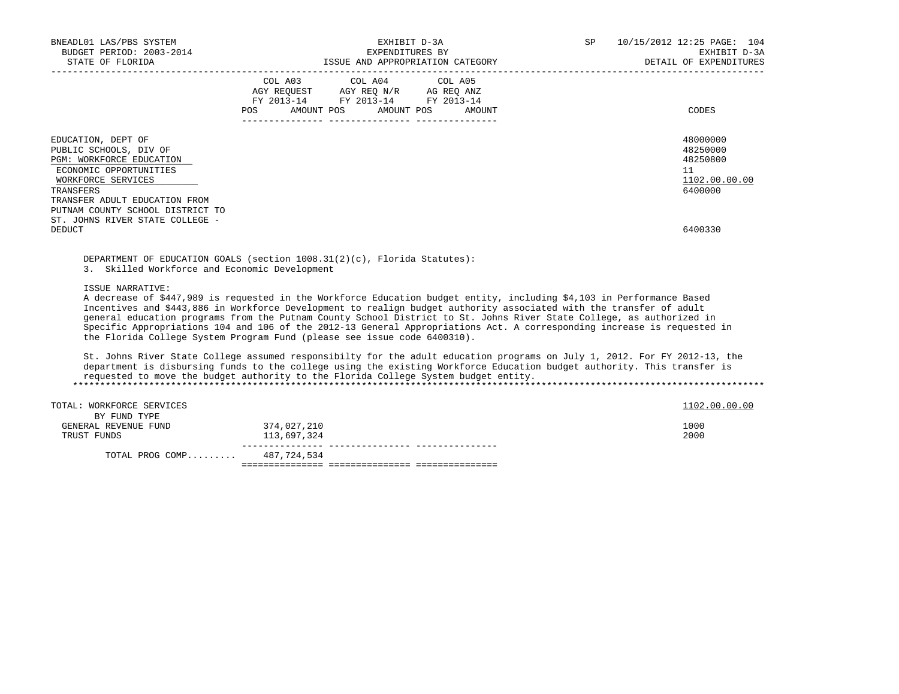BNEADL01 LAS/PBS SYSTEM — EXHIBIT D-3A — SP 10/15/2012 12:25
BUDGET PERIOD: 2003-2014 — EXPENDITURES BY — EXHIBIT D-3A
STATE OF FLORIDA — ISSUE AND APPROPRIATION CATEGORY — DETAIL OF EXPENDITURES

| | COL A03 AGY REQUEST FY 2013-14 POS AMOUNT | COL A04 AGY REQ N/R FY 2013-14 POS AMOUNT | COL A05 AG REQ ANZ FY 2013-14 POS AMOUNT | CODES |
|---|---|---|---|---|
| EDUCATION, DEPT OF | | | | 48000000 |
| PUBLIC SCHOOLS, DIV OF | | | | 48250000 |
| PGM: WORKFORCE EDUCATION | | | | 48250800 |
| ECONOMIC OPPORTUNITIES | | | | 11 |
| WORKFORCE SERVICES | | | | 1102.00.00.00 |
| TRANSFERS | | | | 6400000 |
| TRANSFER ADULT EDUCATION FROM PUTNAM COUNTY SCHOOL DISTRICT TO ST. JOHNS RIVER STATE COLLEGE - DEDUCT | | | | 6400330 |

DEPARTMENT OF EDUCATION GOALS (section 1008.31(2)(c), Florida Statutes):
3. Skilled Workforce and Economic Development

ISSUE NARRATIVE:
A decrease of $447,989 is requested in the Workforce Education budget entity, including $4,103 in Performance Based Incentives and $443,886 in Workforce Development to realign budget authority associated with the transfer of adult general education programs from the Putnam County School District to St. Johns River State College, as authorized in Specific Appropriations 104 and 106 of the 2012-13 General Appropriations Act. A corresponding increase is requested in the Florida College System Program Fund (please see issue code 6400310).

St. Johns River State College assumed responsibilty for the adult education programs on July 1, 2012. For FY 2012-13, the department is disbursing funds to the college using the existing Workforce Education budget authority. This transfer is requested to move the budget authority to the Florida College System budget entity.

******************************************************************************************************************************

| | COL A03 | COL A04 | COL A05 | CODES |
|---|---|---|---|---|
| TOTAL: WORKFORCE SERVICES | | | | 1102.00.00.00 |
| BY FUND TYPE | | | | |
| GENERAL REVENUE FUND | 374,027,210 | | | 1000 |
| TRUST FUNDS | 113,697,324 | | | 2000 |
| TOTAL PROG COMP......... | 487,724,534 | | | |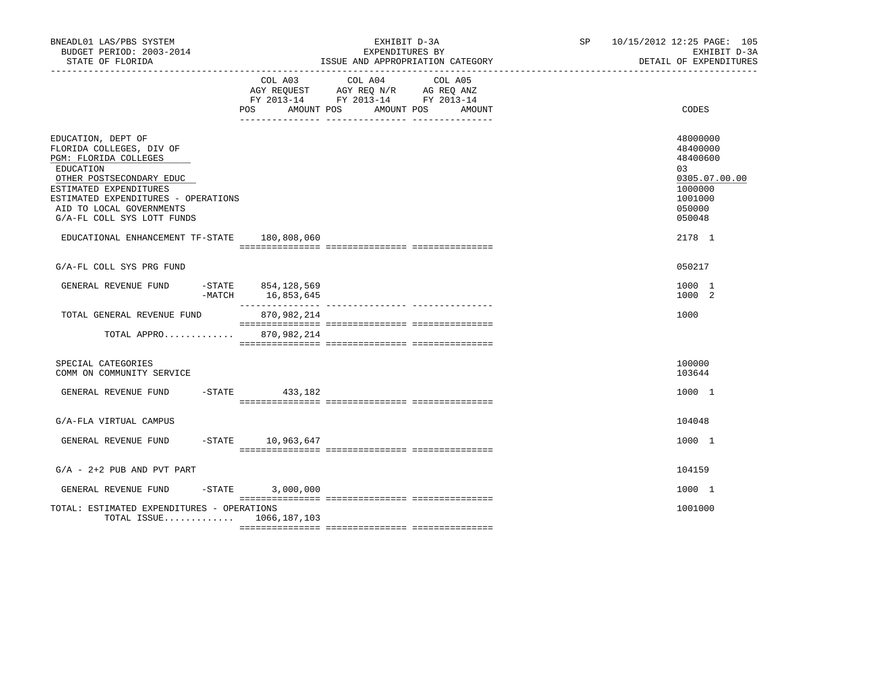EXHIBIT D-3A
EXPENDITURES BY
ISSUE AND APPROPRIATION CATEGORY

DETAIL OF EXPENDITURES

| | COL A03 AGY REQUEST FY 2013-14 POS AMOUNT | COL A04 AGY REQ N/R FY 2013-14 POS AMOUNT | COL A05 AG REQ ANZ FY 2013-14 POS AMOUNT | CODES |
|---|---|---|---|---|
| EDUCATION, DEPT OF | | | | 48000000 |
| FLORIDA COLLEGES, DIV OF | | | | 48400000 |
| PGM: FLORIDA COLLEGES | | | | 48400600 |
| EDUCATION | | | | 03 |
| OTHER POSTSECONDARY EDUC | | | | 0305.07.00.00 |
| ESTIMATED EXPENDITURES | | | | 1000000 |
| ESTIMATED EXPENDITURES - OPERATIONS | | | | 1001000 |
| AID TO LOCAL GOVERNMENTS | | | | 050000 |
| G/A-FL COLL SYS LOTT FUNDS | | | | 050048 |
| EDUCATIONAL ENHANCEMENT TF-STATE | 180,808,060 | | | 2178 1 |
| G/A-FL COLL SYS PRG FUND | | | | 050217 |
| GENERAL REVENUE FUND -STATE | 854,128,569 | | | 1000 1 |
| -MATCH | 16,853,645 | | | 1000 2 |
| TOTAL GENERAL REVENUE FUND | 870,982,214 | | | 1000 |
| TOTAL APPRO............ | 870,982,214 | | | |
| SPECIAL CATEGORIES | | | | 100000 |
| COMM ON COMMUNITY SERVICE | | | | 103644 |
| GENERAL REVENUE FUND -STATE | 433,182 | | | 1000 1 |
| G/A-FLA VIRTUAL CAMPUS | | | | 104048 |
| GENERAL REVENUE FUND -STATE | 10,963,647 | | | 1000 1 |
| G/A - 2+2 PUB AND PVT PART | | | | 104159 |
| GENERAL REVENUE FUND -STATE | 3,000,000 | | | 1000 1 |
| TOTAL: ESTIMATED EXPENDITURES - OPERATIONS | | | | 1001000 |
| TOTAL ISSUE............ | 1066,187,103 | | | |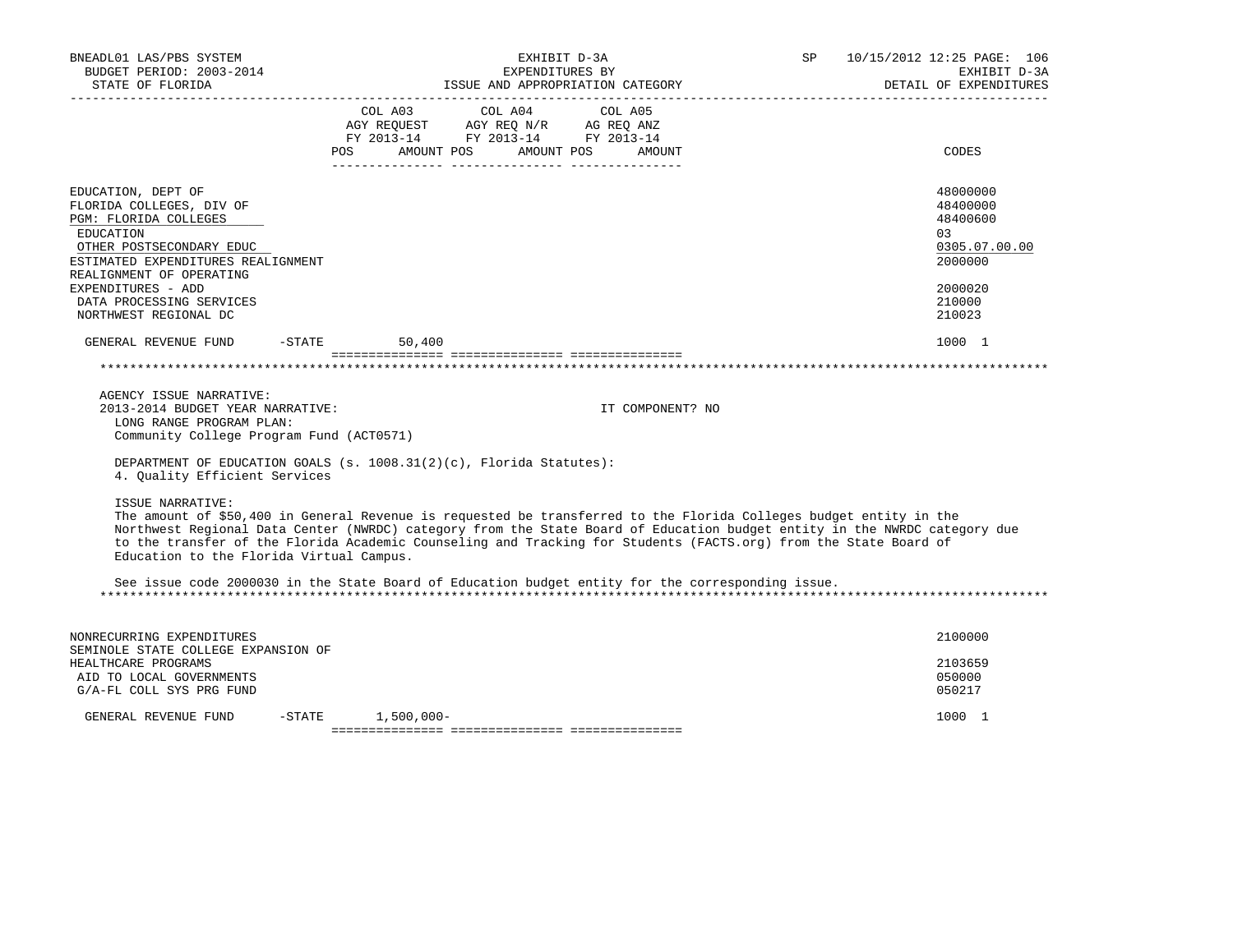| | COL A03 AGY REQUEST FY 2013-14 POS AMOUNT | COL A04 AGY REQ N/R FY 2013-14 POS AMOUNT | COL A05 AG REQ ANZ FY 2013-14 POS AMOUNT | CODES |
|---|---|---|---|---|
| EDUCATION, DEPT OF | | | | 48000000 |
| FLORIDA COLLEGES, DIV OF | | | | 48400000 |
| PGM: FLORIDA COLLEGES | | | | 48400600 |
| EDUCATION | | | | 03 |
| OTHER POSTSECONDARY EDUC | | | | 0305.07.00.00 |
| ESTIMATED EXPENDITURES REALIGNMENT | | | | 2000000 |
| REALIGNMENT OF OPERATING EXPENDITURES - ADD | | | | 2000020 |
| DATA PROCESSING SERVICES | | | | 210000 |
| NORTHWEST REGIONAL DC | | | | 210023 |
| GENERAL REVENUE FUND -STATE | 50,400 | | | 1000 1 |

AGENCY ISSUE NARRATIVE:
2013-2014 BUDGET YEAR NARRATIVE: IT COMPONENT? NO
LONG RANGE PROGRAM PLAN:
Community College Program Fund (ACT0571)

DEPARTMENT OF EDUCATION GOALS (s. 1008.31(2)(c), Florida Statutes):
4. Quality Efficient Services

ISSUE NARRATIVE:
The amount of $50,400 in General Revenue is requested be transferred to the Florida Colleges budget entity in the Northwest Regional Data Center (NWRDC) category from the State Board of Education budget entity in the NWRDC category due to the transfer of the Florida Academic Counseling and Tracking for Students (FACTS.org) from the State Board of Education to the Florida Virtual Campus.

See issue code 2000030 in the State Board of Education budget entity for the corresponding issue.

| | COL A03 | COL A04 | COL A05 | CODES |
|---|---|---|---|---|
| NONRECURRING EXPENDITURES | | | | 2100000 |
| SEMINOLE STATE COLLEGE EXPANSION OF HEALTHCARE PROGRAMS | | | | 2103659 |
| AID TO LOCAL GOVERNMENTS | | | | 050000 |
| G/A-FL COLL SYS PRG FUND | | | | 050217 |
| GENERAL REVENUE FUND -STATE | 1,500,000- | | | 1000 1 |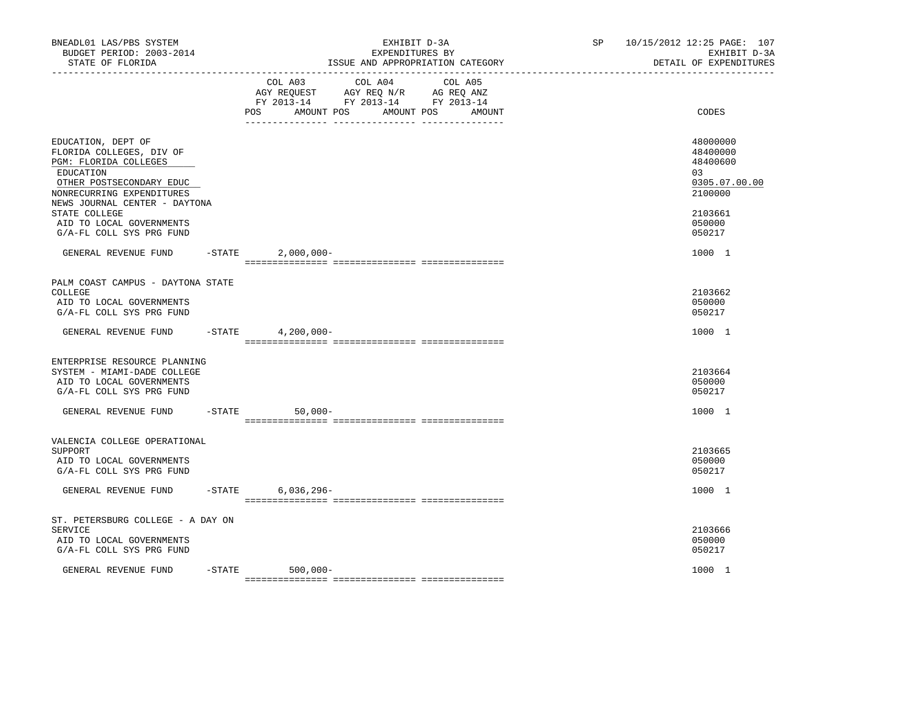BNEADL01 LAS/PBS SYSTEM | EXHIBIT D-3A | SP 10/15/2012 12:25 PAGE: 107
BUDGET PERIOD: 2003-2014 | EXPENDITURES BY | EXHIBIT D-3A
STATE OF FLORIDA | ISSUE AND APPROPRIATION CATEGORY | DETAIL OF EXPENDITURES

| | COL A03 AGY REQUEST FY 2013-14 POS AMOUNT | COL A04 AGY REQ N/R FY 2013-14 POS AMOUNT | COL A05 AG REQ ANZ FY 2013-14 POS AMOUNT | CODES |
|---|---|---|---|---|
| EDUCATION, DEPT OF | | | | 48000000 |
| FLORIDA COLLEGES, DIV OF | | | | 48400000 |
| PGM: FLORIDA COLLEGES | | | | 48400600 |
| EDUCATION | | | | 03 |
| OTHER POSTSECONDARY EDUC | | | | 0305.07.00.00 |
| NONRECURRING EXPENDITURES | | | | 2100000 |
| NEWS JOURNAL CENTER - DAYTONA STATE COLLEGE | | | | 2103661 |
| AID TO LOCAL GOVERNMENTS | | | | 050000 |
| G/A-FL COLL SYS PRG FUND | | | | 050217 |
| GENERAL REVENUE FUND -STATE | 2,000,000- | | | 1000 1 |
| PALM COAST CAMPUS - DAYTONA STATE COLLEGE | | | | 2103662 |
| AID TO LOCAL GOVERNMENTS | | | | 050000 |
| G/A-FL COLL SYS PRG FUND | | | | 050217 |
| GENERAL REVENUE FUND -STATE | 4,200,000- | | | 1000 1 |
| ENTERPRISE RESOURCE PLANNING SYSTEM - MIAMI-DADE COLLEGE | | | | 2103664 |
| AID TO LOCAL GOVERNMENTS | | | | 050000 |
| G/A-FL COLL SYS PRG FUND | | | | 050217 |
| GENERAL REVENUE FUND -STATE | 50,000- | | | 1000 1 |
| VALENCIA COLLEGE OPERATIONAL SUPPORT | | | | 2103665 |
| AID TO LOCAL GOVERNMENTS | | | | 050000 |
| G/A-FL COLL SYS PRG FUND | | | | 050217 |
| GENERAL REVENUE FUND -STATE | 6,036,296- | | | 1000 1 |
| ST. PETERSBURG COLLEGE - A DAY ON SERVICE | | | | 2103666 |
| AID TO LOCAL GOVERNMENTS | | | | 050000 |
| G/A-FL COLL SYS PRG FUND | | | | 050217 |
| GENERAL REVENUE FUND -STATE | 500,000- | | | 1000 1 |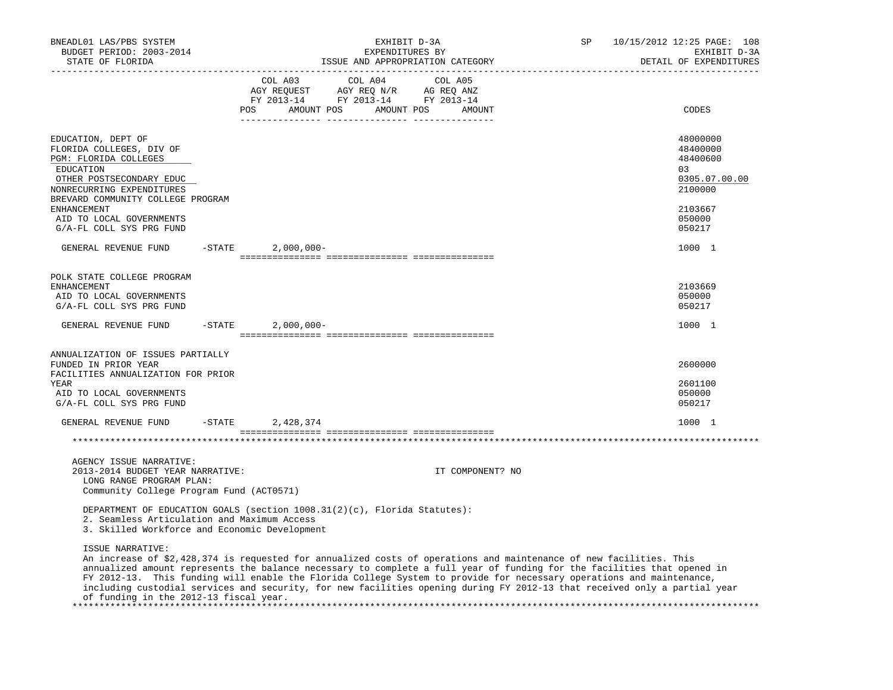| | COL A03 AGY REQUEST FY 2013-14 POS AMOUNT | COL A04 AGY REQ N/R FY 2013-14 POS AMOUNT | COL A05 AG REQ ANZ FY 2013-14 POS AMOUNT | CODES |
|---|---|---|---|---|
| EDUCATION, DEPT OF | | | | 48000000 |
| FLORIDA COLLEGES, DIV OF | | | | 48400000 |
| PGM: FLORIDA COLLEGES | | | | 48400600 |
| EDUCATION | | | | 03 |
| OTHER POSTSECONDARY EDUC | | | | 0305.07.00.00 |
| NONRECURRING EXPENDITURES | | | | 2100000 |
| BREVARD COMMUNITY COLLEGE PROGRAM ENHANCEMENT | | | | 2103667 |
| AID TO LOCAL GOVERNMENTS | | | | 050000 |
| G/A-FL COLL SYS PRG FUND | | | | 050217 |
| GENERAL REVENUE FUND -STATE | 2,000,000- | | | 1000 1 |
| POLK STATE COLLEGE PROGRAM ENHANCEMENT | | | | 2103669 |
| AID TO LOCAL GOVERNMENTS | | | | 050000 |
| G/A-FL COLL SYS PRG FUND | | | | 050217 |
| GENERAL REVENUE FUND -STATE | 2,000,000- | | | 1000 1 |
| ANNUALIZATION OF ISSUES PARTIALLY FUNDED IN PRIOR YEAR | | | | 2600000 |
| FACILITIES ANNUALIZATION FOR PRIOR YEAR | | | | 2601100 |
| AID TO LOCAL GOVERNMENTS | | | | 050000 |
| G/A-FL COLL SYS PRG FUND | | | | 050217 |
| GENERAL REVENUE FUND -STATE | 2,428,374 | | | 1000 1 |

AGENCY ISSUE NARRATIVE:

2013-2014 BUDGET YEAR NARRATIVE: IT COMPONENT? NO

LONG RANGE PROGRAM PLAN:
Community College Program Fund (ACT0571)

DEPARTMENT OF EDUCATION GOALS (section 1008.31(2)(c), Florida Statutes):
2. Seamless Articulation and Maximum Access
3. Skilled Workforce and Economic Development

ISSUE NARRATIVE:
An increase of $2,428,374 is requested for annualized costs of operations and maintenance of new facilities. This annualized amount represents the balance necessary to complete a full year of funding for the facilities that opened in FY 2012-13. This funding will enable the Florida College System to provide for necessary operations and maintenance, including custodial services and security, for new facilities opening during FY 2012-13 that received only a partial year of funding in the 2012-13 fiscal year.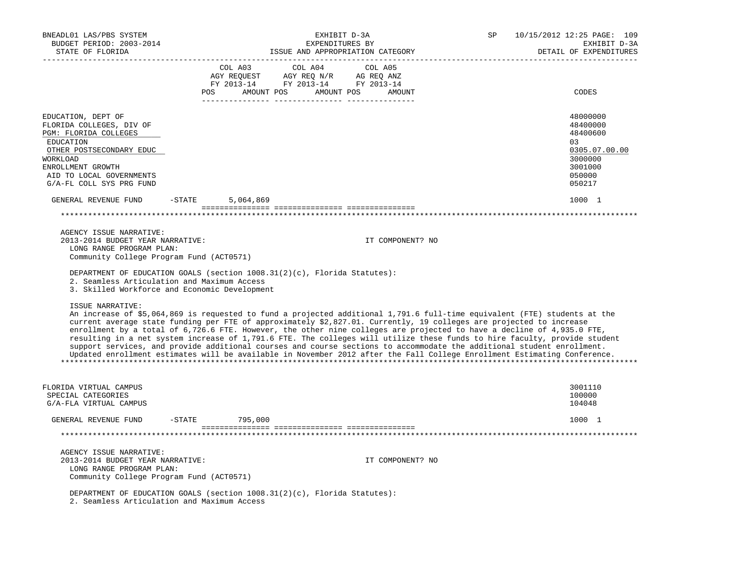BNEADL01 LAS/PBS SYSTEM | EXHIBIT D-3A | SP 10/15/2012 12:25
BUDGET PERIOD: 2003-2014 | EXPENDITURES BY | EXHIBIT D-3A
STATE OF FLORIDA | ISSUE AND APPROPRIATION CATEGORY | DETAIL OF EXPENDITURES

| | COL A03 AGY REQUEST FY 2013-14 POS AMOUNT | COL A04 AGY REQ N/R FY 2013-14 POS AMOUNT | COL A05 AG REQ ANZ FY 2013-14 POS AMOUNT | CODES |
|---|---|---|---|---|
| EDUCATION, DEPT OF | | | | 48000000 |
| FLORIDA COLLEGES, DIV OF | | | | 48400000 |
| PGM: FLORIDA COLLEGES | | | | 48400600 |
| EDUCATION | | | | 03 |
| OTHER POSTSECONDARY EDUC | | | | 0305.07.00.00 |
| WORKLOAD | | | | 3000000 |
| ENROLLMENT GROWTH | | | | 3001000 |
| AID TO LOCAL GOVERNMENTS | | | | 050000 |
| G/A-FL COLL SYS PRG FUND | | | | 050217 |
| GENERAL REVENUE FUND -STATE | 5,064,869 | | | 1000 1 |

AGENCY ISSUE NARRATIVE:
2013-2014 BUDGET YEAR NARRATIVE: IT COMPONENT? NO

LONG RANGE PROGRAM PLAN:
Community College Program Fund (ACT0571)

DEPARTMENT OF EDUCATION GOALS (section 1008.31(2)(c), Florida Statutes):
2. Seamless Articulation and Maximum Access
3. Skilled Workforce and Economic Development

ISSUE NARRATIVE:
An increase of $5,064,869 is requested to fund a projected additional 1,791.6 full-time equivalent (FTE) students at the current average state funding per FTE of approximately $2,827.01. Currently, 19 colleges are projected to increase enrollment by a total of 6,726.6 FTE. However, the other nine colleges are projected to have a decline of 4,935.0 FTE, resulting in a net system increase of 1,791.6 FTE. The colleges will utilize these funds to hire faculty, provide student support services, and provide additional courses and course sections to accommodate the additional student enrollment. Updated enrollment estimates will be available in November 2012 after the Fall College Enrollment Estimating Conference.

| | COL A03 | COL A04 | COL A05 | CODES |
|---|---|---|---|---|
| FLORIDA VIRTUAL CAMPUS | | | | 3001110 |
| SPECIAL CATEGORIES | | | | 100000 |
| G/A-FLA VIRTUAL CAMPUS | | | | 104048 |
| GENERAL REVENUE FUND -STATE | 795,000 | | | 1000 1 |

AGENCY ISSUE NARRATIVE:
2013-2014 BUDGET YEAR NARRATIVE: IT COMPONENT? NO

LONG RANGE PROGRAM PLAN:
Community College Program Fund (ACT0571)

DEPARTMENT OF EDUCATION GOALS (section 1008.31(2)(c), Florida Statutes):
2. Seamless Articulation and Maximum Access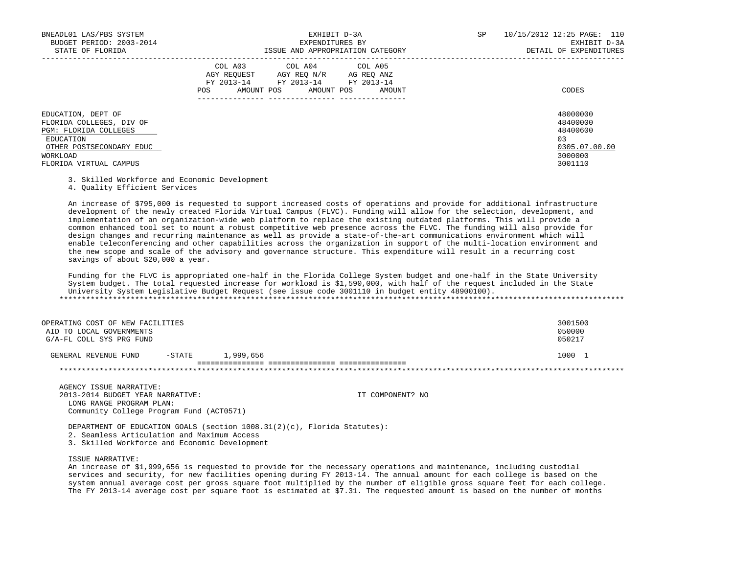| | COL A03 AGY REQUEST FY 2013-14 POS AMOUNT | COL A04 AGY REQ N/R FY 2013-14 POS AMOUNT | COL A05 AG REQ ANZ FY 2013-14 POS AMOUNT | CODES |
|---|---|---|---|---|
| EDUCATION, DEPT OF | | | | 48000000 |
| FLORIDA COLLEGES, DIV OF | | | | 48400000 |
| PGM: FLORIDA COLLEGES | | | | 48400600 |
| EDUCATION | | | | 03 |
| OTHER POSTSECONDARY EDUC | | | | 0305.07.00.00 |
| WORKLOAD | | | | 3000000 |
| FLORIDA VIRTUAL CAMPUS | | | | 3001110 |

3. Skilled Workforce and Economic Development
4. Quality Efficient Services

An increase of $795,000 is requested to support increased costs of operations and provide for additional infrastructure development of the newly created Florida Virtual Campus (FLVC). Funding will allow for the selection, development, and implementation of an organization-wide web platform to replace the existing outdated platforms. This will provide a common enhanced tool set to mount a robust competitive web presence across the FLVC. The funding will also provide for design changes and recurring maintenance as well as provide a state-of-the-art communications environment which will enable teleconferencing and other capabilities across the organization in support of the multi-location environment and the new scope and scale of the advisory and governance structure. This expenditure will result in a recurring cost savings of about $20,000 a year.

Funding for the FLVC is appropriated one-half in the Florida College System budget and one-half in the State University System budget. The total requested increase for workload is $1,590,000, with half of the request included in the State University System Legislative Budget Request (see issue code 3001110 in budget entity 48900100).

*******************************************************************************************************************

| | COL A03 | COL A04 | COL A05 | CODES |
|---|---|---|---|---|
| OPERATING COST OF NEW FACILITIES | | | | 3001500 |
| AID TO LOCAL GOVERNMENTS | | | | 050000 |
| G/A-FL COLL SYS PRG FUND | | | | 050217 |
| GENERAL REVENUE FUND -STATE | 1,999,656 | | | 1000 1 |

*******************************************************************************************************************

AGENCY ISSUE NARRATIVE:
2013-2014 BUDGET YEAR NARRATIVE: IT COMPONENT? NO
LONG RANGE PROGRAM PLAN:
Community College Program Fund (ACT0571)

DEPARTMENT OF EDUCATION GOALS (section 1008.31(2)(c), Florida Statutes):
2. Seamless Articulation and Maximum Access
3. Skilled Workforce and Economic Development

ISSUE NARRATIVE:
An increase of $1,999,656 is requested to provide for the necessary operations and maintenance, including custodial services and security, for new facilities opening during FY 2013-14. The annual amount for each college is based on the system annual average cost per gross square foot multiplied by the number of eligible gross square feet for each college. The FY 2013-14 average cost per square foot is estimated at $7.31. The requested amount is based on the number of months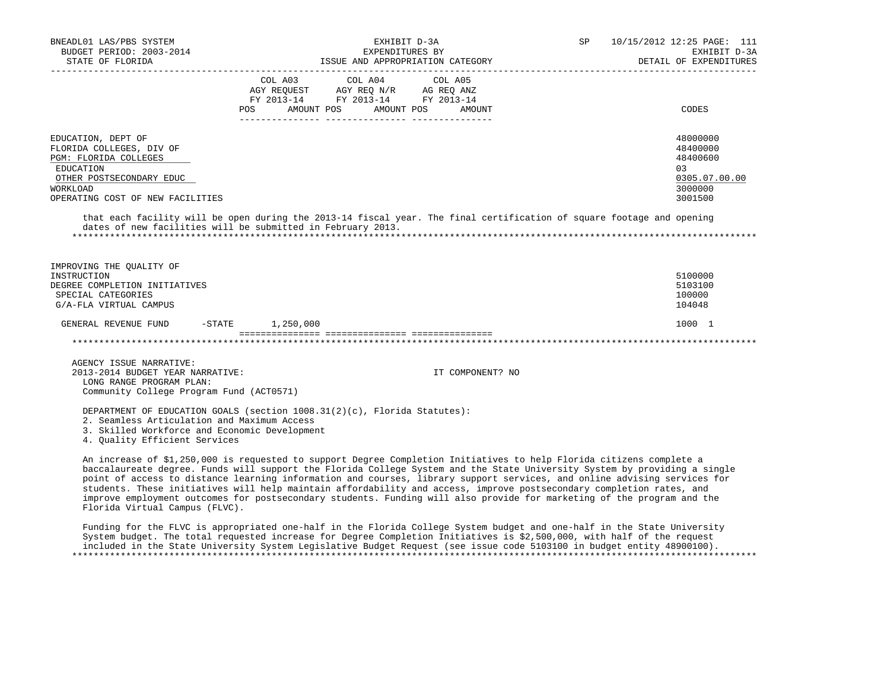| | COL A03 AGY REQUEST FY 2013-14 POS AMOUNT | COL A04 AGY REQ N/R FY 2013-14 POS AMOUNT | COL A05 AG REQ ANZ FY 2013-14 POS AMOUNT | CODES |
|---|---|---|---|---|
| EDUCATION, DEPT OF | | | | 48000000 |
| FLORIDA COLLEGES, DIV OF | | | | 48400000 |
| PGM: FLORIDA COLLEGES | | | | 48400600 |
| EDUCATION | | | | 03 |
| OTHER POSTSECONDARY EDUC | | | | 0305.07.00.00 |
| WORKLOAD | | | | 3000000 |
| OPERATING COST OF NEW FACILITIES | | | | 3001500 |

that each facility will be open during the 2013-14 fiscal year. The final certification of square footage and opening dates of new facilities will be submitted in February 2013.

*******************************************************************************************************************

| | COL A03 | COL A04 | COL A05 | CODES |
|---|---|---|---|---|
| IMPROVING THE QUALITY OF INSTRUCTION | | | | 5100000 |
| DEGREE COMPLETION INITIATIVES | | | | 5103100 |
| SPECIAL CATEGORIES | | | | 100000 |
| G/A-FLA VIRTUAL CAMPUS | | | | 104048 |
| GENERAL REVENUE FUND -STATE | 1,250,000 | | | 1000 1 |

*******************************************************************************************************************

AGENCY ISSUE NARRATIVE:
2013-2014 BUDGET YEAR NARRATIVE: IT COMPONENT? NO

LONG RANGE PROGRAM PLAN:
Community College Program Fund (ACT0571)

DEPARTMENT OF EDUCATION GOALS (section 1008.31(2)(c), Florida Statutes):
2. Seamless Articulation and Maximum Access
3. Skilled Workforce and Economic Development
4. Quality Efficient Services

An increase of $1,250,000 is requested to support Degree Completion Initiatives to help Florida citizens complete a baccalaureate degree. Funds will support the Florida College System and the State University System by providing a single point of access to distance learning information and courses, library support services, and online advising services for students. These initiatives will help maintain affordability and access, improve postsecondary completion rates, and improve employment outcomes for postsecondary students. Funding will also provide for marketing of the program and the Florida Virtual Campus (FLVC).

Funding for the FLVC is appropriated one-half in the Florida College System budget and one-half in the State University System budget. The total requested increase for Degree Completion Initiatives is $2,500,000, with half of the request included in the State University System Legislative Budget Request (see issue code 5103100 in budget entity 48900100).

*******************************************************************************************************************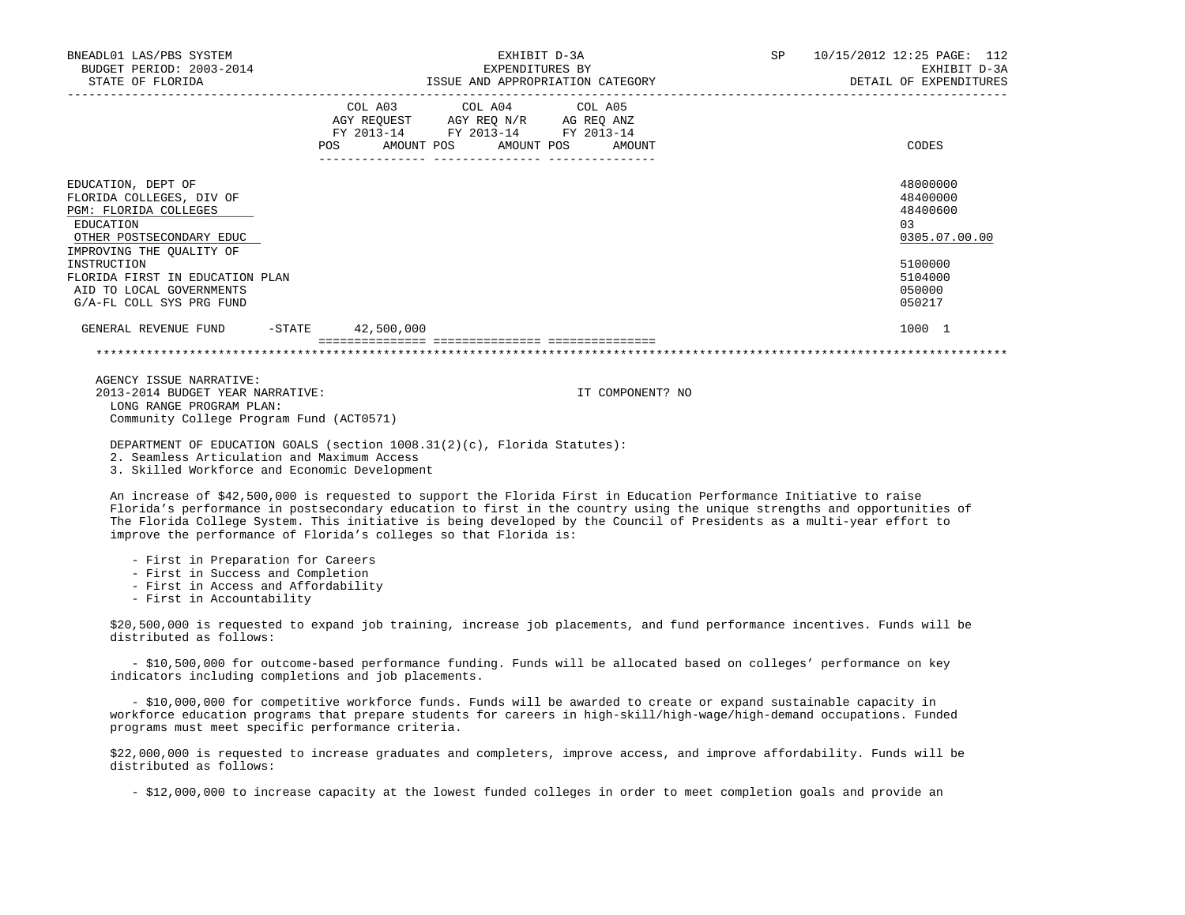| | COL A03 AGY REQUEST FY 2013-14 POS | AMOUNT | COL A04 AGY REQ N/R FY 2013-14 POS | AMOUNT | COL A05 AG REQ ANZ FY 2013-14 POS | AMOUNT | CODES |
|---|---|---|---|---|---|---|---|
| EDUCATION, DEPT OF | | | | | | | 48000000 |
| FLORIDA COLLEGES, DIV OF | | | | | | | 48400000 |
| PGM: FLORIDA COLLEGES | | | | | | | 48400600 |
| EDUCATION | | | | | | | 03 |
| OTHER POSTSECONDARY EDUC | | | | | | | 0305.07.00.00 |
| IMPROVING THE QUALITY OF INSTRUCTION | | | | | | | 5100000 |
| FLORIDA FIRST IN EDUCATION PLAN | | | | | | | 5104000 |
| AID TO LOCAL GOVERNMENTS | | | | | | | 050000 |
| G/A-FL COLL SYS PRG FUND | | | | | | | 050217 |
| GENERAL REVENUE FUND -STATE | | 42,500,000 | | | | | 1000 1 |

AGENCY ISSUE NARRATIVE:
2013-2014 BUDGET YEAR NARRATIVE: IT COMPONENT? NO
LONG RANGE PROGRAM PLAN:
Community College Program Fund (ACT0571)

DEPARTMENT OF EDUCATION GOALS (section 1008.31(2)(c), Florida Statutes):
2. Seamless Articulation and Maximum Access
3. Skilled Workforce and Economic Development

An increase of $42,500,000 is requested to support the Florida First in Education Performance Initiative to raise Florida's performance in postsecondary education to first in the country using the unique strengths and opportunities of The Florida College System. This initiative is being developed by the Council of Presidents as a multi-year effort to improve the performance of Florida's colleges so that Florida is:

- First in Preparation for Careers
- First in Success and Completion
- First in Access and Affordability
- First in Accountability

$20,500,000 is requested to expand job training, increase job placements, and fund performance incentives. Funds will be distributed as follows:

- $10,500,000 for outcome-based performance funding. Funds will be allocated based on colleges' performance on key indicators including completions and job placements.

- $10,000,000 for competitive workforce funds. Funds will be awarded to create or expand sustainable capacity in workforce education programs that prepare students for careers in high-skill/high-wage/high-demand occupations. Funded programs must meet specific performance criteria.

$22,000,000 is requested to increase graduates and completers, improve access, and improve affordability. Funds will be distributed as follows:

- $12,000,000 to increase capacity at the lowest funded colleges in order to meet completion goals and provide an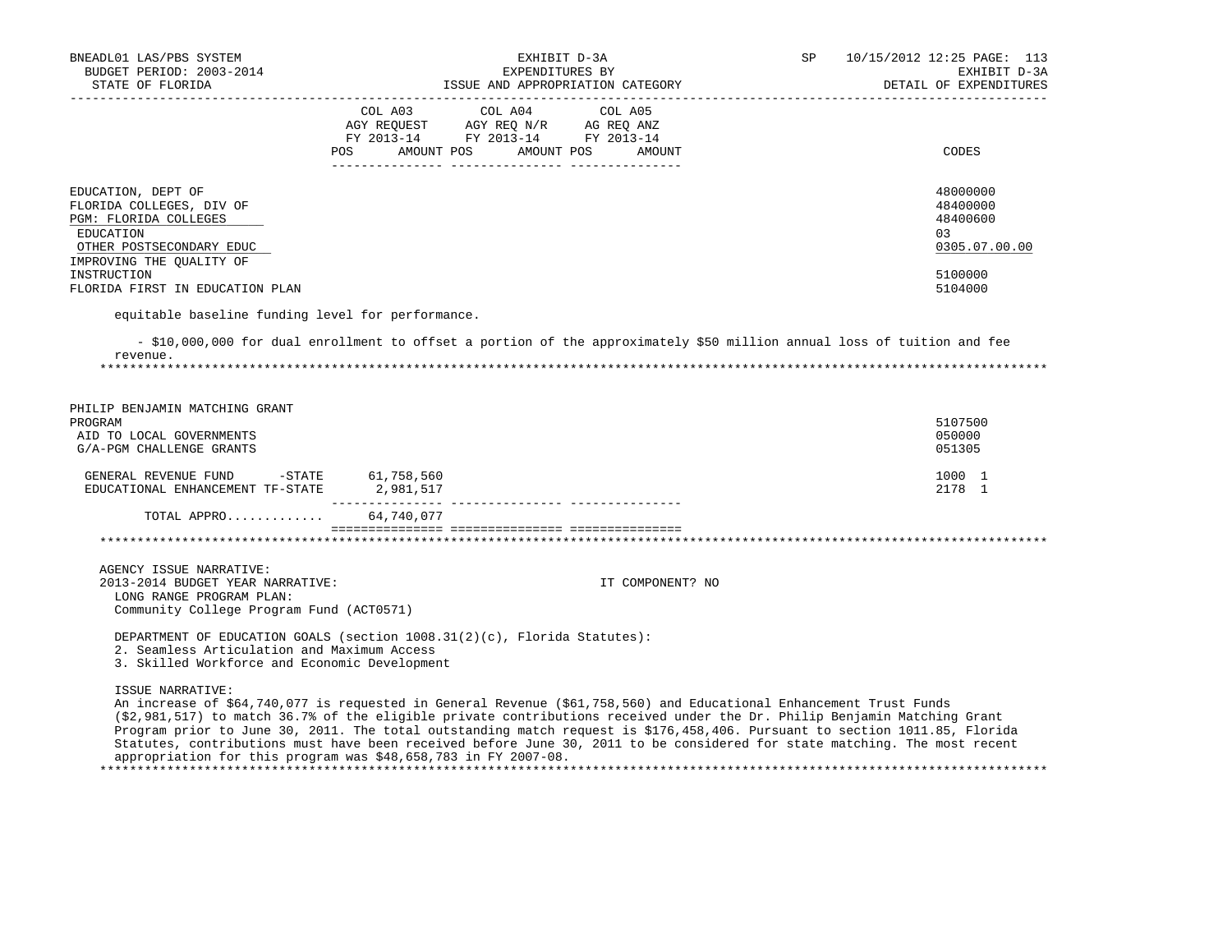| | COL A03 AGY REQUEST FY 2013-14 POS AMOUNT | COL A04 AGY REQ N/R FY 2013-14 POS AMOUNT | COL A05 AG REQ ANZ FY 2013-14 POS AMOUNT | CODES |
|---|---|---|---|---|
| EDUCATION, DEPT OF | | | | 48000000 |
| FLORIDA COLLEGES, DIV OF | | | | 48400000 |
| PGM: FLORIDA COLLEGES | | | | 48400600 |
| EDUCATION | | | | 03 |
| OTHER POSTSECONDARY EDUC | | | | 0305.07.00.00 |
| IMPROVING THE QUALITY OF INSTRUCTION | | | | 5100000 |
| FLORIDA FIRST IN EDUCATION PLAN | | | | 5104000 |

equitable baseline funding level for performance.

- $10,000,000 for dual enrollment to offset a portion of the approximately $50 million annual loss of tuition and fee revenue.

***************************************************************************************************************

| | COL A03 | COL A04 | COL A05 | CODES |
|---|---|---|---|---|
| PHILIP BENJAMIN MATCHING GRANT PROGRAM | | | | 5107500 |
| AID TO LOCAL GOVERNMENTS | | | | 050000 |
| G/A-PGM CHALLENGE GRANTS | | | | 051305 |
| GENERAL REVENUE FUND -STATE | 61,758,560 | | | 1000 1 |
| EDUCATIONAL ENHANCEMENT TF-STATE | 2,981,517 | | | 2178 1 |
| TOTAL APPRO............ | 64,740,077 | | | |

***************************************************************************************************************

AGENCY ISSUE NARRATIVE:
2013-2014 BUDGET YEAR NARRATIVE: IT COMPONENT? NO
LONG RANGE PROGRAM PLAN:
Community College Program Fund (ACT0571)

DEPARTMENT OF EDUCATION GOALS (section 1008.31(2)(c), Florida Statutes):
2. Seamless Articulation and Maximum Access
3. Skilled Workforce and Economic Development

ISSUE NARRATIVE:
An increase of $64,740,077 is requested in General Revenue ($61,758,560) and Educational Enhancement Trust Funds ($2,981,517) to match 36.7% of the eligible private contributions received under the Dr. Philip Benjamin Matching Grant Program prior to June 30, 2011. The total outstanding match request is $176,458,406. Pursuant to section 1011.85, Florida Statutes, contributions must have been received before June 30, 2011 to be considered for state matching. The most recent appropriation for this program was $48,658,783 in FY 2007-08.

***************************************************************************************************************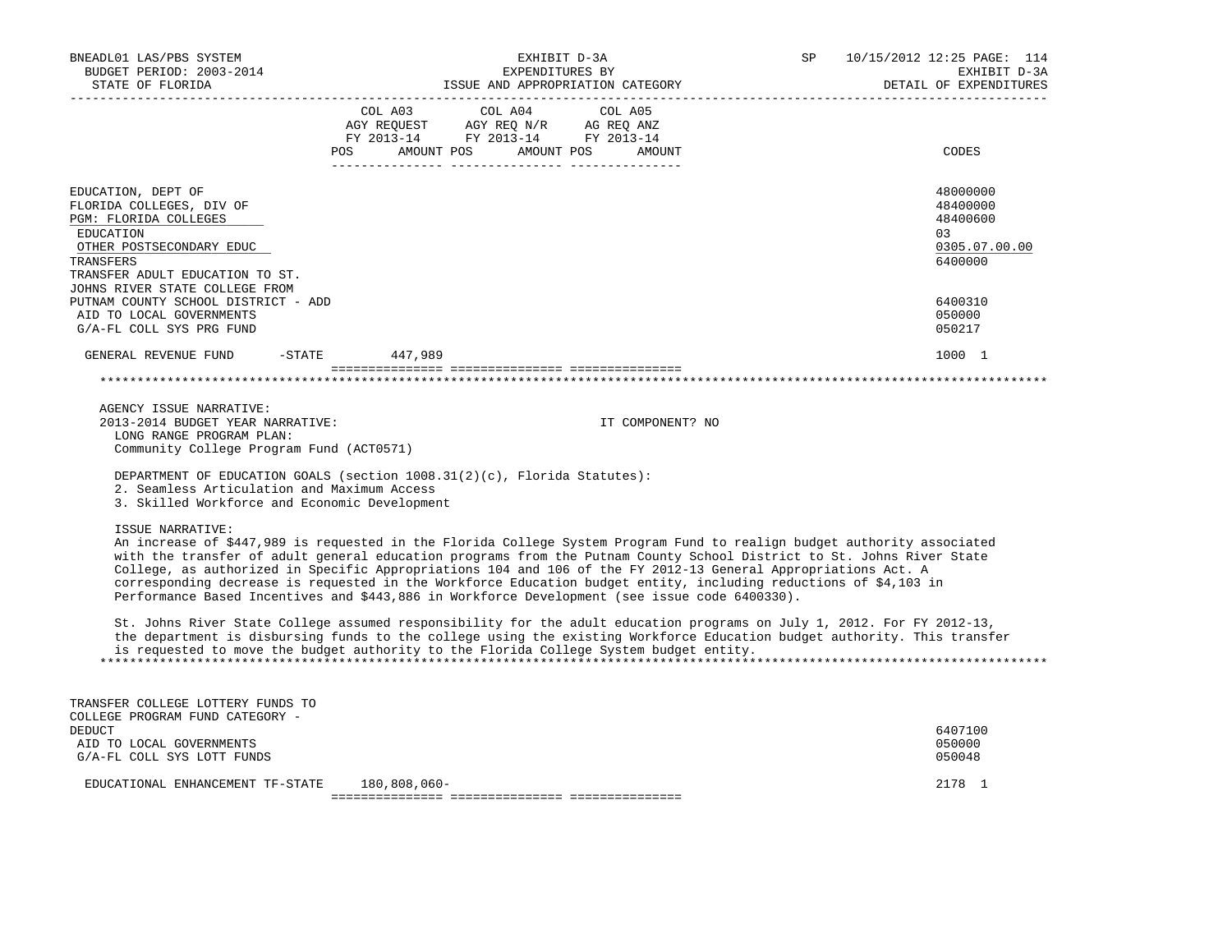| | COL A03 AGY REQUEST FY 2013-14 POS AMOUNT | COL A04 AGY REQ N/R FY 2013-14 POS AMOUNT | COL A05 AG REQ ANZ FY 2013-14 POS AMOUNT | CODES |
|---|---|---|---|---|
| EDUCATION, DEPT OF | | | | 48000000 |
| FLORIDA COLLEGES, DIV OF | | | | 48400000 |
| PGM: FLORIDA COLLEGES | | | | 48400600 |
| EDUCATION | | | | 03 |
| OTHER POSTSECONDARY EDUC | | | | 0305.07.00.00 |
| TRANSFERS | | | | 6400000 |
| TRANSFER ADULT EDUCATION TO ST. JOHNS RIVER STATE COLLEGE FROM PUTNAM COUNTY SCHOOL DISTRICT - ADD | | | | 6400310 |
| AID TO LOCAL GOVERNMENTS | | | | 050000 |
| G/A-FL COLL SYS PRG FUND | | | | 050217 |
| GENERAL REVENUE FUND -STATE | 447,989 | | | 1000 1 |

AGENCY ISSUE NARRATIVE:

2013-2014 BUDGET YEAR NARRATIVE: IT COMPONENT? NO

LONG RANGE PROGRAM PLAN:
Community College Program Fund (ACT0571)

DEPARTMENT OF EDUCATION GOALS (section 1008.31(2)(c), Florida Statutes):
2. Seamless Articulation and Maximum Access
3. Skilled Workforce and Economic Development

ISSUE NARRATIVE:
An increase of $447,989 is requested in the Florida College System Program Fund to realign budget authority associated with the transfer of adult general education programs from the Putnam County School District to St. Johns River State College, as authorized in Specific Appropriations 104 and 106 of the FY 2012-13 General Appropriations Act. A corresponding decrease is requested in the Workforce Education budget entity, including reductions of $4,103 in Performance Based Incentives and $443,886 in Workforce Development (see issue code 6400330).

St. Johns River State College assumed responsibility for the adult education programs on July 1, 2012. For FY 2012-13, the department is disbursing funds to the college using the existing Workforce Education budget authority. This transfer is requested to move the budget authority to the Florida College System budget entity.

| | COL A03 | COL A04 | COL A05 | CODES |
|---|---|---|---|---|
| TRANSFER COLLEGE LOTTERY FUNDS TO COLLEGE PROGRAM FUND CATEGORY - DEDUCT | | | | 6407100 |
| AID TO LOCAL GOVERNMENTS | | | | 050000 |
| G/A-FL COLL SYS LOTT FUNDS | | | | 050048 |
| EDUCATIONAL ENHANCEMENT TF-STATE | 180,808,060- | | | 2178 1 |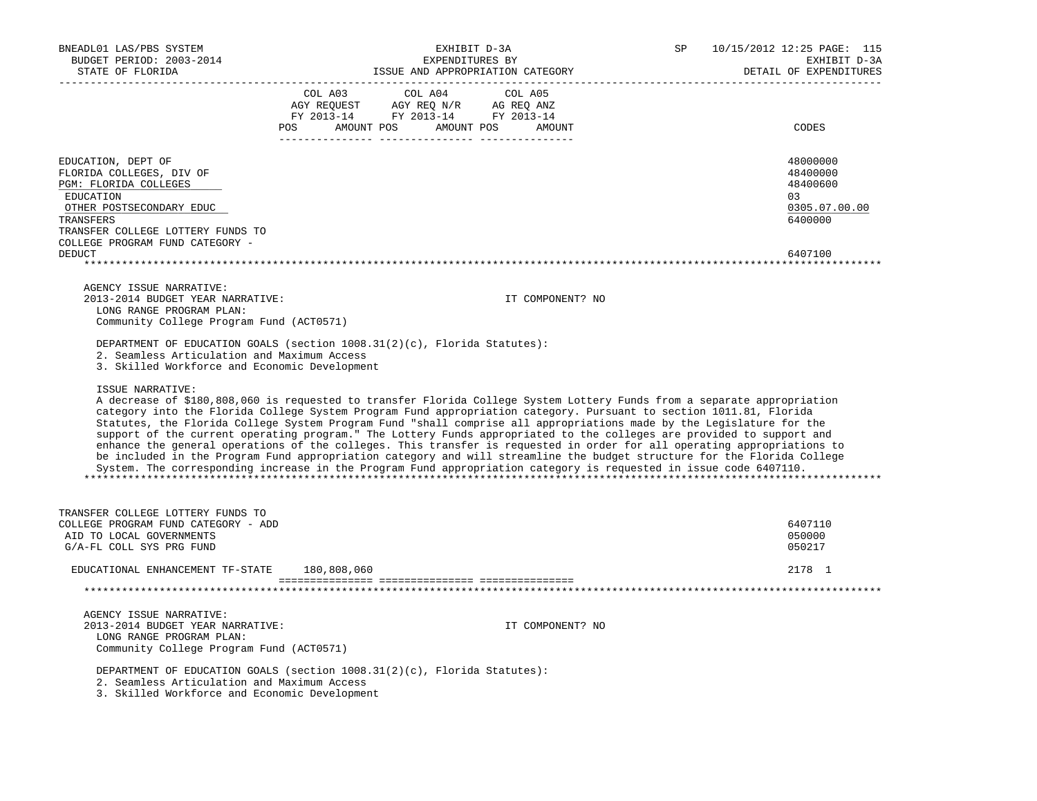EXHIBIT D-3A
EXPENDITURES BY
ISSUE AND APPROPRIATION CATEGORY

DETAIL OF EXPENDITURES

| | COL A03 AGY REQUEST FY 2013-14 POS AMOUNT | COL A04 AGY REQ N/R FY 2013-14 POS AMOUNT | COL A05 AG REQ ANZ FY 2013-14 POS AMOUNT | CODES |
|---|---|---|---|---|
| EDUCATION, DEPT OF | | | | 48000000 |
| FLORIDA COLLEGES, DIV OF | | | | 48400000 |
| PGM: FLORIDA COLLEGES | | | | 48400600 |
| EDUCATION | | | | 03 |
| OTHER POSTSECONDARY EDUC | | | | 0305.07.00.00 |
| TRANSFERS | | | | 6400000 |
| TRANSFER COLLEGE LOTTERY FUNDS TO COLLEGE PROGRAM FUND CATEGORY - DEDUCT | | | | 6407100 |

AGENCY ISSUE NARRATIVE:
2013-2014 BUDGET YEAR NARRATIVE: IT COMPONENT? NO
LONG RANGE PROGRAM PLAN:
Community College Program Fund (ACT0571)

DEPARTMENT OF EDUCATION GOALS (section 1008.31(2)(c), Florida Statutes):
2. Seamless Articulation and Maximum Access
3. Skilled Workforce and Economic Development

ISSUE NARRATIVE:
A decrease of $180,808,060 is requested to transfer Florida College System Lottery Funds from a separate appropriation category into the Florida College System Program Fund appropriation category. Pursuant to section 1011.81, Florida Statutes, the Florida College System Program Fund "shall comprise all appropriations made by the Legislature for the support of the current operating program." The Lottery Funds appropriated to the colleges are provided to support and enhance the general operations of the colleges. This transfer is requested in order for all operating appropriations to be included in the Program Fund appropriation category and will streamline the budget structure for the Florida College System. The corresponding increase in the Program Fund appropriation category is requested in issue code 6407110.

| | COL A03 | COL A04 | COL A05 | CODES |
|---|---|---|---|---|
| TRANSFER COLLEGE LOTTERY FUNDS TO COLLEGE PROGRAM FUND CATEGORY - ADD | | | | 6407110 |
| AID TO LOCAL GOVERNMENTS | | | | 050000 |
| G/A-FL COLL SYS PRG FUND | | | | 050217 |
| EDUCATIONAL ENHANCEMENT TF-STATE | 180,808,060 | | | 2178 1 |

AGENCY ISSUE NARRATIVE:
2013-2014 BUDGET YEAR NARRATIVE: IT COMPONENT? NO
LONG RANGE PROGRAM PLAN:
Community College Program Fund (ACT0571)

DEPARTMENT OF EDUCATION GOALS (section 1008.31(2)(c), Florida Statutes):
2. Seamless Articulation and Maximum Access
3. Skilled Workforce and Economic Development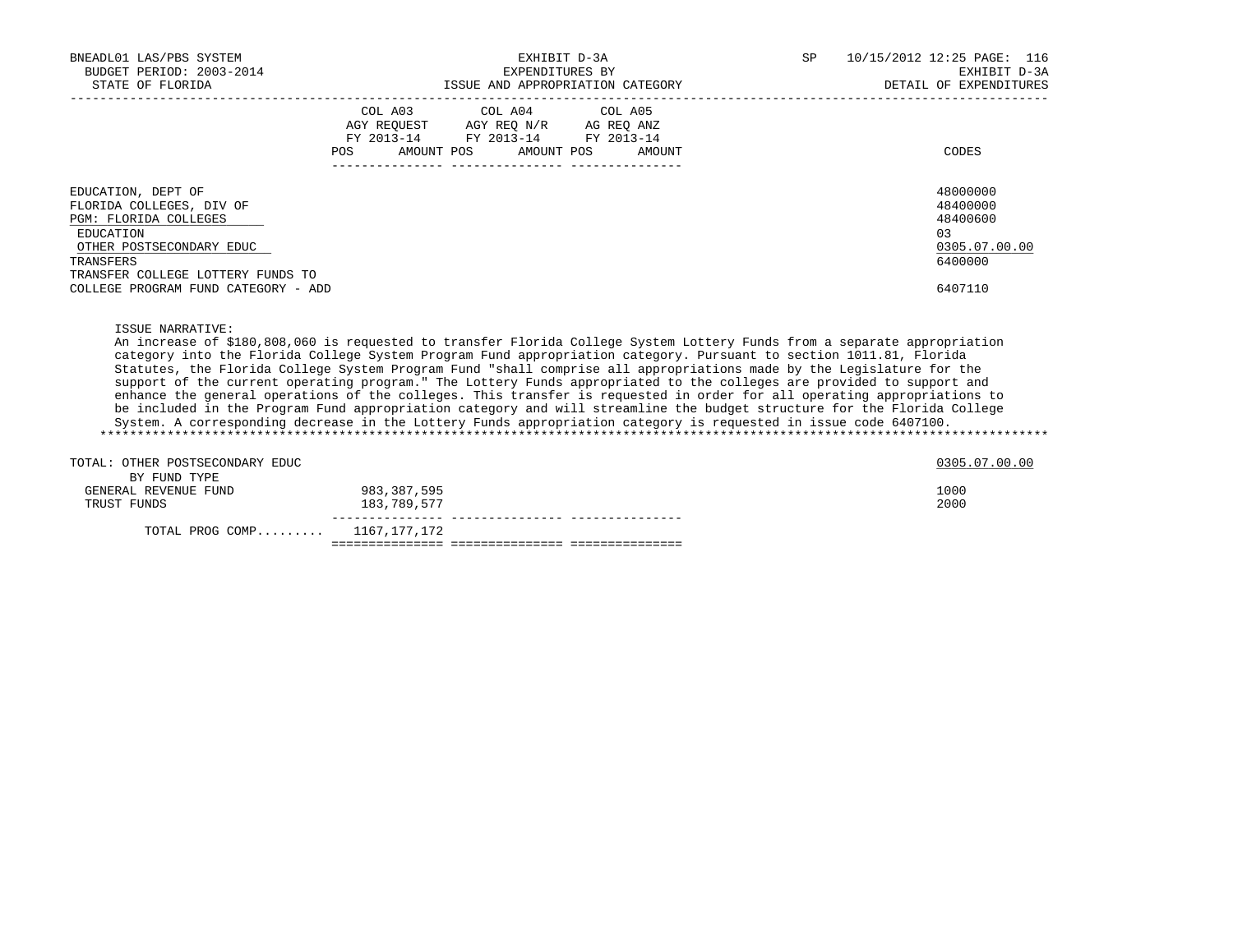| | COL A03 AGY REQUEST FY 2013-14 | | COL A04 AGY REQ N/R FY 2013-14 | | COL A05 AG REQ ANZ FY 2013-14 | | |
|---|---|---|---|---|---|---|---|
| | POS | AMOUNT | POS | AMOUNT | POS | AMOUNT | CODES |
| EDUCATION, DEPT OF | | | | | | | 48000000 |
| FLORIDA COLLEGES, DIV OF | | | | | | | 48400000 |
| PGM: FLORIDA COLLEGES | | | | | | | 48400600 |
| EDUCATION | | | | | | | 03 |
| OTHER POSTSECONDARY EDUC | | | | | | | 0305.07.00.00 |
| TRANSFERS | | | | | | | 6400000 |
| TRANSFER COLLEGE LOTTERY FUNDS TO COLLEGE PROGRAM FUND CATEGORY - ADD | | | | | | | 6407110 |

ISSUE NARRATIVE:

An increase of $180,808,060 is requested to transfer Florida College System Lottery Funds from a separate appropriation category into the Florida College System Program Fund appropriation category. Pursuant to section 1011.81, Florida Statutes, the Florida College System Program Fund "shall comprise all appropriations made by the Legislature for the support of the current operating program." The Lottery Funds appropriated to the colleges are provided to support and enhance the general operations of the colleges. This transfer is requested in order for all operating appropriations to be included in the Program Fund appropriation category and will streamline the budget structure for the Florida College System. A corresponding decrease in the Lottery Funds appropriation category is requested in issue code 6407100.

| | COL A03 | COL A04 | COL A05 | CODES |
|---|---|---|---|---|
| TOTAL: OTHER POSTSECONDARY EDUC | | | | 0305.07.00.00 |
| BY FUND TYPE | | | | |
| GENERAL REVENUE FUND | 983,387,595 | | | 1000 |
| TRUST FUNDS | 183,789,577 | | | 2000 |
| TOTAL PROG COMP......... | 1167,177,172 | | | |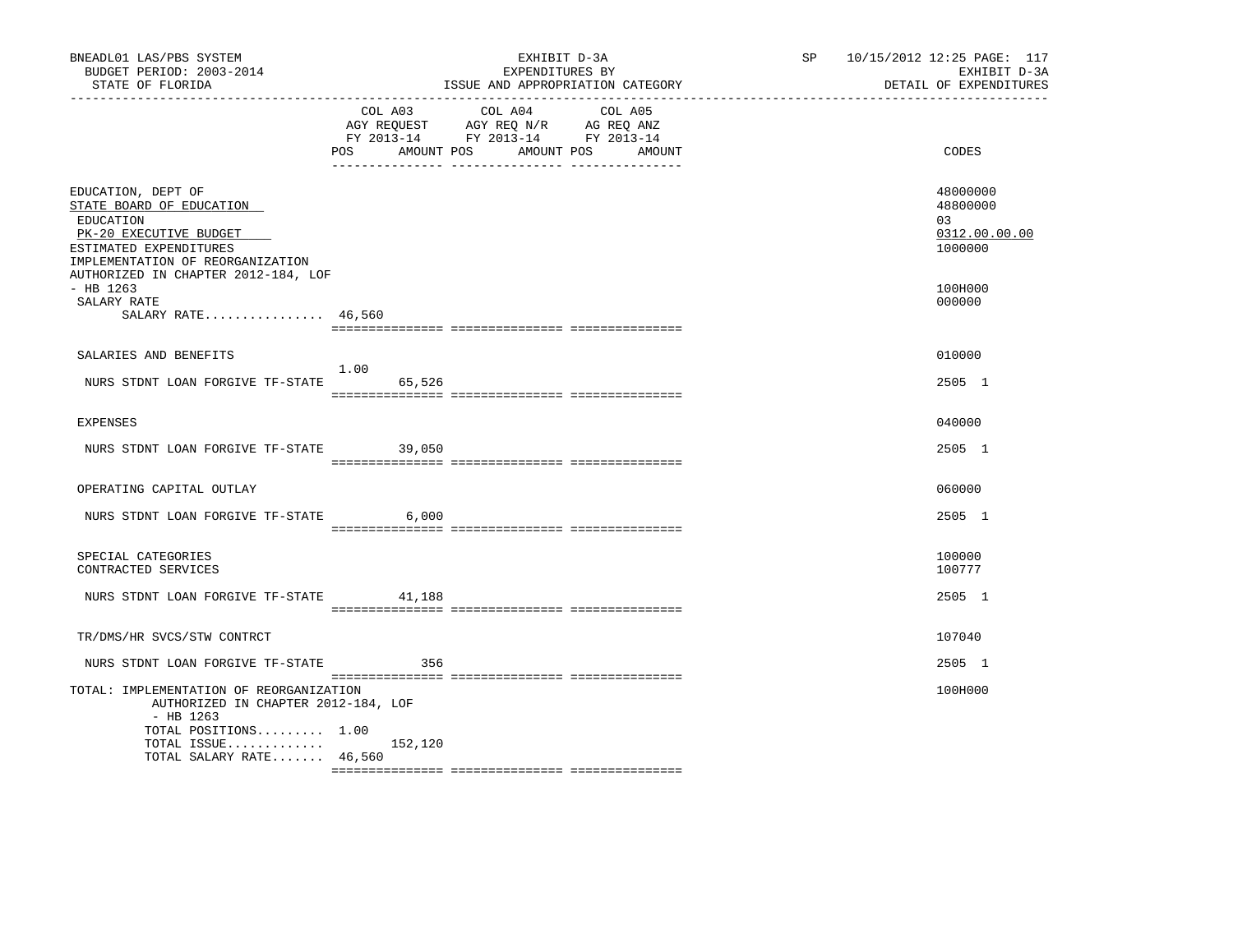BNEADL01 LAS/PBS SYSTEM
BUDGET PERIOD: 2003-2014
STATE OF FLORIDA

EXHIBIT D-3A
EXPENDITURES BY
ISSUE AND APPROPRIATION CATEGORY

SP 10/15/2012 12:25 PAGE: 117
EXHIBIT D-3A
DETAIL OF EXPENDITURES

| | COL A03 AGY REQUEST FY 2013-14 POS | AMOUNT | COL A04 AGY REQ N/R FY 2013-14 POS | AMOUNT | COL A05 AG REQ ANZ FY 2013-14 POS | AMOUNT | CODES |
|---|---|---|---|---|---|---|---|
| EDUCATION, DEPT OF | | | | | | | 48000000 |
| STATE BOARD OF EDUCATION | | | | | | | 48800000 |
| EDUCATION | | | | | | | 03 |
| PK-20 EXECUTIVE BUDGET | | | | | | | 0312.00.00.00 |
| ESTIMATED EXPENDITURES | | | | | | | 1000000 |
| IMPLEMENTATION OF REORGANIZATION AUTHORIZED IN CHAPTER 2012-184, LOF - HB 1263 | | | | | | | 100H000 |
| SALARY RATE | | | | | | | 000000 |
| SALARY RATE................ | 46,560 | | | | | | |
| SALARIES AND BENEFITS | | | | | | | 010000 |
| NURS STDNT LOAN FORGIVE TF-STATE | 1.00 | 65,526 | | | | | 2505 1 |
| EXPENSES | | | | | | | 040000 |
| NURS STDNT LOAN FORGIVE TF-STATE | | 39,050 | | | | | 2505 1 |
| OPERATING CAPITAL OUTLAY | | | | | | | 060000 |
| NURS STDNT LOAN FORGIVE TF-STATE | | 6,000 | | | | | 2505 1 |
| SPECIAL CATEGORIES | | | | | | | 100000 |
| CONTRACTED SERVICES | | | | | | | 100777 |
| NURS STDNT LOAN FORGIVE TF-STATE | | 41,188 | | | | | 2505 1 |
| TR/DMS/HR SVCS/STW CONTRCT | | | | | | | 107040 |
| NURS STDNT LOAN FORGIVE TF-STATE | | 356 | | | | | 2505 1 |
| TOTAL: IMPLEMENTATION OF REORGANIZATION AUTHORIZED IN CHAPTER 2012-184, LOF - HB 1263 | | | | | | | 100H000 |
| TOTAL POSITIONS......... | 1.00 | | | | | | |
| TOTAL ISSUE............. | | 152,120 | | | | | |
| TOTAL SALARY RATE....... | 46,560 | | | | | | |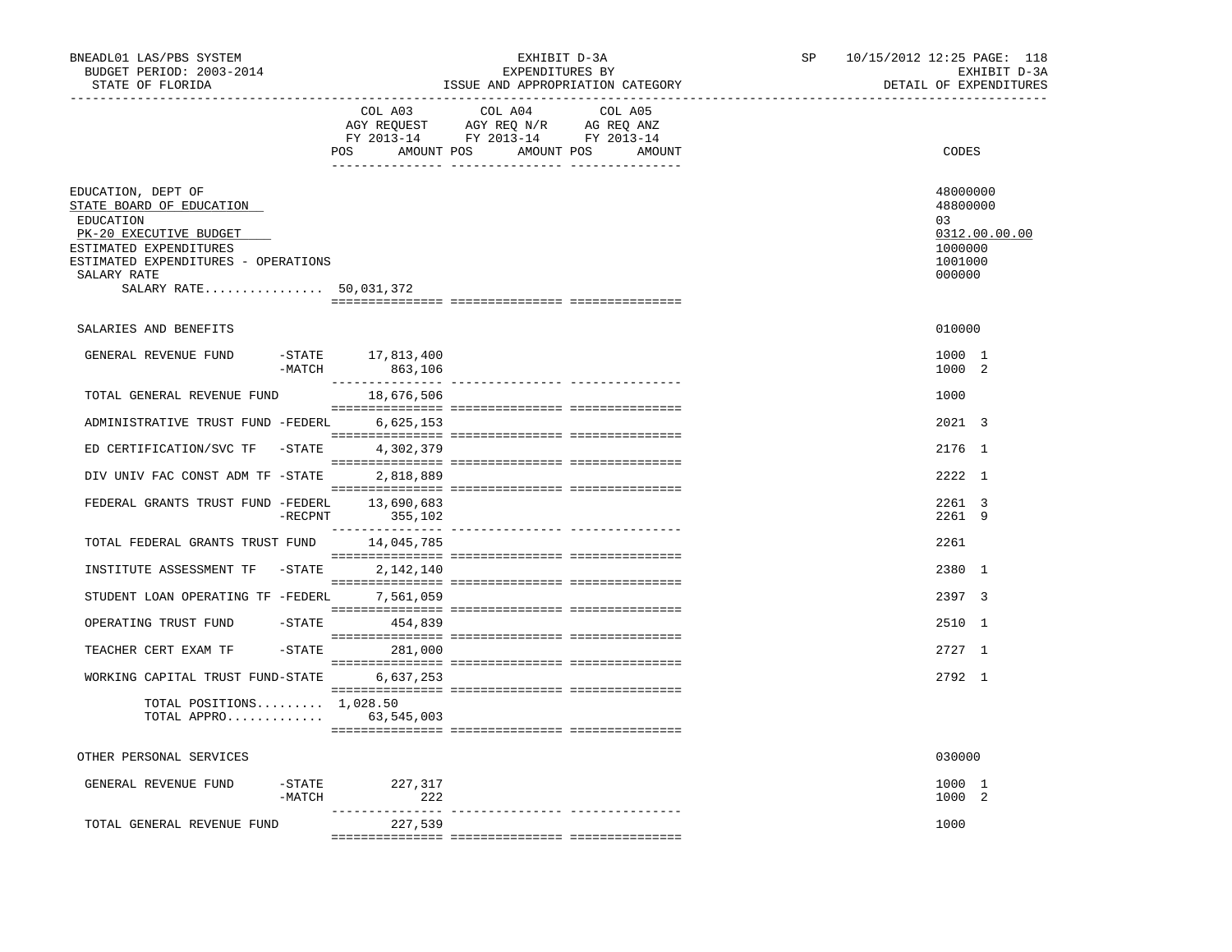BNEADL01 LAS/PBS SYSTEM | EXHIBIT D-3A | SP 10/15/2012 12:25 PAGE: 118
BUDGET PERIOD: 2003-2014 | EXPENDITURES BY | EXHIBIT D-3A
STATE OF FLORIDA | ISSUE AND APPROPRIATION CATEGORY | DETAIL OF EXPENDITURES

| | COL A03 AGY REQUEST FY 2013-14 POS AMOUNT | COL A04 AGY REQ N/R FY 2013-14 POS AMOUNT | COL A05 AG REQ ANZ FY 2013-14 POS AMOUNT | CODES |
|---|---|---|---|---|
| EDUCATION, DEPT OF | | | | 48000000 |
| STATE BOARD OF EDUCATION | | | | 48800000 |
| EDUCATION | | | | 03 |
| PK-20 EXECUTIVE BUDGET | | | | 0312.00.00.00 |
| ESTIMATED EXPENDITURES | | | | 1000000 |
| ESTIMATED EXPENDITURES - OPERATIONS | | | | 1001000 |
| SALARY RATE | | | | 000000 |
| SALARY RATE................ | 50,031,372 | | | |
| SALARIES AND BENEFITS | | | | 010000 |
| GENERAL REVENUE FUND -STATE | 17,813,400 | | | 1000 1 |
| -MATCH | 863,106 | | | 1000 2 |
| TOTAL GENERAL REVENUE FUND | 18,676,506 | | | 1000 |
| ADMINISTRATIVE TRUST FUND -FEDERL | 6,625,153 | | | 2021 3 |
| ED CERTIFICATION/SVC TF -STATE | 4,302,379 | | | 2176 1 |
| DIV UNIV FAC CONST ADM TF -STATE | 2,818,889 | | | 2222 1 |
| FEDERAL GRANTS TRUST FUND -FEDERL | 13,690,683 | | | 2261 3 |
| -RECPNT | 355,102 | | | 2261 9 |
| TOTAL FEDERAL GRANTS TRUST FUND | 14,045,785 | | | 2261 |
| INSTITUTE ASSESSMENT TF -STATE | 2,142,140 | | | 2380 1 |
| STUDENT LOAN OPERATING TF -FEDERL | 7,561,059 | | | 2397 3 |
| OPERATING TRUST FUND -STATE | 454,839 | | | 2510 1 |
| TEACHER CERT EXAM TF -STATE | 281,000 | | | 2727 1 |
| WORKING CAPITAL TRUST FUND-STATE | 6,637,253 | | | 2792 1 |
| TOTAL POSITIONS......... | 1,028.50 | | | |
| TOTAL APPRO............. | 63,545,003 | | | |
| OTHER PERSONAL SERVICES | | | | 030000 |
| GENERAL REVENUE FUND -STATE | 227,317 | | | 1000 1 |
| -MATCH | 222 | | | 1000 2 |
| TOTAL GENERAL REVENUE FUND | 227,539 | | | 1000 |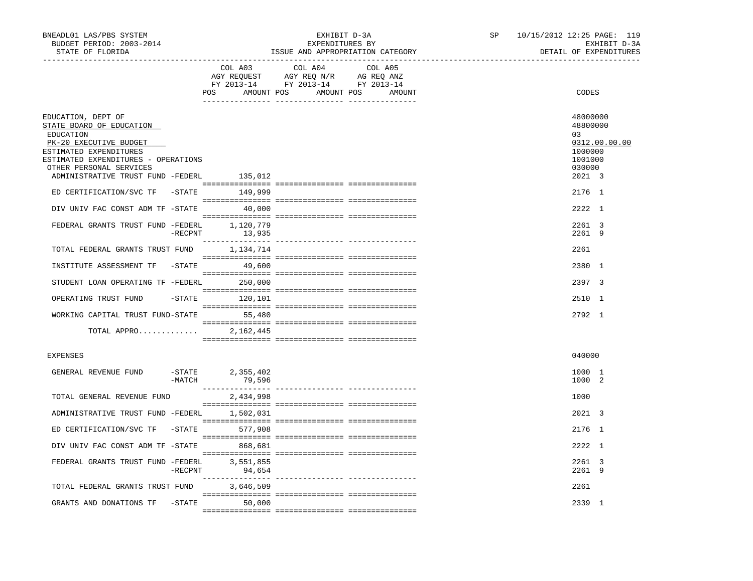BNEADL01 LAS/PBS SYSTEM — EXHIBIT D-3A — SP 10/15/2012 12:25 PAGE: 119

BUDGET PERIOD: 2003-2014 — EXPENDITURES BY — EXHIBIT D-3A

STATE OF FLORIDA — ISSUE AND APPROPRIATION CATEGORY — DETAIL OF EXPENDITURES

| | COL A03 AGY REQUEST FY 2013-14 POS AMOUNT | COL A04 AGY REQ N/R FY 2013-14 POS AMOUNT | COL A05 AG REQ ANZ FY 2013-14 POS AMOUNT | CODES |
|---|---|---|---|---|
| EDUCATION, DEPT OF | | | | 48000000 |
| STATE BOARD OF EDUCATION | | | | 48800000 |
| EDUCATION | | | | 03 |
| PK-20 EXECUTIVE BUDGET | | | | 0312.00.00.00 |
| ESTIMATED EXPENDITURES | | | | 1000000 |
| ESTIMATED EXPENDITURES - OPERATIONS | | | | 1001000 |
| OTHER PERSONAL SERVICES | | | | 030000 |
| ADMINISTRATIVE TRUST FUND -FEDERL | 135,012 | | | 2021 3 |
| ED CERTIFICATION/SVC TF -STATE | 149,999 | | | 2176 1 |
| DIV UNIV FAC CONST ADM TF -STATE | 40,000 | | | 2222 1 |
| FEDERAL GRANTS TRUST FUND -FEDERL | 1,120,779 | | | 2261 3 |
| -RECPNT | 13,935 | | | 2261 9 |
| TOTAL FEDERAL GRANTS TRUST FUND | 1,134,714 | | | 2261 |
| INSTITUTE ASSESSMENT TF -STATE | 49,600 | | | 2380 1 |
| STUDENT LOAN OPERATING TF -FEDERL | 250,000 | | | 2397 3 |
| OPERATING TRUST FUND -STATE | 120,101 | | | 2510 1 |
| WORKING CAPITAL TRUST FUND-STATE | 55,480 | | | 2792 1 |
| TOTAL APPRO............ | 2,162,445 | | | |
| EXPENSES | | | | 040000 |
| GENERAL REVENUE FUND -STATE | 2,355,402 | | | 1000 1 |
| -MATCH | 79,596 | | | 1000 2 |
| TOTAL GENERAL REVENUE FUND | 2,434,998 | | | 1000 |
| ADMINISTRATIVE TRUST FUND -FEDERL | 1,502,031 | | | 2021 3 |
| ED CERTIFICATION/SVC TF -STATE | 577,908 | | | 2176 1 |
| DIV UNIV FAC CONST ADM TF -STATE | 868,681 | | | 2222 1 |
| FEDERAL GRANTS TRUST FUND -FEDERL | 3,551,855 | | | 2261 3 |
| -RECPNT | 94,654 | | | 2261 9 |
| TOTAL FEDERAL GRANTS TRUST FUND | 3,646,509 | | | 2261 |
| GRANTS AND DONATIONS TF -STATE | 50,000 | | | 2339 1 |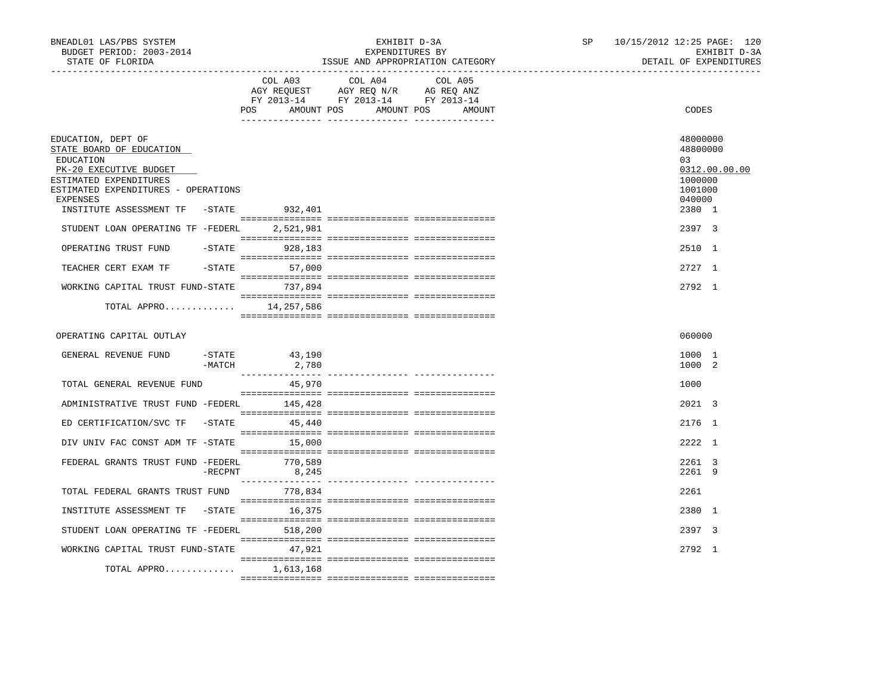BNEADL01 LAS/PBS SYSTEM — EXHIBIT D-3A — EXPENDITURES BY ISSUE AND APPROPRIATION CATEGORY
BUDGET PERIOD: 2003-2014 — STATE OF FLORIDA — SP 10/15/2012 12:25 — EXHIBIT D-3A DETAIL OF EXPENDITURES

| | COL A03 AGY REQUEST FY 2013-14 POS AMOUNT | COL A04 AGY REQ N/R FY 2013-14 POS AMOUNT | COL A05 AG REQ ANZ FY 2013-14 POS AMOUNT | CODES |
|---|---|---|---|---|
| EDUCATION, DEPT OF | | | | 48000000 |
| STATE BOARD OF EDUCATION | | | | 48800000 |
| EDUCATION | | | | 03 |
| PK-20 EXECUTIVE BUDGET | | | | 0312.00.00.00 |
| ESTIMATED EXPENDITURES | | | | 1000000 |
| ESTIMATED EXPENDITURES - OPERATIONS | | | | 1001000 |
| EXPENSES | | | | 040000 |
| INSTITUTE ASSESSMENT TF -STATE | 932,401 | | | 2380 1 |
| STUDENT LOAN OPERATING TF -FEDERL | 2,521,981 | | | 2397 3 |
| OPERATING TRUST FUND -STATE | 928,183 | | | 2510 1 |
| TEACHER CERT EXAM TF -STATE | 57,000 | | | 2727 1 |
| WORKING CAPITAL TRUST FUND-STATE | 737,894 | | | 2792 1 |
| TOTAL APPRO............. | 14,257,586 | | | |
| OPERATING CAPITAL OUTLAY | | | | 060000 |
| GENERAL REVENUE FUND -STATE | 43,190 | | | 1000 1 |
| -MATCH | 2,780 | | | 1000 2 |
| TOTAL GENERAL REVENUE FUND | 45,970 | | | 1000 |
| ADMINISTRATIVE TRUST FUND -FEDERL | 145,428 | | | 2021 3 |
| ED CERTIFICATION/SVC TF -STATE | 45,440 | | | 2176 1 |
| DIV UNIV FAC CONST ADM TF -STATE | 15,000 | | | 2222 1 |
| FEDERAL GRANTS TRUST FUND -FEDERL | 770,589 | | | 2261 3 |
| -RECPNT | 8,245 | | | 2261 9 |
| TOTAL FEDERAL GRANTS TRUST FUND | 778,834 | | | 2261 |
| INSTITUTE ASSESSMENT TF -STATE | 16,375 | | | 2380 1 |
| STUDENT LOAN OPERATING TF -FEDERL | 518,200 | | | 2397 3 |
| WORKING CAPITAL TRUST FUND-STATE | 47,921 | | | 2792 1 |
| TOTAL APPRO............. | 1,613,168 | | | |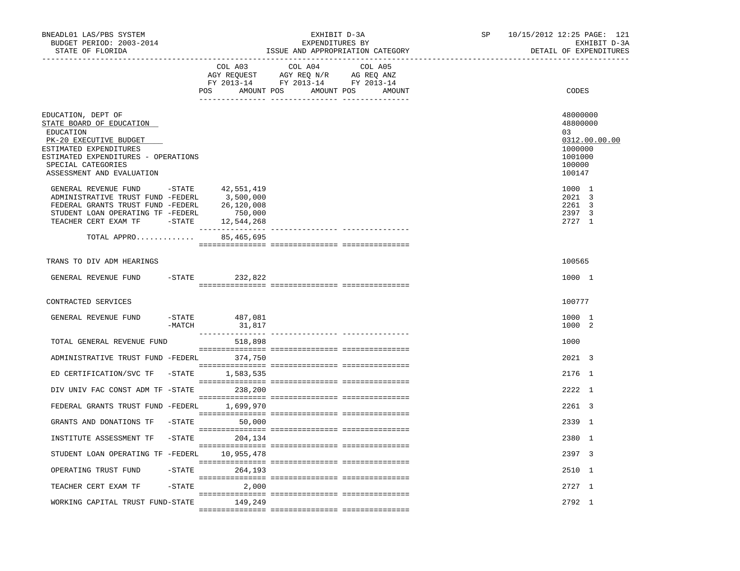| | COL A03 AGY REQUEST FY 2013-14 POS AMOUNT | COL A04 AGY REQ N/R FY 2013-14 POS AMOUNT | COL A05 AG REQ ANZ FY 2013-14 POS AMOUNT | CODES |
|---|---|---|---|---|
| EDUCATION, DEPT OF | | | | 48000000 |
| STATE BOARD OF EDUCATION | | | | 48800000 |
| EDUCATION | | | | 03 |
| PK-20 EXECUTIVE BUDGET | | | | 0312.00.00.00 |
| ESTIMATED EXPENDITURES | | | | 1000000 |
| ESTIMATED EXPENDITURES - OPERATIONS | | | | 1001000 |
| SPECIAL CATEGORIES | | | | 100000 |
| ASSESSMENT AND EVALUATION | | | | 100147 |
| GENERAL REVENUE FUND -STATE | 42,551,419 | | | 1000 1 |
| ADMINISTRATIVE TRUST FUND -FEDERL | 3,500,000 | | | 2021 3 |
| FEDERAL GRANTS TRUST FUND -FEDERL | 26,120,008 | | | 2261 3 |
| STUDENT LOAN OPERATING TF -FEDERL | 750,000 | | | 2397 3 |
| TEACHER CERT EXAM TF -STATE | 12,544,268 | | | 2727 1 |
| TOTAL APPRO............ | 85,465,695 | | | |
| TRANS TO DIV ADM HEARINGS | | | | 100565 |
| GENERAL REVENUE FUND -STATE | 232,822 | | | 1000 1 |
| CONTRACTED SERVICES | | | | 100777 |
| GENERAL REVENUE FUND -STATE | 487,081 | | | 1000 1 |
| -MATCH | 31,817 | | | 1000 2 |
| TOTAL GENERAL REVENUE FUND | 518,898 | | | 1000 |
| ADMINISTRATIVE TRUST FUND -FEDERL | 374,750 | | | 2021 3 |
| ED CERTIFICATION/SVC TF -STATE | 1,583,535 | | | 2176 1 |
| DIV UNIV FAC CONST ADM TF -STATE | 238,200 | | | 2222 1 |
| FEDERAL GRANTS TRUST FUND -FEDERL | 1,699,970 | | | 2261 3 |
| GRANTS AND DONATIONS TF -STATE | 50,000 | | | 2339 1 |
| INSTITUTE ASSESSMENT TF -STATE | 204,134 | | | 2380 1 |
| STUDENT LOAN OPERATING TF -FEDERL | 10,955,478 | | | 2397 3 |
| OPERATING TRUST FUND -STATE | 264,193 | | | 2510 1 |
| TEACHER CERT EXAM TF -STATE | 2,000 | | | 2727 1 |
| WORKING CAPITAL TRUST FUND-STATE | 149,249 | | | 2792 1 |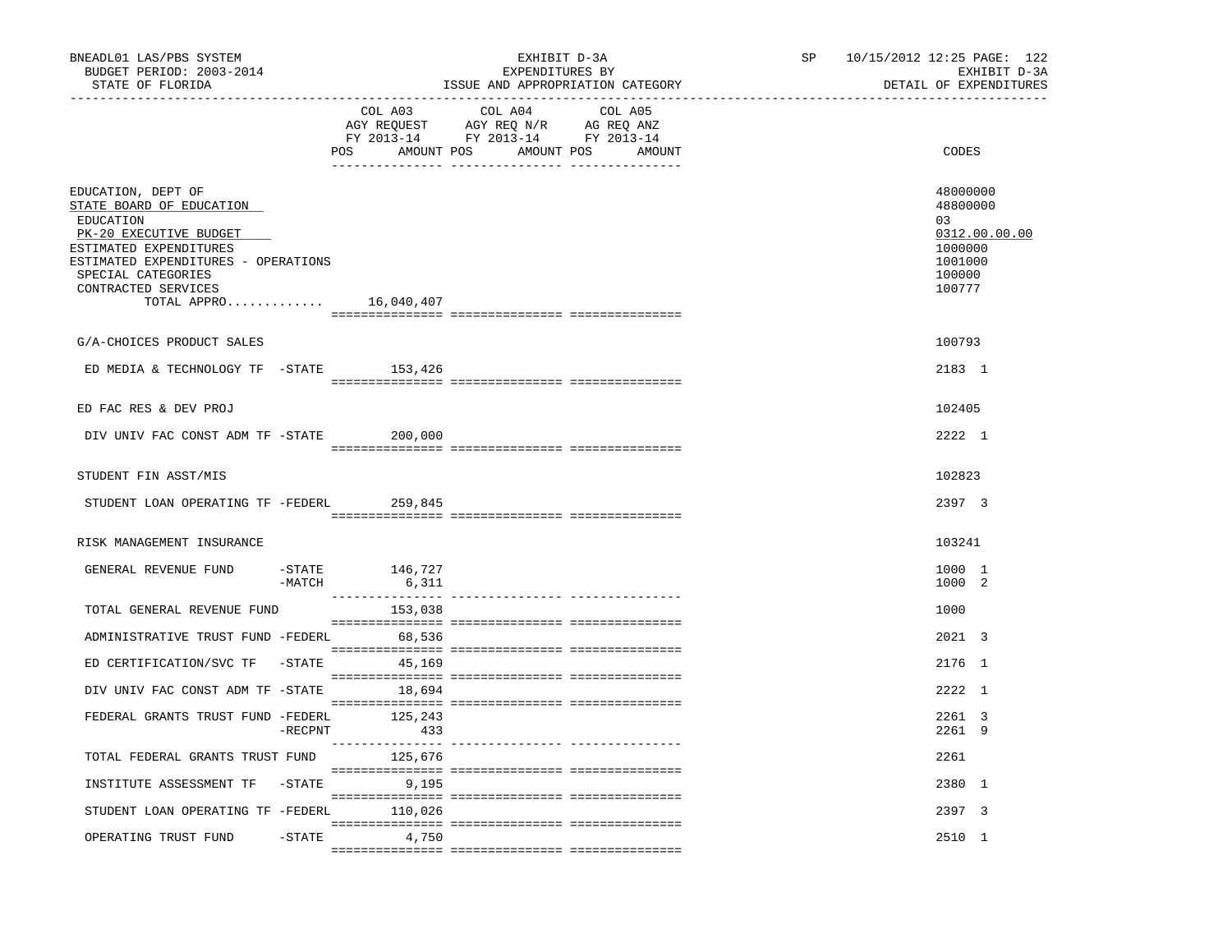| | COL A03 AGY REQUEST FY 2013-14 POS AMOUNT | COL A04 AGY REQ N/R FY 2013-14 POS AMOUNT | COL A05 AG REQ ANZ FY 2013-14 POS AMOUNT | CODES |
|---|---|---|---|---|
| EDUCATION, DEPT OF | | | | 48000000 |
| STATE BOARD OF EDUCATION | | | | 48800000 |
| EDUCATION | | | | 03 |
| PK-20 EXECUTIVE BUDGET | | | | 0312.00.00.00 |
| ESTIMATED EXPENDITURES | | | | 1000000 |
| ESTIMATED EXPENDITURES - OPERATIONS | | | | 1001000 |
| SPECIAL CATEGORIES | | | | 100000 |
| CONTRACTED SERVICES | | | | 100777 |
| TOTAL APPRO............ | 16,040,407 | | | |
| G/A-CHOICES PRODUCT SALES | | | | 100793 |
| ED MEDIA & TECHNOLOGY TF -STATE | 153,426 | | | 2183 1 |
| ED FAC RES & DEV PROJ | | | | 102405 |
| DIV UNIV FAC CONST ADM TF -STATE | 200,000 | | | 2222 1 |
| STUDENT FIN ASST/MIS | | | | 102823 |
| STUDENT LOAN OPERATING TF -FEDERL | 259,845 | | | 2397 3 |
| RISK MANAGEMENT INSURANCE | | | | 103241 |
| GENERAL REVENUE FUND -STATE | 146,727 | | | 1000 1 |
| -MATCH | 6,311 | | | 1000 2 |
| TOTAL GENERAL REVENUE FUND | 153,038 | | | 1000 |
| ADMINISTRATIVE TRUST FUND -FEDERL | 68,536 | | | 2021 3 |
| ED CERTIFICATION/SVC TF -STATE | 45,169 | | | 2176 1 |
| DIV UNIV FAC CONST ADM TF -STATE | 18,694 | | | 2222 1 |
| FEDERAL GRANTS TRUST FUND -FEDERL | 125,243 | | | 2261 3 |
| -RECPNT | 433 | | | 2261 9 |
| TOTAL FEDERAL GRANTS TRUST FUND | 125,676 | | | 2261 |
| INSTITUTE ASSESSMENT TF -STATE | 9,195 | | | 2380 1 |
| STUDENT LOAN OPERATING TF -FEDERL | 110,026 | | | 2397 3 |
| OPERATING TRUST FUND -STATE | 4,750 | | | 2510 1 |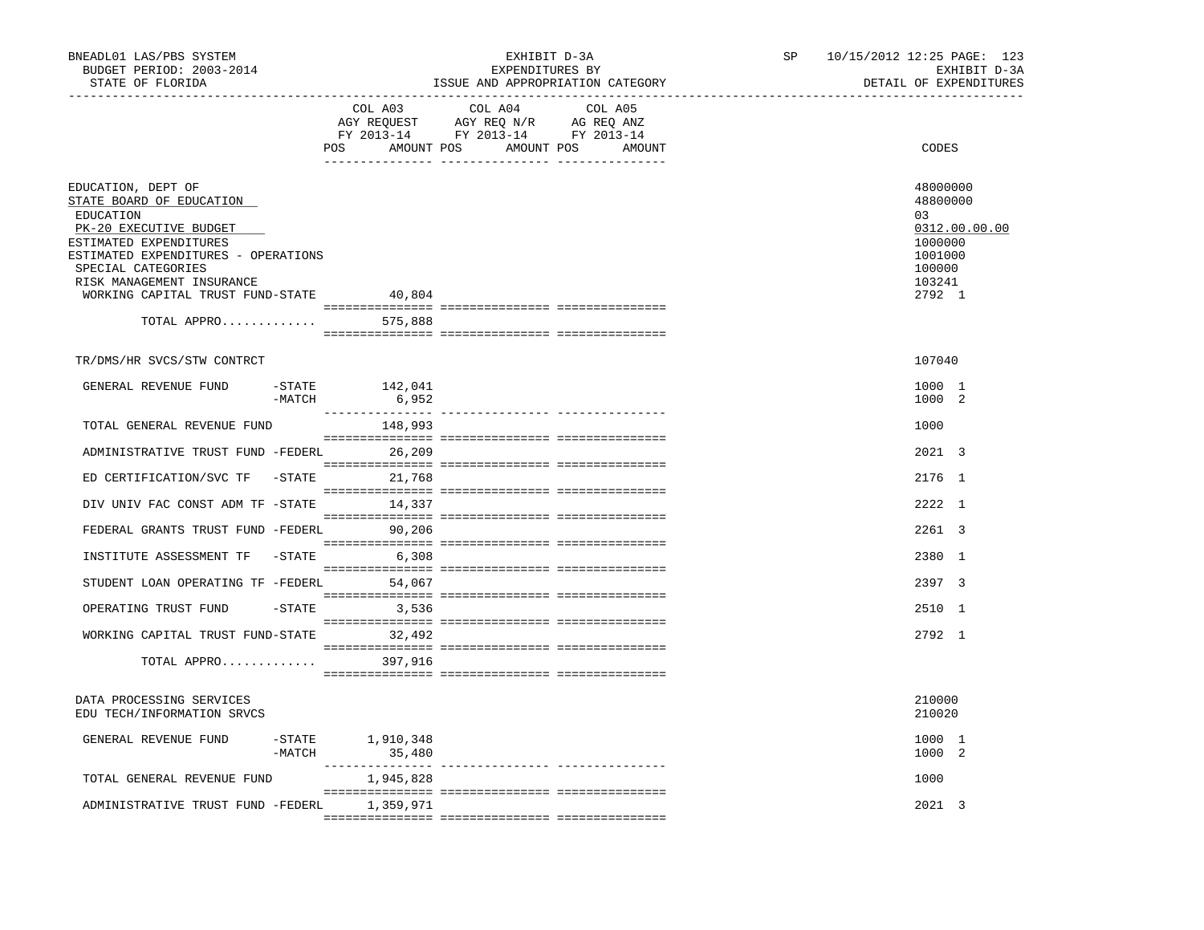BNEADL01 LAS/PBS SYSTEM
BUDGET PERIOD: 2003-2014
STATE OF FLORIDA

EXHIBIT D-3A
EXPENDITURES BY
ISSUE AND APPROPRIATION CATEGORY

SP 10/15/2012 12:25 PAGE: 123
EXHIBIT D-3A
DETAIL OF EXPENDITURES

| | COL A03 AGY REQUEST FY 2013-14 POS AMOUNT | COL A04 AGY REQ N/R FY 2013-14 POS AMOUNT | COL A05 AG REQ ANZ FY 2013-14 POS AMOUNT | CODES |
|---|---|---|---|---|
| EDUCATION, DEPT OF | | | | 48000000 |
| STATE BOARD OF EDUCATION | | | | 48800000 |
| EDUCATION | | | | 03 |
| PK-20 EXECUTIVE BUDGET | | | | 0312.00.00.00 |
| ESTIMATED EXPENDITURES | | | | 1000000 |
| ESTIMATED EXPENDITURES - OPERATIONS | | | | 1001000 |
| SPECIAL CATEGORIES | | | | 100000 |
| RISK MANAGEMENT INSURANCE | | | | 103241 |
| WORKING CAPITAL TRUST FUND-STATE | 40,804 | | | 2792 1 |
| TOTAL APPRO............. | 575,888 | | | |
| TR/DMS/HR SVCS/STW CONTRCT | | | | 107040 |
| GENERAL REVENUE FUND -STATE | 142,041 | | | 1000 1 |
| -MATCH | 6,952 | | | 1000 2 |
| TOTAL GENERAL REVENUE FUND | 148,993 | | | 1000 |
| ADMINISTRATIVE TRUST FUND -FEDERL | 26,209 | | | 2021 3 |
| ED CERTIFICATION/SVC TF -STATE | 21,768 | | | 2176 1 |
| DIV UNIV FAC CONST ADM TF -STATE | 14,337 | | | 2222 1 |
| FEDERAL GRANTS TRUST FUND -FEDERL | 90,206 | | | 2261 3 |
| INSTITUTE ASSESSMENT TF -STATE | 6,308 | | | 2380 1 |
| STUDENT LOAN OPERATING TF -FEDERL | 54,067 | | | 2397 3 |
| OPERATING TRUST FUND -STATE | 3,536 | | | 2510 1 |
| WORKING CAPITAL TRUST FUND-STATE | 32,492 | | | 2792 1 |
| TOTAL APPRO............. | 397,916 | | | |
| DATA PROCESSING SERVICES | | | | 210000 |
| EDU TECH/INFORMATION SRVCS | | | | 210020 |
| GENERAL REVENUE FUND -STATE | 1,910,348 | | | 1000 1 |
| -MATCH | 35,480 | | | 1000 2 |
| TOTAL GENERAL REVENUE FUND | 1,945,828 | | | 1000 |
| ADMINISTRATIVE TRUST FUND -FEDERL | 1,359,971 | | | 2021 3 |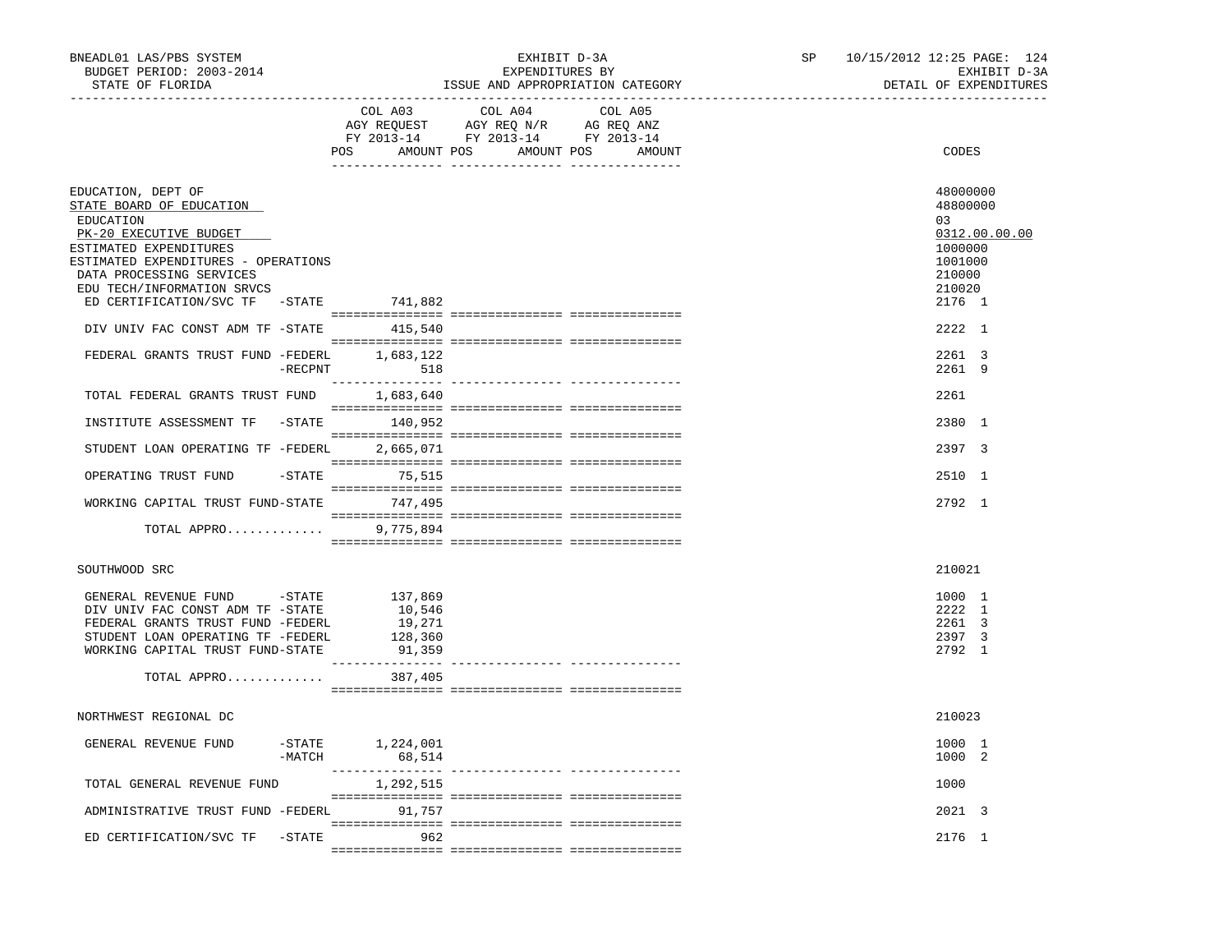BNEADL01 LAS/PBS SYSTEM
BUDGET PERIOD: 2003-2014
STATE OF FLORIDA

EXHIBIT D-3A
EXPENDITURES BY
ISSUE AND APPROPRIATION CATEGORY

SP 10/15/2012 12:25 PAGE: 124
EXHIBIT D-3A
DETAIL OF EXPENDITURES

| | COL A03 AGY REQUEST FY 2013-14 POS AMOUNT | COL A04 AGY REQ N/R FY 2013-14 POS AMOUNT | COL A05 AG REQ ANZ FY 2013-14 POS AMOUNT | CODES |
|---|---|---|---|---|
| EDUCATION, DEPT OF | | | | 48000000 |
| STATE BOARD OF EDUCATION | | | | 48800000 |
| EDUCATION | | | | 03 |
| PK-20 EXECUTIVE BUDGET | | | | 0312.00.00.00 |
| ESTIMATED EXPENDITURES | | | | 1000000 |
| ESTIMATED EXPENDITURES - OPERATIONS | | | | 1001000 |
| DATA PROCESSING SERVICES | | | | 210000 |
| EDU TECH/INFORMATION SRVCS | | | | 210020 |
| ED CERTIFICATION/SVC TF -STATE | 741,882 | | | 2176 1 |
| DIV UNIV FAC CONST ADM TF -STATE | 415,540 | | | 2222 1 |
| FEDERAL GRANTS TRUST FUND -FEDERL | 1,683,122 | | | 2261 3 |
| -RECPNT | 518 | | | 2261 9 |
| TOTAL FEDERAL GRANTS TRUST FUND | 1,683,640 | | | 2261 |
| INSTITUTE ASSESSMENT TF -STATE | 140,952 | | | 2380 1 |
| STUDENT LOAN OPERATING TF -FEDERL | 2,665,071 | | | 2397 3 |
| OPERATING TRUST FUND -STATE | 75,515 | | | 2510 1 |
| WORKING CAPITAL TRUST FUND-STATE | 747,495 | | | 2792 1 |
| TOTAL APPRO............ | 9,775,894 | | | |
| SOUTHWOOD SRC | | | | 210021 |
| GENERAL REVENUE FUND -STATE | 137,869 | | | 1000 1 |
| DIV UNIV FAC CONST ADM TF -STATE | 10,546 | | | 2222 1 |
| FEDERAL GRANTS TRUST FUND -FEDERL | 19,271 | | | 2261 3 |
| STUDENT LOAN OPERATING TF -FEDERL | 128,360 | | | 2397 3 |
| WORKING CAPITAL TRUST FUND-STATE | 91,359 | | | 2792 1 |
| TOTAL APPRO............ | 387,405 | | | |
| NORTHWEST REGIONAL DC | | | | 210023 |
| GENERAL REVENUE FUND -STATE | 1,224,001 | | | 1000 1 |
| -MATCH | 68,514 | | | 1000 2 |
| TOTAL GENERAL REVENUE FUND | 1,292,515 | | | 1000 |
| ADMINISTRATIVE TRUST FUND -FEDERL | 91,757 | | | 2021 3 |
| ED CERTIFICATION/SVC TF -STATE | 962 | | | 2176 1 |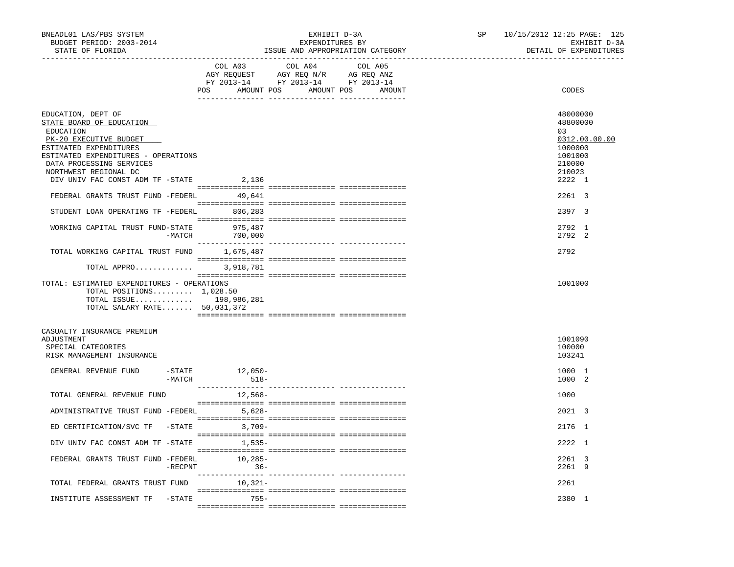BNEADL01 LAS/PBS SYSTEM — EXHIBIT D-3A — EXPENDITURES BY ISSUE AND APPROPRIATION CATEGORY — DETAIL OF EXPENDITURES

BUDGET PERIOD: 2003-2014 — STATE OF FLORIDA — SP 10/15/2012 12:25

| | COL A03 AGY REQUEST FY 2013-14 POS AMOUNT | COL A04 AGY REQ N/R FY 2013-14 POS AMOUNT | COL A05 AG REQ ANZ FY 2013-14 POS AMOUNT | CODES |
|---|---|---|---|---|
| EDUCATION, DEPT OF | | | | 48000000 |
| STATE BOARD OF EDUCATION | | | | 48800000 |
| EDUCATION | | | | 03 |
| PK-20 EXECUTIVE BUDGET | | | | 0312.00.00.00 |
| ESTIMATED EXPENDITURES | | | | 1000000 |
| ESTIMATED EXPENDITURES - OPERATIONS | | | | 1001000 |
| DATA PROCESSING SERVICES | | | | 210000 |
| NORTHWEST REGIONAL DC | | | | 210023 |
| DIV UNIV FAC CONST ADM TF -STATE | 2,136 | | | 2222 1 |
| FEDERAL GRANTS TRUST FUND -FEDERL | 49,641 | | | 2261 3 |
| STUDENT LOAN OPERATING TF -FEDERL | 806,283 | | | 2397 3 |
| WORKING CAPITAL TRUST FUND-STATE | 975,487 | | | 2792 1 |
| -MATCH | 700,000 | | | 2792 2 |
| TOTAL WORKING CAPITAL TRUST FUND | 1,675,487 | | | 2792 |
| TOTAL APPRO............ | 3,918,781 | | | |
| TOTAL: ESTIMATED EXPENDITURES - OPERATIONS | | | | 1001000 |
| TOTAL POSITIONS......... 1,028.50 | | | | |
| TOTAL ISSUE............ | 198,986,281 | | | |
| TOTAL SALARY RATE....... 50,031,372 | | | | |
| CASUALTY INSURANCE PREMIUM ADJUSTMENT | | | | 1001090 |
| SPECIAL CATEGORIES | | | | 100000 |
| RISK MANAGEMENT INSURANCE | | | | 103241 |
| GENERAL REVENUE FUND -STATE | 12,050- | | | 1000 1 |
| -MATCH | 518- | | | 1000 2 |
| TOTAL GENERAL REVENUE FUND | 12,568- | | | 1000 |
| ADMINISTRATIVE TRUST FUND -FEDERL | 5,628- | | | 2021 3 |
| ED CERTIFICATION/SVC TF -STATE | 3,709- | | | 2176 1 |
| DIV UNIV FAC CONST ADM TF -STATE | 1,535- | | | 2222 1 |
| FEDERAL GRANTS TRUST FUND -FEDERL | 10,285- | | | 2261 3 |
| -RECPNT | 36- | | | 2261 9 |
| TOTAL FEDERAL GRANTS TRUST FUND | 10,321- | | | 2261 |
| INSTITUTE ASSESSMENT TF -STATE | 755- | | | 2380 1 |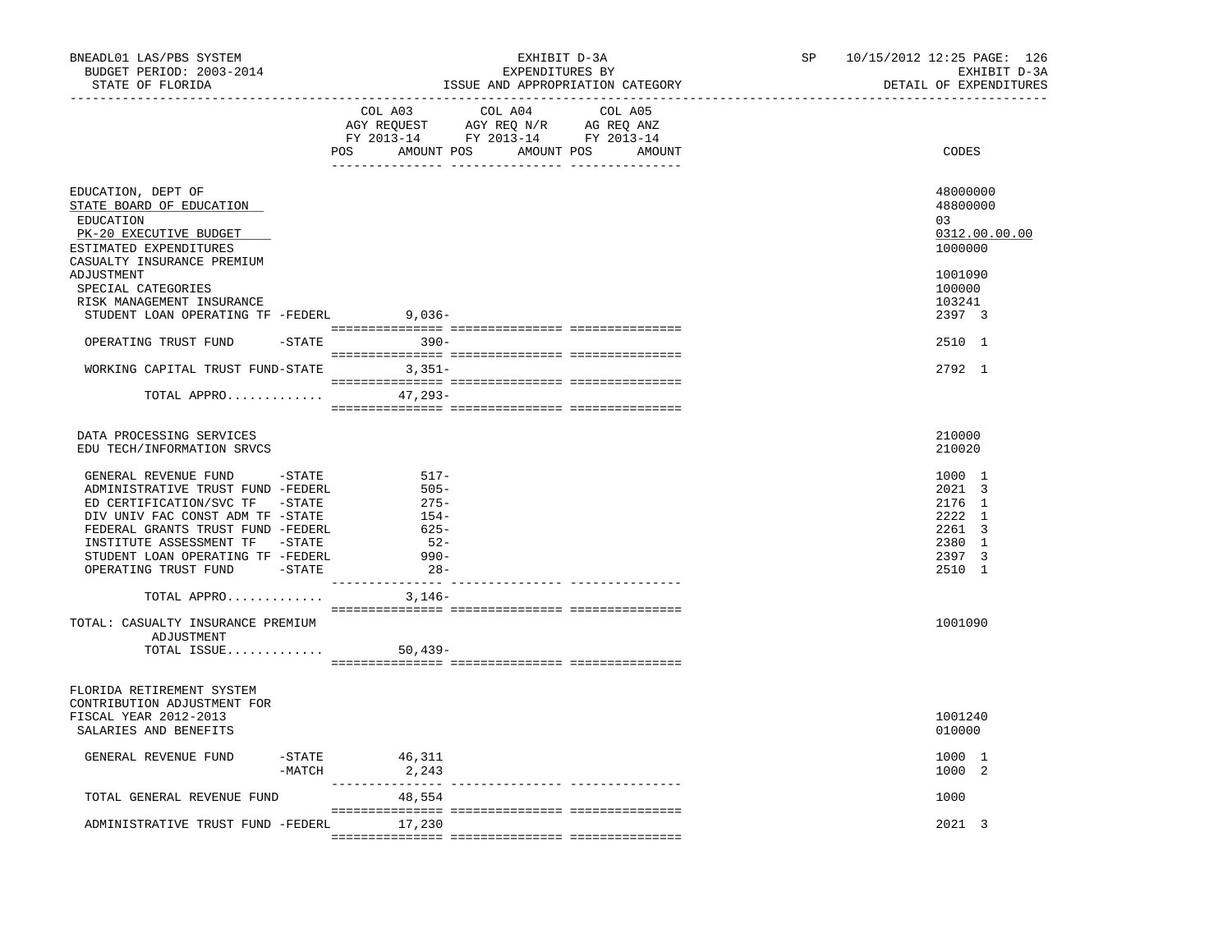| | COL A03 AGY REQUEST FY 2013-14 POS AMOUNT | COL A04 AGY REQ N/R FY 2013-14 POS AMOUNT | COL A05 AG REQ ANZ FY 2013-14 POS AMOUNT | CODES |
|---|---|---|---|---|
| EDUCATION, DEPT OF | | | | 48000000 |
| STATE BOARD OF EDUCATION | | | | 48800000 |
| EDUCATION | | | | 03 |
| PK-20 EXECUTIVE BUDGET | | | | 0312.00.00.00 |
| ESTIMATED EXPENDITURES | | | | 1000000 |
| CASUALTY INSURANCE PREMIUM ADJUSTMENT | | | | 1001090 |
| SPECIAL CATEGORIES | | | | 100000 |
| RISK MANAGEMENT INSURANCE | | | | 103241 |
| STUDENT LOAN OPERATING TF -FEDERL | 9,036- | | | 2397 3 |
| OPERATING TRUST FUND -STATE | 390- | | | 2510 1 |
| WORKING CAPITAL TRUST FUND-STATE | 3,351- | | | 2792 1 |
| TOTAL APPRO............. | 47,293- | | | |
| DATA PROCESSING SERVICES | | | | 210000 |
| EDU TECH/INFORMATION SRVCS | | | | 210020 |
| GENERAL REVENUE FUND -STATE | 517- | | | 1000 1 |
| ADMINISTRATIVE TRUST FUND -FEDERL | 505- | | | 2021 3 |
| ED CERTIFICATION/SVC TF -STATE | 275- | | | 2176 1 |
| DIV UNIV FAC CONST ADM TF -STATE | 154- | | | 2222 1 |
| FEDERAL GRANTS TRUST FUND -FEDERL | 625- | | | 2261 3 |
| INSTITUTE ASSESSMENT TF -STATE | 52- | | | 2380 1 |
| STUDENT LOAN OPERATING TF -FEDERL | 990- | | | 2397 3 |
| OPERATING TRUST FUND -STATE | 28- | | | 2510 1 |
| TOTAL APPRO............. | 3,146- | | | |
| TOTAL: CASUALTY INSURANCE PREMIUM ADJUSTMENT | | | | 1001090 |
| TOTAL ISSUE............. | 50,439- | | | |
| FLORIDA RETIREMENT SYSTEM CONTRIBUTION ADJUSTMENT FOR FISCAL YEAR 2012-2013 | | | | 1001240 |
| SALARIES AND BENEFITS | | | | 010000 |
| GENERAL REVENUE FUND -STATE | 46,311 | | | 1000 1 |
| -MATCH | 2,243 | | | 1000 2 |
| TOTAL GENERAL REVENUE FUND | 48,554 | | | 1000 |
| ADMINISTRATIVE TRUST FUND -FEDERL | 17,230 | | | 2021 3 |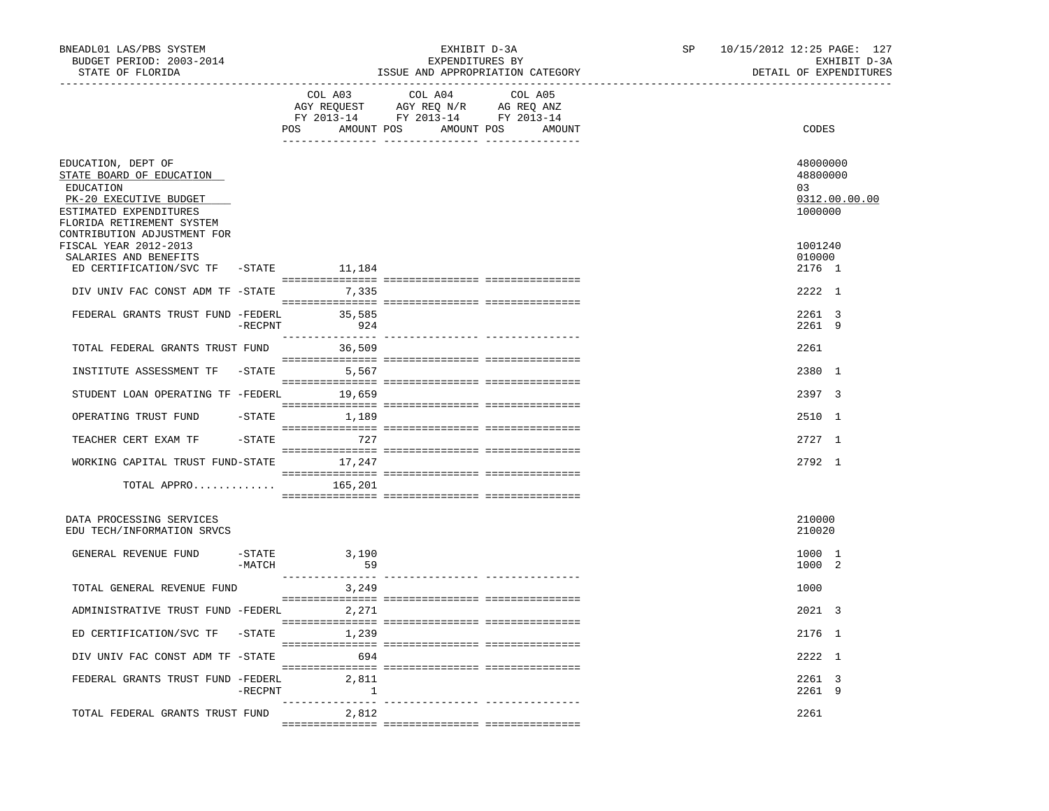BNEADL01 LAS/PBS SYSTEM | EXHIBIT D-3A | SP 10/15/2012 12:25 PAGE: 127
BUDGET PERIOD: 2003-2014 | EXPENDITURES BY | EXHIBIT D-3A
STATE OF FLORIDA | ISSUE AND APPROPRIATION CATEGORY | DETAIL OF EXPENDITURES

| | COL A03 AGY REQUEST FY 2013-14 POS AMOUNT | COL A04 AGY REQ N/R FY 2013-14 POS AMOUNT | COL A05 AG REQ ANZ FY 2013-14 POS AMOUNT | CODES |
|---|---|---|---|---|
| EDUCATION, DEPT OF | | | | 48000000 |
| STATE BOARD OF EDUCATION | | | | 48800000 |
| EDUCATION | | | | 03 |
| PK-20 EXECUTIVE BUDGET | | | | 0312.00.00.00 |
| ESTIMATED EXPENDITURES | | | | 1000000 |
| FLORIDA RETIREMENT SYSTEM CONTRIBUTION ADJUSTMENT FOR FISCAL YEAR 2012-2013 | | | | 1001240 |
| SALARIES AND BENEFITS | | | | 010000 |
| ED CERTIFICATION/SVC TF -STATE | 11,184 | | | 2176 1 |
| DIV UNIV FAC CONST ADM TF -STATE | 7,335 | | | 2222 1 |
| FEDERAL GRANTS TRUST FUND -FEDERL | 35,585 | | | 2261 3 |
| -RECPNT | 924 | | | 2261 9 |
| TOTAL FEDERAL GRANTS TRUST FUND | 36,509 | | | 2261 |
| INSTITUTE ASSESSMENT TF -STATE | 5,567 | | | 2380 1 |
| STUDENT LOAN OPERATING TF -FEDERL | 19,659 | | | 2397 3 |
| OPERATING TRUST FUND -STATE | 1,189 | | | 2510 1 |
| TEACHER CERT EXAM TF -STATE | 727 | | | 2727 1 |
| WORKING CAPITAL TRUST FUND-STATE | 17,247 | | | 2792 1 |
| TOTAL APPRO............. | 165,201 | | | |
| DATA PROCESSING SERVICES | | | | 210000 |
| EDU TECH/INFORMATION SRVCS | | | | 210020 |
| GENERAL REVENUE FUND -STATE | 3,190 | | | 1000 1 |
| -MATCH | 59 | | | 1000 2 |
| TOTAL GENERAL REVENUE FUND | 3,249 | | | 1000 |
| ADMINISTRATIVE TRUST FUND -FEDERL | 2,271 | | | 2021 3 |
| ED CERTIFICATION/SVC TF -STATE | 1,239 | | | 2176 1 |
| DIV UNIV FAC CONST ADM TF -STATE | 694 | | | 2222 1 |
| FEDERAL GRANTS TRUST FUND -FEDERL | 2,811 | | | 2261 3 |
| -RECPNT | 1 | | | 2261 9 |
| TOTAL FEDERAL GRANTS TRUST FUND | 2,812 | | | 2261 |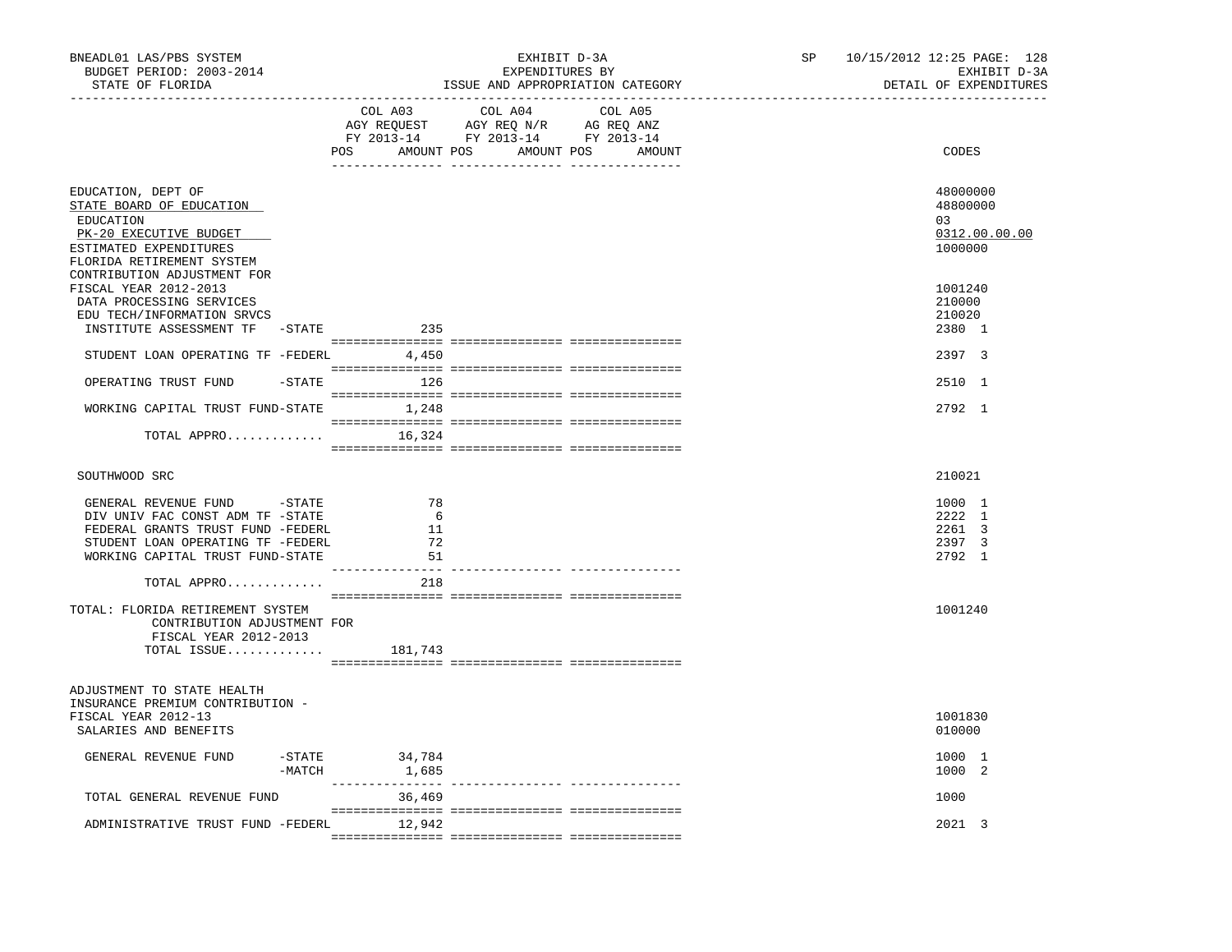| | COL A03 AGY REQUEST FY 2013-14 POS AMOUNT | COL A04 AGY REQ N/R FY 2013-14 POS AMOUNT | COL A05 AG REQ ANZ FY 2013-14 POS AMOUNT | CODES |
|---|---|---|---|---|
| EDUCATION, DEPT OF | | | | 48000000 |
| STATE BOARD OF EDUCATION | | | | 48800000 |
| EDUCATION | | | | 03 |
| PK-20 EXECUTIVE BUDGET | | | | 0312.00.00.00 |
| ESTIMATED EXPENDITURES | | | | 1000000 |
| FLORIDA RETIREMENT SYSTEM CONTRIBUTION ADJUSTMENT FOR FISCAL YEAR 2012-2013 | | | | 1001240 |
| DATA PROCESSING SERVICES | | | | 210000 |
| EDU TECH/INFORMATION SRVCS | | | | 210020 |
| INSTITUTE ASSESSMENT TF -STATE | 235 | | | 2380 1 |
| STUDENT LOAN OPERATING TF -FEDERL | 4,450 | | | 2397 3 |
| OPERATING TRUST FUND -STATE | 126 | | | 2510 1 |
| WORKING CAPITAL TRUST FUND-STATE | 1,248 | | | 2792 1 |
| TOTAL APPRO............. | 16,324 | | | |
| SOUTHWOOD SRC | | | | 210021 |
| GENERAL REVENUE FUND -STATE | 78 | | | 1000 1 |
| DIV UNIV FAC CONST ADM TF -STATE | 6 | | | 2222 1 |
| FEDERAL GRANTS TRUST FUND -FEDERL | 11 | | | 2261 3 |
| STUDENT LOAN OPERATING TF -FEDERL | 72 | | | 2397 3 |
| WORKING CAPITAL TRUST FUND-STATE | 51 | | | 2792 1 |
| TOTAL APPRO............. | 218 | | | |
| TOTAL: FLORIDA RETIREMENT SYSTEM CONTRIBUTION ADJUSTMENT FOR FISCAL YEAR 2012-2013 | | | | 1001240 |
| TOTAL ISSUE............. | 181,743 | | | |
| ADJUSTMENT TO STATE HEALTH INSURANCE PREMIUM CONTRIBUTION - FISCAL YEAR 2012-13 | | | | 1001830 |
| SALARIES AND BENEFITS | | | | 010000 |
| GENERAL REVENUE FUND -STATE | 34,784 | | | 1000 1 |
| -MATCH | 1,685 | | | 1000 2 |
| TOTAL GENERAL REVENUE FUND | 36,469 | | | 1000 |
| ADMINISTRATIVE TRUST FUND -FEDERL | 12,942 | | | 2021 3 |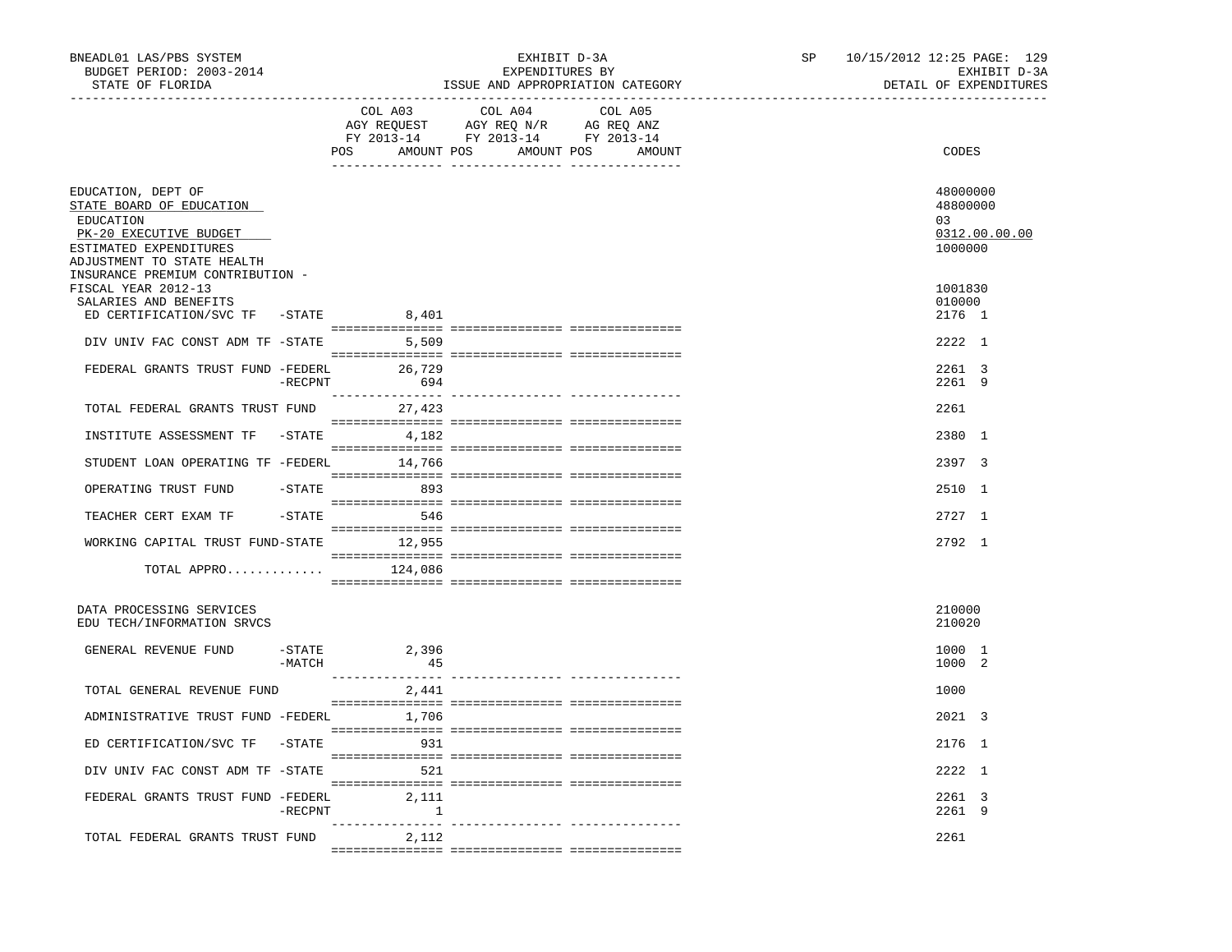BNEADL01 LAS/PBS SYSTEM
BUDGET PERIOD: 2003-2014
STATE OF FLORIDA

EXHIBIT D-3A
EXPENDITURES BY
ISSUE AND APPROPRIATION CATEGORY

SP 10/15/2012 12:25
EXHIBIT D-3A
DETAIL OF EXPENDITURES

| | COL A03 AGY REQUEST FY 2013-14 POS AMOUNT | COL A04 AGY REQ N/R FY 2013-14 POS AMOUNT | COL A05 AG REQ ANZ FY 2013-14 POS AMOUNT | CODES |
|---|---|---|---|---|
| EDUCATION, DEPT OF | | | | 48000000 |
| STATE BOARD OF EDUCATION | | | | 48800000 |
| EDUCATION | | | | 03 |
| PK-20 EXECUTIVE BUDGET | | | | 0312.00.00.00 |
| ESTIMATED EXPENDITURES | | | | 1000000 |
| ADJUSTMENT TO STATE HEALTH INSURANCE PREMIUM CONTRIBUTION - FISCAL YEAR 2012-13 | | | | 1001830 |
| SALARIES AND BENEFITS | | | | 010000 |
| ED CERTIFICATION/SVC TF -STATE | 8,401 | | | 2176 1 |
| DIV UNIV FAC CONST ADM TF -STATE | 5,509 | | | 2222 1 |
| FEDERAL GRANTS TRUST FUND -FEDERL | 26,729 | | | 2261 3 |
| -RECPNT | 694 | | | 2261 9 |
| TOTAL FEDERAL GRANTS TRUST FUND | 27,423 | | | 2261 |
| INSTITUTE ASSESSMENT TF -STATE | 4,182 | | | 2380 1 |
| STUDENT LOAN OPERATING TF -FEDERL | 14,766 | | | 2397 3 |
| OPERATING TRUST FUND -STATE | 893 | | | 2510 1 |
| TEACHER CERT EXAM TF -STATE | 546 | | | 2727 1 |
| WORKING CAPITAL TRUST FUND-STATE | 12,955 | | | 2792 1 |
| TOTAL APPRO............. | 124,086 | | | |
| DATA PROCESSING SERVICES | | | | 210000 |
| EDU TECH/INFORMATION SRVCS | | | | 210020 |
| GENERAL REVENUE FUND -STATE | 2,396 | | | 1000 1 |
| -MATCH | 45 | | | 1000 2 |
| TOTAL GENERAL REVENUE FUND | 2,441 | | | 1000 |
| ADMINISTRATIVE TRUST FUND -FEDERL | 1,706 | | | 2021 3 |
| ED CERTIFICATION/SVC TF -STATE | 931 | | | 2176 1 |
| DIV UNIV FAC CONST ADM TF -STATE | 521 | | | 2222 1 |
| FEDERAL GRANTS TRUST FUND -FEDERL | 2,111 | | | 2261 3 |
| -RECPNT | 1 | | | 2261 9 |
| TOTAL FEDERAL GRANTS TRUST FUND | 2,112 | | | 2261 |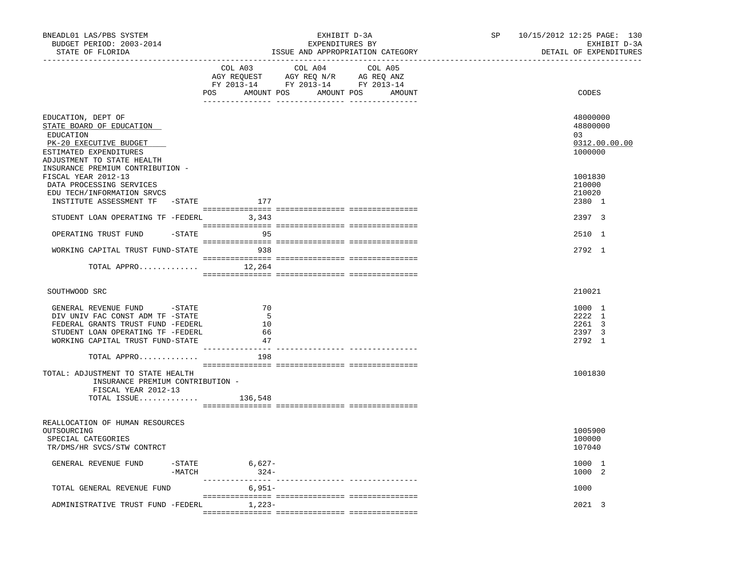BNEADL01 LAS/PBS SYSTEM — EXHIBIT D-3A — EXPENDITURES BY ISSUE AND APPROPRIATION CATEGORY
BUDGET PERIOD: 2003-2014 — STATE OF FLORIDA — DETAIL OF EXPENDITURES

| | COL A03 AGY REQUEST FY 2013-14 POS AMOUNT | COL A04 AGY REQ N/R FY 2013-14 POS AMOUNT | COL A05 AG REQ ANZ FY 2013-14 POS AMOUNT | CODES |
|---|---|---|---|---|
| EDUCATION, DEPT OF | | | | 48000000 |
| STATE BOARD OF EDUCATION | | | | 48800000 |
| EDUCATION | | | | 03 |
| PK-20 EXECUTIVE BUDGET | | | | 0312.00.00.00 |
| ESTIMATED EXPENDITURES | | | | 1000000 |
| ADJUSTMENT TO STATE HEALTH INSURANCE PREMIUM CONTRIBUTION - FISCAL YEAR 2012-13 | | | | 1001830 |
| DATA PROCESSING SERVICES | | | | 210000 |
| EDU TECH/INFORMATION SRVCS | | | | 210020 |
| INSTITUTE ASSESSMENT TF -STATE | 177 | | | 2380 1 |
| STUDENT LOAN OPERATING TF -FEDERL | 3,343 | | | 2397 3 |
| OPERATING TRUST FUND -STATE | 95 | | | 2510 1 |
| WORKING CAPITAL TRUST FUND-STATE | 938 | | | 2792 1 |
| TOTAL APPRO............ | 12,264 | | | |
| SOUTHWOOD SRC | | | | 210021 |
| GENERAL REVENUE FUND -STATE | 70 | | | 1000 1 |
| DIV UNIV FAC CONST ADM TF -STATE | 5 | | | 2222 1 |
| FEDERAL GRANTS TRUST FUND -FEDERL | 10 | | | 2261 3 |
| STUDENT LOAN OPERATING TF -FEDERL | 66 | | | 2397 3 |
| WORKING CAPITAL TRUST FUND-STATE | 47 | | | 2792 1 |
| TOTAL APPRO............ | 198 | | | |
| TOTAL: ADJUSTMENT TO STATE HEALTH INSURANCE PREMIUM CONTRIBUTION - FISCAL YEAR 2012-13 | | | | 1001830 |
| TOTAL ISSUE............ | 136,548 | | | |
| REALLOCATION OF HUMAN RESOURCES OUTSOURCING | | | | 1005900 |
| SPECIAL CATEGORIES | | | | 100000 |
| TR/DMS/HR SVCS/STW CONTRCT | | | | 107040 |
| GENERAL REVENUE FUND -STATE | 6,627- | | | 1000 1 |
| -MATCH | 324- | | | 1000 2 |
| TOTAL GENERAL REVENUE FUND | 6,951- | | | 1000 |
| ADMINISTRATIVE TRUST FUND -FEDERL | 1,223- | | | 2021 3 |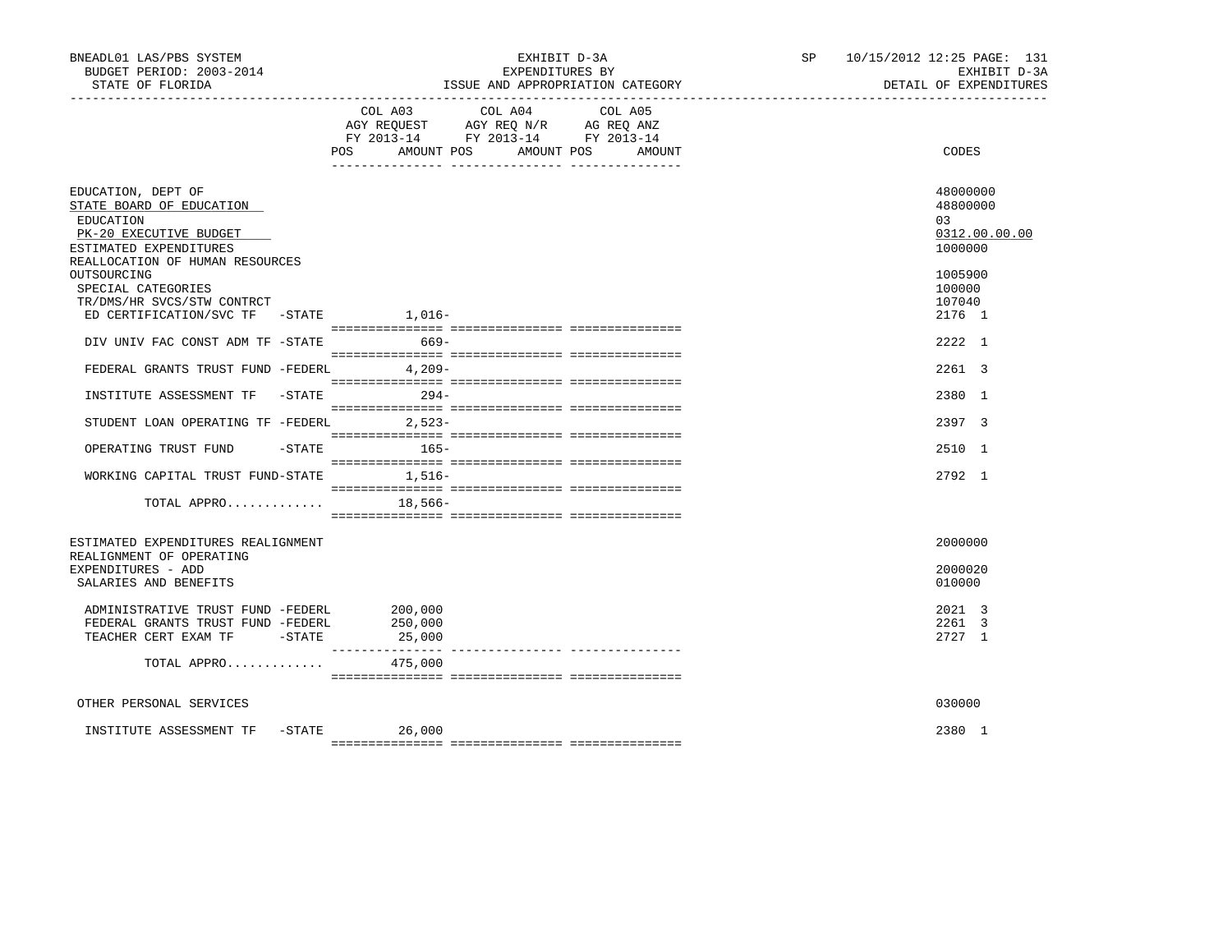BNEADL01 LAS/PBS SYSTEM
BUDGET PERIOD: 2003-2014
STATE OF FLORIDA

EXHIBIT D-3A
EXPENDITURES BY
ISSUE AND APPROPRIATION CATEGORY

SP 10/15/2012 12:25 PAGE: 131
EXHIBIT D-3A
DETAIL OF EXPENDITURES

| | COL A03 AGY REQUEST FY 2013-14 POS AMOUNT | COL A04 AGY REQ N/R FY 2013-14 POS AMOUNT | COL A05 AG REQ ANZ FY 2013-14 POS AMOUNT | CODES |
|---|---|---|---|---|
| EDUCATION, DEPT OF | | | | 48000000 |
| STATE BOARD OF EDUCATION | | | | 48800000 |
| EDUCATION | | | | 03 |
| PK-20 EXECUTIVE BUDGET | | | | 0312.00.00.00 |
| ESTIMATED EXPENDITURES | | | | 1000000 |
| REALLOCATION OF HUMAN RESOURCES OUTSOURCING | | | | 1005900 |
| SPECIAL CATEGORIES | | | | 100000 |
| TR/DMS/HR SVCS/STW CONTRCT | | | | 107040 |
| ED CERTIFICATION/SVC TF -STATE | 1,016- | | | 2176 1 |
| DIV UNIV FAC CONST ADM TF -STATE | 669- | | | 2222 1 |
| FEDERAL GRANTS TRUST FUND -FEDERL | 4,209- | | | 2261 3 |
| INSTITUTE ASSESSMENT TF -STATE | 294- | | | 2380 1 |
| STUDENT LOAN OPERATING TF -FEDERL | 2,523- | | | 2397 3 |
| OPERATING TRUST FUND -STATE | 165- | | | 2510 1 |
| WORKING CAPITAL TRUST FUND-STATE | 1,516- | | | 2792 1 |
| TOTAL APPRO............ | 18,566- | | | |
| ESTIMATED EXPENDITURES REALIGNMENT | | | | 2000000 |
| REALIGNMENT OF OPERATING EXPENDITURES - ADD | | | | 2000020 |
| SALARIES AND BENEFITS | | | | 010000 |
| ADMINISTRATIVE TRUST FUND -FEDERL | 200,000 | | | 2021 3 |
| FEDERAL GRANTS TRUST FUND -FEDERL | 250,000 | | | 2261 3 |
| TEACHER CERT EXAM TF -STATE | 25,000 | | | 2727 1 |
| TOTAL APPRO............ | 475,000 | | | |
| OTHER PERSONAL SERVICES | | | | 030000 |
| INSTITUTE ASSESSMENT TF -STATE | 26,000 | | | 2380 1 |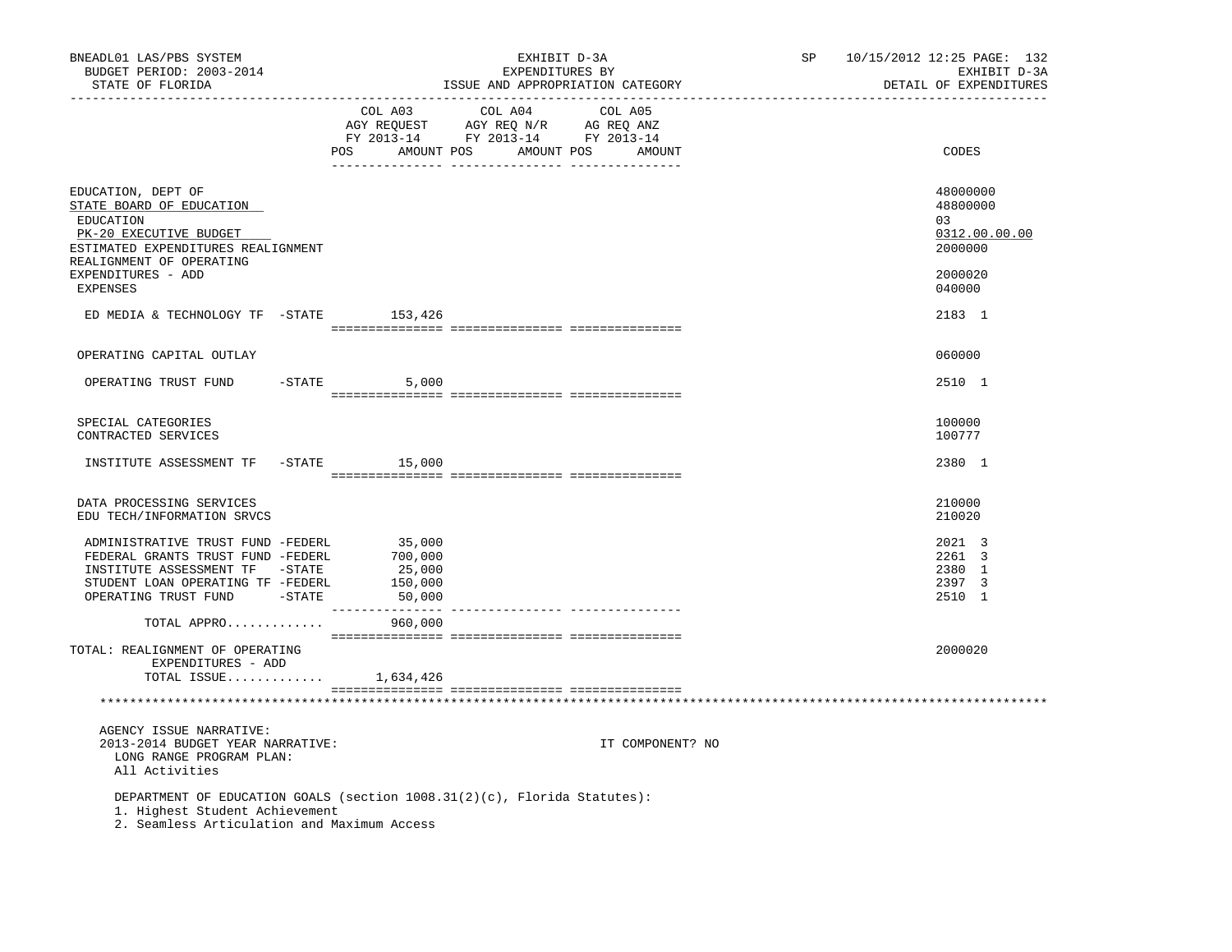| | COL A03 AGY REQUEST FY 2013-14 POS AMOUNT | COL A04 AGY REQ N/R FY 2013-14 POS AMOUNT | COL A05 AG REQ ANZ FY 2013-14 POS AMOUNT | CODES |
|---|---|---|---|---|
| EDUCATION, DEPT OF | | | | 48000000 |
| STATE BOARD OF EDUCATION | | | | 48800000 |
| EDUCATION | | | | 03 |
| PK-20 EXECUTIVE BUDGET | | | | 0312.00.00.00 |
| ESTIMATED EXPENDITURES REALIGNMENT | | | | 2000000 |
| REALIGNMENT OF OPERATING EXPENDITURES - ADD | | | | 2000020 |
| EXPENSES | | | | 040000 |
| ED MEDIA & TECHNOLOGY TF -STATE | 153,426 | | | 2183 1 |
| OPERATING CAPITAL OUTLAY | | | | 060000 |
| OPERATING TRUST FUND -STATE | 5,000 | | | 2510 1 |
| SPECIAL CATEGORIES | | | | 100000 |
| CONTRACTED SERVICES | | | | 100777 |
| INSTITUTE ASSESSMENT TF -STATE | 15,000 | | | 2380 1 |
| DATA PROCESSING SERVICES | | | | 210000 |
| EDU TECH/INFORMATION SRVCS | | | | 210020 |
| ADMINISTRATIVE TRUST FUND -FEDERL | 35,000 | | | 2021 3 |
| FEDERAL GRANTS TRUST FUND -FEDERL | 700,000 | | | 2261 3 |
| INSTITUTE ASSESSMENT TF -STATE | 25,000 | | | 2380 1 |
| STUDENT LOAN OPERATING TF -FEDERL | 150,000 | | | 2397 3 |
| OPERATING TRUST FUND -STATE | 50,000 | | | 2510 1 |
| TOTAL APPRO............ | 960,000 | | | |
| TOTAL: REALIGNMENT OF OPERATING EXPENDITURES - ADD | | | | 2000020 |
| TOTAL ISSUE............ | 1,634,426 | | | |

AGENCY ISSUE NARRATIVE:

2013-2014 BUDGET YEAR NARRATIVE: IT COMPONENT? NO

LONG RANGE PROGRAM PLAN:

All Activities

DEPARTMENT OF EDUCATION GOALS (section 1008.31(2)(c), Florida Statutes):

1. Highest Student Achievement
2. Seamless Articulation and Maximum Access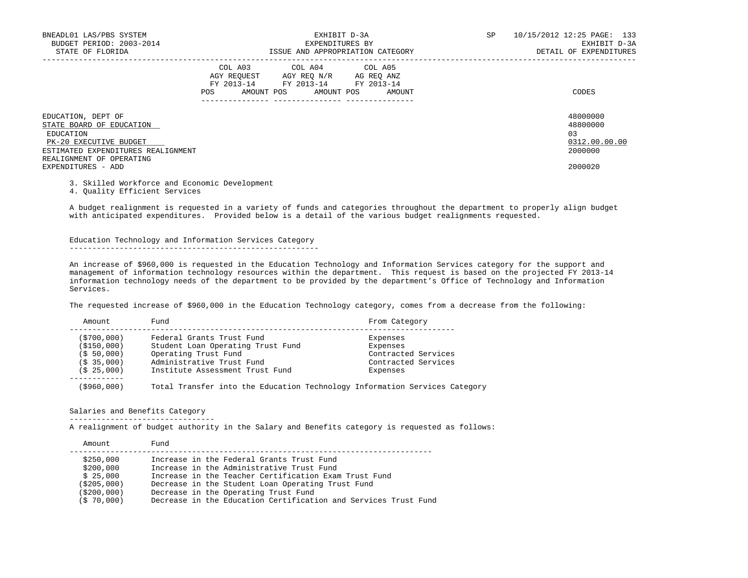EDUCATION, DEPT OF 48000000
STATE BOARD OF EDUCATION 48800000
EDUCATION 03
PK-20 EXECUTIVE BUDGET 0312.00.00.00
ESTIMATED EXPENDITURES REALIGNMENT 2000000
REALIGNMENT OF OPERATING
EXPENDITURES - ADD 2000020

| COL A03 AGY REQUEST FY 2013-14 POS | AMOUNT | COL A04 AGY REQ N/R FY 2013-14 POS | AMOUNT | COL A05 AG REQ ANZ FY 2013-14 POS | AMOUNT | CODES |
|---|---|---|---|---|---|---|

3. Skilled Workforce and Economic Development
4. Quality Efficient Services

A budget realignment is requested in a variety of funds and categories throughout the department to properly align budget with anticipated expenditures. Provided below is a detail of the various budget realignments requested.

## Education Technology and Information Services Category

An increase of $960,000 is requested in the Education Technology and Information Services category for the support and management of information technology resources within the department. This request is based on the projected FY 2013-14 information technology needs of the department to be provided by the department's Office of Technology and Information Services.

The requested increase of $960,000 in the Education Technology category, comes from a decrease from the following:

| Amount | Fund | From Category |
|---|---|---|
| ($700,000) | Federal Grants Trust Fund | Expenses |
| ($150,000) | Student Loan Operating Trust Fund | Expenses |
| ($ 50,000) | Operating Trust Fund | Contracted Services |
| ($ 35,000) | Administrative Trust Fund | Contracted Services |
| ($ 25,000) | Institute Assessment Trust Fund | Expenses |
| ($960,000) | Total Transfer into the Education Technology Information Services Category | |

## Salaries and Benefits Category

A realignment of budget authority in the Salary and Benefits category is requested as follows:

| Amount | Fund |
|---|---|
| $250,000 | Increase in the Federal Grants Trust Fund |
| $200,000 | Increase in the Administrative Trust Fund |
| $ 25,000 | Increase in the Teacher Certification Exam Trust Fund |
| ($205,000) | Decrease in the Student Loan Operating Trust Fund |
| ($200,000) | Decrease in the Operating Trust Fund |
| ($ 70,000) | Decrease in the Education Certification and Services Trust Fund |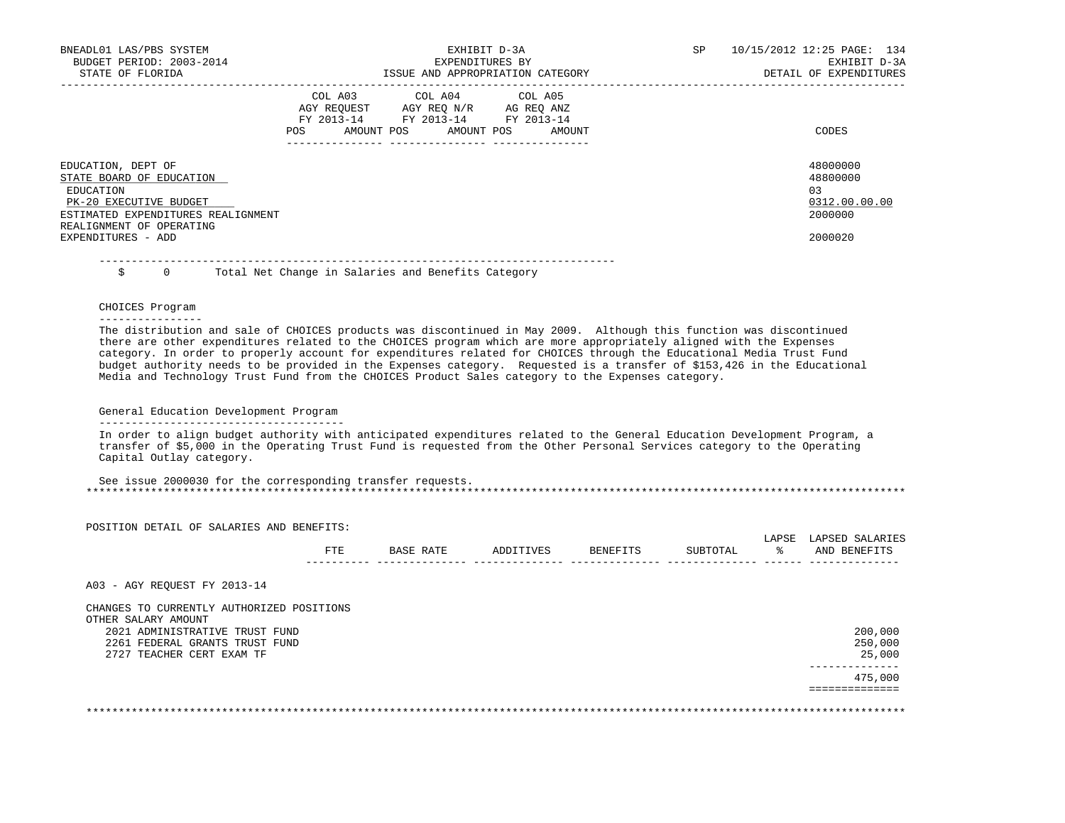| | COL A03 AGY REQUEST FY 2013-14 | | COL A04 AGY REQ N/R FY 2013-14 | | COL A05 AG REQ ANZ FY 2013-14 | | |
|---|---|---|---|---|---|---|---|
| | POS | AMOUNT | POS | AMOUNT | POS | AMOUNT | CODES |
| EDUCATION, DEPT OF | | | | | | | 48000000 |
| STATE BOARD OF EDUCATION | | | | | | | 48800000 |
| EDUCATION | | | | | | | 03 |
| PK-20 EXECUTIVE BUDGET | | | | | | | 0312.00.00.00 |
| ESTIMATED EXPENDITURES REALIGNMENT | | | | | | | 2000000 |
| REALIGNMENT OF OPERATING EXPENDITURES - ADD | | | | | | | 2000020 |

$ 0 Total Net Change in Salaries and Benefits Category

CHOICES Program

The distribution and sale of CHOICES products was discontinued in May 2009. Although this function was discontinued there are other expenditures related to the CHOICES program which are more appropriately aligned with the Expenses category. In order to properly account for expenditures related for CHOICES through the Educational Media Trust Fund budget authority needs to be provided in the Expenses category. Requested is a transfer of $153,426 in the Educational Media and Technology Trust Fund from the CHOICES Product Sales category to the Expenses category.

General Education Development Program

In order to align budget authority with anticipated expenditures related to the General Education Development Program, a transfer of $5,000 in the Operating Trust Fund is requested from the Other Personal Services category to the Operating Capital Outlay category.

See issue 2000030 for the corresponding transfer requests.

POSITION DETAIL OF SALARIES AND BENEFITS:

| | FTE | BASE RATE | ADDITIVES | BENEFITS | SUBTOTAL | LAPSE % | LAPSED SALARIES AND BENEFITS |
|---|---|---|---|---|---|---|---|
| A03 - AGY REQUEST FY 2013-14 | | | | | | | |
| CHANGES TO CURRENTLY AUTHORIZED POSITIONS | | | | | | | |
| OTHER SALARY AMOUNT | | | | | | | |
| 2021 ADMINISTRATIVE TRUST FUND | | | | | | | 200,000 |
| 2261 FEDERAL GRANTS TRUST FUND | | | | | | | 250,000 |
| 2727 TEACHER CERT EXAM TF | | | | | | | 25,000 |
| | | | | | | | 475,000 |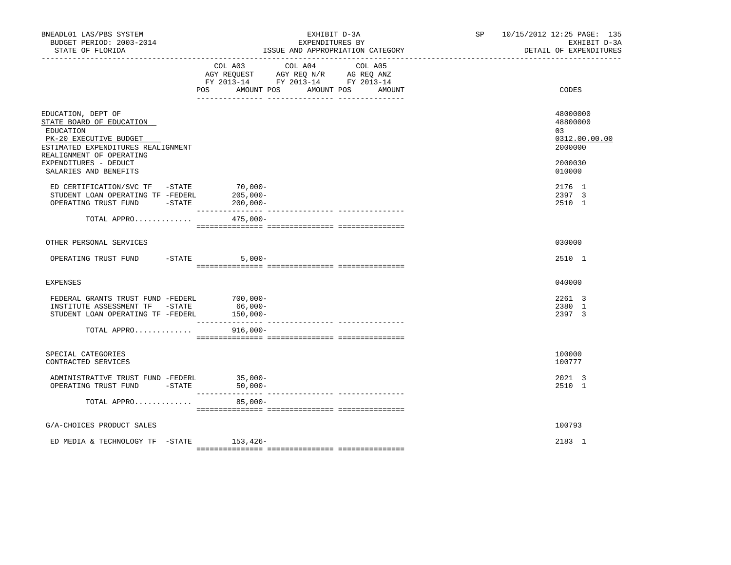| | COL A03 AGY REQUEST FY 2013-14 POS AMOUNT | COL A04 AGY REQ N/R FY 2013-14 POS AMOUNT | COL A05 AG REQ ANZ FY 2013-14 POS AMOUNT | CODES |
|---|---|---|---|---|
| EDUCATION, DEPT OF | | | | 48000000 |
| STATE BOARD OF EDUCATION | | | | 48800000 |
| EDUCATION | | | | 03 |
| PK-20 EXECUTIVE BUDGET | | | | 0312.00.00.00 |
| ESTIMATED EXPENDITURES REALIGNMENT | | | | 2000000 |
| REALIGNMENT OF OPERATING EXPENDITURES - DEDUCT | | | | 2000030 |
| SALARIES AND BENEFITS | | | | 010000 |
| ED CERTIFICATION/SVC TF -STATE | 70,000- | | | 2176 1 |
| STUDENT LOAN OPERATING TF -FEDERL | 205,000- | | | 2397 3 |
| OPERATING TRUST FUND -STATE | 200,000- | | | 2510 1 |
| TOTAL APPRO............ | 475,000- | | | |
| OTHER PERSONAL SERVICES | | | | 030000 |
| OPERATING TRUST FUND -STATE | 5,000- | | | 2510 1 |
| EXPENSES | | | | 040000 |
| FEDERAL GRANTS TRUST FUND -FEDERL | 700,000- | | | 2261 3 |
| INSTITUTE ASSESSMENT TF -STATE | 66,000- | | | 2380 1 |
| STUDENT LOAN OPERATING TF -FEDERL | 150,000- | | | 2397 3 |
| TOTAL APPRO............ | 916,000- | | | |
| SPECIAL CATEGORIES | | | | 100000 |
| CONTRACTED SERVICES | | | | 100777 |
| ADMINISTRATIVE TRUST FUND -FEDERL | 35,000- | | | 2021 3 |
| OPERATING TRUST FUND -STATE | 50,000- | | | 2510 1 |
| TOTAL APPRO............ | 85,000- | | | |
| G/A-CHOICES PRODUCT SALES | | | | 100793 |
| ED MEDIA & TECHNOLOGY TF -STATE | 153,426- | | | 2183 1 |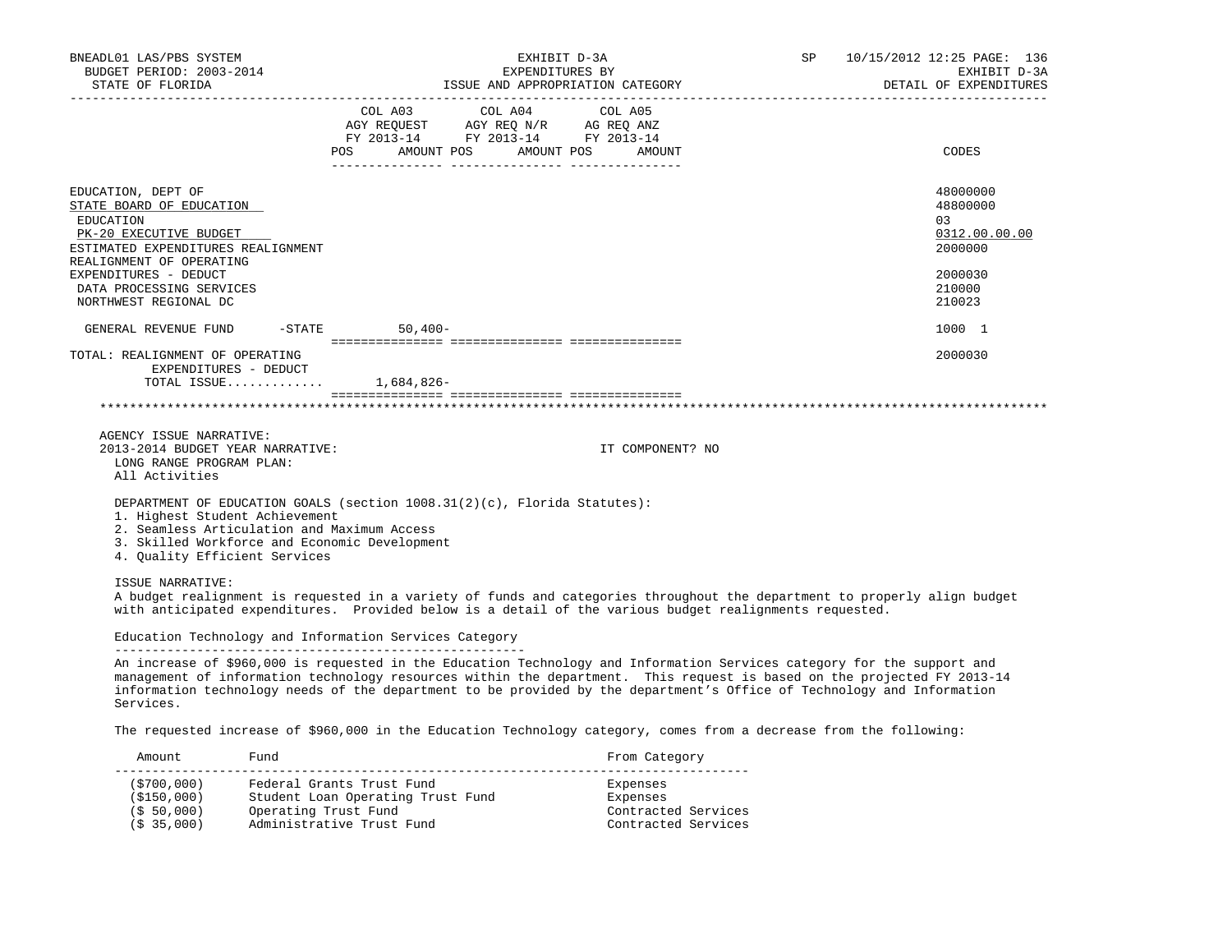| | COL A03 AGY REQUEST FY 2013-14 POS AMOUNT | COL A04 AGY REQ N/R FY 2013-14 POS AMOUNT | COL A05 AG REQ ANZ FY 2013-14 POS AMOUNT | CODES |
|---|---|---|---|---|
| EDUCATION, DEPT OF | | | | 48000000 |
| STATE BOARD OF EDUCATION | | | | 48800000 |
| EDUCATION | | | | 03 |
| PK-20 EXECUTIVE BUDGET | | | | 0312.00.00.00 |
| ESTIMATED EXPENDITURES REALIGNMENT | | | | 2000000 |
| REALIGNMENT OF OPERATING EXPENDITURES - DEDUCT | | | | 2000030 |
| DATA PROCESSING SERVICES | | | | 210000 |
| NORTHWEST REGIONAL DC | | | | 210023 |
| GENERAL REVENUE FUND -STATE | 50,400- | | | 1000 1 |
| TOTAL: REALIGNMENT OF OPERATING EXPENDITURES - DEDUCT | | | | 2000030 |
| TOTAL ISSUE............ | 1,684,826- | | | |

AGENCY ISSUE NARRATIVE:
2013-2014 BUDGET YEAR NARRATIVE: IT COMPONENT? NO

LONG RANGE PROGRAM PLAN:
All Activities

DEPARTMENT OF EDUCATION GOALS (section 1008.31(2)(c), Florida Statutes):
1. Highest Student Achievement
2. Seamless Articulation and Maximum Access
3. Skilled Workforce and Economic Development
4. Quality Efficient Services

ISSUE NARRATIVE:
A budget realignment is requested in a variety of funds and categories throughout the department to properly align budget with anticipated expenditures. Provided below is a detail of the various budget realignments requested.

Education Technology and Information Services Category

An increase of $960,000 is requested in the Education Technology and Information Services category for the support and management of information technology resources within the department. This request is based on the projected FY 2013-14 information technology needs of the department to be provided by the department's Office of Technology and Information Services.

The requested increase of $960,000 in the Education Technology category, comes from a decrease from the following:

| Amount | Fund | From Category |
|---|---|---|
| ($700,000) | Federal Grants Trust Fund | Expenses |
| ($150,000) | Student Loan Operating Trust Fund | Expenses |
| ($ 50,000) | Operating Trust Fund | Contracted Services |
| ($ 35,000) | Administrative Trust Fund | Contracted Services |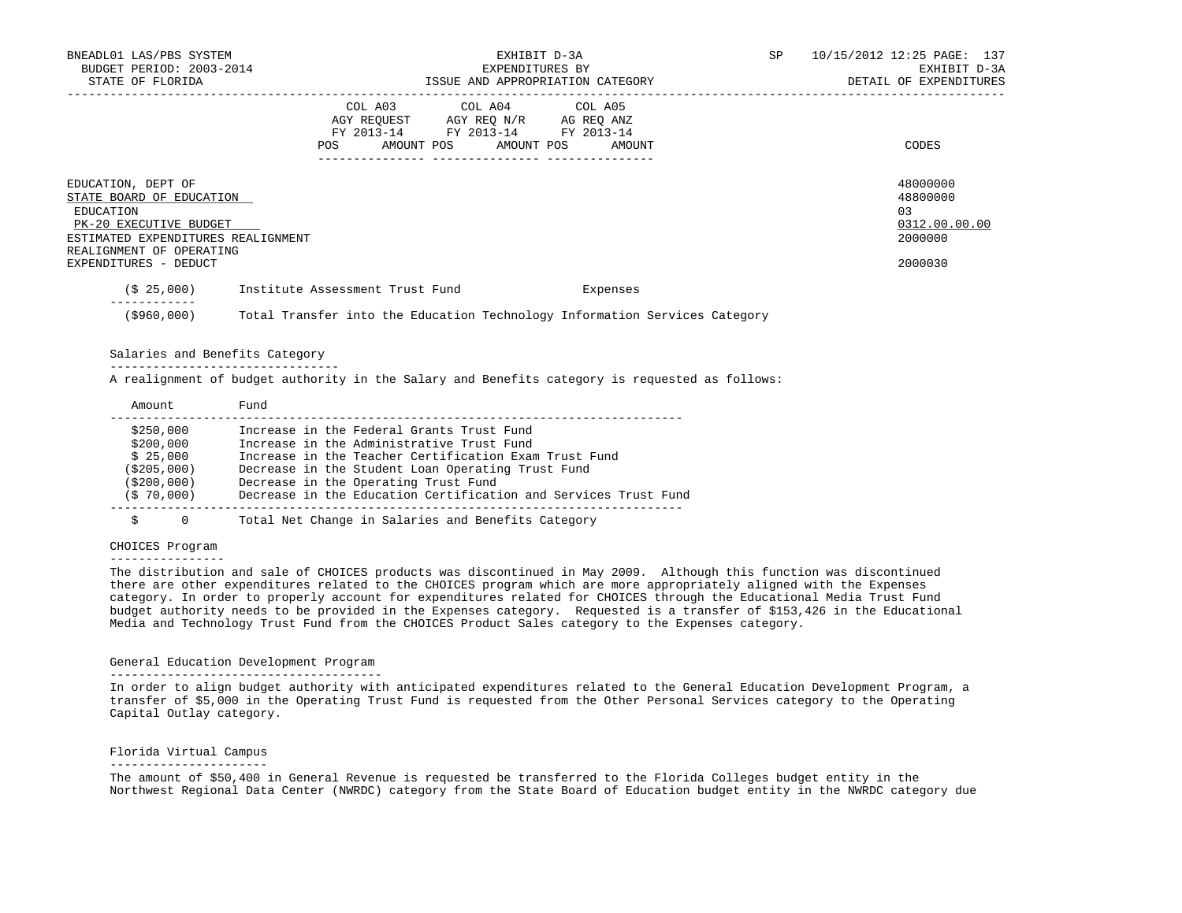| | COL A03 AGY REQUEST FY 2013-14 | | COL A04 AGY REQ N/R FY 2013-14 | | COL A05 AG REQ ANZ FY 2013-14 | | CODES |
|---|---|---|---|---|---|---|---|
| | POS | AMOUNT | POS | AMOUNT | POS | AMOUNT | |

EDUCATION, DEPT OF — 48000000
STATE BOARD OF EDUCATION — 48800000
EDUCATION — 03
PK-20 EXECUTIVE BUDGET — 0312.00.00.00
ESTIMATED EXPENDITURES REALIGNMENT — 2000000
REALIGNMENT OF OPERATING EXPENDITURES - DEDUCT — 2000030

| | | |
|---|---|---|
| ($ 25,000) | Institute Assessment Trust Fund | Expenses |
| ($960,000) | Total Transfer into the Education Technology Information Services Category | |

### Salaries and Benefits Category

A realignment of budget authority in the Salary and Benefits category is requested as follows:

| Amount | Fund |
|---|---|
| $250,000 | Increase in the Federal Grants Trust Fund |
| $200,000 | Increase in the Administrative Trust Fund |
| $ 25,000 | Increase in the Teacher Certification Exam Trust Fund |
| ($205,000) | Decrease in the Student Loan Operating Trust Fund |
| ($200,000) | Decrease in the Operating Trust Fund |
| ($ 70,000) | Decrease in the Education Certification and Services Trust Fund |
| $ 0 | Total Net Change in Salaries and Benefits Category |

### CHOICES Program

The distribution and sale of CHOICES products was discontinued in May 2009. Although this function was discontinued there are other expenditures related to the CHOICES program which are more appropriately aligned with the Expenses category. In order to properly account for expenditures related for CHOICES through the Educational Media Trust Fund budget authority needs to be provided in the Expenses category. Requested is a transfer of $153,426 in the Educational Media and Technology Trust Fund from the CHOICES Product Sales category to the Expenses category.

### General Education Development Program

In order to align budget authority with anticipated expenditures related to the General Education Development Program, a transfer of $5,000 in the Operating Trust Fund is requested from the Other Personal Services category to the Operating Capital Outlay category.

### Florida Virtual Campus

The amount of $50,400 in General Revenue is requested be transferred to the Florida Colleges budget entity in the Northwest Regional Data Center (NWRDC) category from the State Board of Education budget entity in the NWRDC category due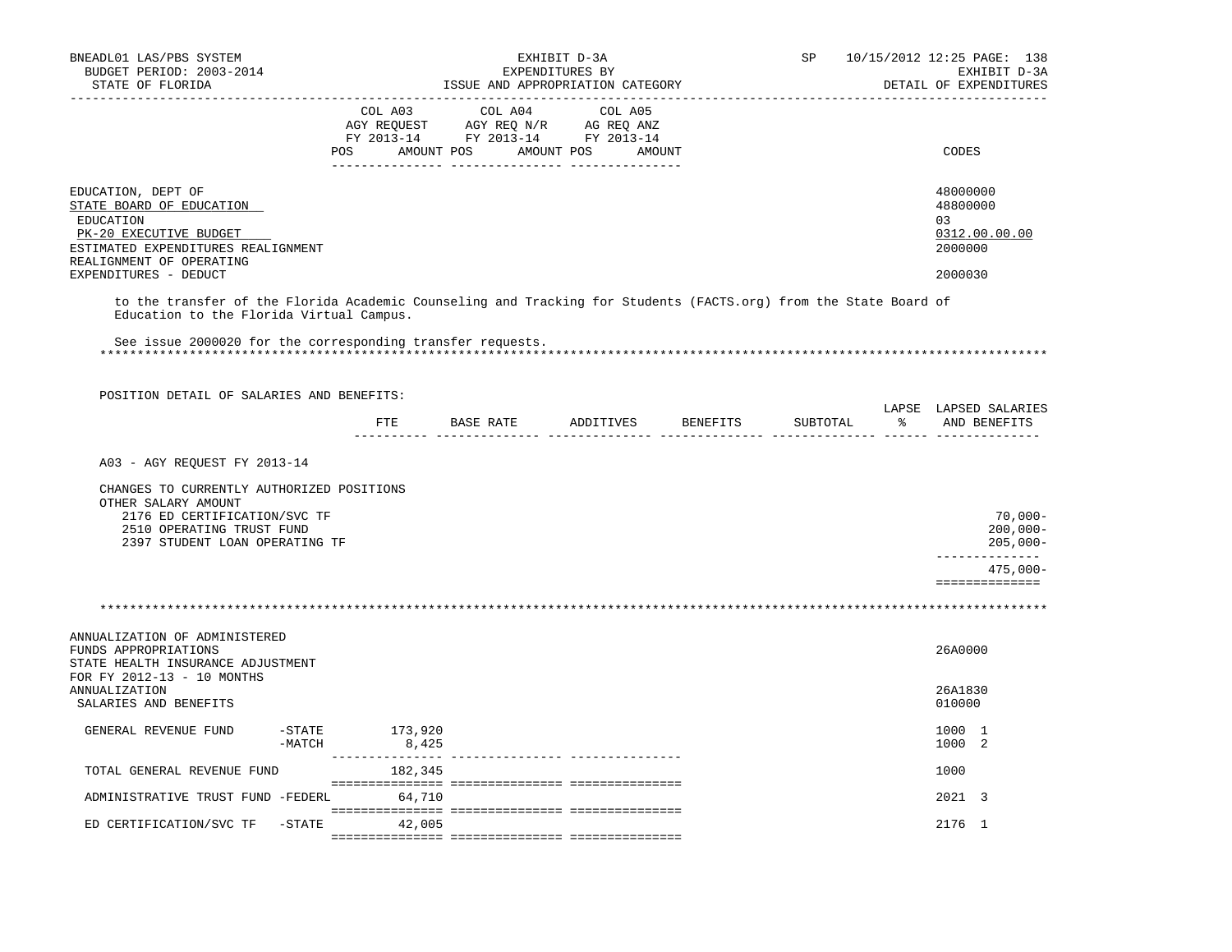| | COL A03 AGY REQUEST FY 2013-14 POS AMOUNT | COL A04 AGY REQ N/R FY 2013-14 POS AMOUNT | COL A05 AG REQ ANZ FY 2013-14 POS AMOUNT | CODES |
|---|---|---|---|---|
| EDUCATION, DEPT OF | | | | 48000000 |
| STATE BOARD OF EDUCATION | | | | 48800000 |
| EDUCATION | | | | 03 |
| PK-20 EXECUTIVE BUDGET | | | | 0312.00.00.00 |
| ESTIMATED EXPENDITURES REALIGNMENT | | | | 2000000 |
| REALIGNMENT OF OPERATING EXPENDITURES - DEDUCT | | | | 2000030 |

to the transfer of the Florida Academic Counseling and Tracking for Students (FACTS.org) from the State Board of Education to the Florida Virtual Campus.

See issue 2000020 for the corresponding transfer requests.

POSITION DETAIL OF SALARIES AND BENEFITS:

| | FTE | BASE RATE | ADDITIVES | BENEFITS | SUBTOTAL | LAPSE % | LAPSED SALARIES AND BENEFITS |
|---|---|---|---|---|---|---|---|
| A03 - AGY REQUEST FY 2013-14 | | | | | | | |
| CHANGES TO CURRENTLY AUTHORIZED POSITIONS | | | | | | | |
| OTHER SALARY AMOUNT | | | | | | | |
| 2176 ED CERTIFICATION/SVC TF | | | | | | | 70,000- |
| 2510 OPERATING TRUST FUND | | | | | | | 200,000- |
| 2397 STUDENT LOAN OPERATING TF | | | | | | | 205,000- |
| | | | | | | | 475,000- |

| | COL A03 | COL A04 | COL A05 | CODES |
|---|---|---|---|---|
| ANNUALIZATION OF ADMINISTERED FUNDS APPROPRIATIONS | | | | 26A0000 |
| STATE HEALTH INSURANCE ADJUSTMENT FOR FY 2012-13 - 10 MONTHS ANNUALIZATION | | | | 26A1830 |
| SALARIES AND BENEFITS | | | | 010000 |
| GENERAL REVENUE FUND -STATE | 173,920 | | | 1000 1 |
| -MATCH | 8,425 | | | 1000 2 |
| TOTAL GENERAL REVENUE FUND | 182,345 | | | 1000 |
| ADMINISTRATIVE TRUST FUND -FEDERL | 64,710 | | | 2021 3 |
| ED CERTIFICATION/SVC TF -STATE | 42,005 | | | 2176 1 |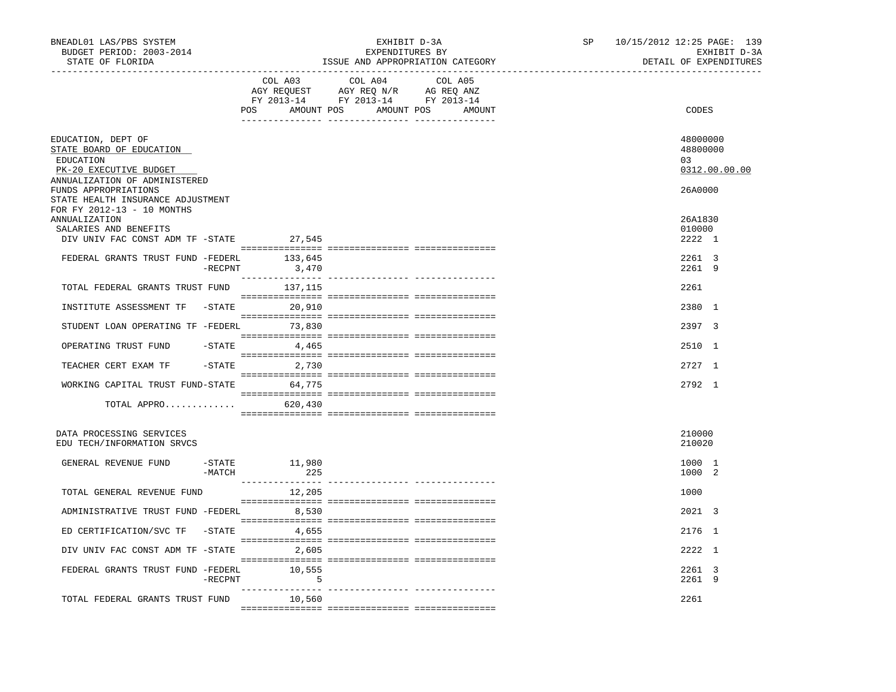BNEADL01 LAS/PBS SYSTEM | EXHIBIT D-3A | SP 10/15/2012 12:25
BUDGET PERIOD: 2003-2014 | EXPENDITURES BY | EXHIBIT D-3A
STATE OF FLORIDA | ISSUE AND APPROPRIATION CATEGORY | DETAIL OF EXPENDITURES

| | COL A03 AGY REQUEST FY 2013-14 POS AMOUNT | COL A04 AGY REQ N/R FY 2013-14 POS AMOUNT | COL A05 AG REQ ANZ FY 2013-14 POS AMOUNT | CODES |
|---|---|---|---|---|
| EDUCATION, DEPT OF | | | | 48000000 |
| STATE BOARD OF EDUCATION | | | | 48800000 |
| EDUCATION | | | | 03 |
| PK-20 EXECUTIVE BUDGET | | | | 0312.00.00.00 |
| ANNUALIZATION OF ADMINISTERED FUNDS APPROPRIATIONS | | | | 26A0000 |
| STATE HEALTH INSURANCE ADJUSTMENT FOR FY 2012-13 - 10 MONTHS ANNUALIZATION | | | | 26A1830 |
| SALARIES AND BENEFITS | | | | 010000 |
| DIV UNIV FAC CONST ADM TF -STATE | 27,545 | | | 2222 1 |
| FEDERAL GRANTS TRUST FUND -FEDERL | 133,645 | | | 2261 3 |
| -RECPNT | 3,470 | | | 2261 9 |
| TOTAL FEDERAL GRANTS TRUST FUND | 137,115 | | | 2261 |
| INSTITUTE ASSESSMENT TF -STATE | 20,910 | | | 2380 1 |
| STUDENT LOAN OPERATING TF -FEDERL | 73,830 | | | 2397 3 |
| OPERATING TRUST FUND -STATE | 4,465 | | | 2510 1 |
| TEACHER CERT EXAM TF -STATE | 2,730 | | | 2727 1 |
| WORKING CAPITAL TRUST FUND-STATE | 64,775 | | | 2792 1 |
| TOTAL APPRO............. | 620,430 | | | |
| DATA PROCESSING SERVICES | | | | 210000 |
| EDU TECH/INFORMATION SRVCS | | | | 210020 |
| GENERAL REVENUE FUND -STATE | 11,980 | | | 1000 1 |
| -MATCH | 225 | | | 1000 2 |
| TOTAL GENERAL REVENUE FUND | 12,205 | | | 1000 |
| ADMINISTRATIVE TRUST FUND -FEDERL | 8,530 | | | 2021 3 |
| ED CERTIFICATION/SVC TF -STATE | 4,655 | | | 2176 1 |
| DIV UNIV FAC CONST ADM TF -STATE | 2,605 | | | 2222 1 |
| FEDERAL GRANTS TRUST FUND -FEDERL | 10,555 | | | 2261 3 |
| -RECPNT | 5 | | | 2261 9 |
| TOTAL FEDERAL GRANTS TRUST FUND | 10,560 | | | 2261 |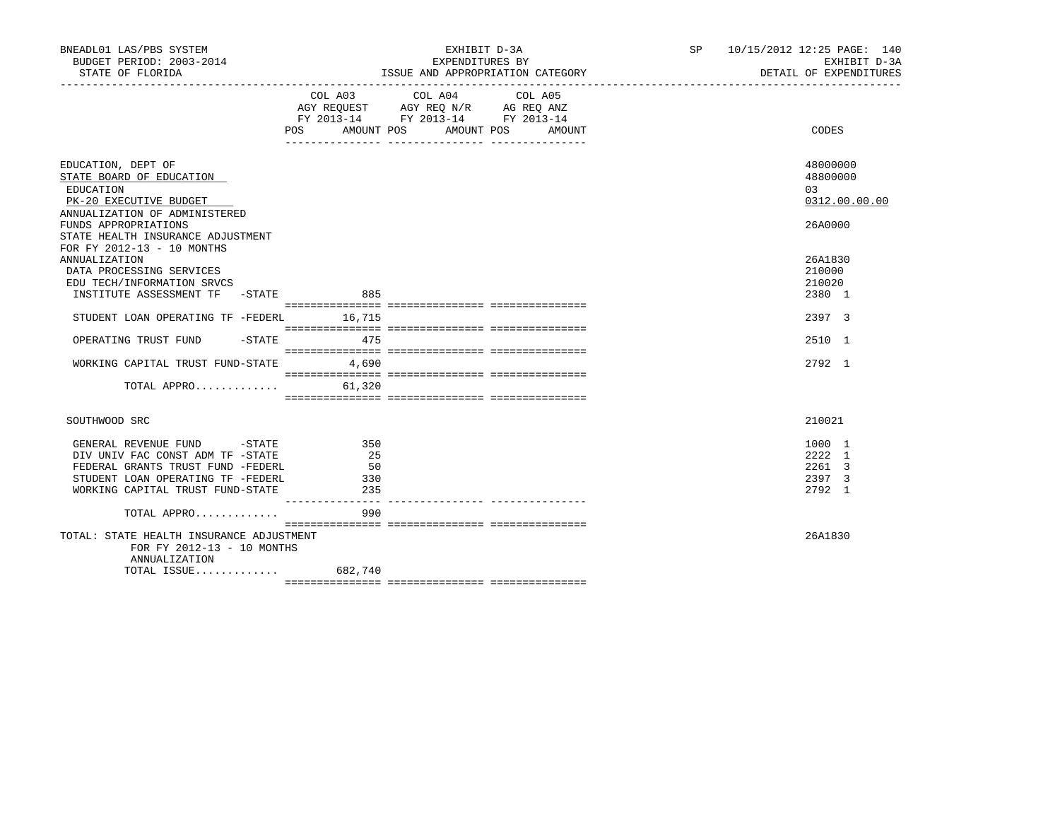BNEADL01 LAS/PBS SYSTEM — EXHIBIT D-3A — EXPENDITURES BY ISSUE AND APPROPRIATION CATEGORY — SP 10/15/2012 12:25

BUDGET PERIOD: 2003-2014 — STATE OF FLORIDA — EXHIBIT D-3A — DETAIL OF EXPENDITURES

| | COL A03 AGY REQUEST FY 2013-14 POS AMOUNT | COL A04 AGY REQ N/R FY 2013-14 POS AMOUNT | COL A05 AG REQ ANZ FY 2013-14 POS AMOUNT | CODES |
|---|---|---|---|---|
| EDUCATION, DEPT OF | | | | 48000000 |
| STATE BOARD OF EDUCATION | | | | 48800000 |
| EDUCATION | | | | 03 |
| PK-20 EXECUTIVE BUDGET | | | | 0312.00.00.00 |
| ANNUALIZATION OF ADMINISTERED FUNDS APPROPRIATIONS | | | | 26A0000 |
| STATE HEALTH INSURANCE ADJUSTMENT FOR FY 2012-13 - 10 MONTHS ANNUALIZATION | | | | 26A1830 |
| DATA PROCESSING SERVICES | | | | 210000 |
| EDU TECH/INFORMATION SRVCS | | | | 210020 |
| INSTITUTE ASSESSMENT TF -STATE | 885 | | | 2380 1 |
| STUDENT LOAN OPERATING TF -FEDERL | 16,715 | | | 2397 3 |
| OPERATING TRUST FUND -STATE | 475 | | | 2510 1 |
| WORKING CAPITAL TRUST FUND-STATE | 4,690 | | | 2792 1 |
| TOTAL APPRO............ | 61,320 | | | |
| SOUTHWOOD SRC | | | | 210021 |
| GENERAL REVENUE FUND -STATE | 350 | | | 1000 1 |
| DIV UNIV FAC CONST ADM TF -STATE | 25 | | | 2222 1 |
| FEDERAL GRANTS TRUST FUND -FEDERL | 50 | | | 2261 3 |
| STUDENT LOAN OPERATING TF -FEDERL | 330 | | | 2397 3 |
| WORKING CAPITAL TRUST FUND-STATE | 235 | | | 2792 1 |
| TOTAL APPRO............ | 990 | | | |
| TOTAL: STATE HEALTH INSURANCE ADJUSTMENT FOR FY 2012-13 - 10 MONTHS ANNUALIZATION | | | | 26A1830 |
| TOTAL ISSUE............ | 682,740 | | | |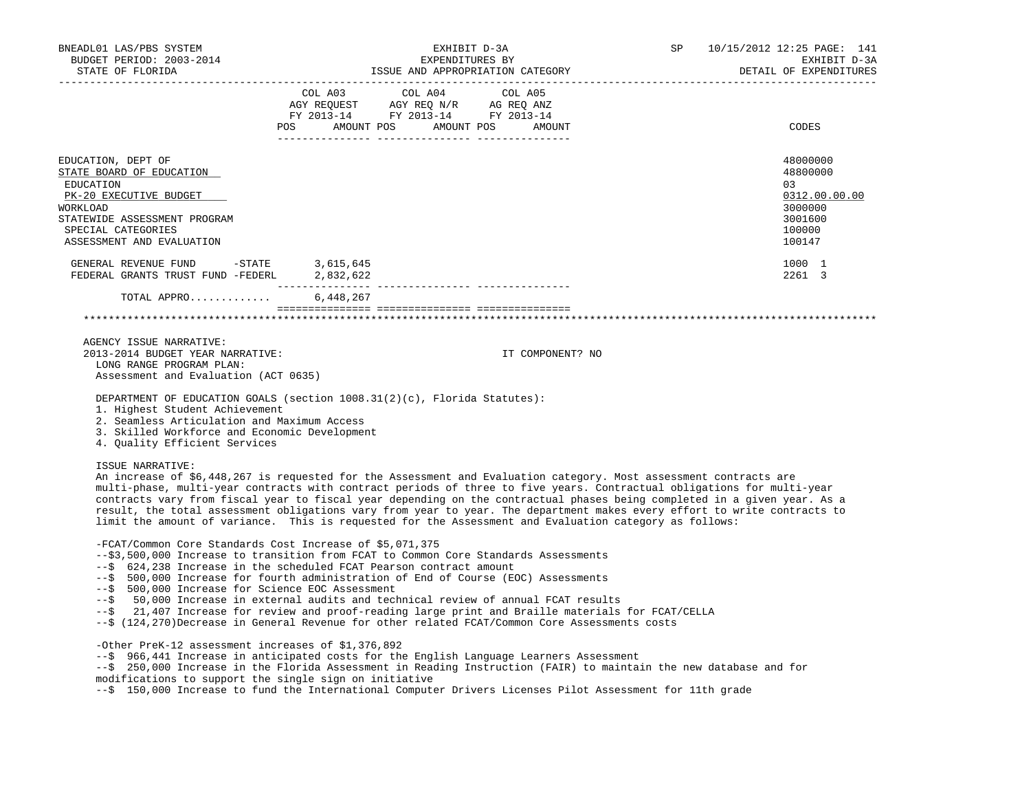| | COL A03 AGY REQUEST FY 2013-14 POS AMOUNT | COL A04 AGY REQ N/R FY 2013-14 POS AMOUNT | COL A05 AG REQ ANZ FY 2013-14 POS AMOUNT | CODES |
|---|---|---|---|---|
| EDUCATION, DEPT OF | | | | 48000000 |
| STATE BOARD OF EDUCATION | | | | 48800000 |
| EDUCATION | | | | 03 |
| PK-20 EXECUTIVE BUDGET | | | | 0312.00.00.00 |
| WORKLOAD | | | | 3000000 |
| STATEWIDE ASSESSMENT PROGRAM | | | | 3001600 |
| SPECIAL CATEGORIES | | | | 100000 |
| ASSESSMENT AND EVALUATION | | | | 100147 |
| GENERAL REVENUE FUND -STATE | 3,615,645 | | | 1000 1 |
| FEDERAL GRANTS TRUST FUND -FEDERL | 2,832,622 | | | 2261 3 |
| TOTAL APPRO............ | 6,448,267 | | | |

AGENCY ISSUE NARRATIVE:

2013-2014 BUDGET YEAR NARRATIVE: IT COMPONENT? NO

LONG RANGE PROGRAM PLAN:
Assessment and Evaluation (ACT 0635)

DEPARTMENT OF EDUCATION GOALS (section 1008.31(2)(c), Florida Statutes):
1. Highest Student Achievement
2. Seamless Articulation and Maximum Access
3. Skilled Workforce and Economic Development
4. Quality Efficient Services

ISSUE NARRATIVE:
An increase of $6,448,267 is requested for the Assessment and Evaluation category. Most assessment contracts are multi-phase, multi-year contracts with contract periods of three to five years. Contractual obligations for multi-year contracts vary from fiscal year to fiscal year depending on the contractual phases being completed in a given year. As a result, the total assessment obligations vary from year to year. The department makes every effort to write contracts to limit the amount of variance. This is requested for the Assessment and Evaluation category as follows:

-FCAT/Common Core Standards Cost Increase of $5,071,375
--$3,500,000 Increase to transition from FCAT to Common Core Standards Assessments
--$ 624,238 Increase in the scheduled FCAT Pearson contract amount
--$ 500,000 Increase for fourth administration of End of Course (EOC) Assessments
--$ 500,000 Increase for Science EOC Assessment
--$ 50,000 Increase in external audits and technical review of annual FCAT results
--$ 21,407 Increase for review and proof-reading large print and Braille materials for FCAT/CELLA
--$ (124,270)Decrease in General Revenue for other related FCAT/Common Core Assessments costs

-Other PreK-12 assessment increases of $1,376,892
--$ 966,441 Increase in anticipated costs for the English Language Learners Assessment
--$ 250,000 Increase in the Florida Assessment in Reading Instruction (FAIR) to maintain the new database and for modifications to support the single sign on initiative
--$ 150,000 Increase to fund the International Computer Drivers Licenses Pilot Assessment for 11th grade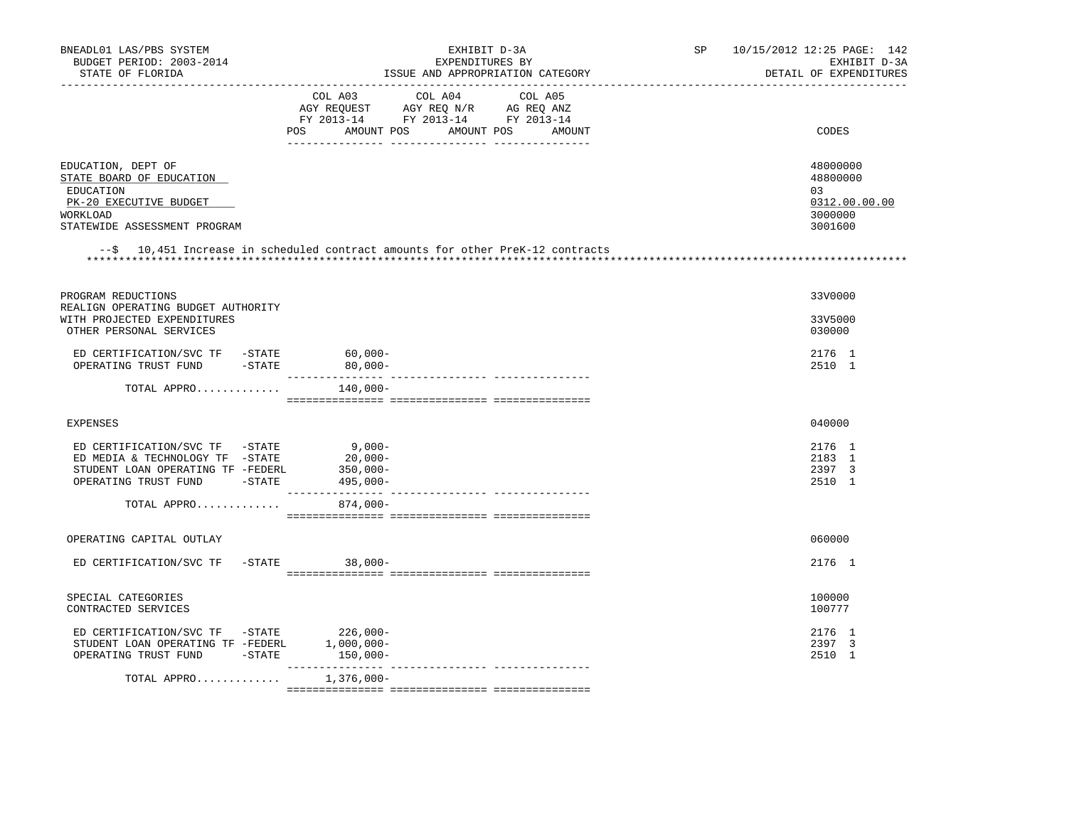| | COL A03 AGY REQUEST FY 2013-14 POS AMOUNT | COL A04 AGY REQ N/R FY 2013-14 POS AMOUNT | COL A05 AG REQ ANZ FY 2013-14 POS AMOUNT | CODES |
|---|---|---|---|---|
| EDUCATION, DEPT OF | | | | 48000000 |
| STATE BOARD OF EDUCATION | | | | 48800000 |
| EDUCATION | | | | 03 |
| PK-20 EXECUTIVE BUDGET | | | | 0312.00.00.00 |
| WORKLOAD | | | | 3000000 |
| STATEWIDE ASSESSMENT PROGRAM | | | | 3001600 |

--$ 10,451 Increase in scheduled contract amounts for other PreK-12 contracts

*******************************************************************************************************************************

| | COL A03 | COL A04 | COL A05 | CODES |
|---|---|---|---|---|
| PROGRAM REDUCTIONS | | | | 33V0000 |
| REALIGN OPERATING BUDGET AUTHORITY WITH PROJECTED EXPENDITURES | | | | 33V5000 |
| OTHER PERSONAL SERVICES | | | | 030000 |
| ED CERTIFICATION/SVC TF -STATE | 60,000- | | | 2176 1 |
| OPERATING TRUST FUND -STATE | 80,000- | | | 2510 1 |
| TOTAL APPRO............. | 140,000- | | | |
| EXPENSES | | | | 040000 |
| ED CERTIFICATION/SVC TF -STATE | 9,000- | | | 2176 1 |
| ED MEDIA & TECHNOLOGY TF -STATE | 20,000- | | | 2183 1 |
| STUDENT LOAN OPERATING TF -FEDERL | 350,000- | | | 2397 3 |
| OPERATING TRUST FUND -STATE | 495,000- | | | 2510 1 |
| TOTAL APPRO............. | 874,000- | | | |
| OPERATING CAPITAL OUTLAY | | | | 060000 |
| ED CERTIFICATION/SVC TF -STATE | 38,000- | | | 2176 1 |
| SPECIAL CATEGORIES | | | | 100000 |
| CONTRACTED SERVICES | | | | 100777 |
| ED CERTIFICATION/SVC TF -STATE | 226,000- | | | 2176 1 |
| STUDENT LOAN OPERATING TF -FEDERL | 1,000,000- | | | 2397 3 |
| OPERATING TRUST FUND -STATE | 150,000- | | | 2510 1 |
| TOTAL APPRO............. | 1,376,000- | | | |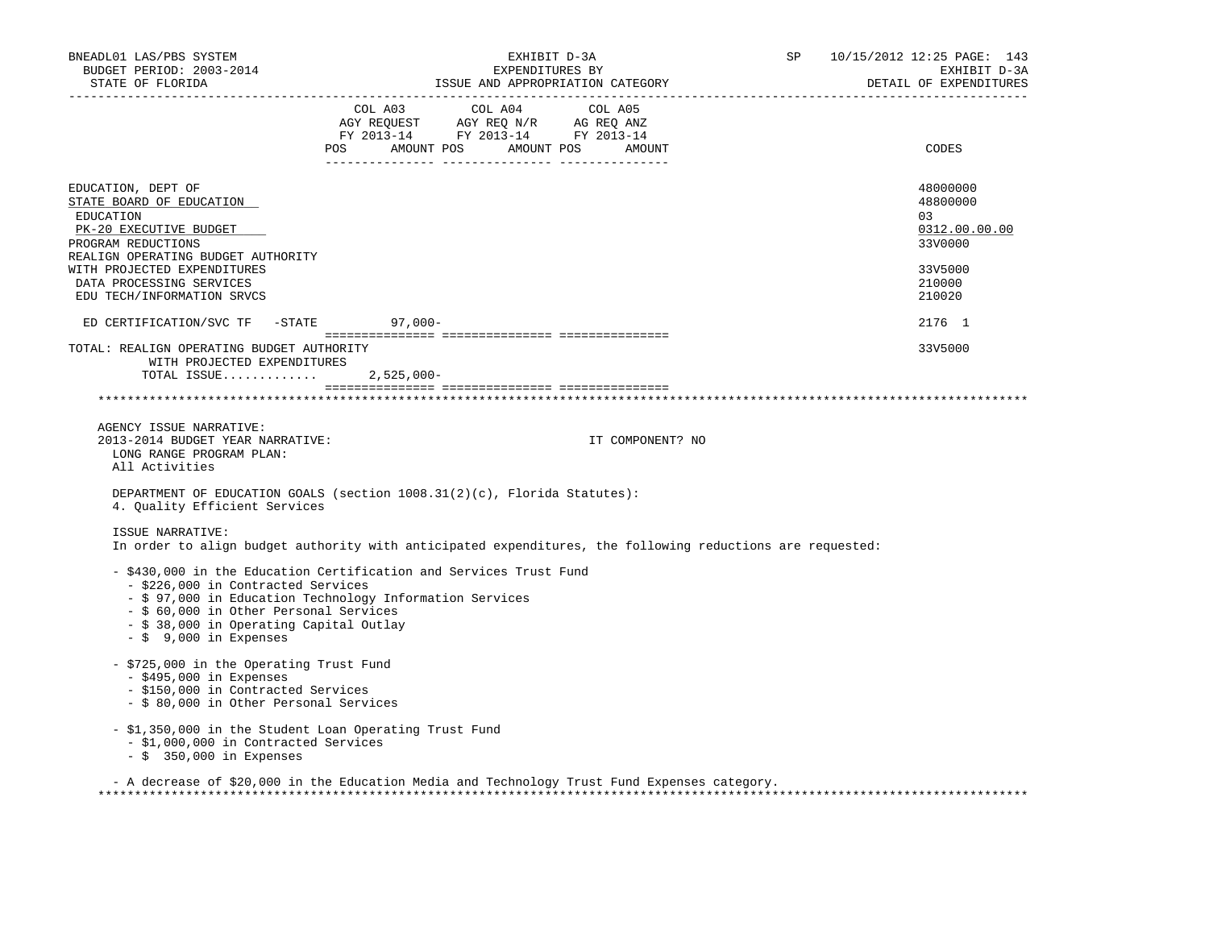BNEADL01 LAS/PBS SYSTEM | EXHIBIT D-3A | SP 10/15/2012 12:25
BUDGET PERIOD: 2003-2014 | EXPENDITURES BY | EXHIBIT D-3A
STATE OF FLORIDA | ISSUE AND APPROPRIATION CATEGORY | DETAIL OF EXPENDITURES

| | COL A03 AGY REQUEST FY 2013-14 POS AMOUNT | COL A04 AGY REQ N/R FY 2013-14 POS AMOUNT | COL A05 AG REQ ANZ FY 2013-14 POS AMOUNT | CODES |
|---|---|---|---|---|
| EDUCATION, DEPT OF | | | | 48000000 |
| STATE BOARD OF EDUCATION | | | | 48800000 |
| EDUCATION | | | | 03 |
| PK-20 EXECUTIVE BUDGET | | | | 0312.00.00.00 |
| PROGRAM REDUCTIONS | | | | 33V0000 |
| REALIGN OPERATING BUDGET AUTHORITY WITH PROJECTED EXPENDITURES | | | | 33V5000 |
| DATA PROCESSING SERVICES | | | | 210000 |
| EDU TECH/INFORMATION SRVCS | | | | 210020 |
| ED CERTIFICATION/SVC TF -STATE | 97,000- | | | 2176 1 |
| TOTAL: REALIGN OPERATING BUDGET AUTHORITY WITH PROJECTED EXPENDITURES | | | | 33V5000 |
| TOTAL ISSUE............ | 2,525,000- | | | |

AGENCY ISSUE NARRATIVE:

2013-2014 BUDGET YEAR NARRATIVE: IT COMPONENT? NO

LONG RANGE PROGRAM PLAN:
All Activities

DEPARTMENT OF EDUCATION GOALS (section 1008.31(2)(c), Florida Statutes):
4. Quality Efficient Services

ISSUE NARRATIVE:
In order to align budget authority with anticipated expenditures, the following reductions are requested:

- $430,000 in the Education Certification and Services Trust Fund
  - $226,000 in Contracted Services
  - $ 97,000 in Education Technology Information Services
  - $ 60,000 in Other Personal Services
  - $ 38,000 in Operating Capital Outlay
  - $ 9,000 in Expenses

- $725,000 in the Operating Trust Fund
  - $495,000 in Expenses
  - $150,000 in Contracted Services
  - $ 80,000 in Other Personal Services

- $1,350,000 in the Student Loan Operating Trust Fund
  - $1,000,000 in Contracted Services
  - $ 350,000 in Expenses

- A decrease of $20,000 in the Education Media and Technology Trust Fund Expenses category.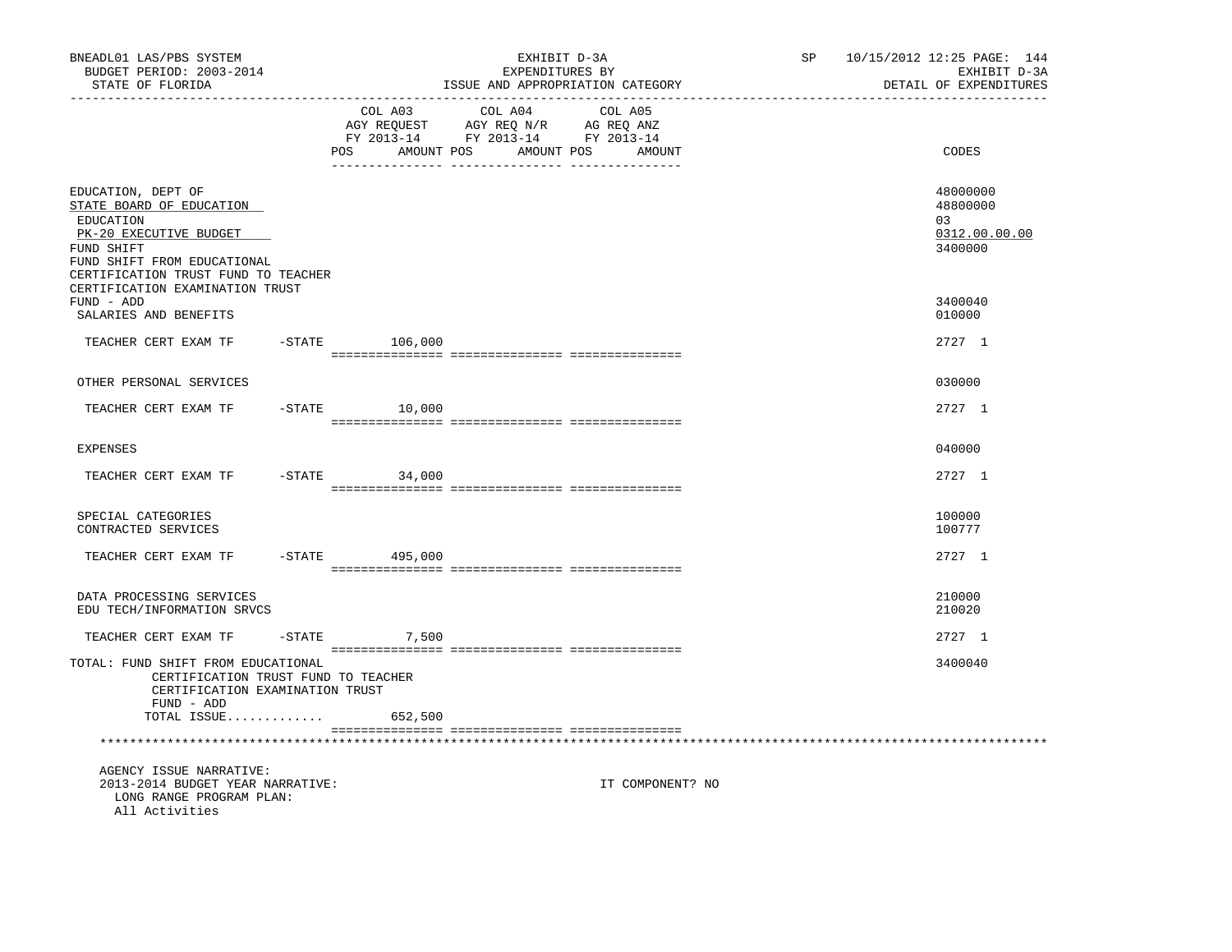BNEADL01 LAS/PBS SYSTEM | EXHIBIT D-3A | SP 10/15/2012 12:25
BUDGET PERIOD: 2003-2014 | EXPENDITURES BY | EXHIBIT D-3A
STATE OF FLORIDA | ISSUE AND APPROPRIATION CATEGORY | DETAIL OF EXPENDITURES

| | COL A03 AGY REQUEST FY 2013-14 POS AMOUNT | COL A04 AGY REQ N/R FY 2013-14 POS AMOUNT | COL A05 AG REQ ANZ FY 2013-14 POS AMOUNT | CODES |
|---|---|---|---|---|
| EDUCATION, DEPT OF | | | | 48000000 |
| STATE BOARD OF EDUCATION | | | | 48800000 |
| EDUCATION | | | | 03 |
| PK-20 EXECUTIVE BUDGET | | | | 0312.00.00.00 |
| FUND SHIFT | | | | 3400000 |
| FUND SHIFT FROM EDUCATIONAL CERTIFICATION TRUST FUND TO TEACHER CERTIFICATION EXAMINATION TRUST FUND - ADD | | | | 3400040 |
| SALARIES AND BENEFITS | | | | 010000 |
| TEACHER CERT EXAM TF -STATE | 106,000 | | | 2727 1 |
| OTHER PERSONAL SERVICES | | | | 030000 |
| TEACHER CERT EXAM TF -STATE | 10,000 | | | 2727 1 |
| EXPENSES | | | | 040000 |
| TEACHER CERT EXAM TF -STATE | 34,000 | | | 2727 1 |
| SPECIAL CATEGORIES | | | | 100000 |
| CONTRACTED SERVICES | | | | 100777 |
| TEACHER CERT EXAM TF -STATE | 495,000 | | | 2727 1 |
| DATA PROCESSING SERVICES | | | | 210000 |
| EDU TECH/INFORMATION SRVCS | | | | 210020 |
| TEACHER CERT EXAM TF -STATE | 7,500 | | | 2727 1 |
| TOTAL: FUND SHIFT FROM EDUCATIONAL CERTIFICATION TRUST FUND TO TEACHER CERTIFICATION EXAMINATION TRUST FUND - ADD | | | | 3400040 |
| TOTAL ISSUE............. | 652,500 | | | |

AGENCY ISSUE NARRATIVE:
2013-2014 BUDGET YEAR NARRATIVE: IT COMPONENT? NO
LONG RANGE PROGRAM PLAN:
All Activities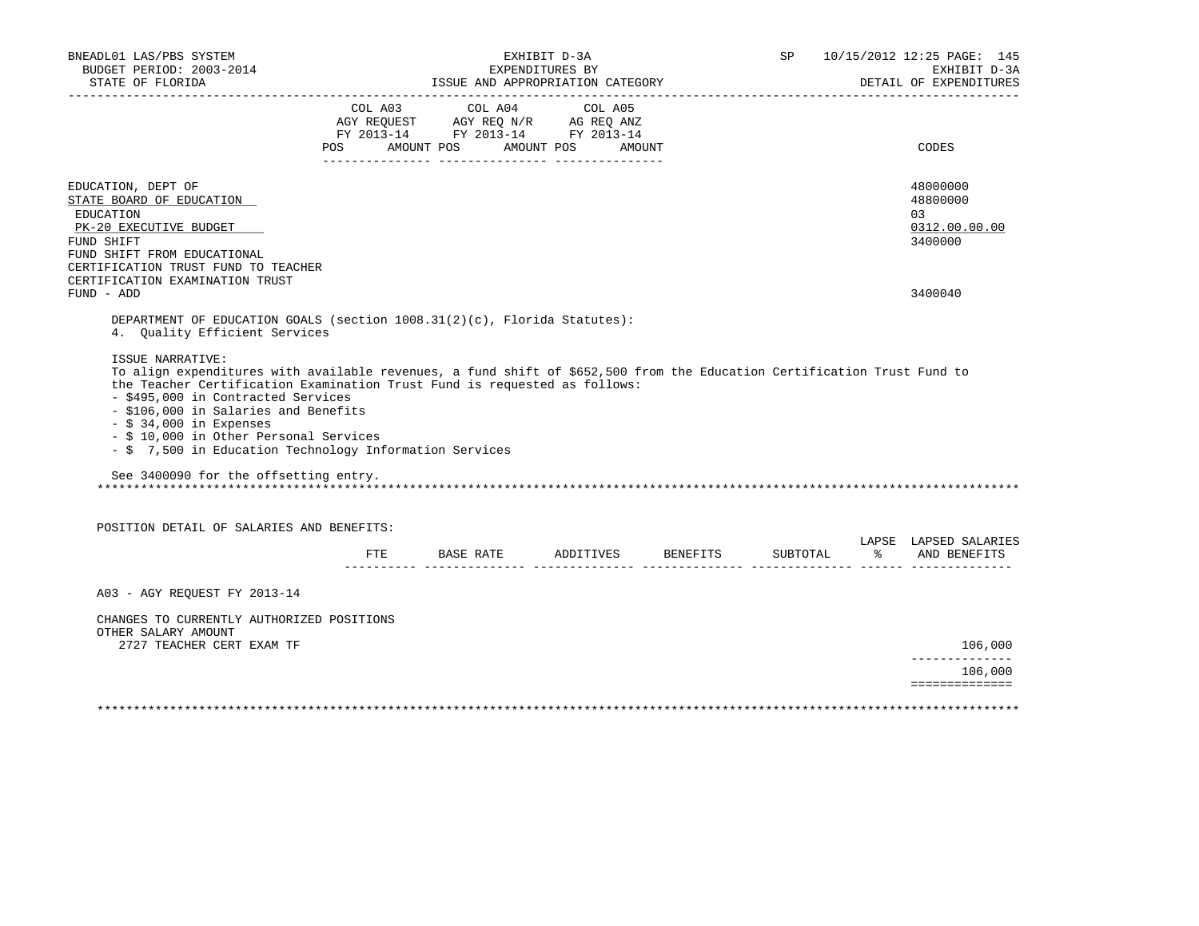BNEADL01 LAS/PBS SYSTEM | EXHIBIT D-3A | SP 10/15/2012 12:25
BUDGET PERIOD: 2003-2014 | EXPENDITURES BY | EXHIBIT D-3A
STATE OF FLORIDA | ISSUE AND APPROPRIATION CATEGORY | DETAIL OF EXPENDITURES

| | COL A03 AGY REQUEST FY 2013-14 | | COL A04 AGY REQ N/R FY 2013-14 | | COL A05 AG REQ ANZ FY 2013-14 | | |
|---|---|---|---|---|---|---|---|
| | POS | AMOUNT | POS | AMOUNT | POS | AMOUNT | CODES |
| EDUCATION, DEPT OF | | | | | | | 48000000 |
| STATE BOARD OF EDUCATION | | | | | | | 48800000 |
| EDUCATION | | | | | | | 03 |
| PK-20 EXECUTIVE BUDGET | | | | | | | 0312.00.00.00 |
| FUND SHIFT | | | | | | | 3400000 |
| FUND SHIFT FROM EDUCATIONAL CERTIFICATION TRUST FUND TO TEACHER CERTIFICATION EXAMINATION TRUST FUND - ADD | | | | | | | 3400040 |

DEPARTMENT OF EDUCATION GOALS (section 1008.31(2)(c), Florida Statutes):
4. Quality Efficient Services

ISSUE NARRATIVE:
To align expenditures with available revenues, a fund shift of $652,500 from the Education Certification Trust Fund to the Teacher Certification Examination Trust Fund is requested as follows:
- $495,000 in Contracted Services
- $106,000 in Salaries and Benefits
- $ 34,000 in Expenses
- $ 10,000 in Other Personal Services
- $ 7,500 in Education Technology Information Services

See 3400090 for the offsetting entry.

POSITION DETAIL OF SALARIES AND BENEFITS:

| | FTE | BASE RATE | ADDITIVES | BENEFITS | SUBTOTAL | LAPSE % | LAPSED SALARIES AND BENEFITS |
|---|---|---|---|---|---|---|---|
| A03 - AGY REQUEST FY 2013-14 | | | | | | | |
| CHANGES TO CURRENTLY AUTHORIZED POSITIONS | | | | | | | |
| OTHER SALARY AMOUNT | | | | | | | |
| 2727 TEACHER CERT EXAM TF | | | | | | | 106,000 |
| | | | | | | | 106,000 |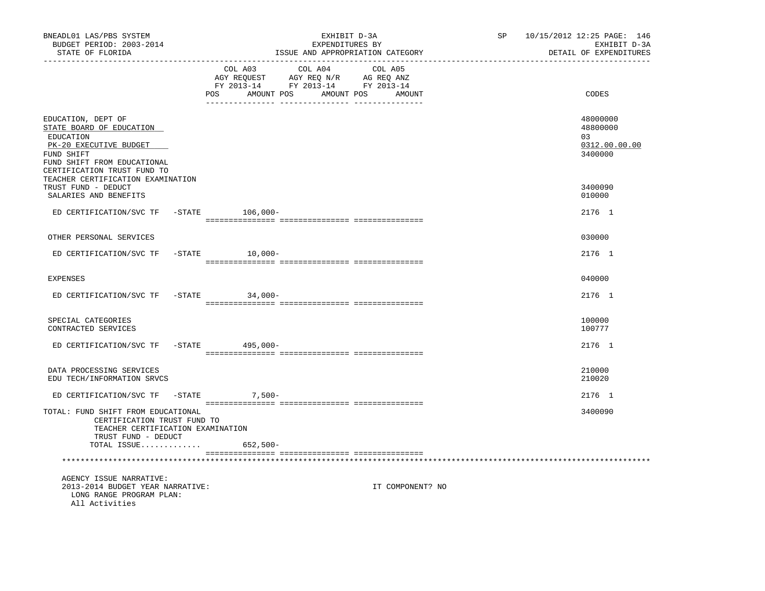BNEADL01 LAS/PBS SYSTEM | EXHIBIT D-3A | SP 10/15/2012 12:25 PAGE: 146
BUDGET PERIOD: 2003-2014 | EXPENDITURES BY | EXHIBIT D-3A
STATE OF FLORIDA | ISSUE AND APPROPRIATION CATEGORY | DETAIL OF EXPENDITURES

| | COL A03 AGY REQUEST FY 2013-14 POS AMOUNT | COL A04 AGY REQ N/R FY 2013-14 POS AMOUNT | COL A05 AG REQ ANZ FY 2013-14 POS AMOUNT | CODES |
|---|---|---|---|---|
| EDUCATION, DEPT OF | | | | 48000000 |
| STATE BOARD OF EDUCATION | | | | 48800000 |
| EDUCATION | | | | 03 |
| PK-20 EXECUTIVE BUDGET | | | | 0312.00.00.00 |
| FUND SHIFT | | | | 3400000 |
| FUND SHIFT FROM EDUCATIONAL CERTIFICATION TRUST FUND TO TEACHER CERTIFICATION EXAMINATION TRUST FUND - DEDUCT | | | | 3400090 |
| SALARIES AND BENEFITS | | | | 010000 |
| ED CERTIFICATION/SVC TF -STATE | 106,000- | | | 2176 1 |
| OTHER PERSONAL SERVICES | | | | 030000 |
| ED CERTIFICATION/SVC TF -STATE | 10,000- | | | 2176 1 |
| EXPENSES | | | | 040000 |
| ED CERTIFICATION/SVC TF -STATE | 34,000- | | | 2176 1 |
| SPECIAL CATEGORIES | | | | 100000 |
| CONTRACTED SERVICES | | | | 100777 |
| ED CERTIFICATION/SVC TF -STATE | 495,000- | | | 2176 1 |
| DATA PROCESSING SERVICES | | | | 210000 |
| EDU TECH/INFORMATION SRVCS | | | | 210020 |
| ED CERTIFICATION/SVC TF -STATE | 7,500- | | | 2176 1 |
| TOTAL: FUND SHIFT FROM EDUCATIONAL CERTIFICATION TRUST FUND TO TEACHER CERTIFICATION EXAMINATION TRUST FUND - DEDUCT | | | | 3400090 |
| TOTAL ISSUE............. | 652,500- | | | |

AGENCY ISSUE NARRATIVE:
2013-2014 BUDGET YEAR NARRATIVE: IT COMPONENT? NO
LONG RANGE PROGRAM PLAN:
All Activities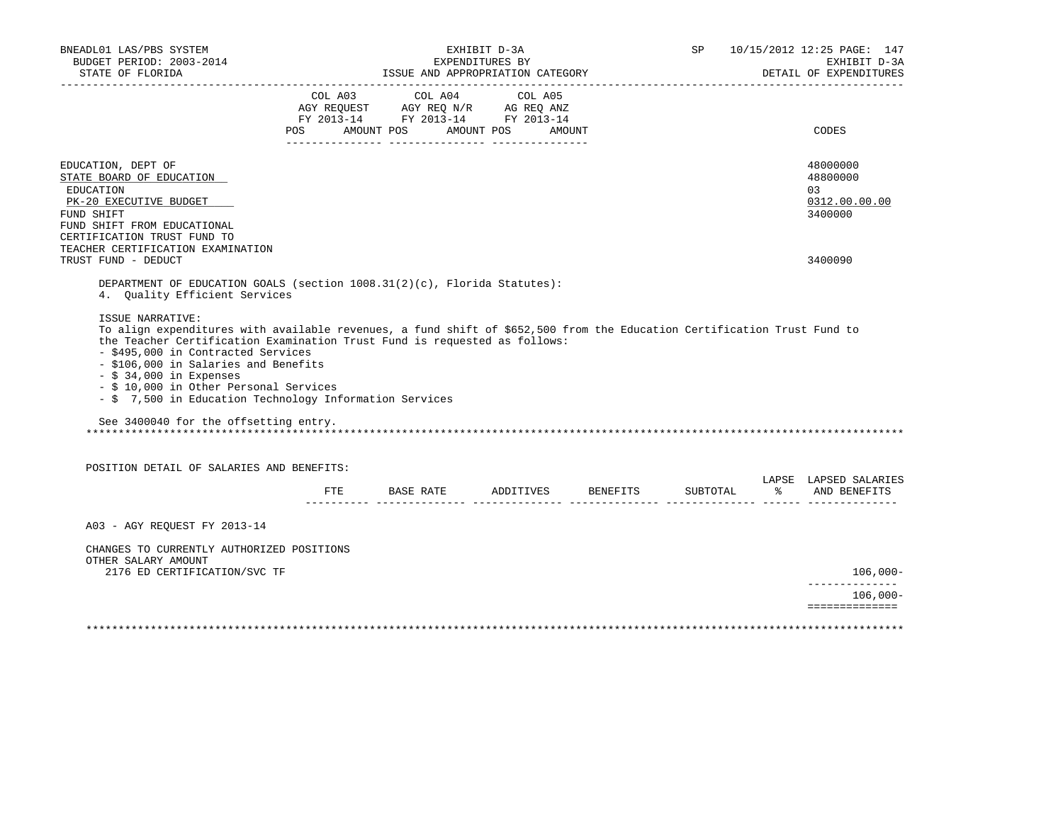| | COL A03 AGY REQUEST FY 2013-14 POS AMOUNT | COL A04 AGY REQ N/R FY 2013-14 POS AMOUNT | COL A05 AG REQ ANZ FY 2013-14 POS AMOUNT | CODES |
|---|---|---|---|---|
| EDUCATION, DEPT OF | | | | 48000000 |
| STATE BOARD OF EDUCATION | | | | 48800000 |
| EDUCATION | | | | 03 |
| PK-20 EXECUTIVE BUDGET | | | | 0312.00.00.00 |
| FUND SHIFT | | | | 3400000 |
| FUND SHIFT FROM EDUCATIONAL CERTIFICATION TRUST FUND TO TEACHER CERTIFICATION EXAMINATION TRUST FUND - DEDUCT | | | | 3400090 |

DEPARTMENT OF EDUCATION GOALS (section 1008.31(2)(c), Florida Statutes):
4. Quality Efficient Services

ISSUE NARRATIVE:
To align expenditures with available revenues, a fund shift of $652,500 from the Education Certification Trust Fund to the Teacher Certification Examination Trust Fund is requested as follows:
- $495,000 in Contracted Services
- $106,000 in Salaries and Benefits
- $ 34,000 in Expenses
- $ 10,000 in Other Personal Services
- $ 7,500 in Education Technology Information Services

See 3400040 for the offsetting entry.

POSITION DETAIL OF SALARIES AND BENEFITS:

| | FTE | BASE RATE | ADDITIVES | BENEFITS | SUBTOTAL | LAPSE % | LAPSED SALARIES AND BENEFITS |
|---|---|---|---|---|---|---|---|
| A03 - AGY REQUEST FY 2013-14 | | | | | | | |
| CHANGES TO CURRENTLY AUTHORIZED POSITIONS | | | | | | | |
| OTHER SALARY AMOUNT | | | | | | | |
| 2176 ED CERTIFICATION/SVC TF | | | | | | | 106,000- |
| | | | | | | | 106,000- |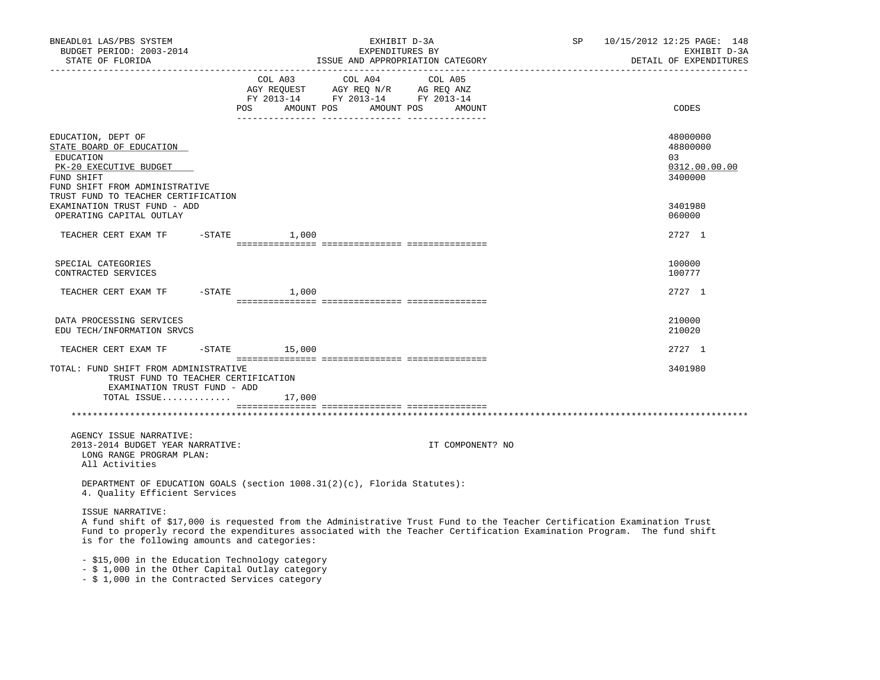| | COL A03 AGY REQUEST FY 2013-14 POS AMOUNT | COL A04 AGY REQ N/R FY 2013-14 POS AMOUNT | COL A05 AG REQ ANZ FY 2013-14 POS AMOUNT | CODES |
|---|---|---|---|---|
| EDUCATION, DEPT OF | | | | 48000000 |
| STATE BOARD OF EDUCATION | | | | 48800000 |
| EDUCATION | | | | 03 |
| PK-20 EXECUTIVE BUDGET | | | | 0312.00.00.00 |
| FUND SHIFT | | | | 3400000 |
| FUND SHIFT FROM ADMINISTRATIVE TRUST FUND TO TEACHER CERTIFICATION EXAMINATION TRUST FUND - ADD | | | | 3401980 |
| OPERATING CAPITAL OUTLAY | | | | 060000 |
| TEACHER CERT EXAM TF -STATE | 1,000 | | | 2727 1 |
| SPECIAL CATEGORIES | | | | 100000 |
| CONTRACTED SERVICES | | | | 100777 |
| TEACHER CERT EXAM TF -STATE | 1,000 | | | 2727 1 |
| DATA PROCESSING SERVICES | | | | 210000 |
| EDU TECH/INFORMATION SRVCS | | | | 210020 |
| TEACHER CERT EXAM TF -STATE | 15,000 | | | 2727 1 |
| TOTAL: FUND SHIFT FROM ADMINISTRATIVE TRUST FUND TO TEACHER CERTIFICATION EXAMINATION TRUST FUND - ADD | | | | 3401980 |
| TOTAL ISSUE............ | 17,000 | | | |

AGENCY ISSUE NARRATIVE:
2013-2014 BUDGET YEAR NARRATIVE: IT COMPONENT? NO

LONG RANGE PROGRAM PLAN:
All Activities

DEPARTMENT OF EDUCATION GOALS (section 1008.31(2)(c), Florida Statutes):
4. Quality Efficient Services

ISSUE NARRATIVE:
A fund shift of $17,000 is requested from the Administrative Trust Fund to the Teacher Certification Examination Trust Fund to properly record the expenditures associated with the Teacher Certification Examination Program. The fund shift is for the following amounts and categories:

- $15,000 in the Education Technology category
- $ 1,000 in the Other Capital Outlay category
- $ 1,000 in the Contracted Services category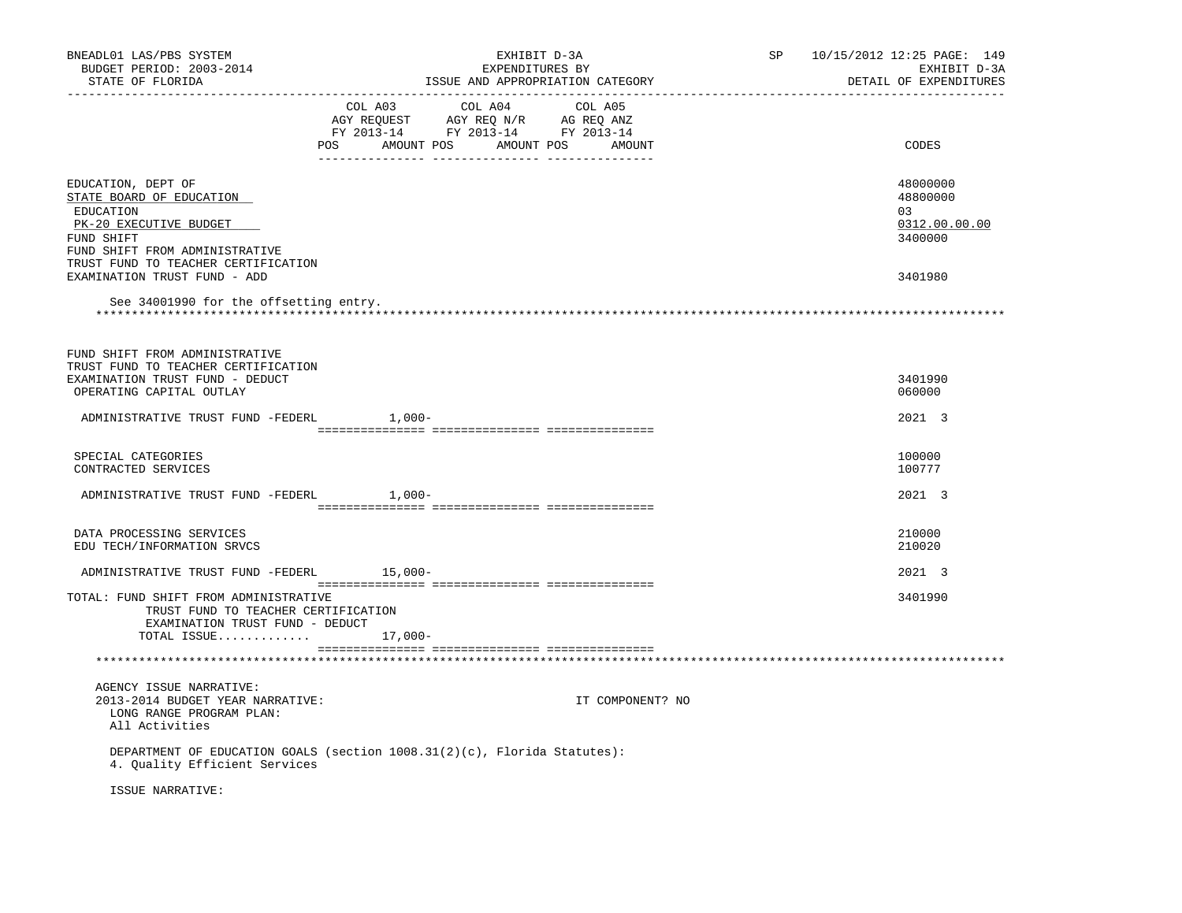| | COL A03 AGY REQUEST FY 2013-14 POS AMOUNT | COL A04 AGY REQ N/R FY 2013-14 POS AMOUNT | COL A05 AG REQ ANZ FY 2013-14 POS AMOUNT | CODES |
|---|---|---|---|---|
| EDUCATION, DEPT OF | | | | 48000000 |
| STATE BOARD OF EDUCATION | | | | 48800000 |
| EDUCATION | | | | 03 |
| PK-20 EXECUTIVE BUDGET | | | | 0312.00.00.00 |
| FUND SHIFT | | | | 3400000 |
| FUND SHIFT FROM ADMINISTRATIVE TRUST FUND TO TEACHER CERTIFICATION EXAMINATION TRUST FUND - ADD | | | | 3401980 |

See 34001990 for the offsetting entry.

*******************************************************************************************************************

| | COL A03 AGY REQUEST FY 2013-14 POS AMOUNT | COL A04 AGY REQ N/R FY 2013-14 POS AMOUNT | COL A05 AG REQ ANZ FY 2013-14 POS AMOUNT | CODES |
|---|---|---|---|---|
| FUND SHIFT FROM ADMINISTRATIVE TRUST FUND TO TEACHER CERTIFICATION EXAMINATION TRUST FUND - DEDUCT | | | | 3401990 |
| OPERATING CAPITAL OUTLAY | | | | 060000 |
| ADMINISTRATIVE TRUST FUND -FEDERL | 1,000- | | | 2021 3 |
| SPECIAL CATEGORIES | | | | 100000 |
| CONTRACTED SERVICES | | | | 100777 |
| ADMINISTRATIVE TRUST FUND -FEDERL | 1,000- | | | 2021 3 |
| DATA PROCESSING SERVICES | | | | 210000 |
| EDU TECH/INFORMATION SRVCS | | | | 210020 |
| ADMINISTRATIVE TRUST FUND -FEDERL | 15,000- | | | 2021 3 |
| TOTAL: FUND SHIFT FROM ADMINISTRATIVE TRUST FUND TO TEACHER CERTIFICATION EXAMINATION TRUST FUND - DEDUCT | | | | 3401990 |
| TOTAL ISSUE............ | 17,000- | | | |

*******************************************************************************************************************

AGENCY ISSUE NARRATIVE:

2013-2014 BUDGET YEAR NARRATIVE: IT COMPONENT? NO

LONG RANGE PROGRAM PLAN:
All Activities

DEPARTMENT OF EDUCATION GOALS (section 1008.31(2)(c), Florida Statutes):
4. Quality Efficient Services

ISSUE NARRATIVE: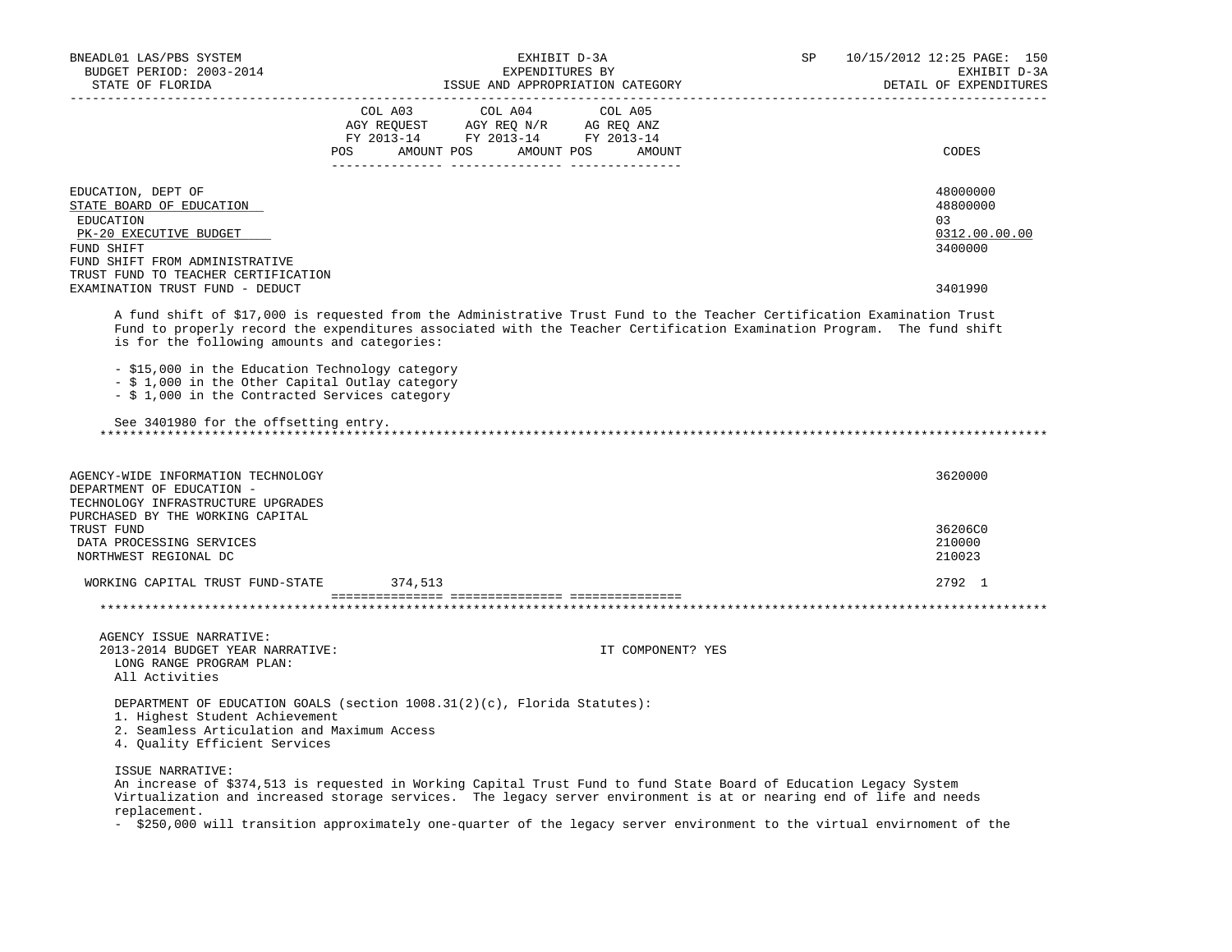| | COL A03 AGY REQUEST FY 2013-14 POS AMOUNT | COL A04 AGY REQ N/R FY 2013-14 POS AMOUNT | COL A05 AG REQ ANZ FY 2013-14 POS AMOUNT | CODES |
|---|---|---|---|---|
| EDUCATION, DEPT OF | | | | 48000000 |
| STATE BOARD OF EDUCATION | | | | 48800000 |
| EDUCATION | | | | 03 |
| PK-20 EXECUTIVE BUDGET | | | | 0312.00.00.00 |
| FUND SHIFT | | | | 3400000 |
| FUND SHIFT FROM ADMINISTRATIVE TRUST FUND TO TEACHER CERTIFICATION EXAMINATION TRUST FUND - DEDUCT | | | | 3401990 |

A fund shift of $17,000 is requested from the Administrative Trust Fund to the Teacher Certification Examination Trust Fund to properly record the expenditures associated with the Teacher Certification Examination Program. The fund shift is for the following amounts and categories:

- $15,000 in the Education Technology category
- $ 1,000 in the Other Capital Outlay category
- $ 1,000 in the Contracted Services category

See 3401980 for the offsetting entry.

| | COL A03 | COL A04 | COL A05 | CODES |
|---|---|---|---|---|
| AGENCY-WIDE INFORMATION TECHNOLOGY | | | | 3620000 |
| DEPARTMENT OF EDUCATION - TECHNOLOGY INFRASTRUCTURE UPGRADES PURCHASED BY THE WORKING CAPITAL TRUST FUND | | | | 36206C0 |
| DATA PROCESSING SERVICES | | | | 210000 |
| NORTHWEST REGIONAL DC | | | | 210023 |
| WORKING CAPITAL TRUST FUND-STATE | 374,513 | | | 2792 1 |

AGENCY ISSUE NARRATIVE:
2013-2014 BUDGET YEAR NARRATIVE: IT COMPONENT? YES
LONG RANGE PROGRAM PLAN:
All Activities

DEPARTMENT OF EDUCATION GOALS (section 1008.31(2)(c), Florida Statutes):
1. Highest Student Achievement
2. Seamless Articulation and Maximum Access
4. Quality Efficient Services

ISSUE NARRATIVE:
An increase of $374,513 is requested in Working Capital Trust Fund to fund State Board of Education Legacy System Virtualization and increased storage services. The legacy server environment is at or nearing end of life and needs replacement.
- $250,000 will transition approximately one-quarter of the legacy server environment to the virtual envirnoment of the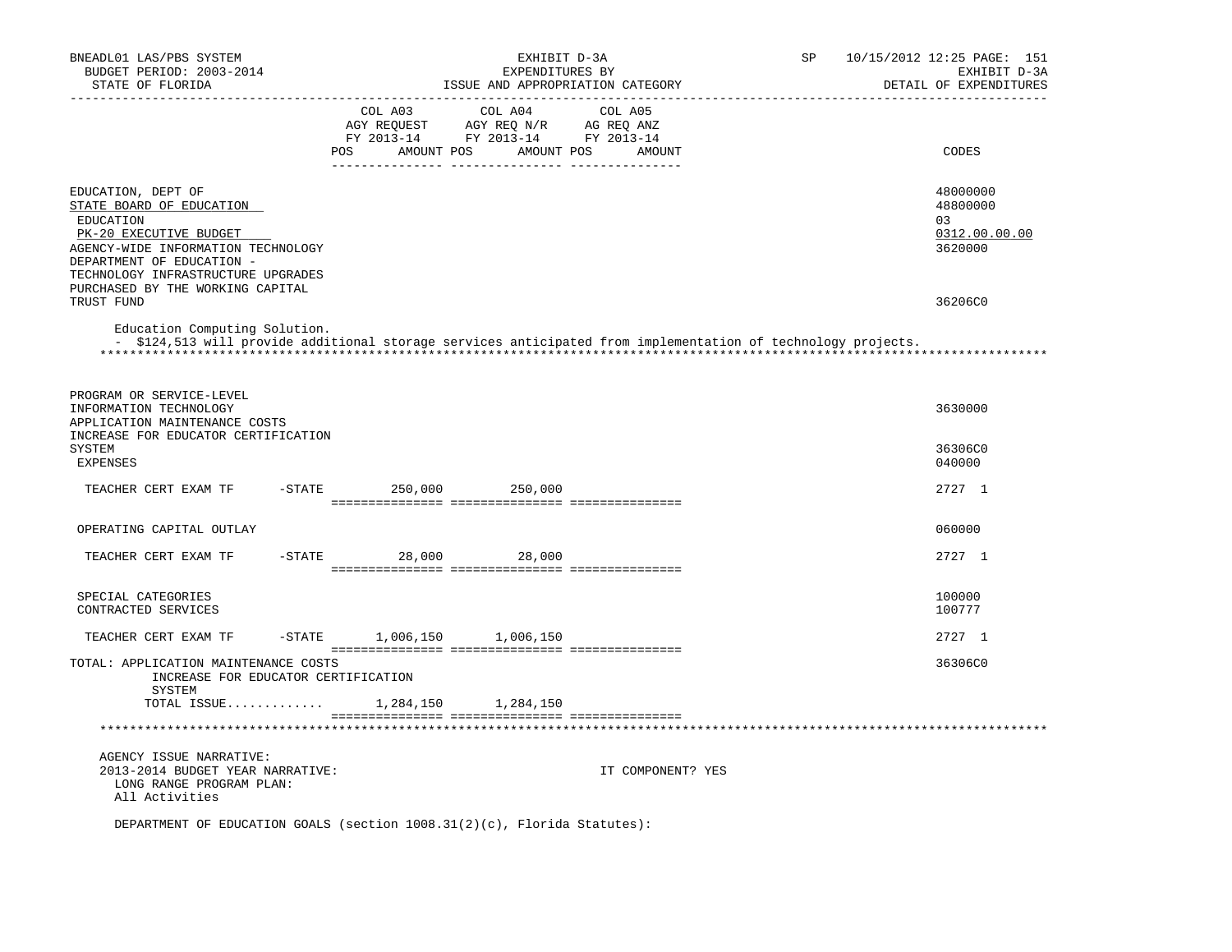| | COL A03 AGY REQUEST FY 2013-14 POS AMOUNT | COL A04 AGY REQ N/R FY 2013-14 POS AMOUNT | COL A05 AG REQ ANZ FY 2013-14 POS AMOUNT | CODES |
|---|---|---|---|---|
| EDUCATION, DEPT OF | | | | 48000000 |
| STATE BOARD OF EDUCATION | | | | 48800000 |
| EDUCATION | | | | 03 |
| PK-20 EXECUTIVE BUDGET | | | | 0312.00.00.00 |
| AGENCY-WIDE INFORMATION TECHNOLOGY | | | | 3620000 |
| DEPARTMENT OF EDUCATION - TECHNOLOGY INFRASTRUCTURE UPGRADES PURCHASED BY THE WORKING CAPITAL TRUST FUND | | | | 36206C0 |

Education Computing Solution.
- $124,513 will provide additional storage services anticipated from implementation of technology projects.

*****

| | COL A03 AGY REQUEST FY 2013-14 POS AMOUNT | COL A04 AGY REQ N/R FY 2013-14 POS AMOUNT | COL A05 AG REQ ANZ FY 2013-14 POS AMOUNT | CODES |
|---|---|---|---|---|
| PROGRAM OR SERVICE-LEVEL INFORMATION TECHNOLOGY | | | | 3630000 |
| APPLICATION MAINTENANCE COSTS INCREASE FOR EDUCATOR CERTIFICATION SYSTEM | | | | 36306C0 |
| EXPENSES | | | | 040000 |
| TEACHER CERT EXAM TF -STATE | 250,000 | 250,000 | | 2727 1 |
| OPERATING CAPITAL OUTLAY | | | | 060000 |
| TEACHER CERT EXAM TF -STATE | 28,000 | 28,000 | | 2727 1 |
| SPECIAL CATEGORIES | | | | 100000 |
| CONTRACTED SERVICES | | | | 100777 |
| TEACHER CERT EXAM TF -STATE | 1,006,150 | 1,006,150 | | 2727 1 |
| TOTAL: APPLICATION MAINTENANCE COSTS INCREASE FOR EDUCATOR CERTIFICATION SYSTEM | | | | 36306C0 |
| TOTAL ISSUE............ | 1,284,150 | 1,284,150 | | |

*****

AGENCY ISSUE NARRATIVE:
2013-2014 BUDGET YEAR NARRATIVE: IT COMPONENT? YES
LONG RANGE PROGRAM PLAN:
All Activities

DEPARTMENT OF EDUCATION GOALS (section 1008.31(2)(c), Florida Statutes):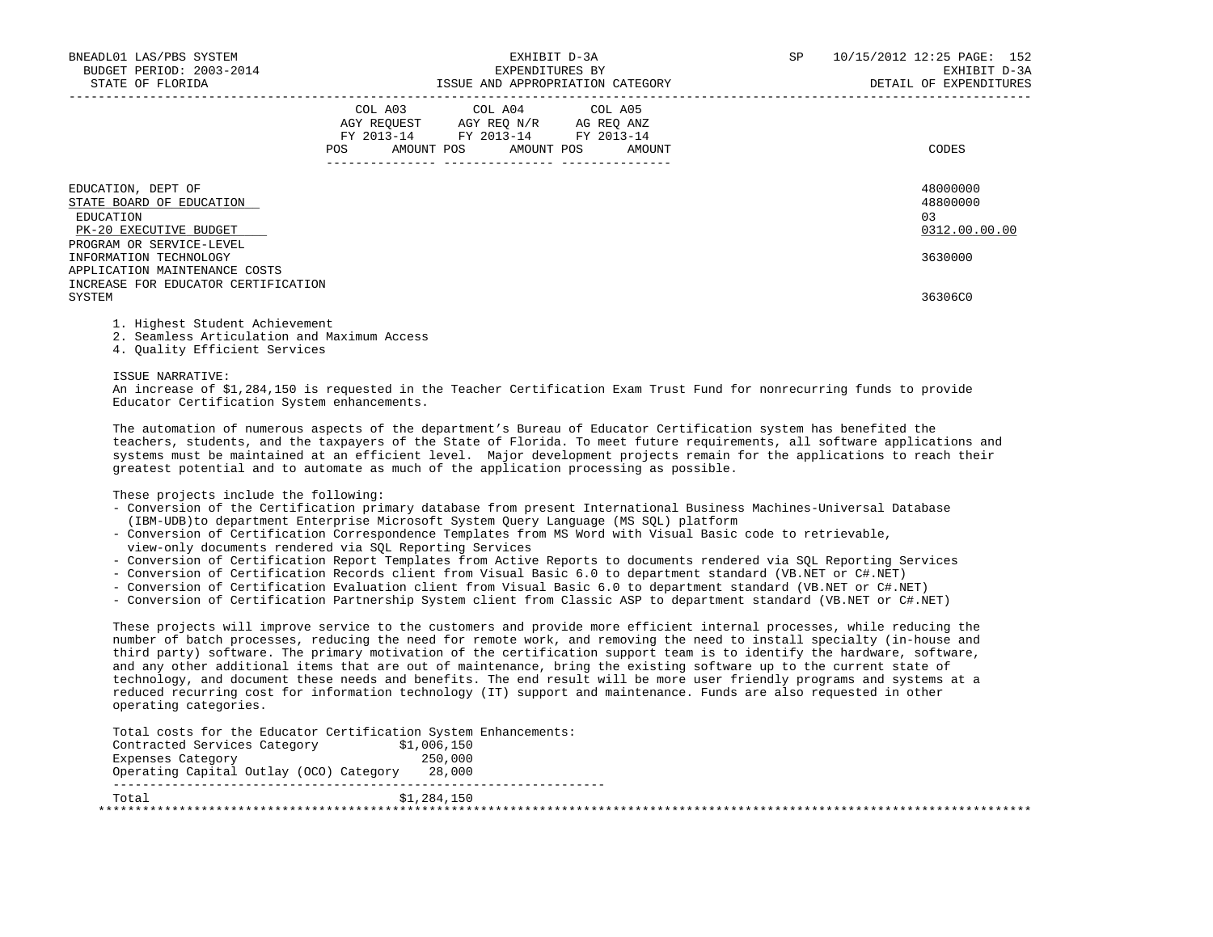| | COL A03 AGY REQUEST FY 2013-14 | | COL A04 AGY REQ N/R FY 2013-14 | | COL A05 AG REQ ANZ FY 2013-14 | | CODES |
|---|---|---|---|---|---|---|---|
| | POS | AMOUNT | POS | AMOUNT | POS | AMOUNT | |
| EDUCATION, DEPT OF | | | | | | | 48000000 |
| STATE BOARD OF EDUCATION | | | | | | | 48800000 |
| EDUCATION | | | | | | | 03 |
| PK-20 EXECUTIVE BUDGET | | | | | | | 0312.00.00.00 |
| PROGRAM OR SERVICE-LEVEL | | | | | | | |
| INFORMATION TECHNOLOGY | | | | | | | 3630000 |
| APPLICATION MAINTENANCE COSTS INCREASE FOR EDUCATOR CERTIFICATION SYSTEM | | | | | | | 36306C0 |

1. Highest Student Achievement
2. Seamless Articulation and Maximum Access
4. Quality Efficient Services

ISSUE NARRATIVE:
An increase of $1,284,150 is requested in the Teacher Certification Exam Trust Fund for nonrecurring funds to provide Educator Certification System enhancements.

The automation of numerous aspects of the department's Bureau of Educator Certification system has benefited the teachers, students, and the taxpayers of the State of Florida. To meet future requirements, all software applications and systems must be maintained at an efficient level. Major development projects remain for the applications to reach their greatest potential and to automate as much of the application processing as possible.

These projects include the following:

- Conversion of the Certification primary database from present International Business Machines-Universal Database (IBM-UDB)to department Enterprise Microsoft System Query Language (MS SQL) platform
- Conversion of Certification Correspondence Templates from MS Word with Visual Basic code to retrievable, view-only documents rendered via SQL Reporting Services
- Conversion of Certification Report Templates from Active Reports to documents rendered via SQL Reporting Services
- Conversion of Certification Records client from Visual Basic 6.0 to department standard (VB.NET or C#.NET)
- Conversion of Certification Evaluation client from Visual Basic 6.0 to department standard (VB.NET or C#.NET)
- Conversion of Certification Partnership System client from Classic ASP to department standard (VB.NET or C#.NET)

These projects will improve service to the customers and provide more efficient internal processes, while reducing the number of batch processes, reducing the need for remote work, and removing the need to install specialty (in-house and third party) software. The primary motivation of the certification support team is to identify the hardware, software, and any other additional items that are out of maintenance, bring the existing software up to the current state of technology, and document these needs and benefits. The end result will be more user friendly programs and systems at a reduced recurring cost for information technology (IT) support and maintenance. Funds are also requested in other operating categories.

Total costs for the Educator Certification System Enhancements:

| Category | Amount |
|---|---|
| Contracted Services Category | $1,006,150 |
| Expenses Category | 250,000 |
| Operating Capital Outlay (OCO) Category | 28,000 |
| Total | $1,284,150 |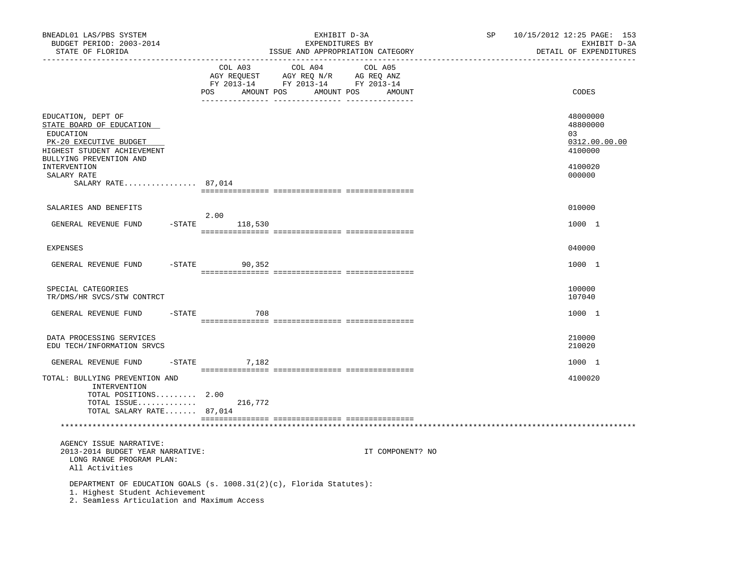| | COL A03 AGY REQUEST FY 2013-14 POS AMOUNT | COL A04 AGY REQ N/R FY 2013-14 POS AMOUNT | COL A05 AG REQ ANZ FY 2013-14 POS AMOUNT | CODES |
|---|---|---|---|---|
| EDUCATION, DEPT OF | | | | 48000000 |
| STATE BOARD OF EDUCATION | | | | 48800000 |
| EDUCATION | | | | 03 |
| PK-20 EXECUTIVE BUDGET | | | | 0312.00.00.00 |
| HIGHEST STUDENT ACHIEVEMENT | | | | 4100000 |
| BULLYING PREVENTION AND INTERVENTION | | | | 4100020 |
| SALARY RATE | | | | 000000 |
| SALARY RATE................ | 87,014 | | | |
| SALARIES AND BENEFITS | | | | 010000 |
| GENERAL REVENUE FUND -STATE | 2.00 118,530 | | | 1000 1 |
| EXPENSES | | | | 040000 |
| GENERAL REVENUE FUND -STATE | 90,352 | | | 1000 1 |
| SPECIAL CATEGORIES | | | | 100000 |
| TR/DMS/HR SVCS/STW CONTRCT | | | | 107040 |
| GENERAL REVENUE FUND -STATE | 708 | | | 1000 1 |
| DATA PROCESSING SERVICES | | | | 210000 |
| EDU TECH/INFORMATION SRVCS | | | | 210020 |
| GENERAL REVENUE FUND -STATE | 7,182 | | | 1000 1 |
| TOTAL: BULLYING PREVENTION AND INTERVENTION | | | | 4100020 |
| TOTAL POSITIONS......... | 2.00 | | | |
| TOTAL ISSUE............. | 216,772 | | | |
| TOTAL SALARY RATE....... | 87,014 | | | |

AGENCY ISSUE NARRATIVE:
2013-2014 BUDGET YEAR NARRATIVE: IT COMPONENT? NO
LONG RANGE PROGRAM PLAN:
All Activities

DEPARTMENT OF EDUCATION GOALS (s. 1008.31(2)(c), Florida Statutes):
1. Highest Student Achievement
2. Seamless Articulation and Maximum Access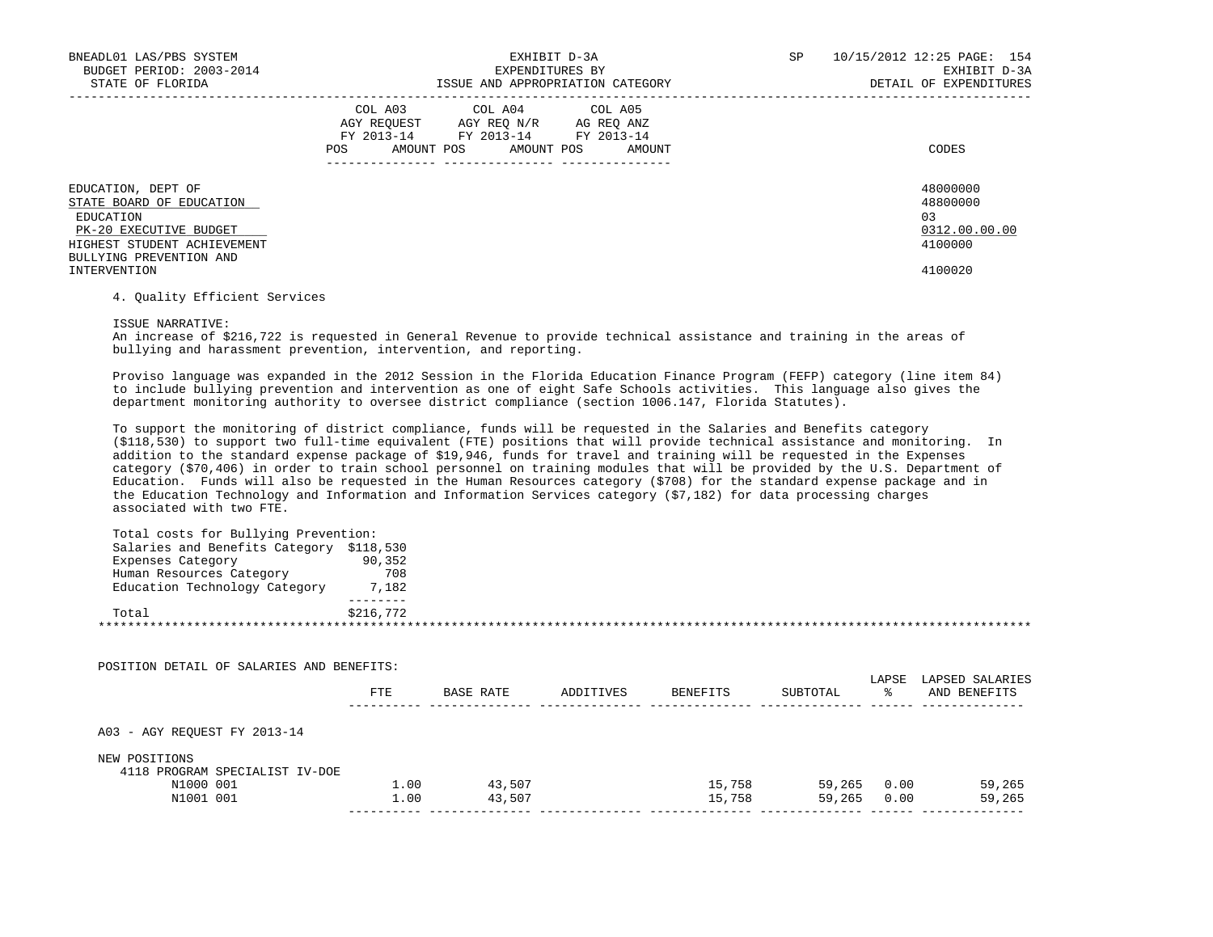| | COL A03 AGY REQUEST FY 2013-14 | | COL A04 AGY REQ N/R FY 2013-14 | | COL A05 AG REQ ANZ FY 2013-14 | | |
|---|---|---|---|---|---|---|---|
| | POS | AMOUNT | POS | AMOUNT | POS | AMOUNT | CODES |

EDUCATION, DEPT OF — 48000000
STATE BOARD OF EDUCATION — 48800000
EDUCATION — 03
PK-20 EXECUTIVE BUDGET — 0312.00.00.00
HIGHEST STUDENT ACHIEVEMENT — 4100000
BULLYING PREVENTION AND INTERVENTION — 4100020

4. Quality Efficient Services

ISSUE NARRATIVE:
An increase of $216,722 is requested in General Revenue to provide technical assistance and training in the areas of bullying and harassment prevention, intervention, and reporting.

Proviso language was expanded in the 2012 Session in the Florida Education Finance Program (FEFP) category (line item 84) to include bullying prevention and intervention as one of eight Safe Schools activities. This language also gives the department monitoring authority to oversee district compliance (section 1006.147, Florida Statutes).

To support the monitoring of district compliance, funds will be requested in the Salaries and Benefits category ($118,530) to support two full-time equivalent (FTE) positions that will provide technical assistance and monitoring. In addition to the standard expense package of $19,946, funds for travel and training will be requested in the Expenses category ($70,406) in order to train school personnel on training modules that will be provided by the U.S. Department of Education. Funds will also be requested in the Human Resources category ($708) for the standard expense package and in the Education Technology and Information and Information Services category ($7,182) for data processing charges associated with two FTE.

Total costs for Bullying Prevention:

| | |
|---|---|
| Salaries and Benefits Category | $118,530 |
| Expenses Category | 90,352 |
| Human Resources Category | 708 |
| Education Technology Category | 7,182 |
| Total | $216,772 |

POSITION DETAIL OF SALARIES AND BENEFITS:

| | FTE | BASE RATE | ADDITIVES | BENEFITS | SUBTOTAL | LAPSE % | LAPSED SALARIES AND BENEFITS |
|---|---|---|---|---|---|---|---|
| A03 - AGY REQUEST FY 2013-14 | | | | | | | |
| NEW POSITIONS | | | | | | | |
| 4118 PROGRAM SPECIALIST IV-DOE | | | | | | | |
| N1000 001 | 1.00 | 43,507 | | 15,758 | 59,265 | 0.00 | 59,265 |
| N1001 001 | 1.00 | 43,507 | | 15,758 | 59,265 | 0.00 | 59,265 |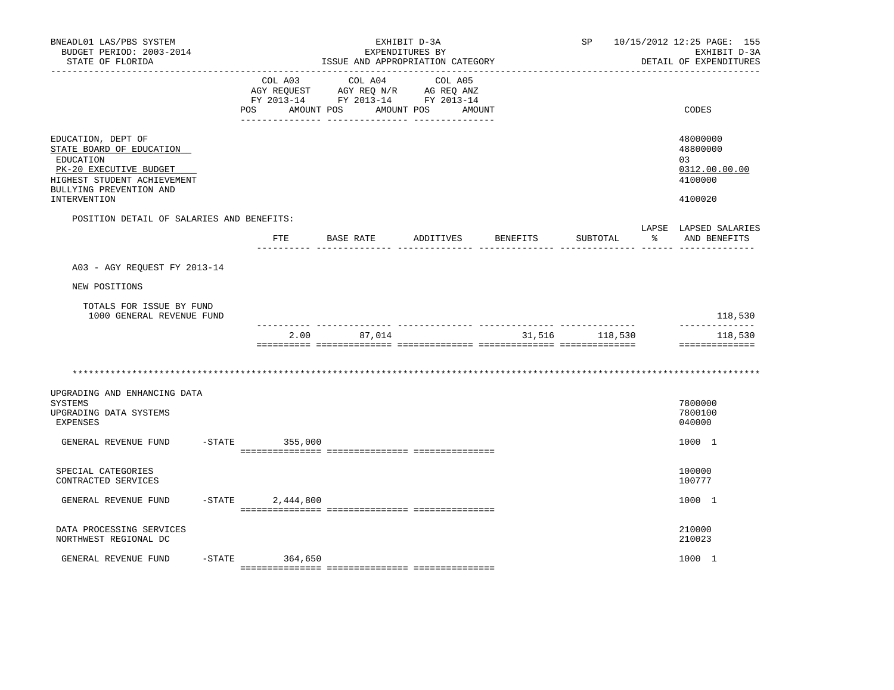BNEADL01 LAS/PBS SYSTEM — EXHIBIT D-3A — SP 10/15/2012 12:25
BUDGET PERIOD: 2003-2014 — EXPENDITURES BY — EXHIBIT D-3A
STATE OF FLORIDA — ISSUE AND APPROPRIATION CATEGORY — DETAIL OF EXPENDITURES

| | COL A03 AGY REQUEST FY 2013-14 POS AMOUNT | COL A04 AGY REQ N/R FY 2013-14 POS AMOUNT | COL A05 AG REQ ANZ FY 2013-14 POS AMOUNT | CODES |
|---|---|---|---|---|
| EDUCATION, DEPT OF | | | | 48000000 |
| STATE BOARD OF EDUCATION | | | | 48800000 |
| EDUCATION | | | | 03 |
| PK-20 EXECUTIVE BUDGET | | | | 0312.00.00.00 |
| HIGHEST STUDENT ACHIEVEMENT | | | | 4100000 |
| BULLYING PREVENTION AND INTERVENTION | | | | 4100020 |

POSITION DETAIL OF SALARIES AND BENEFITS:

| | FTE | BASE RATE | ADDITIVES | BENEFITS | SUBTOTAL | LAPSE % | LAPSED SALARIES AND BENEFITS |
|---|---|---|---|---|---|---|---|
| A03 - AGY REQUEST FY 2013-14 | | | | | | | |
| NEW POSITIONS | | | | | | | |
| TOTALS FOR ISSUE BY FUND | | | | | | | |
| 1000 GENERAL REVENUE FUND | | | | | | | 118,530 |
| | 2.00 | 87,014 | | 31,516 | 118,530 | | 118,530 |

\*\*\*\*\*\*\*\*\*\*\*\*\*\*\*\*\*\*\*\*\*\*\*\*\*\*\*\*\*\*\*\*\*\*\*\*\*\*\*\*\*\*\*\*\*\*\*\*\*\*\*\*\*\*\*\*\*\*\*\*\*\*\*\*\*\*\*\*\*\*\*\*\*\*\*\*\*\*\*\*\*\*\*\*\*\*\*\*\*\*\*\*\*\*\*\*\*\*\*\*\*\*\*\*\*\*

| | COL A03 | COL A04 | COL A05 | CODES |
|---|---|---|---|---|
| UPGRADING AND ENHANCING DATA SYSTEMS | | | | 7800000 |
| UPGRADING DATA SYSTEMS | | | | 7800100 |
| EXPENSES | | | | 040000 |
| GENERAL REVENUE FUND -STATE | 355,000 | | | 1000 1 |
| SPECIAL CATEGORIES | | | | 100000 |
| CONTRACTED SERVICES | | | | 100777 |
| GENERAL REVENUE FUND -STATE | 2,444,800 | | | 1000 1 |
| DATA PROCESSING SERVICES | | | | 210000 |
| NORTHWEST REGIONAL DC | | | | 210023 |
| GENERAL REVENUE FUND -STATE | 364,650 | | | 1000 1 |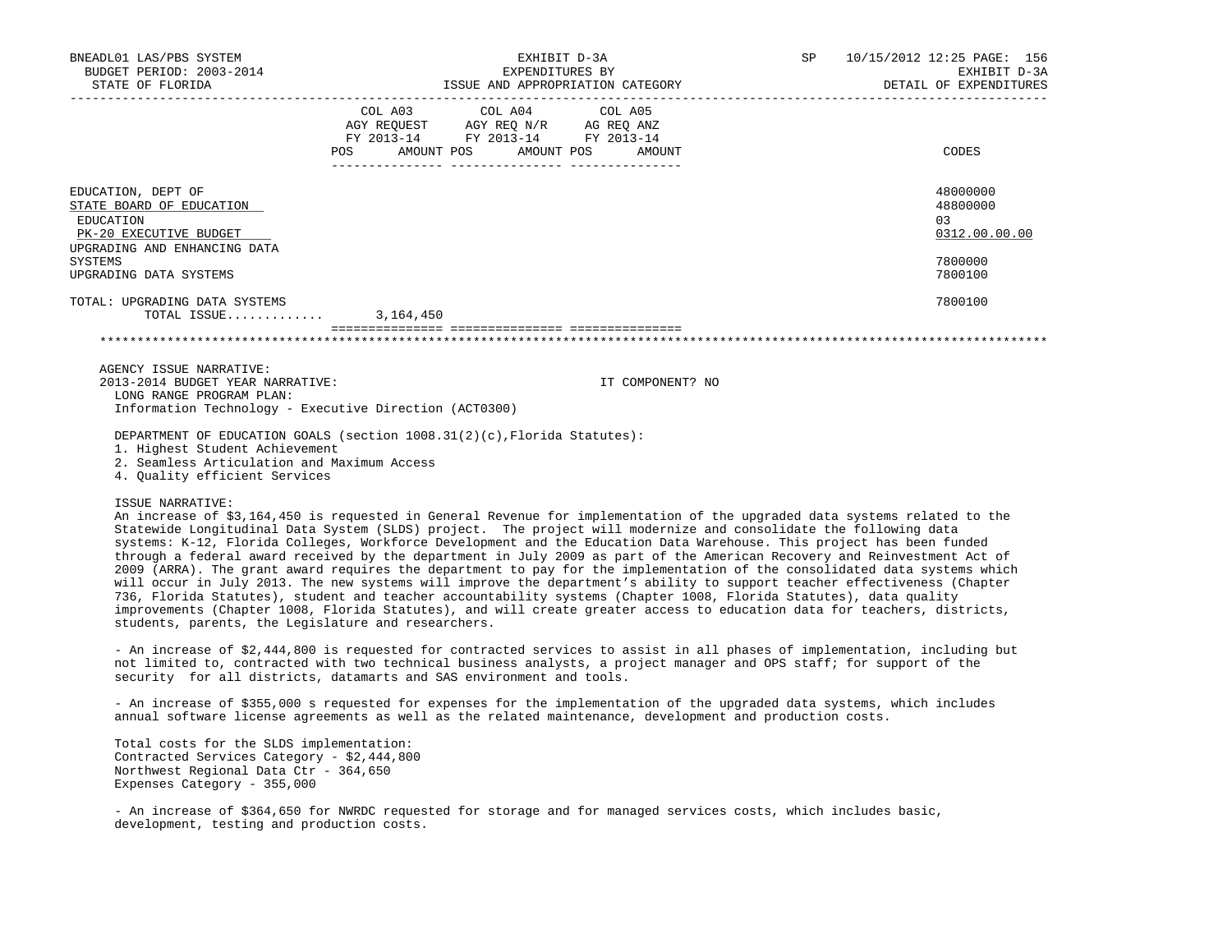| | COL A03 AGY REQUEST FY 2013-14 POS AMOUNT | COL A04 AGY REQ N/R FY 2013-14 POS AMOUNT | COL A05 AG REQ ANZ FY 2013-14 POS AMOUNT | CODES |
|---|---|---|---|---|
| EDUCATION, DEPT OF | | | | 48000000 |
| STATE BOARD OF EDUCATION | | | | 48800000 |
| EDUCATION | | | | 03 |
| PK-20 EXECUTIVE BUDGET | | | | 0312.00.00.00 |
| UPGRADING AND ENHANCING DATA SYSTEMS | | | | 7800000 |
| UPGRADING DATA SYSTEMS | | | | 7800100 |
| TOTAL: UPGRADING DATA SYSTEMS | | | | 7800100 |
| TOTAL ISSUE............ | 3,164,450 | | | |

AGENCY ISSUE NARRATIVE:
2013-2014 BUDGET YEAR NARRATIVE: IT COMPONENT? NO

LONG RANGE PROGRAM PLAN:
Information Technology - Executive Direction (ACT0300)

DEPARTMENT OF EDUCATION GOALS (section 1008.31(2)(c),Florida Statutes):
1. Highest Student Achievement
2. Seamless Articulation and Maximum Access
4. Quality efficient Services

ISSUE NARRATIVE:
An increase of $3,164,450 is requested in General Revenue for implementation of the upgraded data systems related to the Statewide Longitudinal Data System (SLDS) project. The project will modernize and consolidate the following data systems: K-12, Florida Colleges, Workforce Development and the Education Data Warehouse. This project has been funded through a federal award received by the department in July 2009 as part of the American Recovery and Reinvestment Act of 2009 (ARRA). The grant award requires the department to pay for the implementation of the consolidated data systems which will occur in July 2013. The new systems will improve the department's ability to support teacher effectiveness (Chapter 736, Florida Statutes), student and teacher accountability systems (Chapter 1008, Florida Statutes), data quality improvements (Chapter 1008, Florida Statutes), and will create greater access to education data for teachers, districts, students, parents, the Legislature and researchers.

- An increase of $2,444,800 is requested for contracted services to assist in all phases of implementation, including but not limited to, contracted with two technical business analysts, a project manager and OPS staff; for support of the security for all districts, datamarts and SAS environment and tools.

- An increase of $355,000 s requested for expenses for the implementation of the upgraded data systems, which includes annual software license agreements as well as the related maintenance, development and production costs.

Total costs for the SLDS implementation:
Contracted Services Category - $2,444,800
Northwest Regional Data Ctr - 364,650
Expenses Category - 355,000

- An increase of $364,650 for NWRDC requested for storage and for managed services costs, which includes basic, development, testing and production costs.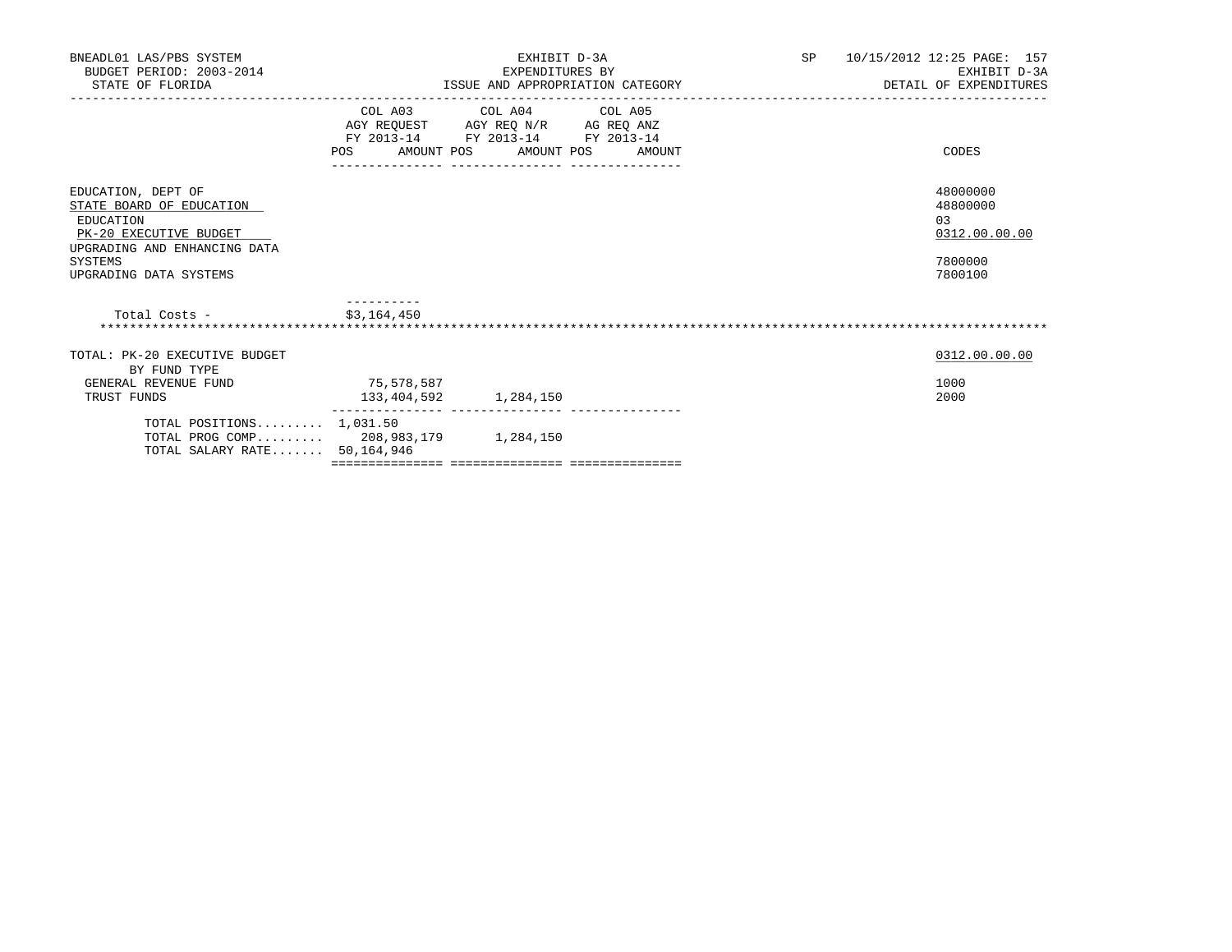BNEADL01 LAS/PBS SYSTEM
BUDGET PERIOD: 2003-2014
STATE OF FLORIDA

EXHIBIT D-3A
EXPENDITURES BY
ISSUE AND APPROPRIATION CATEGORY

SP 10/15/2012 12:25
EXHIBIT D-3A
DETAIL OF EXPENDITURES

| | COL A03 AGY REQUEST FY 2013-14 POS AMOUNT | COL A04 AGY REQ N/R FY 2013-14 POS AMOUNT | COL A05 AG REQ ANZ FY 2013-14 POS AMOUNT | CODES |
|---|---|---|---|---|
| EDUCATION, DEPT OF | | | | 48000000 |
| STATE BOARD OF EDUCATION | | | | 48800000 |
| EDUCATION | | | | 03 |
| PK-20 EXECUTIVE BUDGET | | | | 0312.00.00.00 |
| UPGRADING AND ENHANCING DATA SYSTEMS | | | | 7800000 |
| UPGRADING DATA SYSTEMS | | | | 7800100 |
| Total Costs - | $3,164,450 | | | |
| TOTAL: PK-20 EXECUTIVE BUDGET | | | | 0312.00.00.00 |
| BY FUND TYPE | | | | |
| GENERAL REVENUE FUND | 75,578,587 | | | 1000 |
| TRUST FUNDS | 133,404,592 | 1,284,150 | | 2000 |
| TOTAL POSITIONS......... | 1,031.50 | | | |
| TOTAL PROG COMP......... | 208,983,179 | 1,284,150 | | |
| TOTAL SALARY RATE....... | 50,164,946 | | | |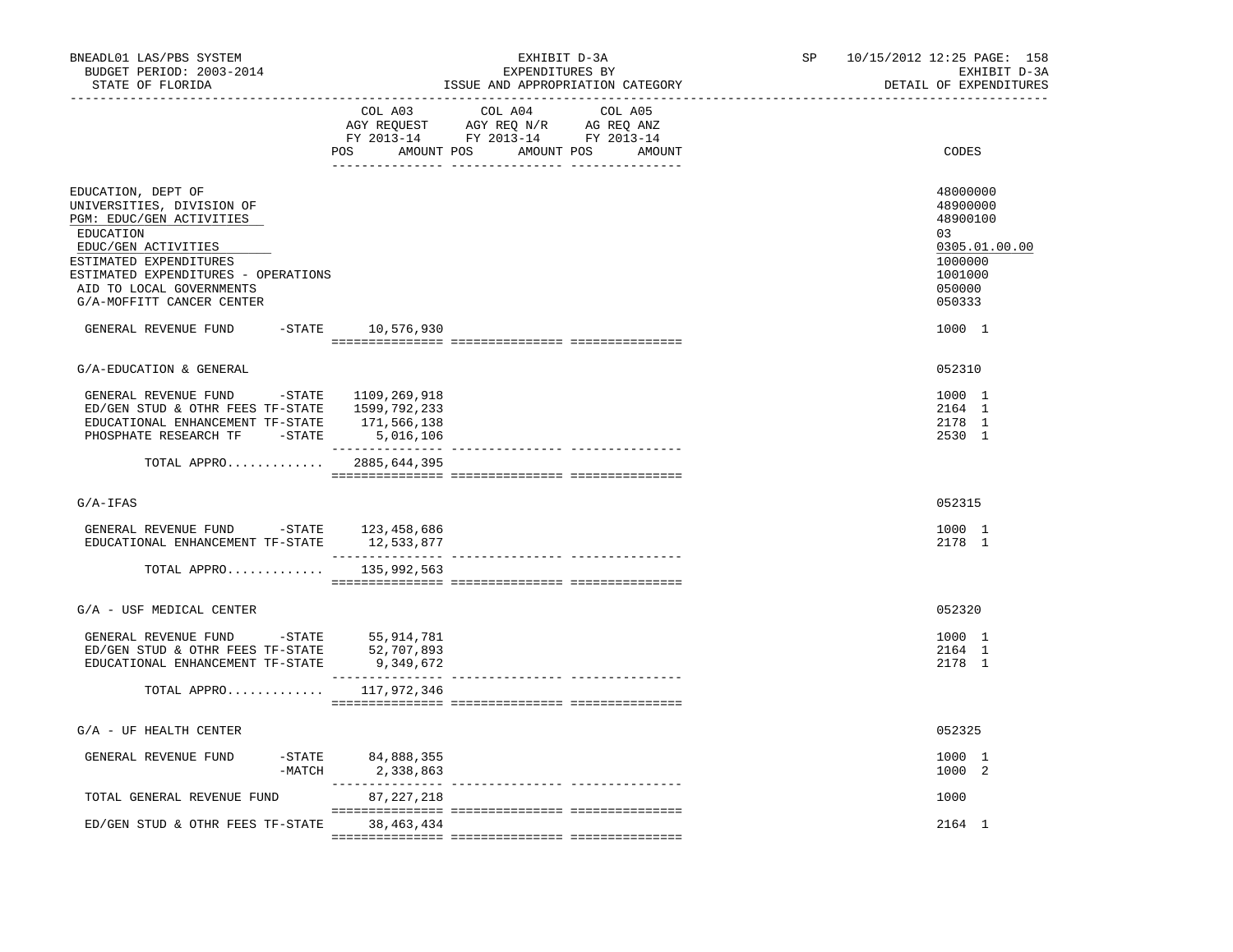BNEADL01 LAS/PBS SYSTEM — EXHIBIT D-3A — SP 10/15/2012 12:25

BUDGET PERIOD: 2003-2014 — EXPENDITURES BY — EXHIBIT D-3A

STATE OF FLORIDA — ISSUE AND APPROPRIATION CATEGORY — DETAIL OF EXPENDITURES

| | COL A03 AGY REQUEST FY 2013-14 POS AMOUNT | COL A04 AGY REQ N/R FY 2013-14 POS AMOUNT | COL A05 AG REQ ANZ FY 2013-14 POS AMOUNT | CODES |
|---|---|---|---|---|
| EDUCATION, DEPT OF | | | | 48000000 |
| UNIVERSITIES, DIVISION OF | | | | 48900000 |
| PGM: EDUC/GEN ACTIVITIES | | | | 48900100 |
| EDUCATION | | | | 03 |
| EDUC/GEN ACTIVITIES | | | | 0305.01.00.00 |
| ESTIMATED EXPENDITURES | | | | 1000000 |
| ESTIMATED EXPENDITURES - OPERATIONS | | | | 1001000 |
| AID TO LOCAL GOVERNMENTS | | | | 050000 |
| G/A-MOFFITT CANCER CENTER | | | | 050333 |
| GENERAL REVENUE FUND -STATE | 10,576,930 | | | 1000 1 |
| G/A-EDUCATION & GENERAL | | | | 052310 |
| GENERAL REVENUE FUND -STATE | 1109,269,918 | | | 1000 1 |
| ED/GEN STUD & OTHR FEES TF-STATE | 1599,792,233 | | | 2164 1 |
| EDUCATIONAL ENHANCEMENT TF-STATE | 171,566,138 | | | 2178 1 |
| PHOSPHATE RESEARCH TF -STATE | 5,016,106 | | | 2530 1 |
| TOTAL APPRO............ | 2885,644,395 | | | |
| G/A-IFAS | | | | 052315 |
| GENERAL REVENUE FUND -STATE | 123,458,686 | | | 1000 1 |
| EDUCATIONAL ENHANCEMENT TF-STATE | 12,533,877 | | | 2178 1 |
| TOTAL APPRO............ | 135,992,563 | | | |
| G/A - USF MEDICAL CENTER | | | | 052320 |
| GENERAL REVENUE FUND -STATE | 55,914,781 | | | 1000 1 |
| ED/GEN STUD & OTHR FEES TF-STATE | 52,707,893 | | | 2164 1 |
| EDUCATIONAL ENHANCEMENT TF-STATE | 9,349,672 | | | 2178 1 |
| TOTAL APPRO............ | 117,972,346 | | | |
| G/A - UF HEALTH CENTER | | | | 052325 |
| GENERAL REVENUE FUND -STATE | 84,888,355 | | | 1000 1 |
| -MATCH | 2,338,863 | | | 1000 2 |
| TOTAL GENERAL REVENUE FUND | 87,227,218 | | | 1000 |
| ED/GEN STUD & OTHR FEES TF-STATE | 38,463,434 | | | 2164 1 |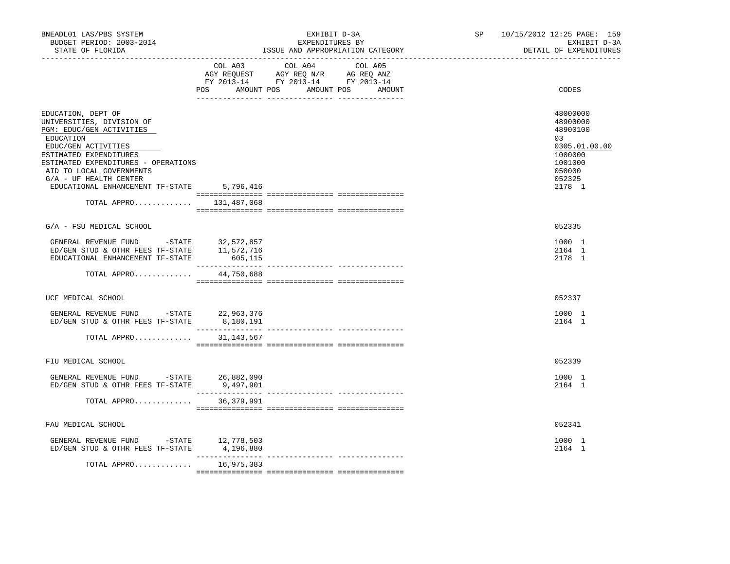BNEADL01 LAS/PBS SYSTEM | EXHIBIT D-3A | SP 10/15/2012 12:25 PAGE: 159
BUDGET PERIOD: 2003-2014 | EXPENDITURES BY | EXHIBIT D-3A
STATE OF FLORIDA | ISSUE AND APPROPRIATION CATEGORY | DETAIL OF EXPENDITURES

| | COL A03 AGY REQUEST FY 2013-14 POS AMOUNT | COL A04 AGY REQ N/R FY 2013-14 POS AMOUNT | COL A05 AG REQ ANZ FY 2013-14 POS AMOUNT | CODES |
|---|---|---|---|---|
| EDUCATION, DEPT OF | | | | 48000000 |
| UNIVERSITIES, DIVISION OF | | | | 48900000 |
| PGM: EDUC/GEN ACTIVITIES | | | | 48900100 |
| EDUCATION | | | | 03 |
| EDUC/GEN ACTIVITIES | | | | 0305.01.00.00 |
| ESTIMATED EXPENDITURES | | | | 1000000 |
| ESTIMATED EXPENDITURES - OPERATIONS | | | | 1001000 |
| AID TO LOCAL GOVERNMENTS | | | | 050000 |
| G/A - UF HEALTH CENTER | | | | 052325 |
| EDUCATIONAL ENHANCEMENT TF-STATE | 5,796,416 | | | 2178 1 |
| TOTAL APPRO............ | 131,487,068 | | | |
| G/A - FSU MEDICAL SCHOOL | | | | 052335 |
| GENERAL REVENUE FUND -STATE | 32,572,857 | | | 1000 1 |
| ED/GEN STUD & OTHR FEES TF-STATE | 11,572,716 | | | 2164 1 |
| EDUCATIONAL ENHANCEMENT TF-STATE | 605,115 | | | 2178 1 |
| TOTAL APPRO............ | 44,750,688 | | | |
| UCF MEDICAL SCHOOL | | | | 052337 |
| GENERAL REVENUE FUND -STATE | 22,963,376 | | | 1000 1 |
| ED/GEN STUD & OTHR FEES TF-STATE | 8,180,191 | | | 2164 1 |
| TOTAL APPRO............ | 31,143,567 | | | |
| FIU MEDICAL SCHOOL | | | | 052339 |
| GENERAL REVENUE FUND -STATE | 26,882,090 | | | 1000 1 |
| ED/GEN STUD & OTHR FEES TF-STATE | 9,497,901 | | | 2164 1 |
| TOTAL APPRO............ | 36,379,991 | | | |
| FAU MEDICAL SCHOOL | | | | 052341 |
| GENERAL REVENUE FUND -STATE | 12,778,503 | | | 1000 1 |
| ED/GEN STUD & OTHR FEES TF-STATE | 4,196,880 | | | 2164 1 |
| TOTAL APPRO............ | 16,975,383 | | | |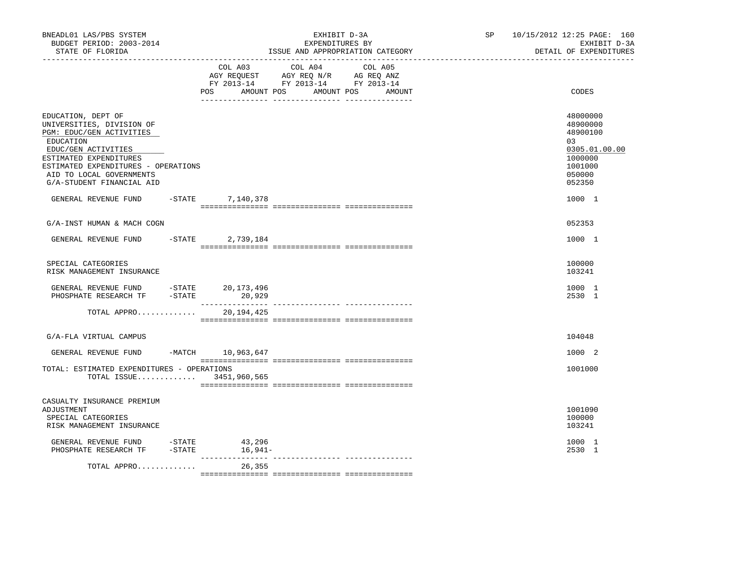BNEADL01 LAS/PBS SYSTEM — EXHIBIT D-3A — EXPENDITURES BY ISSUE AND APPROPRIATION CATEGORY
BUDGET PERIOD: 2003-2014 — STATE OF FLORIDA — SP 10/15/2012 12:25 — EXHIBIT D-3A DETAIL OF EXPENDITURES

| | COL A03 AGY REQUEST FY 2013-14 POS AMOUNT | COL A04 AGY REQ N/R FY 2013-14 POS AMOUNT | COL A05 AG REQ ANZ FY 2013-14 POS AMOUNT | CODES |
|---|---|---|---|---|
| EDUCATION, DEPT OF | | | | 48000000 |
| UNIVERSITIES, DIVISION OF | | | | 48900000 |
| PGM: EDUC/GEN ACTIVITIES | | | | 48900100 |
| EDUCATION | | | | 03 |
| EDUC/GEN ACTIVITIES | | | | 0305.01.00.00 |
| ESTIMATED EXPENDITURES | | | | 1000000 |
| ESTIMATED EXPENDITURES - OPERATIONS | | | | 1001000 |
| AID TO LOCAL GOVERNMENTS | | | | 050000 |
| G/A-STUDENT FINANCIAL AID | | | | 052350 |
| GENERAL REVENUE FUND -STATE | 7,140,378 | | | 1000 1 |
| G/A-INST HUMAN & MACH COGN | | | | 052353 |
| GENERAL REVENUE FUND -STATE | 2,739,184 | | | 1000 1 |
| SPECIAL CATEGORIES | | | | 100000 |
| RISK MANAGEMENT INSURANCE | | | | 103241 |
| GENERAL REVENUE FUND -STATE | 20,173,496 | | | 1000 1 |
| PHOSPHATE RESEARCH TF -STATE | 20,929 | | | 2530 1 |
| TOTAL APPRO............ | 20,194,425 | | | |
| G/A-FLA VIRTUAL CAMPUS | | | | 104048 |
| GENERAL REVENUE FUND -MATCH | 10,963,647 | | | 1000 2 |
| TOTAL: ESTIMATED EXPENDITURES - OPERATIONS | | | | 1001000 |
| TOTAL ISSUE............ | 3451,960,565 | | | |
| CASUALTY INSURANCE PREMIUM ADJUSTMENT | | | | 1001090 |
| SPECIAL CATEGORIES | | | | 100000 |
| RISK MANAGEMENT INSURANCE | | | | 103241 |
| GENERAL REVENUE FUND -STATE | 43,296 | | | 1000 1 |
| PHOSPHATE RESEARCH TF -STATE | 16,941- | | | 2530 1 |
| TOTAL APPRO............ | 26,355 | | | |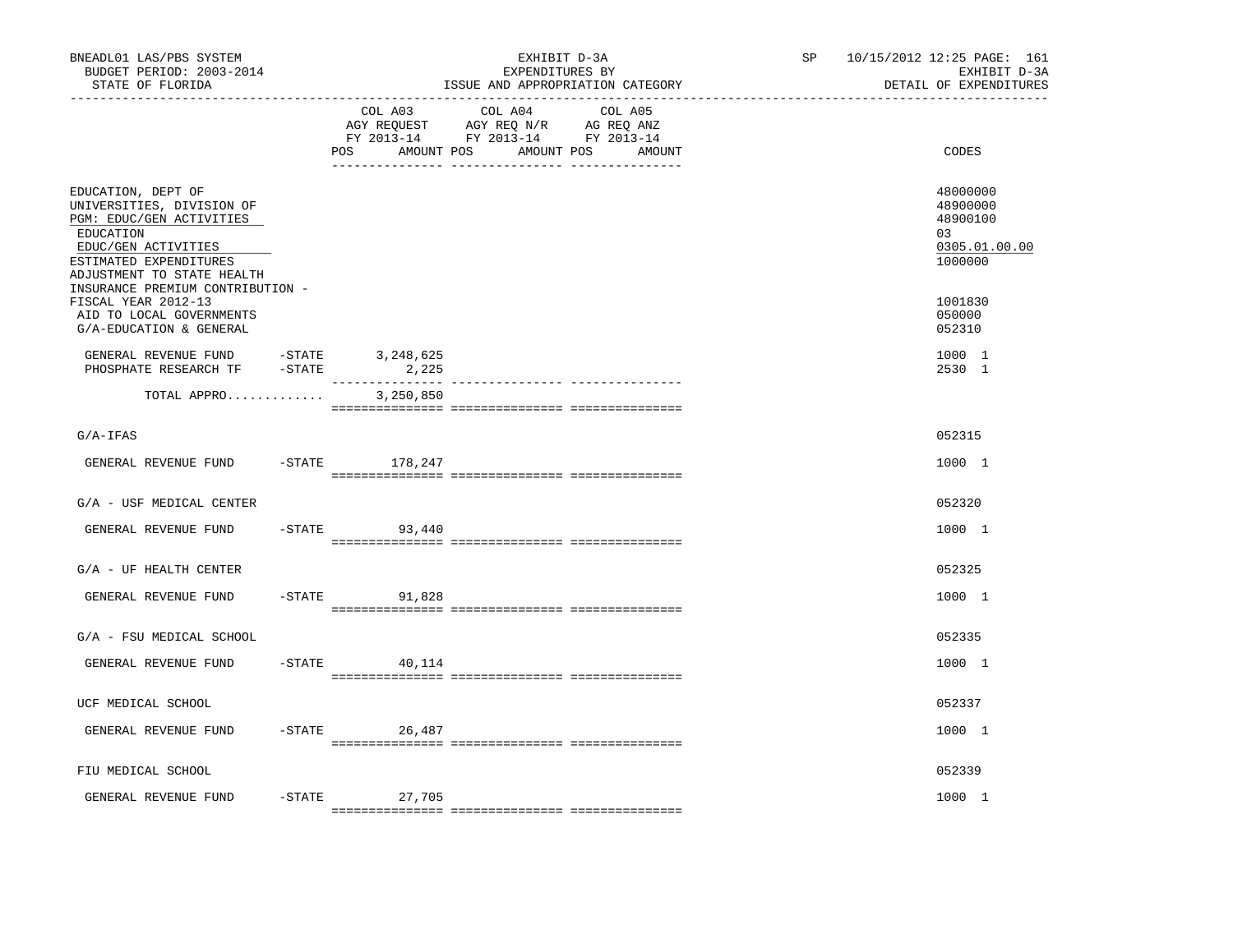BNEADL01 LAS/PBS SYSTEM
BUDGET PERIOD: 2003-2014
STATE OF FLORIDA

EXHIBIT D-3A
EXPENDITURES BY
ISSUE AND APPROPRIATION CATEGORY

SP 10/15/2012 12:25 PAGE: 161
EXHIBIT D-3A
DETAIL OF EXPENDITURES

| | COL A03 AGY REQUEST FY 2013-14 POS AMOUNT | COL A04 AGY REQ N/R FY 2013-14 POS AMOUNT | COL A05 AG REQ ANZ FY 2013-14 POS AMOUNT | CODES |
|---|---|---|---|---|
| EDUCATION, DEPT OF | | | | 48000000 |
| UNIVERSITIES, DIVISION OF | | | | 48900000 |
| PGM: EDUC/GEN ACTIVITIES | | | | 48900100 |
| EDUCATION | | | | 03 |
| EDUC/GEN ACTIVITIES | | | | 0305.01.00.00 |
| ESTIMATED EXPENDITURES | | | | 1000000 |
| ADJUSTMENT TO STATE HEALTH INSURANCE PREMIUM CONTRIBUTION - FISCAL YEAR 2012-13 | | | | 1001830 |
| AID TO LOCAL GOVERNMENTS | | | | 050000 |
| G/A-EDUCATION & GENERAL | | | | 052310 |
| GENERAL REVENUE FUND -STATE | 3,248,625 | | | 1000 1 |
| PHOSPHATE RESEARCH TF -STATE | 2,225 | | | 2530 1 |
| TOTAL APPRO............ | 3,250,850 | | | |
| G/A-IFAS | | | | 052315 |
| GENERAL REVENUE FUND -STATE | 178,247 | | | 1000 1 |
| G/A - USF MEDICAL CENTER | | | | 052320 |
| GENERAL REVENUE FUND -STATE | 93,440 | | | 1000 1 |
| G/A - UF HEALTH CENTER | | | | 052325 |
| GENERAL REVENUE FUND -STATE | 91,828 | | | 1000 1 |
| G/A - FSU MEDICAL SCHOOL | | | | 052335 |
| GENERAL REVENUE FUND -STATE | 40,114 | | | 1000 1 |
| UCF MEDICAL SCHOOL | | | | 052337 |
| GENERAL REVENUE FUND -STATE | 26,487 | | | 1000 1 |
| FIU MEDICAL SCHOOL | | | | 052339 |
| GENERAL REVENUE FUND -STATE | 27,705 | | | 1000 1 |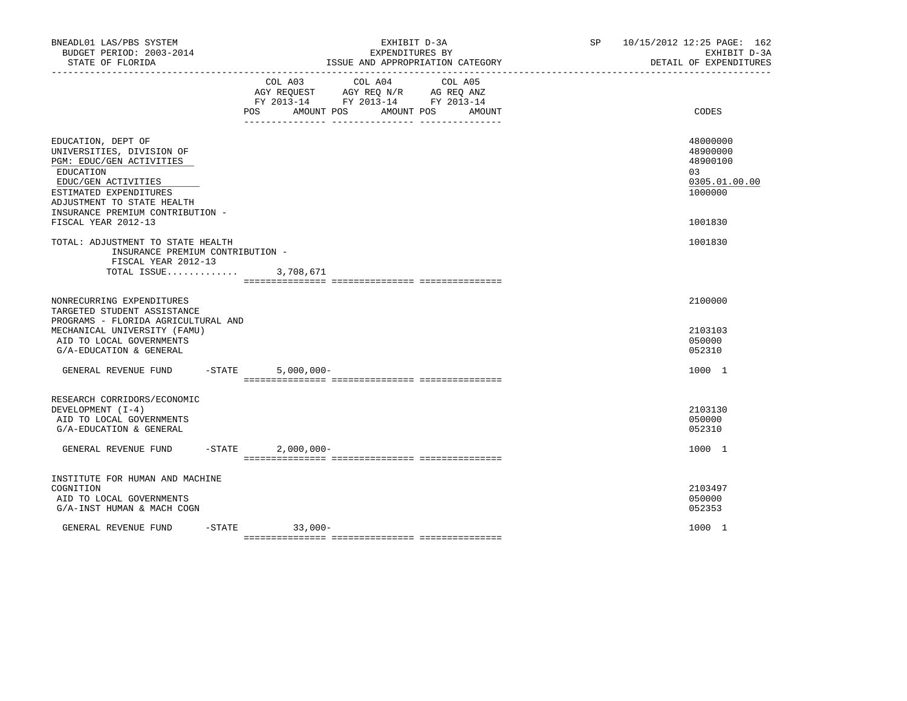BNEADL01 LAS/PBS SYSTEM
BUDGET PERIOD: 2003-2014
STATE OF FLORIDA

EXHIBIT D-3A
EXPENDITURES BY
ISSUE AND APPROPRIATION CATEGORY

SP 10/15/2012 12:25
EXHIBIT D-3A
DETAIL OF EXPENDITURES

| | COL A03 AGY REQUEST FY 2013-14 POS AMOUNT | COL A04 AGY REQ N/R FY 2013-14 POS AMOUNT | COL A05 AG REQ ANZ FY 2013-14 POS AMOUNT | CODES |
|---|---|---|---|---|
| EDUCATION, DEPT OF | | | | 48000000 |
| UNIVERSITIES, DIVISION OF | | | | 48900000 |
| PGM: EDUC/GEN ACTIVITIES | | | | 48900100 |
| EDUCATION | | | | 03 |
| EDUC/GEN ACTIVITIES | | | | 0305.01.00.00 |
| ESTIMATED EXPENDITURES | | | | 1000000 |
| ADJUSTMENT TO STATE HEALTH INSURANCE PREMIUM CONTRIBUTION - FISCAL YEAR 2012-13 | | | | 1001830 |
| TOTAL: ADJUSTMENT TO STATE HEALTH INSURANCE PREMIUM CONTRIBUTION - FISCAL YEAR 2012-13 | | | | 1001830 |
| TOTAL ISSUE............. | 3,708,671 | | | |
| NONRECURRING EXPENDITURES | | | | 2100000 |
| TARGETED STUDENT ASSISTANCE PROGRAMS - FLORIDA AGRICULTURAL AND MECHANICAL UNIVERSITY (FAMU) | | | | 2103103 |
| AID TO LOCAL GOVERNMENTS | | | | 050000 |
| G/A-EDUCATION & GENERAL | | | | 052310 |
| GENERAL REVENUE FUND -STATE | 5,000,000- | | | 1000 1 |
| RESEARCH CORRIDORS/ECONOMIC DEVELOPMENT (I-4) | | | | 2103130 |
| AID TO LOCAL GOVERNMENTS | | | | 050000 |
| G/A-EDUCATION & GENERAL | | | | 052310 |
| GENERAL REVENUE FUND -STATE | 2,000,000- | | | 1000 1 |
| INSTITUTE FOR HUMAN AND MACHINE COGNITION | | | | 2103497 |
| AID TO LOCAL GOVERNMENTS | | | | 050000 |
| G/A-INST HUMAN & MACH COGN | | | | 052353 |
| GENERAL REVENUE FUND -STATE | 33,000- | | | 1000 1 |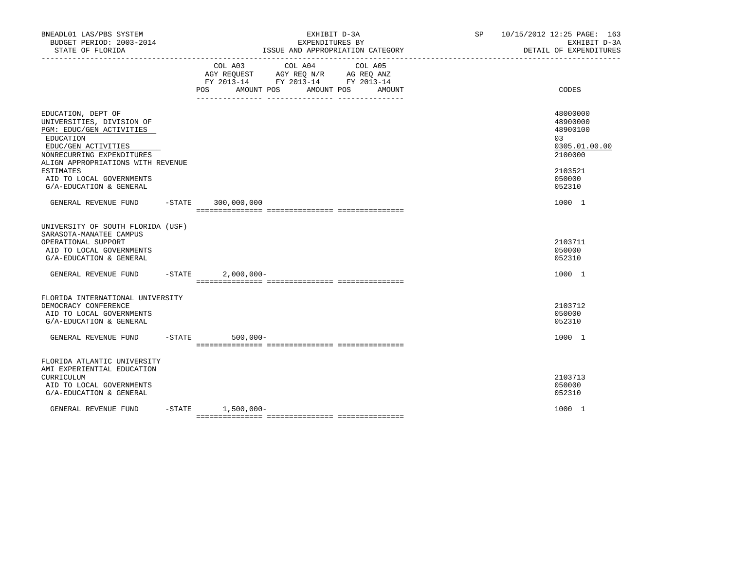| | COL A03 AGY REQUEST FY 2013-14 POS AMOUNT | COL A04 AGY REQ N/R FY 2013-14 POS AMOUNT | COL A05 AG REQ ANZ FY 2013-14 POS AMOUNT | CODES |
|---|---|---|---|---|
| EDUCATION, DEPT OF | | | | 48000000 |
| UNIVERSITIES, DIVISION OF | | | | 48900000 |
| PGM: EDUC/GEN ACTIVITIES | | | | 48900100 |
| EDUCATION | | | | 03 |
| EDUC/GEN ACTIVITIES | | | | 0305.01.00.00 |
| NONRECURRING EXPENDITURES | | | | 2100000 |
| ALIGN APPROPRIATIONS WITH REVENUE ESTIMATES | | | | 2103521 |
| AID TO LOCAL GOVERNMENTS | | | | 050000 |
| G/A-EDUCATION & GENERAL | | | | 052310 |
| GENERAL REVENUE FUND -STATE | 300,000,000 | | | 1000 1 |
| UNIVERSITY OF SOUTH FLORIDA (USF) SARASOTA-MANATEE CAMPUS OPERATIONAL SUPPORT | | | | 2103711 |
| AID TO LOCAL GOVERNMENTS | | | | 050000 |
| G/A-EDUCATION & GENERAL | | | | 052310 |
| GENERAL REVENUE FUND -STATE | 2,000,000- | | | 1000 1 |
| FLORIDA INTERNATIONAL UNIVERSITY DEMOCRACY CONFERENCE | | | | 2103712 |
| AID TO LOCAL GOVERNMENTS | | | | 050000 |
| G/A-EDUCATION & GENERAL | | | | 052310 |
| GENERAL REVENUE FUND -STATE | 500,000- | | | 1000 1 |
| FLORIDA ATLANTIC UNIVERSITY AMI EXPERIENTIAL EDUCATION CURRICULUM | | | | 2103713 |
| AID TO LOCAL GOVERNMENTS | | | | 050000 |
| G/A-EDUCATION & GENERAL | | | | 052310 |
| GENERAL REVENUE FUND -STATE | 1,500,000- | | | 1000 1 |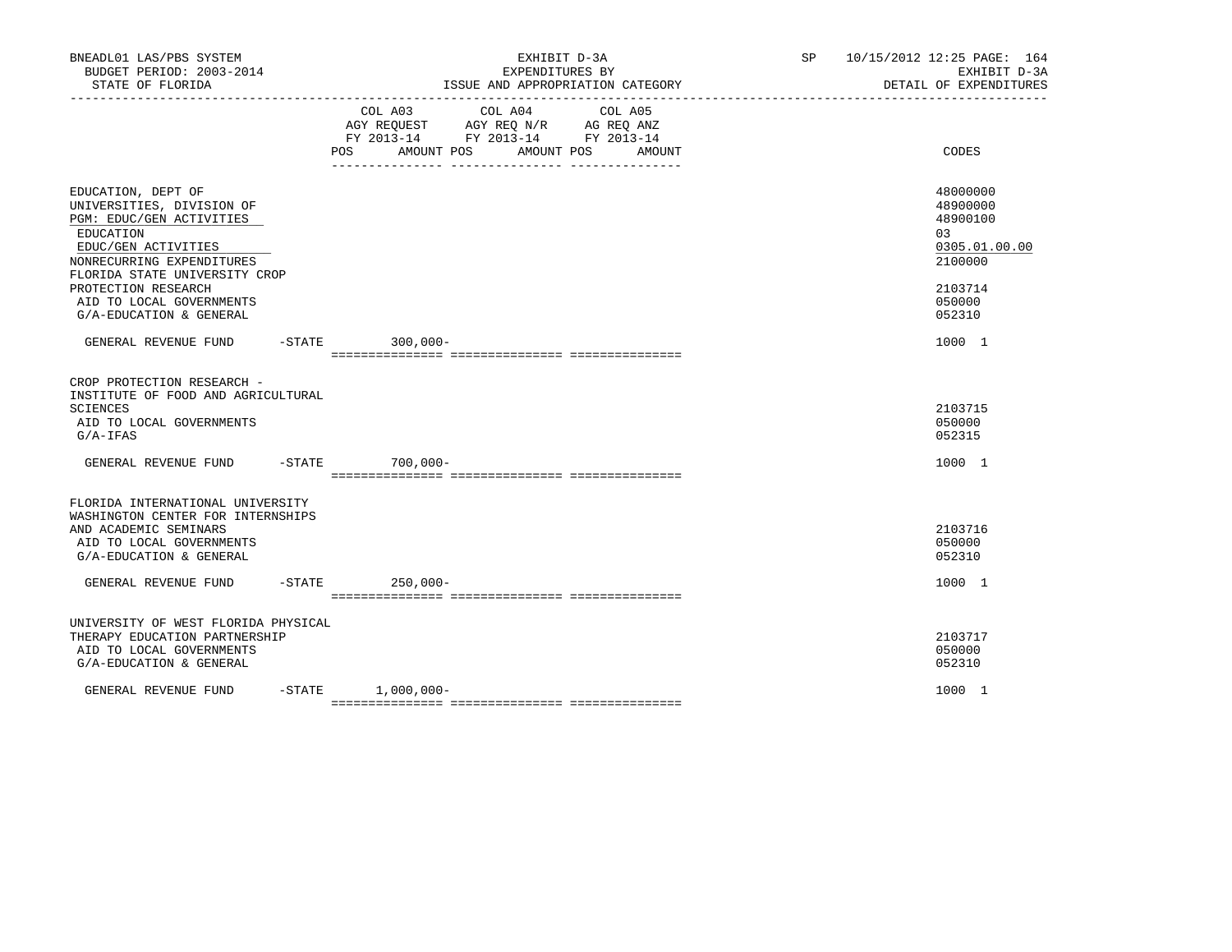BNEADL01 LAS/PBS SYSTEM
BUDGET PERIOD: 2003-2014
STATE OF FLORIDA

EXHIBIT D-3A
EXPENDITURES BY
ISSUE AND APPROPRIATION CATEGORY

SP 10/15/2012 12:25 PAGE: 164
EXHIBIT D-3A
DETAIL OF EXPENDITURES

| | COL A03 AGY REQUEST FY 2013-14 POS AMOUNT | COL A04 AGY REQ N/R FY 2013-14 POS AMOUNT | COL A05 AG REQ ANZ FY 2013-14 POS AMOUNT | CODES |
|---|---|---|---|---|
| EDUCATION, DEPT OF | | | | 48000000 |
| UNIVERSITIES, DIVISION OF | | | | 48900000 |
| PGM: EDUC/GEN ACTIVITIES | | | | 48900100 |
| EDUCATION | | | | 03 |
| EDUC/GEN ACTIVITIES | | | | 0305.01.00.00 |
| NONRECURRING EXPENDITURES | | | | 2100000 |
| FLORIDA STATE UNIVERSITY CROP PROTECTION RESEARCH | | | | 2103714 |
| AID TO LOCAL GOVERNMENTS | | | | 050000 |
| G/A-EDUCATION & GENERAL | | | | 052310 |
| GENERAL REVENUE FUND -STATE | 300,000- | | | 1000 1 |
| CROP PROTECTION RESEARCH - INSTITUTE OF FOOD AND AGRICULTURAL SCIENCES | | | | 2103715 |
| AID TO LOCAL GOVERNMENTS | | | | 050000 |
| G/A-IFAS | | | | 052315 |
| GENERAL REVENUE FUND -STATE | 700,000- | | | 1000 1 |
| FLORIDA INTERNATIONAL UNIVERSITY WASHINGTON CENTER FOR INTERNSHIPS AND ACADEMIC SEMINARS | | | | 2103716 |
| AID TO LOCAL GOVERNMENTS | | | | 050000 |
| G/A-EDUCATION & GENERAL | | | | 052310 |
| GENERAL REVENUE FUND -STATE | 250,000- | | | 1000 1 |
| UNIVERSITY OF WEST FLORIDA PHYSICAL THERAPY EDUCATION PARTNERSHIP | | | | 2103717 |
| AID TO LOCAL GOVERNMENTS | | | | 050000 |
| G/A-EDUCATION & GENERAL | | | | 052310 |
| GENERAL REVENUE FUND -STATE | 1,000,000- | | | 1000 1 |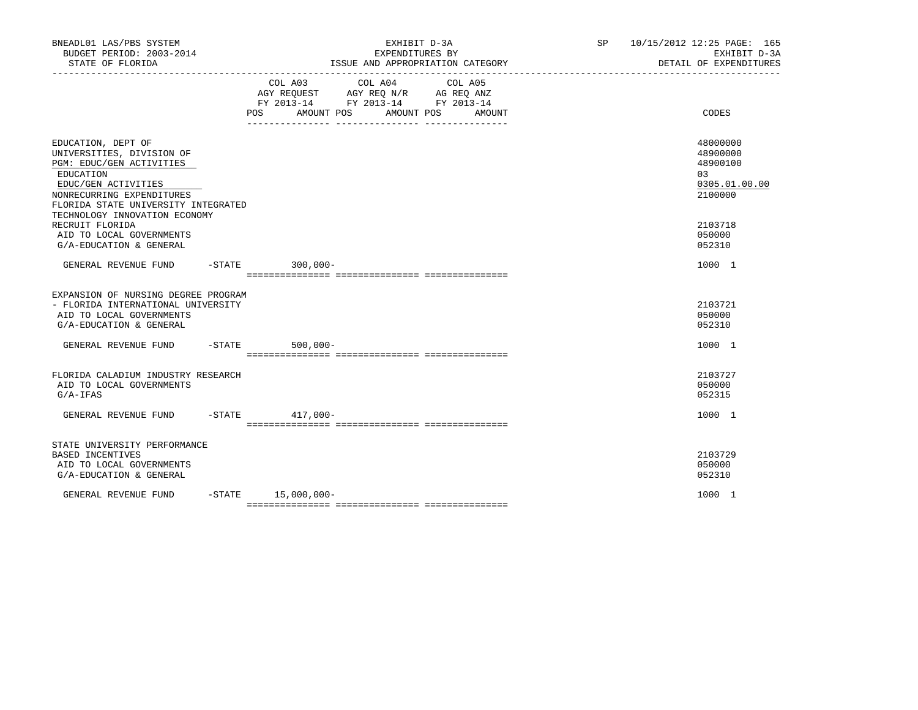| | COL A03 AGY REQUEST FY 2013-14 POS AMOUNT | COL A04 AGY REQ N/R FY 2013-14 POS AMOUNT | COL A05 AG REQ ANZ FY 2013-14 POS AMOUNT | CODES |
|---|---|---|---|---|
| EDUCATION, DEPT OF | | | | 48000000 |
| UNIVERSITIES, DIVISION OF | | | | 48900000 |
| PGM: EDUC/GEN ACTIVITIES | | | | 48900100 |
| EDUCATION | | | | 03 |
| EDUC/GEN ACTIVITIES | | | | 0305.01.00.00 |
| NONRECURRING EXPENDITURES | | | | 2100000 |
| FLORIDA STATE UNIVERSITY INTEGRATED TECHNOLOGY INNOVATION ECONOMY RECRUIT FLORIDA | | | | 2103718 |
| AID TO LOCAL GOVERNMENTS | | | | 050000 |
| G/A-EDUCATION & GENERAL | | | | 052310 |
| GENERAL REVENUE FUND -STATE | 300,000- | | | 1000 1 |
| EXPANSION OF NURSING DEGREE PROGRAM - FLORIDA INTERNATIONAL UNIVERSITY | | | | 2103721 |
| AID TO LOCAL GOVERNMENTS | | | | 050000 |
| G/A-EDUCATION & GENERAL | | | | 052310 |
| GENERAL REVENUE FUND -STATE | 500,000- | | | 1000 1 |
| FLORIDA CALADIUM INDUSTRY RESEARCH | | | | 2103727 |
| AID TO LOCAL GOVERNMENTS | | | | 050000 |
| G/A-IFAS | | | | 052315 |
| GENERAL REVENUE FUND -STATE | 417,000- | | | 1000 1 |
| STATE UNIVERSITY PERFORMANCE BASED INCENTIVES | | | | 2103729 |
| AID TO LOCAL GOVERNMENTS | | | | 050000 |
| G/A-EDUCATION & GENERAL | | | | 052310 |
| GENERAL REVENUE FUND -STATE | 15,000,000- | | | 1000 1 |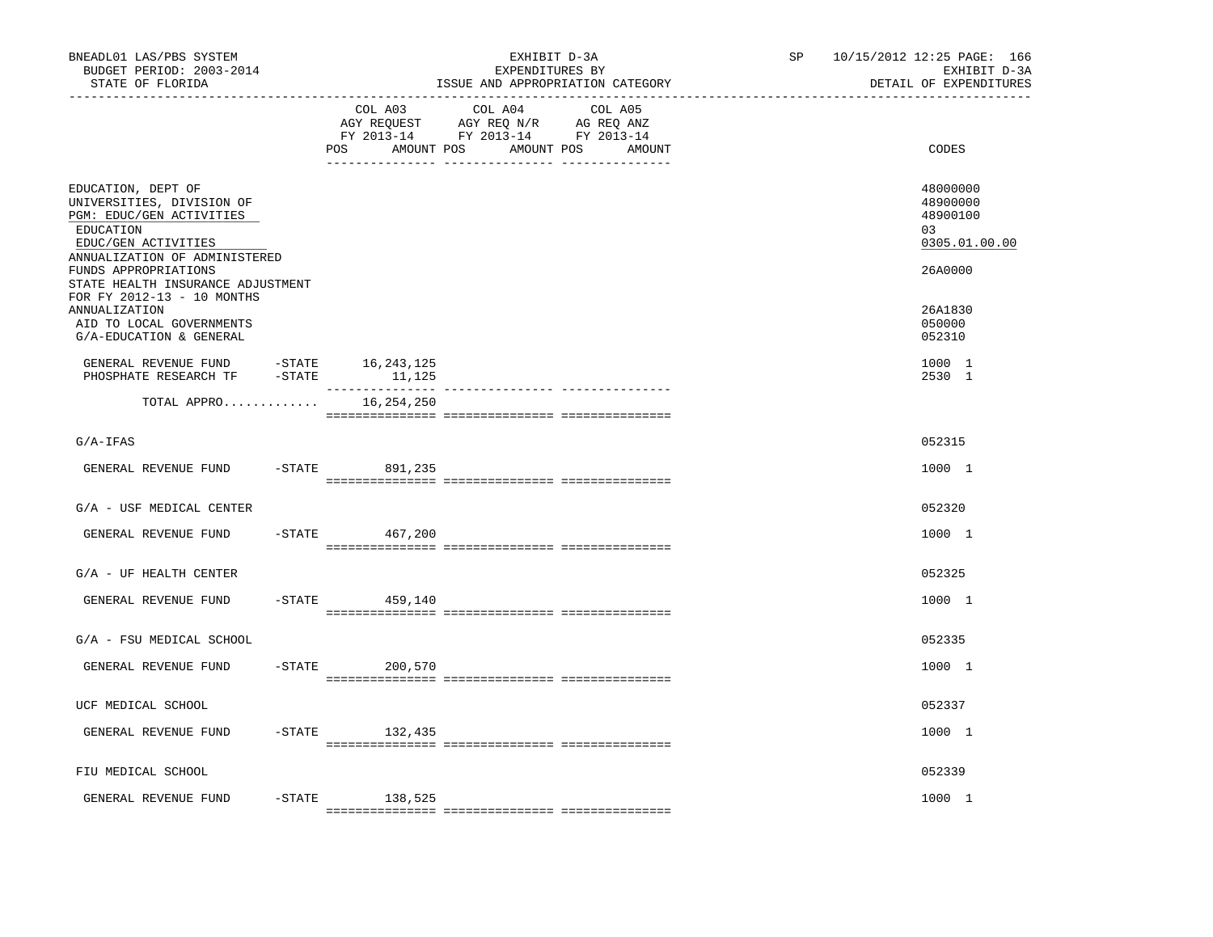BNEADL01 LAS/PBS SYSTEM
BUDGET PERIOD: 2003-2014
STATE OF FLORIDA

EXHIBIT D-3A
EXPENDITURES BY
ISSUE AND APPROPRIATION CATEGORY

SP 10/15/2012 12:25 PAGE: 166
EXHIBIT D-3A
DETAIL OF EXPENDITURES

| | COL A03 AGY REQUEST FY 2013-14 POS AMOUNT | COL A04 AGY REQ N/R FY 2013-14 POS AMOUNT | COL A05 AG REQ ANZ FY 2013-14 POS AMOUNT | CODES |
|---|---|---|---|---|
| EDUCATION, DEPT OF | | | | 48000000 |
| UNIVERSITIES, DIVISION OF | | | | 48900000 |
| PGM: EDUC/GEN ACTIVITIES | | | | 48900100 |
| EDUCATION | | | | 03 |
| EDUC/GEN ACTIVITIES | | | | 0305.01.00.00 |
| ANNUALIZATION OF ADMINISTERED FUNDS APPROPRIATIONS | | | | 26A0000 |
| STATE HEALTH INSURANCE ADJUSTMENT FOR FY 2012-13 - 10 MONTHS ANNUALIZATION | | | | 26A1830 |
| AID TO LOCAL GOVERNMENTS | | | | 050000 |
| G/A-EDUCATION & GENERAL | | | | 052310 |
| GENERAL REVENUE FUND -STATE | 16,243,125 | | | 1000 1 |
| PHOSPHATE RESEARCH TF -STATE | 11,125 | | | 2530 1 |
| TOTAL APPRO............ | 16,254,250 | | | |
| G/A-IFAS | | | | 052315 |
| GENERAL REVENUE FUND -STATE | 891,235 | | | 1000 1 |
| G/A - USF MEDICAL CENTER | | | | 052320 |
| GENERAL REVENUE FUND -STATE | 467,200 | | | 1000 1 |
| G/A - UF HEALTH CENTER | | | | 052325 |
| GENERAL REVENUE FUND -STATE | 459,140 | | | 1000 1 |
| G/A - FSU MEDICAL SCHOOL | | | | 052335 |
| GENERAL REVENUE FUND -STATE | 200,570 | | | 1000 1 |
| UCF MEDICAL SCHOOL | | | | 052337 |
| GENERAL REVENUE FUND -STATE | 132,435 | | | 1000 1 |
| FIU MEDICAL SCHOOL | | | | 052339 |
| GENERAL REVENUE FUND -STATE | 138,525 | | | 1000 1 |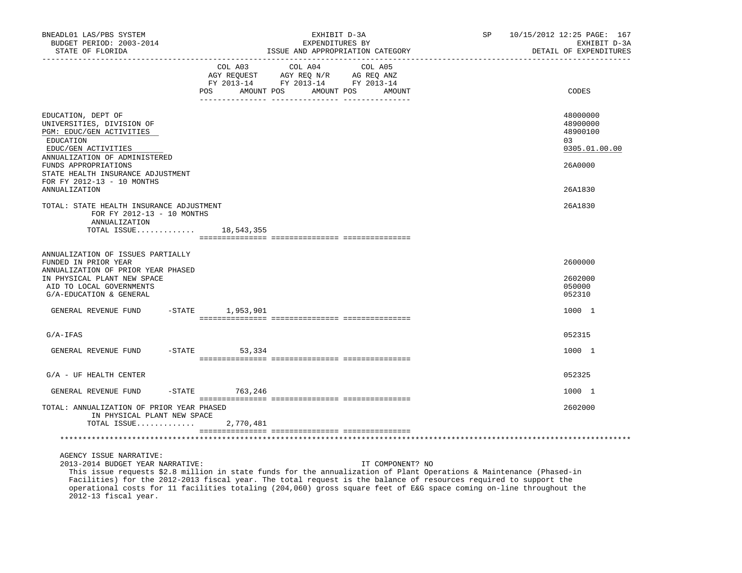BNEADL01 LAS/PBS SYSTEM | EXHIBIT D-3A | SP 10/15/2012 12:25 PAGE: 167
BUDGET PERIOD: 2003-2014 | EXPENDITURES BY | EXHIBIT D-3A
STATE OF FLORIDA | ISSUE AND APPROPRIATION CATEGORY | DETAIL OF EXPENDITURES

| | COL A03 AGY REQUEST FY 2013-14 POS AMOUNT | COL A04 AGY REQ N/R FY 2013-14 POS AMOUNT | COL A05 AG REQ ANZ FY 2013-14 POS AMOUNT | CODES |
|---|---|---|---|---|
| EDUCATION, DEPT OF | | | | 48000000 |
| UNIVERSITIES, DIVISION OF | | | | 48900000 |
| PGM: EDUC/GEN ACTIVITIES | | | | 48900100 |
| EDUCATION | | | | 03 |
| EDUC/GEN ACTIVITIES | | | | 0305.01.00.00 |
| ANNUALIZATION OF ADMINISTERED FUNDS APPROPRIATIONS | | | | 26A0000 |
| STATE HEALTH INSURANCE ADJUSTMENT FOR FY 2012-13 - 10 MONTHS ANNUALIZATION | | | | 26A1830 |
| TOTAL: STATE HEALTH INSURANCE ADJUSTMENT FOR FY 2012-13 - 10 MONTHS ANNUALIZATION | | | | 26A1830 |
| TOTAL ISSUE............. | 18,543,355 | | | |
| ANNUALIZATION OF ISSUES PARTIALLY FUNDED IN PRIOR YEAR | | | | 2600000 |
| ANNUALIZATION OF PRIOR YEAR PHASED IN PHYSICAL PLANT NEW SPACE | | | | 2602000 |
| AID TO LOCAL GOVERNMENTS | | | | 050000 |
| G/A-EDUCATION & GENERAL | | | | 052310 |
| GENERAL REVENUE FUND -STATE | 1,953,901 | | | 1000 1 |
| G/A-IFAS | | | | 052315 |
| GENERAL REVENUE FUND -STATE | 53,334 | | | 1000 1 |
| G/A - UF HEALTH CENTER | | | | 052325 |
| GENERAL REVENUE FUND -STATE | 763,246 | | | 1000 1 |
| TOTAL: ANNUALIZATION OF PRIOR YEAR PHASED IN PHYSICAL PLANT NEW SPACE | | | | 2602000 |
| TOTAL ISSUE............. | 2,770,481 | | | |

AGENCY ISSUE NARRATIVE:

2013-2014 BUDGET YEAR NARRATIVE: IT COMPONENT? NO

This issue requests $2.8 million in state funds for the annualization of Plant Operations & Maintenance (Phased-in Facilities) for the 2012-2013 fiscal year. The total request is the balance of resources required to support the operational costs for 11 facilities totaling (204,060) gross square feet of E&G space coming on-line throughout the 2012-13 fiscal year.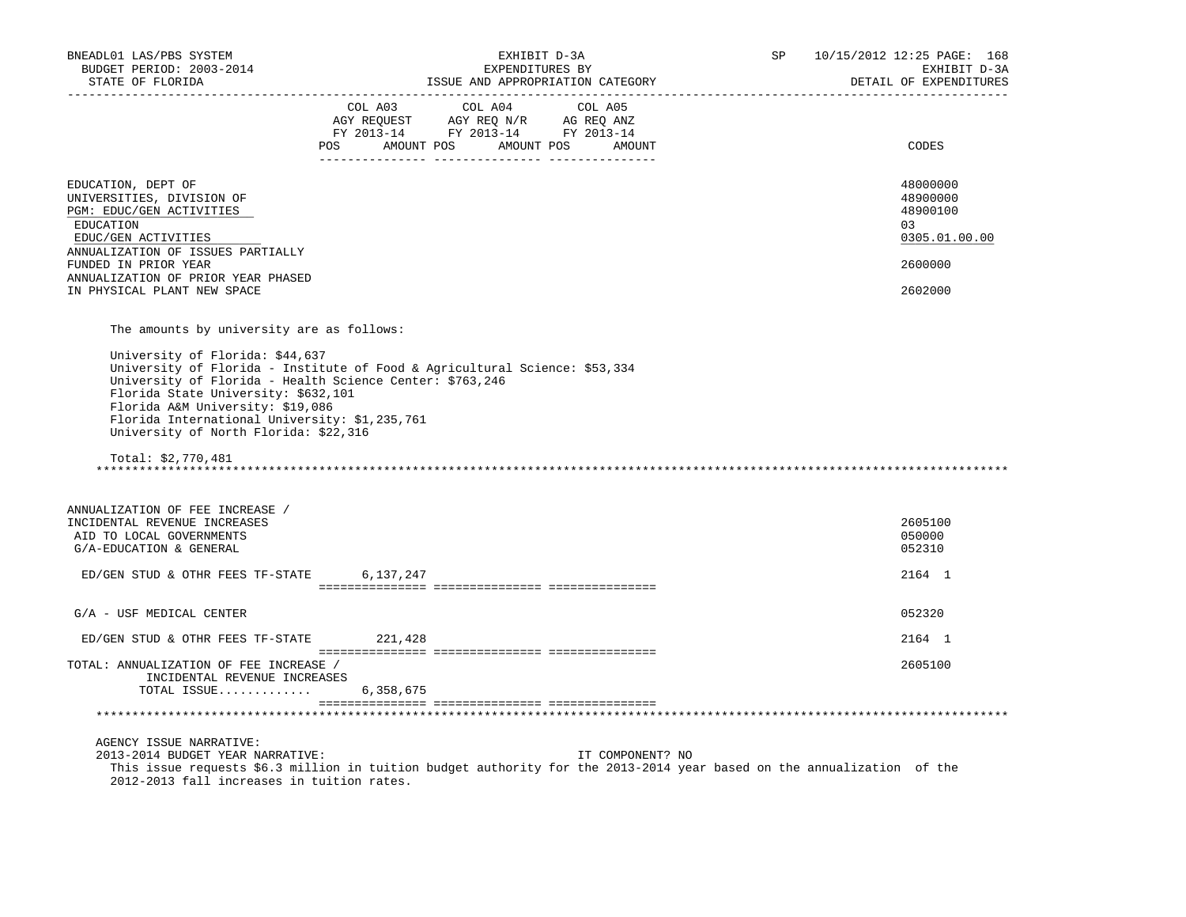| | COL A03 AGY REQUEST FY 2013-14 POS AMOUNT | COL A04 AGY REQ N/R FY 2013-14 POS AMOUNT | COL A05 AG REQ ANZ FY 2013-14 POS AMOUNT | CODES |
|---|---|---|---|---|
| EDUCATION, DEPT OF | | | | 48000000 |
| UNIVERSITIES, DIVISION OF | | | | 48900000 |
| PGM: EDUC/GEN ACTIVITIES | | | | 48900100 |
| EDUCATION | | | | 03 |
| EDUC/GEN ACTIVITIES | | | | 0305.01.00.00 |
| ANNUALIZATION OF ISSUES PARTIALLY FUNDED IN PRIOR YEAR | | | | 2600000 |
| ANNUALIZATION OF PRIOR YEAR PHASED IN PHYSICAL PLANT NEW SPACE | | | | 2602000 |

The amounts by university are as follows:

University of Florida: $44,637
University of Florida - Institute of Food & Agricultural Science: $53,334
University of Florida - Health Science Center: $763,246
Florida State University: $632,101
Florida A&M University: $19,086
Florida International University: $1,235,761
University of North Florida: $22,316

Total: $2,770,481

| | COL A03 | COL A04 | COL A05 | CODES |
|---|---|---|---|---|
| ANNUALIZATION OF FEE INCREASE / INCIDENTAL REVENUE INCREASES | | | | 2605100 |
| AID TO LOCAL GOVERNMENTS | | | | 050000 |
| G/A-EDUCATION & GENERAL | | | | 052310 |
| ED/GEN STUD & OTHR FEES TF-STATE | 6,137,247 | | | 2164 1 |
| G/A - USF MEDICAL CENTER | | | | 052320 |
| ED/GEN STUD & OTHR FEES TF-STATE | 221,428 | | | 2164 1 |
| TOTAL: ANNUALIZATION OF FEE INCREASE / INCIDENTAL REVENUE INCREASES | | | | 2605100 |
| TOTAL ISSUE............ | 6,358,675 | | | |

AGENCY ISSUE NARRATIVE:
2013-2014 BUDGET YEAR NARRATIVE: IT COMPONENT? NO
This issue requests $6.3 million in tuition budget authority for the 2013-2014 year based on the annualization of the 2012-2013 fall increases in tuition rates.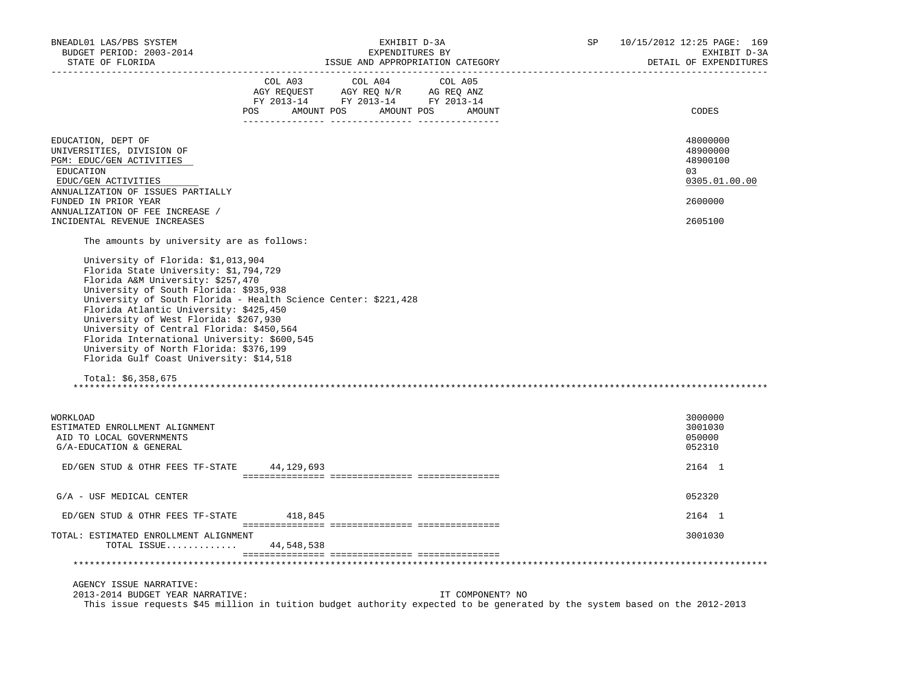| | COL A03 AGY REQUEST FY 2013-14 POS AMOUNT | COL A04 AGY REQ N/R FY 2013-14 POS AMOUNT | COL A05 AG REQ ANZ FY 2013-14 POS AMOUNT | CODES |
|---|---|---|---|---|
| EDUCATION, DEPT OF | | | | 48000000 |
| UNIVERSITIES, DIVISION OF | | | | 48900000 |
| PGM: EDUC/GEN ACTIVITIES | | | | 48900100 |
| EDUCATION | | | | 03 |
| EDUC/GEN ACTIVITIES | | | | 0305.01.00.00 |
| ANNUALIZATION OF ISSUES PARTIALLY FUNDED IN PRIOR YEAR | | | | 2600000 |
| ANNUALIZATION OF FEE INCREASE / INCIDENTAL REVENUE INCREASES | | | | 2605100 |

The amounts by university are as follows:

University of Florida: $1,013,904
Florida State University: $1,794,729
Florida A&M University: $257,470
University of South Florida: $935,938
University of South Florida - Health Science Center: $221,428
Florida Atlantic University: $425,450
University of West Florida: $267,930
University of Central Florida: $450,564
Florida International University: $600,545
University of North Florida: $376,199
Florida Gulf Coast University: $14,518

Total: $6,358,675

***

| | COL A03 | COL A04 | COL A05 | CODES |
|---|---|---|---|---|
| WORKLOAD | | | | 3000000 |
| ESTIMATED ENROLLMENT ALIGNMENT | | | | 3001030 |
| AID TO LOCAL GOVERNMENTS | | | | 050000 |
| G/A-EDUCATION & GENERAL | | | | 052310 |
| ED/GEN STUD & OTHR FEES TF-STATE | 44,129,693 | | | 2164 1 |
| G/A - USF MEDICAL CENTER | | | | 052320 |
| ED/GEN STUD & OTHR FEES TF-STATE | 418,845 | | | 2164 1 |
| TOTAL: ESTIMATED ENROLLMENT ALIGNMENT | | | | 3001030 |
| TOTAL ISSUE............ | 44,548,538 | | | |

***

AGENCY ISSUE NARRATIVE:
2013-2014 BUDGET YEAR NARRATIVE: IT COMPONENT? NO
This issue requests $45 million in tuition budget authority expected to be generated by the system based on the 2012-2013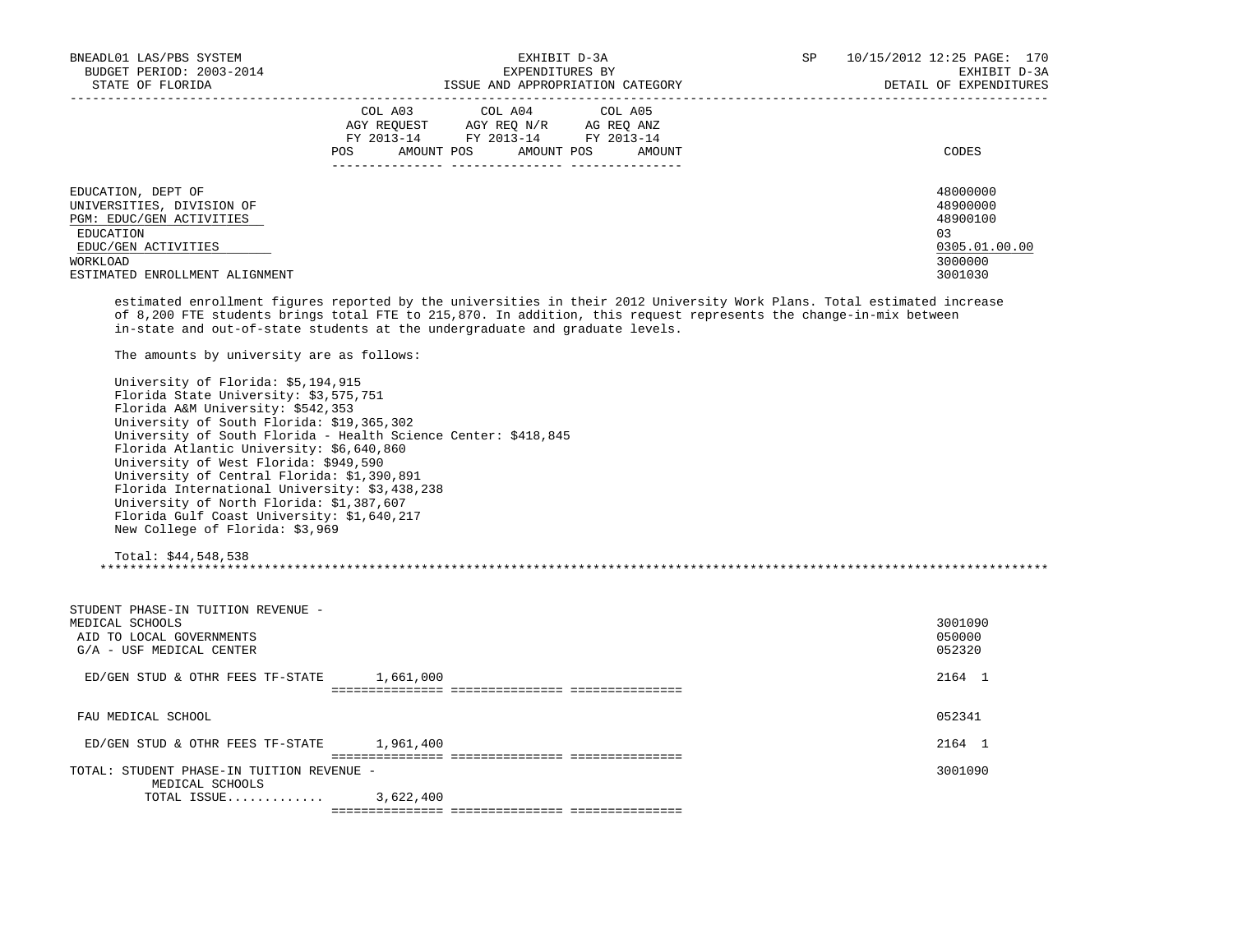| | COL A03 AGY REQUEST FY 2013-14 POS AMOUNT | COL A04 AGY REQ N/R FY 2013-14 POS AMOUNT | COL A05 AG REQ ANZ FY 2013-14 POS AMOUNT | CODES |
|---|---|---|---|---|
| EDUCATION, DEPT OF | | | | 48000000 |
| UNIVERSITIES, DIVISION OF | | | | 48900000 |
| PGM: EDUC/GEN ACTIVITIES | | | | 48900100 |
| EDUCATION | | | | 03 |
| EDUC/GEN ACTIVITIES | | | | 0305.01.00.00 |
| WORKLOAD | | | | 3000000 |
| ESTIMATED ENROLLMENT ALIGNMENT | | | | 3001030 |

estimated enrollment figures reported by the universities in their 2012 University Work Plans. Total estimated increase of 8,200 FTE students brings total FTE to 215,870. In addition, this request represents the change-in-mix between in-state and out-of-state students at the undergraduate and graduate levels.

The amounts by university are as follows:

University of Florida: $5,194,915
Florida State University: $3,575,751
Florida A&M University: $542,353
University of South Florida: $19,365,302
University of South Florida - Health Science Center: $418,845
Florida Atlantic University: $6,640,860
University of West Florida: $949,590
University of Central Florida: $1,390,891
Florida International University: $3,438,238
University of North Florida: $1,387,607
Florida Gulf Coast University: $1,640,217
New College of Florida: $3,969

Total: $44,548,538

*******************************************************************************************************************************

| | COL A03 | COL A04 | COL A05 | CODES |
|---|---|---|---|---|
| STUDENT PHASE-IN TUITION REVENUE - MEDICAL SCHOOLS | | | | 3001090 |
| AID TO LOCAL GOVERNMENTS | | | | 050000 |
| G/A - USF MEDICAL CENTER | | | | 052320 |
| ED/GEN STUD & OTHR FEES TF-STATE | 1,661,000 | | | 2164 1 |
| FAU MEDICAL SCHOOL | | | | 052341 |
| ED/GEN STUD & OTHR FEES TF-STATE | 1,961,400 | | | 2164 1 |
| TOTAL: STUDENT PHASE-IN TUITION REVENUE - MEDICAL SCHOOLS | | | | 3001090 |
| TOTAL ISSUE............. | 3,622,400 | | | |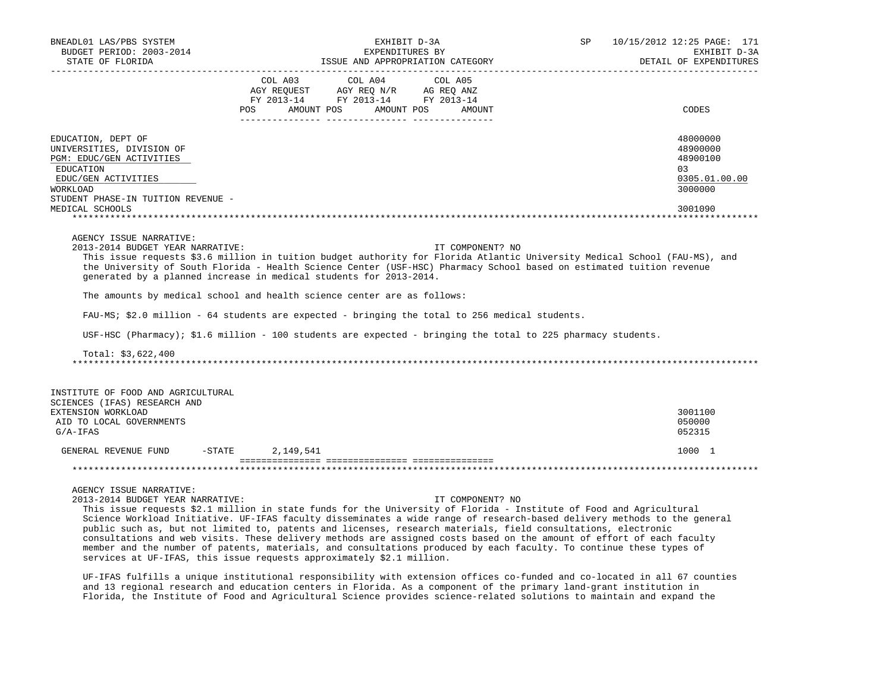| | COL A03 AGY REQUEST FY 2013-14 POS AMOUNT | COL A04 AGY REQ N/R FY 2013-14 POS AMOUNT | COL A05 AG REQ ANZ FY 2013-14 POS AMOUNT | CODES |
|---|---|---|---|---|
| EDUCATION, DEPT OF | | | | 48000000 |
| UNIVERSITIES, DIVISION OF | | | | 48900000 |
| PGM: EDUC/GEN ACTIVITIES | | | | 48900100 |
| EDUCATION | | | | 03 |
| EDUC/GEN ACTIVITIES | | | | 0305.01.00.00 |
| WORKLOAD | | | | 3000000 |
| STUDENT PHASE-IN TUITION REVENUE - MEDICAL SCHOOLS | | | | 3001090 |

AGENCY ISSUE NARRATIVE:

2013-2014 BUDGET YEAR NARRATIVE: IT COMPONENT? NO

This issue requests $3.6 million in tuition budget authority for Florida Atlantic University Medical School (FAU-MS), and the University of South Florida - Health Science Center (USF-HSC) Pharmacy School based on estimated tuition revenue generated by a planned increase in medical students for 2013-2014.

The amounts by medical school and health science center are as follows:

FAU-MS; $2.0 million - 64 students are expected - bringing the total to 256 medical students.

USF-HSC (Pharmacy); $1.6 million - 100 students are expected - bringing the total to 225 pharmacy students.

Total: $3,622,400

| | COL A03 | COL A04 | COL A05 | CODES |
|---|---|---|---|---|
| INSTITUTE OF FOOD AND AGRICULTURAL SCIENCES (IFAS) RESEARCH AND EXTENSION WORKLOAD | | | | 3001100 |
| AID TO LOCAL GOVERNMENTS | | | | 050000 |
| G/A-IFAS | | | | 052315 |
| GENERAL REVENUE FUND -STATE | 2,149,541 | | | 1000 1 |

AGENCY ISSUE NARRATIVE:

2013-2014 BUDGET YEAR NARRATIVE: IT COMPONENT? NO

This issue requests $2.1 million in state funds for the University of Florida - Institute of Food and Agricultural Science Workload Initiative. UF-IFAS faculty disseminates a wide range of research-based delivery methods to the general public such as, but not limited to, patents and licenses, research materials, field consultations, electronic consultations and web visits. These delivery methods are assigned costs based on the amount of effort of each faculty member and the number of patents, materials, and consultations produced by each faculty. To continue these types of services at UF-IFAS, this issue requests approximately $2.1 million.

UF-IFAS fulfills a unique institutional responsibility with extension offices co-funded and co-located in all 67 counties and 13 regional research and education centers in Florida. As a component of the primary land-grant institution in Florida, the Institute of Food and Agricultural Science provides science-related solutions to maintain and expand the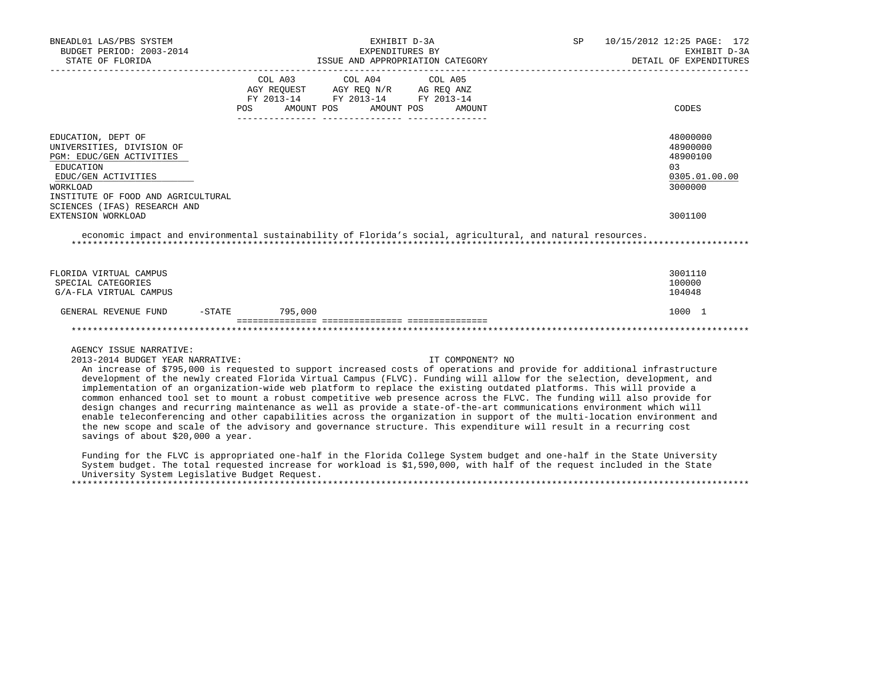| | COL A03 AGY REQUEST FY 2013-14 POS AMOUNT | COL A04 AGY REQ N/R FY 2013-14 POS AMOUNT | COL A05 AG REQ ANZ FY 2013-14 POS AMOUNT | CODES |
|---|---|---|---|---|
| EDUCATION, DEPT OF | | | | 48000000 |
| UNIVERSITIES, DIVISION OF | | | | 48900000 |
| PGM: EDUC/GEN ACTIVITIES | | | | 48900100 |
| EDUCATION | | | | 03 |
| EDUC/GEN ACTIVITIES | | | | 0305.01.00.00 |
| WORKLOAD | | | | 3000000 |
| INSTITUTE OF FOOD AND AGRICULTURAL SCIENCES (IFAS) RESEARCH AND EXTENSION WORKLOAD | | | | 3001100 |

economic impact and environmental sustainability of Florida's social, agricultural, and natural resources.

***

| | COL A03 | COL A04 | COL A05 | CODES |
|---|---|---|---|---|
| FLORIDA VIRTUAL CAMPUS | | | | 3001110 |
| SPECIAL CATEGORIES | | | | 100000 |
| G/A-FLA VIRTUAL CAMPUS | | | | 104048 |
| GENERAL REVENUE FUND -STATE | 795,000 | | | 1000 1 |

***

AGENCY ISSUE NARRATIVE:

2013-2014 BUDGET YEAR NARRATIVE: IT COMPONENT? NO

An increase of $795,000 is requested to support increased costs of operations and provide for additional infrastructure development of the newly created Florida Virtual Campus (FLVC). Funding will allow for the selection, development, and implementation of an organization-wide web platform to replace the existing outdated platforms. This will provide a common enhanced tool set to mount a robust competitive web presence across the FLVC. The funding will also provide for design changes and recurring maintenance as well as provide a state-of-the-art communications environment which will enable teleconferencing and other capabilities across the organization in support of the multi-location environment and the new scope and scale of the advisory and governance structure. This expenditure will result in a recurring cost savings of about $20,000 a year.

Funding for the FLVC is appropriated one-half in the Florida College System budget and one-half in the State University System budget. The total requested increase for workload is $1,590,000, with half of the request included in the State University System Legislative Budget Request.

***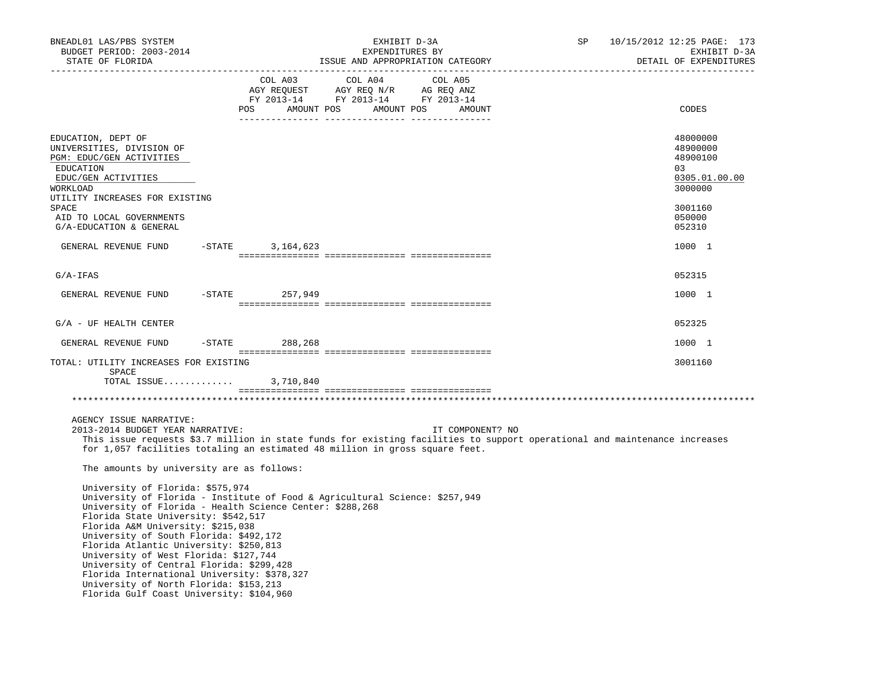BNEADL01 LAS/PBS SYSTEM
BUDGET PERIOD: 2003-2014
STATE OF FLORIDA

EXHIBIT D-3A
EXPENDITURES BY
ISSUE AND APPROPRIATION CATEGORY

SP 10/15/2012 12:25
EXHIBIT D-3A
DETAIL OF EXPENDITURES

| | COL A03 AGY REQUEST FY 2013-14 POS AMOUNT | COL A04 AGY REQ N/R FY 2013-14 POS AMOUNT | COL A05 AG REQ ANZ FY 2013-14 POS AMOUNT | CODES |
|---|---|---|---|---|
| EDUCATION, DEPT OF | | | | 48000000 |
| UNIVERSITIES, DIVISION OF | | | | 48900000 |
| PGM: EDUC/GEN ACTIVITIES | | | | 48900100 |
| EDUCATION | | | | 03 |
| EDUC/GEN ACTIVITIES | | | | 0305.01.00.00 |
| WORKLOAD | | | | 3000000 |
| UTILITY INCREASES FOR EXISTING SPACE | | | | 3001160 |
| AID TO LOCAL GOVERNMENTS | | | | 050000 |
| G/A-EDUCATION & GENERAL | | | | 052310 |
| GENERAL REVENUE FUND -STATE | 3,164,623 | | | 1000 1 |
| G/A-IFAS | | | | 052315 |
| GENERAL REVENUE FUND -STATE | 257,949 | | | 1000 1 |
| G/A - UF HEALTH CENTER | | | | 052325 |
| GENERAL REVENUE FUND -STATE | 288,268 | | | 1000 1 |
| TOTAL: UTILITY INCREASES FOR EXISTING SPACE | | | | 3001160 |
| TOTAL ISSUE............ | 3,710,840 | | | |

AGENCY ISSUE NARRATIVE:

2013-2014 BUDGET YEAR NARRATIVE: IT COMPONENT? NO

This issue requests $3.7 million in state funds for existing facilities to support operational and maintenance increases for 1,057 facilities totaling an estimated 48 million in gross square feet.

The amounts by university are as follows:

University of Florida: $575,974
University of Florida - Institute of Food & Agricultural Science: $257,949
University of Florida - Health Science Center: $288,268
Florida State University: $542,517
Florida A&M University: $215,038
University of South Florida: $492,172
Florida Atlantic University: $250,813
University of West Florida: $127,744
University of Central Florida: $299,428
Florida International University: $378,327
University of North Florida: $153,213
Florida Gulf Coast University: $104,960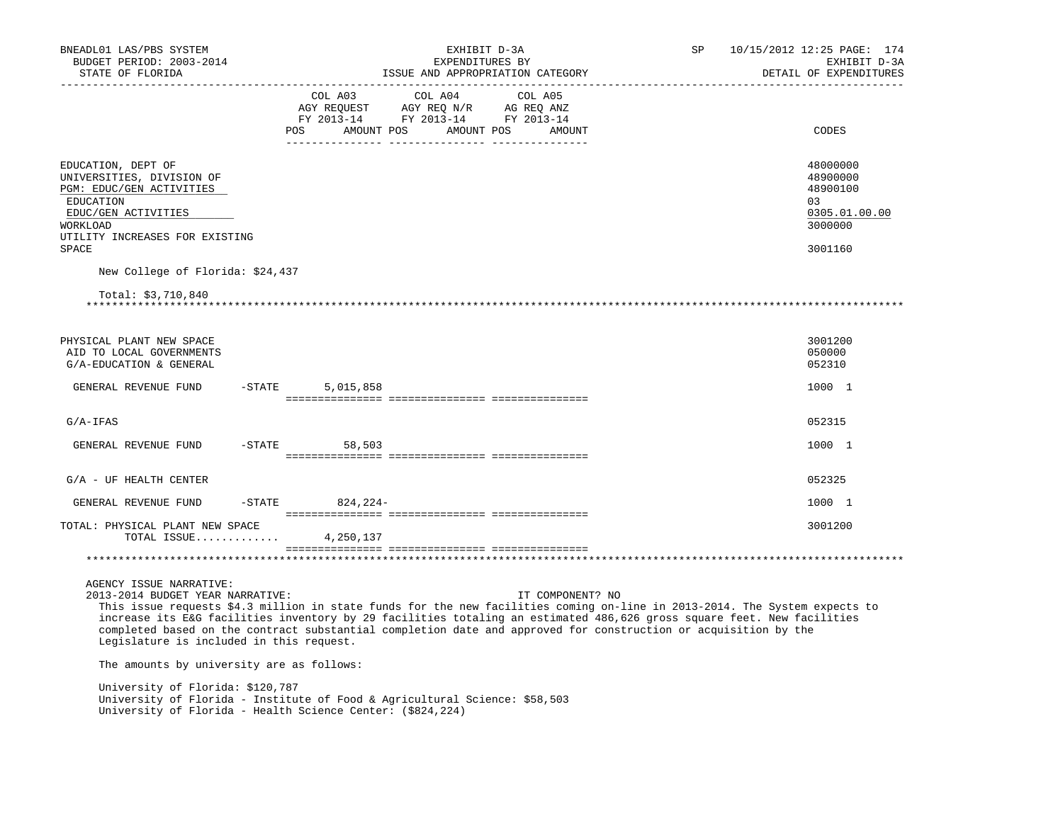| | COL A03 AGY REQUEST FY 2013-14 POS AMOUNT | COL A04 AGY REQ N/R FY 2013-14 POS AMOUNT | COL A05 AG REQ ANZ FY 2013-14 POS AMOUNT | CODES |
|---|---|---|---|---|
| EDUCATION, DEPT OF | | | | 48000000 |
| UNIVERSITIES, DIVISION OF | | | | 48900000 |
| PGM: EDUC/GEN ACTIVITIES | | | | 48900100 |
| EDUCATION | | | | 03 |
| EDUC/GEN ACTIVITIES | | | | 0305.01.00.00 |
| WORKLOAD | | | | 3000000 |
| UTILITY INCREASES FOR EXISTING SPACE | | | | 3001160 |

New College of Florida: $24,437

Total: $3,710,840

| | COL A03 | COL A04 | COL A05 | CODES |
|---|---|---|---|---|
| PHYSICAL PLANT NEW SPACE | | | | 3001200 |
| AID TO LOCAL GOVERNMENTS | | | | 050000 |
| G/A-EDUCATION & GENERAL | | | | 052310 |
| GENERAL REVENUE FUND -STATE | 5,015,858 | | | 1000 1 |
| G/A-IFAS | | | | 052315 |
| GENERAL REVENUE FUND -STATE | 58,503 | | | 1000 1 |
| G/A - UF HEALTH CENTER | | | | 052325 |
| GENERAL REVENUE FUND -STATE | 824,224- | | | 1000 1 |
| TOTAL: PHYSICAL PLANT NEW SPACE | | | | 3001200 |
| TOTAL ISSUE............. | 4,250,137 | | | |

AGENCY ISSUE NARRATIVE:

2013-2014 BUDGET YEAR NARRATIVE: IT COMPONENT? NO

This issue requests $4.3 million in state funds for the new facilities coming on-line in 2013-2014. The System expects to increase its E&G facilities inventory by 29 facilities totaling an estimated 486,626 gross square feet. New facilities completed based on the contract substantial completion date and approved for construction or acquisition by the Legislature is included in this request.

The amounts by university are as follows:

University of Florida: $120,787
University of Florida - Institute of Food & Agricultural Science: $58,503
University of Florida - Health Science Center: ($824,224)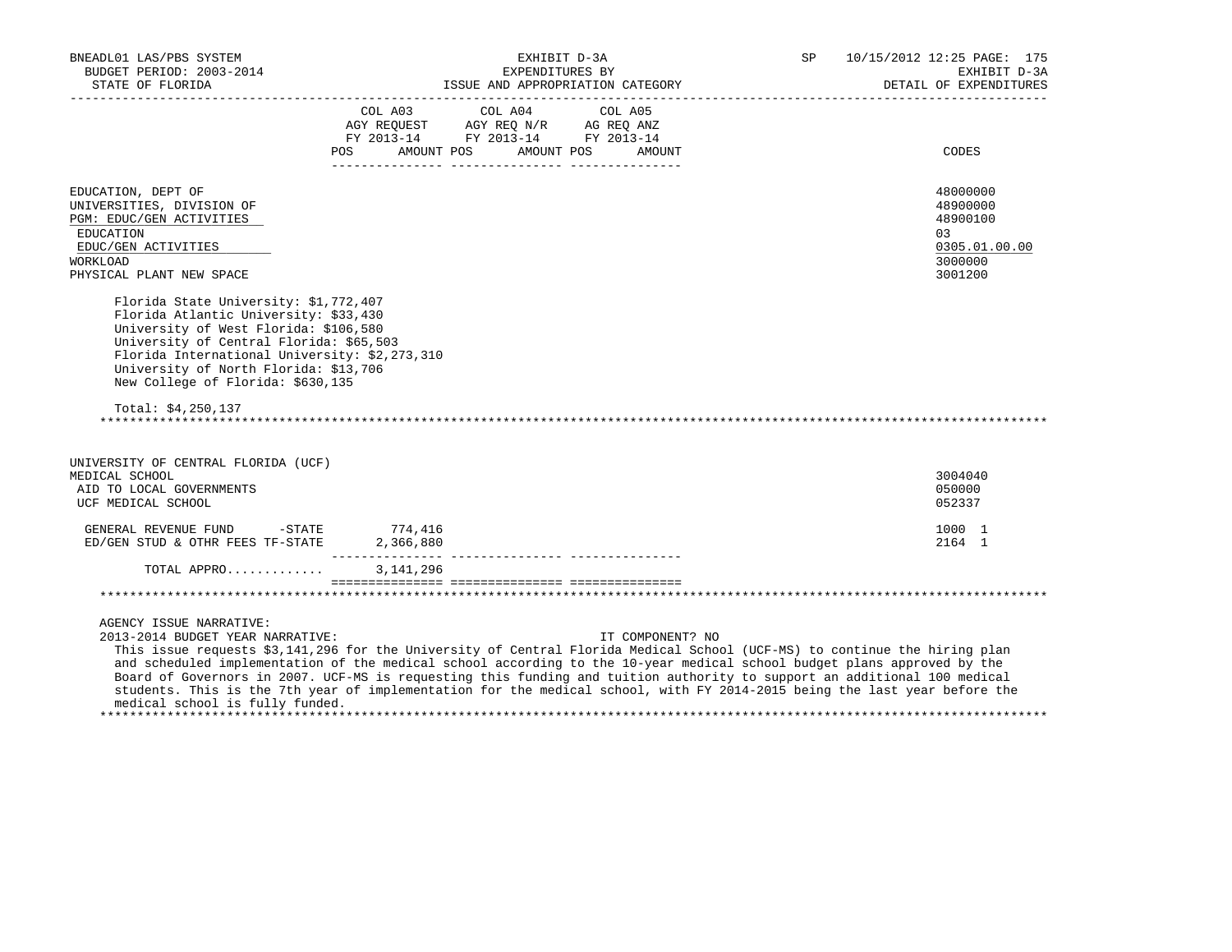BNEADL01 LAS/PBS SYSTEM | EXHIBIT D-3A | SP 10/15/2012 12:25
BUDGET PERIOD: 2003-2014 | EXPENDITURES BY | EXHIBIT D-3A
STATE OF FLORIDA | ISSUE AND APPROPRIATION CATEGORY | DETAIL OF EXPENDITURES

| | COL A03 AGY REQUEST FY 2013-14 POS AMOUNT | COL A04 AGY REQ N/R FY 2013-14 POS AMOUNT | COL A05 AG REQ ANZ FY 2013-14 POS AMOUNT | CODES |
|---|---|---|---|---|
| EDUCATION, DEPT OF | | | | 48000000 |
| UNIVERSITIES, DIVISION OF | | | | 48900000 |
| PGM: EDUC/GEN ACTIVITIES | | | | 48900100 |
| EDUCATION | | | | 03 |
| EDUC/GEN ACTIVITIES | | | | 0305.01.00.00 |
| WORKLOAD | | | | 3000000 |
| PHYSICAL PLANT NEW SPACE | | | | 3001200 |

Florida State University: $1,772,407
Florida Atlantic University: $33,430
University of West Florida: $106,580
University of Central Florida: $65,503
Florida International University: $2,273,310
University of North Florida: $13,706
New College of Florida: $630,135

Total: $4,250,137

*******************************************************************************************************************

| | COL A03 | COL A04 | COL A05 | CODES |
|---|---|---|---|---|
| UNIVERSITY OF CENTRAL FLORIDA (UCF) | | | | |
| MEDICAL SCHOOL | | | | 3004040 |
| AID TO LOCAL GOVERNMENTS | | | | 050000 |
| UCF MEDICAL SCHOOL | | | | 052337 |
| GENERAL REVENUE FUND -STATE | 774,416 | | | 1000 1 |
| ED/GEN STUD & OTHR FEES TF-STATE | 2,366,880 | | | 2164 1 |
| TOTAL APPRO............. | 3,141,296 | | | |

*******************************************************************************************************************

AGENCY ISSUE NARRATIVE:
2013-2014 BUDGET YEAR NARRATIVE: IT COMPONENT? NO

This issue requests $3,141,296 for the University of Central Florida Medical School (UCF-MS) to continue the hiring plan and scheduled implementation of the medical school according to the 10-year medical school budget plans approved by the Board of Governors in 2007. UCF-MS is requesting this funding and tuition authority to support an additional 100 medical students. This is the 7th year of implementation for the medical school, with FY 2014-2015 being the last year before the medical school is fully funded.

*******************************************************************************************************************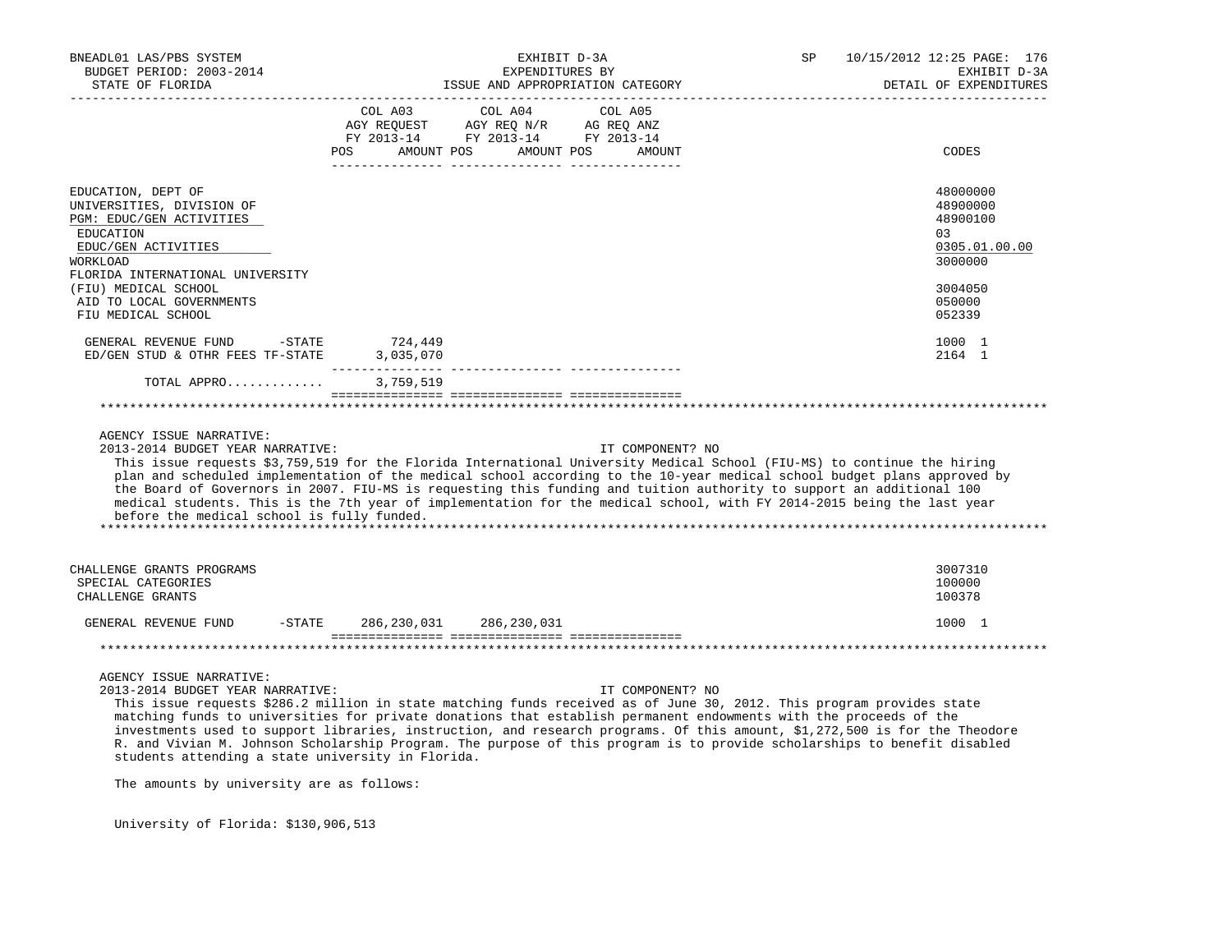| | COL A03 AGY REQUEST FY 2013-14 POS AMOUNT | COL A04 AGY REQ N/R FY 2013-14 POS AMOUNT | COL A05 AG REQ ANZ FY 2013-14 POS AMOUNT | CODES |
|---|---|---|---|---|
| EDUCATION, DEPT OF | | | | 48000000 |
| UNIVERSITIES, DIVISION OF | | | | 48900000 |
| PGM: EDUC/GEN ACTIVITIES | | | | 48900100 |
| EDUCATION | | | | 03 |
| EDUC/GEN ACTIVITIES | | | | 0305.01.00.00 |
| WORKLOAD | | | | 3000000 |
| FLORIDA INTERNATIONAL UNIVERSITY (FIU) MEDICAL SCHOOL | | | | 3004050 |
| AID TO LOCAL GOVERNMENTS | | | | 050000 |
| FIU MEDICAL SCHOOL | | | | 052339 |
| GENERAL REVENUE FUND -STATE | 724,449 | | | 1000 1 |
| ED/GEN STUD & OTHR FEES TF-STATE | 3,035,070 | | | 2164 1 |
| TOTAL APPRO............ | 3,759,519 | | | |

AGENCY ISSUE NARRATIVE:
2013-2014 BUDGET YEAR NARRATIVE: IT COMPONENT? NO

This issue requests $3,759,519 for the Florida International University Medical School (FIU-MS) to continue the hiring plan and scheduled implementation of the medical school according to the 10-year medical school budget plans approved by the Board of Governors in 2007. FIU-MS is requesting this funding and tuition authority to support an additional 100 medical students. This is the 7th year of implementation for the medical school, with FY 2014-2015 being the last year before the medical school is fully funded.

| | COL A03 | COL A04 | COL A05 | CODES |
|---|---|---|---|---|
| CHALLENGE GRANTS PROGRAMS | | | | 3007310 |
| SPECIAL CATEGORIES | | | | 100000 |
| CHALLENGE GRANTS | | | | 100378 |
| GENERAL REVENUE FUND -STATE | 286,230,031 | 286,230,031 | | 1000 1 |

AGENCY ISSUE NARRATIVE:
2013-2014 BUDGET YEAR NARRATIVE: IT COMPONENT? NO

This issue requests $286.2 million in state matching funds received as of June 30, 2012. This program provides state matching funds to universities for private donations that establish permanent endowments with the proceeds of the investments used to support libraries, instruction, and research programs. Of this amount, $1,272,500 is for the Theodore R. and Vivian M. Johnson Scholarship Program. The purpose of this program is to provide scholarships to benefit disabled students attending a state university in Florida.

The amounts by university are as follows:

University of Florida: $130,906,513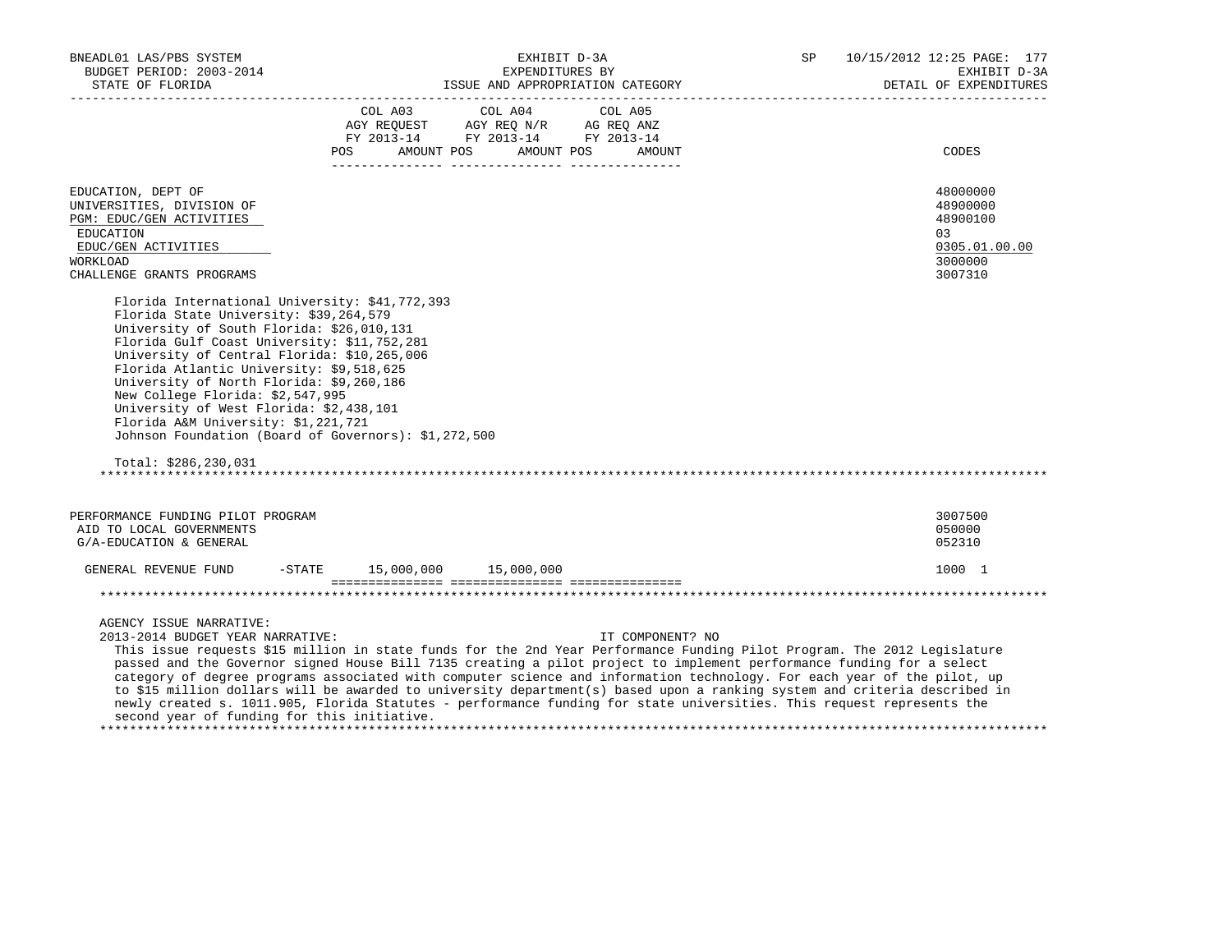| | COL A03 AGY REQUEST FY 2013-14 POS AMOUNT | COL A04 AGY REQ N/R FY 2013-14 POS AMOUNT | COL A05 AG REQ ANZ FY 2013-14 POS AMOUNT | CODES |
|---|---|---|---|---|
| EDUCATION, DEPT OF | | | | 48000000 |
| UNIVERSITIES, DIVISION OF | | | | 48900000 |
| PGM: EDUC/GEN ACTIVITIES | | | | 48900100 |
| EDUCATION | | | | 03 |
| EDUC/GEN ACTIVITIES | | | | 0305.01.00.00 |
| WORKLOAD | | | | 3000000 |
| CHALLENGE GRANTS PROGRAMS | | | | 3007310 |

Florida International University: $41,772,393
Florida State University: $39,264,579
University of South Florida: $26,010,131
Florida Gulf Coast University: $11,752,281
University of Central Florida: $10,265,006
Florida Atlantic University: $9,518,625
University of North Florida: $9,260,186
New College Florida: $2,547,995
University of West Florida: $2,438,101
Florida A&M University: $1,221,721
Johnson Foundation (Board of Governors): $1,272,500

Total: $286,230,031

*****************************************************************************************************************************

| | COL A03 | COL A04 | COL A05 | CODES |
|---|---|---|---|---|
| PERFORMANCE FUNDING PILOT PROGRAM | | | | 3007500 |
| AID TO LOCAL GOVERNMENTS | | | | 050000 |
| G/A-EDUCATION & GENERAL | | | | 052310 |
| GENERAL REVENUE FUND -STATE | 15,000,000 | 15,000,000 | | 1000 1 |

*****************************************************************************************************************************

AGENCY ISSUE NARRATIVE:
2013-2014 BUDGET YEAR NARRATIVE: IT COMPONENT? NO

This issue requests $15 million in state funds for the 2nd Year Performance Funding Pilot Program. The 2012 Legislature passed and the Governor signed House Bill 7135 creating a pilot project to implement performance funding for a select category of degree programs associated with computer science and information technology. For each year of the pilot, up to $15 million dollars will be awarded to university department(s) based upon a ranking system and criteria described in newly created s. 1011.905, Florida Statutes - performance funding for state universities. This request represents the second year of funding for this initiative.

*****************************************************************************************************************************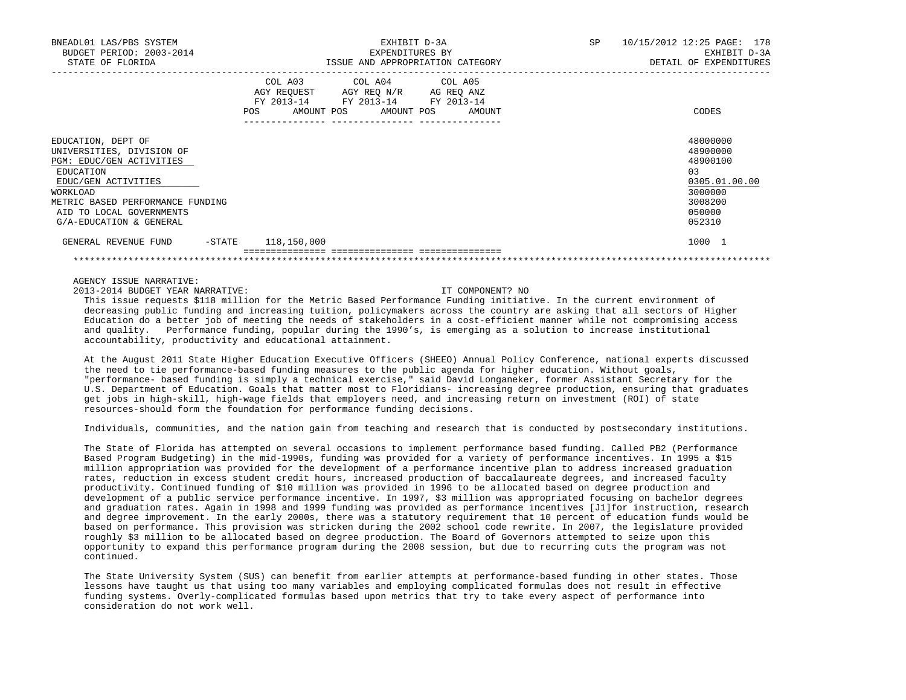| | COL A03 AGY REQUEST FY 2013-14 POS AMOUNT | COL A04 AGY REQ N/R FY 2013-14 POS AMOUNT | COL A05 AG REQ ANZ FY 2013-14 POS AMOUNT | CODES |
|---|---|---|---|---|
| EDUCATION, DEPT OF | | | | 48000000 |
| UNIVERSITIES, DIVISION OF | | | | 48900000 |
| PGM: EDUC/GEN ACTIVITIES | | | | 48900100 |
| EDUCATION | | | | 03 |
| EDUC/GEN ACTIVITIES | | | | 0305.01.00.00 |
| WORKLOAD | | | | 3000000 |
| METRIC BASED PERFORMANCE FUNDING | | | | 3008200 |
| AID TO LOCAL GOVERNMENTS | | | | 050000 |
| G/A-EDUCATION & GENERAL | | | | 052310 |
| GENERAL REVENUE FUND -STATE | 118,150,000 | | | 1000 1 |

AGENCY ISSUE NARRATIVE:

2013-2014 BUDGET YEAR NARRATIVE: IT COMPONENT? NO

This issue requests $118 million for the Metric Based Performance Funding initiative. In the current environment of decreasing public funding and increasing tuition, policymakers across the country are asking that all sectors of Higher Education do a better job of meeting the needs of stakeholders in a cost-efficient manner while not compromising access and quality. Performance funding, popular during the 1990's, is emerging as a solution to increase institutional accountability, productivity and educational attainment.

At the August 2011 State Higher Education Executive Officers (SHEEO) Annual Policy Conference, national experts discussed the need to tie performance-based funding measures to the public agenda for higher education. Without goals, "performance- based funding is simply a technical exercise," said David Longaneker, former Assistant Secretary for the U.S. Department of Education. Goals that matter most to Floridians- increasing degree production, ensuring that graduates get jobs in high-skill, high-wage fields that employers need, and increasing return on investment (ROI) of state resources-should form the foundation for performance funding decisions.

Individuals, communities, and the nation gain from teaching and research that is conducted by postsecondary institutions.

The State of Florida has attempted on several occasions to implement performance based funding. Called PB2 (Performance Based Program Budgeting) in the mid-1990s, funding was provided for a variety of performance incentives. In 1995 a $15 million appropriation was provided for the development of a performance incentive plan to address increased graduation rates, reduction in excess student credit hours, increased production of baccalaureate degrees, and increased faculty productivity. Continued funding of $10 million was provided in 1996 to be allocated based on degree production and development of a public service performance incentive. In 1997, $3 million was appropriated focusing on bachelor degrees and graduation rates. Again in 1998 and 1999 funding was provided as performance incentives [J1]for instruction, research and degree improvement. In the early 2000s, there was a statutory requirement that 10 percent of education funds would be based on performance. This provision was stricken during the 2002 school code rewrite. In 2007, the legislature provided roughly $3 million to be allocated based on degree production. The Board of Governors attempted to seize upon this opportunity to expand this performance program during the 2008 session, but due to recurring cuts the program was not continued.

The State University System (SUS) can benefit from earlier attempts at performance-based funding in other states. Those lessons have taught us that using too many variables and employing complicated formulas does not result in effective funding systems. Overly-complicated formulas based upon metrics that try to take every aspect of performance into consideration do not work well.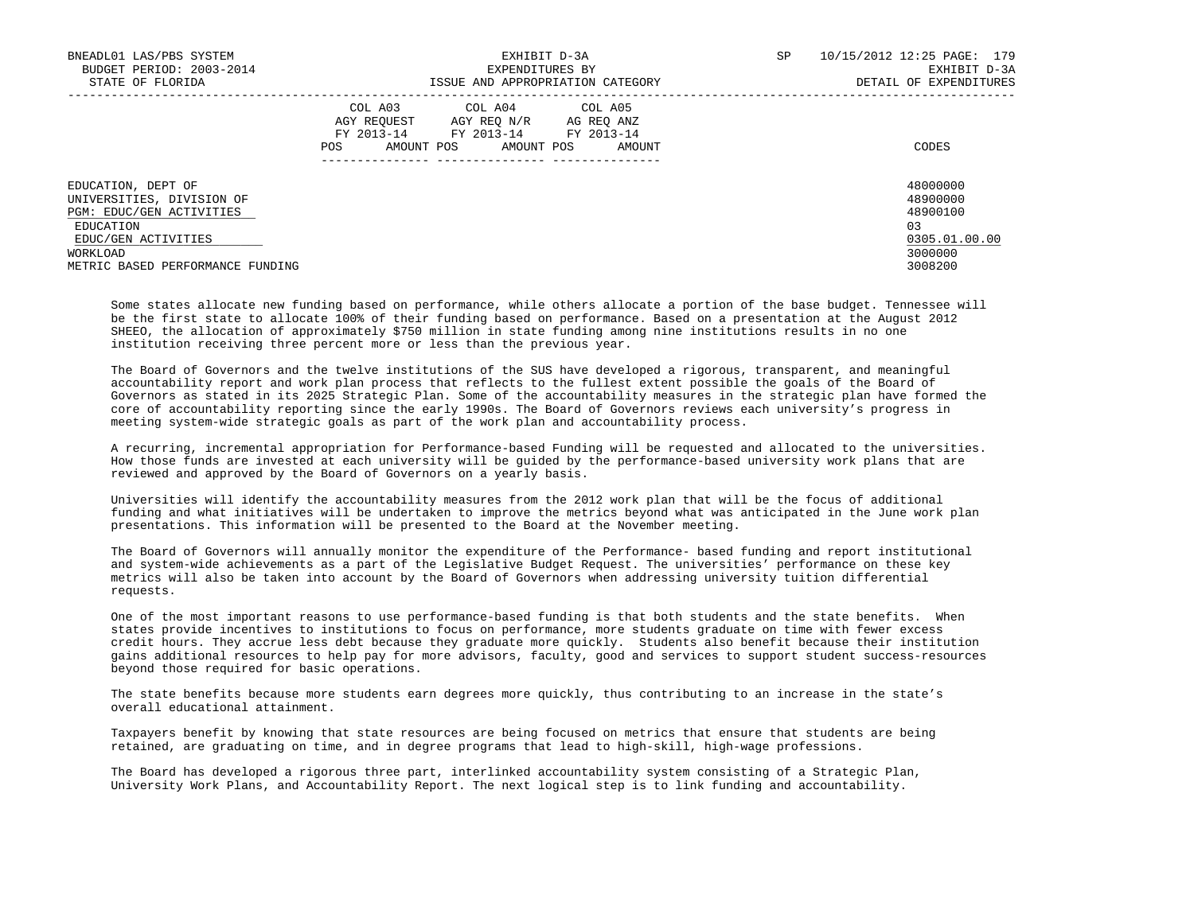| | COL A03 AGY REQUEST FY 2013-14 POS AMOUNT | COL A04 AGY REQ N/R FY 2013-14 POS AMOUNT | COL A05 AG REQ ANZ FY 2013-14 POS AMOUNT | CODES |
|---|---|---|---|---|
| EDUCATION, DEPT OF | | | | 48000000 |
| UNIVERSITIES, DIVISION OF | | | | 48900000 |
| PGM: EDUC/GEN ACTIVITIES | | | | 48900100 |
| EDUCATION | | | | 03 |
| EDUC/GEN ACTIVITIES | | | | 0305.01.00.00 |
| WORKLOAD | | | | 3000000 |
| METRIC BASED PERFORMANCE FUNDING | | | | 3008200 |

Some states allocate new funding based on performance, while others allocate a portion of the base budget. Tennessee will be the first state to allocate 100% of their funding based on performance. Based on a presentation at the August 2012 SHEEO, the allocation of approximately $750 million in state funding among nine institutions results in no one institution receiving three percent more or less than the previous year.

The Board of Governors and the twelve institutions of the SUS have developed a rigorous, transparent, and meaningful accountability report and work plan process that reflects to the fullest extent possible the goals of the Board of Governors as stated in its 2025 Strategic Plan. Some of the accountability measures in the strategic plan have formed the core of accountability reporting since the early 1990s. The Board of Governors reviews each university's progress in meeting system-wide strategic goals as part of the work plan and accountability process.

A recurring, incremental appropriation for Performance-based Funding will be requested and allocated to the universities. How those funds are invested at each university will be guided by the performance-based university work plans that are reviewed and approved by the Board of Governors on a yearly basis.

Universities will identify the accountability measures from the 2012 work plan that will be the focus of additional funding and what initiatives will be undertaken to improve the metrics beyond what was anticipated in the June work plan presentations. This information will be presented to the Board at the November meeting.

The Board of Governors will annually monitor the expenditure of the Performance- based funding and report institutional and system-wide achievements as a part of the Legislative Budget Request. The universities' performance on these key metrics will also be taken into account by the Board of Governors when addressing university tuition differential requests.

One of the most important reasons to use performance-based funding is that both students and the state benefits. When states provide incentives to institutions to focus on performance, more students graduate on time with fewer excess credit hours. They accrue less debt because they graduate more quickly. Students also benefit because their institution gains additional resources to help pay for more advisors, faculty, good and services to support student success-resources beyond those required for basic operations.

The state benefits because more students earn degrees more quickly, thus contributing to an increase in the state's overall educational attainment.

Taxpayers benefit by knowing that state resources are being focused on metrics that ensure that students are being retained, are graduating on time, and in degree programs that lead to high-skill, high-wage professions.

The Board has developed a rigorous three part, interlinked accountability system consisting of a Strategic Plan, University Work Plans, and Accountability Report. The next logical step is to link funding and accountability.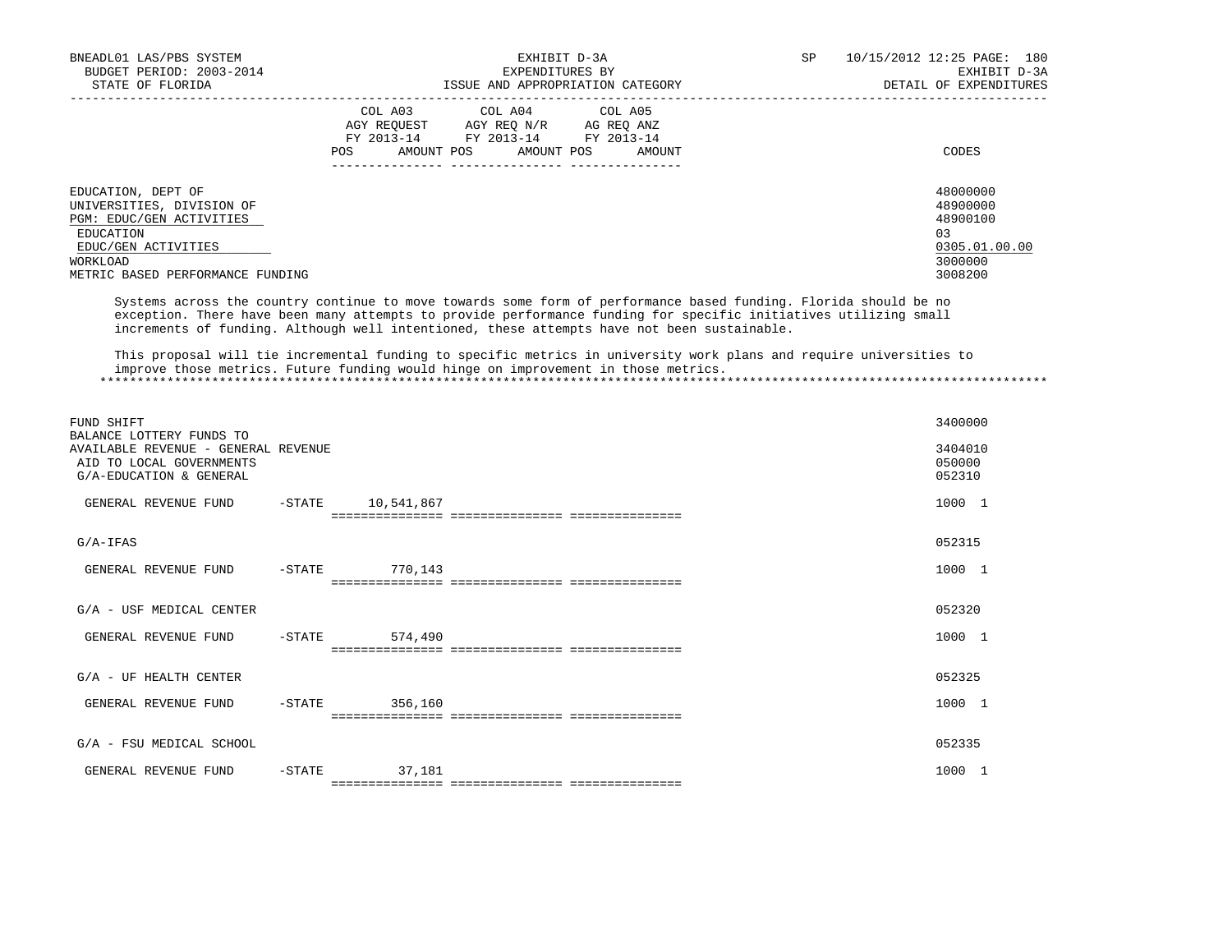| | COL A03 AGY REQUEST FY 2013-14 POS AMOUNT | COL A04 AGY REQ N/R FY 2013-14 POS AMOUNT | COL A05 AG REQ ANZ FY 2013-14 POS AMOUNT | CODES |
|---|---|---|---|---|
| EDUCATION, DEPT OF | | | | 48000000 |
| UNIVERSITIES, DIVISION OF | | | | 48900000 |
| PGM: EDUC/GEN ACTIVITIES | | | | 48900100 |
| EDUCATION | | | | 03 |
| EDUC/GEN ACTIVITIES | | | | 0305.01.00.00 |
| WORKLOAD | | | | 3000000 |
| METRIC BASED PERFORMANCE FUNDING | | | | 3008200 |

Systems across the country continue to move towards some form of performance based funding. Florida should be no exception. There have been many attempts to provide performance funding for specific initiatives utilizing small increments of funding. Although well intentioned, these attempts have not been sustainable.

This proposal will tie incremental funding to specific metrics in university work plans and require universities to improve those metrics. Future funding would hinge on improvement in those metrics.

*****************************************************************************************************************************

| | COL A03 | COL A04 | COL A05 | CODES |
|---|---|---|---|---|
| FUND SHIFT | | | | 3400000 |
| BALANCE LOTTERY FUNDS TO AVAILABLE REVENUE - GENERAL REVENUE | | | | 3404010 |
| AID TO LOCAL GOVERNMENTS | | | | 050000 |
| G/A-EDUCATION & GENERAL | | | | 052310 |
| GENERAL REVENUE FUND -STATE | 10,541,867 | | | 1000 1 |
| G/A-IFAS | | | | 052315 |
| GENERAL REVENUE FUND -STATE | 770,143 | | | 1000 1 |
| G/A - USF MEDICAL CENTER | | | | 052320 |
| GENERAL REVENUE FUND -STATE | 574,490 | | | 1000 1 |
| G/A - UF HEALTH CENTER | | | | 052325 |
| GENERAL REVENUE FUND -STATE | 356,160 | | | 1000 1 |
| G/A - FSU MEDICAL SCHOOL | | | | 052335 |
| GENERAL REVENUE FUND -STATE | 37,181 | | | 1000 1 |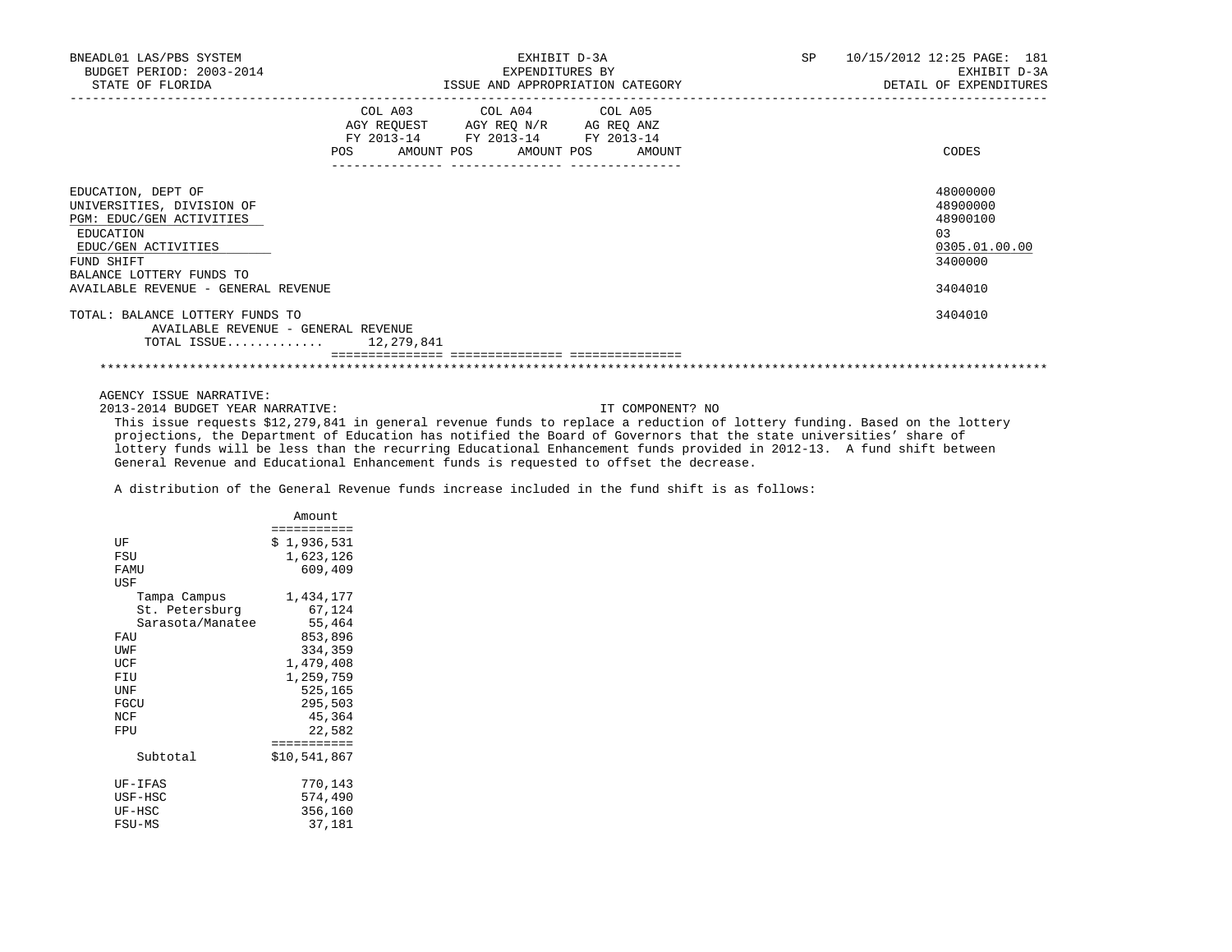EXHIBIT D-3A
EXPENDITURES BY
ISSUE AND APPROPRIATION CATEGORY

BNEADL01 LAS/PBS SYSTEM
BUDGET PERIOD: 2003-2014
STATE OF FLORIDA

SP 10/15/2012 12:25

EXHIBIT D-3A
DETAIL OF EXPENDITURES

| | COL A03 AGY REQUEST FY 2013-14 POS AMOUNT | COL A04 AGY REQ N/R FY 2013-14 POS AMOUNT | COL A05 AG REQ ANZ FY 2013-14 POS AMOUNT | CODES |
|---|---|---|---|---|
| EDUCATION, DEPT OF | | | | 48000000 |
| UNIVERSITIES, DIVISION OF | | | | 48900000 |
| PGM: EDUC/GEN ACTIVITIES | | | | 48900100 |
| EDUCATION | | | | 03 |
| EDUC/GEN ACTIVITIES | | | | 0305.01.00.00 |
| FUND SHIFT | | | | 3400000 |
| BALANCE LOTTERY FUNDS TO AVAILABLE REVENUE - GENERAL REVENUE | | | | 3404010 |
| TOTAL: BALANCE LOTTERY FUNDS TO AVAILABLE REVENUE - GENERAL REVENUE | | | | 3404010 |
| TOTAL ISSUE............ | 12,279,841 | | | |

AGENCY ISSUE NARRATIVE:

2013-2014 BUDGET YEAR NARRATIVE: IT COMPONENT? NO

This issue requests $12,279,841 in general revenue funds to replace a reduction of lottery funding. Based on the lottery projections, the Department of Education has notified the Board of Governors that the state universities' share of lottery funds will be less than the recurring Educational Enhancement funds provided in 2012-13. A fund shift between General Revenue and Educational Enhancement funds is requested to offset the decrease.

A distribution of the General Revenue funds increase included in the fund shift is as follows:

| | Amount |
|---|---|
| UF | $ 1,936,531 |
| FSU | 1,623,126 |
| FAMU | 609,409 |
| USF | |
| Tampa Campus | 1,434,177 |
| St. Petersburg | 67,124 |
| Sarasota/Manatee | 55,464 |
| FAU | 853,896 |
| UWF | 334,359 |
| UCF | 1,479,408 |
| FIU | 1,259,759 |
| UNF | 525,165 |
| FGCU | 295,503 |
| NCF | 45,364 |
| FPU | 22,582 |
| Subtotal | $10,541,867 |
| UF-IFAS | 770,143 |
| USF-HSC | 574,490 |
| UF-HSC | 356,160 |
| FSU-MS | 37,181 |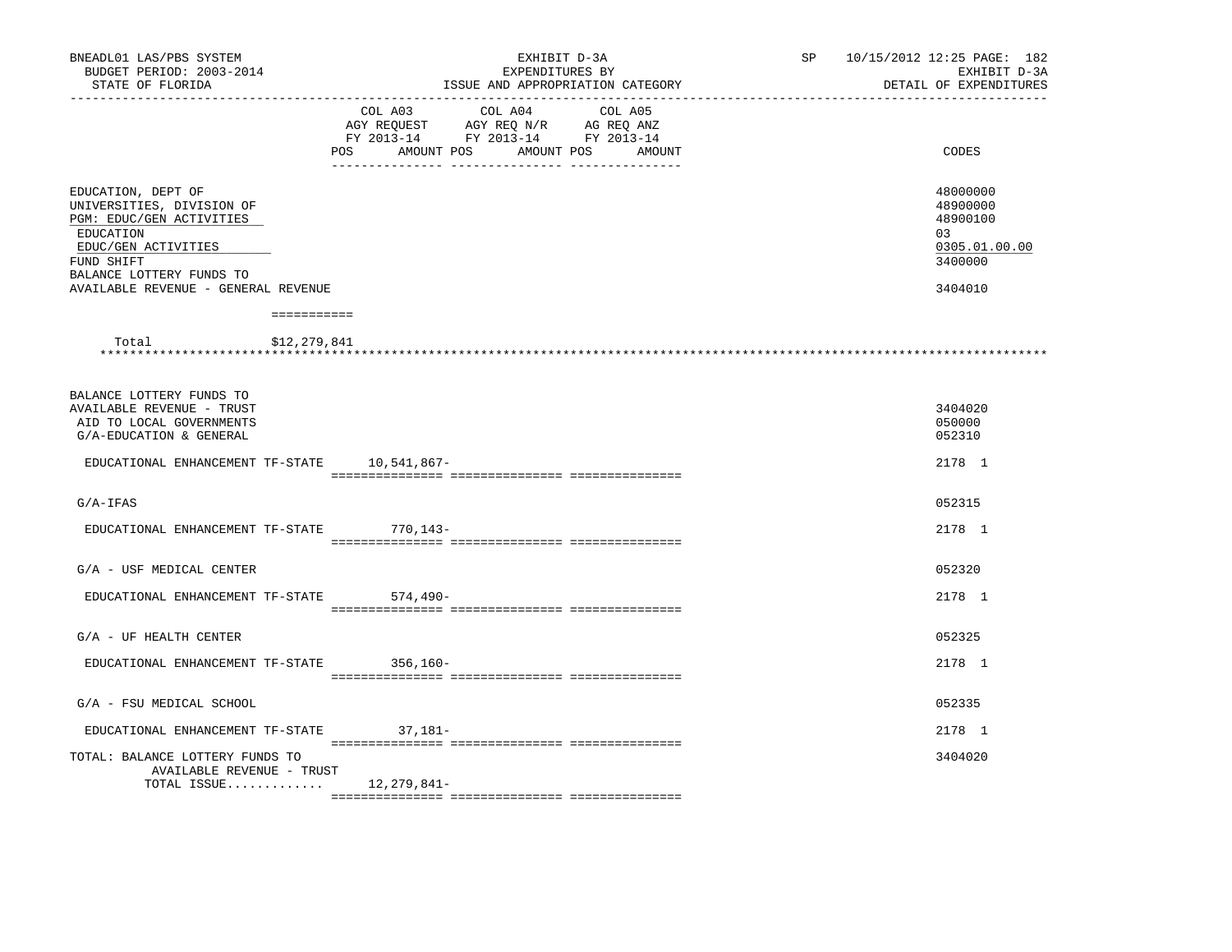BNEADL01 LAS/PBS SYSTEM
BUDGET PERIOD: 2003-2014
STATE OF FLORIDA

EXHIBIT D-3A
EXPENDITURES BY
ISSUE AND APPROPRIATION CATEGORY

SP 10/15/2012 12:25 PAGE: 182
EXHIBIT D-3A
DETAIL OF EXPENDITURES

| | COL A03 AGY REQUEST FY 2013-14 POS AMOUNT | COL A04 AGY REQ N/R FY 2013-14 POS AMOUNT | COL A05 AG REQ ANZ FY 2013-14 POS AMOUNT | CODES |
|---|---|---|---|---|
| EDUCATION, DEPT OF | | | | 48000000 |
| UNIVERSITIES, DIVISION OF | | | | 48900000 |
| PGM: EDUC/GEN ACTIVITIES | | | | 48900100 |
| EDUCATION | | | | 03 |
| EDUC/GEN ACTIVITIES | | | | 0305.01.00.00 |
| FUND SHIFT | | | | 3400000 |
| BALANCE LOTTERY FUNDS TO AVAILABLE REVENUE - GENERAL REVENUE | | | | 3404010 |
| Total $12,279,841 | | | | |
| BALANCE LOTTERY FUNDS TO AVAILABLE REVENUE - TRUST | | | | 3404020 |
| AID TO LOCAL GOVERNMENTS | | | | 050000 |
| G/A-EDUCATION & GENERAL | | | | 052310 |
| EDUCATIONAL ENHANCEMENT TF-STATE | 10,541,867- | | | 2178 1 |
| G/A-IFAS | | | | 052315 |
| EDUCATIONAL ENHANCEMENT TF-STATE | 770,143- | | | 2178 1 |
| G/A - USF MEDICAL CENTER | | | | 052320 |
| EDUCATIONAL ENHANCEMENT TF-STATE | 574,490- | | | 2178 1 |
| G/A - UF HEALTH CENTER | | | | 052325 |
| EDUCATIONAL ENHANCEMENT TF-STATE | 356,160- | | | 2178 1 |
| G/A - FSU MEDICAL SCHOOL | | | | 052335 |
| EDUCATIONAL ENHANCEMENT TF-STATE | 37,181- | | | 2178 1 |
| TOTAL: BALANCE LOTTERY FUNDS TO AVAILABLE REVENUE - TRUST | | | | 3404020 |
| TOTAL ISSUE............. | 12,279,841- | | | |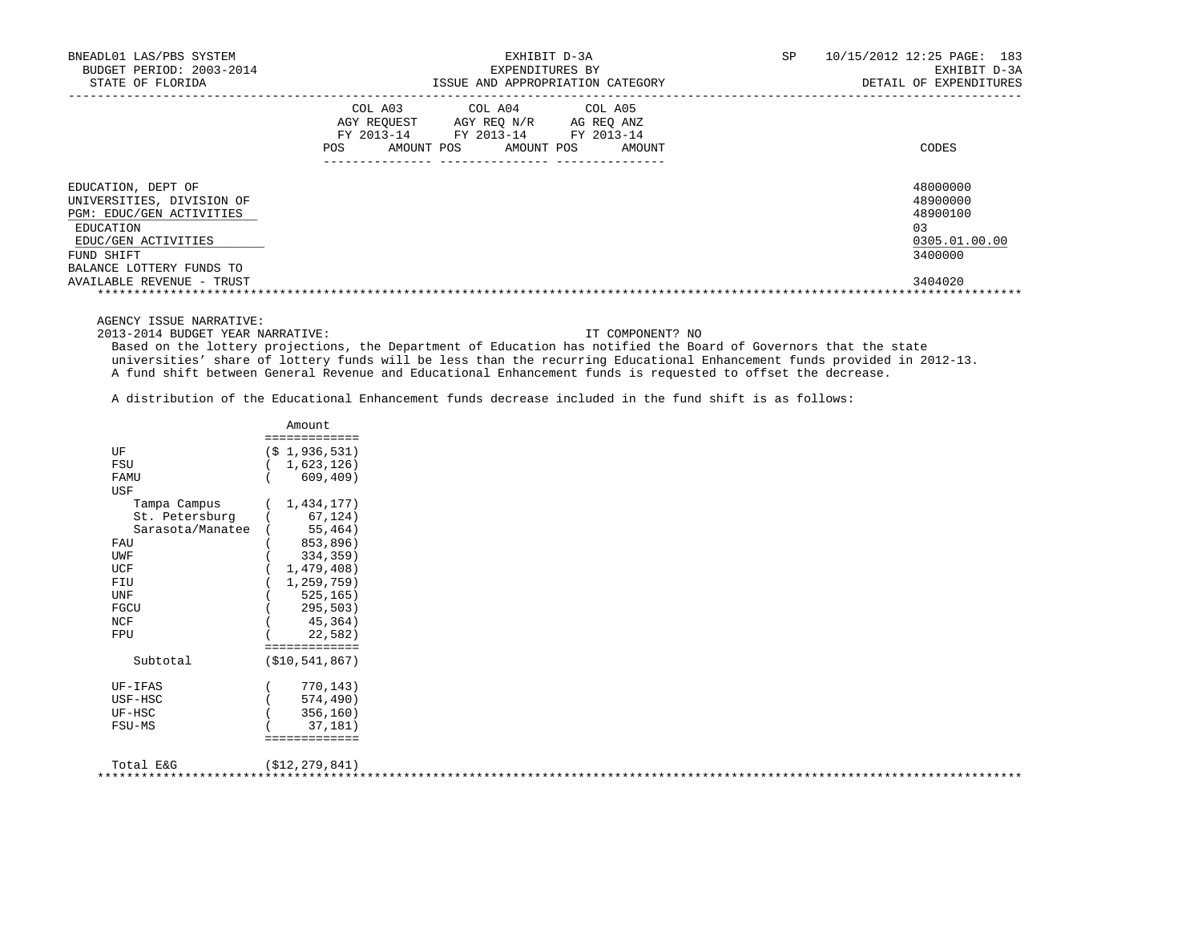EXHIBIT D-3A
EXPENDITURES BY
ISSUE AND APPROPRIATION CATEGORY

DETAIL OF EXPENDITURES

| | COL A03 AGY REQUEST FY 2013-14 POS AMOUNT | COL A04 AGY REQ N/R FY 2013-14 POS AMOUNT | COL A05 AG REQ ANZ FY 2013-14 POS AMOUNT | CODES |
|---|---|---|---|---|
| EDUCATION, DEPT OF | | | | 48000000 |
| UNIVERSITIES, DIVISION OF | | | | 48900000 |
| PGM: EDUC/GEN ACTIVITIES | | | | 48900100 |
| EDUCATION | | | | 03 |
| EDUC/GEN ACTIVITIES | | | | 0305.01.00.00 |
| FUND SHIFT | | | | 3400000 |
| BALANCE LOTTERY FUNDS TO AVAILABLE REVENUE - TRUST | | | | 3404020 |

AGENCY ISSUE NARRATIVE:

2013-2014 BUDGET YEAR NARRATIVE: IT COMPONENT? NO

Based on the lottery projections, the Department of Education has notified the Board of Governors that the state universities' share of lottery funds will be less than the recurring Educational Enhancement funds provided in 2012-13. A fund shift between General Revenue and Educational Enhancement funds is requested to offset the decrease.

A distribution of the Educational Enhancement funds decrease included in the fund shift is as follows:

| | Amount |
|---|---|
| UF | ($ 1,936,531) |
| FSU | ( 1,623,126) |
| FAMU | ( 609,409) |
| USF | |
| Tampa Campus | ( 1,434,177) |
| St. Petersburg | ( 67,124) |
| Sarasota/Manatee | ( 55,464) |
| FAU | ( 853,896) |
| UWF | ( 334,359) |
| UCF | ( 1,479,408) |
| FIU | ( 1,259,759) |
| UNF | ( 525,165) |
| FGCU | ( 295,503) |
| NCF | ( 45,364) |
| FPU | ( 22,582) |
| Subtotal | ($10,541,867) |
| UF-IFAS | ( 770,143) |
| USF-HSC | ( 574,490) |
| UF-HSC | ( 356,160) |
| FSU-MS | ( 37,181) |
| Total E&G | ($12,279,841) |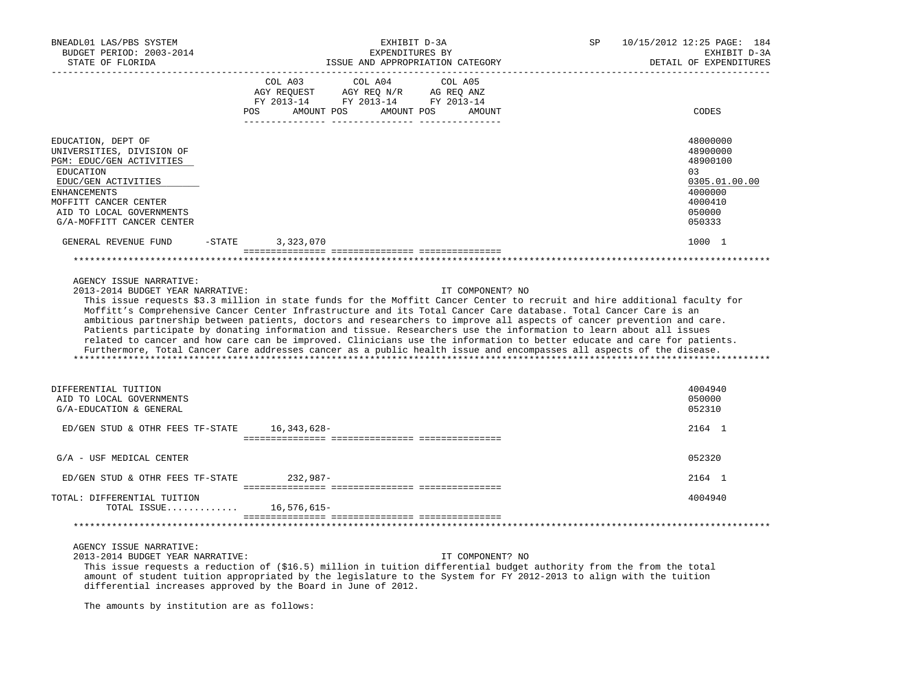| | COL A03 AGY REQUEST FY 2013-14 POS AMOUNT | COL A04 AGY REQ N/R FY 2013-14 POS AMOUNT | COL A05 AG REQ ANZ FY 2013-14 POS AMOUNT | CODES |
|---|---|---|---|---|
| EDUCATION, DEPT OF | | | | 48000000 |
| UNIVERSITIES, DIVISION OF | | | | 48900000 |
| PGM: EDUC/GEN ACTIVITIES | | | | 48900100 |
| EDUCATION | | | | 03 |
| EDUC/GEN ACTIVITIES | | | | 0305.01.00.00 |
| ENHANCEMENTS | | | | 4000000 |
| MOFFITT CANCER CENTER | | | | 4000410 |
| AID TO LOCAL GOVERNMENTS | | | | 050000 |
| G/A-MOFFITT CANCER CENTER | | | | 050333 |
| GENERAL REVENUE FUND -STATE | 3,323,070 | | | 1000 1 |

AGENCY ISSUE NARRATIVE:
2013-2014 BUDGET YEAR NARRATIVE: IT COMPONENT? NO

This issue requests $3.3 million in state funds for the Moffitt Cancer Center to recruit and hire additional faculty for Moffitt's Comprehensive Cancer Center Infrastructure and its Total Cancer Care database. Total Cancer Care is an ambitious partnership between patients, doctors and researchers to improve all aspects of cancer prevention and care. Patients participate by donating information and tissue. Researchers use the information to learn about all issues related to cancer and how care can be improved. Clinicians use the information to better educate and care for patients. Furthermore, Total Cancer Care addresses cancer as a public health issue and encompasses all aspects of the disease.

| | COL A03 | COL A04 | COL A05 | CODES |
|---|---|---|---|---|
| DIFFERENTIAL TUITION | | | | 4004940 |
| AID TO LOCAL GOVERNMENTS | | | | 050000 |
| G/A-EDUCATION & GENERAL | | | | 052310 |
| ED/GEN STUD & OTHR FEES TF-STATE | 16,343,628- | | | 2164 1 |
| G/A - USF MEDICAL CENTER | | | | 052320 |
| ED/GEN STUD & OTHR FEES TF-STATE | 232,987- | | | 2164 1 |
| TOTAL: DIFFERENTIAL TUITION | | | | 4004940 |
| TOTAL ISSUE............. | 16,576,615- | | | |

AGENCY ISSUE NARRATIVE:
2013-2014 BUDGET YEAR NARRATIVE: IT COMPONENT? NO

This issue requests a reduction of ($16.5) million in tuition differential budget authority from the from the total amount of student tuition appropriated by the legislature to the System for FY 2012-2013 to align with the tuition differential increases approved by the Board in June of 2012.

The amounts by institution are as follows: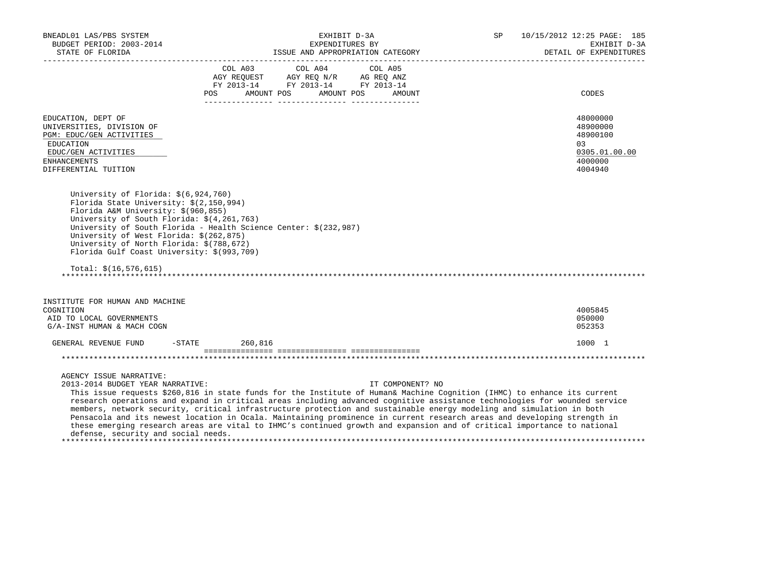| | COL A03 AGY REQUEST FY 2013-14 | | COL A04 AGY REQ N/R FY 2013-14 | | COL A05 AG REQ ANZ FY 2013-14 | | CODES |
|---|---|---|---|---|---|---|---|
| | POS | AMOUNT | POS | AMOUNT | POS | AMOUNT | |
| EDUCATION, DEPT OF | | | | | | | 48000000 |
| UNIVERSITIES, DIVISION OF | | | | | | | 48900000 |
| PGM: EDUC/GEN ACTIVITIES | | | | | | | 48900100 |
| EDUCATION | | | | | | | 03 |
| EDUC/GEN ACTIVITIES | | | | | | | 0305.01.00.00 |
| ENHANCEMENTS | | | | | | | 4000000 |
| DIFFERENTIAL TUITION | | | | | | | 4004940 |

University of Florida: $(6,924,760)
Florida State University: $(2,150,994)
Florida A&M University: $(960,855)
University of South Florida: $(4,261,763)
University of South Florida - Health Science Center: $(232,987)
University of West Florida: $(262,875)
University of North Florida: $(788,672)
Florida Gulf Coast University: $(993,709)

Total: $(16,576,615)

********************************************************************************************************************

| | COL A03 AGY REQUEST FY 2013-14 | | COL A04 AGY REQ N/R FY 2013-14 | | COL A05 AG REQ ANZ FY 2013-14 | | CODES |
|---|---|---|---|---|---|---|---|
| | POS | AMOUNT | POS | AMOUNT | POS | AMOUNT | |
| INSTITUTE FOR HUMAN AND MACHINE COGNITION | | | | | | | 4005845 |
| AID TO LOCAL GOVERNMENTS | | | | | | | 050000 |
| G/A-INST HUMAN & MACH COGN | | | | | | | 052353 |
| GENERAL REVENUE FUND -STATE | | 260,816 | | | | | 1000 1 |

********************************************************************************************************************

AGENCY ISSUE NARRATIVE:
2013-2014 BUDGET YEAR NARRATIVE: IT COMPONENT? NO

This issue requests $260,816 in state funds for the Institute of Human& Machine Cognition (IHMC) to enhance its current research operations and expand in critical areas including advanced cognitive assistance technologies for wounded service members, network security, critical infrastructure protection and sustainable energy modeling and simulation in both Pensacola and its newest location in Ocala. Maintaining prominence in current research areas and developing strength in these emerging research areas are vital to IHMC's continued growth and expansion and of critical importance to national defense, security and social needs.

********************************************************************************************************************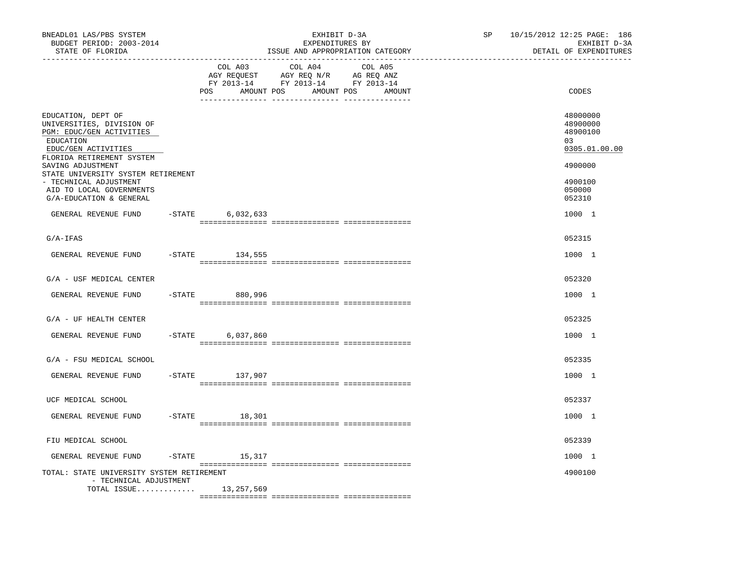BNEADL01 LAS/PBS SYSTEM
BUDGET PERIOD: 2003-2014
STATE OF FLORIDA

EXHIBIT D-3A
EXPENDITURES BY
ISSUE AND APPROPRIATION CATEGORY

SP 10/15/2012 12:25 PAGE: 186
EXHIBIT D-3A
DETAIL OF EXPENDITURES

| | COL A03 AGY REQUEST FY 2013-14 POS AMOUNT | COL A04 AGY REQ N/R FY 2013-14 POS AMOUNT | COL A05 AG REQ ANZ FY 2013-14 POS AMOUNT | CODES |
|---|---|---|---|---|
| EDUCATION, DEPT OF | | | | 48000000 |
| UNIVERSITIES, DIVISION OF | | | | 48900000 |
| PGM: EDUC/GEN ACTIVITIES | | | | 48900100 |
| EDUCATION | | | | 03 |
| EDUC/GEN ACTIVITIES | | | | 0305.01.00.00 |
| FLORIDA RETIREMENT SYSTEM SAVING ADJUSTMENT | | | | 4900000 |
| STATE UNIVERSITY SYSTEM RETIREMENT - TECHNICAL ADJUSTMENT | | | | 4900100 |
| AID TO LOCAL GOVERNMENTS | | | | 050000 |
| G/A-EDUCATION & GENERAL | | | | 052310 |
| GENERAL REVENUE FUND -STATE | 6,032,633 | | | 1000 1 |
| G/A-IFAS | | | | 052315 |
| GENERAL REVENUE FUND -STATE | 134,555 | | | 1000 1 |
| G/A - USF MEDICAL CENTER | | | | 052320 |
| GENERAL REVENUE FUND -STATE | 880,996 | | | 1000 1 |
| G/A - UF HEALTH CENTER | | | | 052325 |
| GENERAL REVENUE FUND -STATE | 6,037,860 | | | 1000 1 |
| G/A - FSU MEDICAL SCHOOL | | | | 052335 |
| GENERAL REVENUE FUND -STATE | 137,907 | | | 1000 1 |
| UCF MEDICAL SCHOOL | | | | 052337 |
| GENERAL REVENUE FUND -STATE | 18,301 | | | 1000 1 |
| FIU MEDICAL SCHOOL | | | | 052339 |
| GENERAL REVENUE FUND -STATE | 15,317 | | | 1000 1 |
| TOTAL: STATE UNIVERSITY SYSTEM RETIREMENT - TECHNICAL ADJUSTMENT | | | | 4900100 |
| TOTAL ISSUE............. | 13,257,569 | | | |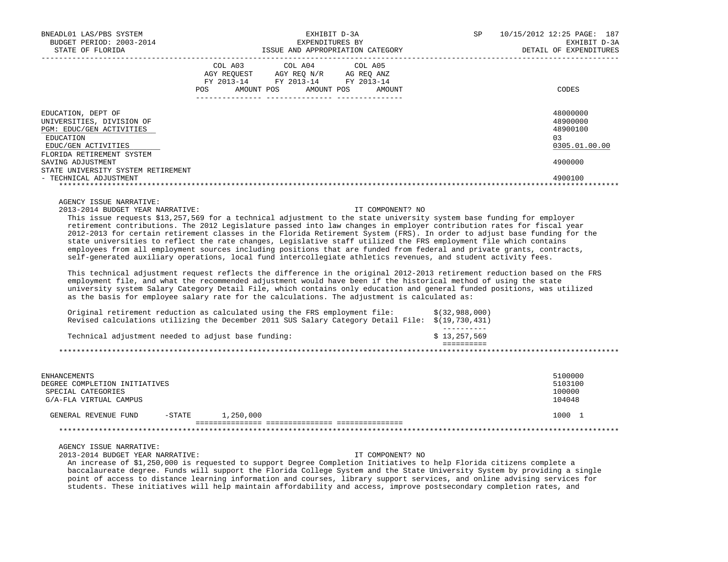| | COL A03 AGY REQUEST FY 2013-14 POS AMOUNT | COL A04 AGY REQ N/R FY 2013-14 POS AMOUNT | COL A05 AG REQ ANZ FY 2013-14 POS AMOUNT | CODES |
|---|---|---|---|---|
| EDUCATION, DEPT OF | | | | 48000000 |
| UNIVERSITIES, DIVISION OF | | | | 48900000 |
| PGM: EDUC/GEN ACTIVITIES | | | | 48900100 |
| EDUCATION | | | | 03 |
| EDUC/GEN ACTIVITIES | | | | 0305.01.00.00 |
| FLORIDA RETIREMENT SYSTEM SAVING ADJUSTMENT | | | | 4900000 |
| STATE UNIVERSITY SYSTEM RETIREMENT - TECHNICAL ADJUSTMENT | | | | 4900100 |

AGENCY ISSUE NARRATIVE:

2013-2014 BUDGET YEAR NARRATIVE: IT COMPONENT? NO

This issue requests $13,257,569 for a technical adjustment to the state university system base funding for employer retirement contributions. The 2012 Legislature passed into law changes in employer contribution rates for fiscal year 2012-2013 for certain retirement classes in the Florida Retirement System (FRS). In order to adjust base funding for the state universities to reflect the rate changes, Legislative staff utilized the FRS employment file which contains employees from all employment sources including positions that are funded from federal and private grants, contracts, self-generated auxiliary operations, local fund intercollegiate athletics revenues, and student activity fees.

This technical adjustment request reflects the difference in the original 2012-2013 retirement reduction based on the FRS employment file, and what the recommended adjustment would have been if the historical method of using the state university system Salary Category Detail File, which contains only education and general funded positions, was utilized as the basis for employee salary rate for the calculations. The adjustment is calculated as:

| | |
|---|---|
| Original retirement reduction as calculated using the FRS employment file: | $(32,988,000) |
| Revised calculations utilizing the December 2011 SUS Salary Category Detail File: | $(19,730,431) |
| Technical adjustment needed to adjust base funding: | $ 13,257,569 |

| | COL A03 | COL A04 | COL A05 | CODES |
|---|---|---|---|---|
| ENHANCEMENTS | | | | 5100000 |
| DEGREE COMPLETION INITIATIVES | | | | 5103100 |
| SPECIAL CATEGORIES | | | | 100000 |
| G/A-FLA VIRTUAL CAMPUS | | | | 104048 |
| GENERAL REVENUE FUND -STATE | 1,250,000 | | | 1000 1 |

AGENCY ISSUE NARRATIVE:

2013-2014 BUDGET YEAR NARRATIVE: IT COMPONENT? NO

An increase of $1,250,000 is requested to support Degree Completion Initiatives to help Florida citizens complete a baccalaureate degree. Funds will support the Florida College System and the State University System by providing a single point of access to distance learning information and courses, library support services, and online advising services for students. These initiatives will help maintain affordability and access, improve postsecondary completion rates, and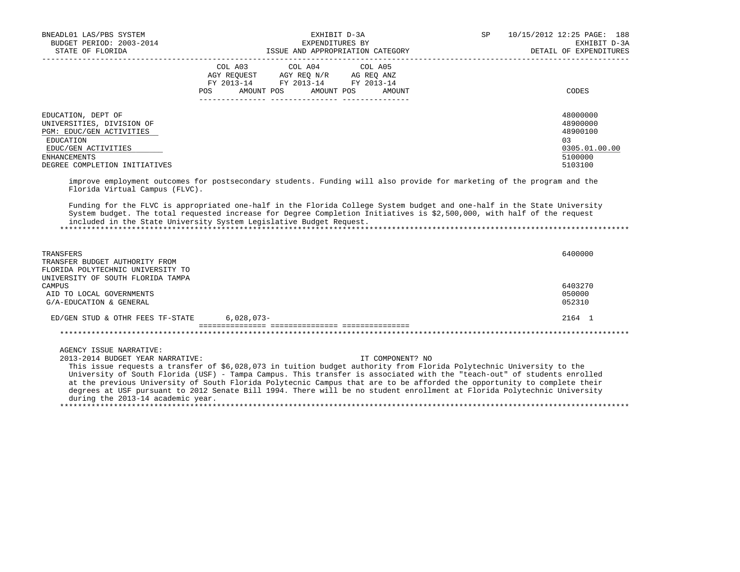| | COL A03 AGY REQUEST FY 2013-14 POS AMOUNT | COL A04 AGY REQ N/R FY 2013-14 POS AMOUNT | COL A05 AG REQ ANZ FY 2013-14 POS AMOUNT | CODES |
|---|---|---|---|---|
| EDUCATION, DEPT OF | | | | 48000000 |
| UNIVERSITIES, DIVISION OF | | | | 48900000 |
| PGM: EDUC/GEN ACTIVITIES | | | | 48900100 |
| EDUCATION | | | | 03 |
| EDUC/GEN ACTIVITIES | | | | 0305.01.00.00 |
| ENHANCEMENTS | | | | 5100000 |
| DEGREE COMPLETION INITIATIVES | | | | 5103100 |

improve employment outcomes for postsecondary students. Funding will also provide for marketing of the program and the Florida Virtual Campus (FLVC).

Funding for the FLVC is appropriated one-half in the Florida College System budget and one-half in the State University System budget. The total requested increase for Degree Completion Initiatives is $2,500,000, with half of the request included in the State University System Legislative Budget Request.

| | COL A03 | COL A04 | COL A05 | CODES |
|---|---|---|---|---|
| TRANSFERS | | | | 6400000 |
| TRANSFER BUDGET AUTHORITY FROM FLORIDA POLYTECHNIC UNIVERSITY TO UNIVERSITY OF SOUTH FLORIDA TAMPA CAMPUS | | | | 6403270 |
| AID TO LOCAL GOVERNMENTS | | | | 050000 |
| G/A-EDUCATION & GENERAL | | | | 052310 |
| ED/GEN STUD & OTHR FEES TF-STATE | 6,028,073- | | | 2164 1 |

AGENCY ISSUE NARRATIVE:

2013-2014 BUDGET YEAR NARRATIVE: IT COMPONENT? NO

This issue requests a transfer of $6,028,073 in tuition budget authority from Florida Polytechnic University to the University of South Florida (USF) - Tampa Campus. This transfer is associated with the "teach-out" of students enrolled at the previous University of South Florida Polytecnic Campus that are to be afforded the opportunity to complete their degrees at USF pursuant to 2012 Senate Bill 1994. There will be no student enrollment at Florida Polytechnic University during the 2013-14 academic year.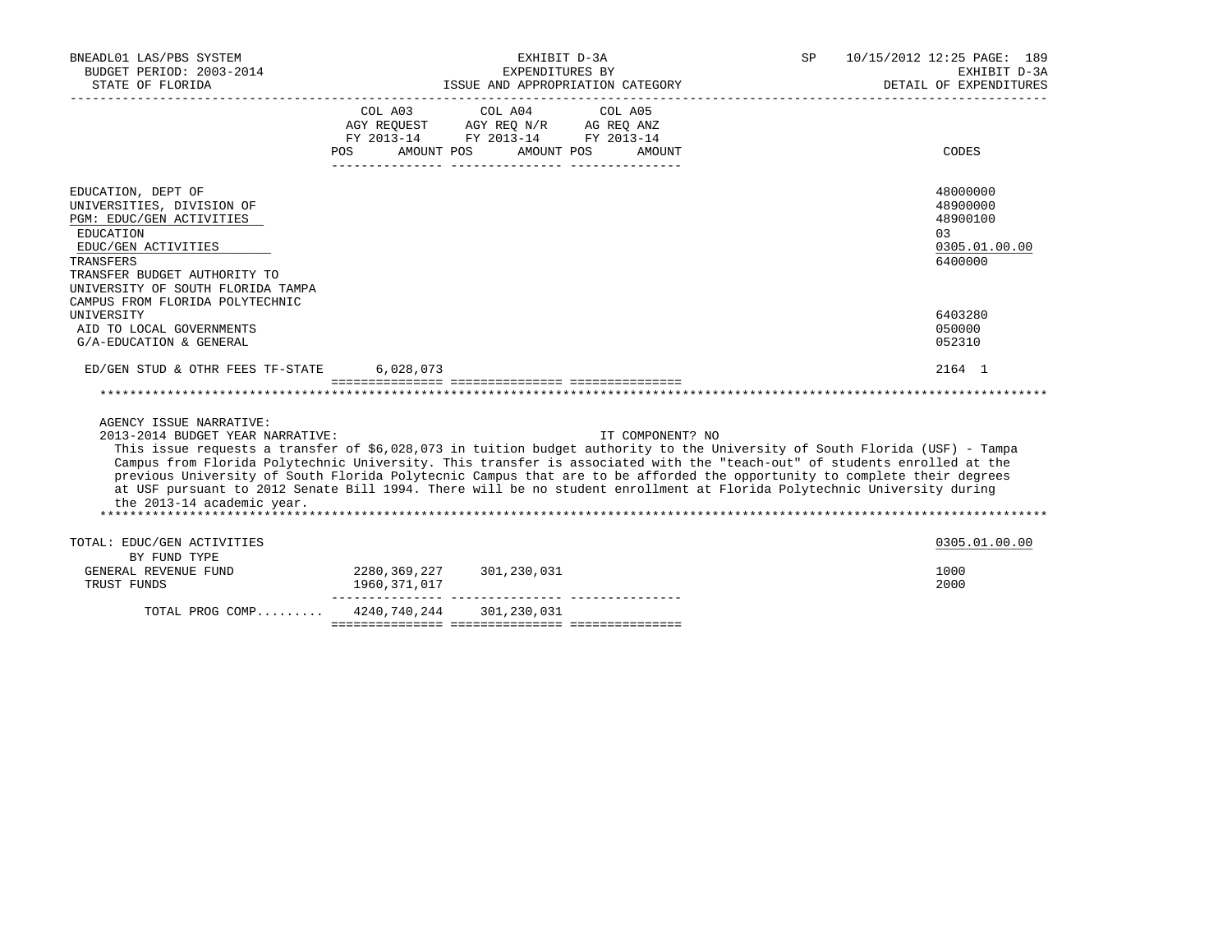BNEADL01 LAS/PBS SYSTEM
BUDGET PERIOD: 2003-2014
STATE OF FLORIDA

EXHIBIT D-3A
EXPENDITURES BY
ISSUE AND APPROPRIATION CATEGORY

SP 10/15/2012 12:25
EXHIBIT D-3A
DETAIL OF EXPENDITURES

| | COL A03 AGY REQUEST FY 2013-14 POS AMOUNT | COL A04 AGY REQ N/R FY 2013-14 POS AMOUNT | COL A05 AG REQ ANZ FY 2013-14 POS AMOUNT | CODES |
|---|---|---|---|---|
| EDUCATION, DEPT OF | | | | 48000000 |
| UNIVERSITIES, DIVISION OF | | | | 48900000 |
| PGM: EDUC/GEN ACTIVITIES | | | | 48900100 |
| EDUCATION | | | | 03 |
| EDUC/GEN ACTIVITIES | | | | 0305.01.00.00 |
| TRANSFERS | | | | 6400000 |
| TRANSFER BUDGET AUTHORITY TO UNIVERSITY OF SOUTH FLORIDA TAMPA CAMPUS FROM FLORIDA POLYTECHNIC UNIVERSITY | | | | 6403280 |
| AID TO LOCAL GOVERNMENTS | | | | 050000 |
| G/A-EDUCATION & GENERAL | | | | 052310 |
| ED/GEN STUD & OTHR FEES TF-STATE | 6,028,073 | | | 2164 1 |

AGENCY ISSUE NARRATIVE:
2013-2014 BUDGET YEAR NARRATIVE: IT COMPONENT? NO

This issue requests a transfer of $6,028,073 in tuition budget authority to the University of South Florida (USF) - Tampa Campus from Florida Polytechnic University. This transfer is associated with the "teach-out" of students enrolled at the previous University of South Florida Polytecnic Campus that are to be afforded the opportunity to complete their degrees at USF pursuant to 2012 Senate Bill 1994. There will be no student enrollment at Florida Polytechnic University during the 2013-14 academic year.

| | COL A03 | COL A04 | COL A05 | CODES |
|---|---|---|---|---|
| TOTAL: EDUC/GEN ACTIVITIES | | | | 0305.01.00.00 |
| BY FUND TYPE | | | | |
| GENERAL REVENUE FUND | 2280,369,227 | 301,230,031 | | 1000 |
| TRUST FUNDS | 1960,371,017 | | | 2000 |
| TOTAL PROG COMP......... | 4240,740,244 | 301,230,031 | | |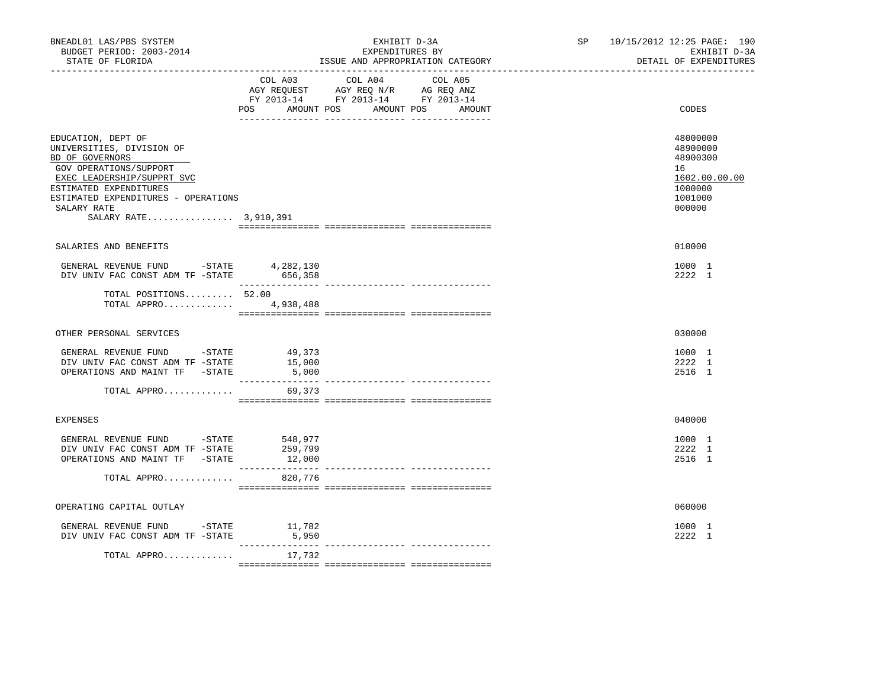BNEADL01 LAS/PBS SYSTEM
BUDGET PERIOD: 2003-2014
STATE OF FLORIDA

EXHIBIT D-3A
EXPENDITURES BY
ISSUE AND APPROPRIATION CATEGORY

SP 10/15/2012 12:25

EXHIBIT D-3A
DETAIL OF EXPENDITURES

| | COL A03 AGY REQUEST FY 2013-14 POS AMOUNT | COL A04 AGY REQ N/R FY 2013-14 POS AMOUNT | COL A05 AG REQ ANZ FY 2013-14 POS AMOUNT | CODES |
|---|---|---|---|---|
| EDUCATION, DEPT OF | | | | 48000000 |
| UNIVERSITIES, DIVISION OF | | | | 48900000 |
| BD OF GOVERNORS | | | | 48900300 |
| GOV OPERATIONS/SUPPORT | | | | 16 |
| EXEC LEADERSHIP/SUPPRT SVC | | | | 1602.00.00.00 |
| ESTIMATED EXPENDITURES | | | | 1000000 |
| ESTIMATED EXPENDITURES - OPERATIONS | | | | 1001000 |
| SALARY RATE | | | | 000000 |
| SALARY RATE................ 3,910,391 | | | | |
| SALARIES AND BENEFITS | | | | 010000 |
| GENERAL REVENUE FUND -STATE | 4,282,130 | | | 1000 1 |
| DIV UNIV FAC CONST ADM TF -STATE | 656,358 | | | 2222 1 |
| TOTAL POSITIONS......... | 52.00 | | | |
| TOTAL APPRO............. | 4,938,488 | | | |
| OTHER PERSONAL SERVICES | | | | 030000 |
| GENERAL REVENUE FUND -STATE | 49,373 | | | 1000 1 |
| DIV UNIV FAC CONST ADM TF -STATE | 15,000 | | | 2222 1 |
| OPERATIONS AND MAINT TF -STATE | 5,000 | | | 2516 1 |
| TOTAL APPRO............. | 69,373 | | | |
| EXPENSES | | | | 040000 |
| GENERAL REVENUE FUND -STATE | 548,977 | | | 1000 1 |
| DIV UNIV FAC CONST ADM TF -STATE | 259,799 | | | 2222 1 |
| OPERATIONS AND MAINT TF -STATE | 12,000 | | | 2516 1 |
| TOTAL APPRO............. | 820,776 | | | |
| OPERATING CAPITAL OUTLAY | | | | 060000 |
| GENERAL REVENUE FUND -STATE | 11,782 | | | 1000 1 |
| DIV UNIV FAC CONST ADM TF -STATE | 5,950 | | | 2222 1 |
| TOTAL APPRO............. | 17,732 | | | |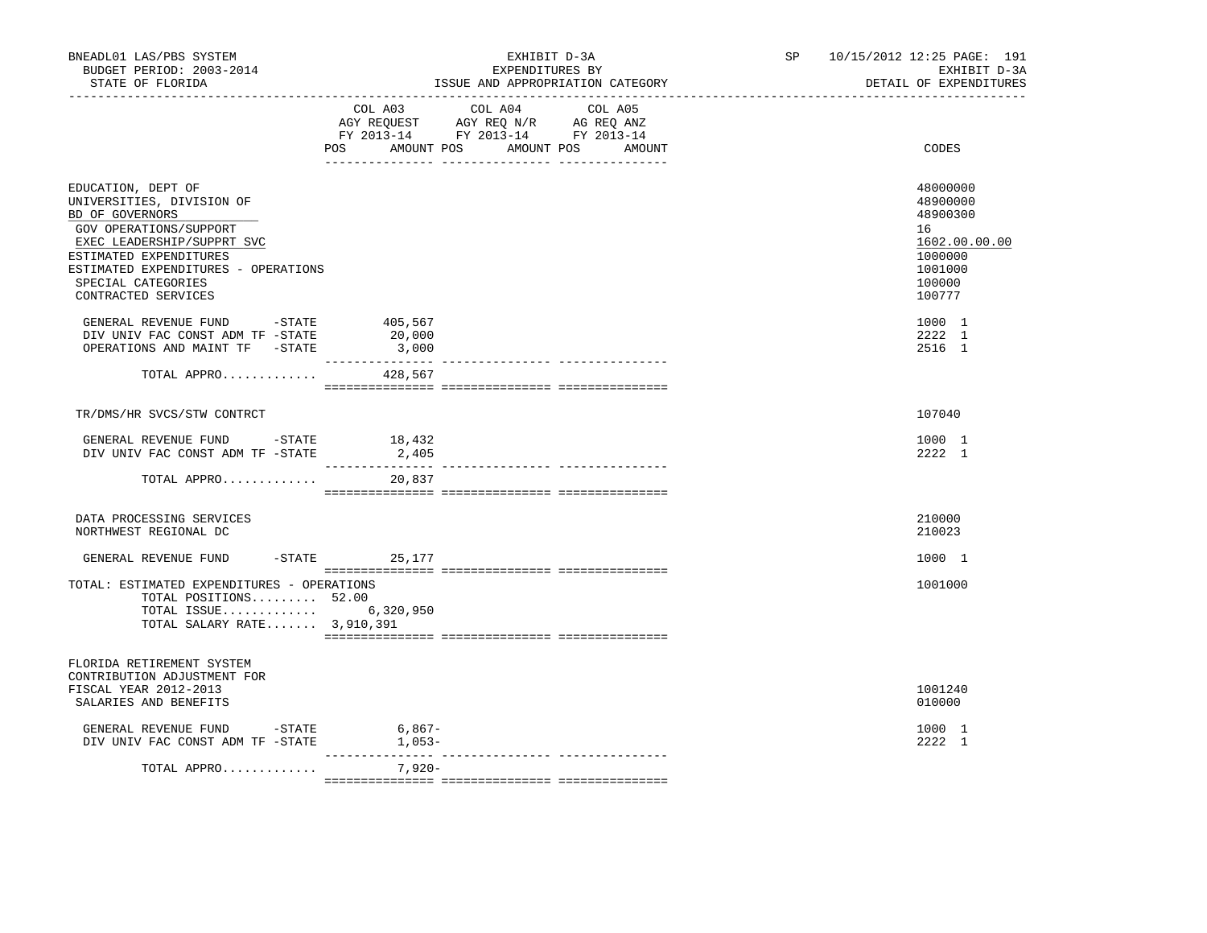BNEADL01 LAS/PBS SYSTEM | EXHIBIT D-3A | SP 10/15/2012 12:25 PAGE: 191
BUDGET PERIOD: 2003-2014 | EXPENDITURES BY | EXHIBIT D-3A
STATE OF FLORIDA | ISSUE AND APPROPRIATION CATEGORY | DETAIL OF EXPENDITURES

| | COL A03 AGY REQUEST FY 2013-14 POS AMOUNT | COL A04 AGY REQ N/R FY 2013-14 POS AMOUNT | COL A05 AG REQ ANZ FY 2013-14 POS AMOUNT | CODES |
|---|---|---|---|---|
| EDUCATION, DEPT OF | | | | 48000000 |
| UNIVERSITIES, DIVISION OF | | | | 48900000 |
| BD OF GOVERNORS | | | | 48900300 |
| GOV OPERATIONS/SUPPORT | | | | 16 |
| EXEC LEADERSHIP/SUPPRT SVC | | | | 1602.00.00.00 |
| ESTIMATED EXPENDITURES | | | | 1000000 |
| ESTIMATED EXPENDITURES - OPERATIONS | | | | 1001000 |
| SPECIAL CATEGORIES | | | | 100000 |
| CONTRACTED SERVICES | | | | 100777 |
| GENERAL REVENUE FUND -STATE | 405,567 | | | 1000 1 |
| DIV UNIV FAC CONST ADM TF -STATE | 20,000 | | | 2222 1 |
| OPERATIONS AND MAINT TF -STATE | 3,000 | | | 2516 1 |
| TOTAL APPRO............ | 428,567 | | | |
| TR/DMS/HR SVCS/STW CONTRCT | | | | 107040 |
| GENERAL REVENUE FUND -STATE | 18,432 | | | 1000 1 |
| DIV UNIV FAC CONST ADM TF -STATE | 2,405 | | | 2222 1 |
| TOTAL APPRO............ | 20,837 | | | |
| DATA PROCESSING SERVICES | | | | 210000 |
| NORTHWEST REGIONAL DC | | | | 210023 |
| GENERAL REVENUE FUND -STATE | 25,177 | | | 1000 1 |
| TOTAL: ESTIMATED EXPENDITURES - OPERATIONS | | | | 1001000 |
| TOTAL POSITIONS......... 52.00 | | | | |
| TOTAL ISSUE............ | 6,320,950 | | | |
| TOTAL SALARY RATE....... 3,910,391 | | | | |
| FLORIDA RETIREMENT SYSTEM CONTRIBUTION ADJUSTMENT FOR FISCAL YEAR 2012-2013 | | | | 1001240 |
| SALARIES AND BENEFITS | | | | 010000 |
| GENERAL REVENUE FUND -STATE | 6,867- | | | 1000 1 |
| DIV UNIV FAC CONST ADM TF -STATE | 1,053- | | | 2222 1 |
| TOTAL APPRO............ | 7,920- | | | |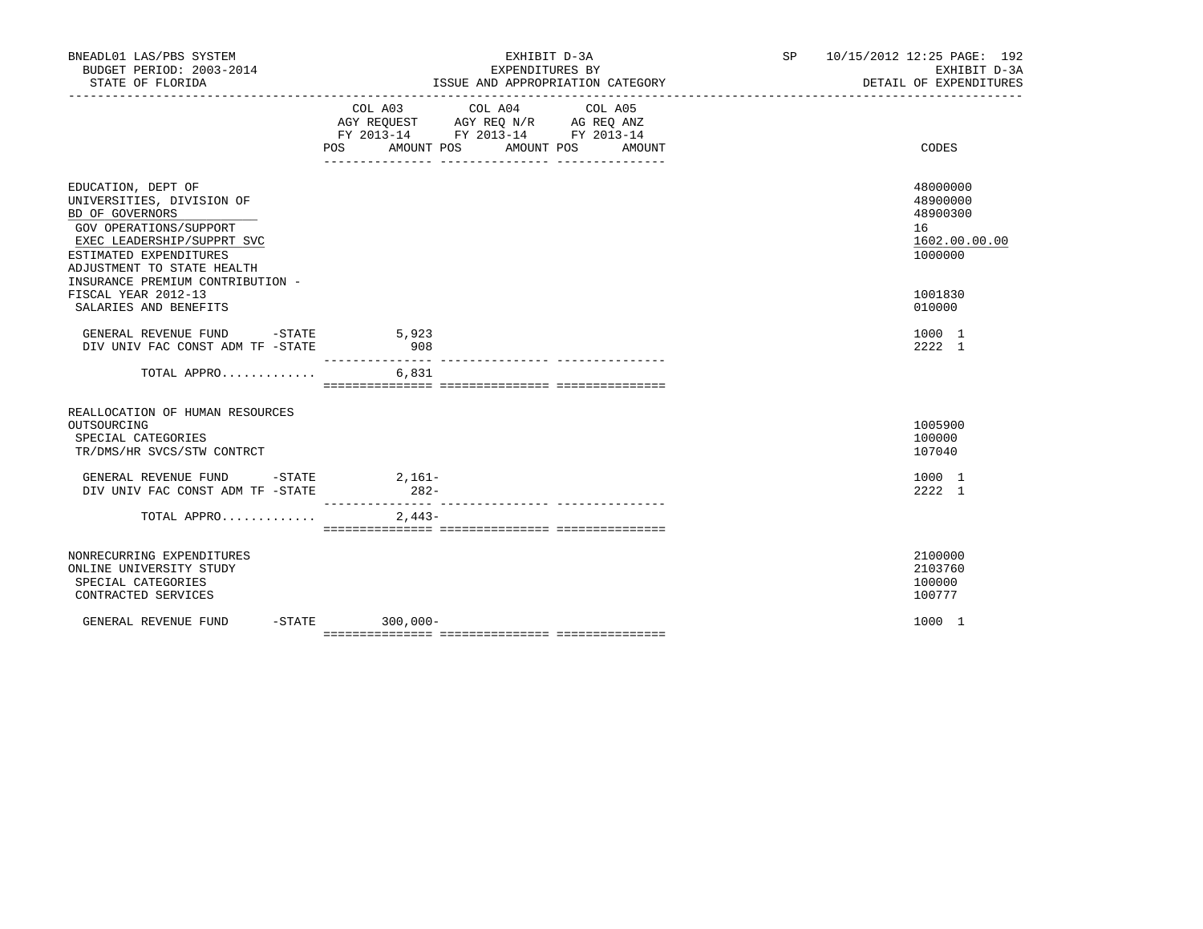BNEADL01 LAS/PBS SYSTEM — BUDGET PERIOD: 2003-2014 — STATE OF FLORIDA

EXHIBIT D-3A — EXPENDITURES BY ISSUE AND APPROPRIATION CATEGORY

SP 10/15/2012 12:25 — EXHIBIT D-3A — DETAIL OF EXPENDITURES

| | COL A03 AGY REQUEST FY 2013-14 POS | AMOUNT | COL A04 AGY REQ N/R FY 2013-14 POS | AMOUNT | COL A05 AG REQ ANZ FY 2013-14 POS | AMOUNT | CODES |
|---|---|---|---|---|---|---|---|
| EDUCATION, DEPT OF | | | | | | | 48000000 |
| UNIVERSITIES, DIVISION OF | | | | | | | 48900000 |
| BD OF GOVERNORS | | | | | | | 48900300 |
| GOV OPERATIONS/SUPPORT | | | | | | | 16 |
| EXEC LEADERSHIP/SUPPRT SVC | | | | | | | 1602.00.00.00 |
| ESTIMATED EXPENDITURES | | | | | | | 1000000 |
| ADJUSTMENT TO STATE HEALTH INSURANCE PREMIUM CONTRIBUTION - FISCAL YEAR 2012-13 | | | | | | | 1001830 |
| SALARIES AND BENEFITS | | | | | | | 010000 |
| GENERAL REVENUE FUND -STATE | | 5,923 | | | | | 1000 1 |
| DIV UNIV FAC CONST ADM TF -STATE | | 908 | | | | | 2222 1 |
| TOTAL APPRO............ | | 6,831 | | | | | |
| REALLOCATION OF HUMAN RESOURCES OUTSOURCING | | | | | | | 1005900 |
| SPECIAL CATEGORIES | | | | | | | 100000 |
| TR/DMS/HR SVCS/STW CONTRCT | | | | | | | 107040 |
| GENERAL REVENUE FUND -STATE | | 2,161- | | | | | 1000 1 |
| DIV UNIV FAC CONST ADM TF -STATE | | 282- | | | | | 2222 1 |
| TOTAL APPRO............ | | 2,443- | | | | | |
| NONRECURRING EXPENDITURES | | | | | | | 2100000 |
| ONLINE UNIVERSITY STUDY | | | | | | | 2103760 |
| SPECIAL CATEGORIES | | | | | | | 100000 |
| CONTRACTED SERVICES | | | | | | | 100777 |
| GENERAL REVENUE FUND -STATE | | 300,000- | | | | | 1000 1 |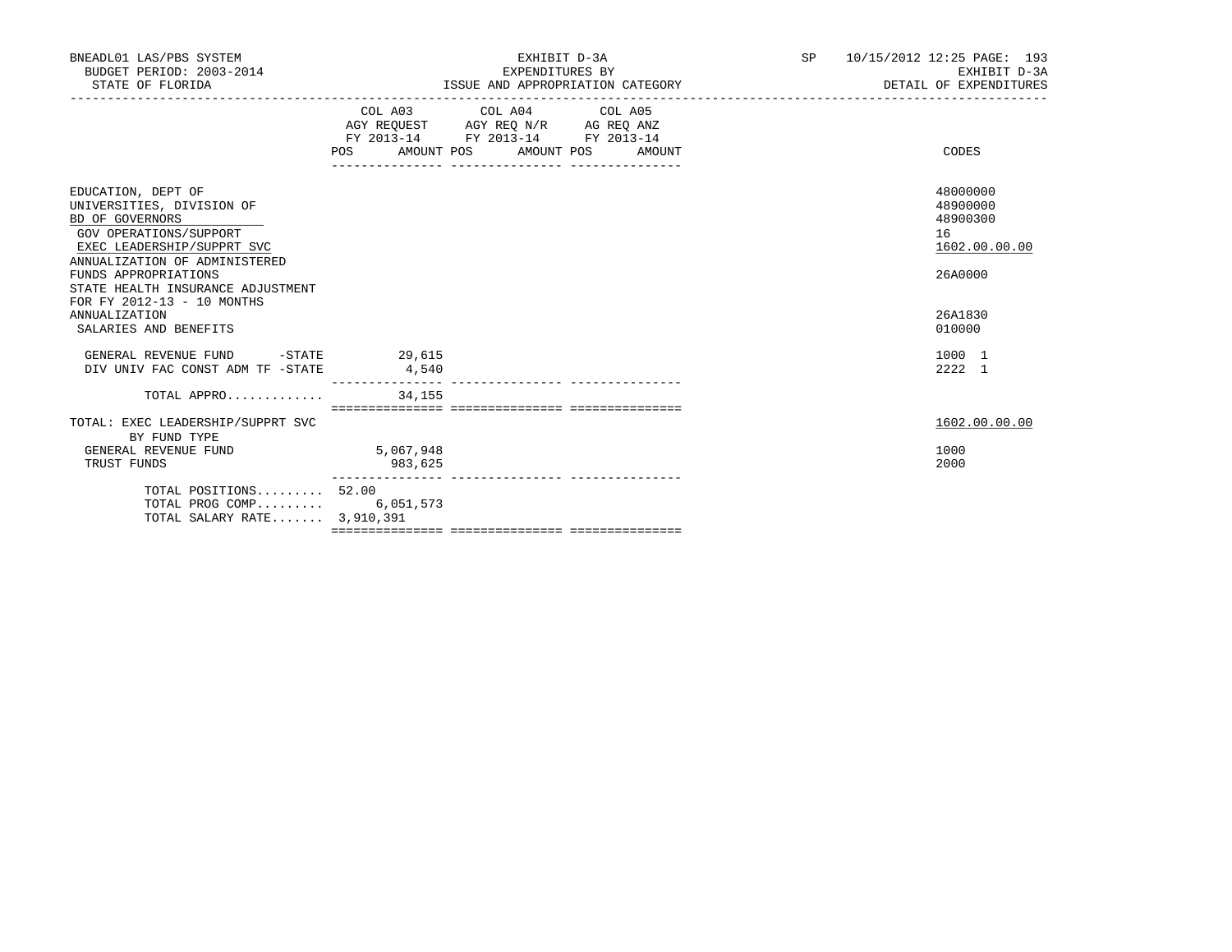| | COL A03 AGY REQUEST FY 2013-14 POS AMOUNT | COL A04 AGY REQ N/R FY 2013-14 POS AMOUNT | COL A05 AG REQ ANZ FY 2013-14 POS AMOUNT | CODES |
|---|---|---|---|---|
| EDUCATION, DEPT OF | | | | 48000000 |
| UNIVERSITIES, DIVISION OF | | | | 48900000 |
| BD OF GOVERNORS | | | | 48900300 |
| GOV OPERATIONS/SUPPORT | | | | 16 |
| EXEC LEADERSHIP/SUPPRT SVC | | | | 1602.00.00.00 |
| ANNUALIZATION OF ADMINISTERED FUNDS APPROPRIATIONS | | | | 26A0000 |
| STATE HEALTH INSURANCE ADJUSTMENT FOR FY 2012-13 - 10 MONTHS ANNUALIZATION | | | | 26A1830 |
| SALARIES AND BENEFITS | | | | 010000 |
| GENERAL REVENUE FUND -STATE | 29,615 | | | 1000 1 |
| DIV UNIV FAC CONST ADM TF -STATE | 4,540 | | | 2222 1 |
| TOTAL APPRO............. | 34,155 | | | |
| TOTAL: EXEC LEADERSHIP/SUPPRT SVC | | | | 1602.00.00.00 |
| BY FUND TYPE | | | | |
| GENERAL REVENUE FUND | 5,067,948 | | | 1000 |
| TRUST FUNDS | 983,625 | | | 2000 |
| TOTAL POSITIONS......... | 52.00 | | | |
| TOTAL PROG COMP......... | 6,051,573 | | | |
| TOTAL SALARY RATE....... | 3,910,391 | | | |